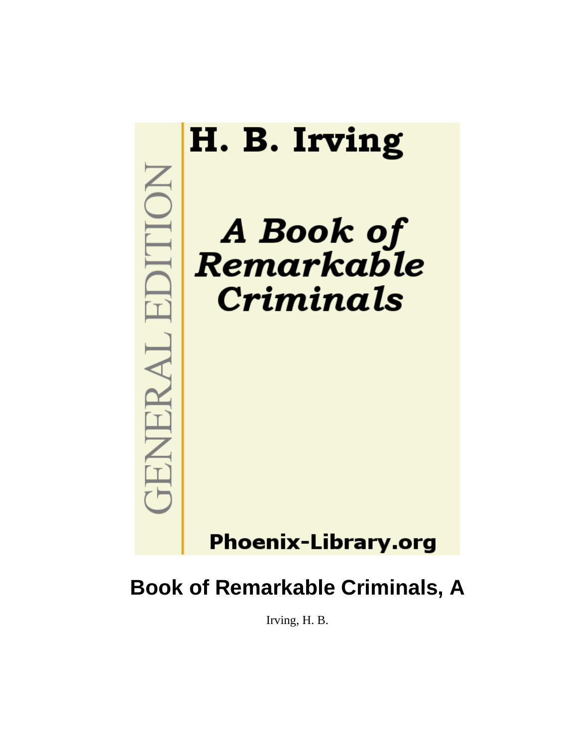H. B. Irving

GENERAL EDITION

*A Book of Remarkable Criminals*

Phoenix-Library.org

# Book of Remarkable Criminals, A

Irving, H. B.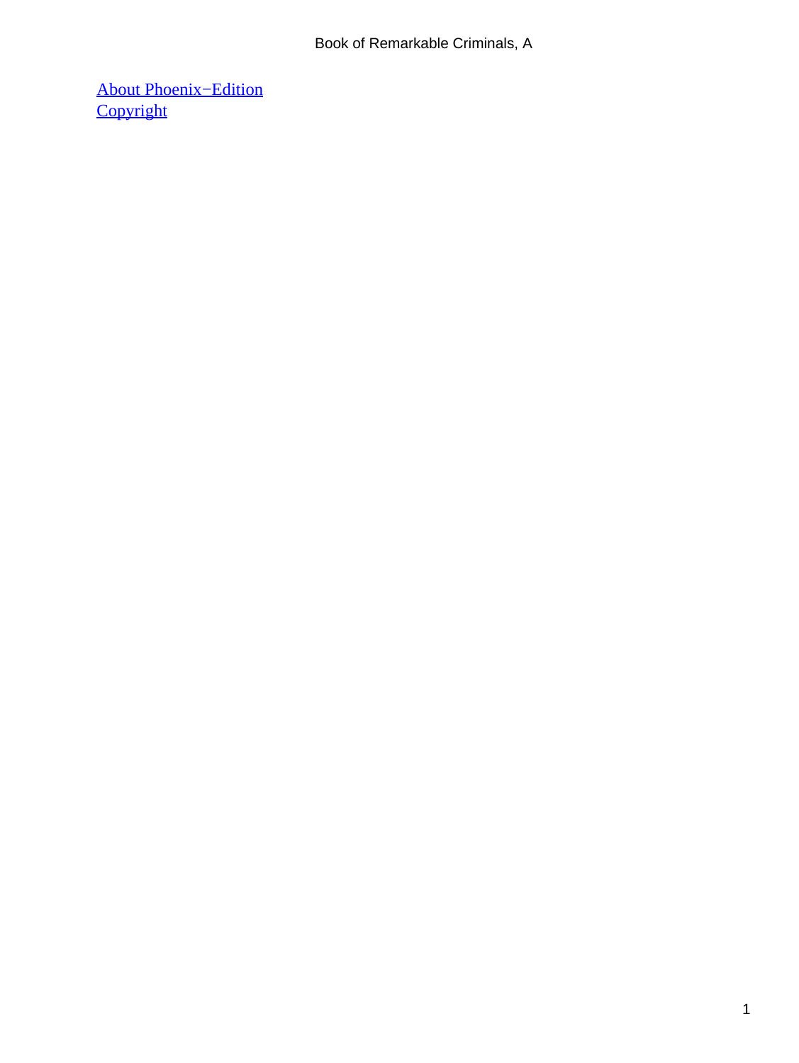[About Phoenix−Edition](#)
[Copyright](#)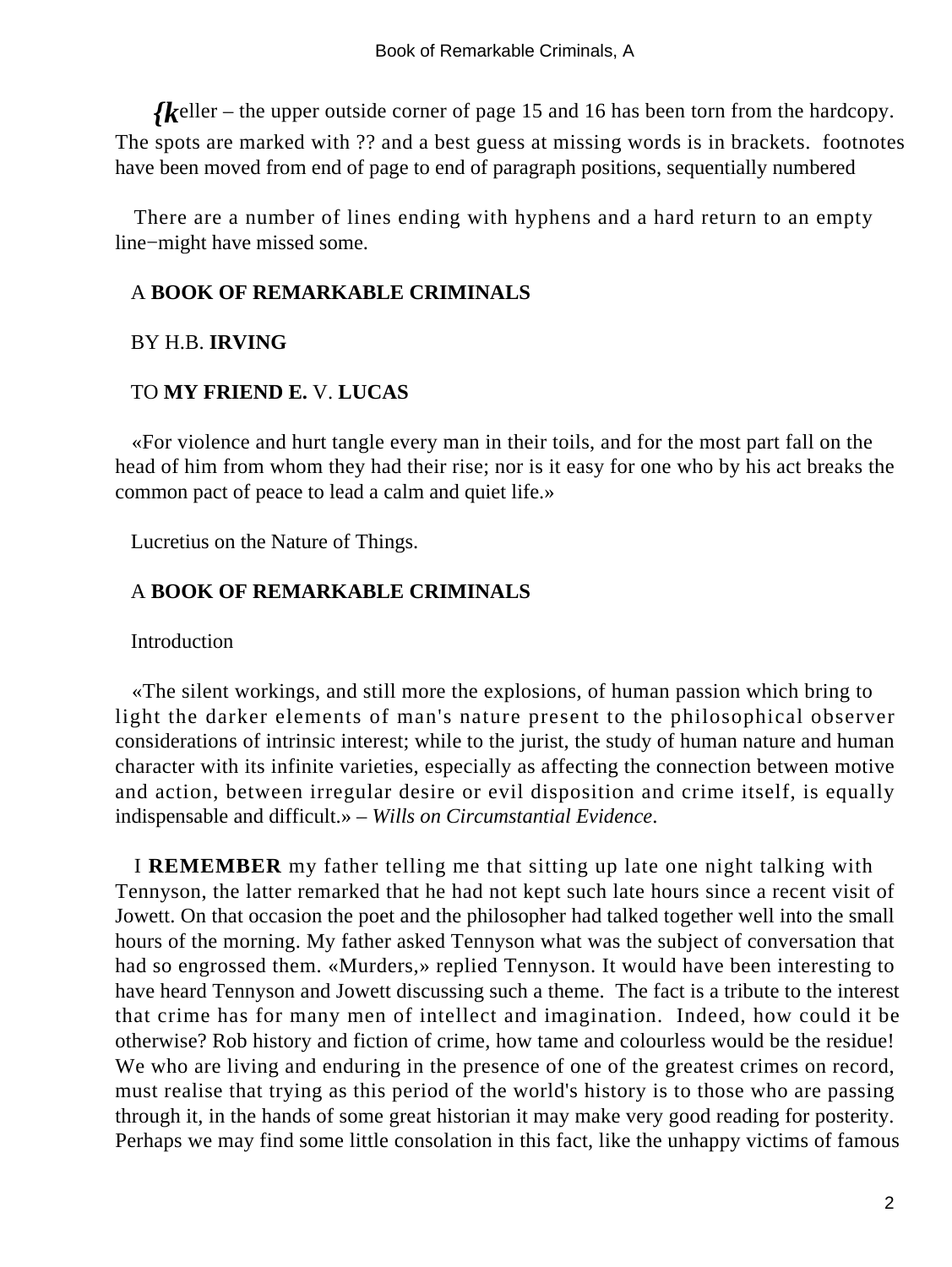{keller – the upper outside corner of page 15 and 16 has been torn from the hardcopy. The spots are marked with ?? and a best guess at missing words is in brackets. footnotes have been moved from end of page to end of paragraph positions, sequentially numbered

There are a number of lines ending with hyphens and a hard return to an empty line−might have missed some.

# A **BOOK OF REMARKABLE CRIMINALS**

BY H.B. **IRVING**

TO **MY FRIEND E.** V. **LUCAS**

«For violence and hurt tangle every man in their toils, and for the most part fall on the head of him from whom they had their rise; nor is it easy for one who by his act breaks the common pact of peace to lead a calm and quiet life.»

Lucretius on the Nature of Things.

# A **BOOK OF REMARKABLE CRIMINALS**

## Introduction

«The silent workings, and still more the explosions, of human passion which bring to light the darker elements of man's nature present to the philosophical observer considerations of intrinsic interest; while to the jurist, the study of human nature and human character with its infinite varieties, especially as affecting the connection between motive and action, between irregular desire or evil disposition and crime itself, is equally indispensable and difficult.» – *Wills on Circumstantial Evidence*.

I **REMEMBER** my father telling me that sitting up late one night talking with Tennyson, the latter remarked that he had not kept such late hours since a recent visit of Jowett. On that occasion the poet and the philosopher had talked together well into the small hours of the morning. My father asked Tennyson what was the subject of conversation that had so engrossed them. «Murders,» replied Tennyson. It would have been interesting to have heard Tennyson and Jowett discussing such a theme. The fact is a tribute to the interest that crime has for many men of intellect and imagination. Indeed, how could it be otherwise? Rob history and fiction of crime, how tame and colourless would be the residue! We who are living and enduring in the presence of one of the greatest crimes on record, must realise that trying as this period of the world's history is to those who are passing through it, in the hands of some great historian it may make very good reading for posterity. Perhaps we may find some little consolation in this fact, like the unhappy victims of famous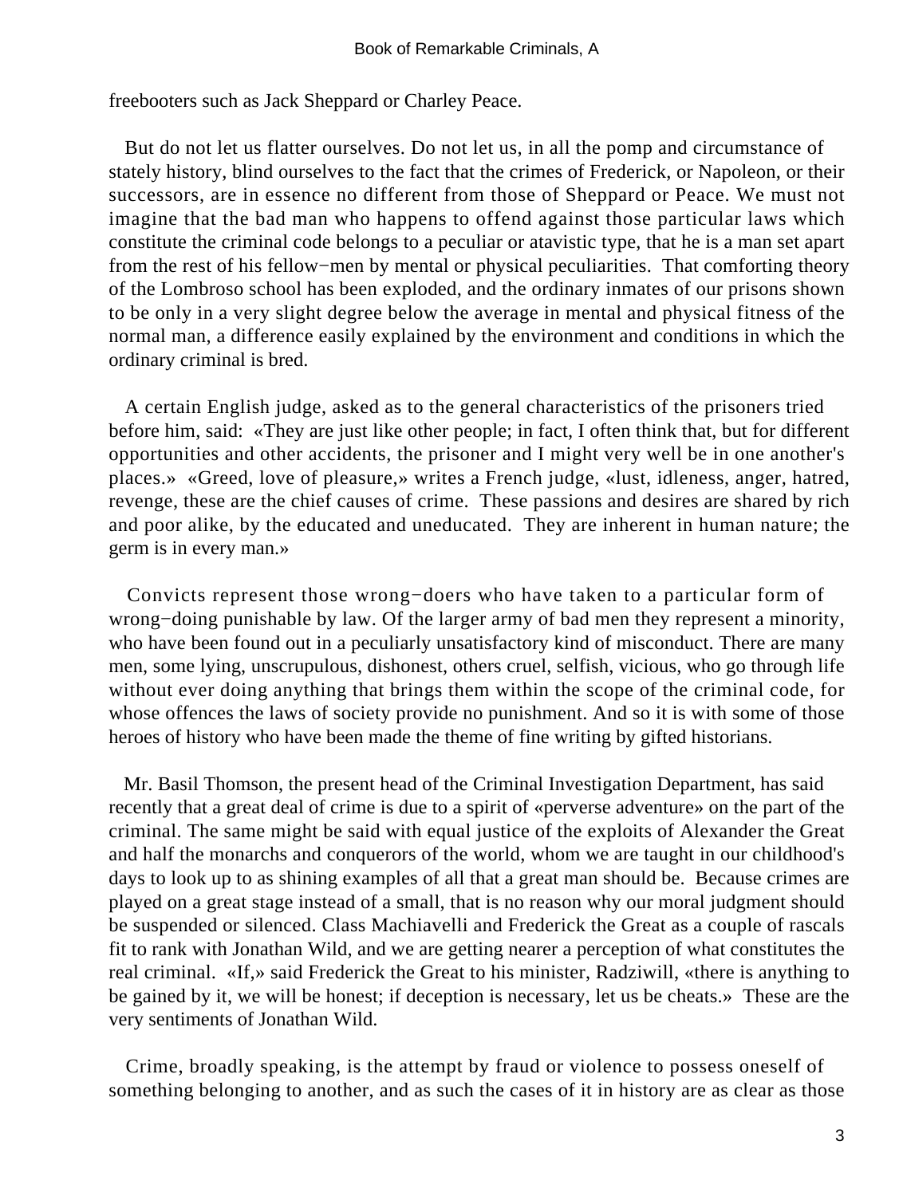freebooters such as Jack Sheppard or Charley Peace.

But do not let us flatter ourselves. Do not let us, in all the pomp and circumstance of stately history, blind ourselves to the fact that the crimes of Frederick, or Napoleon, or their successors, are in essence no different from those of Sheppard or Peace. We must not imagine that the bad man who happens to offend against those particular laws which constitute the criminal code belongs to a peculiar or atavistic type, that he is a man set apart from the rest of his fellow−men by mental or physical peculiarities. That comforting theory of the Lombroso school has been exploded, and the ordinary inmates of our prisons shown to be only in a very slight degree below the average in mental and physical fitness of the normal man, a difference easily explained by the environment and conditions in which the ordinary criminal is bred.

A certain English judge, asked as to the general characteristics of the prisoners tried before him, said: «They are just like other people; in fact, I often think that, but for different opportunities and other accidents, the prisoner and I might very well be in one another's places.» «Greed, love of pleasure,» writes a French judge, «lust, idleness, anger, hatred, revenge, these are the chief causes of crime. These passions and desires are shared by rich and poor alike, by the educated and uneducated. They are inherent in human nature; the germ is in every man.»

Convicts represent those wrong−doers who have taken to a particular form of wrong−doing punishable by law. Of the larger army of bad men they represent a minority, who have been found out in a peculiarly unsatisfactory kind of misconduct. There are many men, some lying, unscrupulous, dishonest, others cruel, selfish, vicious, who go through life without ever doing anything that brings them within the scope of the criminal code, for whose offences the laws of society provide no punishment. And so it is with some of those heroes of history who have been made the theme of fine writing by gifted historians.

Mr. Basil Thomson, the present head of the Criminal Investigation Department, has said recently that a great deal of crime is due to a spirit of «perverse adventure» on the part of the criminal. The same might be said with equal justice of the exploits of Alexander the Great and half the monarchs and conquerors of the world, whom we are taught in our childhood's days to look up to as shining examples of all that a great man should be. Because crimes are played on a great stage instead of a small, that is no reason why our moral judgment should be suspended or silenced. Class Machiavelli and Frederick the Great as a couple of rascals fit to rank with Jonathan Wild, and we are getting nearer a perception of what constitutes the real criminal. «If,» said Frederick the Great to his minister, Radziwill, «there is anything to be gained by it, we will be honest; if deception is necessary, let us be cheats.» These are the very sentiments of Jonathan Wild.

Crime, broadly speaking, is the attempt by fraud or violence to possess oneself of something belonging to another, and as such the cases of it in history are as clear as those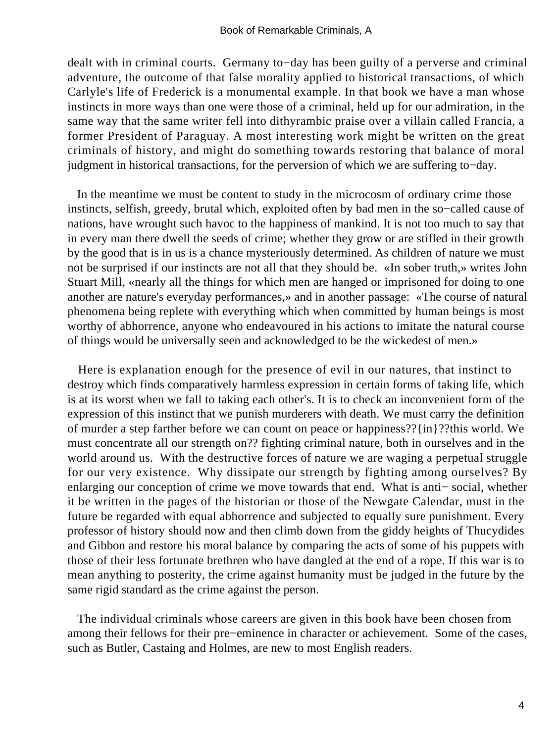dealt with in criminal courts. Germany to−day has been guilty of a perverse and criminal adventure, the outcome of that false morality applied to historical transactions, of which Carlyle's life of Frederick is a monumental example. In that book we have a man whose instincts in more ways than one were those of a criminal, held up for our admiration, in the same way that the same writer fell into dithyrambic praise over a villain called Francia, a former President of Paraguay. A most interesting work might be written on the great criminals of history, and might do something towards restoring that balance of moral judgment in historical transactions, for the perversion of which we are suffering to−day.

In the meantime we must be content to study in the microcosm of ordinary crime those instincts, selfish, greedy, brutal which, exploited often by bad men in the so−called cause of nations, have wrought such havoc to the happiness of mankind. It is not too much to say that in every man there dwell the seeds of crime; whether they grow or are stifled in their growth by the good that is in us is a chance mysteriously determined. As children of nature we must not be surprised if our instincts are not all that they should be. «In sober truth,» writes John Stuart Mill, «nearly all the things for which men are hanged or imprisoned for doing to one another are nature's everyday performances,» and in another passage: «The course of natural phenomena being replete with everything which when committed by human beings is most worthy of abhorrence, anyone who endeavoured in his actions to imitate the natural course of things would be universally seen and acknowledged to be the wickedest of men.»

Here is explanation enough for the presence of evil in our natures, that instinct to destroy which finds comparatively harmless expression in certain forms of taking life, which is at its worst when we fall to taking each other's. It is to check an inconvenient form of the expression of this instinct that we punish murderers with death. We must carry the definition of murder a step farther before we can count on peace or happiness??{in}??this world. We must concentrate all our strength on?? fighting criminal nature, both in ourselves and in the world around us. With the destructive forces of nature we are waging a perpetual struggle for our very existence. Why dissipate our strength by fighting among ourselves? By enlarging our conception of crime we move towards that end. What is anti− social, whether it be written in the pages of the historian or those of the Newgate Calendar, must in the future be regarded with equal abhorrence and subjected to equally sure punishment. Every professor of history should now and then climb down from the giddy heights of Thucydides and Gibbon and restore his moral balance by comparing the acts of some of his puppets with those of their less fortunate brethren who have dangled at the end of a rope. If this war is to mean anything to posterity, the crime against humanity must be judged in the future by the same rigid standard as the crime against the person.

The individual criminals whose careers are given in this book have been chosen from among their fellows for their pre−eminence in character or achievement. Some of the cases, such as Butler, Castaing and Holmes, are new to most English readers.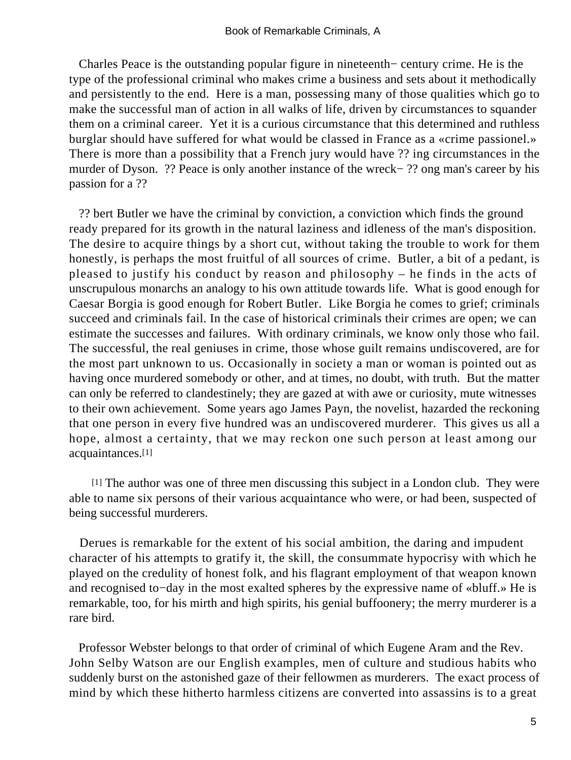Charles Peace is the outstanding popular figure in nineteenth− century crime. He is the type of the professional criminal who makes crime a business and sets about it methodically and persistently to the end. Here is a man, possessing many of those qualities which go to make the successful man of action in all walks of life, driven by circumstances to squander them on a criminal career. Yet it is a curious circumstance that this determined and ruthless burglar should have suffered for what would be classed in France as a «crime passionel.» There is more than a possibility that a French jury would have ?? ing circumstances in the murder of Dyson. ?? Peace is only another instance of the wreck− ?? ong man's career by his passion for a ??

?? bert Butler we have the criminal by conviction, a conviction which finds the ground ready prepared for its growth in the natural laziness and idleness of the man's disposition. The desire to acquire things by a short cut, without taking the trouble to work for them honestly, is perhaps the most fruitful of all sources of crime. Butler, a bit of a pedant, is pleased to justify his conduct by reason and philosophy – he finds in the acts of unscrupulous monarchs an analogy to his own attitude towards life. What is good enough for Caesar Borgia is good enough for Robert Butler. Like Borgia he comes to grief; criminals succeed and criminals fail. In the case of historical criminals their crimes are open; we can estimate the successes and failures. With ordinary criminals, we know only those who fail. The successful, the real geniuses in crime, those whose guilt remains undiscovered, are for the most part unknown to us. Occasionally in society a man or woman is pointed out as having once murdered somebody or other, and at times, no doubt, with truth. But the matter can only be referred to clandestinely; they are gazed at with awe or curiosity, mute witnesses to their own achievement. Some years ago James Payn, the novelist, hazarded the reckoning that one person in every five hundred was an undiscovered murderer. This gives us all a hope, almost a certainty, that we may reckon one such person at least among our acquaintances.[1]

[1] The author was one of three men discussing this subject in a London club. They were able to name six persons of their various acquaintance who were, or had been, suspected of being successful murderers.

Derues is remarkable for the extent of his social ambition, the daring and impudent character of his attempts to gratify it, the skill, the consummate hypocrisy with which he played on the credulity of honest folk, and his flagrant employment of that weapon known and recognised to−day in the most exalted spheres by the expressive name of «bluff.» He is remarkable, too, for his mirth and high spirits, his genial buffoonery; the merry murderer is a rare bird.

Professor Webster belongs to that order of criminal of which Eugene Aram and the Rev. John Selby Watson are our English examples, men of culture and studious habits who suddenly burst on the astonished gaze of their fellowmen as murderers. The exact process of mind by which these hitherto harmless citizens are converted into assassins is to a great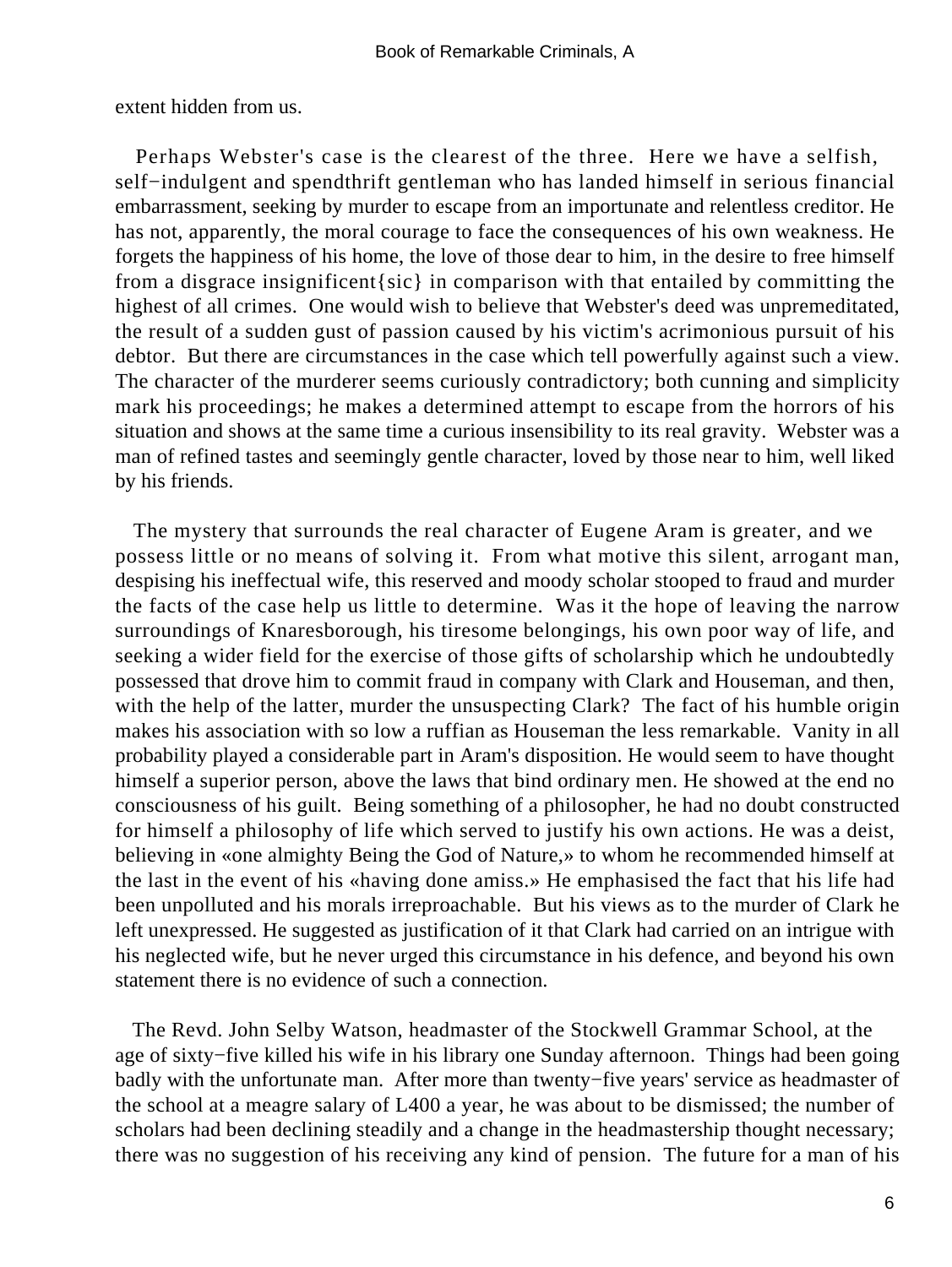extent hidden from us.

Perhaps Webster's case is the clearest of the three. Here we have a selfish, self−indulgent and spendthrift gentleman who has landed himself in serious financial embarrassment, seeking by murder to escape from an importunate and relentless creditor. He has not, apparently, the moral courage to face the consequences of his own weakness. He forgets the happiness of his home, the love of those dear to him, in the desire to free himself from a disgrace insignificent{sic} in comparison with that entailed by committing the highest of all crimes. One would wish to believe that Webster's deed was unpremeditated, the result of a sudden gust of passion caused by his victim's acrimonious pursuit of his debtor. But there are circumstances in the case which tell powerfully against such a view. The character of the murderer seems curiously contradictory; both cunning and simplicity mark his proceedings; he makes a determined attempt to escape from the horrors of his situation and shows at the same time a curious insensibility to its real gravity. Webster was a man of refined tastes and seemingly gentle character, loved by those near to him, well liked by his friends.

The mystery that surrounds the real character of Eugene Aram is greater, and we possess little or no means of solving it. From what motive this silent, arrogant man, despising his ineffectual wife, this reserved and moody scholar stooped to fraud and murder the facts of the case help us little to determine. Was it the hope of leaving the narrow surroundings of Knaresborough, his tiresome belongings, his own poor way of life, and seeking a wider field for the exercise of those gifts of scholarship which he undoubtedly possessed that drove him to commit fraud in company with Clark and Houseman, and then, with the help of the latter, murder the unsuspecting Clark? The fact of his humble origin makes his association with so low a ruffian as Houseman the less remarkable. Vanity in all probability played a considerable part in Aram's disposition. He would seem to have thought himself a superior person, above the laws that bind ordinary men. He showed at the end no consciousness of his guilt. Being something of a philosopher, he had no doubt constructed for himself a philosophy of life which served to justify his own actions. He was a deist, believing in «one almighty Being the God of Nature,» to whom he recommended himself at the last in the event of his «having done amiss.» He emphasised the fact that his life had been unpolluted and his morals irreproachable. But his views as to the murder of Clark he left unexpressed. He suggested as justification of it that Clark had carried on an intrigue with his neglected wife, but he never urged this circumstance in his defence, and beyond his own statement there is no evidence of such a connection.

The Revd. John Selby Watson, headmaster of the Stockwell Grammar School, at the age of sixty−five killed his wife in his library one Sunday afternoon. Things had been going badly with the unfortunate man. After more than twenty−five years' service as headmaster of the school at a meagre salary of L400 a year, he was about to be dismissed; the number of scholars had been declining steadily and a change in the headmastership thought necessary; there was no suggestion of his receiving any kind of pension. The future for a man of his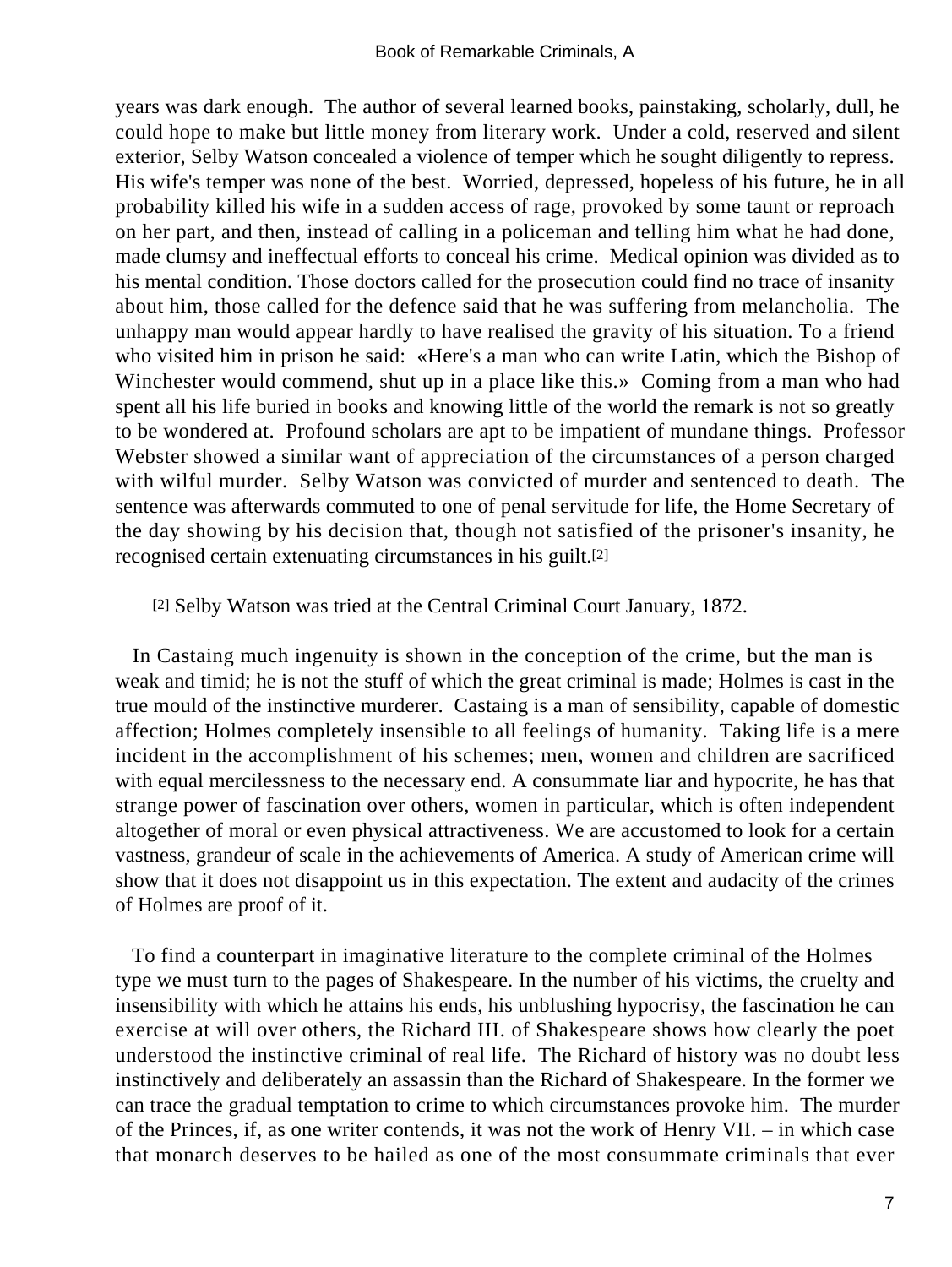years was dark enough. The author of several learned books, painstaking, scholarly, dull, he could hope to make but little money from literary work. Under a cold, reserved and silent exterior, Selby Watson concealed a violence of temper which he sought diligently to repress. His wife's temper was none of the best. Worried, depressed, hopeless of his future, he in all probability killed his wife in a sudden access of rage, provoked by some taunt or reproach on her part, and then, instead of calling in a policeman and telling him what he had done, made clumsy and ineffectual efforts to conceal his crime. Medical opinion was divided as to his mental condition. Those doctors called for the prosecution could find no trace of insanity about him, those called for the defence said that he was suffering from melancholia. The unhappy man would appear hardly to have realised the gravity of his situation. To a friend who visited him in prison he said: «Here's a man who can write Latin, which the Bishop of Winchester would commend, shut up in a place like this.» Coming from a man who had spent all his life buried in books and knowing little of the world the remark is not so greatly to be wondered at. Profound scholars are apt to be impatient of mundane things. Professor Webster showed a similar want of appreciation of the circumstances of a person charged with wilful murder. Selby Watson was convicted of murder and sentenced to death. The sentence was afterwards commuted to one of penal servitude for life, the Home Secretary of the day showing by his decision that, though not satisfied of the prisoner's insanity, he recognised certain extenuating circumstances in his guilt.[2]

[2] Selby Watson was tried at the Central Criminal Court January, 1872.

In Castaing much ingenuity is shown in the conception of the crime, but the man is weak and timid; he is not the stuff of which the great criminal is made; Holmes is cast in the true mould of the instinctive murderer. Castaing is a man of sensibility, capable of domestic affection; Holmes completely insensible to all feelings of humanity. Taking life is a mere incident in the accomplishment of his schemes; men, women and children are sacrificed with equal mercilessness to the necessary end. A consummate liar and hypocrite, he has that strange power of fascination over others, women in particular, which is often independent altogether of moral or even physical attractiveness. We are accustomed to look for a certain vastness, grandeur of scale in the achievements of America. A study of American crime will show that it does not disappoint us in this expectation. The extent and audacity of the crimes of Holmes are proof of it.

To find a counterpart in imaginative literature to the complete criminal of the Holmes type we must turn to the pages of Shakespeare. In the number of his victims, the cruelty and insensibility with which he attains his ends, his unblushing hypocrisy, the fascination he can exercise at will over others, the Richard III. of Shakespeare shows how clearly the poet understood the instinctive criminal of real life. The Richard of history was no doubt less instinctively and deliberately an assassin than the Richard of Shakespeare. In the former we can trace the gradual temptation to crime to which circumstances provoke him. The murder of the Princes, if, as one writer contends, it was not the work of Henry VII. – in which case that monarch deserves to be hailed as one of the most consummate criminals that ever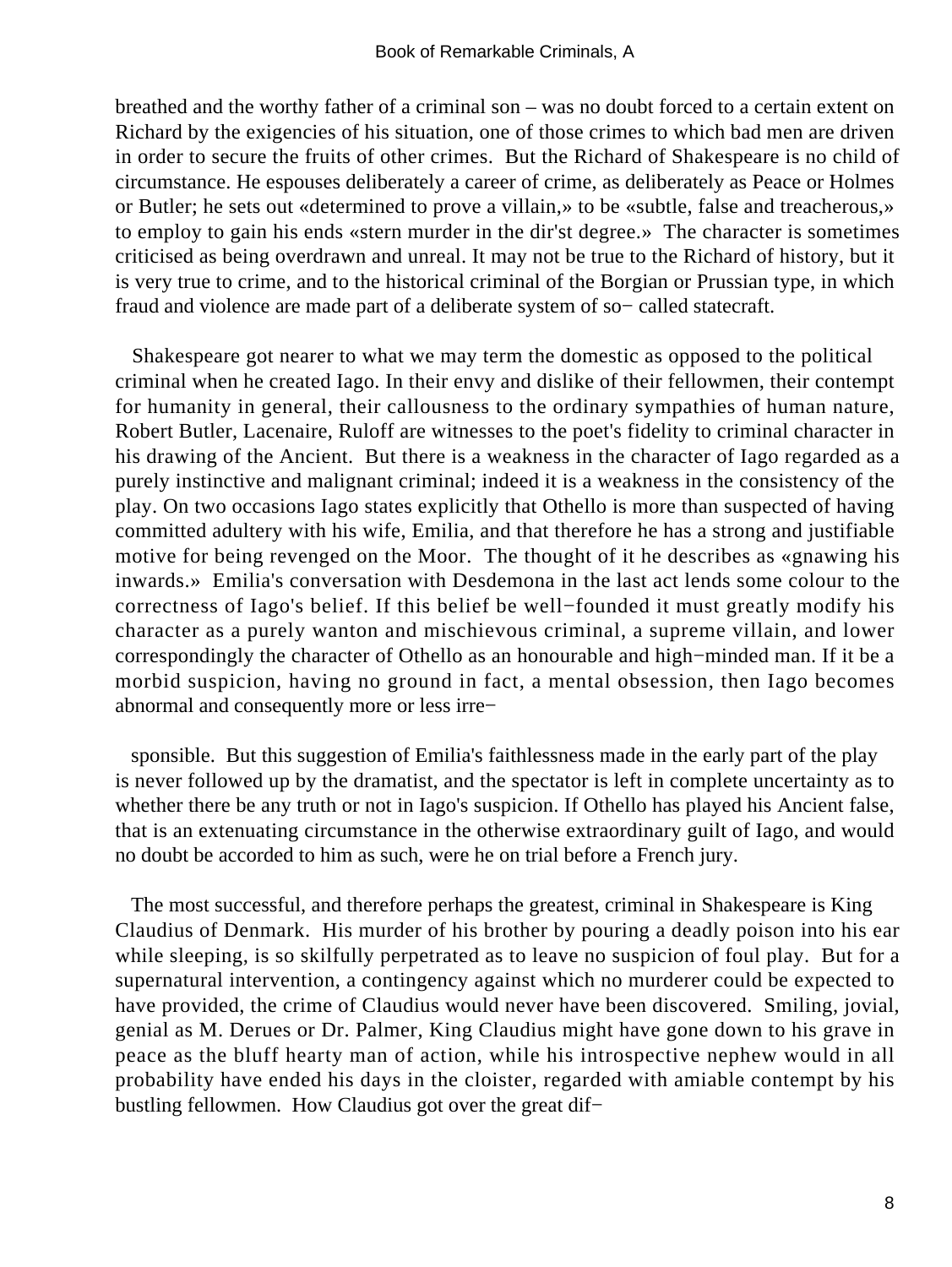breathed and the worthy father of a criminal son – was no doubt forced to a certain extent on Richard by the exigencies of his situation, one of those crimes to which bad men are driven in order to secure the fruits of other crimes. But the Richard of Shakespeare is no child of circumstance. He espouses deliberately a career of crime, as deliberately as Peace or Holmes or Butler; he sets out «determined to prove a villain,» to be «subtle, false and treacherous,» to employ to gain his ends «stern murder in the dir'st degree.» The character is sometimes criticised as being overdrawn and unreal. It may not be true to the Richard of history, but it is very true to crime, and to the historical criminal of the Borgian or Prussian type, in which fraud and violence are made part of a deliberate system of so− called statecraft.

Shakespeare got nearer to what we may term the domestic as opposed to the political criminal when he created Iago. In their envy and dislike of their fellowmen, their contempt for humanity in general, their callousness to the ordinary sympathies of human nature, Robert Butler, Lacenaire, Ruloff are witnesses to the poet's fidelity to criminal character in his drawing of the Ancient. But there is a weakness in the character of Iago regarded as a purely instinctive and malignant criminal; indeed it is a weakness in the consistency of the play. On two occasions Iago states explicitly that Othello is more than suspected of having committed adultery with his wife, Emilia, and that therefore he has a strong and justifiable motive for being revenged on the Moor. The thought of it he describes as «gnawing his inwards.» Emilia's conversation with Desdemona in the last act lends some colour to the correctness of Iago's belief. If this belief be well−founded it must greatly modify his character as a purely wanton and mischievous criminal, a supreme villain, and lower correspondingly the character of Othello as an honourable and high−minded man. If it be a morbid suspicion, having no ground in fact, a mental obsession, then Iago becomes abnormal and consequently more or less irresponsible. But this suggestion of Emilia's faithlessness made in the early part of the play is never followed up by the dramatist, and the spectator is left in complete uncertainty as to whether there be any truth or not in Iago's suspicion. If Othello has played his Ancient false, that is an extenuating circumstance in the otherwise extraordinary guilt of Iago, and would no doubt be accorded to him as such, were he on trial before a French jury.

The most successful, and therefore perhaps the greatest, criminal in Shakespeare is King Claudius of Denmark. His murder of his brother by pouring a deadly poison into his ear while sleeping, is so skilfully perpetrated as to leave no suspicion of foul play. But for a supernatural intervention, a contingency against which no murderer could be expected to have provided, the crime of Claudius would never have been discovered. Smiling, jovial, genial as M. Derues or Dr. Palmer, King Claudius might have gone down to his grave in peace as the bluff hearty man of action, while his introspective nephew would in all probability have ended his days in the cloister, regarded with amiable contempt by his bustling fellowmen. How Claudius got over the great dif−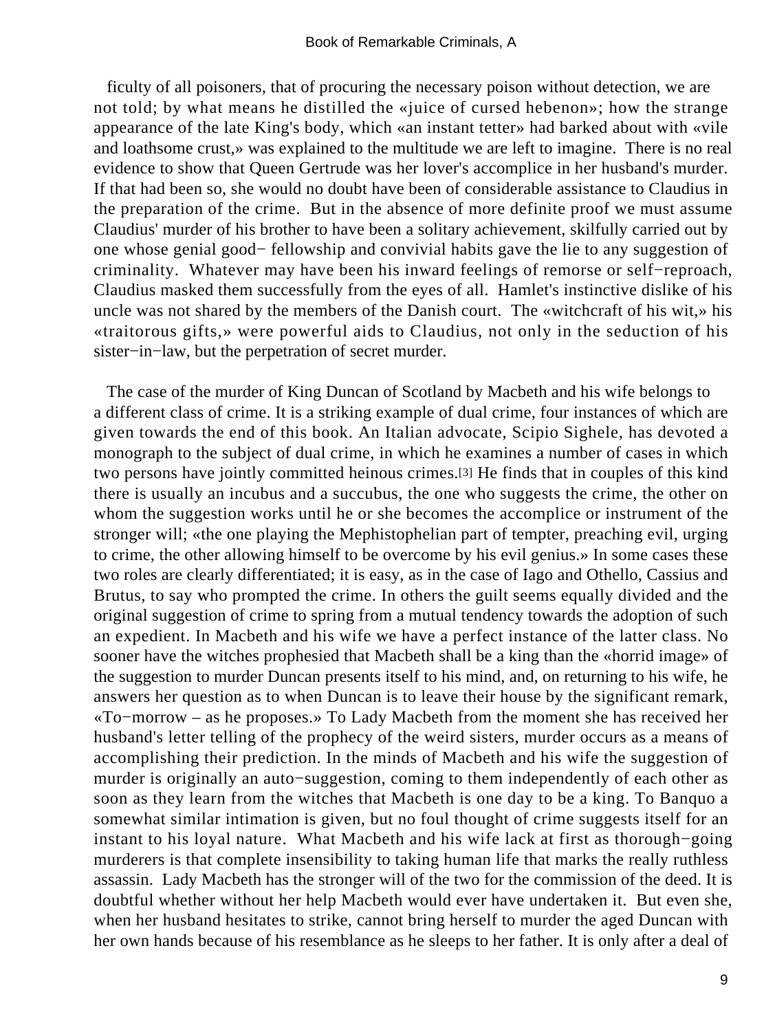ficulty of all poisoners, that of procuring the necessary poison without detection, we are not told; by what means he distilled the «juice of cursed hebenon»; how the strange appearance of the late King's body, which «an instant tetter» had barked about with «vile and loathsome crust,» was explained to the multitude we are left to imagine. There is no real evidence to show that Queen Gertrude was her lover's accomplice in her husband's murder. If that had been so, she would no doubt have been of considerable assistance to Claudius in the preparation of the crime. But in the absence of more definite proof we must assume Claudius' murder of his brother to have been a solitary achievement, skilfully carried out by one whose genial good− fellowship and convivial habits gave the lie to any suggestion of criminality. Whatever may have been his inward feelings of remorse or self−reproach, Claudius masked them successfully from the eyes of all. Hamlet's instinctive dislike of his uncle was not shared by the members of the Danish court. The «witchcraft of his wit,» his «traitorous gifts,» were powerful aids to Claudius, not only in the seduction of his sister−in−law, but the perpetration of secret murder.

The case of the murder of King Duncan of Scotland by Macbeth and his wife belongs to a different class of crime. It is a striking example of dual crime, four instances of which are given towards the end of this book. An Italian advocate, Scipio Sighele, has devoted a monograph to the subject of dual crime, in which he examines a number of cases in which two persons have jointly committed heinous crimes.[3] He finds that in couples of this kind there is usually an incubus and a succubus, the one who suggests the crime, the other on whom the suggestion works until he or she becomes the accomplice or instrument of the stronger will; «the one playing the Mephistophelian part of tempter, preaching evil, urging to crime, the other allowing himself to be overcome by his evil genius.» In some cases these two roles are clearly differentiated; it is easy, as in the case of Iago and Othello, Cassius and Brutus, to say who prompted the crime. In others the guilt seems equally divided and the original suggestion of crime to spring from a mutual tendency towards the adoption of such an expedient. In Macbeth and his wife we have a perfect instance of the latter class. No sooner have the witches prophesied that Macbeth shall be a king than the «horrid image» of the suggestion to murder Duncan presents itself to his mind, and, on returning to his wife, he answers her question as to when Duncan is to leave their house by the significant remark, «To−morrow – as he proposes.» To Lady Macbeth from the moment she has received her husband's letter telling of the prophecy of the weird sisters, murder occurs as a means of accomplishing their prediction. In the minds of Macbeth and his wife the suggestion of murder is originally an auto−suggestion, coming to them independently of each other as soon as they learn from the witches that Macbeth is one day to be a king. To Banquo a somewhat similar intimation is given, but no foul thought of crime suggests itself for an instant to his loyal nature. What Macbeth and his wife lack at first as thorough−going murderers is that complete insensibility to taking human life that marks the really ruthless assassin. Lady Macbeth has the stronger will of the two for the commission of the deed. It is doubtful whether without her help Macbeth would ever have undertaken it. But even she, when her husband hesitates to strike, cannot bring herself to murder the aged Duncan with her own hands because of his resemblance as he sleeps to her father. It is only after a deal of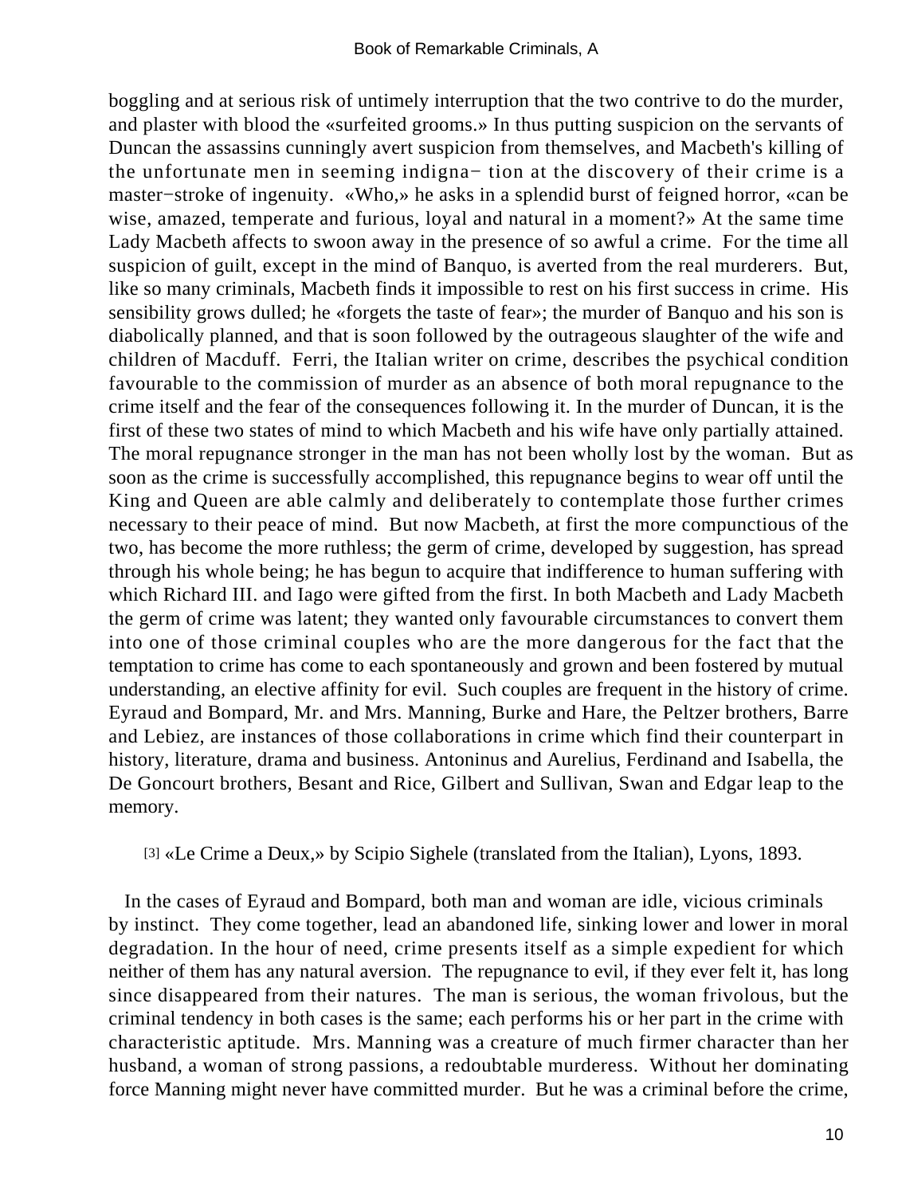boggling and at serious risk of untimely interruption that the two contrive to do the murder, and plaster with blood the «surfeited grooms.» In thus putting suspicion on the servants of Duncan the assassins cunningly avert suspicion from themselves, and Macbeth's killing of the unfortunate men in seeming indigna− tion at the discovery of their crime is a master−stroke of ingenuity. «Who,» he asks in a splendid burst of feigned horror, «can be wise, amazed, temperate and furious, loyal and natural in a moment?» At the same time Lady Macbeth affects to swoon away in the presence of so awful a crime. For the time all suspicion of guilt, except in the mind of Banquo, is averted from the real murderers. But, like so many criminals, Macbeth finds it impossible to rest on his first success in crime. His sensibility grows dulled; he «forgets the taste of fear»; the murder of Banquo and his son is diabolically planned, and that is soon followed by the outrageous slaughter of the wife and children of Macduff. Ferri, the Italian writer on crime, describes the psychical condition favourable to the commission of murder as an absence of both moral repugnance to the crime itself and the fear of the consequences following it. In the murder of Duncan, it is the first of these two states of mind to which Macbeth and his wife have only partially attained. The moral repugnance stronger in the man has not been wholly lost by the woman. But as soon as the crime is successfully accomplished, this repugnance begins to wear off until the King and Queen are able calmly and deliberately to contemplate those further crimes necessary to their peace of mind. But now Macbeth, at first the more compunctious of the two, has become the more ruthless; the germ of crime, developed by suggestion, has spread through his whole being; he has begun to acquire that indifference to human suffering with which Richard III. and Iago were gifted from the first. In both Macbeth and Lady Macbeth the germ of crime was latent; they wanted only favourable circumstances to convert them into one of those criminal couples who are the more dangerous for the fact that the temptation to crime has come to each spontaneously and grown and been fostered by mutual understanding, an elective affinity for evil. Such couples are frequent in the history of crime. Eyraud and Bompard, Mr. and Mrs. Manning, Burke and Hare, the Peltzer brothers, Barre and Lebiez, are instances of those collaborations in crime which find their counterpart in history, literature, drama and business. Antoninus and Aurelius, Ferdinand and Isabella, the De Goncourt brothers, Besant and Rice, Gilbert and Sullivan, Swan and Edgar leap to the memory.

[3] «Le Crime a Deux,» by Scipio Sighele (translated from the Italian), Lyons, 1893.

In the cases of Eyraud and Bompard, both man and woman are idle, vicious criminals by instinct. They come together, lead an abandoned life, sinking lower and lower in moral degradation. In the hour of need, crime presents itself as a simple expedient for which neither of them has any natural aversion. The repugnance to evil, if they ever felt it, has long since disappeared from their natures. The man is serious, the woman frivolous, but the criminal tendency in both cases is the same; each performs his or her part in the crime with characteristic aptitude. Mrs. Manning was a creature of much firmer character than her husband, a woman of strong passions, a redoubtable murderess. Without her dominating force Manning might never have committed murder. But he was a criminal before the crime,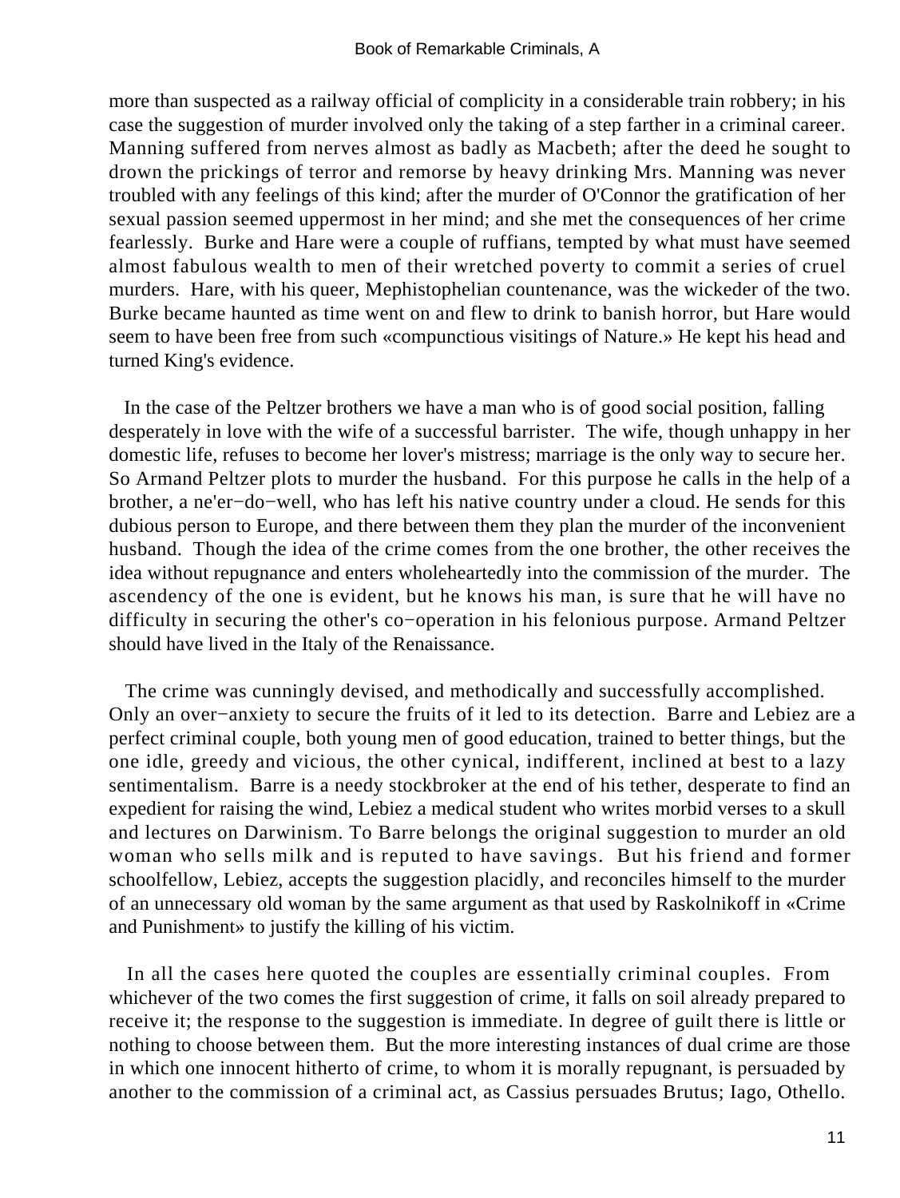more than suspected as a railway official of complicity in a considerable train robbery; in his case the suggestion of murder involved only the taking of a step farther in a criminal career. Manning suffered from nerves almost as badly as Macbeth; after the deed he sought to drown the prickings of terror and remorse by heavy drinking Mrs. Manning was never troubled with any feelings of this kind; after the murder of O'Connor the gratification of her sexual passion seemed uppermost in her mind; and she met the consequences of her crime fearlessly. Burke and Hare were a couple of ruffians, tempted by what must have seemed almost fabulous wealth to men of their wretched poverty to commit a series of cruel murders. Hare, with his queer, Mephistophelian countenance, was the wickeder of the two. Burke became haunted as time went on and flew to drink to banish horror, but Hare would seem to have been free from such «compunctious visitings of Nature.» He kept his head and turned King's evidence.

In the case of the Peltzer brothers we have a man who is of good social position, falling desperately in love with the wife of a successful barrister. The wife, though unhappy in her domestic life, refuses to become her lover's mistress; marriage is the only way to secure her. So Armand Peltzer plots to murder the husband. For this purpose he calls in the help of a brother, a ne'er−do−well, who has left his native country under a cloud. He sends for this dubious person to Europe, and there between them they plan the murder of the inconvenient husband. Though the idea of the crime comes from the one brother, the other receives the idea without repugnance and enters wholeheartedly into the commission of the murder. The ascendency of the one is evident, but he knows his man, is sure that he will have no difficulty in securing the other's co−operation in his felonious purpose. Armand Peltzer should have lived in the Italy of the Renaissance.

The crime was cunningly devised, and methodically and successfully accomplished. Only an over−anxiety to secure the fruits of it led to its detection. Barre and Lebiez are a perfect criminal couple, both young men of good education, trained to better things, but the one idle, greedy and vicious, the other cynical, indifferent, inclined at best to a lazy sentimentalism. Barre is a needy stockbroker at the end of his tether, desperate to find an expedient for raising the wind, Lebiez a medical student who writes morbid verses to a skull and lectures on Darwinism. To Barre belongs the original suggestion to murder an old woman who sells milk and is reputed to have savings. But his friend and former schoolfellow, Lebiez, accepts the suggestion placidly, and reconciles himself to the murder of an unnecessary old woman by the same argument as that used by Raskolnikoff in «Crime and Punishment» to justify the killing of his victim.

In all the cases here quoted the couples are essentially criminal couples. From whichever of the two comes the first suggestion of crime, it falls on soil already prepared to receive it; the response to the suggestion is immediate. In degree of guilt there is little or nothing to choose between them. But the more interesting instances of dual crime are those in which one innocent hitherto of crime, to whom it is morally repugnant, is persuaded by another to the commission of a criminal act, as Cassius persuades Brutus; Iago, Othello.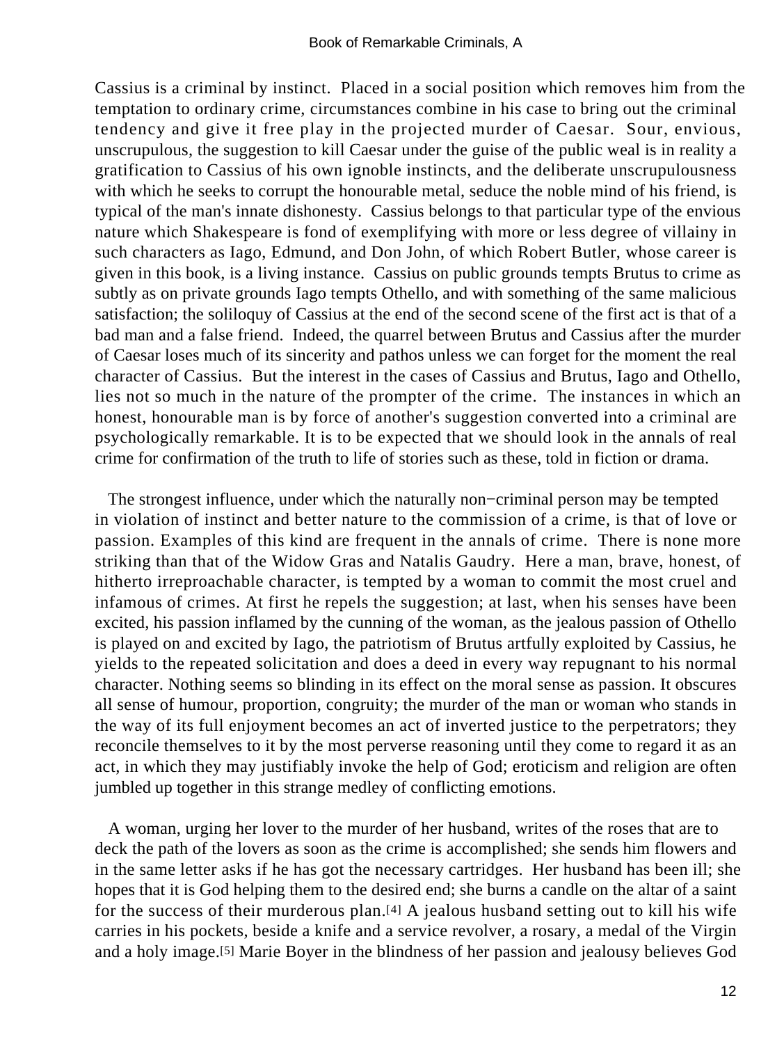Cassius is a criminal by instinct. Placed in a social position which removes him from the temptation to ordinary crime, circumstances combine in his case to bring out the criminal tendency and give it free play in the projected murder of Caesar. Sour, envious, unscrupulous, the suggestion to kill Caesar under the guise of the public weal is in reality a gratification to Cassius of his own ignoble instincts, and the deliberate unscrupulousness with which he seeks to corrupt the honourable metal, seduce the noble mind of his friend, is typical of the man's innate dishonesty. Cassius belongs to that particular type of the envious nature which Shakespeare is fond of exemplifying with more or less degree of villainy in such characters as Iago, Edmund, and Don John, of which Robert Butler, whose career is given in this book, is a living instance. Cassius on public grounds tempts Brutus to crime as subtly as on private grounds Iago tempts Othello, and with something of the same malicious satisfaction; the soliloquy of Cassius at the end of the second scene of the first act is that of a bad man and a false friend. Indeed, the quarrel between Brutus and Cassius after the murder of Caesar loses much of its sincerity and pathos unless we can forget for the moment the real character of Cassius. But the interest in the cases of Cassius and Brutus, Iago and Othello, lies not so much in the nature of the prompter of the crime. The instances in which an honest, honourable man is by force of another's suggestion converted into a criminal are psychologically remarkable. It is to be expected that we should look in the annals of real crime for confirmation of the truth to life of stories such as these, told in fiction or drama.

The strongest influence, under which the naturally non−criminal person may be tempted in violation of instinct and better nature to the commission of a crime, is that of love or passion. Examples of this kind are frequent in the annals of crime. There is none more striking than that of the Widow Gras and Natalis Gaudry. Here a man, brave, honest, of hitherto irreproachable character, is tempted by a woman to commit the most cruel and infamous of crimes. At first he repels the suggestion; at last, when his senses have been excited, his passion inflamed by the cunning of the woman, as the jealous passion of Othello is played on and excited by Iago, the patriotism of Brutus artfully exploited by Cassius, he yields to the repeated solicitation and does a deed in every way repugnant to his normal character. Nothing seems so blinding in its effect on the moral sense as passion. It obscures all sense of humour, proportion, congruity; the murder of the man or woman who stands in the way of its full enjoyment becomes an act of inverted justice to the perpetrators; they reconcile themselves to it by the most perverse reasoning until they come to regard it as an act, in which they may justifiably invoke the help of God; eroticism and religion are often jumbled up together in this strange medley of conflicting emotions.

A woman, urging her lover to the murder of her husband, writes of the roses that are to deck the path of the lovers as soon as the crime is accomplished; she sends him flowers and in the same letter asks if he has got the necessary cartridges. Her husband has been ill; she hopes that it is God helping them to the desired end; she burns a candle on the altar of a saint for the success of their murderous plan.[4] A jealous husband setting out to kill his wife carries in his pockets, beside a knife and a service revolver, a rosary, a medal of the Virgin and a holy image.[5] Marie Boyer in the blindness of her passion and jealousy believes God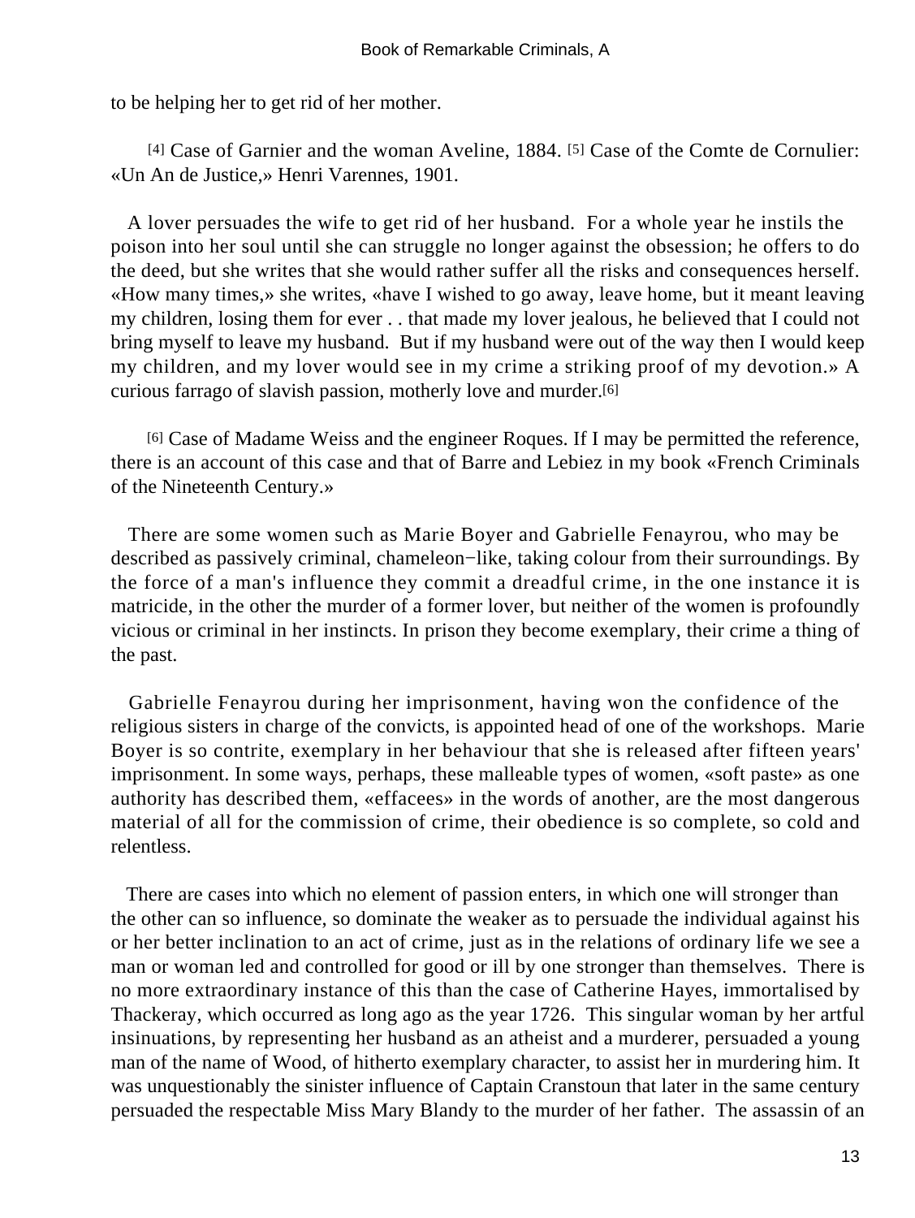to be helping her to get rid of her mother.

[4] Case of Garnier and the woman Aveline, 1884. [5] Case of the Comte de Cornulier: «Un An de Justice,» Henri Varennes, 1901.

A lover persuades the wife to get rid of her husband. For a whole year he instils the poison into her soul until she can struggle no longer against the obsession; he offers to do the deed, but she writes that she would rather suffer all the risks and consequences herself. «How many times,» she writes, «have I wished to go away, leave home, but it meant leaving my children, losing them for ever . . that made my lover jealous, he believed that I could not bring myself to leave my husband. But if my husband were out of the way then I would keep my children, and my lover would see in my crime a striking proof of my devotion.» A curious farrago of slavish passion, motherly love and murder.[6]

[6] Case of Madame Weiss and the engineer Roques. If I may be permitted the reference, there is an account of this case and that of Barre and Lebiez in my book «French Criminals of the Nineteenth Century.»

There are some women such as Marie Boyer and Gabrielle Fenayrou, who may be described as passively criminal, chameleon−like, taking colour from their surroundings. By the force of a man's influence they commit a dreadful crime, in the one instance it is matricide, in the other the murder of a former lover, but neither of the women is profoundly vicious or criminal in her instincts. In prison they become exemplary, their crime a thing of the past.

Gabrielle Fenayrou during her imprisonment, having won the confidence of the religious sisters in charge of the convicts, is appointed head of one of the workshops. Marie Boyer is so contrite, exemplary in her behaviour that she is released after fifteen years' imprisonment. In some ways, perhaps, these malleable types of women, «soft paste» as one authority has described them, «effacees» in the words of another, are the most dangerous material of all for the commission of crime, their obedience is so complete, so cold and relentless.

There are cases into which no element of passion enters, in which one will stronger than the other can so influence, so dominate the weaker as to persuade the individual against his or her better inclination to an act of crime, just as in the relations of ordinary life we see a man or woman led and controlled for good or ill by one stronger than themselves. There is no more extraordinary instance of this than the case of Catherine Hayes, immortalised by Thackeray, which occurred as long ago as the year 1726. This singular woman by her artful insinuations, by representing her husband as an atheist and a murderer, persuaded a young man of the name of Wood, of hitherto exemplary character, to assist her in murdering him. It was unquestionably the sinister influence of Captain Cranstoun that later in the same century persuaded the respectable Miss Mary Blandy to the murder of her father. The assassin of an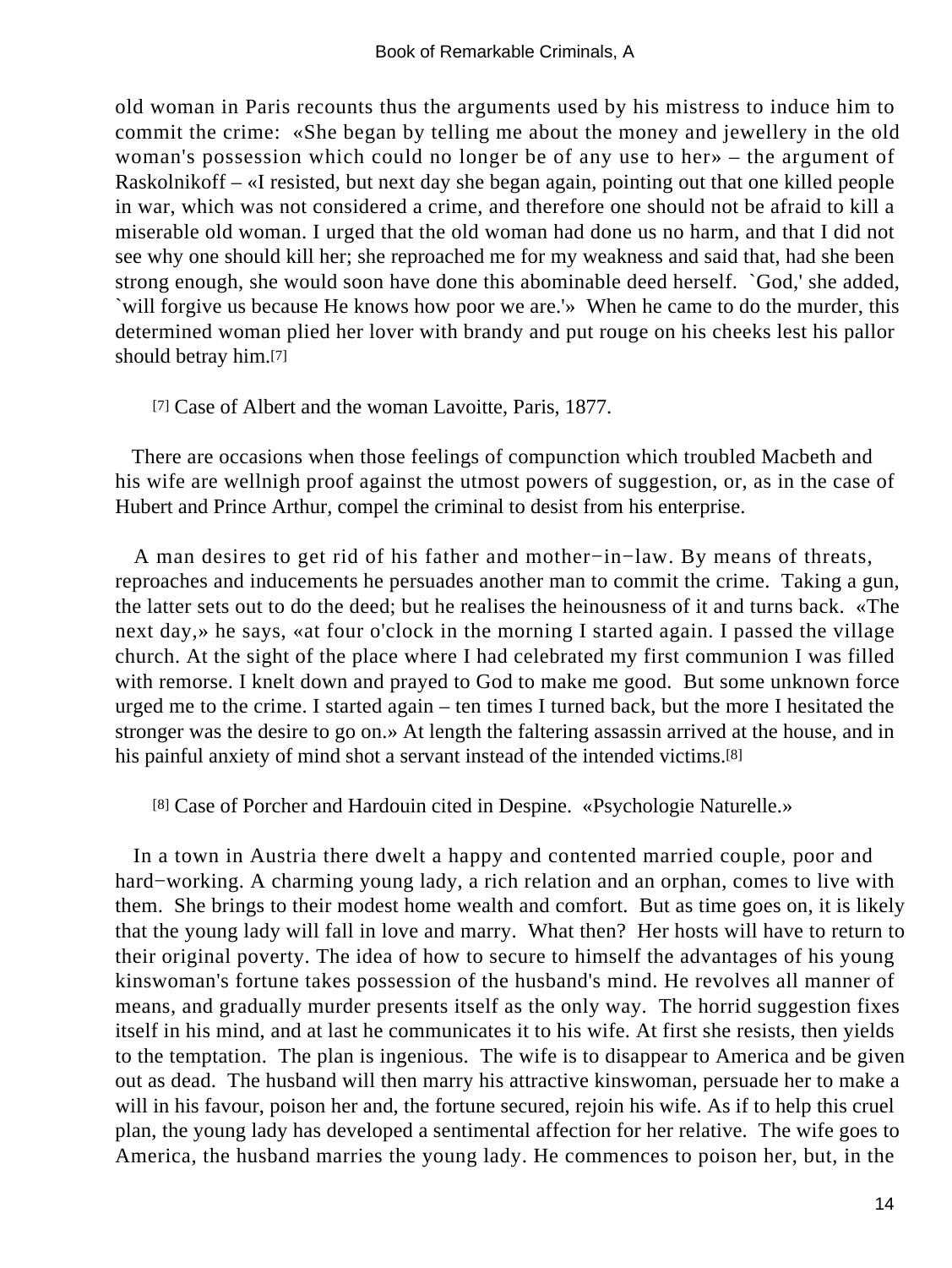old woman in Paris recounts thus the arguments used by his mistress to induce him to commit the crime: «She began by telling me about the money and jewellery in the old woman's possession which could no longer be of any use to her» – the argument of Raskolnikoff – «I resisted, but next day she began again, pointing out that one killed people in war, which was not considered a crime, and therefore one should not be afraid to kill a miserable old woman. I urged that the old woman had done us no harm, and that I did not see why one should kill her; she reproached me for my weakness and said that, had she been strong enough, she would soon have done this abominable deed herself. `God,' she added, `will forgive us because He knows how poor we are.'» When he came to do the murder, this determined woman plied her lover with brandy and put rouge on his cheeks lest his pallor should betray him.[7]

[7] Case of Albert and the woman Lavoitte, Paris, 1877.

There are occasions when those feelings of compunction which troubled Macbeth and his wife are wellnigh proof against the utmost powers of suggestion, or, as in the case of Hubert and Prince Arthur, compel the criminal to desist from his enterprise.

A man desires to get rid of his father and mother−in−law. By means of threats, reproaches and inducements he persuades another man to commit the crime. Taking a gun, the latter sets out to do the deed; but he realises the heinousness of it and turns back. «The next day,» he says, «at four o'clock in the morning I started again. I passed the village church. At the sight of the place where I had celebrated my first communion I was filled with remorse. I knelt down and prayed to God to make me good. But some unknown force urged me to the crime. I started again – ten times I turned back, but the more I hesitated the stronger was the desire to go on.» At length the faltering assassin arrived at the house, and in his painful anxiety of mind shot a servant instead of the intended victims.[8]

[8] Case of Porcher and Hardouin cited in Despine. «Psychologie Naturelle.»

In a town in Austria there dwelt a happy and contented married couple, poor and hard−working. A charming young lady, a rich relation and an orphan, comes to live with them. She brings to their modest home wealth and comfort. But as time goes on, it is likely that the young lady will fall in love and marry. What then? Her hosts will have to return to their original poverty. The idea of how to secure to himself the advantages of his young kinswoman's fortune takes possession of the husband's mind. He revolves all manner of means, and gradually murder presents itself as the only way. The horrid suggestion fixes itself in his mind, and at last he communicates it to his wife. At first she resists, then yields to the temptation. The plan is ingenious. The wife is to disappear to America and be given out as dead. The husband will then marry his attractive kinswoman, persuade her to make a will in his favour, poison her and, the fortune secured, rejoin his wife. As if to help this cruel plan, the young lady has developed a sentimental affection for her relative. The wife goes to America, the husband marries the young lady. He commences to poison her, but, in the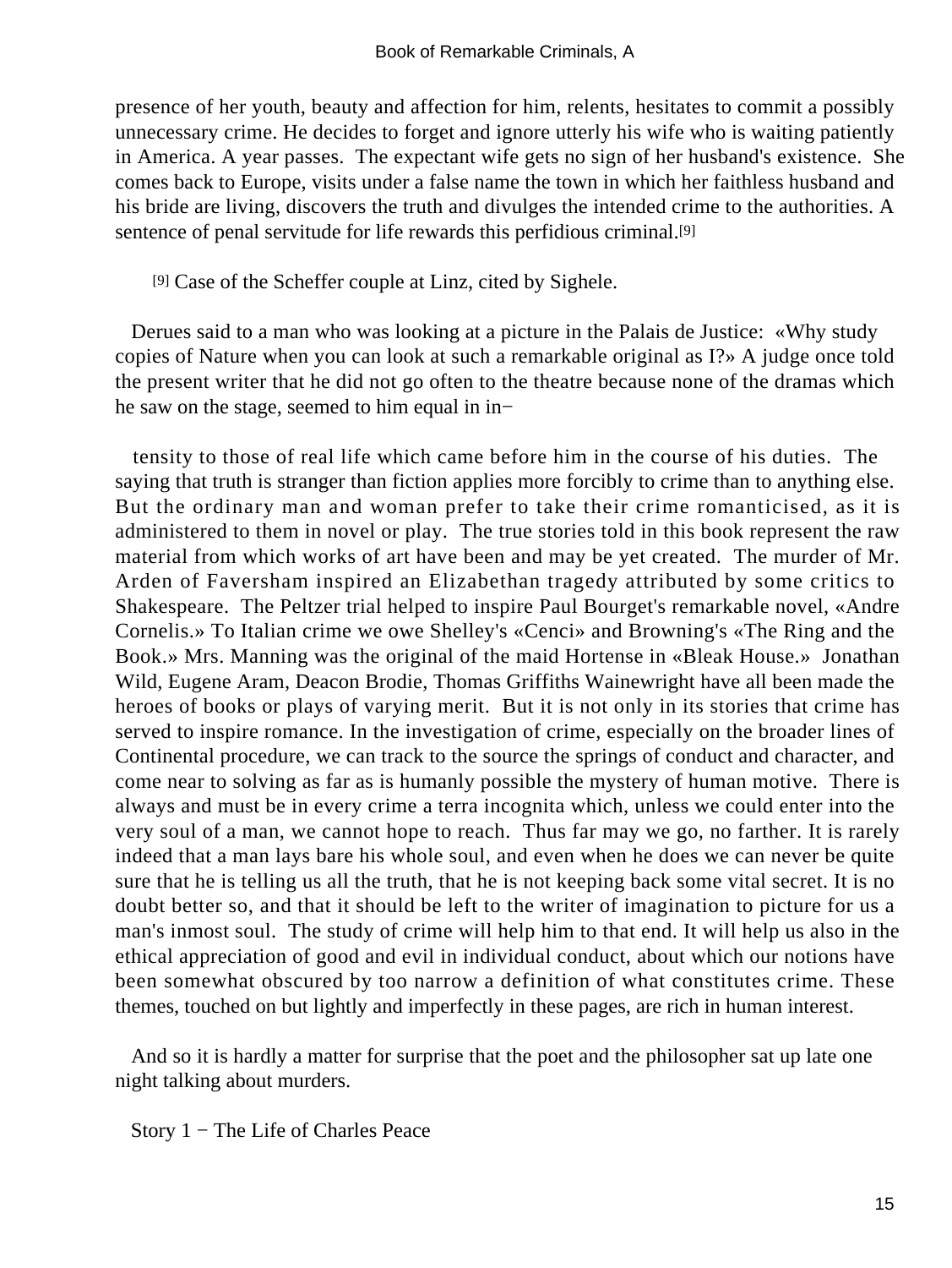presence of her youth, beauty and affection for him, relents, hesitates to commit a possibly unnecessary crime. He decides to forget and ignore utterly his wife who is waiting patiently in America. A year passes. The expectant wife gets no sign of her husband's existence. She comes back to Europe, visits under a false name the town in which her faithless husband and his bride are living, discovers the truth and divulges the intended crime to the authorities. A sentence of penal servitude for life rewards this perfidious criminal.[9]

[9] Case of the Scheffer couple at Linz, cited by Sighele.

Derues said to a man who was looking at a picture in the Palais de Justice: «Why study copies of Nature when you can look at such a remarkable original as I?» A judge once told the present writer that he did not go often to the theatre because none of the dramas which he saw on the stage, seemed to him equal in intensity to those of real life which came before him in the course of his duties. The saying that truth is stranger than fiction applies more forcibly to crime than to anything else. But the ordinary man and woman prefer to take their crime romanticised, as it is administered to them in novel or play. The true stories told in this book represent the raw material from which works of art have been and may be yet created. The murder of Mr. Arden of Faversham inspired an Elizabethan tragedy attributed by some critics to Shakespeare. The Peltzer trial helped to inspire Paul Bourget's remarkable novel, «Andre Cornelis.» To Italian crime we owe Shelley's «Cenci» and Browning's «The Ring and the Book.» Mrs. Manning was the original of the maid Hortense in «Bleak House.» Jonathan Wild, Eugene Aram, Deacon Brodie, Thomas Griffiths Wainewright have all been made the heroes of books or plays of varying merit. But it is not only in its stories that crime has served to inspire romance. In the investigation of crime, especially on the broader lines of Continental procedure, we can track to the source the springs of conduct and character, and come near to solving as far as is humanly possible the mystery of human motive. There is always and must be in every crime a terra incognita which, unless we could enter into the very soul of a man, we cannot hope to reach. Thus far may we go, no farther. It is rarely indeed that a man lays bare his whole soul, and even when he does we can never be quite sure that he is telling us all the truth, that he is not keeping back some vital secret. It is no doubt better so, and that it should be left to the writer of imagination to picture for us a man's inmost soul. The study of crime will help him to that end. It will help us also in the ethical appreciation of good and evil in individual conduct, about which our notions have been somewhat obscured by too narrow a definition of what constitutes crime. These themes, touched on but lightly and imperfectly in these pages, are rich in human interest.

And so it is hardly a matter for surprise that the poet and the philosopher sat up late one night talking about murders.

## Story 1 − The Life of Charles Peace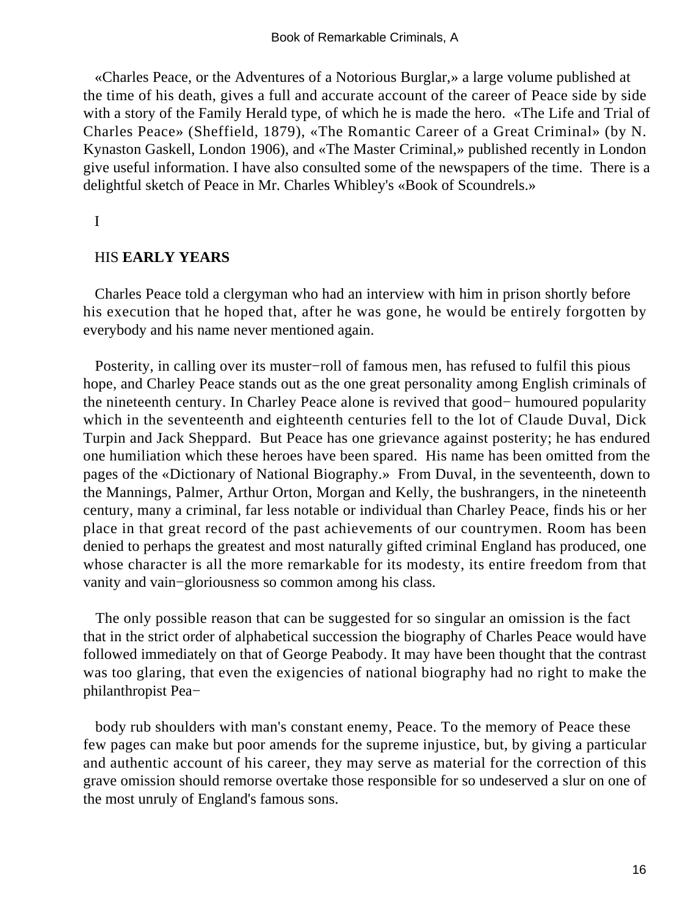«Charles Peace, or the Adventures of a Notorious Burglar,» a large volume published at the time of his death, gives a full and accurate account of the career of Peace side by side with a story of the Family Herald type, of which he is made the hero. «The Life and Trial of Charles Peace» (Sheffield, 1879), «The Romantic Career of a Great Criminal» (by N. Kynaston Gaskell, London 1906), and «The Master Criminal,» published recently in London give useful information. I have also consulted some of the newspapers of the time. There is a delightful sketch of Peace in Mr. Charles Whibley's «Book of Scoundrels.»

## I

## HIS EARLY YEARS

Charles Peace told a clergyman who had an interview with him in prison shortly before his execution that he hoped that, after he was gone, he would be entirely forgotten by everybody and his name never mentioned again.

Posterity, in calling over its muster−roll of famous men, has refused to fulfil this pious hope, and Charley Peace stands out as the one great personality among English criminals of the nineteenth century. In Charley Peace alone is revived that good−humoured popularity which in the seventeenth and eighteenth centuries fell to the lot of Claude Duval, Dick Turpin and Jack Sheppard. But Peace has one grievance against posterity; he has endured one humiliation which these heroes have been spared. His name has been omitted from the pages of the «Dictionary of National Biography.» From Duval, in the seventeenth, down to the Mannings, Palmer, Arthur Orton, Morgan and Kelly, the bushrangers, in the nineteenth century, many a criminal, far less notable or individual than Charley Peace, finds his or her place in that great record of the past achievements of our countrymen. Room has been denied to perhaps the greatest and most naturally gifted criminal England has produced, one whose character is all the more remarkable for its modesty, its entire freedom from that vanity and vain−gloriousness so common among his class.

The only possible reason that can be suggested for so singular an omission is the fact that in the strict order of alphabetical succession the biography of Charles Peace would have followed immediately on that of George Peabody. It may have been thought that the contrast was too glaring, that even the exigencies of national biography had no right to make the philanthropist Peabody rub shoulders with man's constant enemy, Peace. To the memory of Peace these few pages can make but poor amends for the supreme injustice, but, by giving a particular and authentic account of his career, they may serve as material for the correction of this grave omission should remorse overtake those responsible for so undeserved a slur on one of the most unruly of England's famous sons.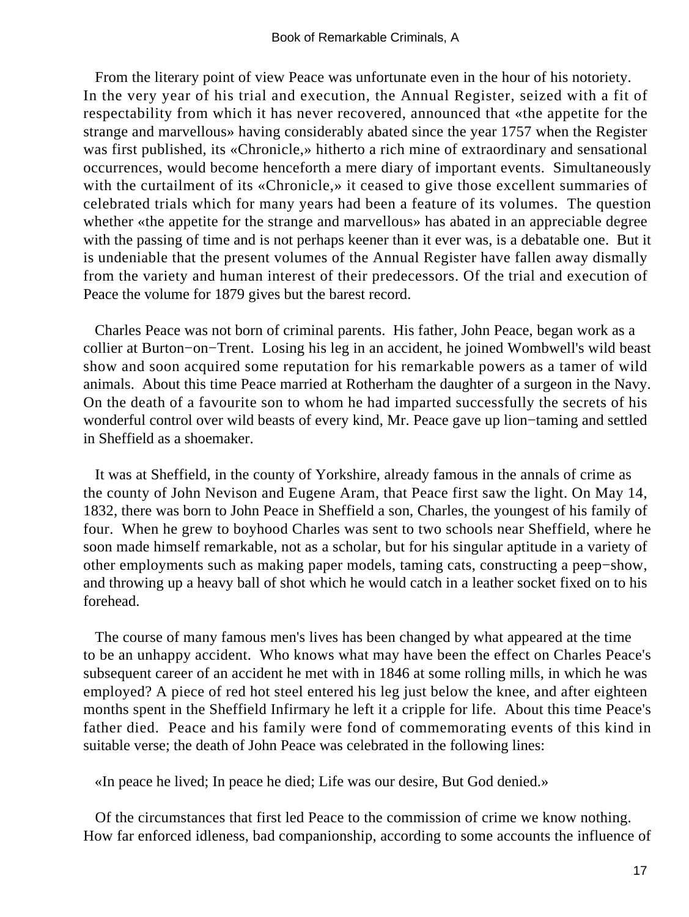From the literary point of view Peace was unfortunate even in the hour of his notoriety. In the very year of his trial and execution, the Annual Register, seized with a fit of respectability from which it has never recovered, announced that «the appetite for the strange and marvellous» having considerably abated since the year 1757 when the Register was first published, its «Chronicle,» hitherto a rich mine of extraordinary and sensational occurrences, would become henceforth a mere diary of important events. Simultaneously with the curtailment of its «Chronicle,» it ceased to give those excellent summaries of celebrated trials which for many years had been a feature of its volumes. The question whether «the appetite for the strange and marvellous» has abated in an appreciable degree with the passing of time and is not perhaps keener than it ever was, is a debatable one. But it is undeniable that the present volumes of the Annual Register have fallen away dismally from the variety and human interest of their predecessors. Of the trial and execution of Peace the volume for 1879 gives but the barest record.

Charles Peace was not born of criminal parents. His father, John Peace, began work as a collier at Burton−on−Trent. Losing his leg in an accident, he joined Wombwell's wild beast show and soon acquired some reputation for his remarkable powers as a tamer of wild animals. About this time Peace married at Rotherham the daughter of a surgeon in the Navy. On the death of a favourite son to whom he had imparted successfully the secrets of his wonderful control over wild beasts of every kind, Mr. Peace gave up lion−taming and settled in Sheffield as a shoemaker.

It was at Sheffield, in the county of Yorkshire, already famous in the annals of crime as the county of John Nevison and Eugene Aram, that Peace first saw the light. On May 14, 1832, there was born to John Peace in Sheffield a son, Charles, the youngest of his family of four. When he grew to boyhood Charles was sent to two schools near Sheffield, where he soon made himself remarkable, not as a scholar, but for his singular aptitude in a variety of other employments such as making paper models, taming cats, constructing a peep−show, and throwing up a heavy ball of shot which he would catch in a leather socket fixed on to his forehead.

The course of many famous men's lives has been changed by what appeared at the time to be an unhappy accident. Who knows what may have been the effect on Charles Peace's subsequent career of an accident he met with in 1846 at some rolling mills, in which he was employed? A piece of red hot steel entered his leg just below the knee, and after eighteen months spent in the Sheffield Infirmary he left it a cripple for life. About this time Peace's father died. Peace and his family were fond of commemorating events of this kind in suitable verse; the death of John Peace was celebrated in the following lines:

«In peace he lived; In peace he died; Life was our desire, But God denied.»

Of the circumstances that first led Peace to the commission of crime we know nothing. How far enforced idleness, bad companionship, according to some accounts the influence of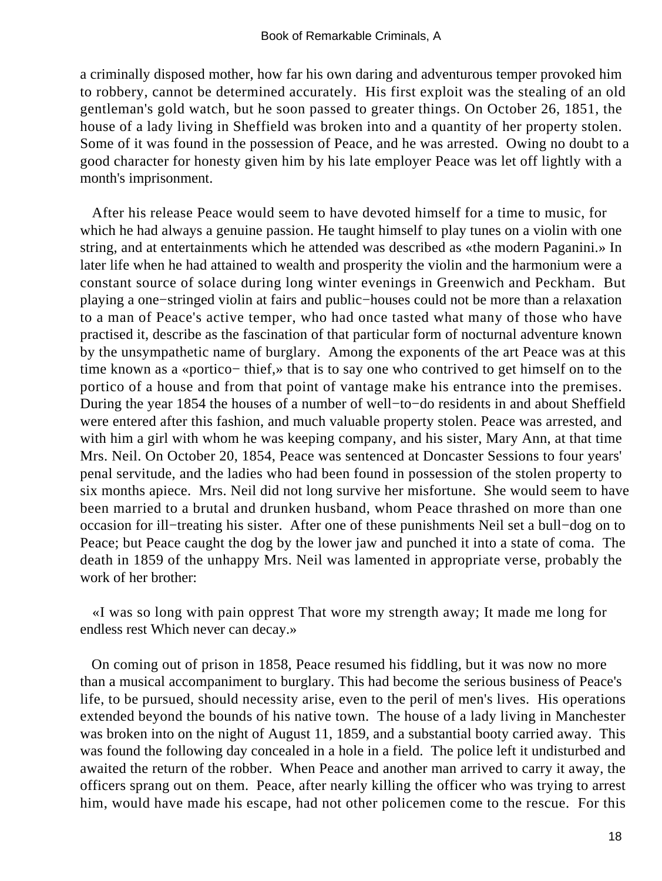a criminally disposed mother, how far his own daring and adventurous temper provoked him to robbery, cannot be determined accurately. His first exploit was the stealing of an old gentleman's gold watch, but he soon passed to greater things. On October 26, 1851, the house of a lady living in Sheffield was broken into and a quantity of her property stolen. Some of it was found in the possession of Peace, and he was arrested. Owing no doubt to a good character for honesty given him by his late employer Peace was let off lightly with a month's imprisonment.

After his release Peace would seem to have devoted himself for a time to music, for which he had always a genuine passion. He taught himself to play tunes on a violin with one string, and at entertainments which he attended was described as «the modern Paganini.» In later life when he had attained to wealth and prosperity the violin and the harmonium were a constant source of solace during long winter evenings in Greenwich and Peckham. But playing a one−stringed violin at fairs and public−houses could not be more than a relaxation to a man of Peace's active temper, who had once tasted what many of those who have practised it, describe as the fascination of that particular form of nocturnal adventure known by the unsympathetic name of burglary. Among the exponents of the art Peace was at this time known as a «portico− thief,» that is to say one who contrived to get himself on to the portico of a house and from that point of vantage make his entrance into the premises. During the year 1854 the houses of a number of well−to−do residents in and about Sheffield were entered after this fashion, and much valuable property stolen. Peace was arrested, and with him a girl with whom he was keeping company, and his sister, Mary Ann, at that time Mrs. Neil. On October 20, 1854, Peace was sentenced at Doncaster Sessions to four years' penal servitude, and the ladies who had been found in possession of the stolen property to six months apiece. Mrs. Neil did not long survive her misfortune. She would seem to have been married to a brutal and drunken husband, whom Peace thrashed on more than one occasion for ill−treating his sister. After one of these punishments Neil set a bull−dog on to Peace; but Peace caught the dog by the lower jaw and punched it into a state of coma. The death in 1859 of the unhappy Mrs. Neil was lamented in appropriate verse, probably the work of her brother:

«I was so long with pain opprest That wore my strength away; It made me long for endless rest Which never can decay.»

On coming out of prison in 1858, Peace resumed his fiddling, but it was now no more than a musical accompaniment to burglary. This had become the serious business of Peace's life, to be pursued, should necessity arise, even to the peril of men's lives. His operations extended beyond the bounds of his native town. The house of a lady living in Manchester was broken into on the night of August 11, 1859, and a substantial booty carried away. This was found the following day concealed in a hole in a field. The police left it undisturbed and awaited the return of the robber. When Peace and another man arrived to carry it away, the officers sprang out on them. Peace, after nearly killing the officer who was trying to arrest him, would have made his escape, had not other policemen come to the rescue. For this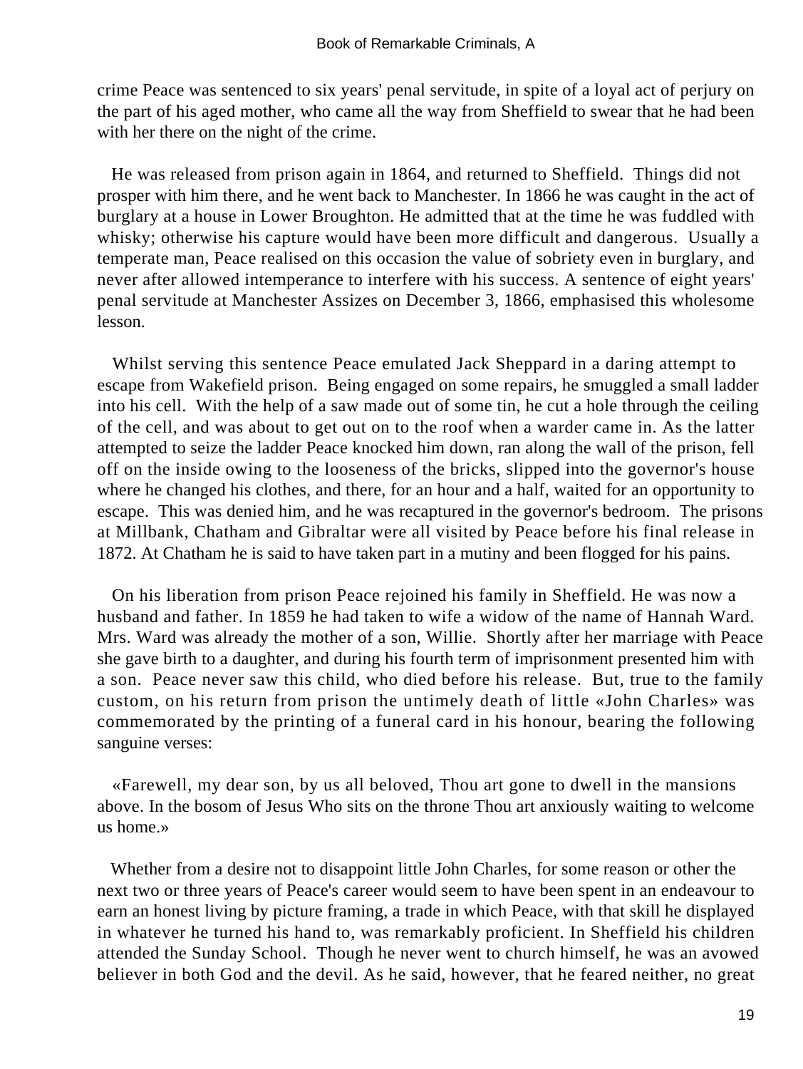crime Peace was sentenced to six years' penal servitude, in spite of a loyal act of perjury on the part of his aged mother, who came all the way from Sheffield to swear that he had been with her there on the night of the crime.

He was released from prison again in 1864, and returned to Sheffield. Things did not prosper with him there, and he went back to Manchester. In 1866 he was caught in the act of burglary at a house in Lower Broughton. He admitted that at the time he was fuddled with whisky; otherwise his capture would have been more difficult and dangerous. Usually a temperate man, Peace realised on this occasion the value of sobriety even in burglary, and never after allowed intemperance to interfere with his success. A sentence of eight years' penal servitude at Manchester Assizes on December 3, 1866, emphasised this wholesome lesson.

Whilst serving this sentence Peace emulated Jack Sheppard in a daring attempt to escape from Wakefield prison. Being engaged on some repairs, he smuggled a small ladder into his cell. With the help of a saw made out of some tin, he cut a hole through the ceiling of the cell, and was about to get out on to the roof when a warder came in. As the latter attempted to seize the ladder Peace knocked him down, ran along the wall of the prison, fell off on the inside owing to the looseness of the bricks, slipped into the governor's house where he changed his clothes, and there, for an hour and a half, waited for an opportunity to escape. This was denied him, and he was recaptured in the governor's bedroom. The prisons at Millbank, Chatham and Gibraltar were all visited by Peace before his final release in 1872. At Chatham he is said to have taken part in a mutiny and been flogged for his pains.

On his liberation from prison Peace rejoined his family in Sheffield. He was now a husband and father. In 1859 he had taken to wife a widow of the name of Hannah Ward. Mrs. Ward was already the mother of a son, Willie. Shortly after her marriage with Peace she gave birth to a daughter, and during his fourth term of imprisonment presented him with a son. Peace never saw this child, who died before his release. But, true to the family custom, on his return from prison the untimely death of little «John Charles» was commemorated by the printing of a funeral card in his honour, bearing the following sanguine verses:

«Farewell, my dear son, by us all beloved, Thou art gone to dwell in the mansions above. In the bosom of Jesus Who sits on the throne Thou art anxiously waiting to welcome us home.»

Whether from a desire not to disappoint little John Charles, for some reason or other the next two or three years of Peace's career would seem to have been spent in an endeavour to earn an honest living by picture framing, a trade in which Peace, with that skill he displayed in whatever he turned his hand to, was remarkably proficient. In Sheffield his children attended the Sunday School. Though he never went to church himself, he was an avowed believer in both God and the devil. As he said, however, that he feared neither, no great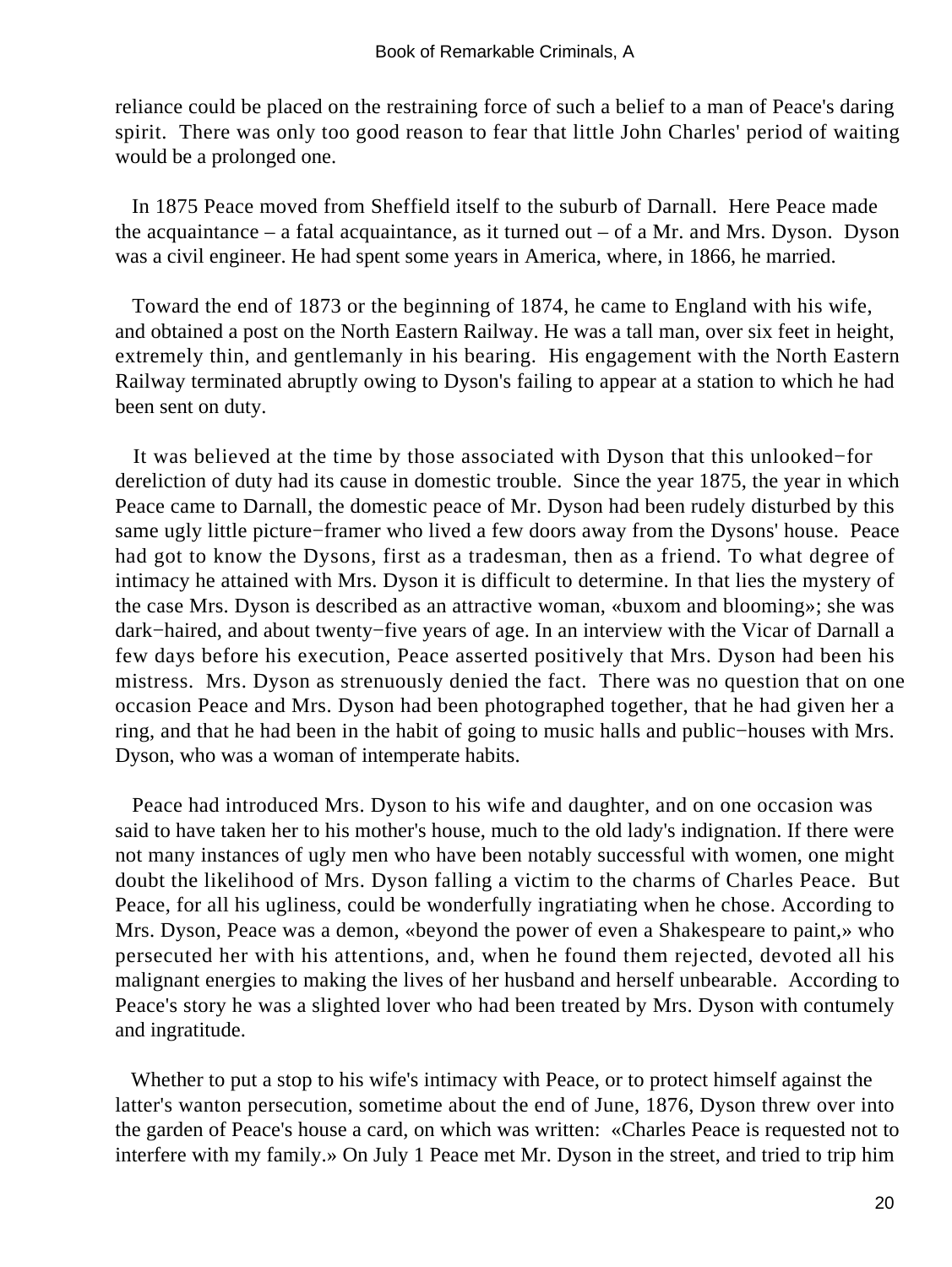reliance could be placed on the restraining force of such a belief to a man of Peace's daring spirit. There was only too good reason to fear that little John Charles' period of waiting would be a prolonged one.

In 1875 Peace moved from Sheffield itself to the suburb of Darnall. Here Peace made the acquaintance – a fatal acquaintance, as it turned out – of a Mr. and Mrs. Dyson. Dyson was a civil engineer. He had spent some years in America, where, in 1866, he married.

Toward the end of 1873 or the beginning of 1874, he came to England with his wife, and obtained a post on the North Eastern Railway. He was a tall man, over six feet in height, extremely thin, and gentlemanly in his bearing. His engagement with the North Eastern Railway terminated abruptly owing to Dyson's failing to appear at a station to which he had been sent on duty.

It was believed at the time by those associated with Dyson that this unlooked−for dereliction of duty had its cause in domestic trouble. Since the year 1875, the year in which Peace came to Darnall, the domestic peace of Mr. Dyson had been rudely disturbed by this same ugly little picture−framer who lived a few doors away from the Dysons' house. Peace had got to know the Dysons, first as a tradesman, then as a friend. To what degree of intimacy he attained with Mrs. Dyson it is difficult to determine. In that lies the mystery of the case Mrs. Dyson is described as an attractive woman, «buxom and blooming»; she was dark−haired, and about twenty−five years of age. In an interview with the Vicar of Darnall a few days before his execution, Peace asserted positively that Mrs. Dyson had been his mistress. Mrs. Dyson as strenuously denied the fact. There was no question that on one occasion Peace and Mrs. Dyson had been photographed together, that he had given her a ring, and that he had been in the habit of going to music halls and public−houses with Mrs. Dyson, who was a woman of intemperate habits.

Peace had introduced Mrs. Dyson to his wife and daughter, and on one occasion was said to have taken her to his mother's house, much to the old lady's indignation. If there were not many instances of ugly men who have been notably successful with women, one might doubt the likelihood of Mrs. Dyson falling a victim to the charms of Charles Peace. But Peace, for all his ugliness, could be wonderfully ingratiating when he chose. According to Mrs. Dyson, Peace was a demon, «beyond the power of even a Shakespeare to paint,» who persecuted her with his attentions, and, when he found them rejected, devoted all his malignant energies to making the lives of her husband and herself unbearable. According to Peace's story he was a slighted lover who had been treated by Mrs. Dyson with contumely and ingratitude.

Whether to put a stop to his wife's intimacy with Peace, or to protect himself against the latter's wanton persecution, sometime about the end of June, 1876, Dyson threw over into the garden of Peace's house a card, on which was written: «Charles Peace is requested not to interfere with my family.» On July 1 Peace met Mr. Dyson in the street, and tried to trip him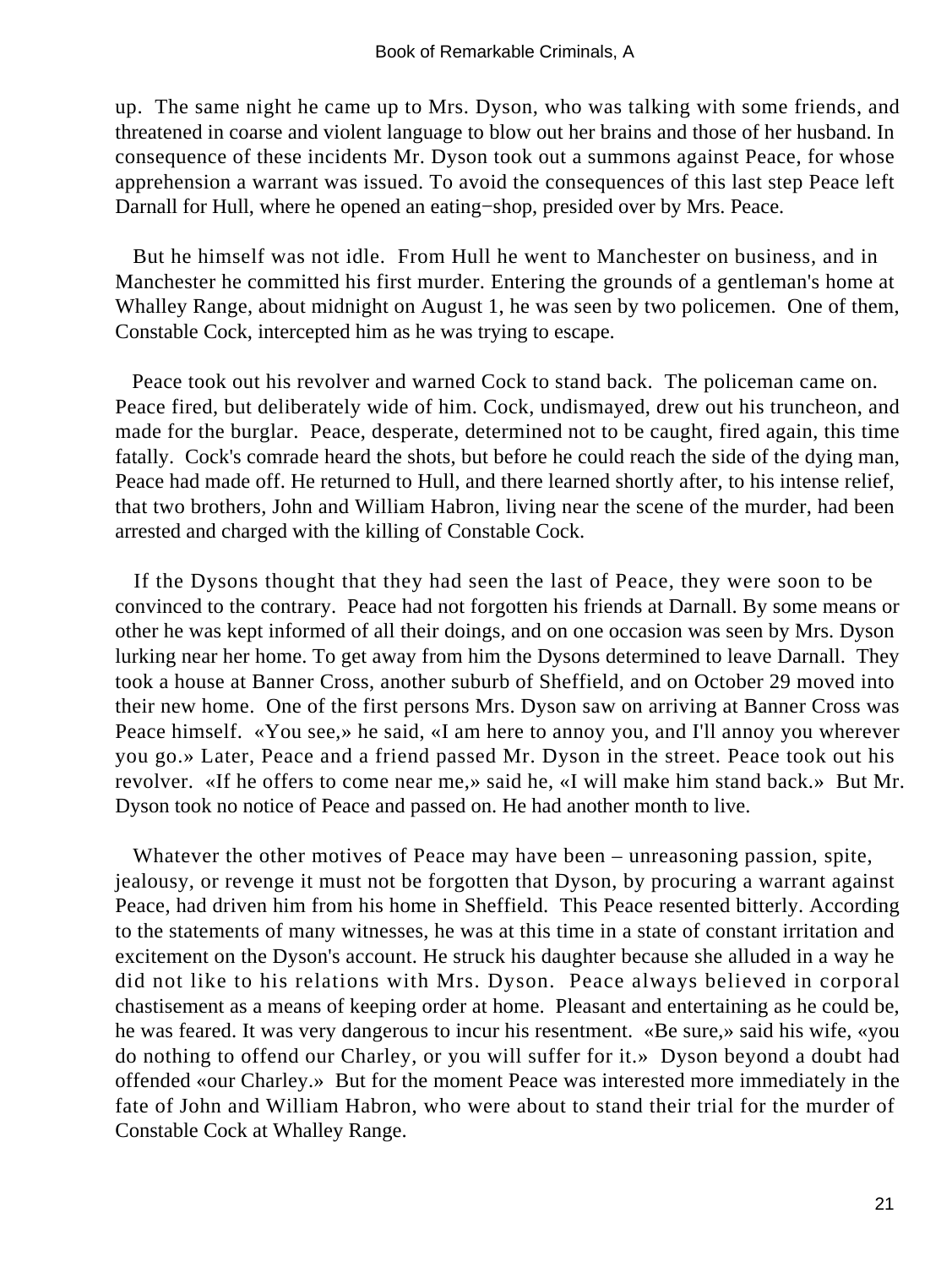up. The same night he came up to Mrs. Dyson, who was talking with some friends, and threatened in coarse and violent language to blow out her brains and those of her husband. In consequence of these incidents Mr. Dyson took out a summons against Peace, for whose apprehension a warrant was issued. To avoid the consequences of this last step Peace left Darnall for Hull, where he opened an eating−shop, presided over by Mrs. Peace.

But he himself was not idle. From Hull he went to Manchester on business, and in Manchester he committed his first murder. Entering the grounds of a gentleman's home at Whalley Range, about midnight on August 1, he was seen by two policemen. One of them, Constable Cock, intercepted him as he was trying to escape.

Peace took out his revolver and warned Cock to stand back. The policeman came on. Peace fired, but deliberately wide of him. Cock, undismayed, drew out his truncheon, and made for the burglar. Peace, desperate, determined not to be caught, fired again, this time fatally. Cock's comrade heard the shots, but before he could reach the side of the dying man, Peace had made off. He returned to Hull, and there learned shortly after, to his intense relief, that two brothers, John and William Habron, living near the scene of the murder, had been arrested and charged with the killing of Constable Cock.

If the Dysons thought that they had seen the last of Peace, they were soon to be convinced to the contrary. Peace had not forgotten his friends at Darnall. By some means or other he was kept informed of all their doings, and on one occasion was seen by Mrs. Dyson lurking near her home. To get away from him the Dysons determined to leave Darnall. They took a house at Banner Cross, another suburb of Sheffield, and on October 29 moved into their new home. One of the first persons Mrs. Dyson saw on arriving at Banner Cross was Peace himself. «You see,» he said, «I am here to annoy you, and I'll annoy you wherever you go.» Later, Peace and a friend passed Mr. Dyson in the street. Peace took out his revolver. «If he offers to come near me,» said he, «I will make him stand back.» But Mr. Dyson took no notice of Peace and passed on. He had another month to live.

Whatever the other motives of Peace may have been – unreasoning passion, spite, jealousy, or revenge it must not be forgotten that Dyson, by procuring a warrant against Peace, had driven him from his home in Sheffield. This Peace resented bitterly. According to the statements of many witnesses, he was at this time in a state of constant irritation and excitement on the Dyson's account. He struck his daughter because she alluded in a way he did not like to his relations with Mrs. Dyson. Peace always believed in corporal chastisement as a means of keeping order at home. Pleasant and entertaining as he could be, he was feared. It was very dangerous to incur his resentment. «Be sure,» said his wife, «you do nothing to offend our Charley, or you will suffer for it.» Dyson beyond a doubt had offended «our Charley.» But for the moment Peace was interested more immediately in the fate of John and William Habron, who were about to stand their trial for the murder of Constable Cock at Whalley Range.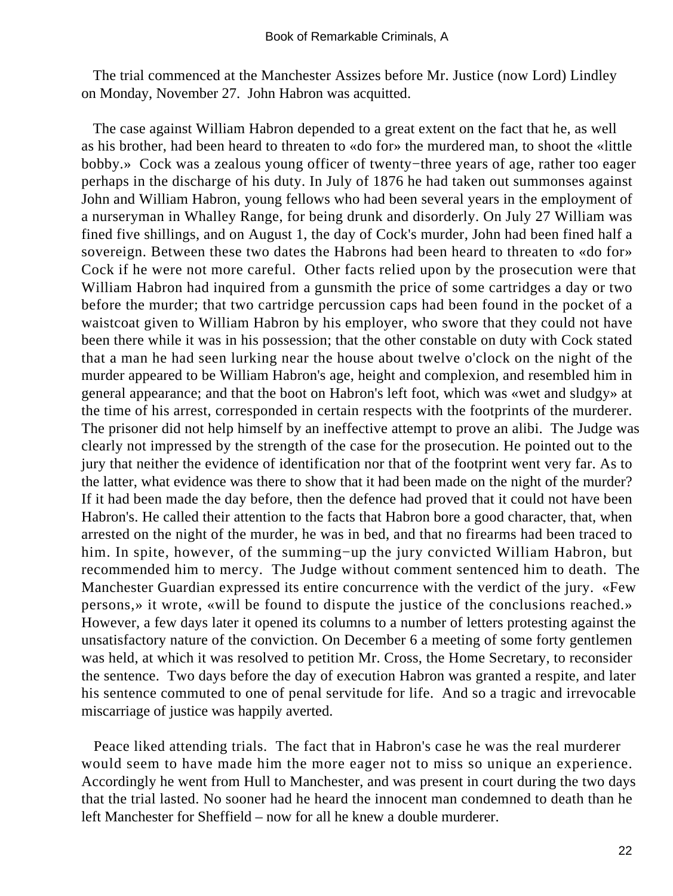The trial commenced at the Manchester Assizes before Mr. Justice (now Lord) Lindley on Monday, November 27. John Habron was acquitted.

The case against William Habron depended to a great extent on the fact that he, as well as his brother, had been heard to threaten to «do for» the murdered man, to shoot the «little bobby.» Cock was a zealous young officer of twenty−three years of age, rather too eager perhaps in the discharge of his duty. In July of 1876 he had taken out summonses against John and William Habron, young fellows who had been several years in the employment of a nurseryman in Whalley Range, for being drunk and disorderly. On July 27 William was fined five shillings, and on August 1, the day of Cock's murder, John had been fined half a sovereign. Between these two dates the Habrons had been heard to threaten to «do for» Cock if he were not more careful. Other facts relied upon by the prosecution were that William Habron had inquired from a gunsmith the price of some cartridges a day or two before the murder; that two cartridge percussion caps had been found in the pocket of a waistcoat given to William Habron by his employer, who swore that they could not have been there while it was in his possession; that the other constable on duty with Cock stated that a man he had seen lurking near the house about twelve o'clock on the night of the murder appeared to be William Habron's age, height and complexion, and resembled him in general appearance; and that the boot on Habron's left foot, which was «wet and sludgy» at the time of his arrest, corresponded in certain respects with the footprints of the murderer. The prisoner did not help himself by an ineffective attempt to prove an alibi. The Judge was clearly not impressed by the strength of the case for the prosecution. He pointed out to the jury that neither the evidence of identification nor that of the footprint went very far. As to the latter, what evidence was there to show that it had been made on the night of the murder? If it had been made the day before, then the defence had proved that it could not have been Habron's. He called their attention to the facts that Habron bore a good character, that, when arrested on the night of the murder, he was in bed, and that no firearms had been traced to him. In spite, however, of the summing−up the jury convicted William Habron, but recommended him to mercy. The Judge without comment sentenced him to death. The Manchester Guardian expressed its entire concurrence with the verdict of the jury. «Few persons,» it wrote, «will be found to dispute the justice of the conclusions reached.» However, a few days later it opened its columns to a number of letters protesting against the unsatisfactory nature of the conviction. On December 6 a meeting of some forty gentlemen was held, at which it was resolved to petition Mr. Cross, the Home Secretary, to reconsider the sentence. Two days before the day of execution Habron was granted a respite, and later his sentence commuted to one of penal servitude for life. And so a tragic and irrevocable miscarriage of justice was happily averted.

Peace liked attending trials. The fact that in Habron's case he was the real murderer would seem to have made him the more eager not to miss so unique an experience. Accordingly he went from Hull to Manchester, and was present in court during the two days that the trial lasted. No sooner had he heard the innocent man condemned to death than he left Manchester for Sheffield – now for all he knew a double murderer.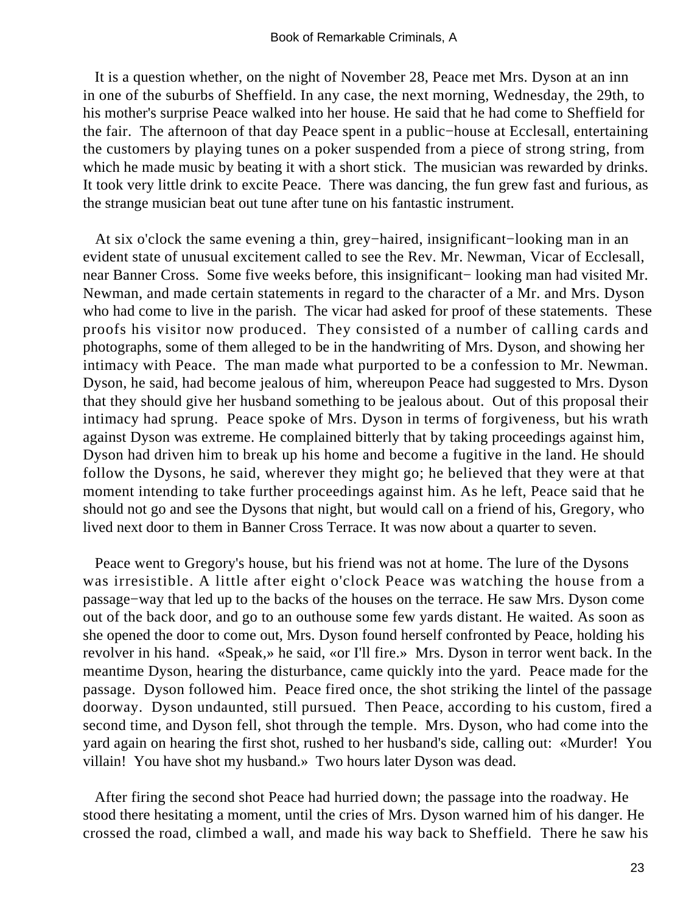It is a question whether, on the night of November 28, Peace met Mrs. Dyson at an inn in one of the suburbs of Sheffield. In any case, the next morning, Wednesday, the 29th, to his mother's surprise Peace walked into her house. He said that he had come to Sheffield for the fair. The afternoon of that day Peace spent in a public−house at Ecclesall, entertaining the customers by playing tunes on a poker suspended from a piece of strong string, from which he made music by beating it with a short stick. The musician was rewarded by drinks. It took very little drink to excite Peace. There was dancing, the fun grew fast and furious, as the strange musician beat out tune after tune on his fantastic instrument.

At six o'clock the same evening a thin, grey−haired, insignificant−looking man in an evident state of unusual excitement called to see the Rev. Mr. Newman, Vicar of Ecclesall, near Banner Cross. Some five weeks before, this insignificant− looking man had visited Mr. Newman, and made certain statements in regard to the character of a Mr. and Mrs. Dyson who had come to live in the parish. The vicar had asked for proof of these statements. These proofs his visitor now produced. They consisted of a number of calling cards and photographs, some of them alleged to be in the handwriting of Mrs. Dyson, and showing her intimacy with Peace. The man made what purported to be a confession to Mr. Newman. Dyson, he said, had become jealous of him, whereupon Peace had suggested to Mrs. Dyson that they should give her husband something to be jealous about. Out of this proposal their intimacy had sprung. Peace spoke of Mrs. Dyson in terms of forgiveness, but his wrath against Dyson was extreme. He complained bitterly that by taking proceedings against him, Dyson had driven him to break up his home and become a fugitive in the land. He should follow the Dysons, he said, wherever they might go; he believed that they were at that moment intending to take further proceedings against him. As he left, Peace said that he should not go and see the Dysons that night, but would call on a friend of his, Gregory, who lived next door to them in Banner Cross Terrace. It was now about a quarter to seven.

Peace went to Gregory's house, but his friend was not at home. The lure of the Dysons was irresistible. A little after eight o'clock Peace was watching the house from a passage−way that led up to the backs of the houses on the terrace. He saw Mrs. Dyson come out of the back door, and go to an outhouse some few yards distant. He waited. As soon as she opened the door to come out, Mrs. Dyson found herself confronted by Peace, holding his revolver in his hand. «Speak,» he said, «or I'll fire.» Mrs. Dyson in terror went back. In the meantime Dyson, hearing the disturbance, came quickly into the yard. Peace made for the passage. Dyson followed him. Peace fired once, the shot striking the lintel of the passage doorway. Dyson undaunted, still pursued. Then Peace, according to his custom, fired a second time, and Dyson fell, shot through the temple. Mrs. Dyson, who had come into the yard again on hearing the first shot, rushed to her husband's side, calling out: «Murder! You villain! You have shot my husband.» Two hours later Dyson was dead.

After firing the second shot Peace had hurried down; the passage into the roadway. He stood there hesitating a moment, until the cries of Mrs. Dyson warned him of his danger. He crossed the road, climbed a wall, and made his way back to Sheffield. There he saw his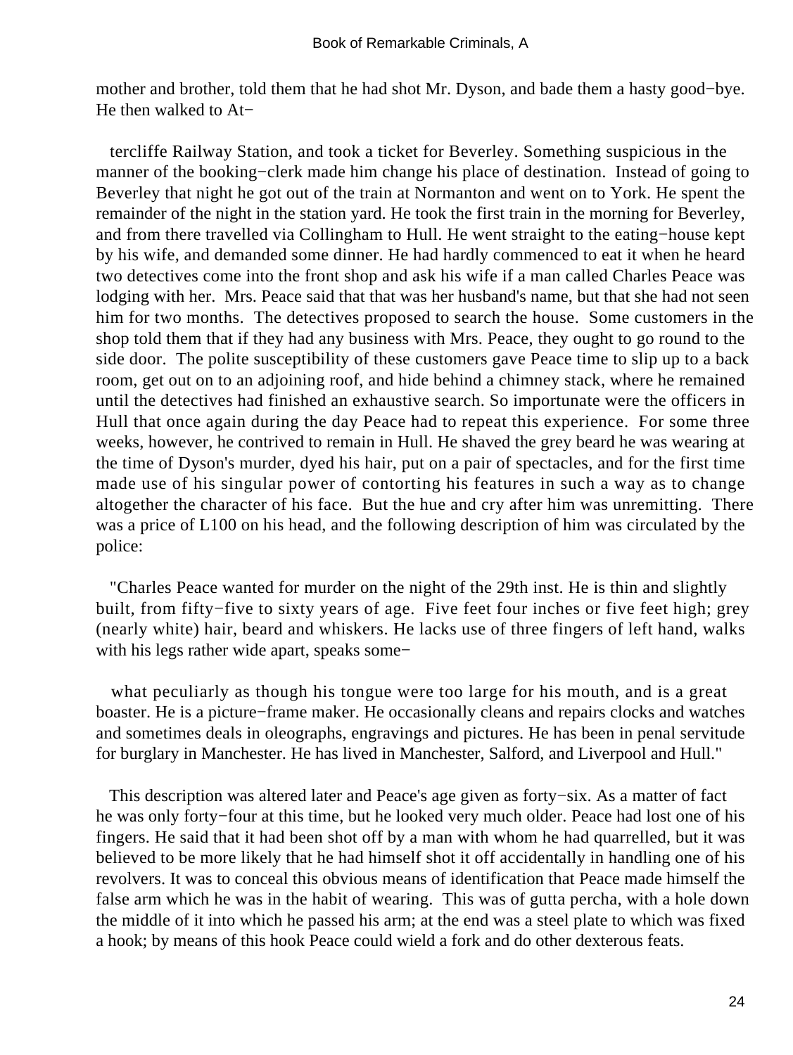mother and brother, told them that he had shot Mr. Dyson, and bade them a hasty good−bye. He then walked to Attercliffe Railway Station, and took a ticket for Beverley. Something suspicious in the manner of the booking−clerk made him change his place of destination. Instead of going to Beverley that night he got out of the train at Normanton and went on to York. He spent the remainder of the night in the station yard. He took the first train in the morning for Beverley, and from there travelled via Collingham to Hull. He went straight to the eating−house kept by his wife, and demanded some dinner. He had hardly commenced to eat it when he heard two detectives come into the front shop and ask his wife if a man called Charles Peace was lodging with her. Mrs. Peace said that that was her husband's name, but that she had not seen him for two months. The detectives proposed to search the house. Some customers in the shop told them that if they had any business with Mrs. Peace, they ought to go round to the side door. The polite susceptibility of these customers gave Peace time to slip up to a back room, get out on to an adjoining roof, and hide behind a chimney stack, where he remained until the detectives had finished an exhaustive search. So importunate were the officers in Hull that once again during the day Peace had to repeat this experience. For some three weeks, however, he contrived to remain in Hull. He shaved the grey beard he was wearing at the time of Dyson's murder, dyed his hair, put on a pair of spectacles, and for the first time made use of his singular power of contorting his features in such a way as to change altogether the character of his face. But the hue and cry after him was unremitting. There was a price of L100 on his head, and the following description of him was circulated by the police:

"Charles Peace wanted for murder on the night of the 29th inst. He is thin and slightly built, from fifty−five to sixty years of age. Five feet four inches or five feet high; grey (nearly white) hair, beard and whiskers. He lacks use of three fingers of left hand, walks with his legs rather wide apart, speaks somewhat peculiarly as though his tongue were too large for his mouth, and is a great boaster. He is a picture−frame maker. He occasionally cleans and repairs clocks and watches and sometimes deals in oleographs, engravings and pictures. He has been in penal servitude for burglary in Manchester. He has lived in Manchester, Salford, and Liverpool and Hull."

This description was altered later and Peace's age given as forty−six. As a matter of fact he was only forty−four at this time, but he looked very much older. Peace had lost one of his fingers. He said that it had been shot off by a man with whom he had quarrelled, but it was believed to be more likely that he had himself shot it off accidentally in handling one of his revolvers. It was to conceal this obvious means of identification that Peace made himself the false arm which he was in the habit of wearing. This was of gutta percha, with a hole down the middle of it into which he passed his arm; at the end was a steel plate to which was fixed a hook; by means of this hook Peace could wield a fork and do other dexterous feats.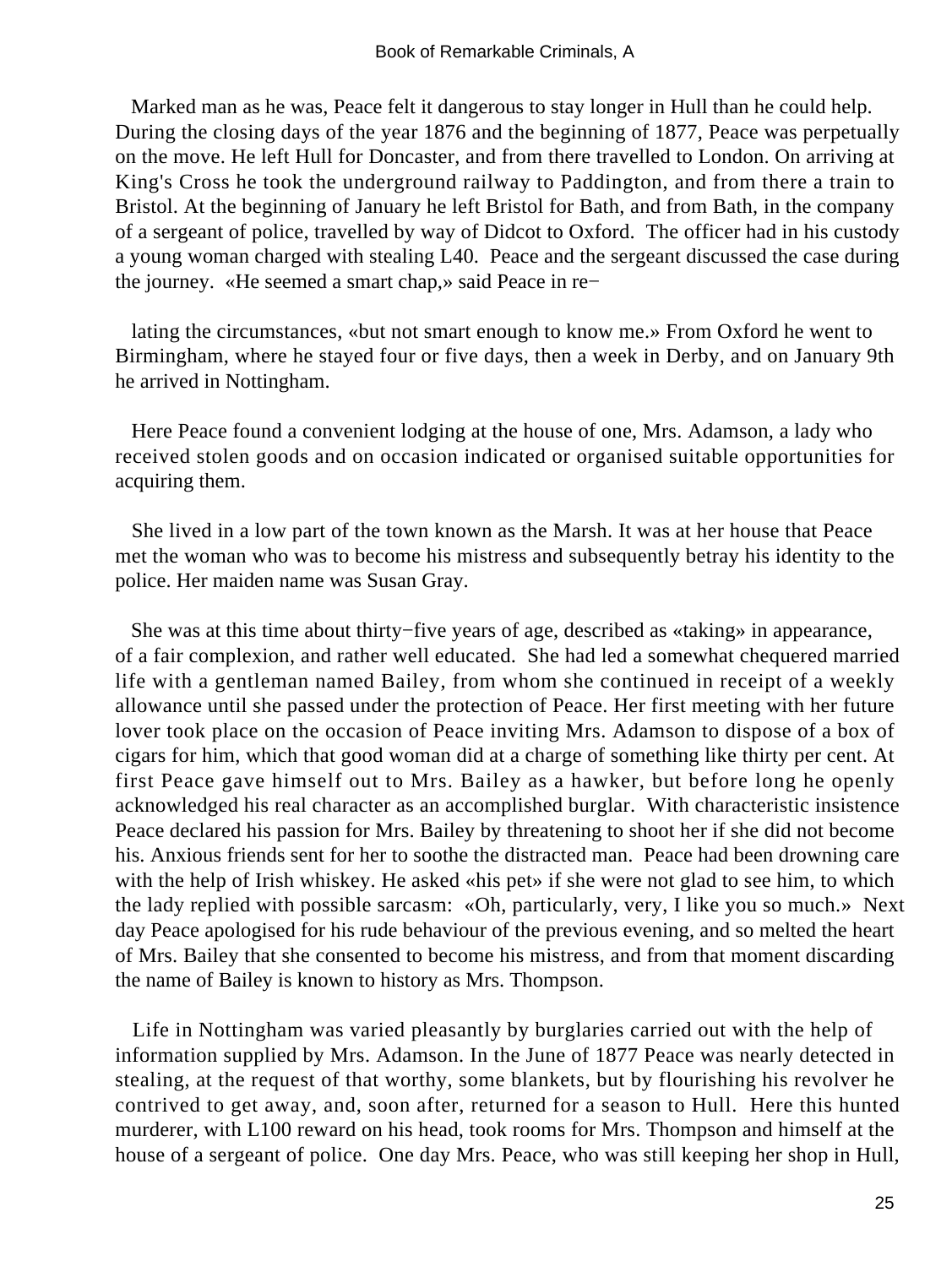Marked man as he was, Peace felt it dangerous to stay longer in Hull than he could help. During the closing days of the year 1876 and the beginning of 1877, Peace was perpetually on the move. He left Hull for Doncaster, and from there travelled to London. On arriving at King's Cross he took the underground railway to Paddington, and from there a train to Bristol. At the beginning of January he left Bristol for Bath, and from Bath, in the company of a sergeant of police, travelled by way of Didcot to Oxford. The officer had in his custody a young woman charged with stealing L40. Peace and the sergeant discussed the case during the journey. «He seemed a smart chap,» said Peace in relating the circumstances, «but not smart enough to know me.» From Oxford he went to Birmingham, where he stayed four or five days, then a week in Derby, and on January 9th he arrived in Nottingham.

Here Peace found a convenient lodging at the house of one, Mrs. Adamson, a lady who received stolen goods and on occasion indicated or organised suitable opportunities for acquiring them.

She lived in a low part of the town known as the Marsh. It was at her house that Peace met the woman who was to become his mistress and subsequently betray his identity to the police. Her maiden name was Susan Gray.

She was at this time about thirty−five years of age, described as «taking» in appearance, of a fair complexion, and rather well educated. She had led a somewhat chequered married life with a gentleman named Bailey, from whom she continued in receipt of a weekly allowance until she passed under the protection of Peace. Her first meeting with her future lover took place on the occasion of Peace inviting Mrs. Adamson to dispose of a box of cigars for him, which that good woman did at a charge of something like thirty per cent. At first Peace gave himself out to Mrs. Bailey as a hawker, but before long he openly acknowledged his real character as an accomplished burglar. With characteristic insistence Peace declared his passion for Mrs. Bailey by threatening to shoot her if she did not become his. Anxious friends sent for her to soothe the distracted man. Peace had been drowning care with the help of Irish whiskey. He asked «his pet» if she were not glad to see him, to which the lady replied with possible sarcasm: «Oh, particularly, very, I like you so much.» Next day Peace apologised for his rude behaviour of the previous evening, and so melted the heart of Mrs. Bailey that she consented to become his mistress, and from that moment discarding the name of Bailey is known to history as Mrs. Thompson.

Life in Nottingham was varied pleasantly by burglaries carried out with the help of information supplied by Mrs. Adamson. In the June of 1877 Peace was nearly detected in stealing, at the request of that worthy, some blankets, but by flourishing his revolver he contrived to get away, and, soon after, returned for a season to Hull. Here this hunted murderer, with L100 reward on his head, took rooms for Mrs. Thompson and himself at the house of a sergeant of police. One day Mrs. Peace, who was still keeping her shop in Hull,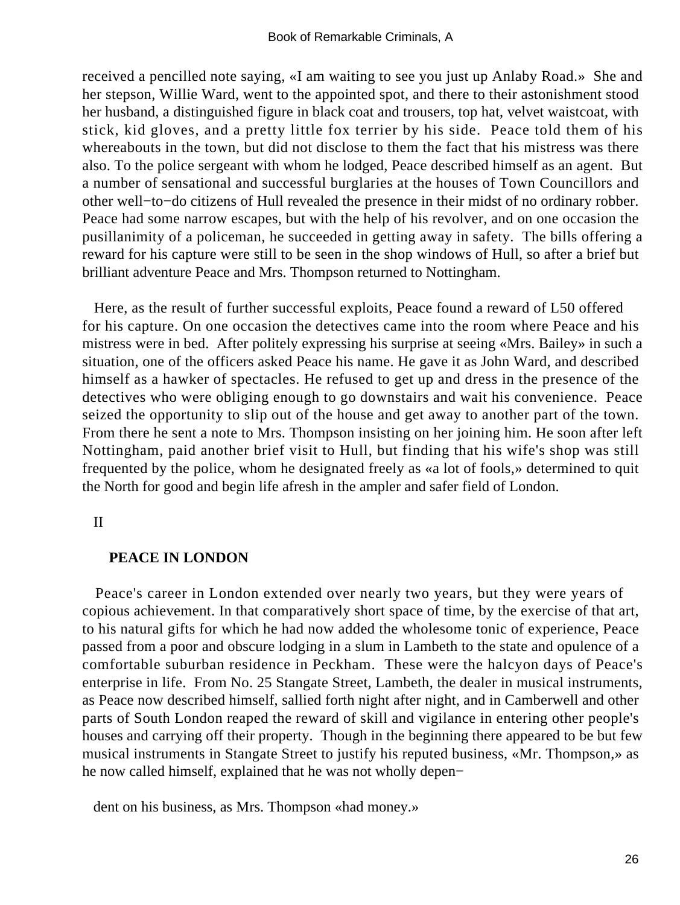received a pencilled note saying, «I am waiting to see you just up Anlaby Road.» She and her stepson, Willie Ward, went to the appointed spot, and there to their astonishment stood her husband, a distinguished figure in black coat and trousers, top hat, velvet waistcoat, with stick, kid gloves, and a pretty little fox terrier by his side. Peace told them of his whereabouts in the town, but did not disclose to them the fact that his mistress was there also. To the police sergeant with whom he lodged, Peace described himself as an agent. But a number of sensational and successful burglaries at the houses of Town Councillors and other well−to−do citizens of Hull revealed the presence in their midst of no ordinary robber. Peace had some narrow escapes, but with the help of his revolver, and on one occasion the pusillanimity of a policeman, he succeeded in getting away in safety. The bills offering a reward for his capture were still to be seen in the shop windows of Hull, so after a brief but brilliant adventure Peace and Mrs. Thompson returned to Nottingham.

Here, as the result of further successful exploits, Peace found a reward of L50 offered for his capture. On one occasion the detectives came into the room where Peace and his mistress were in bed. After politely expressing his surprise at seeing «Mrs. Bailey» in such a situation, one of the officers asked Peace his name. He gave it as John Ward, and described himself as a hawker of spectacles. He refused to get up and dress in the presence of the detectives who were obliging enough to go downstairs and wait his convenience. Peace seized the opportunity to slip out of the house and get away to another part of the town. From there he sent a note to Mrs. Thompson insisting on her joining him. He soon after left Nottingham, paid another brief visit to Hull, but finding that his wife's shop was still frequented by the police, whom he designated freely as «a lot of fools,» determined to quit the North for good and begin life afresh in the ampler and safer field of London.

II

## PEACE IN LONDON

Peace's career in London extended over nearly two years, but they were years of copious achievement. In that comparatively short space of time, by the exercise of that art, to his natural gifts for which he had now added the wholesome tonic of experience, Peace passed from a poor and obscure lodging in a slum in Lambeth to the state and opulence of a comfortable suburban residence in Peckham. These were the halcyon days of Peace's enterprise in life. From No. 25 Stangate Street, Lambeth, the dealer in musical instruments, as Peace now described himself, sallied forth night after night, and in Camberwell and other parts of South London reaped the reward of skill and vigilance in entering other people's houses and carrying off their property. Though in the beginning there appeared to be but few musical instruments in Stangate Street to justify his reputed business, «Mr. Thompson,» as he now called himself, explained that he was not wholly dependent on his business, as Mrs. Thompson «had money.»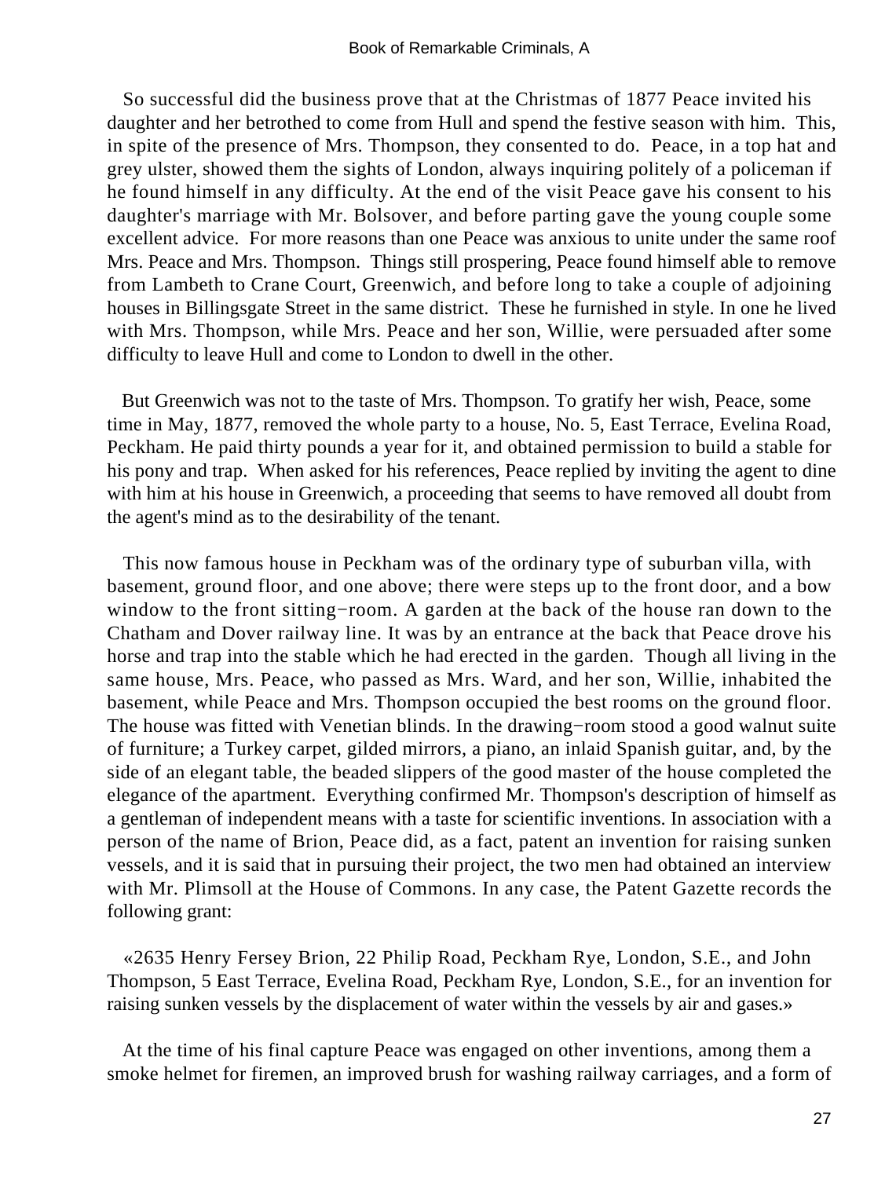So successful did the business prove that at the Christmas of 1877 Peace invited his daughter and her betrothed to come from Hull and spend the festive season with him. This, in spite of the presence of Mrs. Thompson, they consented to do. Peace, in a top hat and grey ulster, showed them the sights of London, always inquiring politely of a policeman if he found himself in any difficulty. At the end of the visit Peace gave his consent to his daughter's marriage with Mr. Bolsover, and before parting gave the young couple some excellent advice. For more reasons than one Peace was anxious to unite under the same roof Mrs. Peace and Mrs. Thompson. Things still prospering, Peace found himself able to remove from Lambeth to Crane Court, Greenwich, and before long to take a couple of adjoining houses in Billingsgate Street in the same district. These he furnished in style. In one he lived with Mrs. Thompson, while Mrs. Peace and her son, Willie, were persuaded after some difficulty to leave Hull and come to London to dwell in the other.

But Greenwich was not to the taste of Mrs. Thompson. To gratify her wish, Peace, some time in May, 1877, removed the whole party to a house, No. 5, East Terrace, Evelina Road, Peckham. He paid thirty pounds a year for it, and obtained permission to build a stable for his pony and trap. When asked for his references, Peace replied by inviting the agent to dine with him at his house in Greenwich, a proceeding that seems to have removed all doubt from the agent's mind as to the desirability of the tenant.

This now famous house in Peckham was of the ordinary type of suburban villa, with basement, ground floor, and one above; there were steps up to the front door, and a bow window to the front sitting−room. A garden at the back of the house ran down to the Chatham and Dover railway line. It was by an entrance at the back that Peace drove his horse and trap into the stable which he had erected in the garden. Though all living in the same house, Mrs. Peace, who passed as Mrs. Ward, and her son, Willie, inhabited the basement, while Peace and Mrs. Thompson occupied the best rooms on the ground floor. The house was fitted with Venetian blinds. In the drawing−room stood a good walnut suite of furniture; a Turkey carpet, gilded mirrors, a piano, an inlaid Spanish guitar, and, by the side of an elegant table, the beaded slippers of the good master of the house completed the elegance of the apartment. Everything confirmed Mr. Thompson's description of himself as a gentleman of independent means with a taste for scientific inventions. In association with a person of the name of Brion, Peace did, as a fact, patent an invention for raising sunken vessels, and it is said that in pursuing their project, the two men had obtained an interview with Mr. Plimsoll at the House of Commons. In any case, the Patent Gazette records the following grant:

«2635 Henry Fersey Brion, 22 Philip Road, Peckham Rye, London, S.E., and John Thompson, 5 East Terrace, Evelina Road, Peckham Rye, London, S.E., for an invention for raising sunken vessels by the displacement of water within the vessels by air and gases.»

At the time of his final capture Peace was engaged on other inventions, among them a smoke helmet for firemen, an improved brush for washing railway carriages, and a form of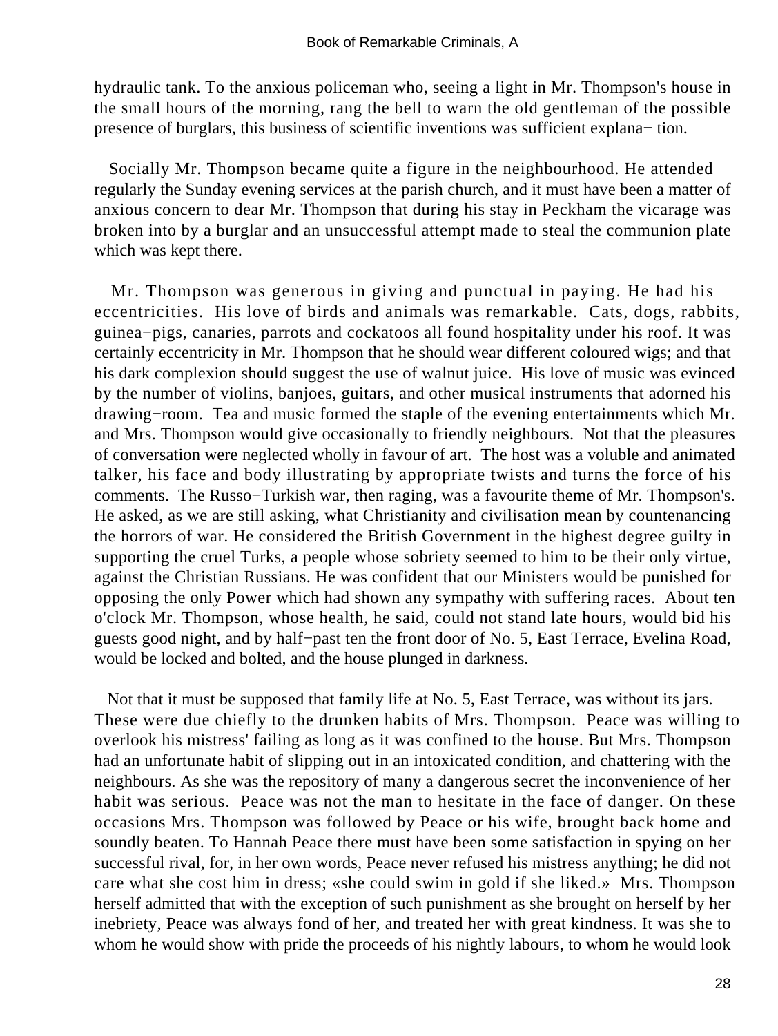hydraulic tank. To the anxious policeman who, seeing a light in Mr. Thompson's house in the small hours of the morning, rang the bell to warn the old gentleman of the possible presence of burglars, this business of scientific inventions was sufficient explana− tion.

Socially Mr. Thompson became quite a figure in the neighbourhood. He attended regularly the Sunday evening services at the parish church, and it must have been a matter of anxious concern to dear Mr. Thompson that during his stay in Peckham the vicarage was broken into by a burglar and an unsuccessful attempt made to steal the communion plate which was kept there.

Mr. Thompson was generous in giving and punctual in paying. He had his eccentricities. His love of birds and animals was remarkable. Cats, dogs, rabbits, guinea−pigs, canaries, parrots and cockatoos all found hospitality under his roof. It was certainly eccentricity in Mr. Thompson that he should wear different coloured wigs; and that his dark complexion should suggest the use of walnut juice. His love of music was evinced by the number of violins, banjoes, guitars, and other musical instruments that adorned his drawing−room. Tea and music formed the staple of the evening entertainments which Mr. and Mrs. Thompson would give occasionally to friendly neighbours. Not that the pleasures of conversation were neglected wholly in favour of art. The host was a voluble and animated talker, his face and body illustrating by appropriate twists and turns the force of his comments. The Russo−Turkish war, then raging, was a favourite theme of Mr. Thompson's. He asked, as we are still asking, what Christianity and civilisation mean by countenancing the horrors of war. He considered the British Government in the highest degree guilty in supporting the cruel Turks, a people whose sobriety seemed to him to be their only virtue, against the Christian Russians. He was confident that our Ministers would be punished for opposing the only Power which had shown any sympathy with suffering races. About ten o'clock Mr. Thompson, whose health, he said, could not stand late hours, would bid his guests good night, and by half−past ten the front door of No. 5, East Terrace, Evelina Road, would be locked and bolted, and the house plunged in darkness.

Not that it must be supposed that family life at No. 5, East Terrace, was without its jars. These were due chiefly to the drunken habits of Mrs. Thompson. Peace was willing to overlook his mistress' failing as long as it was confined to the house. But Mrs. Thompson had an unfortunate habit of slipping out in an intoxicated condition, and chattering with the neighbours. As she was the repository of many a dangerous secret the inconvenience of her habit was serious. Peace was not the man to hesitate in the face of danger. On these occasions Mrs. Thompson was followed by Peace or his wife, brought back home and soundly beaten. To Hannah Peace there must have been some satisfaction in spying on her successful rival, for, in her own words, Peace never refused his mistress anything; he did not care what she cost him in dress; «she could swim in gold if she liked.» Mrs. Thompson herself admitted that with the exception of such punishment as she brought on herself by her inebriety, Peace was always fond of her, and treated her with great kindness. It was she to whom he would show with pride the proceeds of his nightly labours, to whom he would look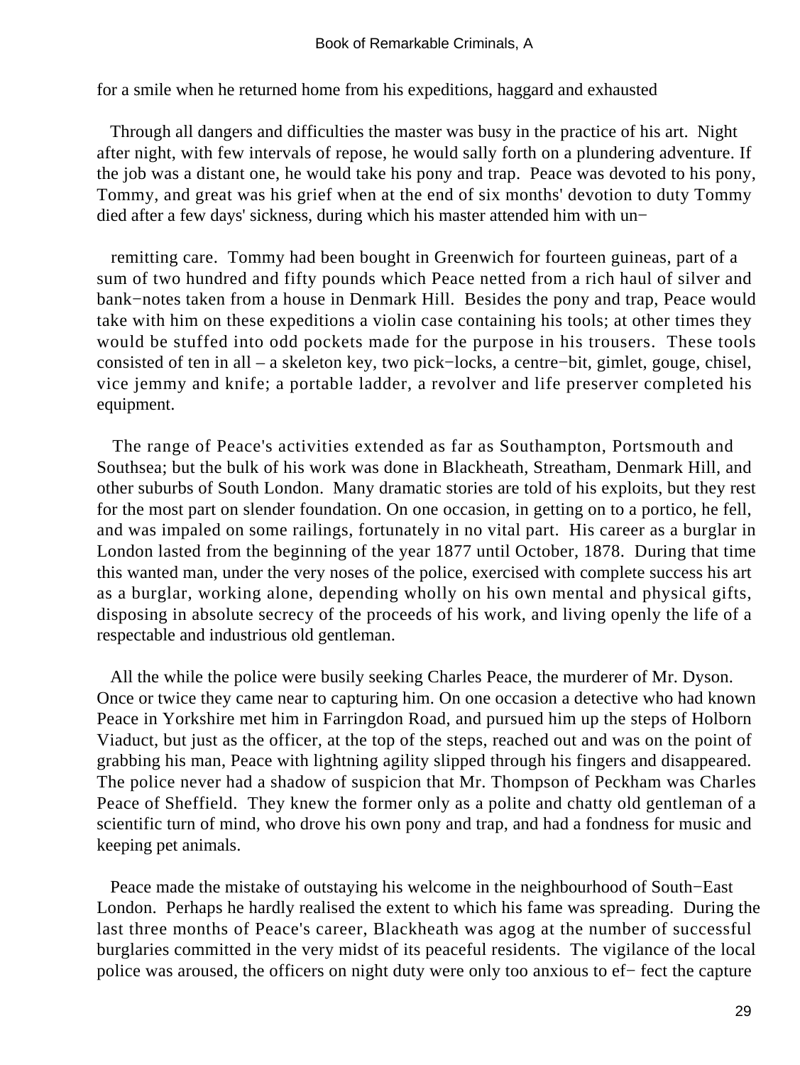for a smile when he returned home from his expeditions, haggard and exhausted

Through all dangers and difficulties the master was busy in the practice of his art. Night after night, with few intervals of repose, he would sally forth on a plundering adventure. If the job was a distant one, he would take his pony and trap. Peace was devoted to his pony, Tommy, and great was his grief when at the end of six months' devotion to duty Tommy died after a few days' sickness, during which his master attended him with un−

remitting care. Tommy had been bought in Greenwich for fourteen guineas, part of a sum of two hundred and fifty pounds which Peace netted from a rich haul of silver and bank−notes taken from a house in Denmark Hill. Besides the pony and trap, Peace would take with him on these expeditions a violin case containing his tools; at other times they would be stuffed into odd pockets made for the purpose in his trousers. These tools consisted of ten in all – a skeleton key, two pick−locks, a centre−bit, gimlet, gouge, chisel, vice jemmy and knife; a portable ladder, a revolver and life preserver completed his equipment.

The range of Peace's activities extended as far as Southampton, Portsmouth and Southsea; but the bulk of his work was done in Blackheath, Streatham, Denmark Hill, and other suburbs of South London. Many dramatic stories are told of his exploits, but they rest for the most part on slender foundation. On one occasion, in getting on to a portico, he fell, and was impaled on some railings, fortunately in no vital part. His career as a burglar in London lasted from the beginning of the year 1877 until October, 1878. During that time this wanted man, under the very noses of the police, exercised with complete success his art as a burglar, working alone, depending wholly on his own mental and physical gifts, disposing in absolute secrecy of the proceeds of his work, and living openly the life of a respectable and industrious old gentleman.

All the while the police were busily seeking Charles Peace, the murderer of Mr. Dyson. Once or twice they came near to capturing him. On one occasion a detective who had known Peace in Yorkshire met him in Farringdon Road, and pursued him up the steps of Holborn Viaduct, but just as the officer, at the top of the steps, reached out and was on the point of grabbing his man, Peace with lightning agility slipped through his fingers and disappeared. The police never had a shadow of suspicion that Mr. Thompson of Peckham was Charles Peace of Sheffield. They knew the former only as a polite and chatty old gentleman of a scientific turn of mind, who drove his own pony and trap, and had a fondness for music and keeping pet animals.

Peace made the mistake of outstaying his welcome in the neighbourhood of South−East London. Perhaps he hardly realised the extent to which his fame was spreading. During the last three months of Peace's career, Blackheath was agog at the number of successful burglaries committed in the very midst of its peaceful residents. The vigilance of the local police was aroused, the officers on night duty were only too anxious to ef− fect the capture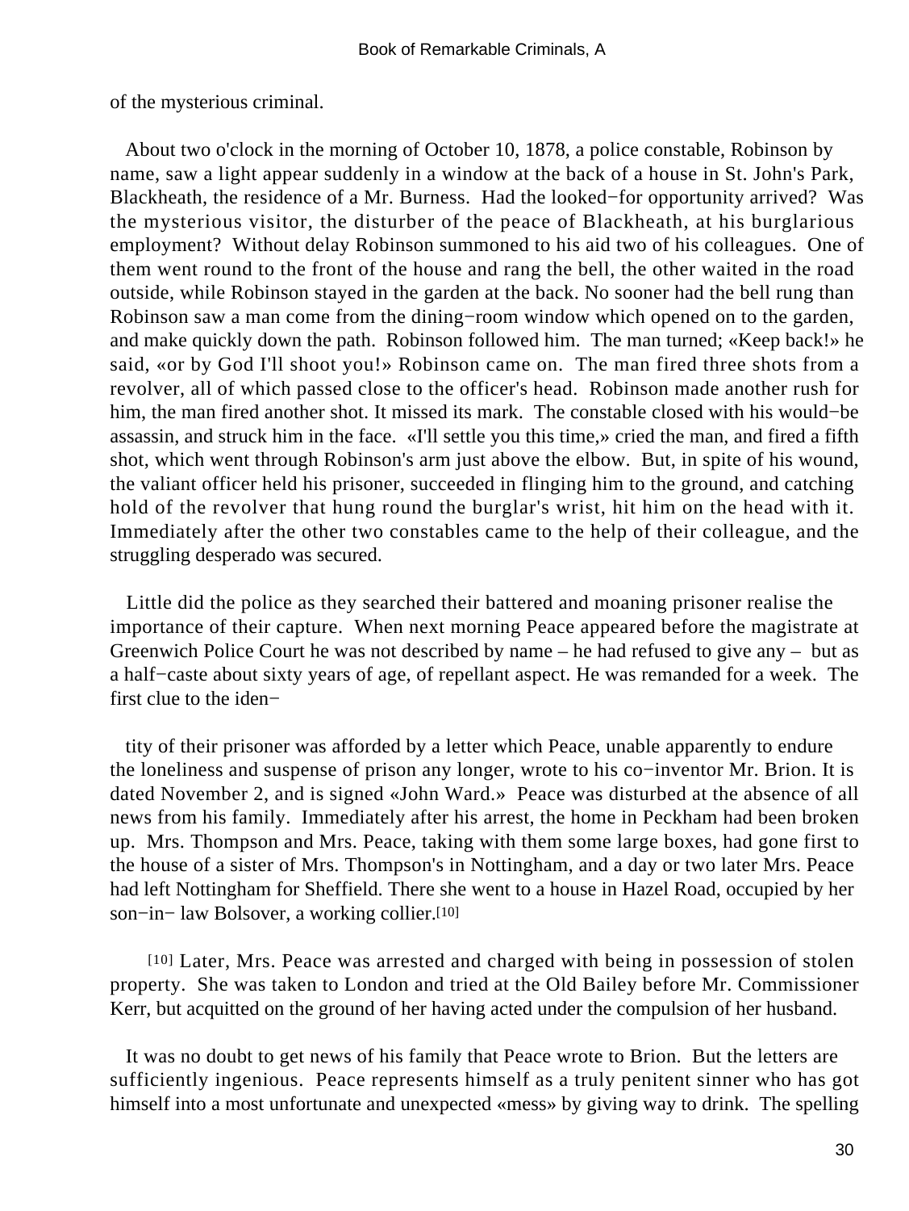of the mysterious criminal.

About two o'clock in the morning of October 10, 1878, a police constable, Robinson by name, saw a light appear suddenly in a window at the back of a house in St. John's Park, Blackheath, the residence of a Mr. Burness. Had the looked−for opportunity arrived? Was the mysterious visitor, the disturber of the peace of Blackheath, at his burglarious employment? Without delay Robinson summoned to his aid two of his colleagues. One of them went round to the front of the house and rang the bell, the other waited in the road outside, while Robinson stayed in the garden at the back. No sooner had the bell rung than Robinson saw a man come from the dining−room window which opened on to the garden, and make quickly down the path. Robinson followed him. The man turned; «Keep back!» he said, «or by God I'll shoot you!» Robinson came on. The man fired three shots from a revolver, all of which passed close to the officer's head. Robinson made another rush for him, the man fired another shot. It missed its mark. The constable closed with his would−be assassin, and struck him in the face. «I'll settle you this time,» cried the man, and fired a fifth shot, which went through Robinson's arm just above the elbow. But, in spite of his wound, the valiant officer held his prisoner, succeeded in flinging him to the ground, and catching hold of the revolver that hung round the burglar's wrist, hit him on the head with it. Immediately after the other two constables came to the help of their colleague, and the struggling desperado was secured.

Little did the police as they searched their battered and moaning prisoner realise the importance of their capture. When next morning Peace appeared before the magistrate at Greenwich Police Court he was not described by name – he had refused to give any – but as a half−caste about sixty years of age, of repellant aspect. He was remanded for a week. The first clue to the identity of their prisoner was afforded by a letter which Peace, unable apparently to endure the loneliness and suspense of prison any longer, wrote to his co−inventor Mr. Brion. It is dated November 2, and is signed «John Ward.» Peace was disturbed at the absence of all news from his family. Immediately after his arrest, the home in Peckham had been broken up. Mrs. Thompson and Mrs. Peace, taking with them some large boxes, had gone first to the house of a sister of Mrs. Thompson's in Nottingham, and a day or two later Mrs. Peace had left Nottingham for Sheffield. There she went to a house in Hazel Road, occupied by her son−in− law Bolsover, a working collier.[10]

[10] Later, Mrs. Peace was arrested and charged with being in possession of stolen property. She was taken to London and tried at the Old Bailey before Mr. Commissioner Kerr, but acquitted on the ground of her having acted under the compulsion of her husband.

It was no doubt to get news of his family that Peace wrote to Brion. But the letters are sufficiently ingenious. Peace represents himself as a truly penitent sinner who has got himself into a most unfortunate and unexpected «mess» by giving way to drink. The spelling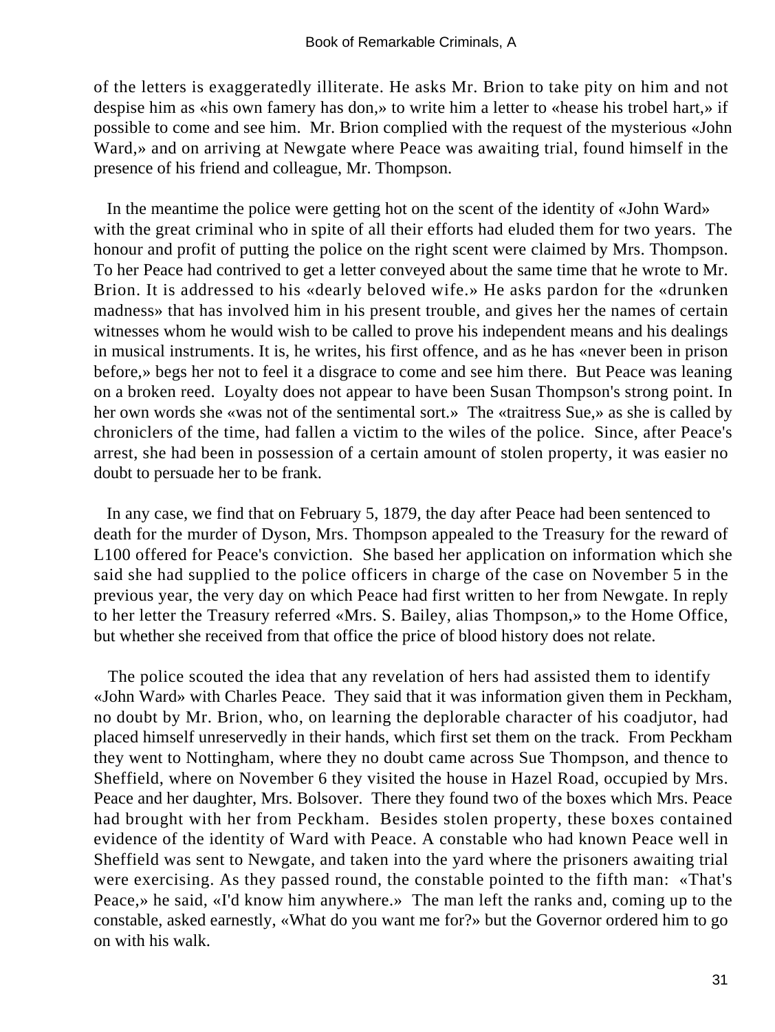of the letters is exaggeratedly illiterate. He asks Mr. Brion to take pity on him and not despise him as «his own famery has don,» to write him a letter to «hease his trobel hart,» if possible to come and see him. Mr. Brion complied with the request of the mysterious «John Ward,» and on arriving at Newgate where Peace was awaiting trial, found himself in the presence of his friend and colleague, Mr. Thompson.

In the meantime the police were getting hot on the scent of the identity of «John Ward» with the great criminal who in spite of all their efforts had eluded them for two years. The honour and profit of putting the police on the right scent were claimed by Mrs. Thompson. To her Peace had contrived to get a letter conveyed about the same time that he wrote to Mr. Brion. It is addressed to his «dearly beloved wife.» He asks pardon for the «drunken madness» that has involved him in his present trouble, and gives her the names of certain witnesses whom he would wish to be called to prove his independent means and his dealings in musical instruments. It is, he writes, his first offence, and as he has «never been in prison before,» begs her not to feel it a disgrace to come and see him there. But Peace was leaning on a broken reed. Loyalty does not appear to have been Susan Thompson's strong point. In her own words she «was not of the sentimental sort.» The «traitress Sue,» as she is called by chroniclers of the time, had fallen a victim to the wiles of the police. Since, after Peace's arrest, she had been in possession of a certain amount of stolen property, it was easier no doubt to persuade her to be frank.

In any case, we find that on February 5, 1879, the day after Peace had been sentenced to death for the murder of Dyson, Mrs. Thompson appealed to the Treasury for the reward of L100 offered for Peace's conviction. She based her application on information which she said she had supplied to the police officers in charge of the case on November 5 in the previous year, the very day on which Peace had first written to her from Newgate. In reply to her letter the Treasury referred «Mrs. S. Bailey, alias Thompson,» to the Home Office, but whether she received from that office the price of blood history does not relate.

The police scouted the idea that any revelation of hers had assisted them to identify «John Ward» with Charles Peace. They said that it was information given them in Peckham, no doubt by Mr. Brion, who, on learning the deplorable character of his coadjutor, had placed himself unreservedly in their hands, which first set them on the track. From Peckham they went to Nottingham, where they no doubt came across Sue Thompson, and thence to Sheffield, where on November 6 they visited the house in Hazel Road, occupied by Mrs. Peace and her daughter, Mrs. Bolsover. There they found two of the boxes which Mrs. Peace had brought with her from Peckham. Besides stolen property, these boxes contained evidence of the identity of Ward with Peace. A constable who had known Peace well in Sheffield was sent to Newgate, and taken into the yard where the prisoners awaiting trial were exercising. As they passed round, the constable pointed to the fifth man: «That's Peace,» he said, «I'd know him anywhere.» The man left the ranks and, coming up to the constable, asked earnestly, «What do you want me for?» but the Governor ordered him to go on with his walk.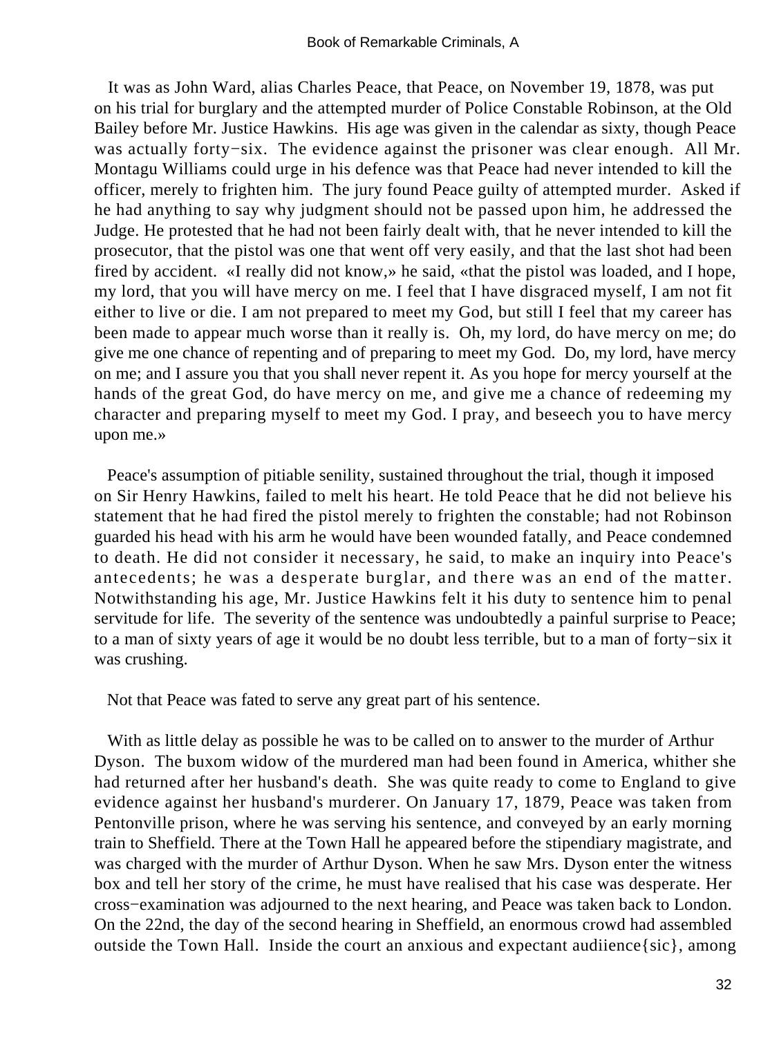It was as John Ward, alias Charles Peace, that Peace, on November 19, 1878, was put on his trial for burglary and the attempted murder of Police Constable Robinson, at the Old Bailey before Mr. Justice Hawkins. His age was given in the calendar as sixty, though Peace was actually forty−six. The evidence against the prisoner was clear enough. All Mr. Montagu Williams could urge in his defence was that Peace had never intended to kill the officer, merely to frighten him. The jury found Peace guilty of attempted murder. Asked if he had anything to say why judgment should not be passed upon him, he addressed the Judge. He protested that he had not been fairly dealt with, that he never intended to kill the prosecutor, that the pistol was one that went off very easily, and that the last shot had been fired by accident. «I really did not know,» he said, «that the pistol was loaded, and I hope, my lord, that you will have mercy on me. I feel that I have disgraced myself, I am not fit either to live or die. I am not prepared to meet my God, but still I feel that my career has been made to appear much worse than it really is. Oh, my lord, do have mercy on me; do give me one chance of repenting and of preparing to meet my God. Do, my lord, have mercy on me; and I assure you that you shall never repent it. As you hope for mercy yourself at the hands of the great God, do have mercy on me, and give me a chance of redeeming my character and preparing myself to meet my God. I pray, and beseech you to have mercy upon me.»

Peace's assumption of pitiable senility, sustained throughout the trial, though it imposed on Sir Henry Hawkins, failed to melt his heart. He told Peace that he did not believe his statement that he had fired the pistol merely to frighten the constable; had not Robinson guarded his head with his arm he would have been wounded fatally, and Peace condemned to death. He did not consider it necessary, he said, to make an inquiry into Peace's antecedents; he was a desperate burglar, and there was an end of the matter. Notwithstanding his age, Mr. Justice Hawkins felt it his duty to sentence him to penal servitude for life. The severity of the sentence was undoubtedly a painful surprise to Peace; to a man of sixty years of age it would be no doubt less terrible, but to a man of forty−six it was crushing.

Not that Peace was fated to serve any great part of his sentence.

With as little delay as possible he was to be called on to answer to the murder of Arthur Dyson. The buxom widow of the murdered man had been found in America, whither she had returned after her husband's death. She was quite ready to come to England to give evidence against her husband's murderer. On January 17, 1879, Peace was taken from Pentonville prison, where he was serving his sentence, and conveyed by an early morning train to Sheffield. There at the Town Hall he appeared before the stipendiary magistrate, and was charged with the murder of Arthur Dyson. When he saw Mrs. Dyson enter the witness box and tell her story of the crime, he must have realised that his case was desperate. Her cross−examination was adjourned to the next hearing, and Peace was taken back to London. On the 22nd, the day of the second hearing in Sheffield, an enormous crowd had assembled outside the Town Hall. Inside the court an anxious and expectant audiience{sic}, among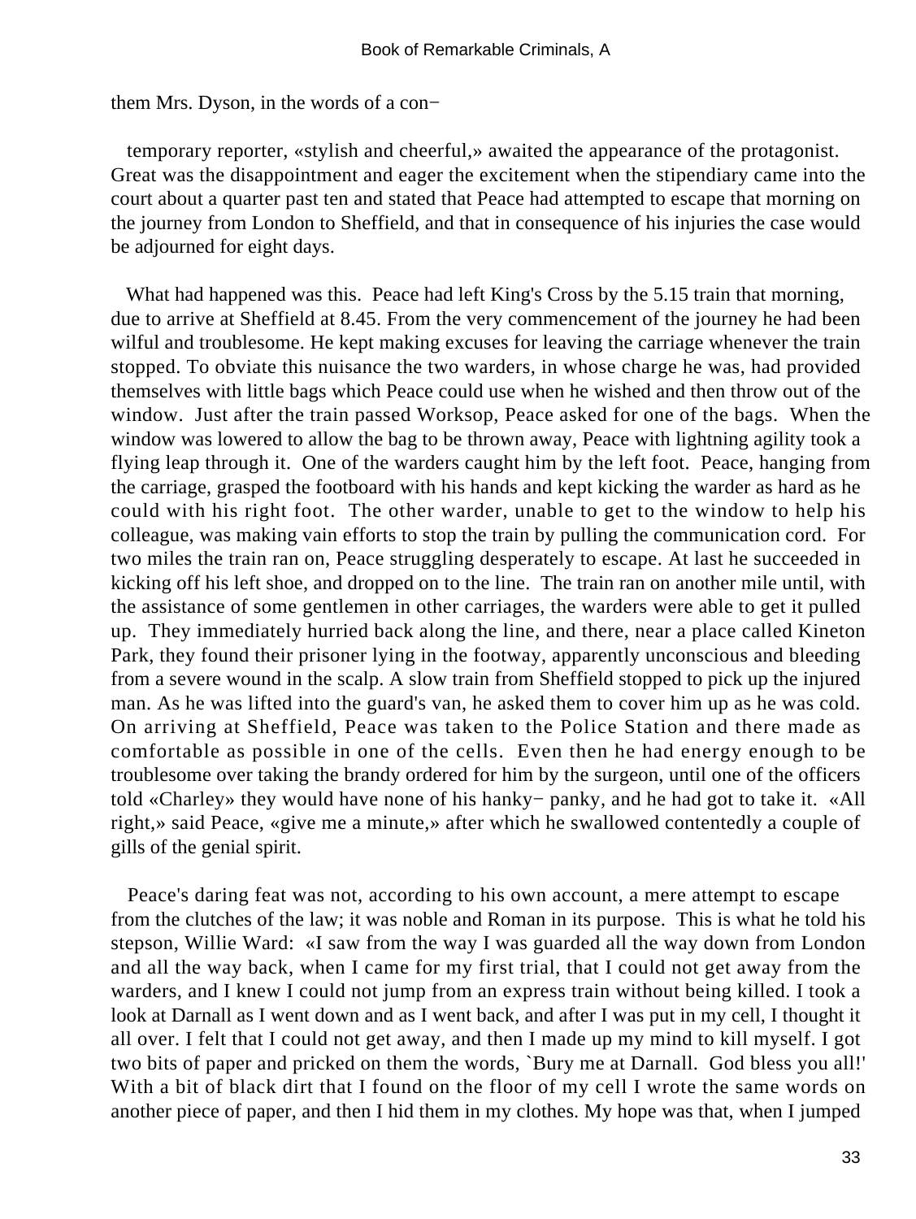them Mrs. Dyson, in the words of a con−

temporary reporter, «stylish and cheerful,» awaited the appearance of the protagonist. Great was the disappointment and eager the excitement when the stipendiary came into the court about a quarter past ten and stated that Peace had attempted to escape that morning on the journey from London to Sheffield, and that in consequence of his injuries the case would be adjourned for eight days.

What had happened was this. Peace had left King's Cross by the 5.15 train that morning, due to arrive at Sheffield at 8.45. From the very commencement of the journey he had been wilful and troublesome. He kept making excuses for leaving the carriage whenever the train stopped. To obviate this nuisance the two warders, in whose charge he was, had provided themselves with little bags which Peace could use when he wished and then throw out of the window. Just after the train passed Worksop, Peace asked for one of the bags. When the window was lowered to allow the bag to be thrown away, Peace with lightning agility took a flying leap through it. One of the warders caught him by the left foot. Peace, hanging from the carriage, grasped the footboard with his hands and kept kicking the warder as hard as he could with his right foot. The other warder, unable to get to the window to help his colleague, was making vain efforts to stop the train by pulling the communication cord. For two miles the train ran on, Peace struggling desperately to escape. At last he succeeded in kicking off his left shoe, and dropped on to the line. The train ran on another mile until, with the assistance of some gentlemen in other carriages, the warders were able to get it pulled up. They immediately hurried back along the line, and there, near a place called Kineton Park, they found their prisoner lying in the footway, apparently unconscious and bleeding from a severe wound in the scalp. A slow train from Sheffield stopped to pick up the injured man. As he was lifted into the guard's van, he asked them to cover him up as he was cold. On arriving at Sheffield, Peace was taken to the Police Station and there made as comfortable as possible in one of the cells. Even then he had energy enough to be troublesome over taking the brandy ordered for him by the surgeon, until one of the officers told «Charley» they would have none of his hanky− panky, and he had got to take it. «All right,» said Peace, «give me a minute,» after which he swallowed contentedly a couple of gills of the genial spirit.

Peace's daring feat was not, according to his own account, a mere attempt to escape from the clutches of the law; it was noble and Roman in its purpose. This is what he told his stepson, Willie Ward: «I saw from the way I was guarded all the way down from London and all the way back, when I came for my first trial, that I could not get away from the warders, and I knew I could not jump from an express train without being killed. I took a look at Darnall as I went down and as I went back, and after I was put in my cell, I thought it all over. I felt that I could not get away, and then I made up my mind to kill myself. I got two bits of paper and pricked on them the words, `Bury me at Darnall. God bless you all!' With a bit of black dirt that I found on the floor of my cell I wrote the same words on another piece of paper, and then I hid them in my clothes. My hope was that, when I jumped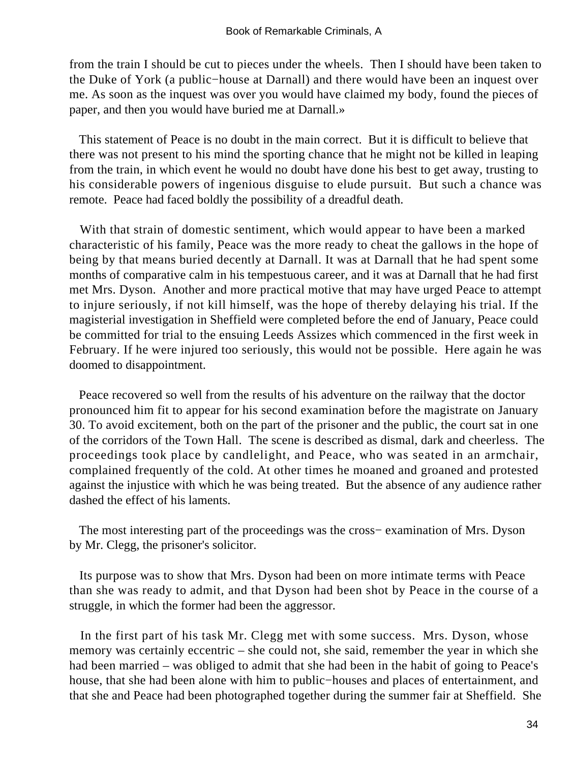from the train I should be cut to pieces under the wheels. Then I should have been taken to the Duke of York (a public−house at Darnall) and there would have been an inquest over me. As soon as the inquest was over you would have claimed my body, found the pieces of paper, and then you would have buried me at Darnall.»

This statement of Peace is no doubt in the main correct. But it is difficult to believe that there was not present to his mind the sporting chance that he might not be killed in leaping from the train, in which event he would no doubt have done his best to get away, trusting to his considerable powers of ingenious disguise to elude pursuit. But such a chance was remote. Peace had faced boldly the possibility of a dreadful death.

With that strain of domestic sentiment, which would appear to have been a marked characteristic of his family, Peace was the more ready to cheat the gallows in the hope of being by that means buried decently at Darnall. It was at Darnall that he had spent some months of comparative calm in his tempestuous career, and it was at Darnall that he had first met Mrs. Dyson. Another and more practical motive that may have urged Peace to attempt to injure seriously, if not kill himself, was the hope of thereby delaying his trial. If the magisterial investigation in Sheffield were completed before the end of January, Peace could be committed for trial to the ensuing Leeds Assizes which commenced in the first week in February. If he were injured too seriously, this would not be possible. Here again he was doomed to disappointment.

Peace recovered so well from the results of his adventure on the railway that the doctor pronounced him fit to appear for his second examination before the magistrate on January 30. To avoid excitement, both on the part of the prisoner and the public, the court sat in one of the corridors of the Town Hall. The scene is described as dismal, dark and cheerless. The proceedings took place by candlelight, and Peace, who was seated in an armchair, complained frequently of the cold. At other times he moaned and groaned and protested against the injustice with which he was being treated. But the absence of any audience rather dashed the effect of his laments.

The most interesting part of the proceedings was the cross− examination of Mrs. Dyson by Mr. Clegg, the prisoner's solicitor.

Its purpose was to show that Mrs. Dyson had been on more intimate terms with Peace than she was ready to admit, and that Dyson had been shot by Peace in the course of a struggle, in which the former had been the aggressor.

In the first part of his task Mr. Clegg met with some success. Mrs. Dyson, whose memory was certainly eccentric – she could not, she said, remember the year in which she had been married – was obliged to admit that she had been in the habit of going to Peace's house, that she had been alone with him to public−houses and places of entertainment, and that she and Peace had been photographed together during the summer fair at Sheffield. She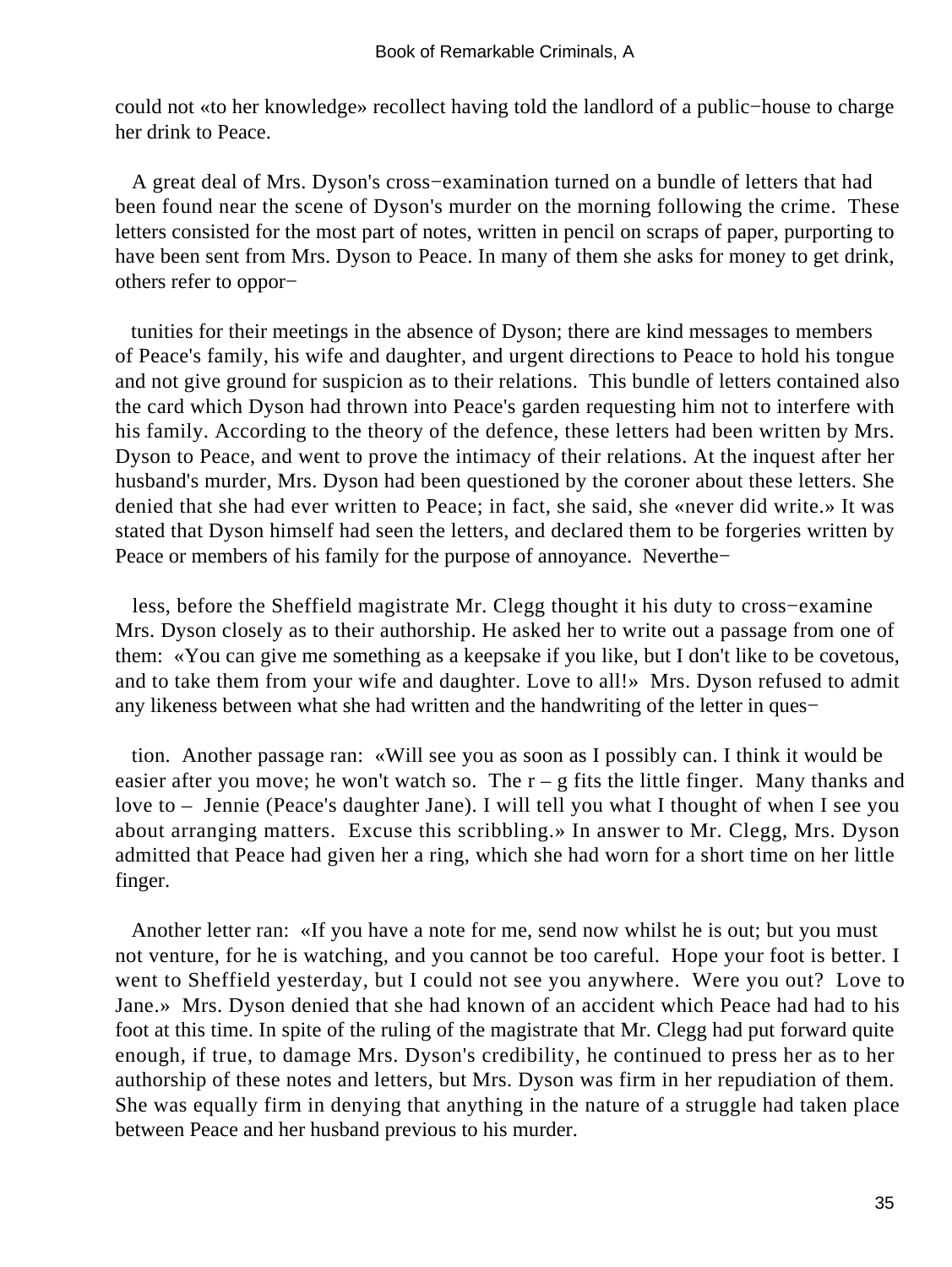could not «to her knowledge» recollect having told the landlord of a public−house to charge her drink to Peace.

A great deal of Mrs. Dyson's cross−examination turned on a bundle of letters that had been found near the scene of Dyson's murder on the morning following the crime. These letters consisted for the most part of notes, written in pencil on scraps of paper, purporting to have been sent from Mrs. Dyson to Peace. In many of them she asks for money to get drink, others refer to opportunities for their meetings in the absence of Dyson; there are kind messages to members of Peace's family, his wife and daughter, and urgent directions to Peace to hold his tongue and not give ground for suspicion as to their relations. This bundle of letters contained also the card which Dyson had thrown into Peace's garden requesting him not to interfere with his family. According to the theory of the defence, these letters had been written by Mrs. Dyson to Peace, and went to prove the intimacy of their relations. At the inquest after her husband's murder, Mrs. Dyson had been questioned by the coroner about these letters. She denied that she had ever written to Peace; in fact, she said, she «never did write.» It was stated that Dyson himself had seen the letters, and declared them to be forgeries written by Peace or members of his family for the purpose of annoyance. Nevertheless, before the Sheffield magistrate Mr. Clegg thought it his duty to cross−examine Mrs. Dyson closely as to their authorship. He asked her to write out a passage from one of them: «You can give me something as a keepsake if you like, but I don't like to be covetous, and to take them from your wife and daughter. Love to all!» Mrs. Dyson refused to admit any likeness between what she had written and the handwriting of the letter in question. Another passage ran: «Will see you as soon as I possibly can. I think it would be easier after you move; he won't watch so. The r – g fits the little finger. Many thanks and love to – Jennie (Peace's daughter Jane). I will tell you what I thought of when I see you about arranging matters. Excuse this scribbling.» In answer to Mr. Clegg, Mrs. Dyson admitted that Peace had given her a ring, which she had worn for a short time on her little finger.

Another letter ran: «If you have a note for me, send now whilst he is out; but you must not venture, for he is watching, and you cannot be too careful. Hope your foot is better. I went to Sheffield yesterday, but I could not see you anywhere. Were you out? Love to Jane.» Mrs. Dyson denied that she had known of an accident which Peace had had to his foot at this time. In spite of the ruling of the magistrate that Mr. Clegg had put forward quite enough, if true, to damage Mrs. Dyson's credibility, he continued to press her as to her authorship of these notes and letters, but Mrs. Dyson was firm in her repudiation of them. She was equally firm in denying that anything in the nature of a struggle had taken place between Peace and her husband previous to his murder.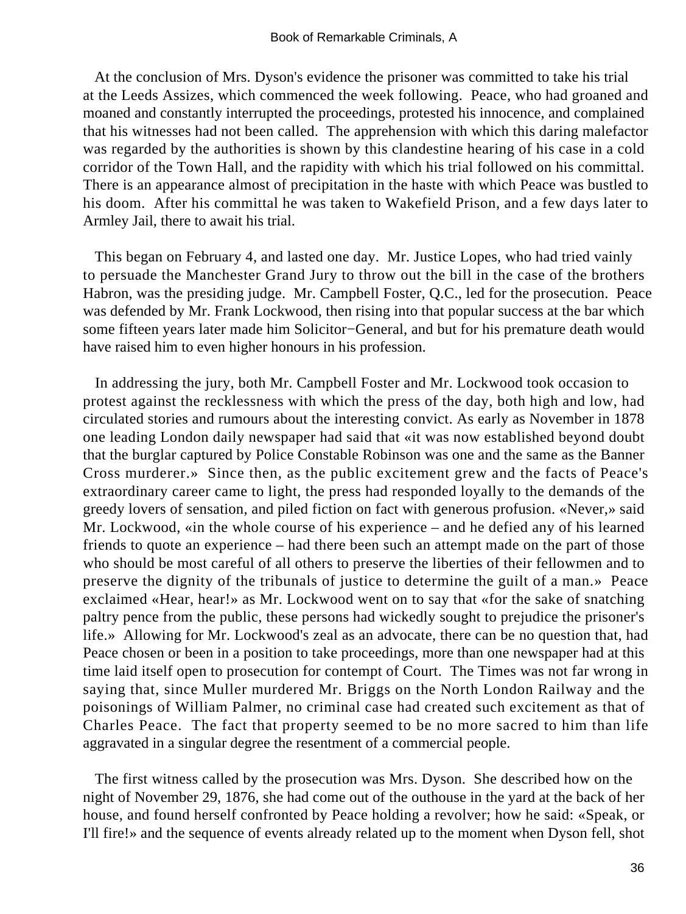At the conclusion of Mrs. Dyson's evidence the prisoner was committed to take his trial at the Leeds Assizes, which commenced the week following. Peace, who had groaned and moaned and constantly interrupted the proceedings, protested his innocence, and complained that his witnesses had not been called. The apprehension with which this daring malefactor was regarded by the authorities is shown by this clandestine hearing of his case in a cold corridor of the Town Hall, and the rapidity with which his trial followed on his committal. There is an appearance almost of precipitation in the haste with which Peace was bustled to his doom. After his committal he was taken to Wakefield Prison, and a few days later to Armley Jail, there to await his trial.

This began on February 4, and lasted one day. Mr. Justice Lopes, who had tried vainly to persuade the Manchester Grand Jury to throw out the bill in the case of the brothers Habron, was the presiding judge. Mr. Campbell Foster, Q.C., led for the prosecution. Peace was defended by Mr. Frank Lockwood, then rising into that popular success at the bar which some fifteen years later made him Solicitor−General, and but for his premature death would have raised him to even higher honours in his profession.

In addressing the jury, both Mr. Campbell Foster and Mr. Lockwood took occasion to protest against the recklessness with which the press of the day, both high and low, had circulated stories and rumours about the interesting convict. As early as November in 1878 one leading London daily newspaper had said that «it was now established beyond doubt that the burglar captured by Police Constable Robinson was one and the same as the Banner Cross murderer.» Since then, as the public excitement grew and the facts of Peace's extraordinary career came to light, the press had responded loyally to the demands of the greedy lovers of sensation, and piled fiction on fact with generous profusion. «Never,» said Mr. Lockwood, «in the whole course of his experience – and he defied any of his learned friends to quote an experience – had there been such an attempt made on the part of those who should be most careful of all others to preserve the liberties of their fellowmen and to preserve the dignity of the tribunals of justice to determine the guilt of a man.» Peace exclaimed «Hear, hear!» as Mr. Lockwood went on to say that «for the sake of snatching paltry pence from the public, these persons had wickedly sought to prejudice the prisoner's life.» Allowing for Mr. Lockwood's zeal as an advocate, there can be no question that, had Peace chosen or been in a position to take proceedings, more than one newspaper had at this time laid itself open to prosecution for contempt of Court. The Times was not far wrong in saying that, since Muller murdered Mr. Briggs on the North London Railway and the poisonings of William Palmer, no criminal case had created such excitement as that of Charles Peace. The fact that property seemed to be no more sacred to him than life aggravated in a singular degree the resentment of a commercial people.

The first witness called by the prosecution was Mrs. Dyson. She described how on the night of November 29, 1876, she had come out of the outhouse in the yard at the back of her house, and found herself confronted by Peace holding a revolver; how he said: «Speak, or I'll fire!» and the sequence of events already related up to the moment when Dyson fell, shot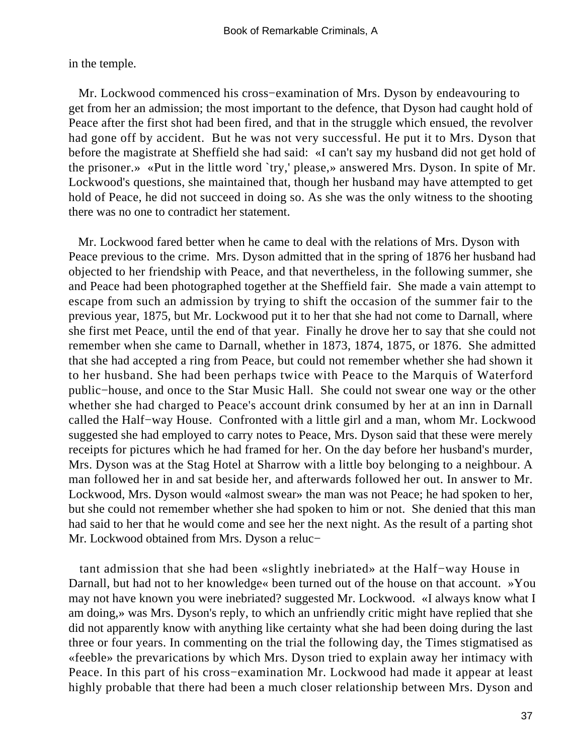in the temple.

Mr. Lockwood commenced his cross−examination of Mrs. Dyson by endeavouring to get from her an admission; the most important to the defence, that Dyson had caught hold of Peace after the first shot had been fired, and that in the struggle which ensued, the revolver had gone off by accident. But he was not very successful. He put it to Mrs. Dyson that before the magistrate at Sheffield she had said: «I can't say my husband did not get hold of the prisoner.» «Put in the little word `try,' please,» answered Mrs. Dyson. In spite of Mr. Lockwood's questions, she maintained that, though her husband may have attempted to get hold of Peace, he did not succeed in doing so. As she was the only witness to the shooting there was no one to contradict her statement.

Mr. Lockwood fared better when he came to deal with the relations of Mrs. Dyson with Peace previous to the crime. Mrs. Dyson admitted that in the spring of 1876 her husband had objected to her friendship with Peace, and that nevertheless, in the following summer, she and Peace had been photographed together at the Sheffield fair. She made a vain attempt to escape from such an admission by trying to shift the occasion of the summer fair to the previous year, 1875, but Mr. Lockwood put it to her that she had not come to Darnall, where she first met Peace, until the end of that year. Finally he drove her to say that she could not remember when she came to Darnall, whether in 1873, 1874, 1875, or 1876. She admitted that she had accepted a ring from Peace, but could not remember whether she had shown it to her husband. She had been perhaps twice with Peace to the Marquis of Waterford public−house, and once to the Star Music Hall. She could not swear one way or the other whether she had charged to Peace's account drink consumed by her at an inn in Darnall called the Half−way House. Confronted with a little girl and a man, whom Mr. Lockwood suggested she had employed to carry notes to Peace, Mrs. Dyson said that these were merely receipts for pictures which he had framed for her. On the day before her husband's murder, Mrs. Dyson was at the Stag Hotel at Sharrow with a little boy belonging to a neighbour. A man followed her in and sat beside her, and afterwards followed her out. In answer to Mr. Lockwood, Mrs. Dyson would «almost swear» the man was not Peace; he had spoken to her, but she could not remember whether she had spoken to him or not. She denied that this man had said to her that he would come and see her the next night. As the result of a parting shot Mr. Lockwood obtained from Mrs. Dyson a reluctant admission that she had been «slightly inebriated» at the Half−way House in Darnall, but had not to her knowledge« been turned out of the house on that account. »You may not have known you were inebriated? suggested Mr. Lockwood. «I always know what I am doing,» was Mrs. Dyson's reply, to which an unfriendly critic might have replied that she did not apparently know with anything like certainty what she had been doing during the last three or four years. In commenting on the trial the following day, the Times stigmatised as «feeble» the prevarications by which Mrs. Dyson tried to explain away her intimacy with Peace. In this part of his cross−examination Mr. Lockwood had made it appear at least highly probable that there had been a much closer relationship between Mrs. Dyson and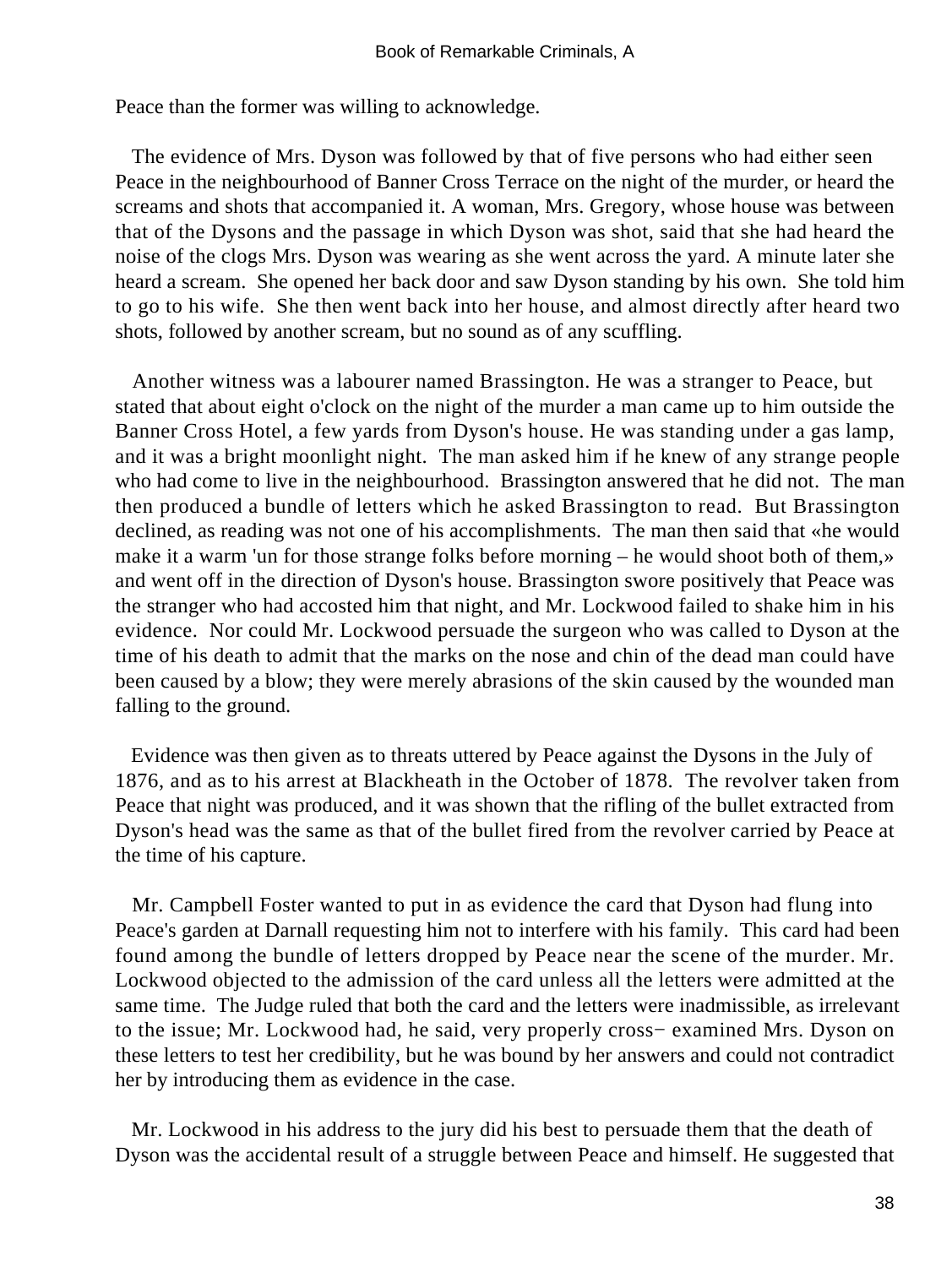Peace than the former was willing to acknowledge.

The evidence of Mrs. Dyson was followed by that of five persons who had either seen Peace in the neighbourhood of Banner Cross Terrace on the night of the murder, or heard the screams and shots that accompanied it. A woman, Mrs. Gregory, whose house was between that of the Dysons and the passage in which Dyson was shot, said that she had heard the noise of the clogs Mrs. Dyson was wearing as she went across the yard. A minute later she heard a scream. She opened her back door and saw Dyson standing by his own. She told him to go to his wife. She then went back into her house, and almost directly after heard two shots, followed by another scream, but no sound as of any scuffling.

Another witness was a labourer named Brassington. He was a stranger to Peace, but stated that about eight o'clock on the night of the murder a man came up to him outside the Banner Cross Hotel, a few yards from Dyson's house. He was standing under a gas lamp, and it was a bright moonlight night. The man asked him if he knew of any strange people who had come to live in the neighbourhood. Brassington answered that he did not. The man then produced a bundle of letters which he asked Brassington to read. But Brassington declined, as reading was not one of his accomplishments. The man then said that «he would make it a warm 'un for those strange folks before morning – he would shoot both of them,» and went off in the direction of Dyson's house. Brassington swore positively that Peace was the stranger who had accosted him that night, and Mr. Lockwood failed to shake him in his evidence. Nor could Mr. Lockwood persuade the surgeon who was called to Dyson at the time of his death to admit that the marks on the nose and chin of the dead man could have been caused by a blow; they were merely abrasions of the skin caused by the wounded man falling to the ground.

Evidence was then given as to threats uttered by Peace against the Dysons in the July of 1876, and as to his arrest at Blackheath in the October of 1878. The revolver taken from Peace that night was produced, and it was shown that the rifling of the bullet extracted from Dyson's head was the same as that of the bullet fired from the revolver carried by Peace at the time of his capture.

Mr. Campbell Foster wanted to put in as evidence the card that Dyson had flung into Peace's garden at Darnall requesting him not to interfere with his family. This card had been found among the bundle of letters dropped by Peace near the scene of the murder. Mr. Lockwood objected to the admission of the card unless all the letters were admitted at the same time. The Judge ruled that both the card and the letters were inadmissible, as irrelevant to the issue; Mr. Lockwood had, he said, very properly cross− examined Mrs. Dyson on these letters to test her credibility, but he was bound by her answers and could not contradict her by introducing them as evidence in the case.

Mr. Lockwood in his address to the jury did his best to persuade them that the death of Dyson was the accidental result of a struggle between Peace and himself. He suggested that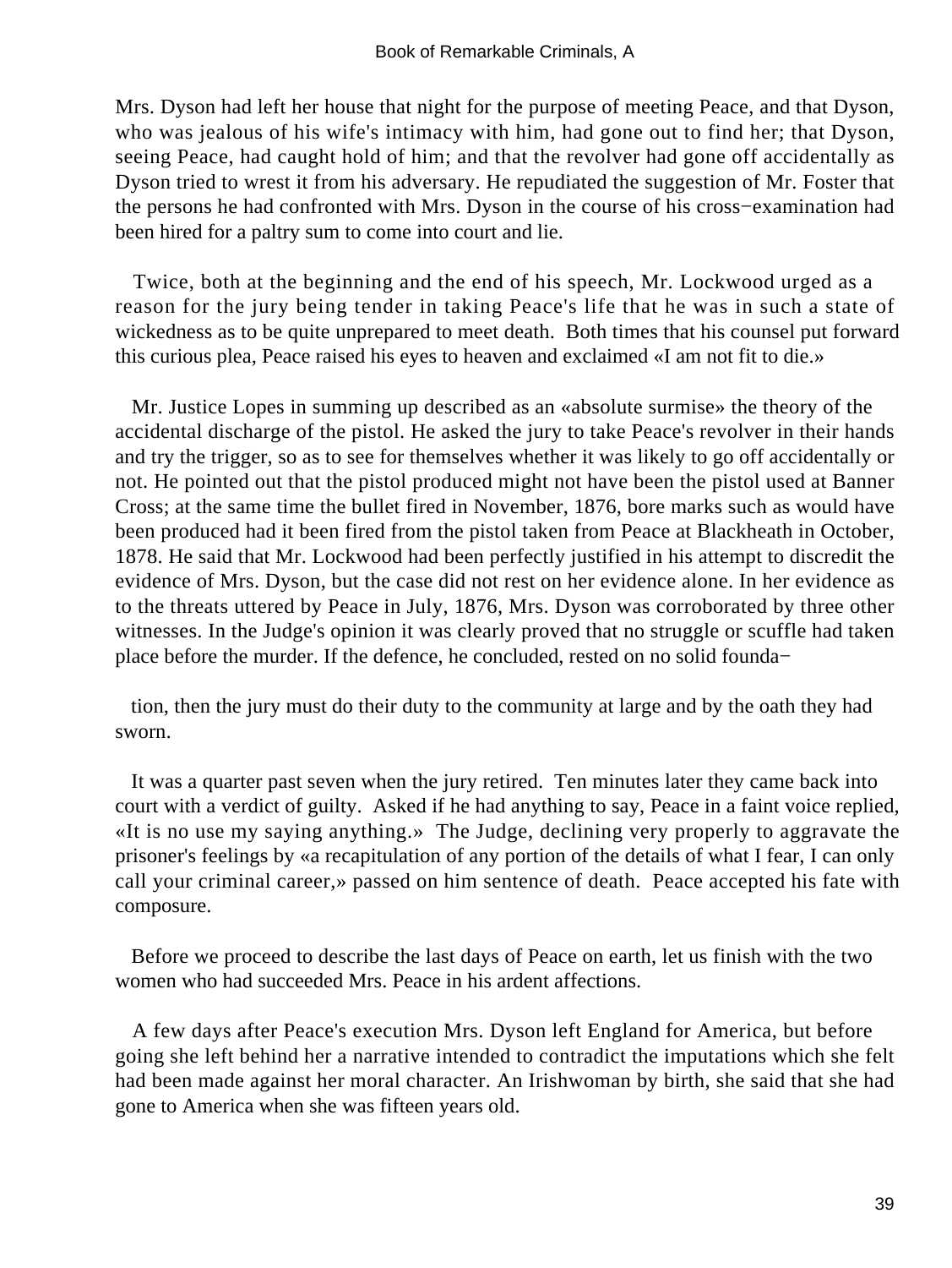Mrs. Dyson had left her house that night for the purpose of meeting Peace, and that Dyson, who was jealous of his wife's intimacy with him, had gone out to find her; that Dyson, seeing Peace, had caught hold of him; and that the revolver had gone off accidentally as Dyson tried to wrest it from his adversary. He repudiated the suggestion of Mr. Foster that the persons he had confronted with Mrs. Dyson in the course of his cross−examination had been hired for a paltry sum to come into court and lie.

Twice, both at the beginning and the end of his speech, Mr. Lockwood urged as a reason for the jury being tender in taking Peace's life that he was in such a state of wickedness as to be quite unprepared to meet death. Both times that his counsel put forward this curious plea, Peace raised his eyes to heaven and exclaimed «I am not fit to die.»

Mr. Justice Lopes in summing up described as an «absolute surmise» the theory of the accidental discharge of the pistol. He asked the jury to take Peace's revolver in their hands and try the trigger, so as to see for themselves whether it was likely to go off accidentally or not. He pointed out that the pistol produced might not have been the pistol used at Banner Cross; at the same time the bullet fired in November, 1876, bore marks such as would have been produced had it been fired from the pistol taken from Peace at Blackheath in October, 1878. He said that Mr. Lockwood had been perfectly justified in his attempt to discredit the evidence of Mrs. Dyson, but the case did not rest on her evidence alone. In her evidence as to the threats uttered by Peace in July, 1876, Mrs. Dyson was corroborated by three other witnesses. In the Judge's opinion it was clearly proved that no struggle or scuffle had taken place before the murder. If the defence, he concluded, rested on no solid foundation, then the jury must do their duty to the community at large and by the oath they had sworn.

It was a quarter past seven when the jury retired. Ten minutes later they came back into court with a verdict of guilty. Asked if he had anything to say, Peace in a faint voice replied, «It is no use my saying anything.» The Judge, declining very properly to aggravate the prisoner's feelings by «a recapitulation of any portion of the details of what I fear, I can only call your criminal career,» passed on him sentence of death. Peace accepted his fate with composure.

Before we proceed to describe the last days of Peace on earth, let us finish with the two women who had succeeded Mrs. Peace in his ardent affections.

A few days after Peace's execution Mrs. Dyson left England for America, but before going she left behind her a narrative intended to contradict the imputations which she felt had been made against her moral character. An Irishwoman by birth, she said that she had gone to America when she was fifteen years old.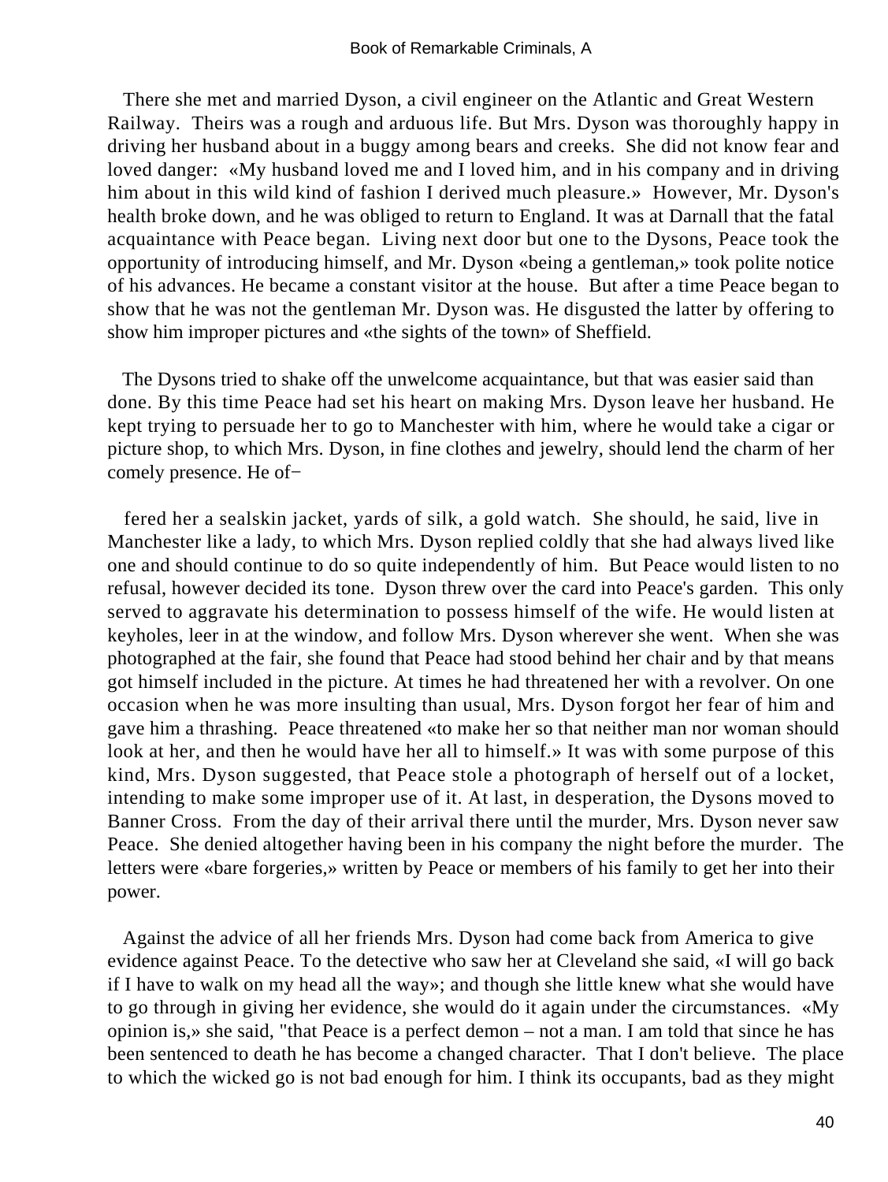There she met and married Dyson, a civil engineer on the Atlantic and Great Western Railway. Theirs was a rough and arduous life. But Mrs. Dyson was thoroughly happy in driving her husband about in a buggy among bears and creeks. She did not know fear and loved danger: «My husband loved me and I loved him, and in his company and in driving him about in this wild kind of fashion I derived much pleasure.» However, Mr. Dyson's health broke down, and he was obliged to return to England. It was at Darnall that the fatal acquaintance with Peace began. Living next door but one to the Dysons, Peace took the opportunity of introducing himself, and Mr. Dyson «being a gentleman,» took polite notice of his advances. He became a constant visitor at the house. But after a time Peace began to show that he was not the gentleman Mr. Dyson was. He disgusted the latter by offering to show him improper pictures and «the sights of the town» of Sheffield.

The Dysons tried to shake off the unwelcome acquaintance, but that was easier said than done. By this time Peace had set his heart on making Mrs. Dyson leave her husband. He kept trying to persuade her to go to Manchester with him, where he would take a cigar or picture shop, to which Mrs. Dyson, in fine clothes and jewelry, should lend the charm of her comely presence. He offered her a sealskin jacket, yards of silk, a gold watch. She should, he said, live in Manchester like a lady, to which Mrs. Dyson replied coldly that she had always lived like one and should continue to do so quite independently of him. But Peace would listen to no refusal, however decided its tone. Dyson threw over the card into Peace's garden. This only served to aggravate his determination to possess himself of the wife. He would listen at keyholes, leer in at the window, and follow Mrs. Dyson wherever she went. When she was photographed at the fair, she found that Peace had stood behind her chair and by that means got himself included in the picture. At times he had threatened her with a revolver. On one occasion when he was more insulting than usual, Mrs. Dyson forgot her fear of him and gave him a thrashing. Peace threatened «to make her so that neither man nor woman should look at her, and then he would have her all to himself.» It was with some purpose of this kind, Mrs. Dyson suggested, that Peace stole a photograph of herself out of a locket, intending to make some improper use of it. At last, in desperation, the Dysons moved to Banner Cross. From the day of their arrival there until the murder, Mrs. Dyson never saw Peace. She denied altogether having been in his company the night before the murder. The letters were «bare forgeries,» written by Peace or members of his family to get her into their power.

Against the advice of all her friends Mrs. Dyson had come back from America to give evidence against Peace. To the detective who saw her at Cleveland she said, «I will go back if I have to walk on my head all the way»; and though she little knew what she would have to go through in giving her evidence, she would do it again under the circumstances. «My opinion is,» she said, "that Peace is a perfect demon – not a man. I am told that since he has been sentenced to death he has become a changed character. That I don't believe. The place to which the wicked go is not bad enough for him. I think its occupants, bad as they might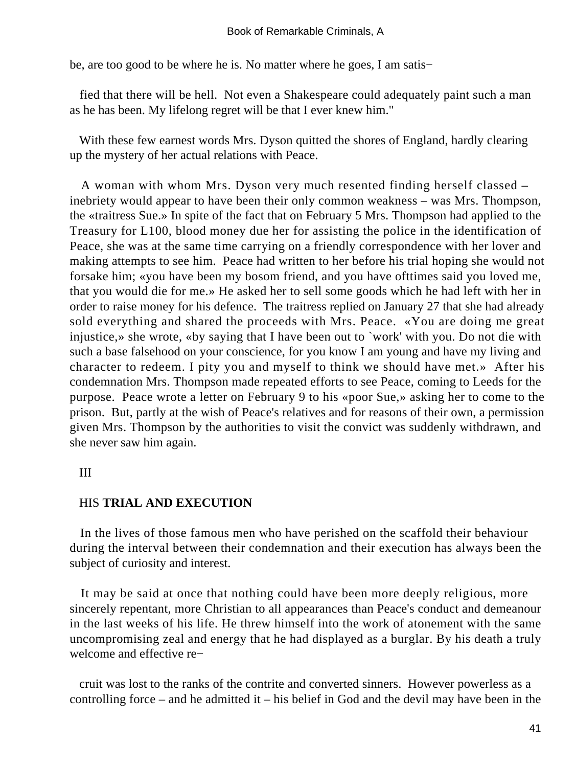be, are too good to be where he is. No matter where he goes, I am satisfied that there will be hell. Not even a Shakespeare could adequately paint such a man as he has been. My lifelong regret will be that I ever knew him."

With these few earnest words Mrs. Dyson quitted the shores of England, hardly clearing up the mystery of her actual relations with Peace.

A woman with whom Mrs. Dyson very much resented finding herself classed – inebriety would appear to have been their only common weakness – was Mrs. Thompson, the «traitress Sue.» In spite of the fact that on February 5 Mrs. Thompson had applied to the Treasury for L100, blood money due her for assisting the police in the identification of Peace, she was at the same time carrying on a friendly correspondence with her lover and making attempts to see him. Peace had written to her before his trial hoping she would not forsake him; «you have been my bosom friend, and you have ofttimes said you loved me, that you would die for me.» He asked her to sell some goods which he had left with her in order to raise money for his defence. The traitress replied on January 27 that she had already sold everything and shared the proceeds with Mrs. Peace. «You are doing me great injustice,» she wrote, «by saying that I have been out to `work' with you. Do not die with such a base falsehood on your conscience, for you know I am young and have my living and character to redeem. I pity you and myself to think we should have met.» After his condemnation Mrs. Thompson made repeated efforts to see Peace, coming to Leeds for the purpose. Peace wrote a letter on February 9 to his «poor Sue,» asking her to come to the prison. But, partly at the wish of Peace's relatives and for reasons of their own, a permission given Mrs. Thompson by the authorities to visit the convict was suddenly withdrawn, and she never saw him again.

## III

## HIS **TRIAL AND EXECUTION**

In the lives of those famous men who have perished on the scaffold their behaviour during the interval between their condemnation and their execution has always been the subject of curiosity and interest.

It may be said at once that nothing could have been more deeply religious, more sincerely repentant, more Christian to all appearances than Peace's conduct and demeanour in the last weeks of his life. He threw himself into the work of atonement with the same uncompromising zeal and energy that he had displayed as a burglar. By his death a truly welcome and effective recruit was lost to the ranks of the contrite and converted sinners. However powerless as a controlling force – and he admitted it – his belief in God and the devil may have been in the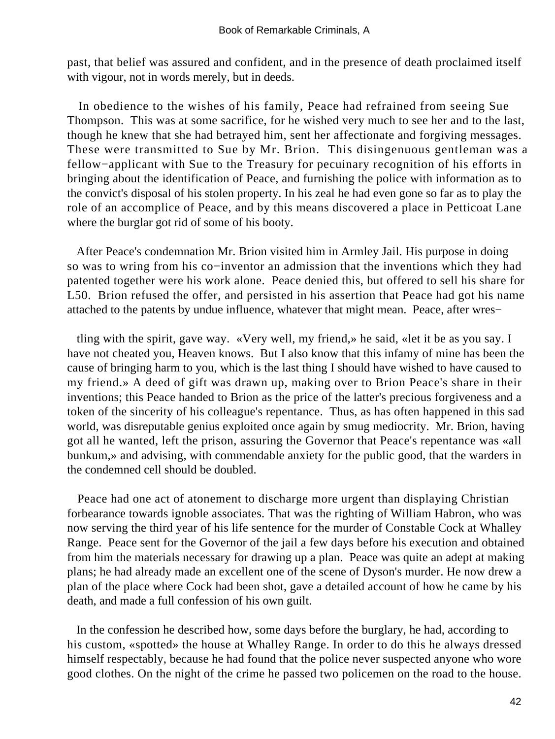past, that belief was assured and confident, and in the presence of death proclaimed itself with vigour, not in words merely, but in deeds.

In obedience to the wishes of his family, Peace had refrained from seeing Sue Thompson. This was at some sacrifice, for he wished very much to see her and to the last, though he knew that she had betrayed him, sent her affectionate and forgiving messages. These were transmitted to Sue by Mr. Brion. This disingenuous gentleman was a fellow−applicant with Sue to the Treasury for pecuniary recognition of his efforts in bringing about the identification of Peace, and furnishing the police with information as to the convict's disposal of his stolen property. In his zeal he had even gone so far as to play the role of an accomplice of Peace, and by this means discovered a place in Petticoat Lane where the burglar got rid of some of his booty.

After Peace's condemnation Mr. Brion visited him in Armley Jail. His purpose in doing so was to wring from his co−inventor an admission that the inventions which they had patented together were his work alone. Peace denied this, but offered to sell his share for L50. Brion refused the offer, and persisted in his assertion that Peace had got his name attached to the patents by undue influence, whatever that might mean. Peace, after wrestling with the spirit, gave way. «Very well, my friend,» he said, «let it be as you say. I have not cheated you, Heaven knows. But I also know that this infamy of mine has been the cause of bringing harm to you, which is the last thing I should have wished to have caused to my friend.» A deed of gift was drawn up, making over to Brion Peace's share in their inventions; this Peace handed to Brion as the price of the latter's precious forgiveness and a token of the sincerity of his colleague's repentance. Thus, as has often happened in this sad world, was disreputable genius exploited once again by smug mediocrity. Mr. Brion, having got all he wanted, left the prison, assuring the Governor that Peace's repentance was «all bunkum,» and advising, with commendable anxiety for the public good, that the warders in the condemned cell should be doubled.

Peace had one act of atonement to discharge more urgent than displaying Christian forbearance towards ignoble associates. That was the righting of William Habron, who was now serving the third year of his life sentence for the murder of Constable Cock at Whalley Range. Peace sent for the Governor of the jail a few days before his execution and obtained from him the materials necessary for drawing up a plan. Peace was quite an adept at making plans; he had already made an excellent one of the scene of Dyson's murder. He now drew a plan of the place where Cock had been shot, gave a detailed account of how he came by his death, and made a full confession of his own guilt.

In the confession he described how, some days before the burglary, he had, according to his custom, «spotted» the house at Whalley Range. In order to do this he always dressed himself respectably, because he had found that the police never suspected anyone who wore good clothes. On the night of the crime he passed two policemen on the road to the house.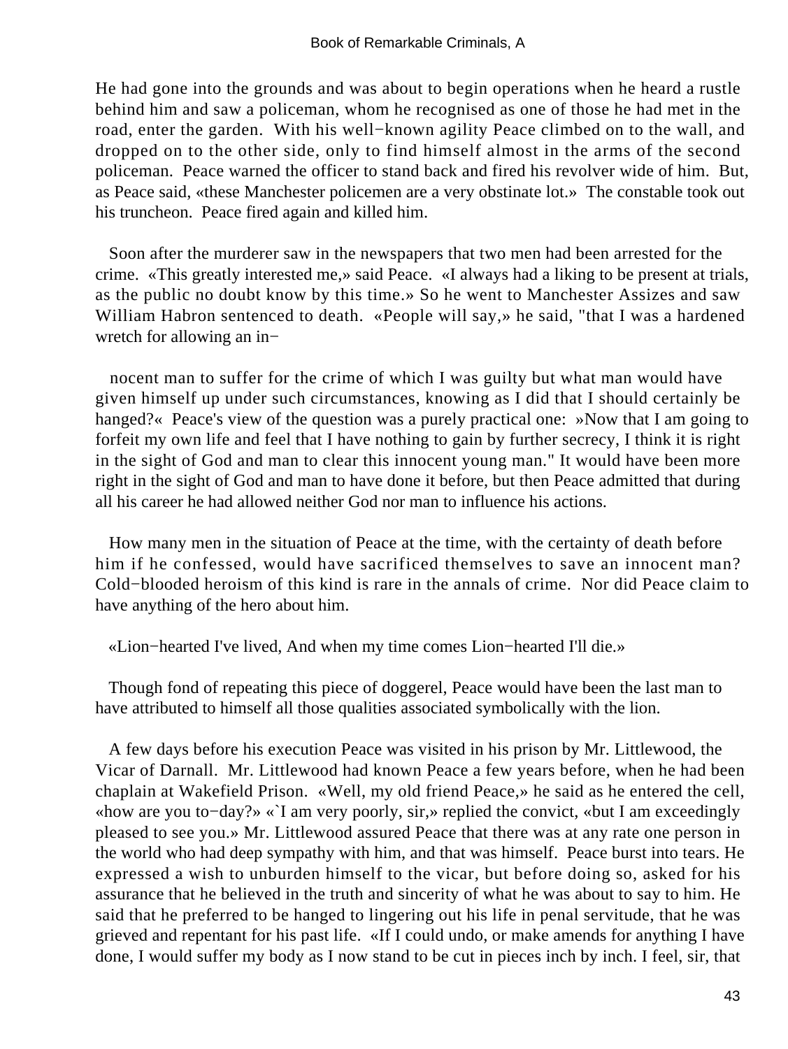He had gone into the grounds and was about to begin operations when he heard a rustle behind him and saw a policeman, whom he recognised as one of those he had met in the road, enter the garden. With his well−known agility Peace climbed on to the wall, and dropped on to the other side, only to find himself almost in the arms of the second policeman. Peace warned the officer to stand back and fired his revolver wide of him. But, as Peace said, «these Manchester policemen are a very obstinate lot.» The constable took out his truncheon. Peace fired again and killed him.

Soon after the murderer saw in the newspapers that two men had been arrested for the crime. «This greatly interested me,» said Peace. «I always had a liking to be present at trials, as the public no doubt know by this time.» So he went to Manchester Assizes and saw William Habron sentenced to death. «People will say,» he said, "that I was a hardened wretch for allowing an in−

nocent man to suffer for the crime of which I was guilty but what man would have given himself up under such circumstances, knowing as I did that I should certainly be hanged?« Peace's view of the question was a purely practical one: »Now that I am going to forfeit my own life and feel that I have nothing to gain by further secrecy, I think it is right in the sight of God and man to clear this innocent young man." It would have been more right in the sight of God and man to have done it before, but then Peace admitted that during all his career he had allowed neither God nor man to influence his actions.

How many men in the situation of Peace at the time, with the certainty of death before him if he confessed, would have sacrificed themselves to save an innocent man? Cold−blooded heroism of this kind is rare in the annals of crime. Nor did Peace claim to have anything of the hero about him.

«Lion−hearted I've lived, And when my time comes Lion−hearted I'll die.»

Though fond of repeating this piece of doggerel, Peace would have been the last man to have attributed to himself all those qualities associated symbolically with the lion.

A few days before his execution Peace was visited in his prison by Mr. Littlewood, the Vicar of Darnall. Mr. Littlewood had known Peace a few years before, when he had been chaplain at Wakefield Prison. «Well, my old friend Peace,» he said as he entered the cell, «how are you to−day?» «`I am very poorly, sir,» replied the convict, «but I am exceedingly pleased to see you.» Mr. Littlewood assured Peace that there was at any rate one person in the world who had deep sympathy with him, and that was himself. Peace burst into tears. He expressed a wish to unburden himself to the vicar, but before doing so, asked for his assurance that he believed in the truth and sincerity of what he was about to say to him. He said that he preferred to be hanged to lingering out his life in penal servitude, that he was grieved and repentant for his past life. «If I could undo, or make amends for anything I have done, I would suffer my body as I now stand to be cut in pieces inch by inch. I feel, sir, that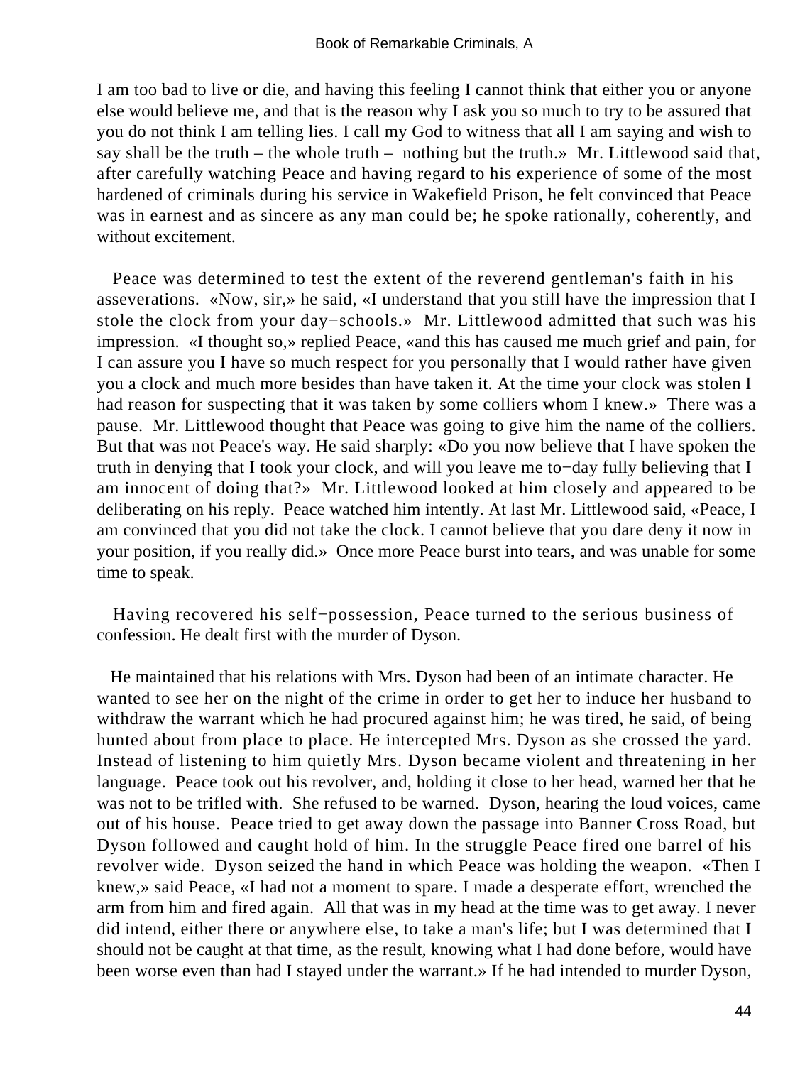I am too bad to live or die, and having this feeling I cannot think that either you or anyone else would believe me, and that is the reason why I ask you so much to try to be assured that you do not think I am telling lies. I call my God to witness that all I am saying and wish to say shall be the truth – the whole truth – nothing but the truth.» Mr. Littlewood said that, after carefully watching Peace and having regard to his experience of some of the most hardened of criminals during his service in Wakefield Prison, he felt convinced that Peace was in earnest and as sincere as any man could be; he spoke rationally, coherently, and without excitement.

Peace was determined to test the extent of the reverend gentleman's faith in his asseverations. «Now, sir,» he said, «I understand that you still have the impression that I stole the clock from your day−schools.» Mr. Littlewood admitted that such was his impression. «I thought so,» replied Peace, «and this has caused me much grief and pain, for I can assure you I have so much respect for you personally that I would rather have given you a clock and much more besides than have taken it. At the time your clock was stolen I had reason for suspecting that it was taken by some colliers whom I knew.» There was a pause. Mr. Littlewood thought that Peace was going to give him the name of the colliers. But that was not Peace's way. He said sharply: «Do you now believe that I have spoken the truth in denying that I took your clock, and will you leave me to−day fully believing that I am innocent of doing that?» Mr. Littlewood looked at him closely and appeared to be deliberating on his reply. Peace watched him intently. At last Mr. Littlewood said, «Peace, I am convinced that you did not take the clock. I cannot believe that you dare deny it now in your position, if you really did.» Once more Peace burst into tears, and was unable for some time to speak.

Having recovered his self−possession, Peace turned to the serious business of confession. He dealt first with the murder of Dyson.

He maintained that his relations with Mrs. Dyson had been of an intimate character. He wanted to see her on the night of the crime in order to get her to induce her husband to withdraw the warrant which he had procured against him; he was tired, he said, of being hunted about from place to place. He intercepted Mrs. Dyson as she crossed the yard. Instead of listening to him quietly Mrs. Dyson became violent and threatening in her language. Peace took out his revolver, and, holding it close to her head, warned her that he was not to be trifled with. She refused to be warned. Dyson, hearing the loud voices, came out of his house. Peace tried to get away down the passage into Banner Cross Road, but Dyson followed and caught hold of him. In the struggle Peace fired one barrel of his revolver wide. Dyson seized the hand in which Peace was holding the weapon. «Then I knew,» said Peace, «I had not a moment to spare. I made a desperate effort, wrenched the arm from him and fired again. All that was in my head at the time was to get away. I never did intend, either there or anywhere else, to take a man's life; but I was determined that I should not be caught at that time, as the result, knowing what I had done before, would have been worse even than had I stayed under the warrant.» If he had intended to murder Dyson,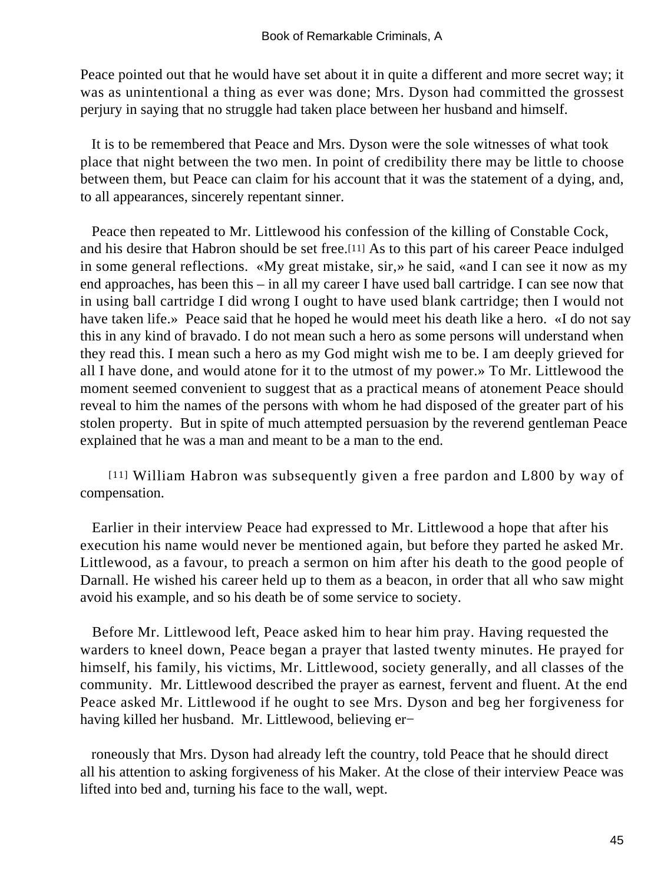Peace pointed out that he would have set about it in quite a different and more secret way; it was as unintentional a thing as ever was done; Mrs. Dyson had committed the grossest perjury in saying that no struggle had taken place between her husband and himself.

It is to be remembered that Peace and Mrs. Dyson were the sole witnesses of what took place that night between the two men. In point of credibility there may be little to choose between them, but Peace can claim for his account that it was the statement of a dying, and, to all appearances, sincerely repentant sinner.

Peace then repeated to Mr. Littlewood his confession of the killing of Constable Cock, and his desire that Habron should be set free.[11] As to this part of his career Peace indulged in some general reflections. «My great mistake, sir,» he said, «and I can see it now as my end approaches, has been this – in all my career I have used ball cartridge. I can see now that in using ball cartridge I did wrong I ought to have used blank cartridge; then I would not have taken life.» Peace said that he hoped he would meet his death like a hero. «I do not say this in any kind of bravado. I do not mean such a hero as some persons will understand when they read this. I mean such a hero as my God might wish me to be. I am deeply grieved for all I have done, and would atone for it to the utmost of my power.» To Mr. Littlewood the moment seemed convenient to suggest that as a practical means of atonement Peace should reveal to him the names of the persons with whom he had disposed of the greater part of his stolen property. But in spite of much attempted persuasion by the reverend gentleman Peace explained that he was a man and meant to be a man to the end.

[11] William Habron was subsequently given a free pardon and L800 by way of compensation.

Earlier in their interview Peace had expressed to Mr. Littlewood a hope that after his execution his name would never be mentioned again, but before they parted he asked Mr. Littlewood, as a favour, to preach a sermon on him after his death to the good people of Darnall. He wished his career held up to them as a beacon, in order that all who saw might avoid his example, and so his death be of some service to society.

Before Mr. Littlewood left, Peace asked him to hear him pray. Having requested the warders to kneel down, Peace began a prayer that lasted twenty minutes. He prayed for himself, his family, his victims, Mr. Littlewood, society generally, and all classes of the community. Mr. Littlewood described the prayer as earnest, fervent and fluent. At the end Peace asked Mr. Littlewood if he ought to see Mrs. Dyson and beg her forgiveness for having killed her husband. Mr. Littlewood, believing erroneously that Mrs. Dyson had already left the country, told Peace that he should direct all his attention to asking forgiveness of his Maker. At the close of their interview Peace was lifted into bed and, turning his face to the wall, wept.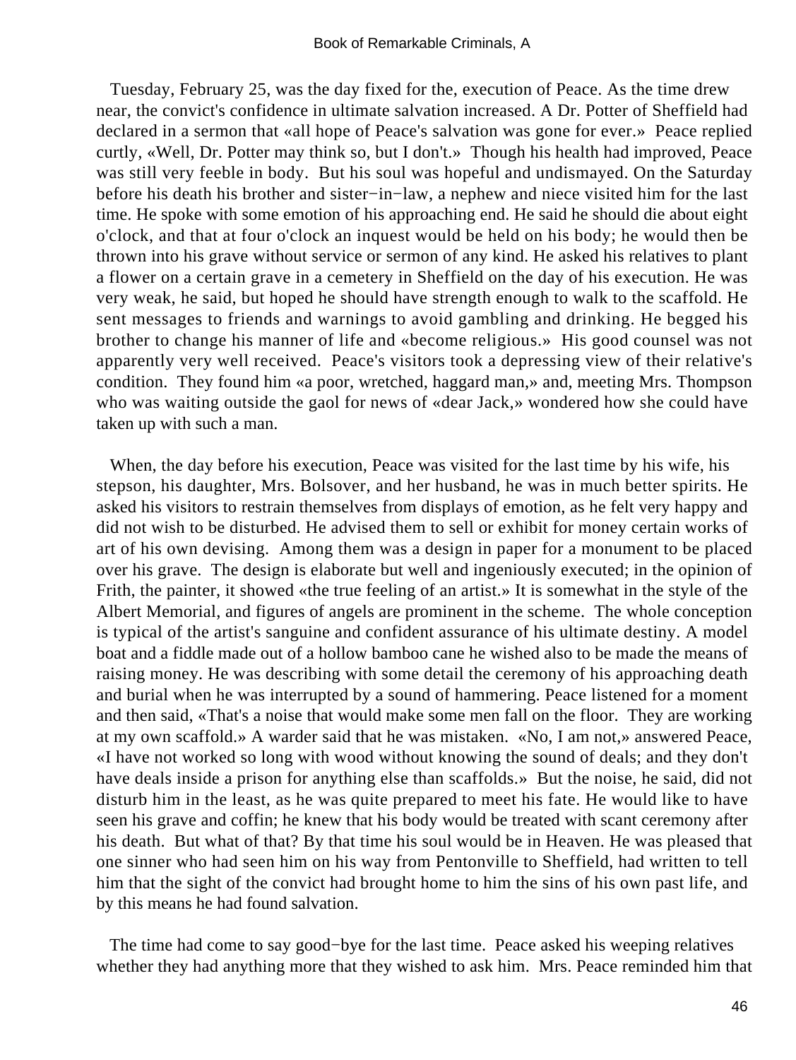Tuesday, February 25, was the day fixed for the, execution of Peace. As the time drew near, the convict's confidence in ultimate salvation increased. A Dr. Potter of Sheffield had declared in a sermon that «all hope of Peace's salvation was gone for ever.» Peace replied curtly, «Well, Dr. Potter may think so, but I don't.» Though his health had improved, Peace was still very feeble in body. But his soul was hopeful and undismayed. On the Saturday before his death his brother and sister−in−law, a nephew and niece visited him for the last time. He spoke with some emotion of his approaching end. He said he should die about eight o'clock, and that at four o'clock an inquest would be held on his body; he would then be thrown into his grave without service or sermon of any kind. He asked his relatives to plant a flower on a certain grave in a cemetery in Sheffield on the day of his execution. He was very weak, he said, but hoped he should have strength enough to walk to the scaffold. He sent messages to friends and warnings to avoid gambling and drinking. He begged his brother to change his manner of life and «become religious.» His good counsel was not apparently very well received. Peace's visitors took a depressing view of their relative's condition. They found him «a poor, wretched, haggard man,» and, meeting Mrs. Thompson who was waiting outside the gaol for news of «dear Jack,» wondered how she could have taken up with such a man.

When, the day before his execution, Peace was visited for the last time by his wife, his stepson, his daughter, Mrs. Bolsover, and her husband, he was in much better spirits. He asked his visitors to restrain themselves from displays of emotion, as he felt very happy and did not wish to be disturbed. He advised them to sell or exhibit for money certain works of art of his own devising. Among them was a design in paper for a monument to be placed over his grave. The design is elaborate but well and ingeniously executed; in the opinion of Frith, the painter, it showed «the true feeling of an artist.» It is somewhat in the style of the Albert Memorial, and figures of angels are prominent in the scheme. The whole conception is typical of the artist's sanguine and confident assurance of his ultimate destiny. A model boat and a fiddle made out of a hollow bamboo cane he wished also to be made the means of raising money. He was describing with some detail the ceremony of his approaching death and burial when he was interrupted by a sound of hammering. Peace listened for a moment and then said, «That's a noise that would make some men fall on the floor. They are working at my own scaffold.» A warder said that he was mistaken. «No, I am not,» answered Peace, «I have not worked so long with wood without knowing the sound of deals; and they don't have deals inside a prison for anything else than scaffolds.» But the noise, he said, did not disturb him in the least, as he was quite prepared to meet his fate. He would like to have seen his grave and coffin; he knew that his body would be treated with scant ceremony after his death. But what of that? By that time his soul would be in Heaven. He was pleased that one sinner who had seen him on his way from Pentonville to Sheffield, had written to tell him that the sight of the convict had brought home to him the sins of his own past life, and by this means he had found salvation.

The time had come to say good−bye for the last time. Peace asked his weeping relatives whether they had anything more that they wished to ask him. Mrs. Peace reminded him that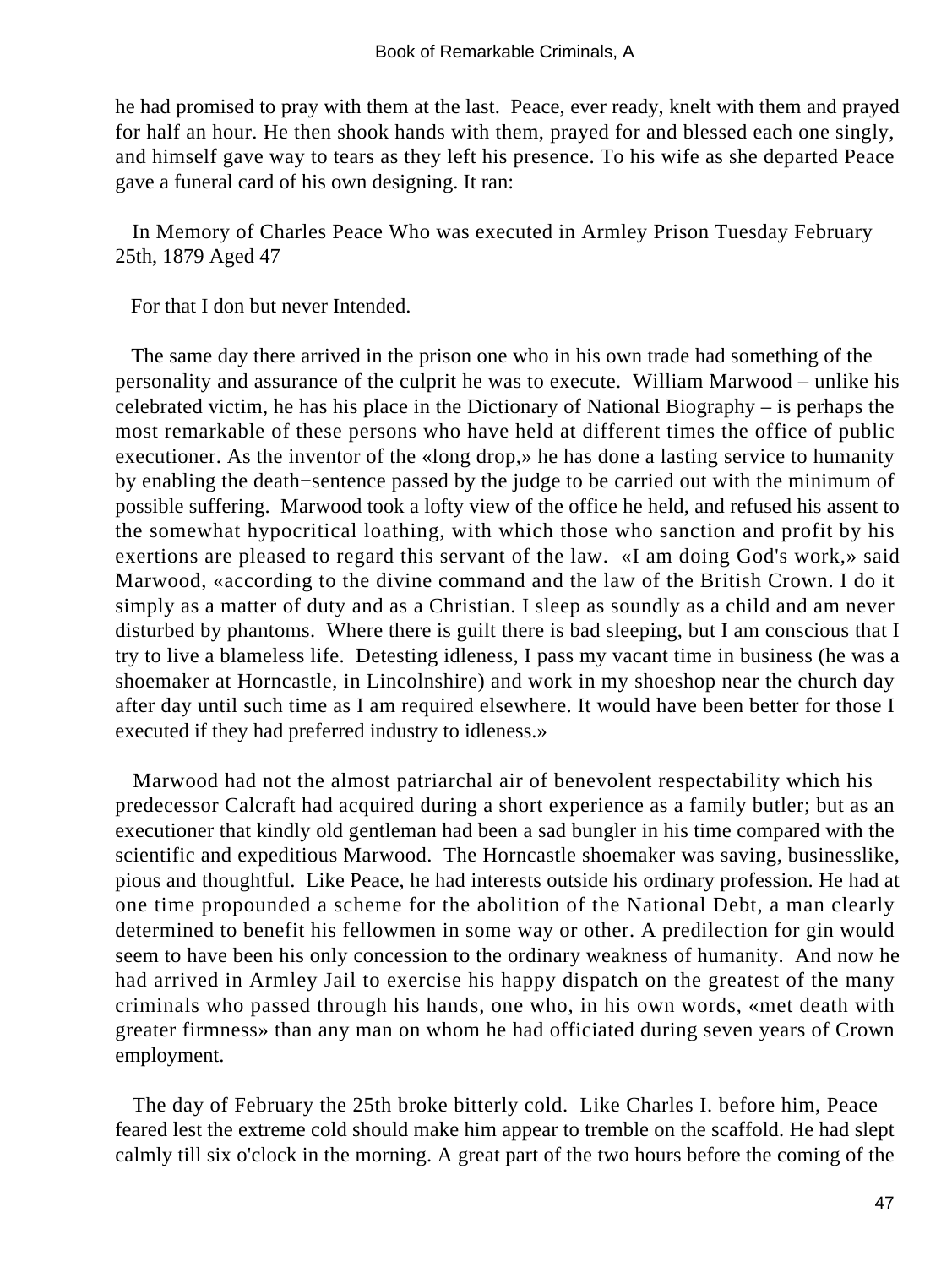he had promised to pray with them at the last. Peace, ever ready, knelt with them and prayed for half an hour. He then shook hands with them, prayed for and blessed each one singly, and himself gave way to tears as they left his presence. To his wife as she departed Peace gave a funeral card of his own designing. It ran:

In Memory of Charles Peace Who was executed in Armley Prison Tuesday February 25th, 1879 Aged 47

For that I don but never Intended.

The same day there arrived in the prison one who in his own trade had something of the personality and assurance of the culprit he was to execute. William Marwood – unlike his celebrated victim, he has his place in the Dictionary of National Biography – is perhaps the most remarkable of these persons who have held at different times the office of public executioner. As the inventor of the «long drop,» he has done a lasting service to humanity by enabling the death−sentence passed by the judge to be carried out with the minimum of possible suffering. Marwood took a lofty view of the office he held, and refused his assent to the somewhat hypocritical loathing, with which those who sanction and profit by his exertions are pleased to regard this servant of the law. «I am doing God's work,» said Marwood, «according to the divine command and the law of the British Crown. I do it simply as a matter of duty and as a Christian. I sleep as soundly as a child and am never disturbed by phantoms. Where there is guilt there is bad sleeping, but I am conscious that I try to live a blameless life. Detesting idleness, I pass my vacant time in business (he was a shoemaker at Horncastle, in Lincolnshire) and work in my shoeshop near the church day after day until such time as I am required elsewhere. It would have been better for those I executed if they had preferred industry to idleness.»

Marwood had not the almost patriarchal air of benevolent respectability which his predecessor Calcraft had acquired during a short experience as a family butler; but as an executioner that kindly old gentleman had been a sad bungler in his time compared with the scientific and expeditious Marwood. The Horncastle shoemaker was saving, businesslike, pious and thoughtful. Like Peace, he had interests outside his ordinary profession. He had at one time propounded a scheme for the abolition of the National Debt, a man clearly determined to benefit his fellowmen in some way or other. A predilection for gin would seem to have been his only concession to the ordinary weakness of humanity. And now he had arrived in Armley Jail to exercise his happy dispatch on the greatest of the many criminals who passed through his hands, one who, in his own words, «met death with greater firmness» than any man on whom he had officiated during seven years of Crown employment.

The day of February the 25th broke bitterly cold. Like Charles I. before him, Peace feared lest the extreme cold should make him appear to tremble on the scaffold. He had slept calmly till six o'clock in the morning. A great part of the two hours before the coming of the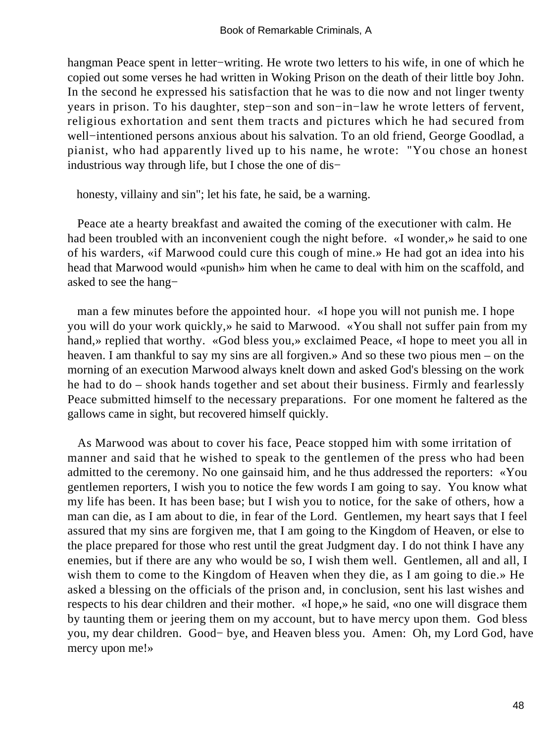hangman Peace spent in letter−writing. He wrote two letters to his wife, in one of which he copied out some verses he had written in Woking Prison on the death of their little boy John. In the second he expressed his satisfaction that he was to die now and not linger twenty years in prison. To his daughter, step−son and son−in−law he wrote letters of fervent, religious exhortation and sent them tracts and pictures which he had secured from well−intentioned persons anxious about his salvation. To an old friend, George Goodlad, a pianist, who had apparently lived up to his name, he wrote: "You chose an honest industrious way through life, but I chose the one of dis−

honesty, villainy and sin"; let his fate, he said, be a warning.

Peace ate a hearty breakfast and awaited the coming of the executioner with calm. He had been troubled with an inconvenient cough the night before. «I wonder,» he said to one of his warders, «if Marwood could cure this cough of mine.» He had got an idea into his head that Marwood would «punish» him when he came to deal with him on the scaffold, and asked to see the hang−

man a few minutes before the appointed hour. «I hope you will not punish me. I hope you will do your work quickly,» he said to Marwood. «You shall not suffer pain from my hand,» replied that worthy. «God bless you,» exclaimed Peace, «I hope to meet you all in heaven. I am thankful to say my sins are all forgiven.» And so these two pious men – on the morning of an execution Marwood always knelt down and asked God's blessing on the work he had to do – shook hands together and set about their business. Firmly and fearlessly Peace submitted himself to the necessary preparations. For one moment he faltered as the gallows came in sight, but recovered himself quickly.

As Marwood was about to cover his face, Peace stopped him with some irritation of manner and said that he wished to speak to the gentlemen of the press who had been admitted to the ceremony. No one gainsaid him, and he thus addressed the reporters: «You gentlemen reporters, I wish you to notice the few words I am going to say. You know what my life has been. It has been base; but I wish you to notice, for the sake of others, how a man can die, as I am about to die, in fear of the Lord. Gentlemen, my heart says that I feel assured that my sins are forgiven me, that I am going to the Kingdom of Heaven, or else to the place prepared for those who rest until the great Judgment day. I do not think I have any enemies, but if there are any who would be so, I wish them well. Gentlemen, all and all, I wish them to come to the Kingdom of Heaven when they die, as I am going to die.» He asked a blessing on the officials of the prison and, in conclusion, sent his last wishes and respects to his dear children and their mother. «I hope,» he said, «no one will disgrace them by taunting them or jeering them on my account, but to have mercy upon them. God bless you, my dear children. Good− bye, and Heaven bless you. Amen: Oh, my Lord God, have mercy upon me!»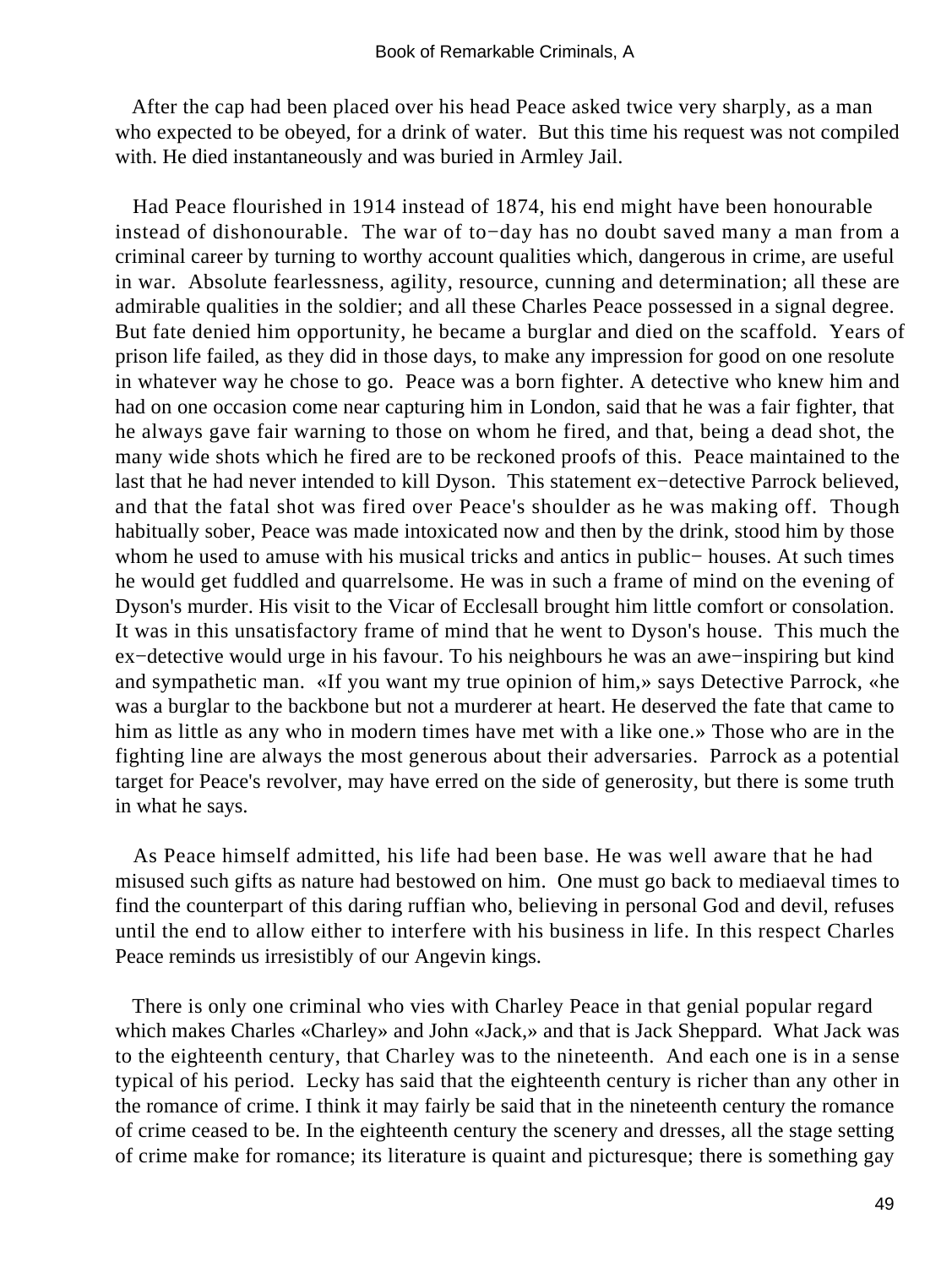After the cap had been placed over his head Peace asked twice very sharply, as a man who expected to be obeyed, for a drink of water. But this time his request was not compiled with. He died instantaneously and was buried in Armley Jail.

Had Peace flourished in 1914 instead of 1874, his end might have been honourable instead of dishonourable. The war of to−day has no doubt saved many a man from a criminal career by turning to worthy account qualities which, dangerous in crime, are useful in war. Absolute fearlessness, agility, resource, cunning and determination; all these are admirable qualities in the soldier; and all these Charles Peace possessed in a signal degree. But fate denied him opportunity, he became a burglar and died on the scaffold. Years of prison life failed, as they did in those days, to make any impression for good on one resolute in whatever way he chose to go. Peace was a born fighter. A detective who knew him and had on one occasion come near capturing him in London, said that he was a fair fighter, that he always gave fair warning to those on whom he fired, and that, being a dead shot, the many wide shots which he fired are to be reckoned proofs of this. Peace maintained to the last that he had never intended to kill Dyson. This statement ex−detective Parrock believed, and that the fatal shot was fired over Peace's shoulder as he was making off. Though habitually sober, Peace was made intoxicated now and then by the drink, stood him by those whom he used to amuse with his musical tricks and antics in public− houses. At such times he would get fuddled and quarrelsome. He was in such a frame of mind on the evening of Dyson's murder. His visit to the Vicar of Ecclesall brought him little comfort or consolation. It was in this unsatisfactory frame of mind that he went to Dyson's house. This much the ex−detective would urge in his favour. To his neighbours he was an awe−inspiring but kind and sympathetic man. «If you want my true opinion of him,» says Detective Parrock, «he was a burglar to the backbone but not a murderer at heart. He deserved the fate that came to him as little as any who in modern times have met with a like one.» Those who are in the fighting line are always the most generous about their adversaries. Parrock as a potential target for Peace's revolver, may have erred on the side of generosity, but there is some truth in what he says.

As Peace himself admitted, his life had been base. He was well aware that he had misused such gifts as nature had bestowed on him. One must go back to mediaeval times to find the counterpart of this daring ruffian who, believing in personal God and devil, refuses until the end to allow either to interfere with his business in life. In this respect Charles Peace reminds us irresistibly of our Angevin kings.

There is only one criminal who vies with Charley Peace in that genial popular regard which makes Charles «Charley» and John «Jack,» and that is Jack Sheppard. What Jack was to the eighteenth century, that Charley was to the nineteenth. And each one is in a sense typical of his period. Lecky has said that the eighteenth century is richer than any other in the romance of crime. I think it may fairly be said that in the nineteenth century the romance of crime ceased to be. In the eighteenth century the scenery and dresses, all the stage setting of crime make for romance; its literature is quaint and picturesque; there is something gay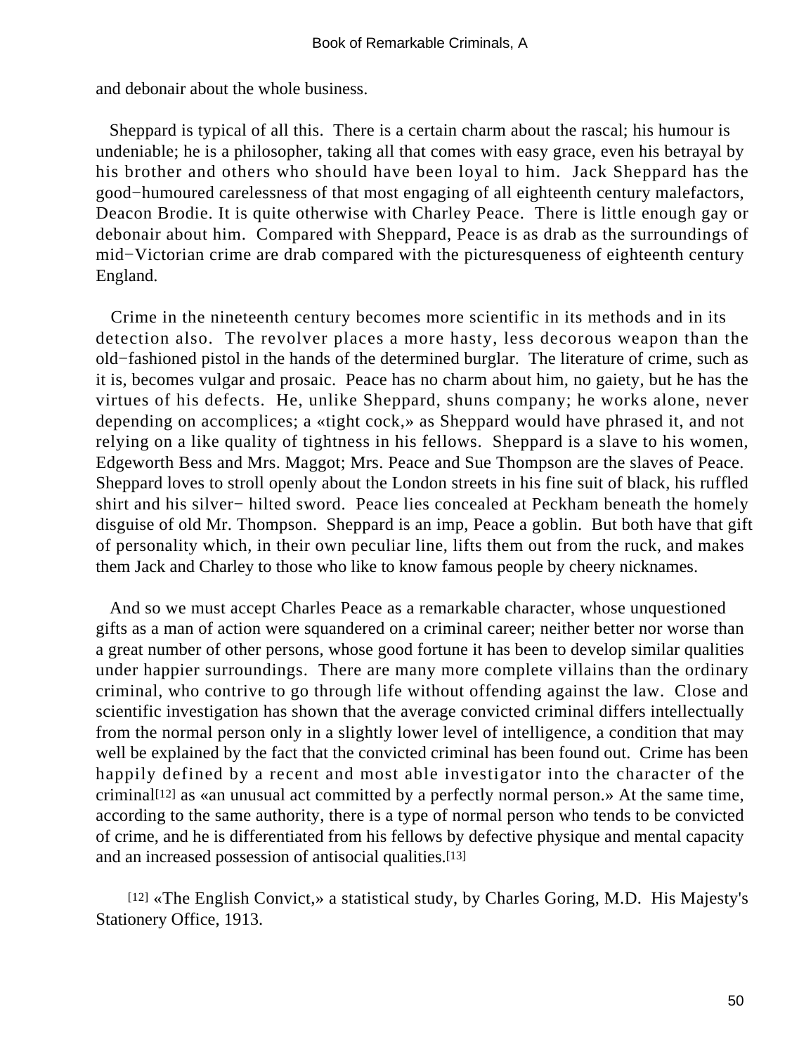and debonair about the whole business.

Sheppard is typical of all this. There is a certain charm about the rascal; his humour is undeniable; he is a philosopher, taking all that comes with easy grace, even his betrayal by his brother and others who should have been loyal to him. Jack Sheppard has the good−humoured carelessness of that most engaging of all eighteenth century malefactors, Deacon Brodie. It is quite otherwise with Charley Peace. There is little enough gay or debonair about him. Compared with Sheppard, Peace is as drab as the surroundings of mid−Victorian crime are drab compared with the picturesqueness of eighteenth century England.

Crime in the nineteenth century becomes more scientific in its methods and in its detection also. The revolver places a more hasty, less decorous weapon than the old−fashioned pistol in the hands of the determined burglar. The literature of crime, such as it is, becomes vulgar and prosaic. Peace has no charm about him, no gaiety, but he has the virtues of his defects. He, unlike Sheppard, shuns company; he works alone, never depending on accomplices; a «tight cock,» as Sheppard would have phrased it, and not relying on a like quality of tightness in his fellows. Sheppard is a slave to his women, Edgeworth Bess and Mrs. Maggot; Mrs. Peace and Sue Thompson are the slaves of Peace. Sheppard loves to stroll openly about the London streets in his fine suit of black, his ruffled shirt and his silver− hilted sword. Peace lies concealed at Peckham beneath the homely disguise of old Mr. Thompson. Sheppard is an imp, Peace a goblin. But both have that gift of personality which, in their own peculiar line, lifts them out from the ruck, and makes them Jack and Charley to those who like to know famous people by cheery nicknames.

And so we must accept Charles Peace as a remarkable character, whose unquestioned gifts as a man of action were squandered on a criminal career; neither better nor worse than a great number of other persons, whose good fortune it has been to develop similar qualities under happier surroundings. There are many more complete villains than the ordinary criminal, who contrive to go through life without offending against the law. Close and scientific investigation has shown that the average convicted criminal differs intellectually from the normal person only in a slightly lower level of intelligence, a condition that may well be explained by the fact that the convicted criminal has been found out. Crime has been happily defined by a recent and most able investigator into the character of the criminal[12] as «an unusual act committed by a perfectly normal person.» At the same time, according to the same authority, there is a type of normal person who tends to be convicted of crime, and he is differentiated from his fellows by defective physique and mental capacity and an increased possession of antisocial qualities.[13]

[12] «The English Convict,» a statistical study, by Charles Goring, M.D. His Majesty's Stationery Office, 1913.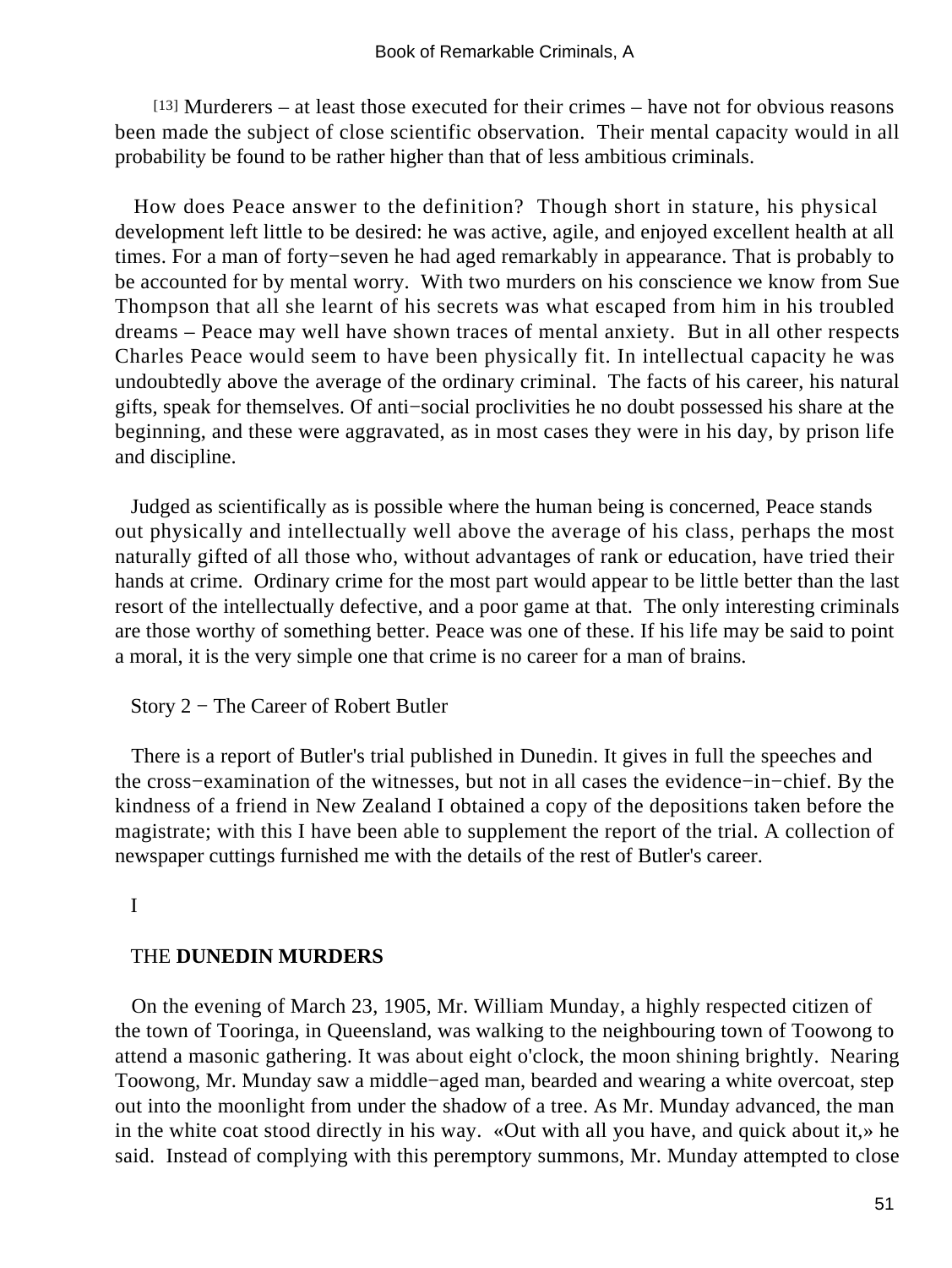[13] Murderers – at least those executed for their crimes – have not for obvious reasons been made the subject of close scientific observation. Their mental capacity would in all probability be found to be rather higher than that of less ambitious criminals.

How does Peace answer to the definition? Though short in stature, his physical development left little to be desired: he was active, agile, and enjoyed excellent health at all times. For a man of forty−seven he had aged remarkably in appearance. That is probably to be accounted for by mental worry. With two murders on his conscience we know from Sue Thompson that all she learnt of his secrets was what escaped from him in his troubled dreams – Peace may well have shown traces of mental anxiety. But in all other respects Charles Peace would seem to have been physically fit. In intellectual capacity he was undoubtedly above the average of the ordinary criminal. The facts of his career, his natural gifts, speak for themselves. Of anti−social proclivities he no doubt possessed his share at the beginning, and these were aggravated, as in most cases they were in his day, by prison life and discipline.

Judged as scientifically as is possible where the human being is concerned, Peace stands out physically and intellectually well above the average of his class, perhaps the most naturally gifted of all those who, without advantages of rank or education, have tried their hands at crime. Ordinary crime for the most part would appear to be little better than the last resort of the intellectually defective, and a poor game at that. The only interesting criminals are those worthy of something better. Peace was one of these. If his life may be said to point a moral, it is the very simple one that crime is no career for a man of brains.

## Story 2 − The Career of Robert Butler

There is a report of Butler's trial published in Dunedin. It gives in full the speeches and the cross−examination of the witnesses, but not in all cases the evidence−in−chief. By the kindness of a friend in New Zealand I obtained a copy of the depositions taken before the magistrate; with this I have been able to supplement the report of the trial. A collection of newspaper cuttings furnished me with the details of the rest of Butler's career.

### I

### THE **DUNEDIN MURDERS**

On the evening of March 23, 1905, Mr. William Munday, a highly respected citizen of the town of Tooringa, in Queensland, was walking to the neighbouring town of Toowong to attend a masonic gathering. It was about eight o'clock, the moon shining brightly. Nearing Toowong, Mr. Munday saw a middle−aged man, bearded and wearing a white overcoat, step out into the moonlight from under the shadow of a tree. As Mr. Munday advanced, the man in the white coat stood directly in his way. «Out with all you have, and quick about it,» he said. Instead of complying with this peremptory summons, Mr. Munday attempted to close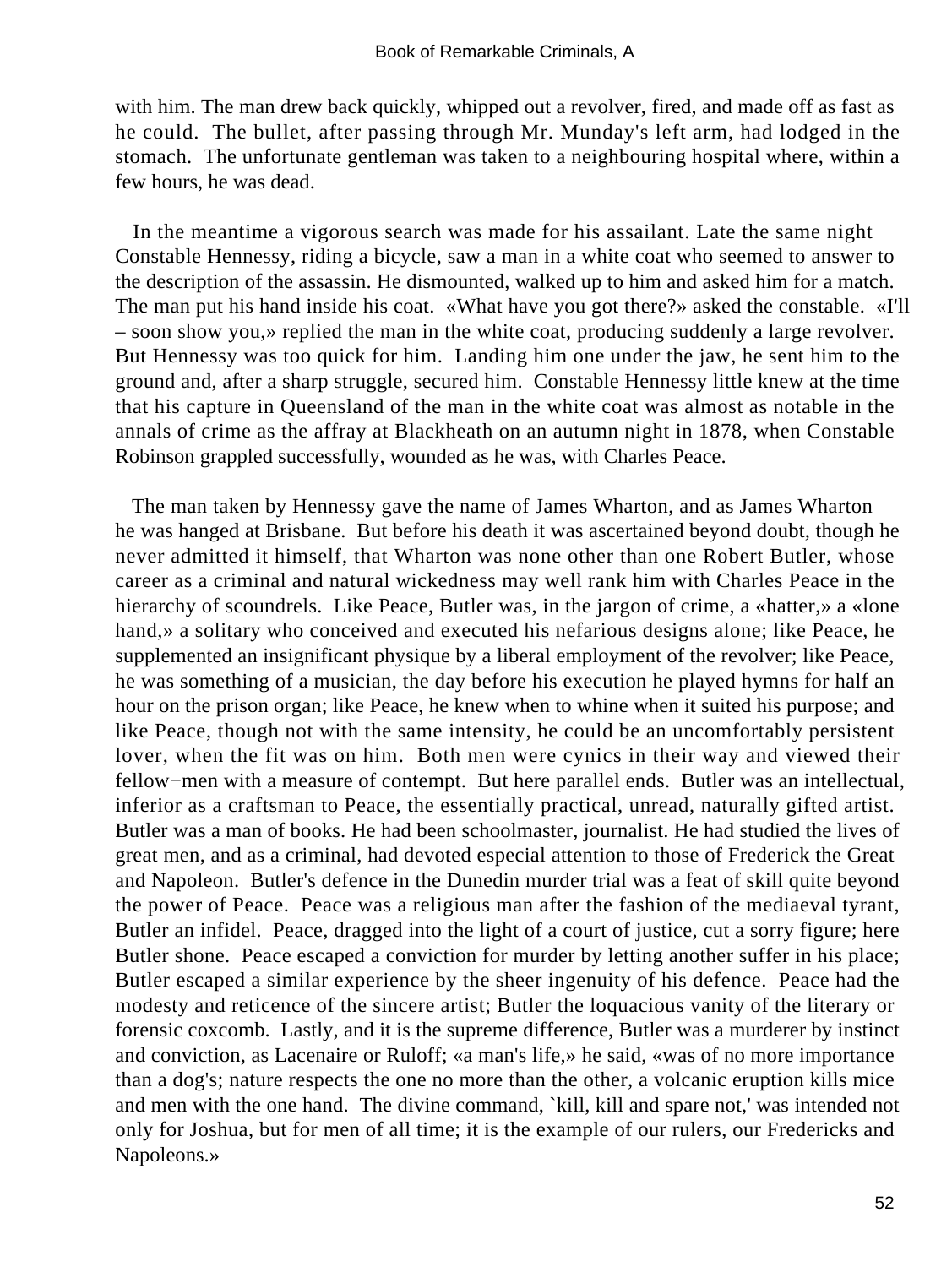with him. The man drew back quickly, whipped out a revolver, fired, and made off as fast as he could. The bullet, after passing through Mr. Munday's left arm, had lodged in the stomach. The unfortunate gentleman was taken to a neighbouring hospital where, within a few hours, he was dead.

In the meantime a vigorous search was made for his assailant. Late the same night Constable Hennessy, riding a bicycle, saw a man in a white coat who seemed to answer to the description of the assassin. He dismounted, walked up to him and asked him for a match. The man put his hand inside his coat. «What have you got there?» asked the constable. «I'll – soon show you,» replied the man in the white coat, producing suddenly a large revolver. But Hennessy was too quick for him. Landing him one under the jaw, he sent him to the ground and, after a sharp struggle, secured him. Constable Hennessy little knew at the time that his capture in Queensland of the man in the white coat was almost as notable in the annals of crime as the affray at Blackheath on an autumn night in 1878, when Constable Robinson grappled successfully, wounded as he was, with Charles Peace.

The man taken by Hennessy gave the name of James Wharton, and as James Wharton he was hanged at Brisbane. But before his death it was ascertained beyond doubt, though he never admitted it himself, that Wharton was none other than one Robert Butler, whose career as a criminal and natural wickedness may well rank him with Charles Peace in the hierarchy of scoundrels. Like Peace, Butler was, in the jargon of crime, a «hatter,» a «lone hand,» a solitary who conceived and executed his nefarious designs alone; like Peace, he supplemented an insignificant physique by a liberal employment of the revolver; like Peace, he was something of a musician, the day before his execution he played hymns for half an hour on the prison organ; like Peace, he knew when to whine when it suited his purpose; and like Peace, though not with the same intensity, he could be an uncomfortably persistent lover, when the fit was on him. Both men were cynics in their way and viewed their fellow−men with a measure of contempt. But here parallel ends. Butler was an intellectual, inferior as a craftsman to Peace, the essentially practical, unread, naturally gifted artist. Butler was a man of books. He had been schoolmaster, journalist. He had studied the lives of great men, and as a criminal, had devoted especial attention to those of Frederick the Great and Napoleon. Butler's defence in the Dunedin murder trial was a feat of skill quite beyond the power of Peace. Peace was a religious man after the fashion of the mediaeval tyrant, Butler an infidel. Peace, dragged into the light of a court of justice, cut a sorry figure; here Butler shone. Peace escaped a conviction for murder by letting another suffer in his place; Butler escaped a similar experience by the sheer ingenuity of his defence. Peace had the modesty and reticence of the sincere artist; Butler the loquacious vanity of the literary or forensic coxcomb. Lastly, and it is the supreme difference, Butler was a murderer by instinct and conviction, as Lacenaire or Ruloff; «a man's life,» he said, «was of no more importance than a dog's; nature respects the one no more than the other, a volcanic eruption kills mice and men with the one hand. The divine command, `kill, kill and spare not,' was intended not only for Joshua, but for men of all time; it is the example of our rulers, our Fredericks and Napoleons.»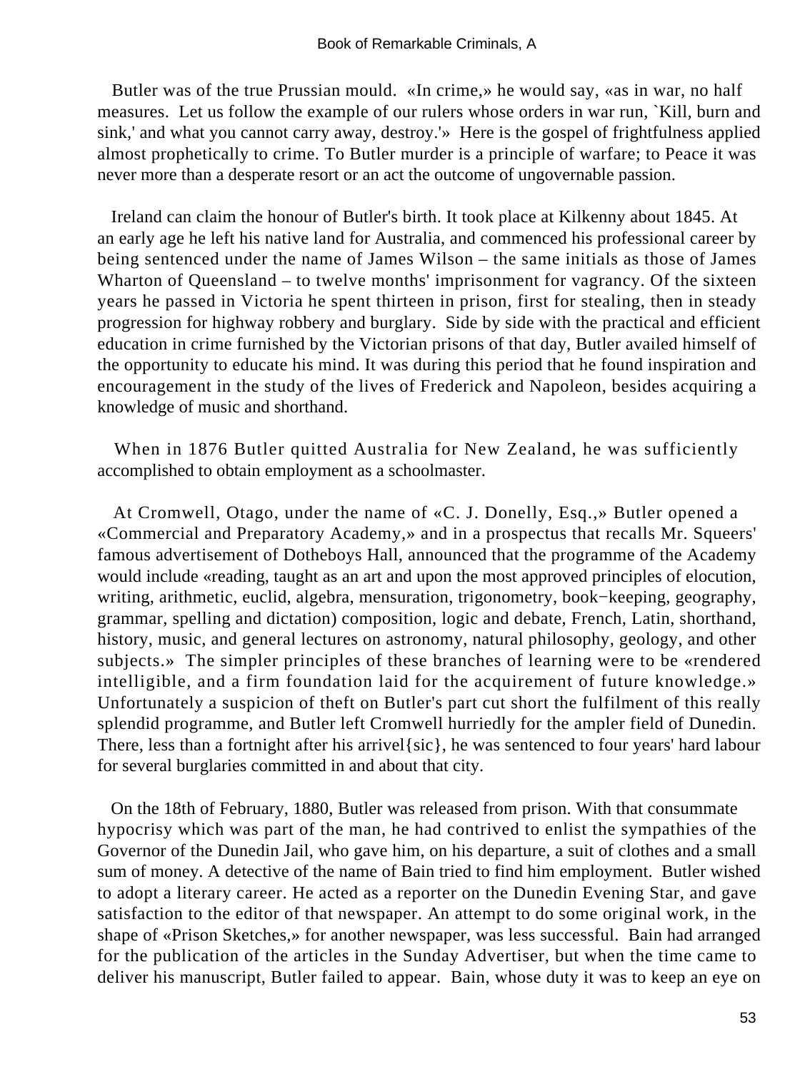Butler was of the true Prussian mould. «In crime,» he would say, «as in war, no half measures. Let us follow the example of our rulers whose orders in war run, `Kill, burn and sink,' and what you cannot carry away, destroy.'» Here is the gospel of frightfulness applied almost prophetically to crime. To Butler murder is a principle of warfare; to Peace it was never more than a desperate resort or an act the outcome of ungovernable passion.

Ireland can claim the honour of Butler's birth. It took place at Kilkenny about 1845. At an early age he left his native land for Australia, and commenced his professional career by being sentenced under the name of James Wilson – the same initials as those of James Wharton of Queensland – to twelve months' imprisonment for vagrancy. Of the sixteen years he passed in Victoria he spent thirteen in prison, first for stealing, then in steady progression for highway robbery and burglary. Side by side with the practical and efficient education in crime furnished by the Victorian prisons of that day, Butler availed himself of the opportunity to educate his mind. It was during this period that he found inspiration and encouragement in the study of the lives of Frederick and Napoleon, besides acquiring a knowledge of music and shorthand.

When in 1876 Butler quitted Australia for New Zealand, he was sufficiently accomplished to obtain employment as a schoolmaster.

At Cromwell, Otago, under the name of «C. J. Donelly, Esq.,» Butler opened a «Commercial and Preparatory Academy,» and in a prospectus that recalls Mr. Squeers' famous advertisement of Dotheboys Hall, announced that the programme of the Academy would include «reading, taught as an art and upon the most approved principles of elocution, writing, arithmetic, euclid, algebra, mensuration, trigonometry, book−keeping, geography, grammar, spelling and dictation) composition, logic and debate, French, Latin, shorthand, history, music, and general lectures on astronomy, natural philosophy, geology, and other subjects.» The simpler principles of these branches of learning were to be «rendered intelligible, and a firm foundation laid for the acquirement of future knowledge.» Unfortunately a suspicion of theft on Butler's part cut short the fulfilment of this really splendid programme, and Butler left Cromwell hurriedly for the ampler field of Dunedin. There, less than a fortnight after his arrivel{sic}, he was sentenced to four years' hard labour for several burglaries committed in and about that city.

On the 18th of February, 1880, Butler was released from prison. With that consummate hypocrisy which was part of the man, he had contrived to enlist the sympathies of the Governor of the Dunedin Jail, who gave him, on his departure, a suit of clothes and a small sum of money. A detective of the name of Bain tried to find him employment. Butler wished to adopt a literary career. He acted as a reporter on the Dunedin Evening Star, and gave satisfaction to the editor of that newspaper. An attempt to do some original work, in the shape of «Prison Sketches,» for another newspaper, was less successful. Bain had arranged for the publication of the articles in the Sunday Advertiser, but when the time came to deliver his manuscript, Butler failed to appear. Bain, whose duty it was to keep an eye on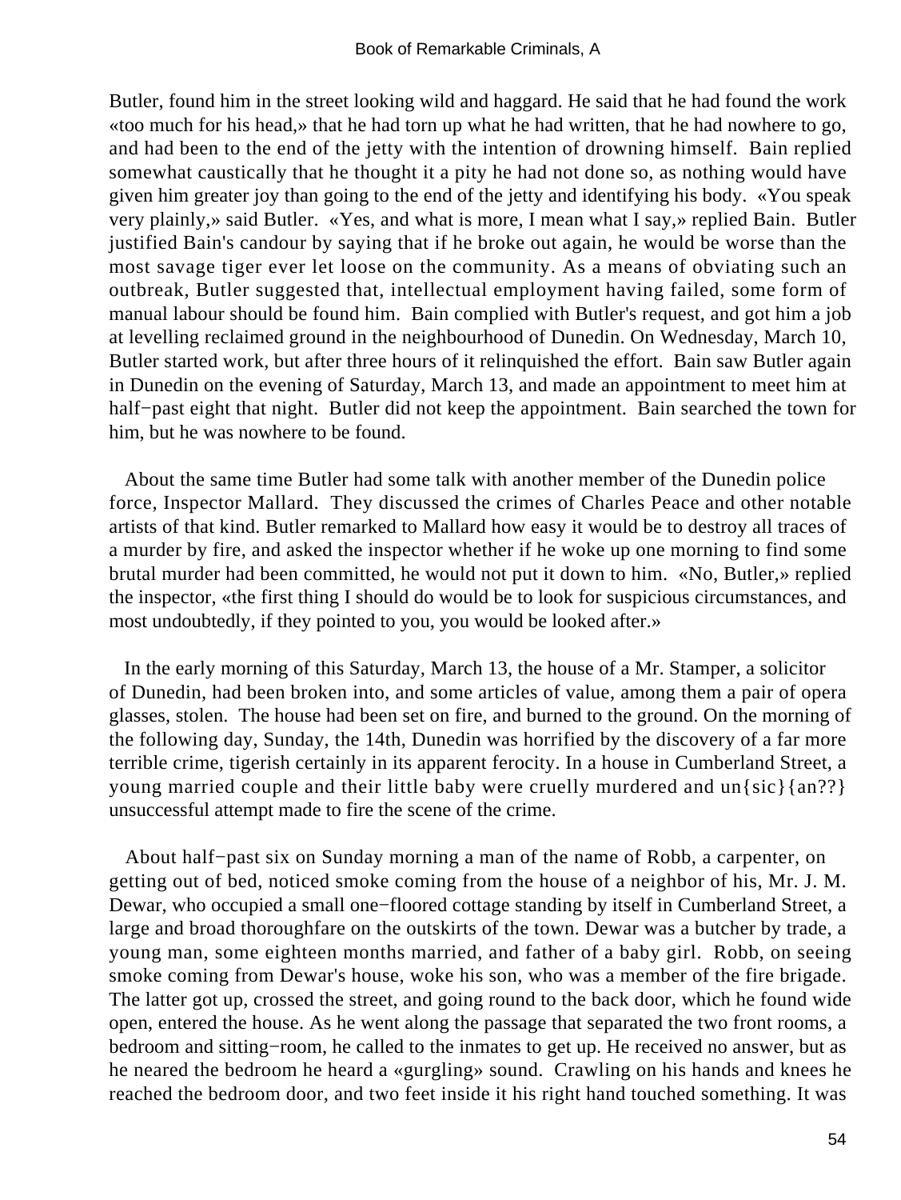Butler, found him in the street looking wild and haggard. He said that he had found the work «too much for his head,» that he had torn up what he had written, that he had nowhere to go, and had been to the end of the jetty with the intention of drowning himself. Bain replied somewhat caustically that he thought it a pity he had not done so, as nothing would have given him greater joy than going to the end of the jetty and identifying his body. «You speak very plainly,» said Butler. «Yes, and what is more, I mean what I say,» replied Bain. Butler justified Bain's candour by saying that if he broke out again, he would be worse than the most savage tiger ever let loose on the community. As a means of obviating such an outbreak, Butler suggested that, intellectual employment having failed, some form of manual labour should be found him. Bain complied with Butler's request, and got him a job at levelling reclaimed ground in the neighbourhood of Dunedin. On Wednesday, March 10, Butler started work, but after three hours of it relinquished the effort. Bain saw Butler again in Dunedin on the evening of Saturday, March 13, and made an appointment to meet him at half−past eight that night. Butler did not keep the appointment. Bain searched the town for him, but he was nowhere to be found.

About the same time Butler had some talk with another member of the Dunedin police force, Inspector Mallard. They discussed the crimes of Charles Peace and other notable artists of that kind. Butler remarked to Mallard how easy it would be to destroy all traces of a murder by fire, and asked the inspector whether if he woke up one morning to find some brutal murder had been committed, he would not put it down to him. «No, Butler,» replied the inspector, «the first thing I should do would be to look for suspicious circumstances, and most undoubtedly, if they pointed to you, you would be looked after.»

In the early morning of this Saturday, March 13, the house of a Mr. Stamper, a solicitor of Dunedin, had been broken into, and some articles of value, among them a pair of opera glasses, stolen. The house had been set on fire, and burned to the ground. On the morning of the following day, Sunday, the 14th, Dunedin was horrified by the discovery of a far more terrible crime, tigerish certainly in its apparent ferocity. In a house in Cumberland Street, a young married couple and their little baby were cruelly murdered and un{sic}{an??} unsuccessful attempt made to fire the scene of the crime.

About half−past six on Sunday morning a man of the name of Robb, a carpenter, on getting out of bed, noticed smoke coming from the house of a neighbor of his, Mr. J. M. Dewar, who occupied a small one−floored cottage standing by itself in Cumberland Street, a large and broad thoroughfare on the outskirts of the town. Dewar was a butcher by trade, a young man, some eighteen months married, and father of a baby girl. Robb, on seeing smoke coming from Dewar's house, woke his son, who was a member of the fire brigade. The latter got up, crossed the street, and going round to the back door, which he found wide open, entered the house. As he went along the passage that separated the two front rooms, a bedroom and sitting−room, he called to the inmates to get up. He received no answer, but as he neared the bedroom he heard a «gurgling» sound. Crawling on his hands and knees he reached the bedroom door, and two feet inside it his right hand touched something. It was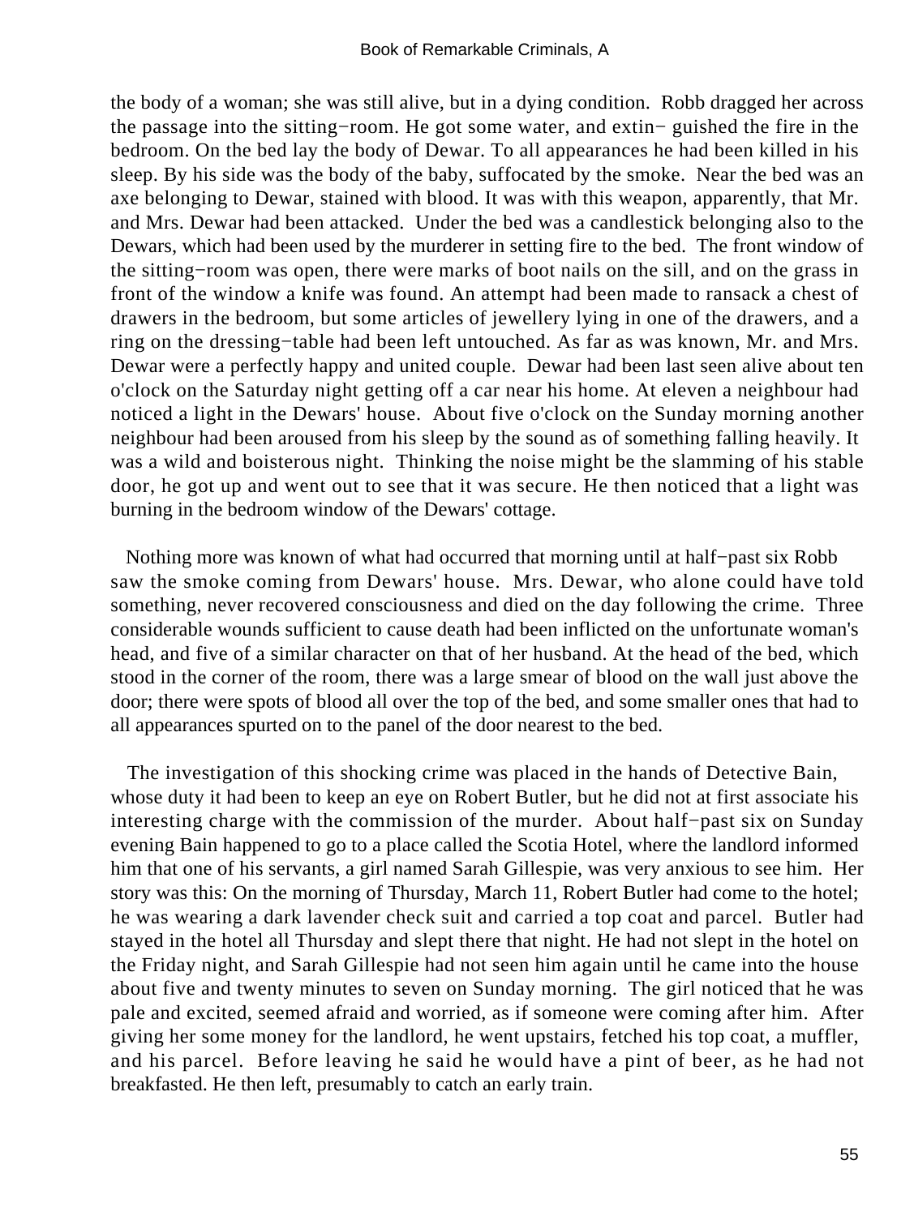the body of a woman; she was still alive, but in a dying condition. Robb dragged her across the passage into the sitting−room. He got some water, and extin− guished the fire in the bedroom. On the bed lay the body of Dewar. To all appearances he had been killed in his sleep. By his side was the body of the baby, suffocated by the smoke. Near the bed was an axe belonging to Dewar, stained with blood. It was with this weapon, apparently, that Mr. and Mrs. Dewar had been attacked. Under the bed was a candlestick belonging also to the Dewars, which had been used by the murderer in setting fire to the bed. The front window of the sitting−room was open, there were marks of boot nails on the sill, and on the grass in front of the window a knife was found. An attempt had been made to ransack a chest of drawers in the bedroom, but some articles of jewellery lying in one of the drawers, and a ring on the dressing−table had been left untouched. As far as was known, Mr. and Mrs. Dewar were a perfectly happy and united couple. Dewar had been last seen alive about ten o'clock on the Saturday night getting off a car near his home. At eleven a neighbour had noticed a light in the Dewars' house. About five o'clock on the Sunday morning another neighbour had been aroused from his sleep by the sound as of something falling heavily. It was a wild and boisterous night. Thinking the noise might be the slamming of his stable door, he got up and went out to see that it was secure. He then noticed that a light was burning in the bedroom window of the Dewars' cottage.

Nothing more was known of what had occurred that morning until at half−past six Robb saw the smoke coming from Dewars' house. Mrs. Dewar, who alone could have told something, never recovered consciousness and died on the day following the crime. Three considerable wounds sufficient to cause death had been inflicted on the unfortunate woman's head, and five of a similar character on that of her husband. At the head of the bed, which stood in the corner of the room, there was a large smear of blood on the wall just above the door; there were spots of blood all over the top of the bed, and some smaller ones that had to all appearances spurted on to the panel of the door nearest to the bed.

The investigation of this shocking crime was placed in the hands of Detective Bain, whose duty it had been to keep an eye on Robert Butler, but he did not at first associate his interesting charge with the commission of the murder. About half−past six on Sunday evening Bain happened to go to a place called the Scotia Hotel, where the landlord informed him that one of his servants, a girl named Sarah Gillespie, was very anxious to see him. Her story was this: On the morning of Thursday, March 11, Robert Butler had come to the hotel; he was wearing a dark lavender check suit and carried a top coat and parcel. Butler had stayed in the hotel all Thursday and slept there that night. He had not slept in the hotel on the Friday night, and Sarah Gillespie had not seen him again until he came into the house about five and twenty minutes to seven on Sunday morning. The girl noticed that he was pale and excited, seemed afraid and worried, as if someone were coming after him. After giving her some money for the landlord, he went upstairs, fetched his top coat, a muffler, and his parcel. Before leaving he said he would have a pint of beer, as he had not breakfasted. He then left, presumably to catch an early train.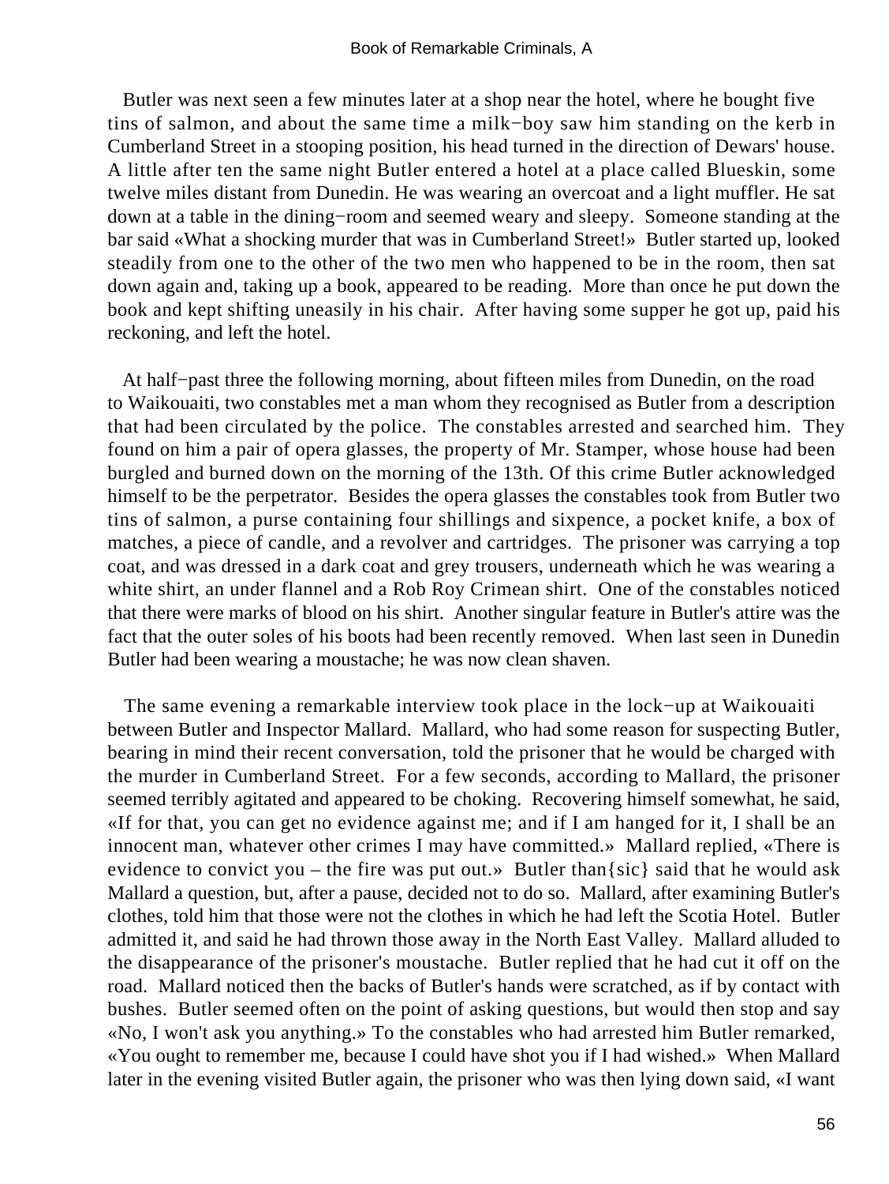Butler was next seen a few minutes later at a shop near the hotel, where he bought five tins of salmon, and about the same time a milk−boy saw him standing on the kerb in Cumberland Street in a stooping position, his head turned in the direction of Dewars' house. A little after ten the same night Butler entered a hotel at a place called Blueskin, some twelve miles distant from Dunedin. He was wearing an overcoat and a light muffler. He sat down at a table in the dining−room and seemed weary and sleepy. Someone standing at the bar said «What a shocking murder that was in Cumberland Street!» Butler started up, looked steadily from one to the other of the two men who happened to be in the room, then sat down again and, taking up a book, appeared to be reading. More than once he put down the book and kept shifting uneasily in his chair. After having some supper he got up, paid his reckoning, and left the hotel.

At half−past three the following morning, about fifteen miles from Dunedin, on the road to Waikouaiti, two constables met a man whom they recognised as Butler from a description that had been circulated by the police. The constables arrested and searched him. They found on him a pair of opera glasses, the property of Mr. Stamper, whose house had been burgled and burned down on the morning of the 13th. Of this crime Butler acknowledged himself to be the perpetrator. Besides the opera glasses the constables took from Butler two tins of salmon, a purse containing four shillings and sixpence, a pocket knife, a box of matches, a piece of candle, and a revolver and cartridges. The prisoner was carrying a top coat, and was dressed in a dark coat and grey trousers, underneath which he was wearing a white shirt, an under flannel and a Rob Roy Crimean shirt. One of the constables noticed that there were marks of blood on his shirt. Another singular feature in Butler's attire was the fact that the outer soles of his boots had been recently removed. When last seen in Dunedin Butler had been wearing a moustache; he was now clean shaven.

The same evening a remarkable interview took place in the lock−up at Waikouaiti between Butler and Inspector Mallard. Mallard, who had some reason for suspecting Butler, bearing in mind their recent conversation, told the prisoner that he would be charged with the murder in Cumberland Street. For a few seconds, according to Mallard, the prisoner seemed terribly agitated and appeared to be choking. Recovering himself somewhat, he said, «If for that, you can get no evidence against me; and if I am hanged for it, I shall be an innocent man, whatever other crimes I may have committed.» Mallard replied, «There is evidence to convict you – the fire was put out.» Butler than{sic} said that he would ask Mallard a question, but, after a pause, decided not to do so. Mallard, after examining Butler's clothes, told him that those were not the clothes in which he had left the Scotia Hotel. Butler admitted it, and said he had thrown those away in the North East Valley. Mallard alluded to the disappearance of the prisoner's moustache. Butler replied that he had cut it off on the road. Mallard noticed then the backs of Butler's hands were scratched, as if by contact with bushes. Butler seemed often on the point of asking questions, but would then stop and say «No, I won't ask you anything.» To the constables who had arrested him Butler remarked, «You ought to remember me, because I could have shot you if I had wished.» When Mallard later in the evening visited Butler again, the prisoner who was then lying down said, «I want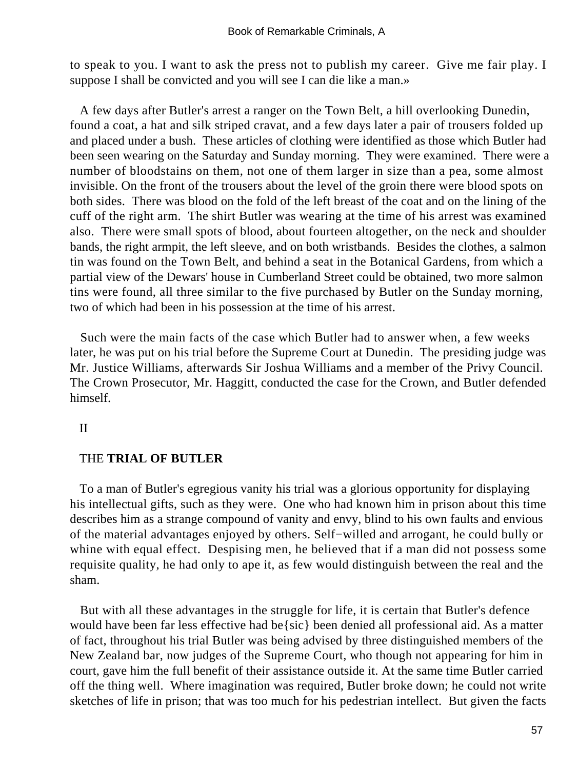to speak to you. I want to ask the press not to publish my career. Give me fair play. I suppose I shall be convicted and you will see I can die like a man.»

A few days after Butler's arrest a ranger on the Town Belt, a hill overlooking Dunedin, found a coat, a hat and silk striped cravat, and a few days later a pair of trousers folded up and placed under a bush. These articles of clothing were identified as those which Butler had been seen wearing on the Saturday and Sunday morning. They were examined. There were a number of bloodstains on them, not one of them larger in size than a pea, some almost invisible. On the front of the trousers about the level of the groin there were blood spots on both sides. There was blood on the fold of the left breast of the coat and on the lining of the cuff of the right arm. The shirt Butler was wearing at the time of his arrest was examined also. There were small spots of blood, about fourteen altogether, on the neck and shoulder bands, the right armpit, the left sleeve, and on both wristbands. Besides the clothes, a salmon tin was found on the Town Belt, and behind a seat in the Botanical Gardens, from which a partial view of the Dewars' house in Cumberland Street could be obtained, two more salmon tins were found, all three similar to the five purchased by Butler on the Sunday morning, two of which had been in his possession at the time of his arrest.

Such were the main facts of the case which Butler had to answer when, a few weeks later, he was put on his trial before the Supreme Court at Dunedin. The presiding judge was Mr. Justice Williams, afterwards Sir Joshua Williams and a member of the Privy Council. The Crown Prosecutor, Mr. Haggitt, conducted the case for the Crown, and Butler defended himself.

## II

## THE **TRIAL OF BUTLER**

To a man of Butler's egregious vanity his trial was a glorious opportunity for displaying his intellectual gifts, such as they were. One who had known him in prison about this time describes him as a strange compound of vanity and envy, blind to his own faults and envious of the material advantages enjoyed by others. Self−willed and arrogant, he could bully or whine with equal effect. Despising men, he believed that if a man did not possess some requisite quality, he had only to ape it, as few would distinguish between the real and the sham.

But with all these advantages in the struggle for life, it is certain that Butler's defence would have been far less effective had be{sic} been denied all professional aid. As a matter of fact, throughout his trial Butler was being advised by three distinguished members of the New Zealand bar, now judges of the Supreme Court, who though not appearing for him in court, gave him the full benefit of their assistance outside it. At the same time Butler carried off the thing well. Where imagination was required, Butler broke down; he could not write sketches of life in prison; that was too much for his pedestrian intellect. But given the facts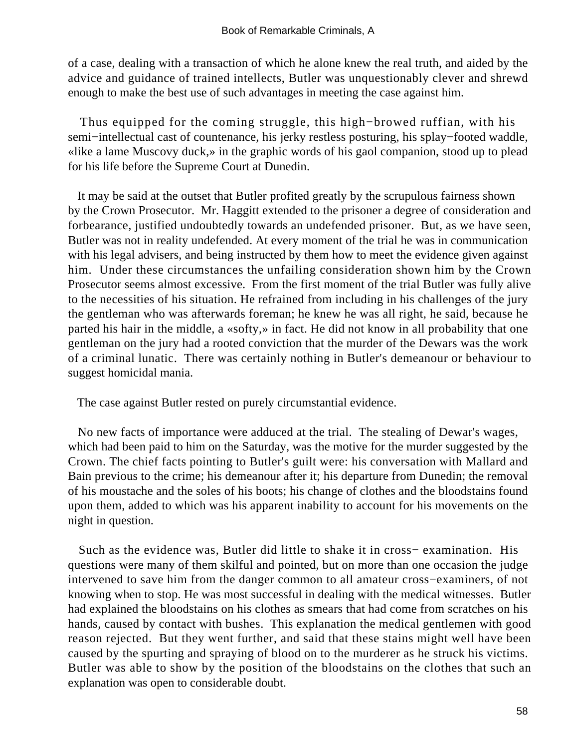of a case, dealing with a transaction of which he alone knew the real truth, and aided by the advice and guidance of trained intellects, Butler was unquestionably clever and shrewd enough to make the best use of such advantages in meeting the case against him.

Thus equipped for the coming struggle, this high−browed ruffian, with his semi−intellectual cast of countenance, his jerky restless posturing, his splay−footed waddle, «like a lame Muscovy duck,» in the graphic words of his gaol companion, stood up to plead for his life before the Supreme Court at Dunedin.

It may be said at the outset that Butler profited greatly by the scrupulous fairness shown by the Crown Prosecutor. Mr. Haggitt extended to the prisoner a degree of consideration and forbearance, justified undoubtedly towards an undefended prisoner. But, as we have seen, Butler was not in reality undefended. At every moment of the trial he was in communication with his legal advisers, and being instructed by them how to meet the evidence given against him. Under these circumstances the unfailing consideration shown him by the Crown Prosecutor seems almost excessive. From the first moment of the trial Butler was fully alive to the necessities of his situation. He refrained from including in his challenges of the jury the gentleman who was afterwards foreman; he knew he was all right, he said, because he parted his hair in the middle, a «softy,» in fact. He did not know in all probability that one gentleman on the jury had a rooted conviction that the murder of the Dewars was the work of a criminal lunatic. There was certainly nothing in Butler's demeanour or behaviour to suggest homicidal mania.

The case against Butler rested on purely circumstantial evidence.

No new facts of importance were adduced at the trial. The stealing of Dewar's wages, which had been paid to him on the Saturday, was the motive for the murder suggested by the Crown. The chief facts pointing to Butler's guilt were: his conversation with Mallard and Bain previous to the crime; his demeanour after it; his departure from Dunedin; the removal of his moustache and the soles of his boots; his change of clothes and the bloodstains found upon them, added to which was his apparent inability to account for his movements on the night in question.

Such as the evidence was, Butler did little to shake it in cross− examination. His questions were many of them skilful and pointed, but on more than one occasion the judge intervened to save him from the danger common to all amateur cross−examiners, of not knowing when to stop. He was most successful in dealing with the medical witnesses. Butler had explained the bloodstains on his clothes as smears that had come from scratches on his hands, caused by contact with bushes. This explanation the medical gentlemen with good reason rejected. But they went further, and said that these stains might well have been caused by the spurting and spraying of blood on to the murderer as he struck his victims. Butler was able to show by the position of the bloodstains on the clothes that such an explanation was open to considerable doubt.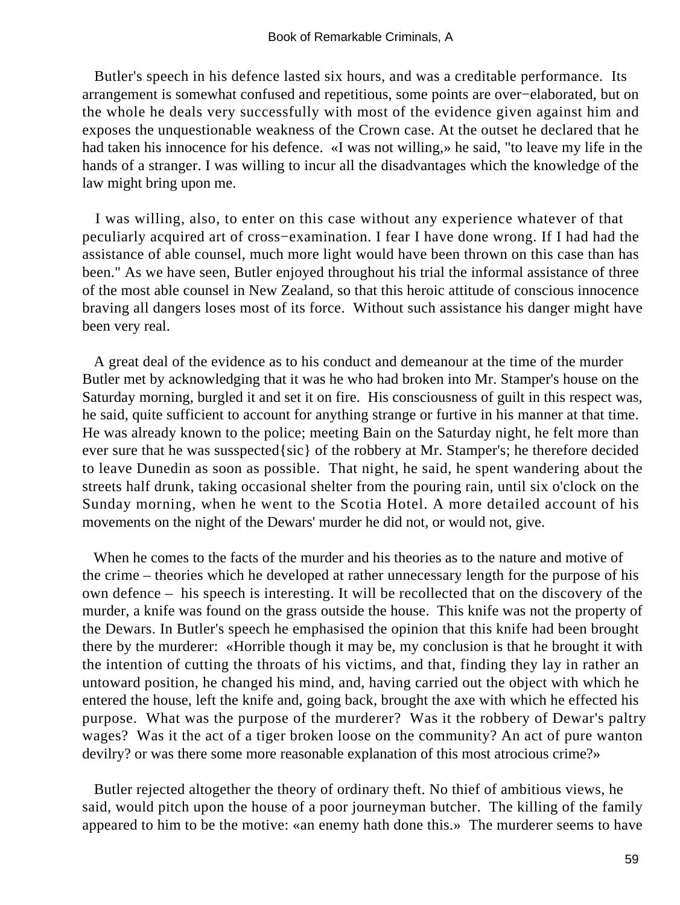Butler's speech in his defence lasted six hours, and was a creditable performance. Its arrangement is somewhat confused and repetitious, some points are over−elaborated, but on the whole he deals very successfully with most of the evidence given against him and exposes the unquestionable weakness of the Crown case. At the outset he declared that he had taken his innocence for his defence. «I was not willing,» he said, "to leave my life in the hands of a stranger. I was willing to incur all the disadvantages which the knowledge of the law might bring upon me.

I was willing, also, to enter on this case without any experience whatever of that peculiarly acquired art of cross−examination. I fear I have done wrong. If I had had the assistance of able counsel, much more light would have been thrown on this case than has been." As we have seen, Butler enjoyed throughout his trial the informal assistance of three of the most able counsel in New Zealand, so that this heroic attitude of conscious innocence braving all dangers loses most of its force. Without such assistance his danger might have been very real.

A great deal of the evidence as to his conduct and demeanour at the time of the murder Butler met by acknowledging that it was he who had broken into Mr. Stamper's house on the Saturday morning, burgled it and set it on fire. His consciousness of guilt in this respect was, he said, quite sufficient to account for anything strange or furtive in his manner at that time. He was already known to the police; meeting Bain on the Saturday night, he felt more than ever sure that he was susspected{sic} of the robbery at Mr. Stamper's; he therefore decided to leave Dunedin as soon as possible. That night, he said, he spent wandering about the streets half drunk, taking occasional shelter from the pouring rain, until six o'clock on the Sunday morning, when he went to the Scotia Hotel. A more detailed account of his movements on the night of the Dewars' murder he did not, or would not, give.

When he comes to the facts of the murder and his theories as to the nature and motive of the crime – theories which he developed at rather unnecessary length for the purpose of his own defence – his speech is interesting. It will be recollected that on the discovery of the murder, a knife was found on the grass outside the house. This knife was not the property of the Dewars. In Butler's speech he emphasised the opinion that this knife had been brought there by the murderer: «Horrible though it may be, my conclusion is that he brought it with the intention of cutting the throats of his victims, and that, finding they lay in rather an untoward position, he changed his mind, and, having carried out the object with which he entered the house, left the knife and, going back, brought the axe with which he effected his purpose. What was the purpose of the murderer? Was it the robbery of Dewar's paltry wages? Was it the act of a tiger broken loose on the community? An act of pure wanton devilry? or was there some more reasonable explanation of this most atrocious crime?»

Butler rejected altogether the theory of ordinary theft. No thief of ambitious views, he said, would pitch upon the house of a poor journeyman butcher. The killing of the family appeared to him to be the motive: «an enemy hath done this.» The murderer seems to have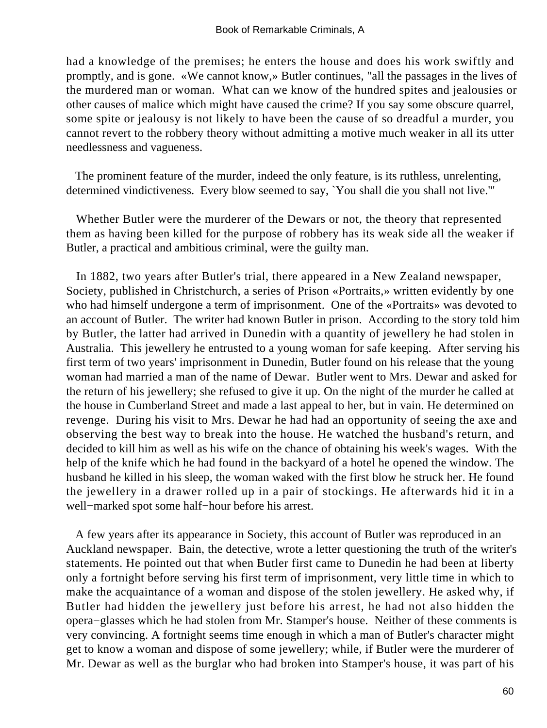had a knowledge of the premises; he enters the house and does his work swiftly and promptly, and is gone. «We cannot know,» Butler continues, "all the passages in the lives of the murdered man or woman. What can we know of the hundred spites and jealousies or other causes of malice which might have caused the crime? If you say some obscure quarrel, some spite or jealousy is not likely to have been the cause of so dreadful a murder, you cannot revert to the robbery theory without admitting a motive much weaker in all its utter needlessness and vagueness.

The prominent feature of the murder, indeed the only feature, is its ruthless, unrelenting, determined vindictiveness. Every blow seemed to say, `You shall die you shall not live.'"

Whether Butler were the murderer of the Dewars or not, the theory that represented them as having been killed for the purpose of robbery has its weak side all the weaker if Butler, a practical and ambitious criminal, were the guilty man.

In 1882, two years after Butler's trial, there appeared in a New Zealand newspaper, Society, published in Christchurch, a series of Prison «Portraits,» written evidently by one who had himself undergone a term of imprisonment. One of the «Portraits» was devoted to an account of Butler. The writer had known Butler in prison. According to the story told him by Butler, the latter had arrived in Dunedin with a quantity of jewellery he had stolen in Australia. This jewellery he entrusted to a young woman for safe keeping. After serving his first term of two years' imprisonment in Dunedin, Butler found on his release that the young woman had married a man of the name of Dewar. Butler went to Mrs. Dewar and asked for the return of his jewellery; she refused to give it up. On the night of the murder he called at the house in Cumberland Street and made a last appeal to her, but in vain. He determined on revenge. During his visit to Mrs. Dewar he had had an opportunity of seeing the axe and observing the best way to break into the house. He watched the husband's return, and decided to kill him as well as his wife on the chance of obtaining his week's wages. With the help of the knife which he had found in the backyard of a hotel he opened the window. The husband he killed in his sleep, the woman waked with the first blow he struck her. He found the jewellery in a drawer rolled up in a pair of stockings. He afterwards hid it in a well−marked spot some half−hour before his arrest.

A few years after its appearance in Society, this account of Butler was reproduced in an Auckland newspaper. Bain, the detective, wrote a letter questioning the truth of the writer's statements. He pointed out that when Butler first came to Dunedin he had been at liberty only a fortnight before serving his first term of imprisonment, very little time in which to make the acquaintance of a woman and dispose of the stolen jewellery. He asked why, if Butler had hidden the jewellery just before his arrest, he had not also hidden the opera−glasses which he had stolen from Mr. Stamper's house. Neither of these comments is very convincing. A fortnight seems time enough in which a man of Butler's character might get to know a woman and dispose of some jewellery; while, if Butler were the murderer of Mr. Dewar as well as the burglar who had broken into Stamper's house, it was part of his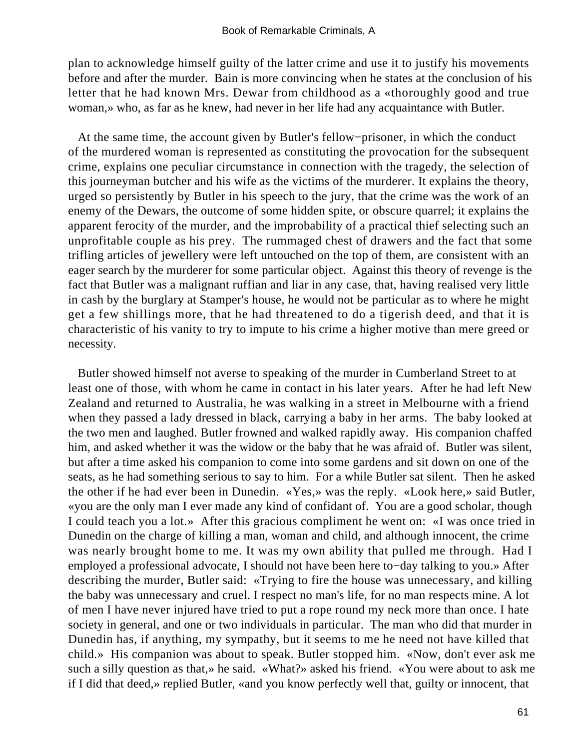plan to acknowledge himself guilty of the latter crime and use it to justify his movements before and after the murder. Bain is more convincing when he states at the conclusion of his letter that he had known Mrs. Dewar from childhood as a «thoroughly good and true woman,» who, as far as he knew, had never in her life had any acquaintance with Butler.

At the same time, the account given by Butler's fellow−prisoner, in which the conduct of the murdered woman is represented as constituting the provocation for the subsequent crime, explains one peculiar circumstance in connection with the tragedy, the selection of this journeyman butcher and his wife as the victims of the murderer. It explains the theory, urged so persistently by Butler in his speech to the jury, that the crime was the work of an enemy of the Dewars, the outcome of some hidden spite, or obscure quarrel; it explains the apparent ferocity of the murder, and the improbability of a practical thief selecting such an unprofitable couple as his prey. The rummaged chest of drawers and the fact that some trifling articles of jewellery were left untouched on the top of them, are consistent with an eager search by the murderer for some particular object. Against this theory of revenge is the fact that Butler was a malignant ruffian and liar in any case, that, having realised very little in cash by the burglary at Stamper's house, he would not be particular as to where he might get a few shillings more, that he had threatened to do a tigerish deed, and that it is characteristic of his vanity to try to impute to his crime a higher motive than mere greed or necessity.

Butler showed himself not averse to speaking of the murder in Cumberland Street to at least one of those, with whom he came in contact in his later years. After he had left New Zealand and returned to Australia, he was walking in a street in Melbourne with a friend when they passed a lady dressed in black, carrying a baby in her arms. The baby looked at the two men and laughed. Butler frowned and walked rapidly away. His companion chaffed him, and asked whether it was the widow or the baby that he was afraid of. Butler was silent, but after a time asked his companion to come into some gardens and sit down on one of the seats, as he had something serious to say to him. For a while Butler sat silent. Then he asked the other if he had ever been in Dunedin. «Yes,» was the reply. «Look here,» said Butler, «you are the only man I ever made any kind of confidant of. You are a good scholar, though I could teach you a lot.» After this gracious compliment he went on: «I was once tried in Dunedin on the charge of killing a man, woman and child, and although innocent, the crime was nearly brought home to me. It was my own ability that pulled me through. Had I employed a professional advocate, I should not have been here to−day talking to you.» After describing the murder, Butler said: «Trying to fire the house was unnecessary, and killing the baby was unnecessary and cruel. I respect no man's life, for no man respects mine. A lot of men I have never injured have tried to put a rope round my neck more than once. I hate society in general, and one or two individuals in particular. The man who did that murder in Dunedin has, if anything, my sympathy, but it seems to me he need not have killed that child.» His companion was about to speak. Butler stopped him. «Now, don't ever ask me such a silly question as that,» he said. «What?» asked his friend. «You were about to ask me if I did that deed,» replied Butler, «and you know perfectly well that, guilty or innocent, that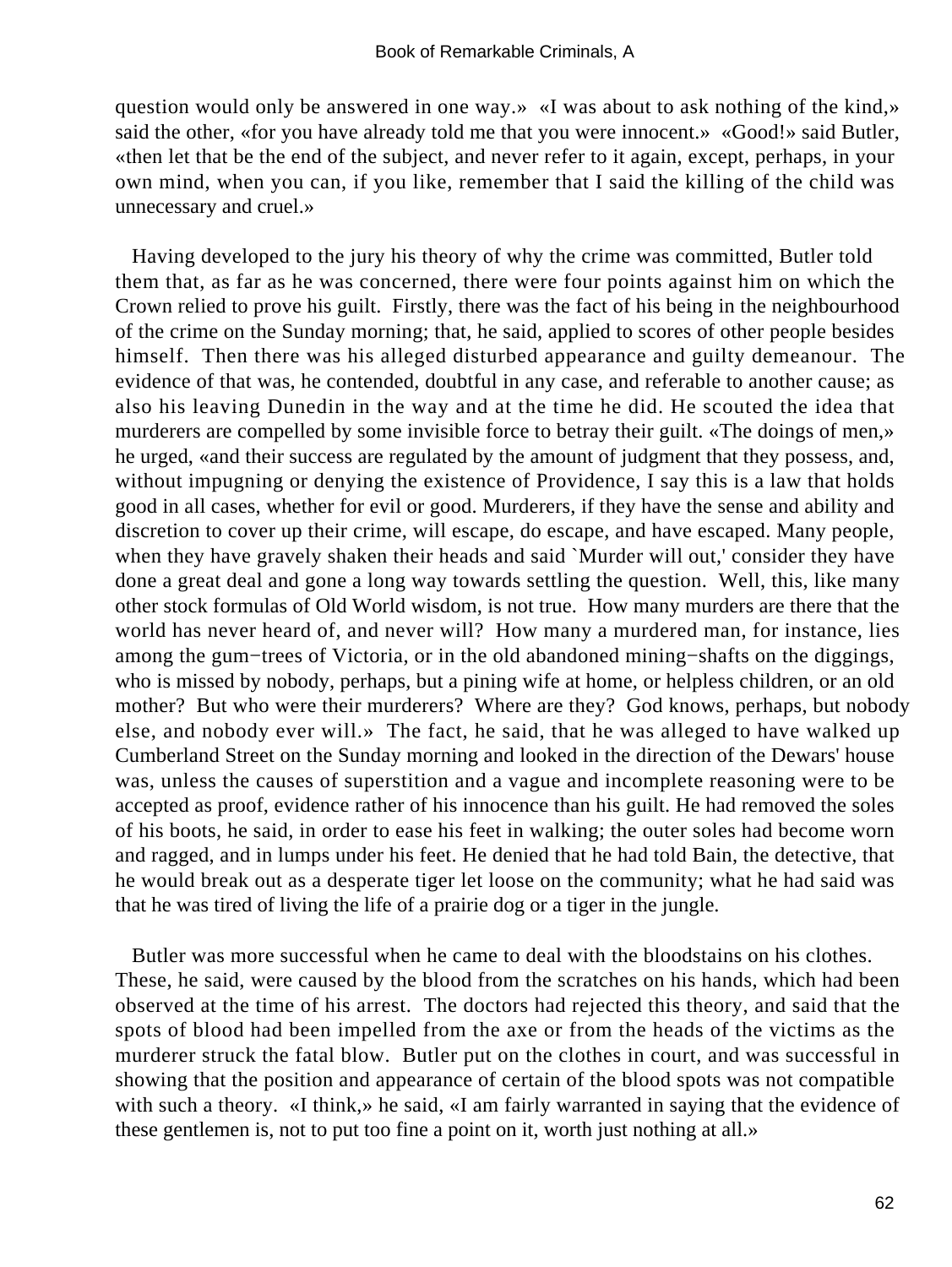question would only be answered in one way.» «I was about to ask nothing of the kind,» said the other, «for you have already told me that you were innocent.» «Good!» said Butler, «then let that be the end of the subject, and never refer to it again, except, perhaps, in your own mind, when you can, if you like, remember that I said the killing of the child was unnecessary and cruel.»

Having developed to the jury his theory of why the crime was committed, Butler told them that, as far as he was concerned, there were four points against him on which the Crown relied to prove his guilt. Firstly, there was the fact of his being in the neighbourhood of the crime on the Sunday morning; that, he said, applied to scores of other people besides himself. Then there was his alleged disturbed appearance and guilty demeanour. The evidence of that was, he contended, doubtful in any case, and referable to another cause; as also his leaving Dunedin in the way and at the time he did. He scouted the idea that murderers are compelled by some invisible force to betray their guilt. «The doings of men,» he urged, «and their success are regulated by the amount of judgment that they possess, and, without impugning or denying the existence of Providence, I say this is a law that holds good in all cases, whether for evil or good. Murderers, if they have the sense and ability and discretion to cover up their crime, will escape, do escape, and have escaped. Many people, when they have gravely shaken their heads and said `Murder will out,' consider they have done a great deal and gone a long way towards settling the question. Well, this, like many other stock formulas of Old World wisdom, is not true. How many murders are there that the world has never heard of, and never will? How many a murdered man, for instance, lies among the gum−trees of Victoria, or in the old abandoned mining−shafts on the diggings, who is missed by nobody, perhaps, but a pining wife at home, or helpless children, or an old mother? But who were their murderers? Where are they? God knows, perhaps, but nobody else, and nobody ever will.» The fact, he said, that he was alleged to have walked up Cumberland Street on the Sunday morning and looked in the direction of the Dewars' house was, unless the causes of superstition and a vague and incomplete reasoning were to be accepted as proof, evidence rather of his innocence than his guilt. He had removed the soles of his boots, he said, in order to ease his feet in walking; the outer soles had become worn and ragged, and in lumps under his feet. He denied that he had told Bain, the detective, that he would break out as a desperate tiger let loose on the community; what he had said was that he was tired of living the life of a prairie dog or a tiger in the jungle.

Butler was more successful when he came to deal with the bloodstains on his clothes. These, he said, were caused by the blood from the scratches on his hands, which had been observed at the time of his arrest. The doctors had rejected this theory, and said that the spots of blood had been impelled from the axe or from the heads of the victims as the murderer struck the fatal blow. Butler put on the clothes in court, and was successful in showing that the position and appearance of certain of the blood spots was not compatible with such a theory. «I think,» he said, «I am fairly warranted in saying that the evidence of these gentlemen is, not to put too fine a point on it, worth just nothing at all.»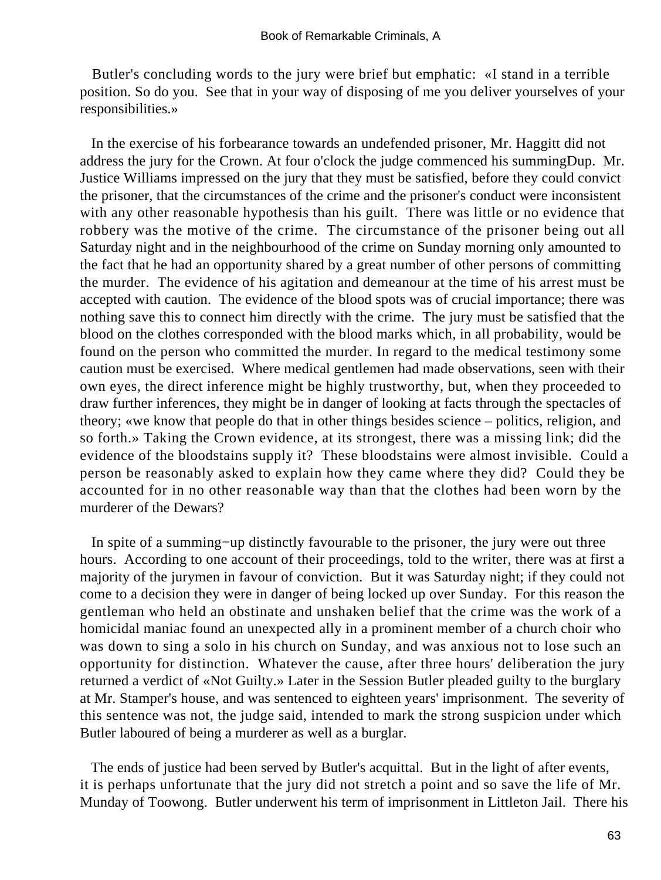Butler's concluding words to the jury were brief but emphatic: «I stand in a terrible position. So do you. See that in your way of disposing of me you deliver yourselves of your responsibilities.»

In the exercise of his forbearance towards an undefended prisoner, Mr. Haggitt did not address the jury for the Crown. At four o'clock the judge commenced his summingDup. Mr. Justice Williams impressed on the jury that they must be satisfied, before they could convict the prisoner, that the circumstances of the crime and the prisoner's conduct were inconsistent with any other reasonable hypothesis than his guilt. There was little or no evidence that robbery was the motive of the crime. The circumstance of the prisoner being out all Saturday night and in the neighbourhood of the crime on Sunday morning only amounted to the fact that he had an opportunity shared by a great number of other persons of committing the murder. The evidence of his agitation and demeanour at the time of his arrest must be accepted with caution. The evidence of the blood spots was of crucial importance; there was nothing save this to connect him directly with the crime. The jury must be satisfied that the blood on the clothes corresponded with the blood marks which, in all probability, would be found on the person who committed the murder. In regard to the medical testimony some caution must be exercised. Where medical gentlemen had made observations, seen with their own eyes, the direct inference might be highly trustworthy, but, when they proceeded to draw further inferences, they might be in danger of looking at facts through the spectacles of theory; «we know that people do that in other things besides science – politics, religion, and so forth.» Taking the Crown evidence, at its strongest, there was a missing link; did the evidence of the bloodstains supply it? These bloodstains were almost invisible. Could a person be reasonably asked to explain how they came where they did? Could they be accounted for in no other reasonable way than that the clothes had been worn by the murderer of the Dewars?

In spite of a summing−up distinctly favourable to the prisoner, the jury were out three hours. According to one account of their proceedings, told to the writer, there was at first a majority of the jurymen in favour of conviction. But it was Saturday night; if they could not come to a decision they were in danger of being locked up over Sunday. For this reason the gentleman who held an obstinate and unshaken belief that the crime was the work of a homicidal maniac found an unexpected ally in a prominent member of a church choir who was down to sing a solo in his church on Sunday, and was anxious not to lose such an opportunity for distinction. Whatever the cause, after three hours' deliberation the jury returned a verdict of «Not Guilty.» Later in the Session Butler pleaded guilty to the burglary at Mr. Stamper's house, and was sentenced to eighteen years' imprisonment. The severity of this sentence was not, the judge said, intended to mark the strong suspicion under which Butler laboured of being a murderer as well as a burglar.

The ends of justice had been served by Butler's acquittal. But in the light of after events, it is perhaps unfortunate that the jury did not stretch a point and so save the life of Mr. Munday of Toowong. Butler underwent his term of imprisonment in Littleton Jail. There his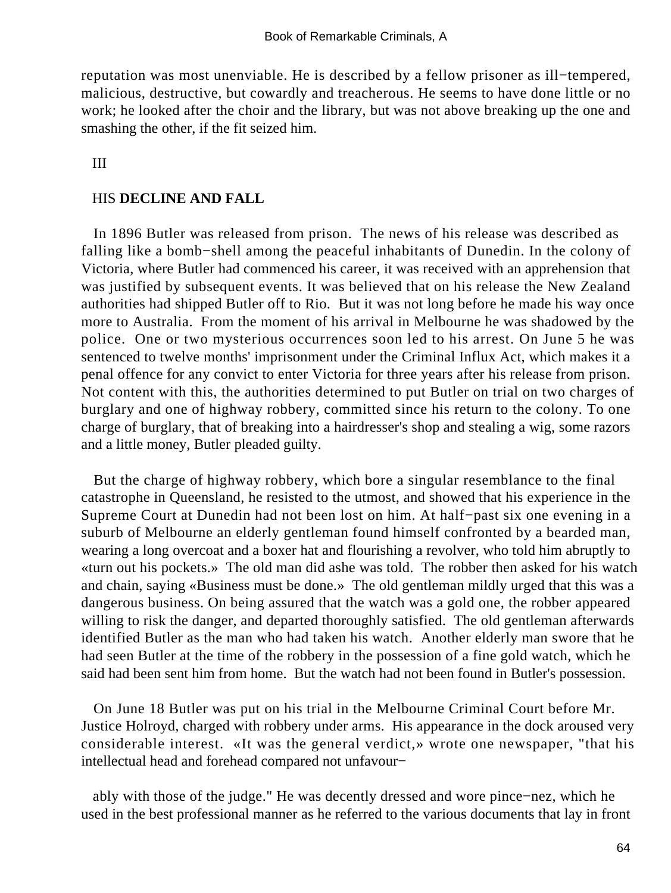reputation was most unenviable. He is described by a fellow prisoner as ill−tempered, malicious, destructive, but cowardly and treacherous. He seems to have done little or no work; he looked after the choir and the library, but was not above breaking up the one and smashing the other, if the fit seized him.

III

## HIS **DECLINE AND FALL**

In 1896 Butler was released from prison. The news of his release was described as falling like a bomb−shell among the peaceful inhabitants of Dunedin. In the colony of Victoria, where Butler had commenced his career, it was received with an apprehension that was justified by subsequent events. It was believed that on his release the New Zealand authorities had shipped Butler off to Rio. But it was not long before he made his way once more to Australia. From the moment of his arrival in Melbourne he was shadowed by the police. One or two mysterious occurrences soon led to his arrest. On June 5 he was sentenced to twelve months' imprisonment under the Criminal Influx Act, which makes it a penal offence for any convict to enter Victoria for three years after his release from prison. Not content with this, the authorities determined to put Butler on trial on two charges of burglary and one of highway robbery, committed since his return to the colony. To one charge of burglary, that of breaking into a hairdresser's shop and stealing a wig, some razors and a little money, Butler pleaded guilty.

But the charge of highway robbery, which bore a singular resemblance to the final catastrophe in Queensland, he resisted to the utmost, and showed that his experience in the Supreme Court at Dunedin had not been lost on him. At half−past six one evening in a suburb of Melbourne an elderly gentleman found himself confronted by a bearded man, wearing a long overcoat and a boxer hat and flourishing a revolver, who told him abruptly to «turn out his pockets.» The old man did ashe was told. The robber then asked for his watch and chain, saying «Business must be done.» The old gentleman mildly urged that this was a dangerous business. On being assured that the watch was a gold one, the robber appeared willing to risk the danger, and departed thoroughly satisfied. The old gentleman afterwards identified Butler as the man who had taken his watch. Another elderly man swore that he had seen Butler at the time of the robbery in the possession of a fine gold watch, which he said had been sent him from home. But the watch had not been found in Butler's possession.

On June 18 Butler was put on his trial in the Melbourne Criminal Court before Mr. Justice Holroyd, charged with robbery under arms. His appearance in the dock aroused very considerable interest. «It was the general verdict,» wrote one newspaper, "that his intellectual head and forehead compared not unfavourably with those of the judge." He was decently dressed and wore pince−nez, which he used in the best professional manner as he referred to the various documents that lay in front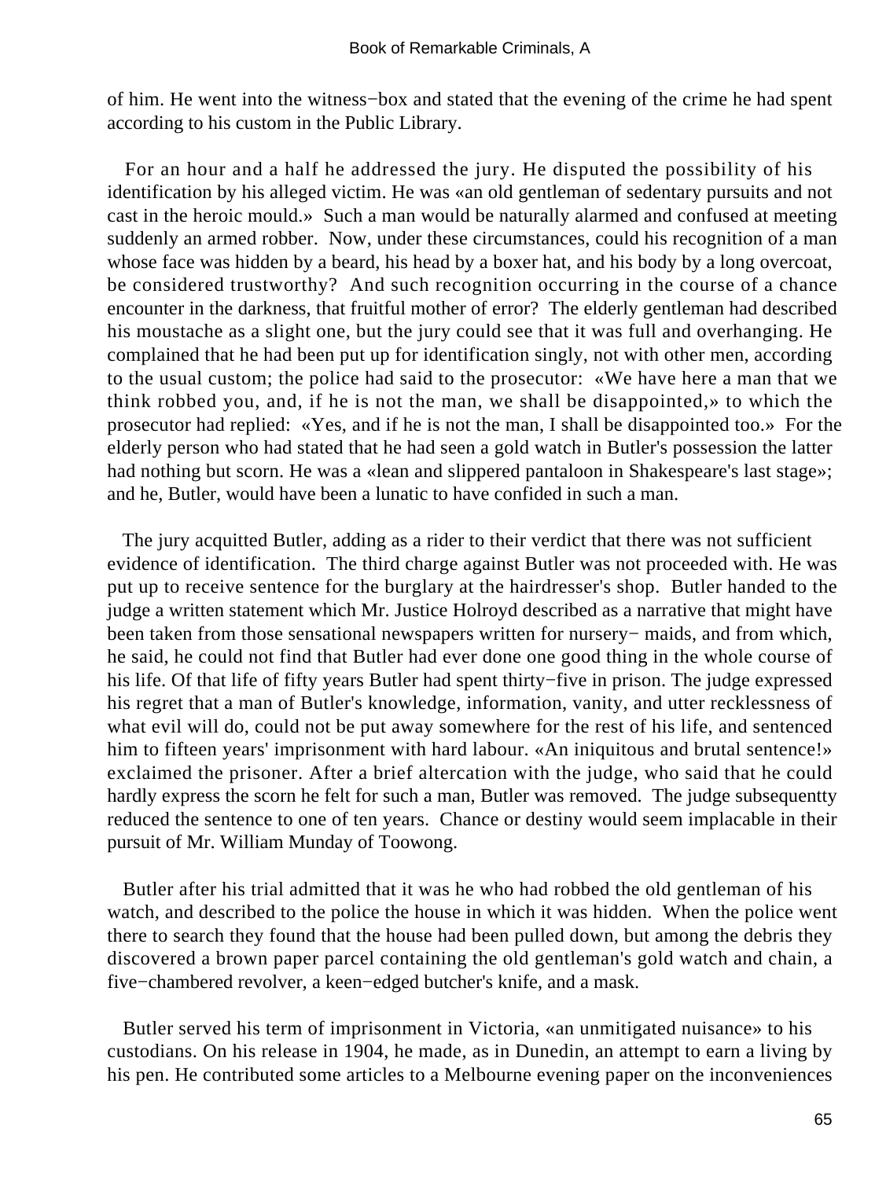of him. He went into the witness−box and stated that the evening of the crime he had spent according to his custom in the Public Library.

For an hour and a half he addressed the jury. He disputed the possibility of his identification by his alleged victim. He was «an old gentleman of sedentary pursuits and not cast in the heroic mould.» Such a man would be naturally alarmed and confused at meeting suddenly an armed robber. Now, under these circumstances, could his recognition of a man whose face was hidden by a beard, his head by a boxer hat, and his body by a long overcoat, be considered trustworthy? And such recognition occurring in the course of a chance encounter in the darkness, that fruitful mother of error? The elderly gentleman had described his moustache as a slight one, but the jury could see that it was full and overhanging. He complained that he had been put up for identification singly, not with other men, according to the usual custom; the police had said to the prosecutor: «We have here a man that we think robbed you, and, if he is not the man, we shall be disappointed,» to which the prosecutor had replied: «Yes, and if he is not the man, I shall be disappointed too.» For the elderly person who had stated that he had seen a gold watch in Butler's possession the latter had nothing but scorn. He was a «lean and slippered pantaloon in Shakespeare's last stage»; and he, Butler, would have been a lunatic to have confided in such a man.

The jury acquitted Butler, adding as a rider to their verdict that there was not sufficient evidence of identification. The third charge against Butler was not proceeded with. He was put up to receive sentence for the burglary at the hairdresser's shop. Butler handed to the judge a written statement which Mr. Justice Holroyd described as a narrative that might have been taken from those sensational newspapers written for nursery− maids, and from which, he said, he could not find that Butler had ever done one good thing in the whole course of his life. Of that life of fifty years Butler had spent thirty−five in prison. The judge expressed his regret that a man of Butler's knowledge, information, vanity, and utter recklessness of what evil will do, could not be put away somewhere for the rest of his life, and sentenced him to fifteen years' imprisonment with hard labour. «An iniquitous and brutal sentence!» exclaimed the prisoner. After a brief altercation with the judge, who said that he could hardly express the scorn he felt for such a man, Butler was removed. The judge subsequentty reduced the sentence to one of ten years. Chance or destiny would seem implacable in their pursuit of Mr. William Munday of Toowong.

Butler after his trial admitted that it was he who had robbed the old gentleman of his watch, and described to the police the house in which it was hidden. When the police went there to search they found that the house had been pulled down, but among the debris they discovered a brown paper parcel containing the old gentleman's gold watch and chain, a five−chambered revolver, a keen−edged butcher's knife, and a mask.

Butler served his term of imprisonment in Victoria, «an unmitigated nuisance» to his custodians. On his release in 1904, he made, as in Dunedin, an attempt to earn a living by his pen. He contributed some articles to a Melbourne evening paper on the inconveniences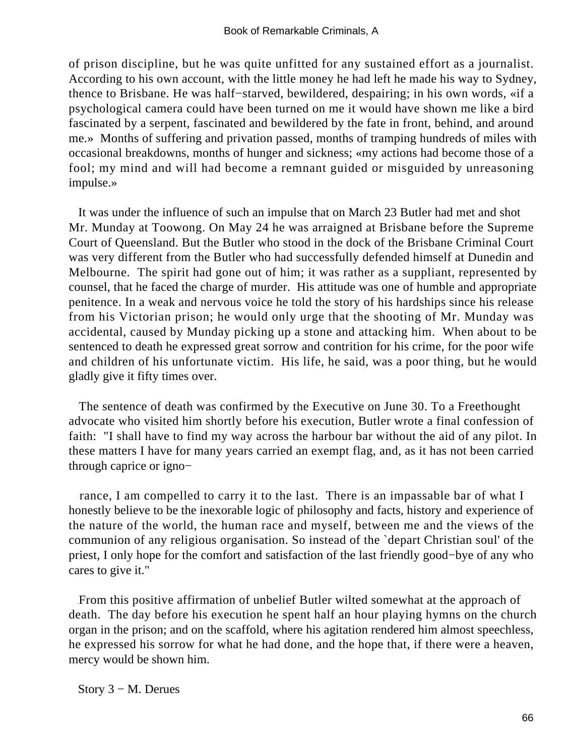of prison discipline, but he was quite unfitted for any sustained effort as a journalist. According to his own account, with the little money he had left he made his way to Sydney, thence to Brisbane. He was half−starved, bewildered, despairing; in his own words, «if a psychological camera could have been turned on me it would have shown me like a bird fascinated by a serpent, fascinated and bewildered by the fate in front, behind, and around me.» Months of suffering and privation passed, months of tramping hundreds of miles with occasional breakdowns, months of hunger and sickness; «my actions had become those of a fool; my mind and will had become a remnant guided or misguided by unreasoning impulse.»

It was under the influence of such an impulse that on March 23 Butler had met and shot Mr. Munday at Toowong. On May 24 he was arraigned at Brisbane before the Supreme Court of Queensland. But the Butler who stood in the dock of the Brisbane Criminal Court was very different from the Butler who had successfully defended himself at Dunedin and Melbourne. The spirit had gone out of him; it was rather as a suppliant, represented by counsel, that he faced the charge of murder. His attitude was one of humble and appropriate penitence. In a weak and nervous voice he told the story of his hardships since his release from his Victorian prison; he would only urge that the shooting of Mr. Munday was accidental, caused by Munday picking up a stone and attacking him. When about to be sentenced to death he expressed great sorrow and contrition for his crime, for the poor wife and children of his unfortunate victim. His life, he said, was a poor thing, but he would gladly give it fifty times over.

The sentence of death was confirmed by the Executive on June 30. To a Freethought advocate who visited him shortly before his execution, Butler wrote a final confession of faith: "I shall have to find my way across the harbour bar without the aid of any pilot. In these matters I have for many years carried an exempt flag, and, as it has not been carried through caprice or ignorance, I am compelled to carry it to the last. There is an impassable bar of what I honestly believe to be the inexorable logic of philosophy and facts, history and experience of the nature of the world, the human race and myself, between me and the views of the communion of any religious organisation. So instead of the `depart Christian soul' of the priest, I only hope for the comfort and satisfaction of the last friendly good−bye of any who cares to give it."

From this positive affirmation of unbelief Butler wilted somewhat at the approach of death. The day before his execution he spent half an hour playing hymns on the church organ in the prison; and on the scaffold, where his agitation rendered him almost speechless, he expressed his sorrow for what he had done, and the hope that, if there were a heaven, mercy would be shown him.

## Story 3 − M. Derues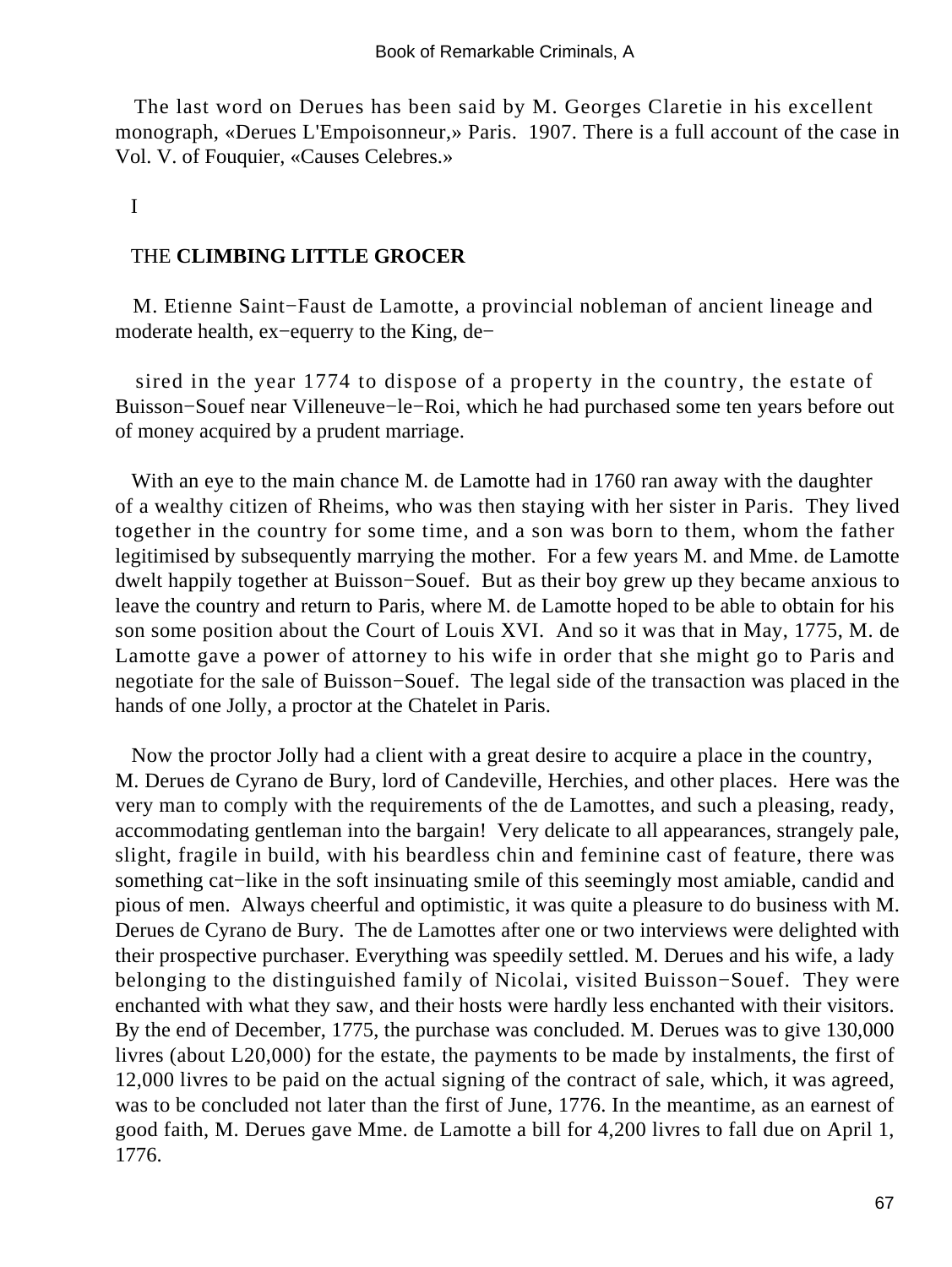The last word on Derues has been said by M. Georges Claretie in his excellent monograph, «Derues L'Empoisonneur,» Paris. 1907. There is a full account of the case in Vol. V. of Fouquier, «Causes Celebres.»

I

## THE **CLIMBING LITTLE GROCER**

M. Etienne Saint−Faust de Lamotte, a provincial nobleman of ancient lineage and moderate health, ex−equerry to the King, desired in the year 1774 to dispose of a property in the country, the estate of Buisson−Souef near Villeneuve−le−Roi, which he had purchased some ten years before out of money acquired by a prudent marriage.

With an eye to the main chance M. de Lamotte had in 1760 ran away with the daughter of a wealthy citizen of Rheims, who was then staying with her sister in Paris. They lived together in the country for some time, and a son was born to them, whom the father legitimised by subsequently marrying the mother. For a few years M. and Mme. de Lamotte dwelt happily together at Buisson−Souef. But as their boy grew up they became anxious to leave the country and return to Paris, where M. de Lamotte hoped to be able to obtain for his son some position about the Court of Louis XVI. And so it was that in May, 1775, M. de Lamotte gave a power of attorney to his wife in order that she might go to Paris and negotiate for the sale of Buisson−Souef. The legal side of the transaction was placed in the hands of one Jolly, a proctor at the Chatelet in Paris.

Now the proctor Jolly had a client with a great desire to acquire a place in the country, M. Derues de Cyrano de Bury, lord of Candeville, Herchies, and other places. Here was the very man to comply with the requirements of the de Lamottes, and such a pleasing, ready, accommodating gentleman into the bargain! Very delicate to all appearances, strangely pale, slight, fragile in build, with his beardless chin and feminine cast of feature, there was something cat−like in the soft insinuating smile of this seemingly most amiable, candid and pious of men. Always cheerful and optimistic, it was quite a pleasure to do business with M. Derues de Cyrano de Bury. The de Lamottes after one or two interviews were delighted with their prospective purchaser. Everything was speedily settled. M. Derues and his wife, a lady belonging to the distinguished family of Nicolai, visited Buisson−Souef. They were enchanted with what they saw, and their hosts were hardly less enchanted with their visitors. By the end of December, 1775, the purchase was concluded. M. Derues was to give 130,000 livres (about L20,000) for the estate, the payments to be made by instalments, the first of 12,000 livres to be paid on the actual signing of the contract of sale, which, it was agreed, was to be concluded not later than the first of June, 1776. In the meantime, as an earnest of good faith, M. Derues gave Mme. de Lamotte a bill for 4,200 livres to fall due on April 1, 1776.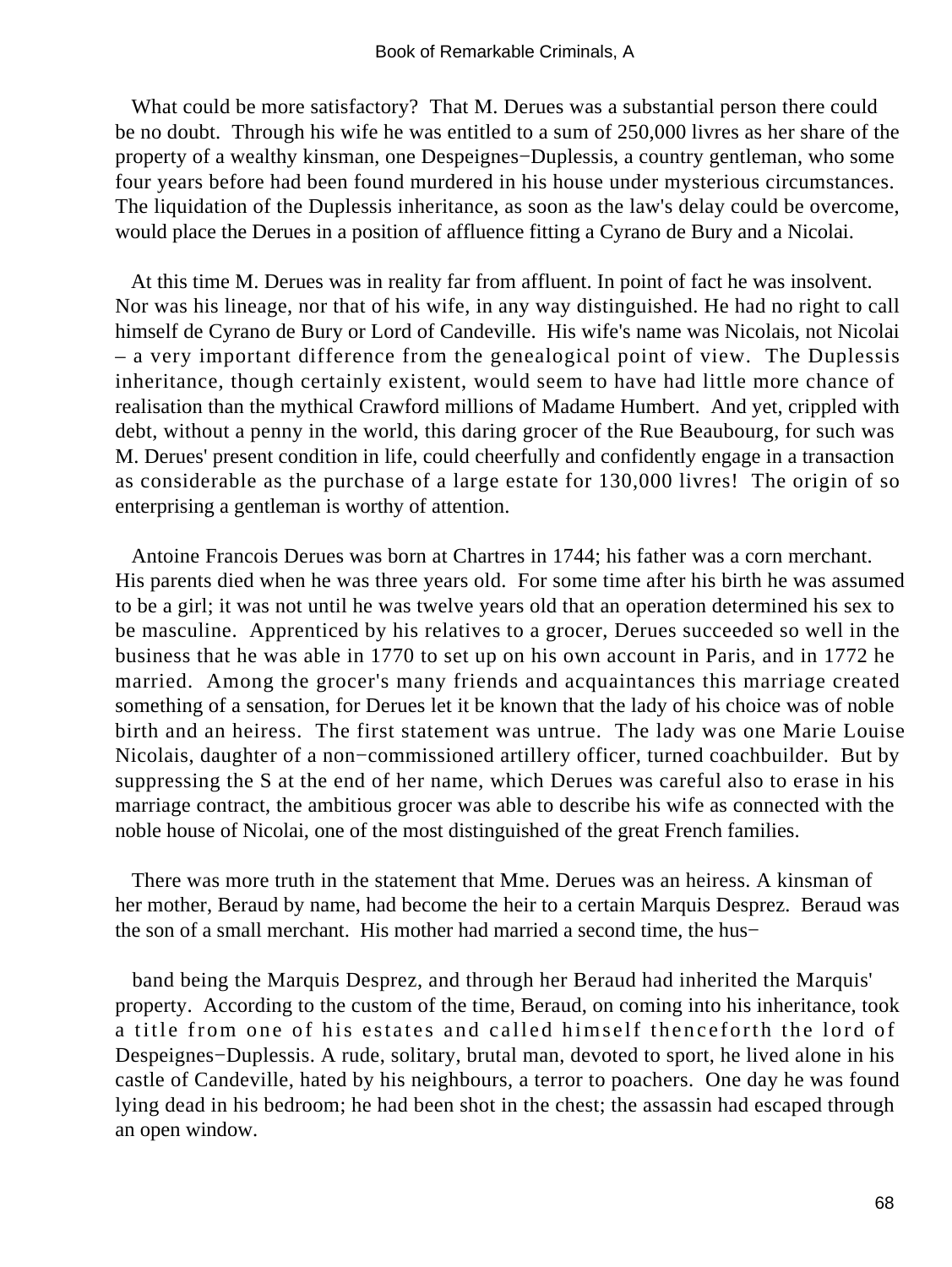What could be more satisfactory? That M. Derues was a substantial person there could be no doubt. Through his wife he was entitled to a sum of 250,000 livres as her share of the property of a wealthy kinsman, one Despeignes−Duplessis, a country gentleman, who some four years before had been found murdered in his house under mysterious circumstances. The liquidation of the Duplessis inheritance, as soon as the law's delay could be overcome, would place the Derues in a position of affluence fitting a Cyrano de Bury and a Nicolai.

At this time M. Derues was in reality far from affluent. In point of fact he was insolvent. Nor was his lineage, nor that of his wife, in any way distinguished. He had no right to call himself de Cyrano de Bury or Lord of Candeville. His wife's name was Nicolais, not Nicolai – a very important difference from the genealogical point of view. The Duplessis inheritance, though certainly existent, would seem to have had little more chance of realisation than the mythical Crawford millions of Madame Humbert. And yet, crippled with debt, without a penny in the world, this daring grocer of the Rue Beaubourg, for such was M. Derues' present condition in life, could cheerfully and confidently engage in a transaction as considerable as the purchase of a large estate for 130,000 livres! The origin of so enterprising a gentleman is worthy of attention.

Antoine Francois Derues was born at Chartres in 1744; his father was a corn merchant. His parents died when he was three years old. For some time after his birth he was assumed to be a girl; it was not until he was twelve years old that an operation determined his sex to be masculine. Apprenticed by his relatives to a grocer, Derues succeeded so well in the business that he was able in 1770 to set up on his own account in Paris, and in 1772 he married. Among the grocer's many friends and acquaintances this marriage created something of a sensation, for Derues let it be known that the lady of his choice was of noble birth and an heiress. The first statement was untrue. The lady was one Marie Louise Nicolais, daughter of a non−commissioned artillery officer, turned coachbuilder. But by suppressing the S at the end of her name, which Derues was careful also to erase in his marriage contract, the ambitious grocer was able to describe his wife as connected with the noble house of Nicolai, one of the most distinguished of the great French families.

There was more truth in the statement that Mme. Derues was an heiress. A kinsman of her mother, Beraud by name, had become the heir to a certain Marquis Desprez. Beraud was the son of a small merchant. His mother had married a second time, the husband being the Marquis Desprez, and through her Beraud had inherited the Marquis' property. According to the custom of the time, Beraud, on coming into his inheritance, took a title from one of his estates and called himself thenceforth the lord of Despeignes−Duplessis. A rude, solitary, brutal man, devoted to sport, he lived alone in his castle of Candeville, hated by his neighbours, a terror to poachers. One day he was found lying dead in his bedroom; he had been shot in the chest; the assassin had escaped through an open window.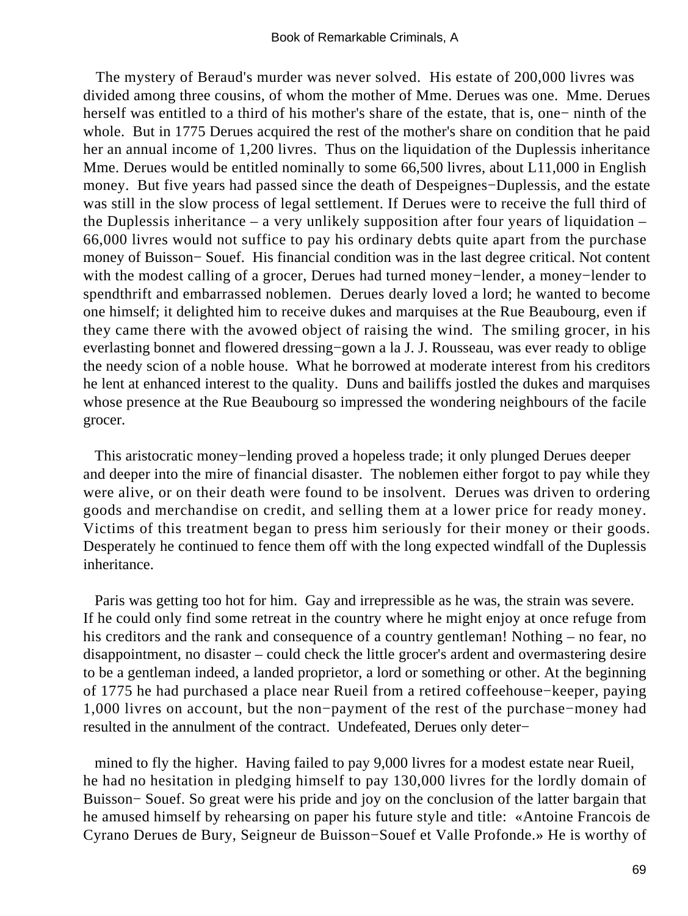The mystery of Beraud's murder was never solved. His estate of 200,000 livres was divided among three cousins, of whom the mother of Mme. Derues was one. Mme. Derues herself was entitled to a third of his mother's share of the estate, that is, one− ninth of the whole. But in 1775 Derues acquired the rest of the mother's share on condition that he paid her an annual income of 1,200 livres. Thus on the liquidation of the Duplessis inheritance Mme. Derues would be entitled nominally to some 66,500 livres, about L11,000 in English money. But five years had passed since the death of Despeignes−Duplessis, and the estate was still in the slow process of legal settlement. If Derues were to receive the full third of the Duplessis inheritance – a very unlikely supposition after four years of liquidation – 66,000 livres would not suffice to pay his ordinary debts quite apart from the purchase money of Buisson− Souef. His financial condition was in the last degree critical. Not content with the modest calling of a grocer, Derues had turned money−lender, a money−lender to spendthrift and embarrassed noblemen. Derues dearly loved a lord; he wanted to become one himself; it delighted him to receive dukes and marquises at the Rue Beaubourg, even if they came there with the avowed object of raising the wind. The smiling grocer, in his everlasting bonnet and flowered dressing−gown a la J. J. Rousseau, was ever ready to oblige the needy scion of a noble house. What he borrowed at moderate interest from his creditors he lent at enhanced interest to the quality. Duns and bailiffs jostled the dukes and marquises whose presence at the Rue Beaubourg so impressed the wondering neighbours of the facile grocer.

This aristocratic money−lending proved a hopeless trade; it only plunged Derues deeper and deeper into the mire of financial disaster. The noblemen either forgot to pay while they were alive, or on their death were found to be insolvent. Derues was driven to ordering goods and merchandise on credit, and selling them at a lower price for ready money. Victims of this treatment began to press him seriously for their money or their goods. Desperately he continued to fence them off with the long expected windfall of the Duplessis inheritance.

Paris was getting too hot for him. Gay and irrepressible as he was, the strain was severe. If he could only find some retreat in the country where he might enjoy at once refuge from his creditors and the rank and consequence of a country gentleman! Nothing – no fear, no disappointment, no disaster – could check the little grocer's ardent and overmastering desire to be a gentleman indeed, a landed proprietor, a lord or something or other. At the beginning of 1775 he had purchased a place near Rueil from a retired coffeehouse−keeper, paying 1,000 livres on account, but the non−payment of the rest of the purchase−money had resulted in the annulment of the contract. Undefeated, Derues only determined to fly the higher. Having failed to pay 9,000 livres for a modest estate near Rueil, he had no hesitation in pledging himself to pay 130,000 livres for the lordly domain of Buisson− Souef. So great were his pride and joy on the conclusion of the latter bargain that he amused himself by rehearsing on paper his future style and title: «Antoine Francois de Cyrano Derues de Bury, Seigneur de Buisson−Souef et Valle Profonde.» He is worthy of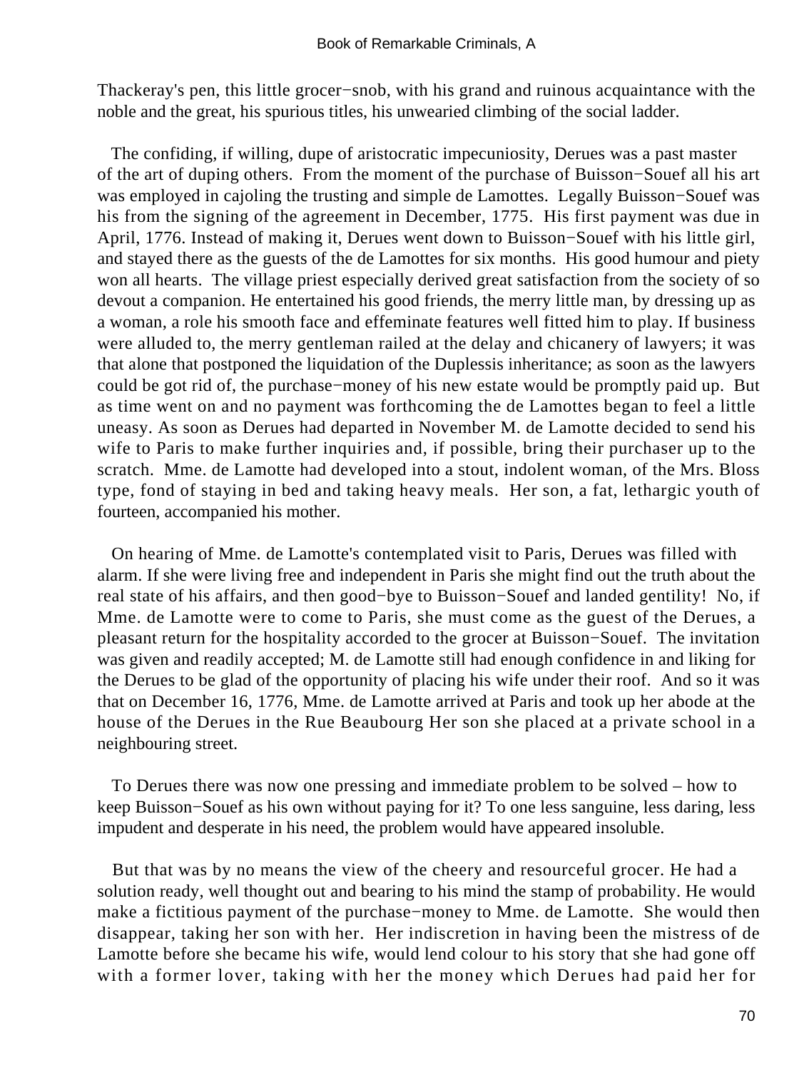Thackeray's pen, this little grocer−snob, with his grand and ruinous acquaintance with the noble and the great, his spurious titles, his unwearied climbing of the social ladder.

The confiding, if willing, dupe of aristocratic impecuniosity, Derues was a past master of the art of duping others. From the moment of the purchase of Buisson−Souef all his art was employed in cajoling the trusting and simple de Lamottes. Legally Buisson−Souef was his from the signing of the agreement in December, 1775. His first payment was due in April, 1776. Instead of making it, Derues went down to Buisson−Souef with his little girl, and stayed there as the guests of the de Lamottes for six months. His good humour and piety won all hearts. The village priest especially derived great satisfaction from the society of so devout a companion. He entertained his good friends, the merry little man, by dressing up as a woman, a role his smooth face and effeminate features well fitted him to play. If business were alluded to, the merry gentleman railed at the delay and chicanery of lawyers; it was that alone that postponed the liquidation of the Duplessis inheritance; as soon as the lawyers could be got rid of, the purchase−money of his new estate would be promptly paid up. But as time went on and no payment was forthcoming the de Lamottes began to feel a little uneasy. As soon as Derues had departed in November M. de Lamotte decided to send his wife to Paris to make further inquiries and, if possible, bring their purchaser up to the scratch. Mme. de Lamotte had developed into a stout, indolent woman, of the Mrs. Bloss type, fond of staying in bed and taking heavy meals. Her son, a fat, lethargic youth of fourteen, accompanied his mother.

On hearing of Mme. de Lamotte's contemplated visit to Paris, Derues was filled with alarm. If she were living free and independent in Paris she might find out the truth about the real state of his affairs, and then good−bye to Buisson−Souef and landed gentility! No, if Mme. de Lamotte were to come to Paris, she must come as the guest of the Derues, a pleasant return for the hospitality accorded to the grocer at Buisson−Souef. The invitation was given and readily accepted; M. de Lamotte still had enough confidence in and liking for the Derues to be glad of the opportunity of placing his wife under their roof. And so it was that on December 16, 1776, Mme. de Lamotte arrived at Paris and took up her abode at the house of the Derues in the Rue Beaubourg Her son she placed at a private school in a neighbouring street.

To Derues there was now one pressing and immediate problem to be solved – how to keep Buisson−Souef as his own without paying for it? To one less sanguine, less daring, less impudent and desperate in his need, the problem would have appeared insoluble.

But that was by no means the view of the cheery and resourceful grocer. He had a solution ready, well thought out and bearing to his mind the stamp of probability. He would make a fictitious payment of the purchase−money to Mme. de Lamotte. She would then disappear, taking her son with her. Her indiscretion in having been the mistress of de Lamotte before she became his wife, would lend colour to his story that she had gone off with a former lover, taking with her the money which Derues had paid her for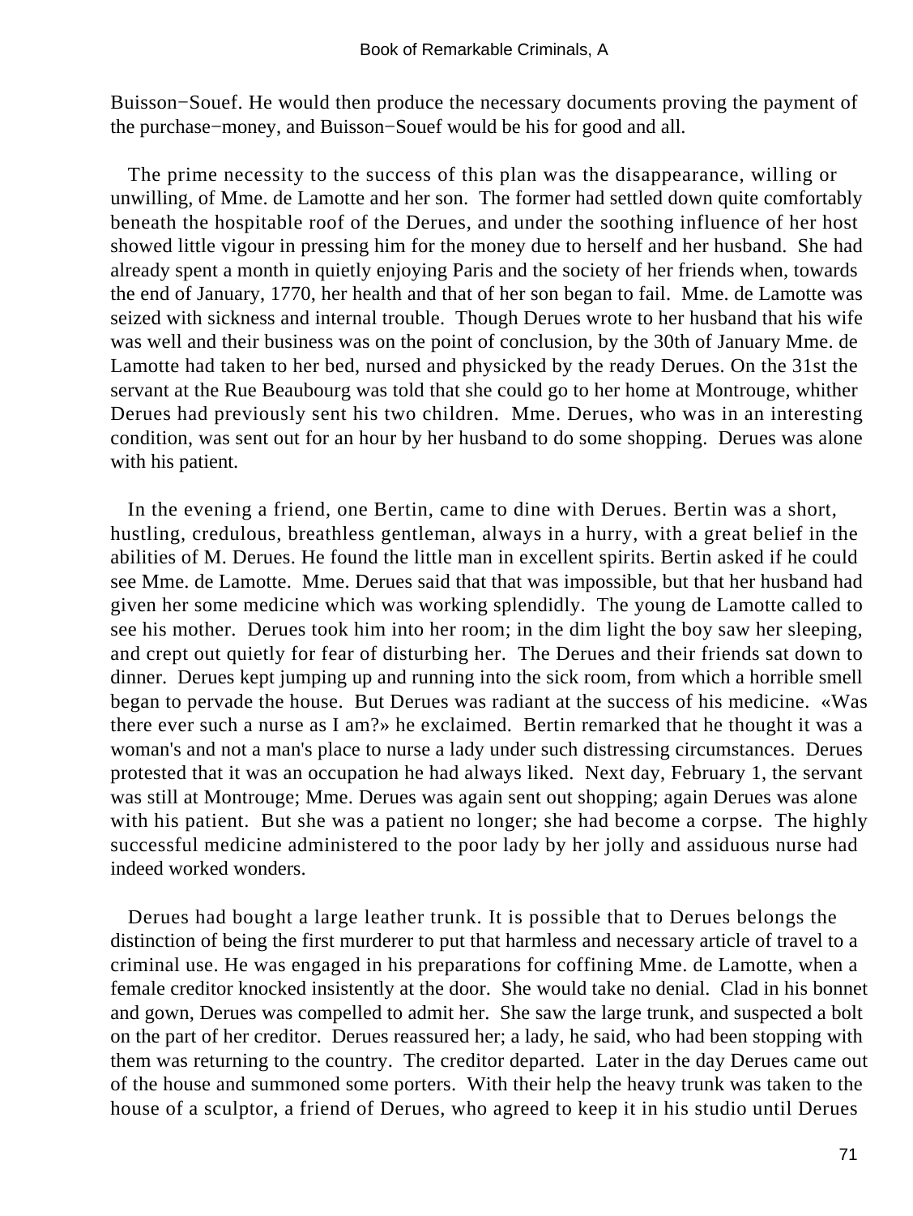Buisson−Souef. He would then produce the necessary documents proving the payment of the purchase−money, and Buisson−Souef would be his for good and all.

The prime necessity to the success of this plan was the disappearance, willing or unwilling, of Mme. de Lamotte and her son. The former had settled down quite comfortably beneath the hospitable roof of the Derues, and under the soothing influence of her host showed little vigour in pressing him for the money due to herself and her husband. She had already spent a month in quietly enjoying Paris and the society of her friends when, towards the end of January, 1770, her health and that of her son began to fail. Mme. de Lamotte was seized with sickness and internal trouble. Though Derues wrote to her husband that his wife was well and their business was on the point of conclusion, by the 30th of January Mme. de Lamotte had taken to her bed, nursed and physicked by the ready Derues. On the 31st the servant at the Rue Beaubourg was told that she could go to her home at Montrouge, whither Derues had previously sent his two children. Mme. Derues, who was in an interesting condition, was sent out for an hour by her husband to do some shopping. Derues was alone with his patient.

In the evening a friend, one Bertin, came to dine with Derues. Bertin was a short, hustling, credulous, breathless gentleman, always in a hurry, with a great belief in the abilities of M. Derues. He found the little man in excellent spirits. Bertin asked if he could see Mme. de Lamotte. Mme. Derues said that that was impossible, but that her husband had given her some medicine which was working splendidly. The young de Lamotte called to see his mother. Derues took him into her room; in the dim light the boy saw her sleeping, and crept out quietly for fear of disturbing her. The Derues and their friends sat down to dinner. Derues kept jumping up and running into the sick room, from which a horrible smell began to pervade the house. But Derues was radiant at the success of his medicine. «Was there ever such a nurse as I am?» he exclaimed. Bertin remarked that he thought it was a woman's and not a man's place to nurse a lady under such distressing circumstances. Derues protested that it was an occupation he had always liked. Next day, February 1, the servant was still at Montrouge; Mme. Derues was again sent out shopping; again Derues was alone with his patient. But she was a patient no longer; she had become a corpse. The highly successful medicine administered to the poor lady by her jolly and assiduous nurse had indeed worked wonders.

Derues had bought a large leather trunk. It is possible that to Derues belongs the distinction of being the first murderer to put that harmless and necessary article of travel to a criminal use. He was engaged in his preparations for coffining Mme. de Lamotte, when a female creditor knocked insistently at the door. She would take no denial. Clad in his bonnet and gown, Derues was compelled to admit her. She saw the large trunk, and suspected a bolt on the part of her creditor. Derues reassured her; a lady, he said, who had been stopping with them was returning to the country. The creditor departed. Later in the day Derues came out of the house and summoned some porters. With their help the heavy trunk was taken to the house of a sculptor, a friend of Derues, who agreed to keep it in his studio until Derues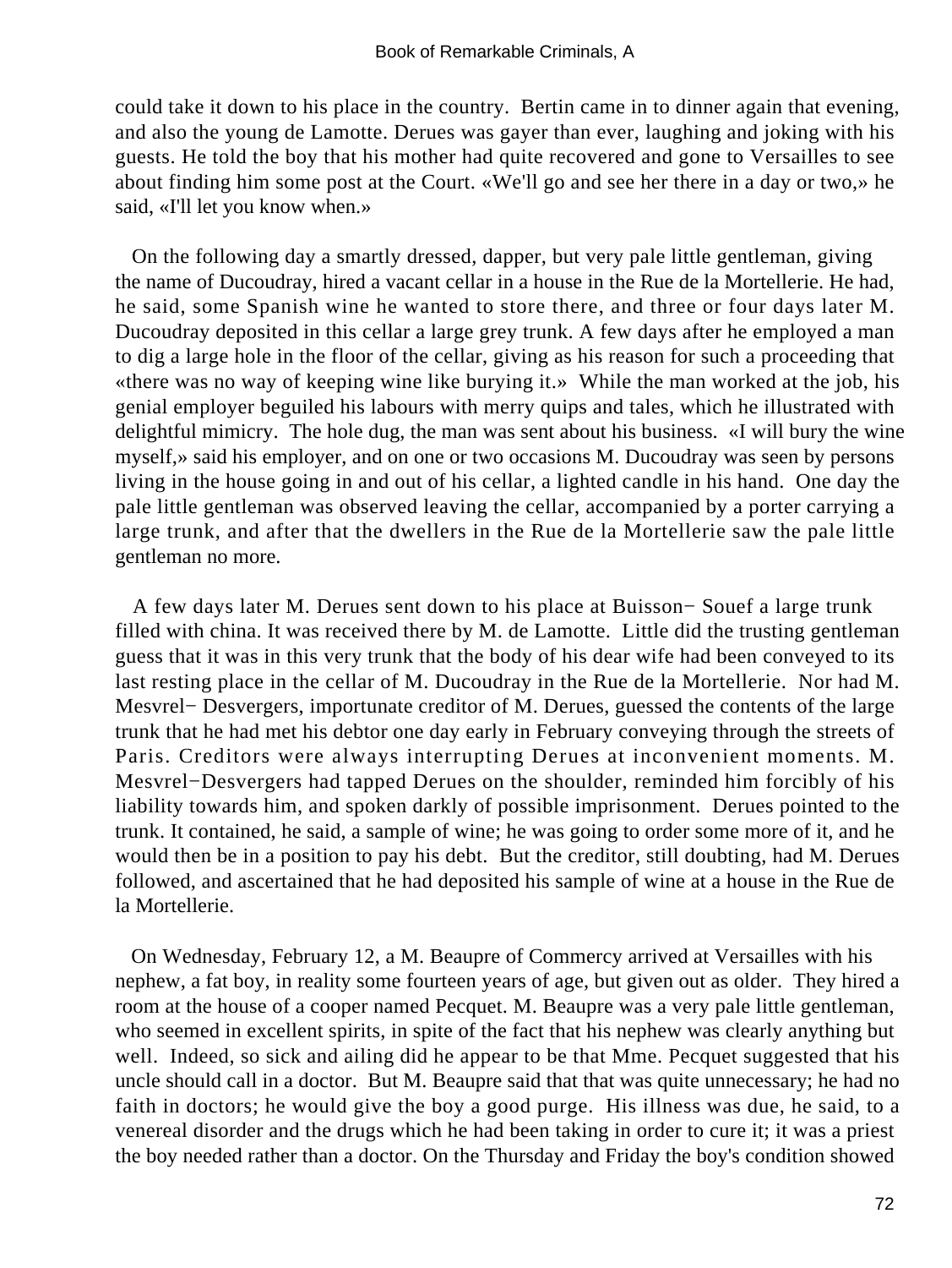could take it down to his place in the country. Bertin came in to dinner again that evening, and also the young de Lamotte. Derues was gayer than ever, laughing and joking with his guests. He told the boy that his mother had quite recovered and gone to Versailles to see about finding him some post at the Court. «We'll go and see her there in a day or two,» he said, «I'll let you know when.»

On the following day a smartly dressed, dapper, but very pale little gentleman, giving the name of Ducoudray, hired a vacant cellar in a house in the Rue de la Mortellerie. He had, he said, some Spanish wine he wanted to store there, and three or four days later M. Ducoudray deposited in this cellar a large grey trunk. A few days after he employed a man to dig a large hole in the floor of the cellar, giving as his reason for such a proceeding that «there was no way of keeping wine like burying it.» While the man worked at the job, his genial employer beguiled his labours with merry quips and tales, which he illustrated with delightful mimicry. The hole dug, the man was sent about his business. «I will bury the wine myself,» said his employer, and on one or two occasions M. Ducoudray was seen by persons living in the house going in and out of his cellar, a lighted candle in his hand. One day the pale little gentleman was observed leaving the cellar, accompanied by a porter carrying a large trunk, and after that the dwellers in the Rue de la Mortellerie saw the pale little gentleman no more.

A few days later M. Derues sent down to his place at Buisson− Souef a large trunk filled with china. It was received there by M. de Lamotte. Little did the trusting gentleman guess that it was in this very trunk that the body of his dear wife had been conveyed to its last resting place in the cellar of M. Ducoudray in the Rue de la Mortellerie. Nor had M. Mesvrel− Desvergers, importunate creditor of M. Derues, guessed the contents of the large trunk that he had met his debtor one day early in February conveying through the streets of Paris. Creditors were always interrupting Derues at inconvenient moments. M. Mesvrel−Desvergers had tapped Derues on the shoulder, reminded him forcibly of his liability towards him, and spoken darkly of possible imprisonment. Derues pointed to the trunk. It contained, he said, a sample of wine; he was going to order some more of it, and he would then be in a position to pay his debt. But the creditor, still doubting, had M. Derues followed, and ascertained that he had deposited his sample of wine at a house in the Rue de la Mortellerie.

On Wednesday, February 12, a M. Beaupre of Commercy arrived at Versailles with his nephew, a fat boy, in reality some fourteen years of age, but given out as older. They hired a room at the house of a cooper named Pecquet. M. Beaupre was a very pale little gentleman, who seemed in excellent spirits, in spite of the fact that his nephew was clearly anything but well. Indeed, so sick and ailing did he appear to be that Mme. Pecquet suggested that his uncle should call in a doctor. But M. Beaupre said that that was quite unnecessary; he had no faith in doctors; he would give the boy a good purge. His illness was due, he said, to a venereal disorder and the drugs which he had been taking in order to cure it; it was a priest the boy needed rather than a doctor. On the Thursday and Friday the boy's condition showed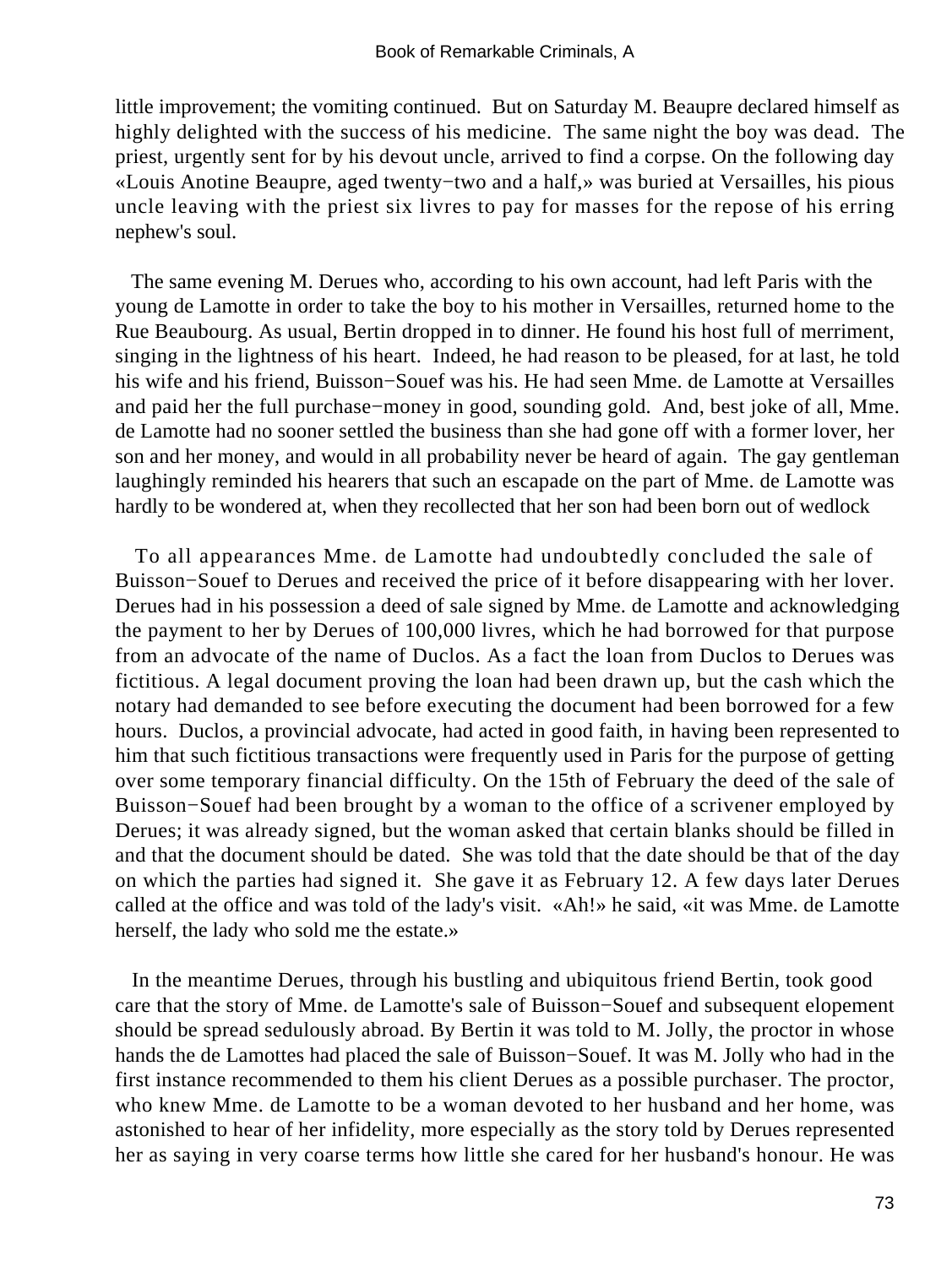little improvement; the vomiting continued. But on Saturday M. Beaupre declared himself as highly delighted with the success of his medicine. The same night the boy was dead. The priest, urgently sent for by his devout uncle, arrived to find a corpse. On the following day «Louis Anotine Beaupre, aged twenty−two and a half,» was buried at Versailles, his pious uncle leaving with the priest six livres to pay for masses for the repose of his erring nephew's soul.

The same evening M. Derues who, according to his own account, had left Paris with the young de Lamotte in order to take the boy to his mother in Versailles, returned home to the Rue Beaubourg. As usual, Bertin dropped in to dinner. He found his host full of merriment, singing in the lightness of his heart. Indeed, he had reason to be pleased, for at last, he told his wife and his friend, Buisson−Souef was his. He had seen Mme. de Lamotte at Versailles and paid her the full purchase−money in good, sounding gold. And, best joke of all, Mme. de Lamotte had no sooner settled the business than she had gone off with a former lover, her son and her money, and would in all probability never be heard of again. The gay gentleman laughingly reminded his hearers that such an escapade on the part of Mme. de Lamotte was hardly to be wondered at, when they recollected that her son had been born out of wedlock

To all appearances Mme. de Lamotte had undoubtedly concluded the sale of Buisson−Souef to Derues and received the price of it before disappearing with her lover. Derues had in his possession a deed of sale signed by Mme. de Lamotte and acknowledging the payment to her by Derues of 100,000 livres, which he had borrowed for that purpose from an advocate of the name of Duclos. As a fact the loan from Duclos to Derues was fictitious. A legal document proving the loan had been drawn up, but the cash which the notary had demanded to see before executing the document had been borrowed for a few hours. Duclos, a provincial advocate, had acted in good faith, in having been represented to him that such fictitious transactions were frequently used in Paris for the purpose of getting over some temporary financial difficulty. On the 15th of February the deed of the sale of Buisson−Souef had been brought by a woman to the office of a scrivener employed by Derues; it was already signed, but the woman asked that certain blanks should be filled in and that the document should be dated. She was told that the date should be that of the day on which the parties had signed it. She gave it as February 12. A few days later Derues called at the office and was told of the lady's visit. «Ah!» he said, «it was Mme. de Lamotte herself, the lady who sold me the estate.»

In the meantime Derues, through his bustling and ubiquitous friend Bertin, took good care that the story of Mme. de Lamotte's sale of Buisson−Souef and subsequent elopement should be spread sedulously abroad. By Bertin it was told to M. Jolly, the proctor in whose hands the de Lamottes had placed the sale of Buisson−Souef. It was M. Jolly who had in the first instance recommended to them his client Derues as a possible purchaser. The proctor, who knew Mme. de Lamotte to be a woman devoted to her husband and her home, was astonished to hear of her infidelity, more especially as the story told by Derues represented her as saying in very coarse terms how little she cared for her husband's honour. He was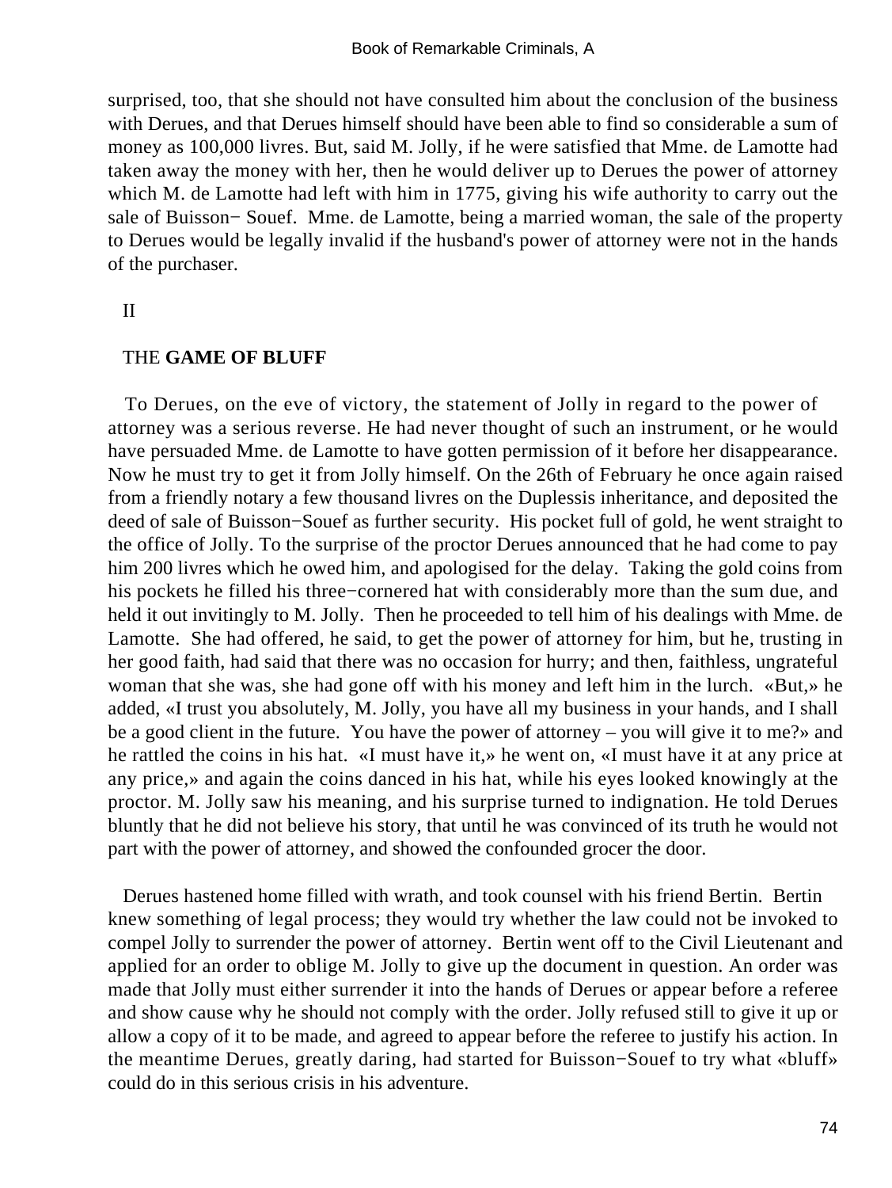surprised, too, that she should not have consulted him about the conclusion of the business with Derues, and that Derues himself should have been able to find so considerable a sum of money as 100,000 livres. But, said M. Jolly, if he were satisfied that Mme. de Lamotte had taken away the money with her, then he would deliver up to Derues the power of attorney which M. de Lamotte had left with him in 1775, giving his wife authority to carry out the sale of Buisson− Souef. Mme. de Lamotte, being a married woman, the sale of the property to Derues would be legally invalid if the husband's power of attorney were not in the hands of the purchaser.

## II

## THE **GAME OF BLUFF**

To Derues, on the eve of victory, the statement of Jolly in regard to the power of attorney was a serious reverse. He had never thought of such an instrument, or he would have persuaded Mme. de Lamotte to have gotten permission of it before her disappearance. Now he must try to get it from Jolly himself. On the 26th of February he once again raised from a friendly notary a few thousand livres on the Duplessis inheritance, and deposited the deed of sale of Buisson−Souef as further security. His pocket full of gold, he went straight to the office of Jolly. To the surprise of the proctor Derues announced that he had come to pay him 200 livres which he owed him, and apologised for the delay. Taking the gold coins from his pockets he filled his three−cornered hat with considerably more than the sum due, and held it out invitingly to M. Jolly. Then he proceeded to tell him of his dealings with Mme. de Lamotte. She had offered, he said, to get the power of attorney for him, but he, trusting in her good faith, had said that there was no occasion for hurry; and then, faithless, ungrateful woman that she was, she had gone off with his money and left him in the lurch. «But,» he added, «I trust you absolutely, M. Jolly, you have all my business in your hands, and I shall be a good client in the future. You have the power of attorney – you will give it to me?» and he rattled the coins in his hat. «I must have it,» he went on, «I must have it at any price at any price,» and again the coins danced in his hat, while his eyes looked knowingly at the proctor. M. Jolly saw his meaning, and his surprise turned to indignation. He told Derues bluntly that he did not believe his story, that until he was convinced of its truth he would not part with the power of attorney, and showed the confounded grocer the door.

Derues hastened home filled with wrath, and took counsel with his friend Bertin. Bertin knew something of legal process; they would try whether the law could not be invoked to compel Jolly to surrender the power of attorney. Bertin went off to the Civil Lieutenant and applied for an order to oblige M. Jolly to give up the document in question. An order was made that Jolly must either surrender it into the hands of Derues or appear before a referee and show cause why he should not comply with the order. Jolly refused still to give it up or allow a copy of it to be made, and agreed to appear before the referee to justify his action. In the meantime Derues, greatly daring, had started for Buisson−Souef to try what «bluff» could do in this serious crisis in his adventure.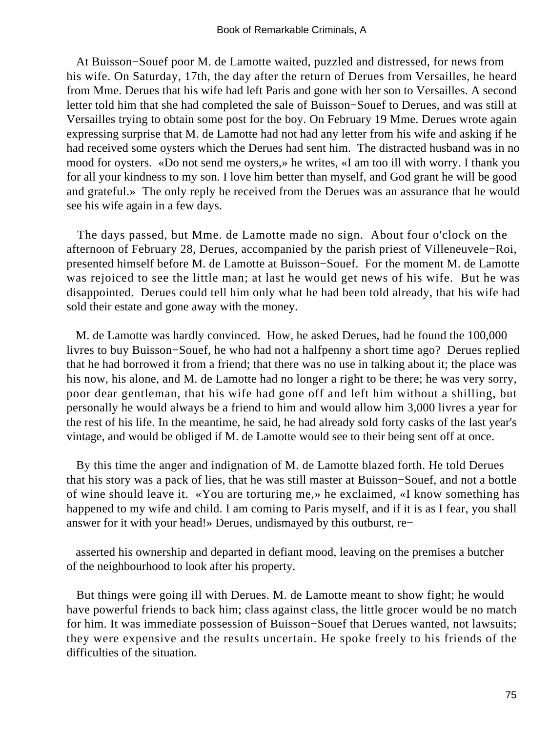At Buisson−Souef poor M. de Lamotte waited, puzzled and distressed, for news from his wife. On Saturday, 17th, the day after the return of Derues from Versailles, he heard from Mme. Derues that his wife had left Paris and gone with her son to Versailles. A second letter told him that she had completed the sale of Buisson−Souef to Derues, and was still at Versailles trying to obtain some post for the boy. On February 19 Mme. Derues wrote again expressing surprise that M. de Lamotte had not had any letter from his wife and asking if he had received some oysters which the Derues had sent him. The distracted husband was in no mood for oysters. «Do not send me oysters,» he writes, «I am too ill with worry. I thank you for all your kindness to my son. I love him better than myself, and God grant he will be good and grateful.» The only reply he received from the Derues was an assurance that he would see his wife again in a few days.

The days passed, but Mme. de Lamotte made no sign. About four o'clock on the afternoon of February 28, Derues, accompanied by the parish priest of Villeneuvele−Roi, presented himself before M. de Lamotte at Buisson−Souef. For the moment M. de Lamotte was rejoiced to see the little man; at last he would get news of his wife. But he was disappointed. Derues could tell him only what he had been told already, that his wife had sold their estate and gone away with the money.

M. de Lamotte was hardly convinced. How, he asked Derues, had he found the 100,000 livres to buy Buisson−Souef, he who had not a halfpenny a short time ago? Derues replied that he had borrowed it from a friend; that there was no use in talking about it; the place was his now, his alone, and M. de Lamotte had no longer a right to be there; he was very sorry, poor dear gentleman, that his wife had gone off and left him without a shilling, but personally he would always be a friend to him and would allow him 3,000 livres a year for the rest of his life. In the meantime, he said, he had already sold forty casks of the last year's vintage, and would be obliged if M. de Lamotte would see to their being sent off at once.

By this time the anger and indignation of M. de Lamotte blazed forth. He told Derues that his story was a pack of lies, that he was still master at Buisson−Souef, and not a bottle of wine should leave it. «You are torturing me,» he exclaimed, «I know something has happened to my wife and child. I am coming to Paris myself, and if it is as I fear, you shall answer for it with your head!» Derues, undismayed by this outburst, reasserted his ownership and departed in defiant mood, leaving on the premises a butcher of the neighbourhood to look after his property.

But things were going ill with Derues. M. de Lamotte meant to show fight; he would have powerful friends to back him; class against class, the little grocer would be no match for him. It was immediate possession of Buisson−Souef that Derues wanted, not lawsuits; they were expensive and the results uncertain. He spoke freely to his friends of the difficulties of the situation.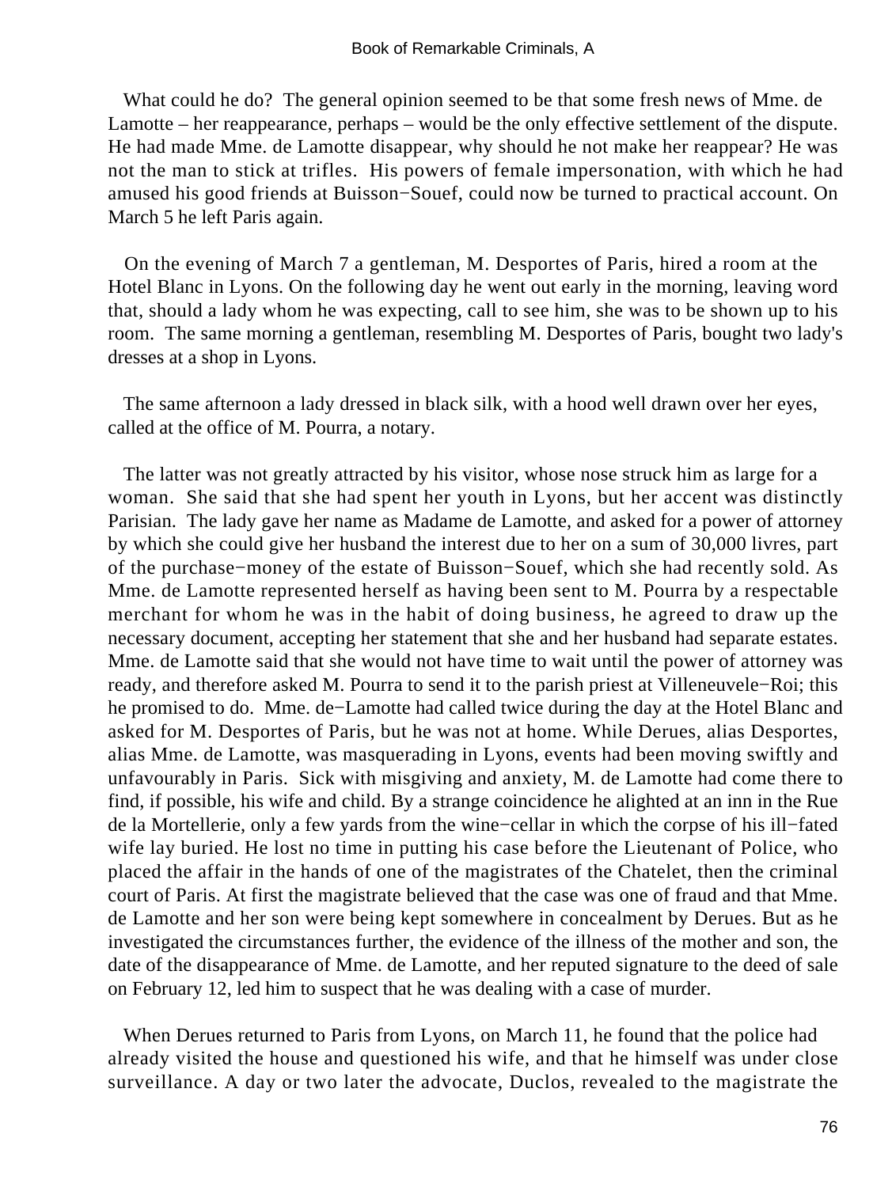What could he do? The general opinion seemed to be that some fresh news of Mme. de Lamotte – her reappearance, perhaps – would be the only effective settlement of the dispute. He had made Mme. de Lamotte disappear, why should he not make her reappear? He was not the man to stick at trifles. His powers of female impersonation, with which he had amused his good friends at Buisson−Souef, could now be turned to practical account. On March 5 he left Paris again.

On the evening of March 7 a gentleman, M. Desportes of Paris, hired a room at the Hotel Blanc in Lyons. On the following day he went out early in the morning, leaving word that, should a lady whom he was expecting, call to see him, she was to be shown up to his room. The same morning a gentleman, resembling M. Desportes of Paris, bought two lady's dresses at a shop in Lyons.

The same afternoon a lady dressed in black silk, with a hood well drawn over her eyes, called at the office of M. Pourra, a notary.

The latter was not greatly attracted by his visitor, whose nose struck him as large for a woman. She said that she had spent her youth in Lyons, but her accent was distinctly Parisian. The lady gave her name as Madame de Lamotte, and asked for a power of attorney by which she could give her husband the interest due to her on a sum of 30,000 livres, part of the purchase−money of the estate of Buisson−Souef, which she had recently sold. As Mme. de Lamotte represented herself as having been sent to M. Pourra by a respectable merchant for whom he was in the habit of doing business, he agreed to draw up the necessary document, accepting her statement that she and her husband had separate estates. Mme. de Lamotte said that she would not have time to wait until the power of attorney was ready, and therefore asked M. Pourra to send it to the parish priest at Villeneuvele−Roi; this he promised to do. Mme. de−Lamotte had called twice during the day at the Hotel Blanc and asked for M. Desportes of Paris, but he was not at home. While Derues, alias Desportes, alias Mme. de Lamotte, was masquerading in Lyons, events had been moving swiftly and unfavourably in Paris. Sick with misgiving and anxiety, M. de Lamotte had come there to find, if possible, his wife and child. By a strange coincidence he alighted at an inn in the Rue de la Mortellerie, only a few yards from the wine−cellar in which the corpse of his ill−fated wife lay buried. He lost no time in putting his case before the Lieutenant of Police, who placed the affair in the hands of one of the magistrates of the Chatelet, then the criminal court of Paris. At first the magistrate believed that the case was one of fraud and that Mme. de Lamotte and her son were being kept somewhere in concealment by Derues. But as he investigated the circumstances further, the evidence of the illness of the mother and son, the date of the disappearance of Mme. de Lamotte, and her reputed signature to the deed of sale on February 12, led him to suspect that he was dealing with a case of murder.

When Derues returned to Paris from Lyons, on March 11, he found that the police had already visited the house and questioned his wife, and that he himself was under close surveillance. A day or two later the advocate, Duclos, revealed to the magistrate the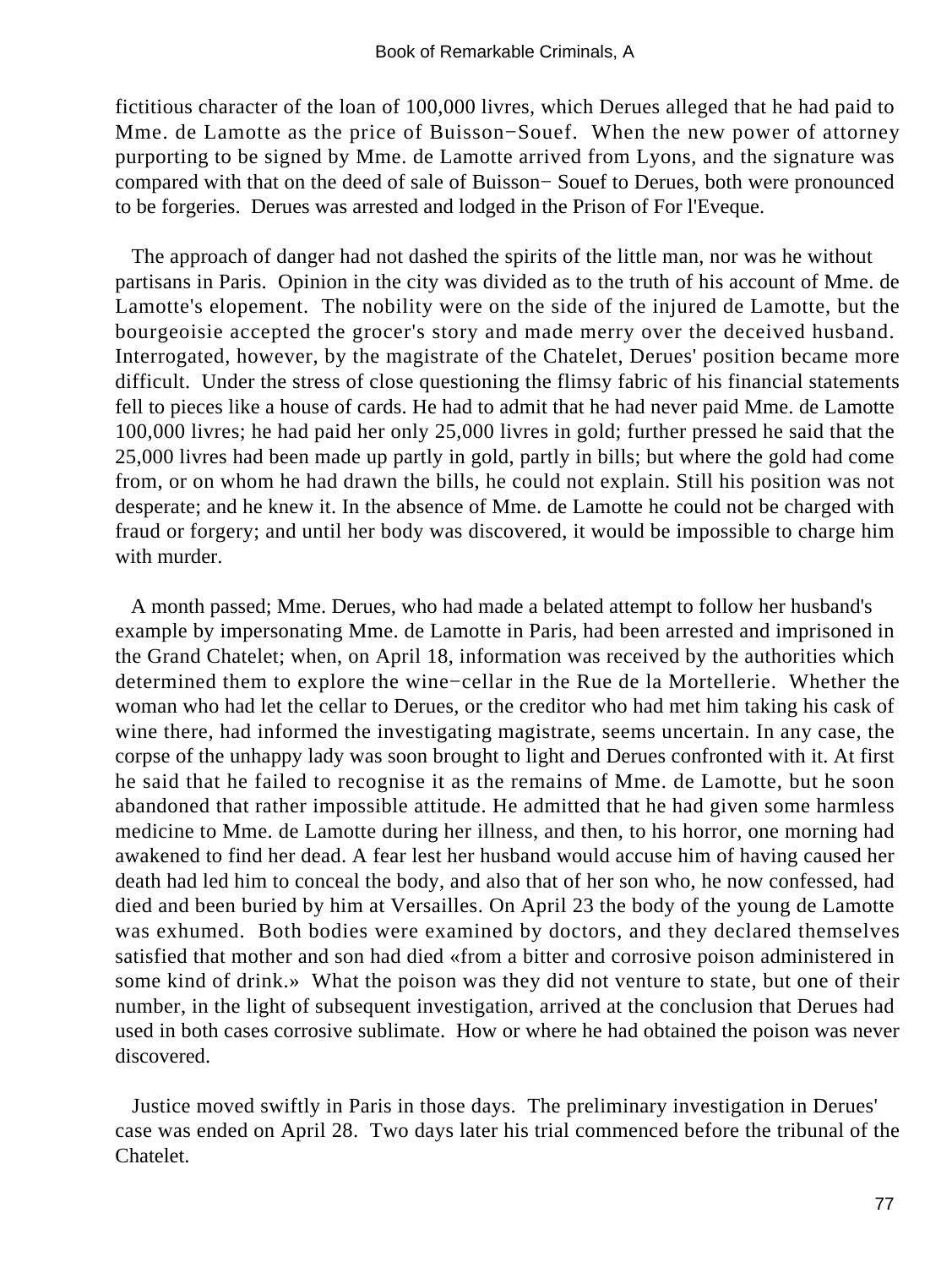fictitious character of the loan of 100,000 livres, which Derues alleged that he had paid to Mme. de Lamotte as the price of Buisson−Souef. When the new power of attorney purporting to be signed by Mme. de Lamotte arrived from Lyons, and the signature was compared with that on the deed of sale of Buisson− Souef to Derues, both were pronounced to be forgeries. Derues was arrested and lodged in the Prison of For l'Eveque.

The approach of danger had not dashed the spirits of the little man, nor was he without partisans in Paris. Opinion in the city was divided as to the truth of his account of Mme. de Lamotte's elopement. The nobility were on the side of the injured de Lamotte, but the bourgeoisie accepted the grocer's story and made merry over the deceived husband. Interrogated, however, by the magistrate of the Chatelet, Derues' position became more difficult. Under the stress of close questioning the flimsy fabric of his financial statements fell to pieces like a house of cards. He had to admit that he had never paid Mme. de Lamotte 100,000 livres; he had paid her only 25,000 livres in gold; further pressed he said that the 25,000 livres had been made up partly in gold, partly in bills; but where the gold had come from, or on whom he had drawn the bills, he could not explain. Still his position was not desperate; and he knew it. In the absence of Mme. de Lamotte he could not be charged with fraud or forgery; and until her body was discovered, it would be impossible to charge him with murder.

A month passed; Mme. Derues, who had made a belated attempt to follow her husband's example by impersonating Mme. de Lamotte in Paris, had been arrested and imprisoned in the Grand Chatelet; when, on April 18, information was received by the authorities which determined them to explore the wine−cellar in the Rue de la Mortellerie. Whether the woman who had let the cellar to Derues, or the creditor who had met him taking his cask of wine there, had informed the investigating magistrate, seems uncertain. In any case, the corpse of the unhappy lady was soon brought to light and Derues confronted with it. At first he said that he failed to recognise it as the remains of Mme. de Lamotte, but he soon abandoned that rather impossible attitude. He admitted that he had given some harmless medicine to Mme. de Lamotte during her illness, and then, to his horror, one morning had awakened to find her dead. A fear lest her husband would accuse him of having caused her death had led him to conceal the body, and also that of her son who, he now confessed, had died and been buried by him at Versailles. On April 23 the body of the young de Lamotte was exhumed. Both bodies were examined by doctors, and they declared themselves satisfied that mother and son had died «from a bitter and corrosive poison administered in some kind of drink.» What the poison was they did not venture to state, but one of their number, in the light of subsequent investigation, arrived at the conclusion that Derues had used in both cases corrosive sublimate. How or where he had obtained the poison was never discovered.

Justice moved swiftly in Paris in those days. The preliminary investigation in Derues' case was ended on April 28. Two days later his trial commenced before the tribunal of the Chatelet.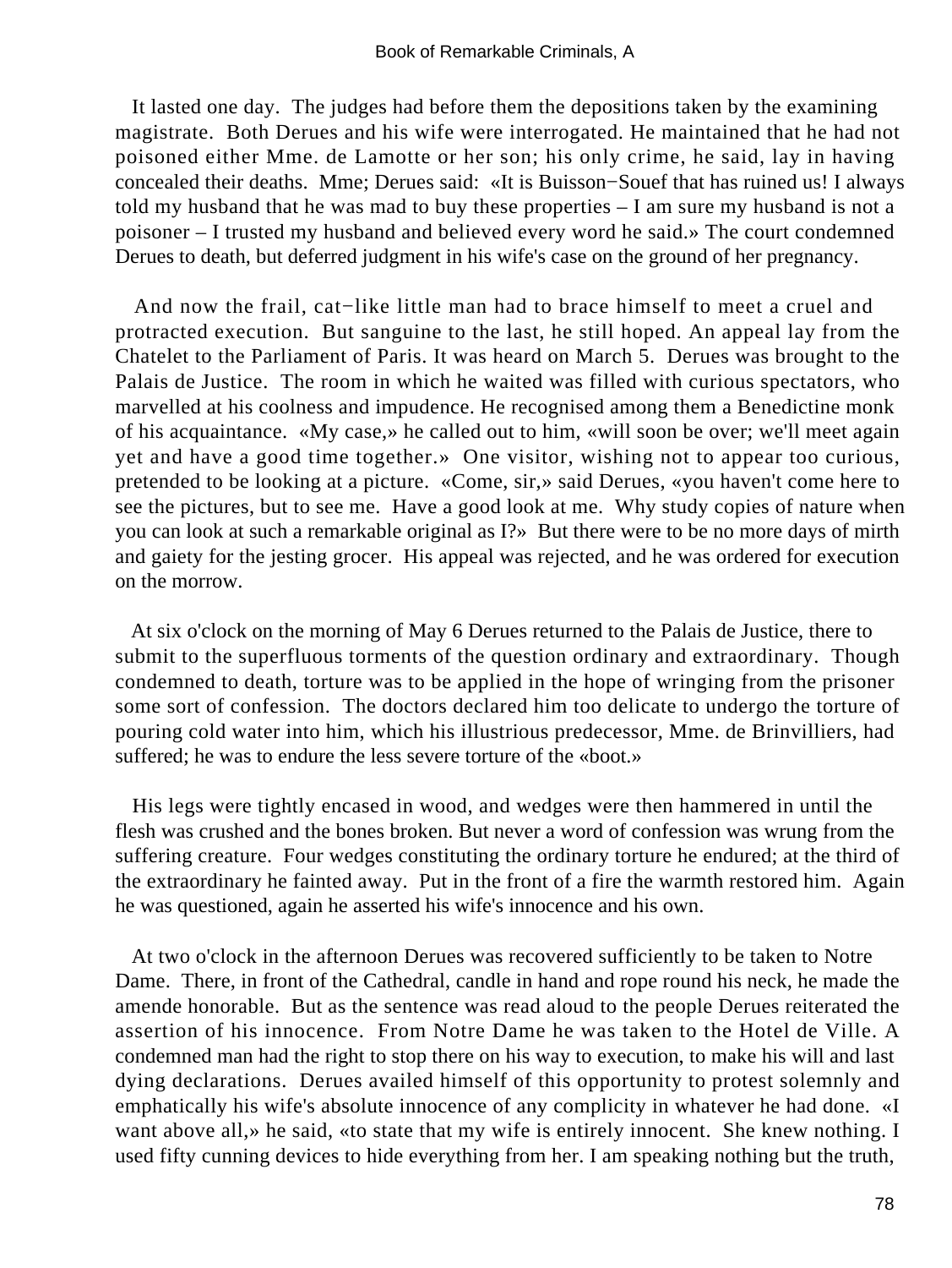It lasted one day. The judges had before them the depositions taken by the examining magistrate. Both Derues and his wife were interrogated. He maintained that he had not poisoned either Mme. de Lamotte or her son; his only crime, he said, lay in having concealed their deaths. Mme; Derues said: «It is Buisson−Souef that has ruined us! I always told my husband that he was mad to buy these properties – I am sure my husband is not a poisoner – I trusted my husband and believed every word he said.» The court condemned Derues to death, but deferred judgment in his wife's case on the ground of her pregnancy.

And now the frail, cat−like little man had to brace himself to meet a cruel and protracted execution. But sanguine to the last, he still hoped. An appeal lay from the Chatelet to the Parliament of Paris. It was heard on March 5. Derues was brought to the Palais de Justice. The room in which he waited was filled with curious spectators, who marvelled at his coolness and impudence. He recognised among them a Benedictine monk of his acquaintance. «My case,» he called out to him, «will soon be over; we'll meet again yet and have a good time together.» One visitor, wishing not to appear too curious, pretended to be looking at a picture. «Come, sir,» said Derues, «you haven't come here to see the pictures, but to see me. Have a good look at me. Why study copies of nature when you can look at such a remarkable original as I?» But there were to be no more days of mirth and gaiety for the jesting grocer. His appeal was rejected, and he was ordered for execution on the morrow.

At six o'clock on the morning of May 6 Derues returned to the Palais de Justice, there to submit to the superfluous torments of the question ordinary and extraordinary. Though condemned to death, torture was to be applied in the hope of wringing from the prisoner some sort of confession. The doctors declared him too delicate to undergo the torture of pouring cold water into him, which his illustrious predecessor, Mme. de Brinvilliers, had suffered; he was to endure the less severe torture of the «boot.»

His legs were tightly encased in wood, and wedges were then hammered in until the flesh was crushed and the bones broken. But never a word of confession was wrung from the suffering creature. Four wedges constituting the ordinary torture he endured; at the third of the extraordinary he fainted away. Put in the front of a fire the warmth restored him. Again he was questioned, again he asserted his wife's innocence and his own.

At two o'clock in the afternoon Derues was recovered sufficiently to be taken to Notre Dame. There, in front of the Cathedral, candle in hand and rope round his neck, he made the amende honorable. But as the sentence was read aloud to the people Derues reiterated the assertion of his innocence. From Notre Dame he was taken to the Hotel de Ville. A condemned man had the right to stop there on his way to execution, to make his will and last dying declarations. Derues availed himself of this opportunity to protest solemnly and emphatically his wife's absolute innocence of any complicity in whatever he had done. «I want above all,» he said, «to state that my wife is entirely innocent. She knew nothing. I used fifty cunning devices to hide everything from her. I am speaking nothing but the truth,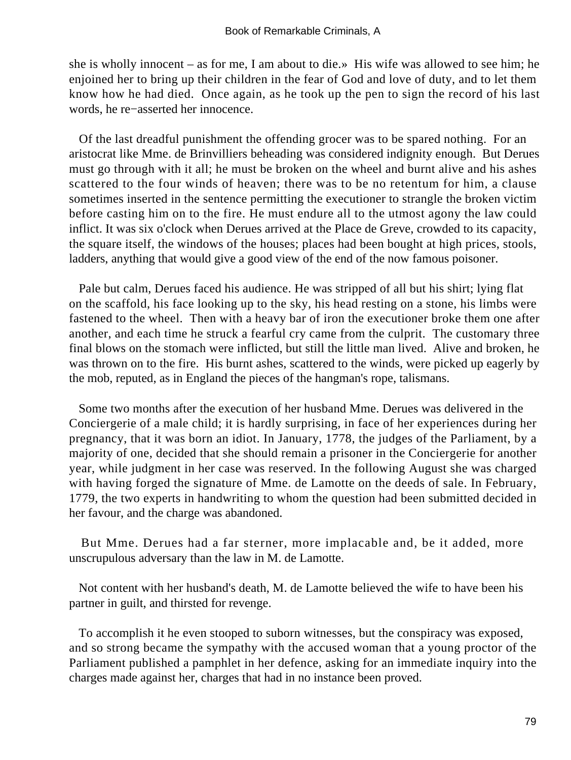she is wholly innocent – as for me, I am about to die.» His wife was allowed to see him; he enjoined her to bring up their children in the fear of God and love of duty, and to let them know how he had died. Once again, as he took up the pen to sign the record of his last words, he re−asserted her innocence.

Of the last dreadful punishment the offending grocer was to be spared nothing. For an aristocrat like Mme. de Brinvilliers beheading was considered indignity enough. But Derues must go through with it all; he must be broken on the wheel and burnt alive and his ashes scattered to the four winds of heaven; there was to be no retentum for him, a clause sometimes inserted in the sentence permitting the executioner to strangle the broken victim before casting him on to the fire. He must endure all to the utmost agony the law could inflict. It was six o'clock when Derues arrived at the Place de Greve, crowded to its capacity, the square itself, the windows of the houses; places had been bought at high prices, stools, ladders, anything that would give a good view of the end of the now famous poisoner.

Pale but calm, Derues faced his audience. He was stripped of all but his shirt; lying flat on the scaffold, his face looking up to the sky, his head resting on a stone, his limbs were fastened to the wheel. Then with a heavy bar of iron the executioner broke them one after another, and each time he struck a fearful cry came from the culprit. The customary three final blows on the stomach were inflicted, but still the little man lived. Alive and broken, he was thrown on to the fire. His burnt ashes, scattered to the winds, were picked up eagerly by the mob, reputed, as in England the pieces of the hangman's rope, talismans.

Some two months after the execution of her husband Mme. Derues was delivered in the Conciergerie of a male child; it is hardly surprising, in face of her experiences during her pregnancy, that it was born an idiot. In January, 1778, the judges of the Parliament, by a majority of one, decided that she should remain a prisoner in the Conciergerie for another year, while judgment in her case was reserved. In the following August she was charged with having forged the signature of Mme. de Lamotte on the deeds of sale. In February, 1779, the two experts in handwriting to whom the question had been submitted decided in her favour, and the charge was abandoned.

But Mme. Derues had a far sterner, more implacable and, be it added, more unscrupulous adversary than the law in M. de Lamotte.

Not content with her husband's death, M. de Lamotte believed the wife to have been his partner in guilt, and thirsted for revenge.

To accomplish it he even stooped to suborn witnesses, but the conspiracy was exposed, and so strong became the sympathy with the accused woman that a young proctor of the Parliament published a pamphlet in her defence, asking for an immediate inquiry into the charges made against her, charges that had in no instance been proved.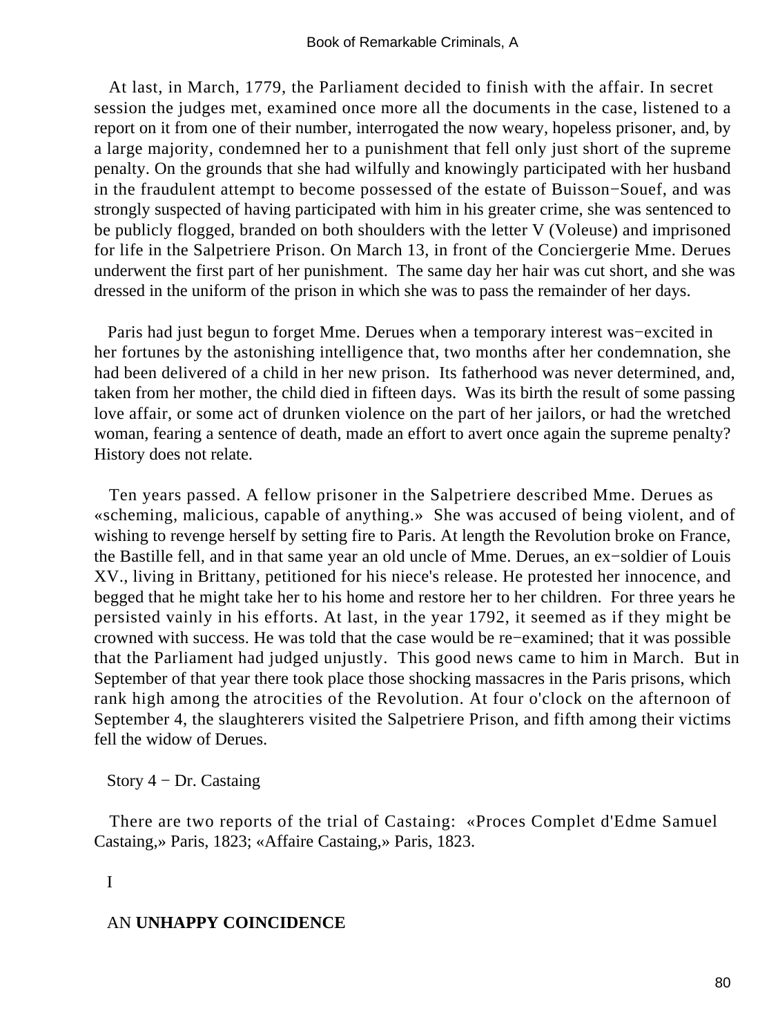At last, in March, 1779, the Parliament decided to finish with the affair. In secret session the judges met, examined once more all the documents in the case, listened to a report on it from one of their number, interrogated the now weary, hopeless prisoner, and, by a large majority, condemned her to a punishment that fell only just short of the supreme penalty. On the grounds that she had wilfully and knowingly participated with her husband in the fraudulent attempt to become possessed of the estate of Buisson−Souef, and was strongly suspected of having participated with him in his greater crime, she was sentenced to be publicly flogged, branded on both shoulders with the letter V (Voleuse) and imprisoned for life in the Salpetriere Prison. On March 13, in front of the Conciergerie Mme. Derues underwent the first part of her punishment. The same day her hair was cut short, and she was dressed in the uniform of the prison in which she was to pass the remainder of her days.

Paris had just begun to forget Mme. Derues when a temporary interest was−excited in her fortunes by the astonishing intelligence that, two months after her condemnation, she had been delivered of a child in her new prison. Its fatherhood was never determined, and, taken from her mother, the child died in fifteen days. Was its birth the result of some passing love affair, or some act of drunken violence on the part of her jailors, or had the wretched woman, fearing a sentence of death, made an effort to avert once again the supreme penalty? History does not relate.

Ten years passed. A fellow prisoner in the Salpetriere described Mme. Derues as «scheming, malicious, capable of anything.» She was accused of being violent, and of wishing to revenge herself by setting fire to Paris. At length the Revolution broke on France, the Bastille fell, and in that same year an old uncle of Mme. Derues, an ex−soldier of Louis XV., living in Brittany, petitioned for his niece's release. He protested her innocence, and begged that he might take her to his home and restore her to her children. For three years he persisted vainly in his efforts. At last, in the year 1792, it seemed as if they might be crowned with success. He was told that the case would be re−examined; that it was possible that the Parliament had judged unjustly. This good news came to him in March. But in September of that year there took place those shocking massacres in the Paris prisons, which rank high among the atrocities of the Revolution. At four o'clock on the afternoon of September 4, the slaughterers visited the Salpetriere Prison, and fifth among their victims fell the widow of Derues.

## Story 4 − Dr. Castaing

There are two reports of the trial of Castaing: «Proces Complet d'Edme Samuel Castaing,» Paris, 1823; «Affaire Castaing,» Paris, 1823.

### I

### AN **UNHAPPY COINCIDENCE**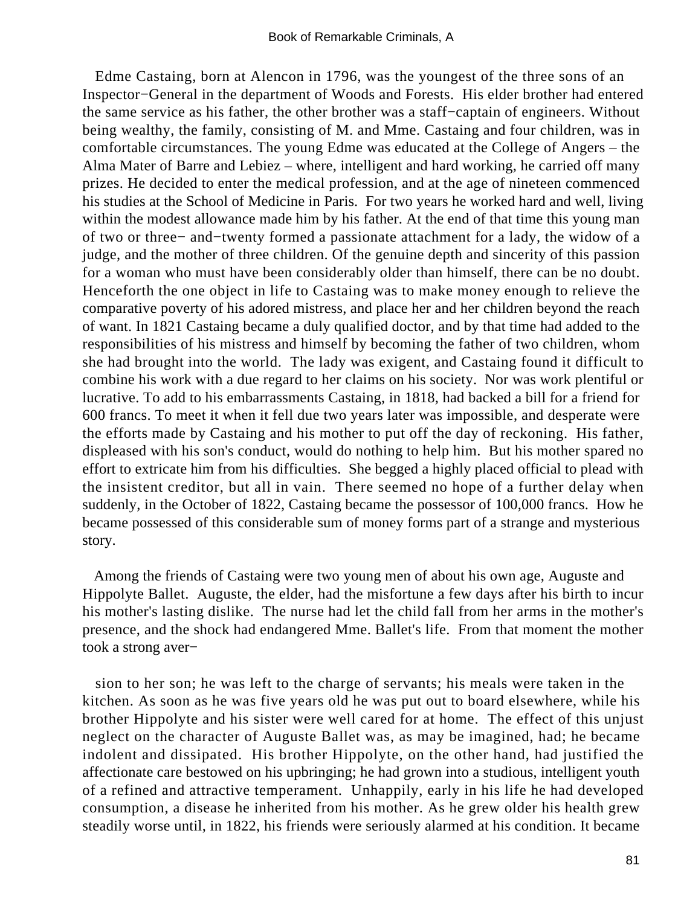Edme Castaing, born at Alencon in 1796, was the youngest of the three sons of an Inspector−General in the department of Woods and Forests. His elder brother had entered the same service as his father, the other brother was a staff−captain of engineers. Without being wealthy, the family, consisting of M. and Mme. Castaing and four children, was in comfortable circumstances. The young Edme was educated at the College of Angers – the Alma Mater of Barre and Lebiez – where, intelligent and hard working, he carried off many prizes. He decided to enter the medical profession, and at the age of nineteen commenced his studies at the School of Medicine in Paris. For two years he worked hard and well, living within the modest allowance made him by his father. At the end of that time this young man of two or three− and−twenty formed a passionate attachment for a lady, the widow of a judge, and the mother of three children. Of the genuine depth and sincerity of this passion for a woman who must have been considerably older than himself, there can be no doubt. Henceforth the one object in life to Castaing was to make money enough to relieve the comparative poverty of his adored mistress, and place her and her children beyond the reach of want. In 1821 Castaing became a duly qualified doctor, and by that time had added to the responsibilities of his mistress and himself by becoming the father of two children, whom she had brought into the world. The lady was exigent, and Castaing found it difficult to combine his work with a due regard to her claims on his society. Nor was work plentiful or lucrative. To add to his embarrassments Castaing, in 1818, had backed a bill for a friend for 600 francs. To meet it when it fell due two years later was impossible, and desperate were the efforts made by Castaing and his mother to put off the day of reckoning. His father, displeased with his son's conduct, would do nothing to help him. But his mother spared no effort to extricate him from his difficulties. She begged a highly placed official to plead with the insistent creditor, but all in vain. There seemed no hope of a further delay when suddenly, in the October of 1822, Castaing became the possessor of 100,000 francs. How he became possessed of this considerable sum of money forms part of a strange and mysterious story.

Among the friends of Castaing were two young men of about his own age, Auguste and Hippolyte Ballet. Auguste, the elder, had the misfortune a few days after his birth to incur his mother's lasting dislike. The nurse had let the child fall from her arms in the mother's presence, and the shock had endangered Mme. Ballet's life. From that moment the mother took a strong aversion to her son; he was left to the charge of servants; his meals were taken in the kitchen. As soon as he was five years old he was put out to board elsewhere, while his brother Hippolyte and his sister were well cared for at home. The effect of this unjust neglect on the character of Auguste Ballet was, as may be imagined, had; he became indolent and dissipated. His brother Hippolyte, on the other hand, had justified the affectionate care bestowed on his upbringing; he had grown into a studious, intelligent youth of a refined and attractive temperament. Unhappily, early in his life he had developed consumption, a disease he inherited from his mother. As he grew older his health grew steadily worse until, in 1822, his friends were seriously alarmed at his condition. It became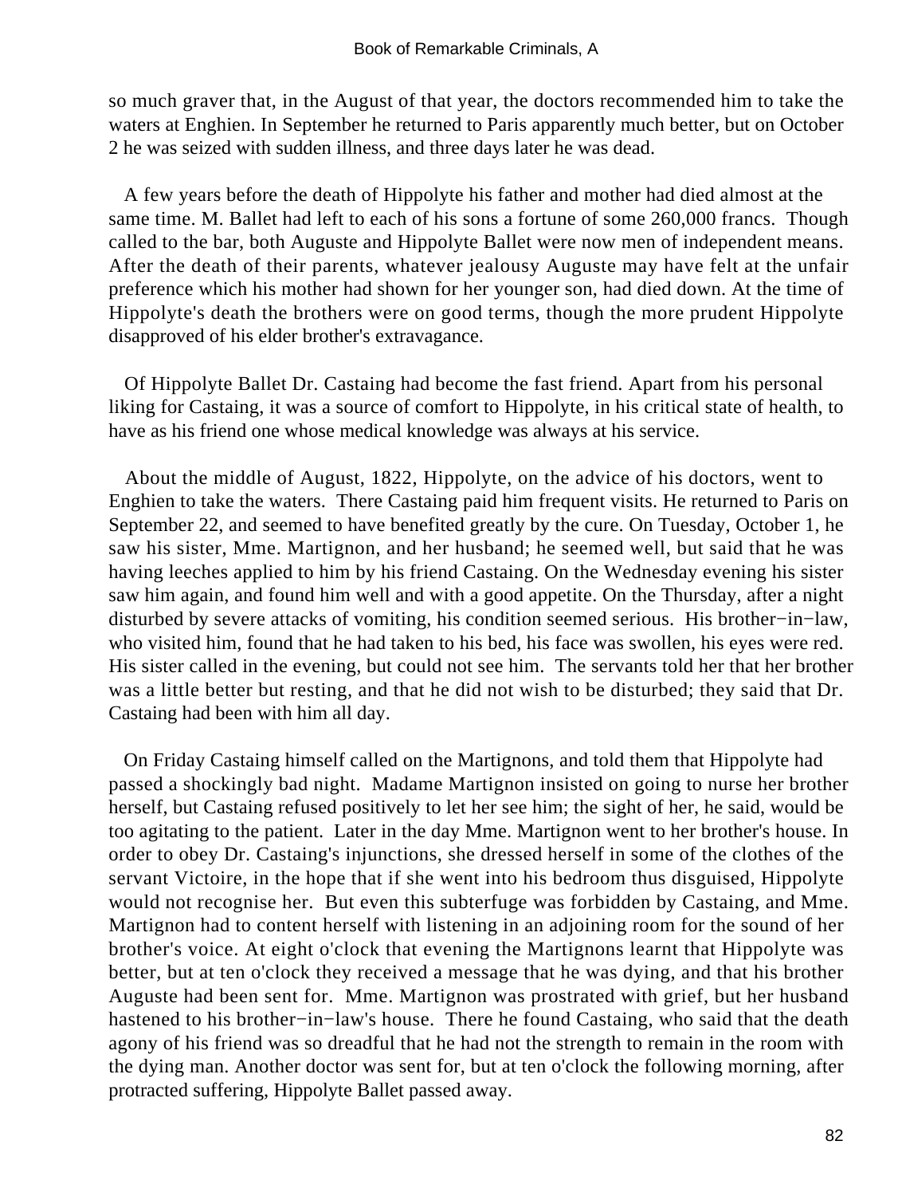so much graver that, in the August of that year, the doctors recommended him to take the waters at Enghien. In September he returned to Paris apparently much better, but on October 2 he was seized with sudden illness, and three days later he was dead.

A few years before the death of Hippolyte his father and mother had died almost at the same time. M. Ballet had left to each of his sons a fortune of some 260,000 francs. Though called to the bar, both Auguste and Hippolyte Ballet were now men of independent means. After the death of their parents, whatever jealousy Auguste may have felt at the unfair preference which his mother had shown for her younger son, had died down. At the time of Hippolyte's death the brothers were on good terms, though the more prudent Hippolyte disapproved of his elder brother's extravagance.

Of Hippolyte Ballet Dr. Castaing had become the fast friend. Apart from his personal liking for Castaing, it was a source of comfort to Hippolyte, in his critical state of health, to have as his friend one whose medical knowledge was always at his service.

About the middle of August, 1822, Hippolyte, on the advice of his doctors, went to Enghien to take the waters. There Castaing paid him frequent visits. He returned to Paris on September 22, and seemed to have benefited greatly by the cure. On Tuesday, October 1, he saw his sister, Mme. Martignon, and her husband; he seemed well, but said that he was having leeches applied to him by his friend Castaing. On the Wednesday evening his sister saw him again, and found him well and with a good appetite. On the Thursday, after a night disturbed by severe attacks of vomiting, his condition seemed serious. His brother-in-law, who visited him, found that he had taken to his bed, his face was swollen, his eyes were red. His sister called in the evening, but could not see him. The servants told her that her brother was a little better but resting, and that he did not wish to be disturbed; they said that Dr. Castaing had been with him all day.

On Friday Castaing himself called on the Martignons, and told them that Hippolyte had passed a shockingly bad night. Madame Martignon insisted on going to nurse her brother herself, but Castaing refused positively to let her see him; the sight of her, he said, would be too agitating to the patient. Later in the day Mme. Martignon went to her brother's house. In order to obey Dr. Castaing's injunctions, she dressed herself in some of the clothes of the servant Victoire, in the hope that if she went into his bedroom thus disguised, Hippolyte would not recognise her. But even this subterfuge was forbidden by Castaing, and Mme. Martignon had to content herself with listening in an adjoining room for the sound of her brother's voice. At eight o'clock that evening the Martignons learnt that Hippolyte was better, but at ten o'clock they received a message that he was dying, and that his brother Auguste had been sent for. Mme. Martignon was prostrated with grief, but her husband hastened to his brother-in-law's house. There he found Castaing, who said that the death agony of his friend was so dreadful that he had not the strength to remain in the room with the dying man. Another doctor was sent for, but at ten o'clock the following morning, after protracted suffering, Hippolyte Ballet passed away.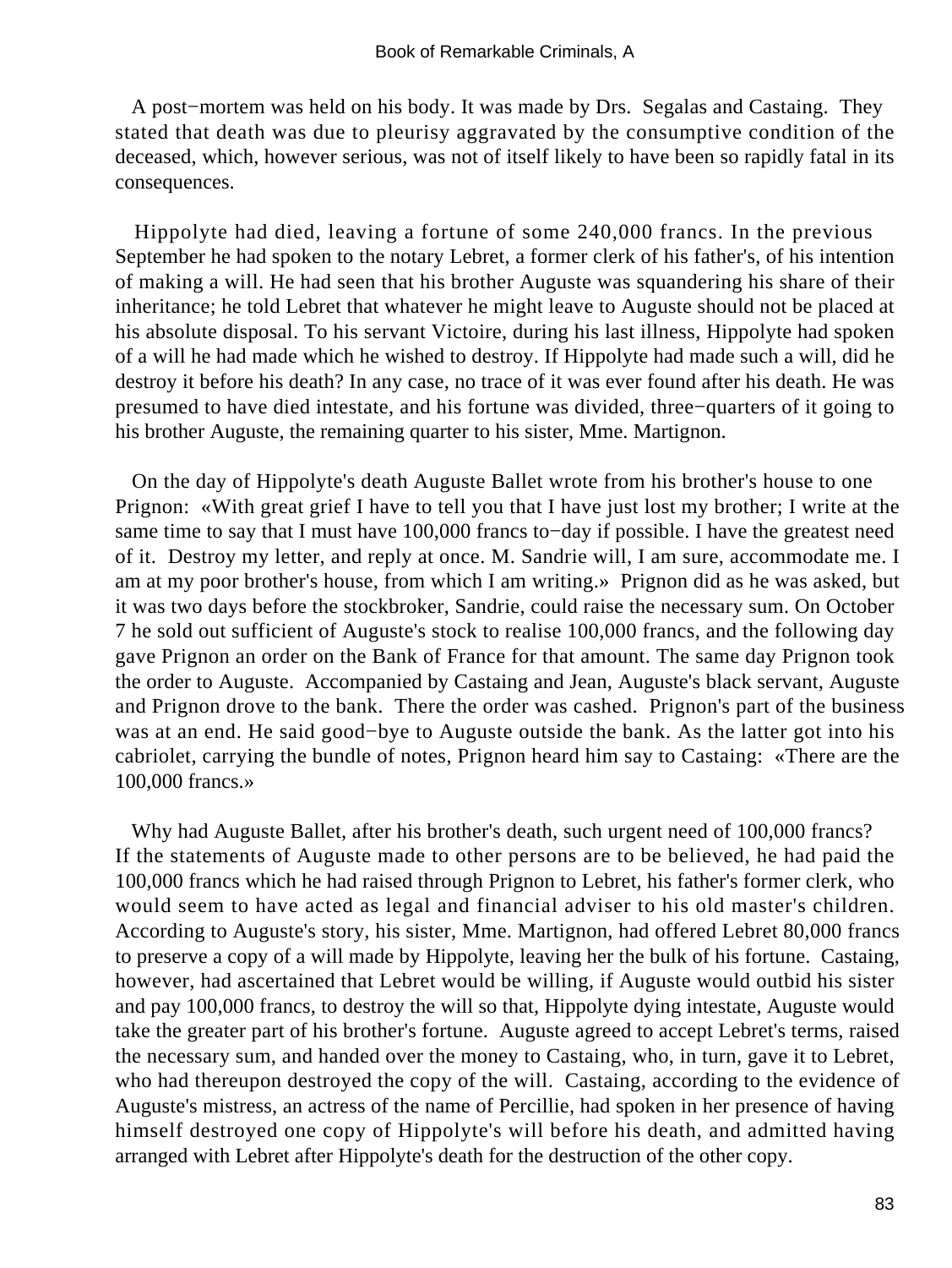A post−mortem was held on his body. It was made by Drs. Segalas and Castaing. They stated that death was due to pleurisy aggravated by the consumptive condition of the deceased, which, however serious, was not of itself likely to have been so rapidly fatal in its consequences.

Hippolyte had died, leaving a fortune of some 240,000 francs. In the previous September he had spoken to the notary Lebret, a former clerk of his father's, of his intention of making a will. He had seen that his brother Auguste was squandering his share of their inheritance; he told Lebret that whatever he might leave to Auguste should not be placed at his absolute disposal. To his servant Victoire, during his last illness, Hippolyte had spoken of a will he had made which he wished to destroy. If Hippolyte had made such a will, did he destroy it before his death? In any case, no trace of it was ever found after his death. He was presumed to have died intestate, and his fortune was divided, three−quarters of it going to his brother Auguste, the remaining quarter to his sister, Mme. Martignon.

On the day of Hippolyte's death Auguste Ballet wrote from his brother's house to one Prignon: «With great grief I have to tell you that I have just lost my brother; I write at the same time to say that I must have 100,000 francs to−day if possible. I have the greatest need of it. Destroy my letter, and reply at once. M. Sandrie will, I am sure, accommodate me. I am at my poor brother's house, from which I am writing.» Prignon did as he was asked, but it was two days before the stockbroker, Sandrie, could raise the necessary sum. On October 7 he sold out sufficient of Auguste's stock to realise 100,000 francs, and the following day gave Prignon an order on the Bank of France for that amount. The same day Prignon took the order to Auguste. Accompanied by Castaing and Jean, Auguste's black servant, Auguste and Prignon drove to the bank. There the order was cashed. Prignon's part of the business was at an end. He said good−bye to Auguste outside the bank. As the latter got into his cabriolet, carrying the bundle of notes, Prignon heard him say to Castaing: «There are the 100,000 francs.»

Why had Auguste Ballet, after his brother's death, such urgent need of 100,000 francs? If the statements of Auguste made to other persons are to be believed, he had paid the 100,000 francs which he had raised through Prignon to Lebret, his father's former clerk, who would seem to have acted as legal and financial adviser to his old master's children. According to Auguste's story, his sister, Mme. Martignon, had offered Lebret 80,000 francs to preserve a copy of a will made by Hippolyte, leaving her the bulk of his fortune. Castaing, however, had ascertained that Lebret would be willing, if Auguste would outbid his sister and pay 100,000 francs, to destroy the will so that, Hippolyte dying intestate, Auguste would take the greater part of his brother's fortune. Auguste agreed to accept Lebret's terms, raised the necessary sum, and handed over the money to Castaing, who, in turn, gave it to Lebret, who had thereupon destroyed the copy of the will. Castaing, according to the evidence of Auguste's mistress, an actress of the name of Percillie, had spoken in her presence of having himself destroyed one copy of Hippolyte's will before his death, and admitted having arranged with Lebret after Hippolyte's death for the destruction of the other copy.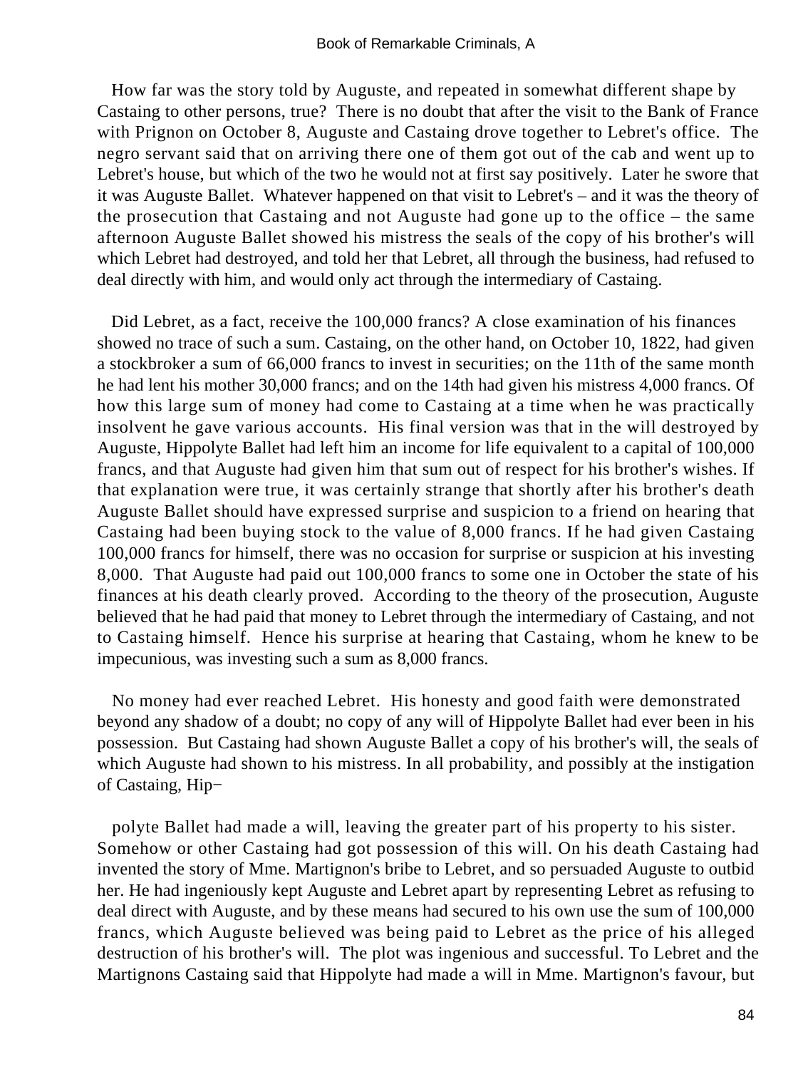How far was the story told by Auguste, and repeated in somewhat different shape by Castaing to other persons, true? There is no doubt that after the visit to the Bank of France with Prignon on October 8, Auguste and Castaing drove together to Lebret's office. The negro servant said that on arriving there one of them got out of the cab and went up to Lebret's house, but which of the two he would not at first say positively. Later he swore that it was Auguste Ballet. Whatever happened on that visit to Lebret's – and it was the theory of the prosecution that Castaing and not Auguste had gone up to the office – the same afternoon Auguste Ballet showed his mistress the seals of the copy of his brother's will which Lebret had destroyed, and told her that Lebret, all through the business, had refused to deal directly with him, and would only act through the intermediary of Castaing.

Did Lebret, as a fact, receive the 100,000 francs? A close examination of his finances showed no trace of such a sum. Castaing, on the other hand, on October 10, 1822, had given a stockbroker a sum of 66,000 francs to invest in securities; on the 11th of the same month he had lent his mother 30,000 francs; and on the 14th had given his mistress 4,000 francs. Of how this large sum of money had come to Castaing at a time when he was practically insolvent he gave various accounts. His final version was that in the will destroyed by Auguste, Hippolyte Ballet had left him an income for life equivalent to a capital of 100,000 francs, and that Auguste had given him that sum out of respect for his brother's wishes. If that explanation were true, it was certainly strange that shortly after his brother's death Auguste Ballet should have expressed surprise and suspicion to a friend on hearing that Castaing had been buying stock to the value of 8,000 francs. If he had given Castaing 100,000 francs for himself, there was no occasion for surprise or suspicion at his investing 8,000. That Auguste had paid out 100,000 francs to some one in October the state of his finances at his death clearly proved. According to the theory of the prosecution, Auguste believed that he had paid that money to Lebret through the intermediary of Castaing, and not to Castaing himself. Hence his surprise at hearing that Castaing, whom he knew to be impecunious, was investing such a sum as 8,000 francs.

No money had ever reached Lebret. His honesty and good faith were demonstrated beyond any shadow of a doubt; no copy of any will of Hippolyte Ballet had ever been in his possession. But Castaing had shown Auguste Ballet a copy of his brother's will, the seals of which Auguste had shown to his mistress. In all probability, and possibly at the instigation of Castaing, Hippolyte Ballet had made a will, leaving the greater part of his property to his sister. Somehow or other Castaing had got possession of this will. On his death Castaing had invented the story of Mme. Martignon's bribe to Lebret, and so persuaded Auguste to outbid her. He had ingeniously kept Auguste and Lebret apart by representing Lebret as refusing to deal direct with Auguste, and by these means had secured to his own use the sum of 100,000 francs, which Auguste believed was being paid to Lebret as the price of his alleged destruction of his brother's will. The plot was ingenious and successful. To Lebret and the Martignons Castaing said that Hippolyte had made a will in Mme. Martignon's favour, but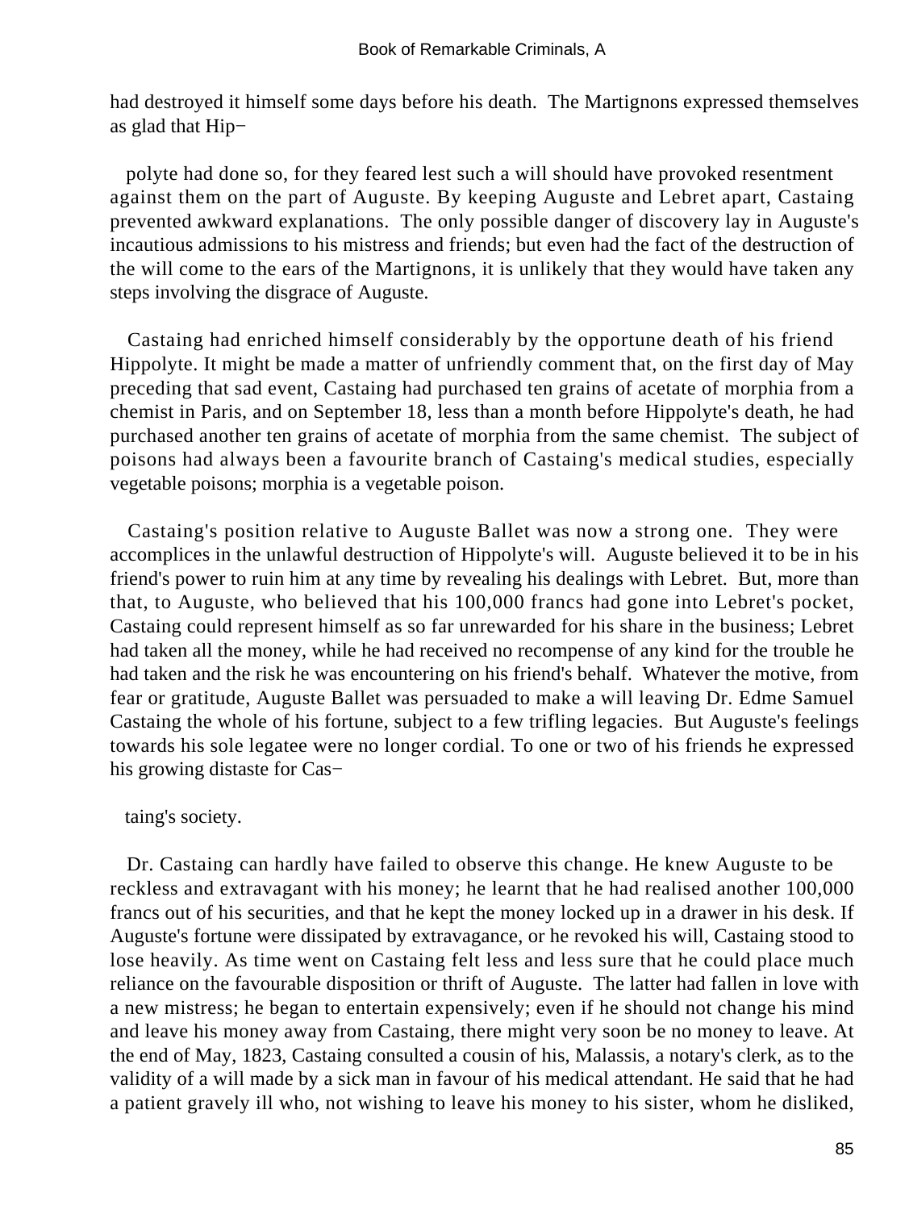had destroyed it himself some days before his death. The Martignons expressed themselves as glad that Hippolyte had done so, for they feared lest such a will should have provoked resentment against them on the part of Auguste. By keeping Auguste and Lebret apart, Castaing prevented awkward explanations. The only possible danger of discovery lay in Auguste's incautious admissions to his mistress and friends; but even had the fact of the destruction of the will come to the ears of the Martignons, it is unlikely that they would have taken any steps involving the disgrace of Auguste.

Castaing had enriched himself considerably by the opportune death of his friend Hippolyte. It might be made a matter of unfriendly comment that, on the first day of May preceding that sad event, Castaing had purchased ten grains of acetate of morphia from a chemist in Paris, and on September 18, less than a month before Hippolyte's death, he had purchased another ten grains of acetate of morphia from the same chemist. The subject of poisons had always been a favourite branch of Castaing's medical studies, especially vegetable poisons; morphia is a vegetable poison.

Castaing's position relative to Auguste Ballet was now a strong one. They were accomplices in the unlawful destruction of Hippolyte's will. Auguste believed it to be in his friend's power to ruin him at any time by revealing his dealings with Lebret. But, more than that, to Auguste, who believed that his 100,000 francs had gone into Lebret's pocket, Castaing could represent himself as so far unrewarded for his share in the business; Lebret had taken all the money, while he had received no recompense of any kind for the trouble he had taken and the risk he was encountering on his friend's behalf. Whatever the motive, from fear or gratitude, Auguste Ballet was persuaded to make a will leaving Dr. Edme Samuel Castaing the whole of his fortune, subject to a few trifling legacies. But Auguste's feelings towards his sole legatee were no longer cordial. To one or two of his friends he expressed his growing distaste for Castaing's society.

Dr. Castaing can hardly have failed to observe this change. He knew Auguste to be reckless and extravagant with his money; he learnt that he had realised another 100,000 francs out of his securities, and that he kept the money locked up in a drawer in his desk. If Auguste's fortune were dissipated by extravagance, or he revoked his will, Castaing stood to lose heavily. As time went on Castaing felt less and less sure that he could place much reliance on the favourable disposition or thrift of Auguste. The latter had fallen in love with a new mistress; he began to entertain expensively; even if he should not change his mind and leave his money away from Castaing, there might very soon be no money to leave. At the end of May, 1823, Castaing consulted a cousin of his, Malassis, a notary's clerk, as to the validity of a will made by a sick man in favour of his medical attendant. He said that he had a patient gravely ill who, not wishing to leave his money to his sister, whom he disliked,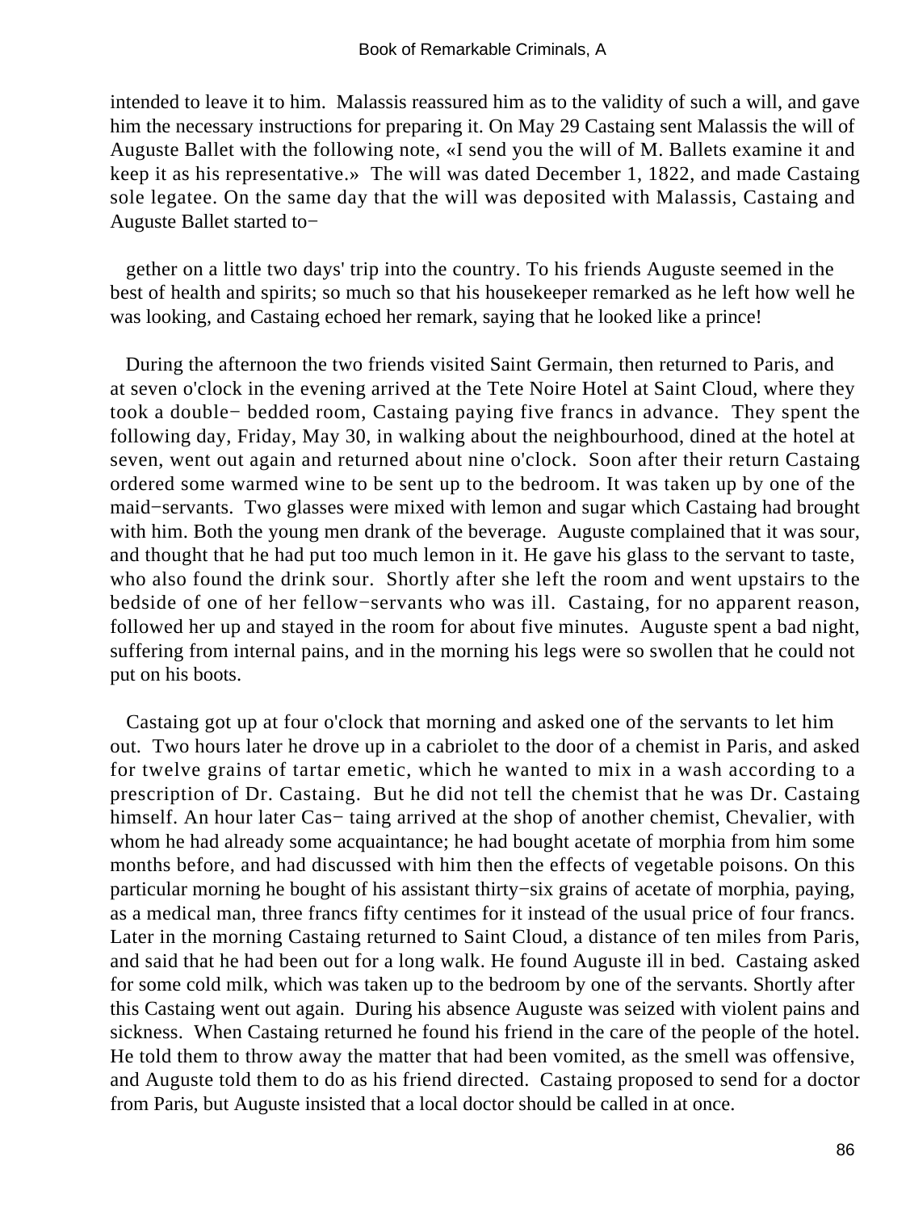intended to leave it to him. Malassis reassured him as to the validity of such a will, and gave him the necessary instructions for preparing it. On May 29 Castaing sent Malassis the will of Auguste Ballet with the following note, «I send you the will of M. Ballets examine it and keep it as his representative.» The will was dated December 1, 1822, and made Castaing sole legatee. On the same day that the will was deposited with Malassis, Castaing and Auguste Ballet started together on a little two days' trip into the country. To his friends Auguste seemed in the best of health and spirits; so much so that his housekeeper remarked as he left how well he was looking, and Castaing echoed her remark, saying that he looked like a prince!

During the afternoon the two friends visited Saint Germain, then returned to Paris, and at seven o'clock in the evening arrived at the Tete Noire Hotel at Saint Cloud, where they took a double-bedded room, Castaing paying five francs in advance. They spent the following day, Friday, May 30, in walking about the neighbourhood, dined at the hotel at seven, went out again and returned about nine o'clock. Soon after their return Castaing ordered some warmed wine to be sent up to the bedroom. It was taken up by one of the maid-servants. Two glasses were mixed with lemon and sugar which Castaing had brought with him. Both the young men drank of the beverage. Auguste complained that it was sour, and thought that he had put too much lemon in it. He gave his glass to the servant to taste, who also found the drink sour. Shortly after she left the room and went upstairs to the bedside of one of her fellow-servants who was ill. Castaing, for no apparent reason, followed her up and stayed in the room for about five minutes. Auguste spent a bad night, suffering from internal pains, and in the morning his legs were so swollen that he could not put on his boots.

Castaing got up at four o'clock that morning and asked one of the servants to let him out. Two hours later he drove up in a cabriolet to the door of a chemist in Paris, and asked for twelve grains of tartar emetic, which he wanted to mix in a wash according to a prescription of Dr. Castaing. But he did not tell the chemist that he was Dr. Castaing himself. An hour later Castaing arrived at the shop of another chemist, Chevalier, with whom he had already some acquaintance; he had bought acetate of morphia from him some months before, and had discussed with him then the effects of vegetable poisons. On this particular morning he bought of his assistant thirty-six grains of acetate of morphia, paying, as a medical man, three francs fifty centimes for it instead of the usual price of four francs. Later in the morning Castaing returned to Saint Cloud, a distance of ten miles from Paris, and said that he had been out for a long walk. He found Auguste ill in bed. Castaing asked for some cold milk, which was taken up to the bedroom by one of the servants. Shortly after this Castaing went out again. During his absence Auguste was seized with violent pains and sickness. When Castaing returned he found his friend in the care of the people of the hotel. He told them to throw away the matter that had been vomited, as the smell was offensive, and Auguste told them to do as his friend directed. Castaing proposed to send for a doctor from Paris, but Auguste insisted that a local doctor should be called in at once.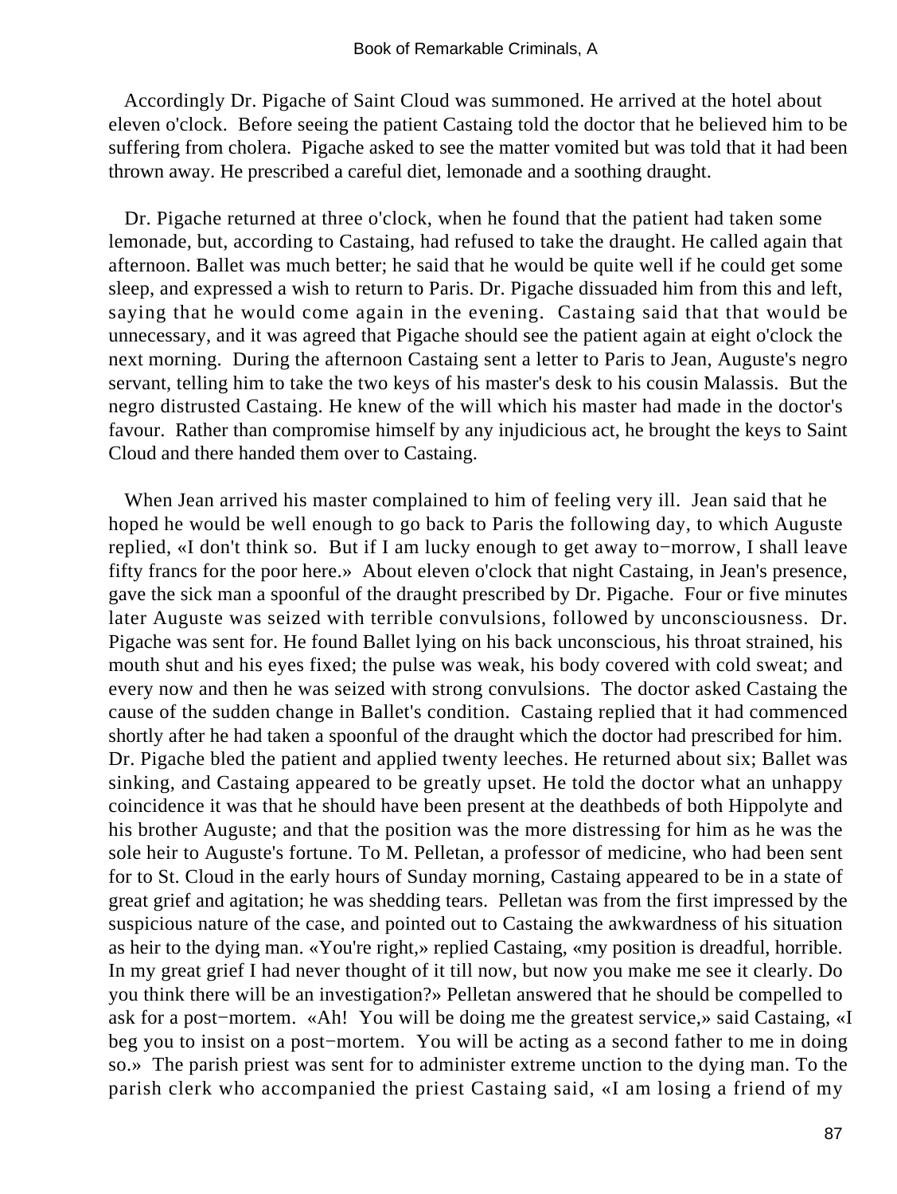Accordingly Dr. Pigache of Saint Cloud was summoned. He arrived at the hotel about eleven o'clock. Before seeing the patient Castaing told the doctor that he believed him to be suffering from cholera. Pigache asked to see the matter vomited but was told that it had been thrown away. He prescribed a careful diet, lemonade and a soothing draught.

Dr. Pigache returned at three o'clock, when he found that the patient had taken some lemonade, but, according to Castaing, had refused to take the draught. He called again that afternoon. Ballet was much better; he said that he would be quite well if he could get some sleep, and expressed a wish to return to Paris. Dr. Pigache dissuaded him from this and left, saying that he would come again in the evening. Castaing said that that would be unnecessary, and it was agreed that Pigache should see the patient again at eight o'clock the next morning. During the afternoon Castaing sent a letter to Paris to Jean, Auguste's negro servant, telling him to take the two keys of his master's desk to his cousin Malassis. But the negro distrusted Castaing. He knew of the will which his master had made in the doctor's favour. Rather than compromise himself by any injudicious act, he brought the keys to Saint Cloud and there handed them over to Castaing.

When Jean arrived his master complained to him of feeling very ill. Jean said that he hoped he would be well enough to go back to Paris the following day, to which Auguste replied, «I don't think so. But if I am lucky enough to get away to−morrow, I shall leave fifty francs for the poor here.» About eleven o'clock that night Castaing, in Jean's presence, gave the sick man a spoonful of the draught prescribed by Dr. Pigache. Four or five minutes later Auguste was seized with terrible convulsions, followed by unconsciousness. Dr. Pigache was sent for. He found Ballet lying on his back unconscious, his throat strained, his mouth shut and his eyes fixed; the pulse was weak, his body covered with cold sweat; and every now and then he was seized with strong convulsions. The doctor asked Castaing the cause of the sudden change in Ballet's condition. Castaing replied that it had commenced shortly after he had taken a spoonful of the draught which the doctor had prescribed for him. Dr. Pigache bled the patient and applied twenty leeches. He returned about six; Ballet was sinking, and Castaing appeared to be greatly upset. He told the doctor what an unhappy coincidence it was that he should have been present at the deathbeds of both Hippolyte and his brother Auguste; and that the position was the more distressing for him as he was the sole heir to Auguste's fortune. To M. Pelletan, a professor of medicine, who had been sent for to St. Cloud in the early hours of Sunday morning, Castaing appeared to be in a state of great grief and agitation; he was shedding tears. Pelletan was from the first impressed by the suspicious nature of the case, and pointed out to Castaing the awkwardness of his situation as heir to the dying man. «You're right,» replied Castaing, «my position is dreadful, horrible. In my great grief I had never thought of it till now, but now you make me see it clearly. Do you think there will be an investigation?» Pelletan answered that he should be compelled to ask for a post−mortem. «Ah! You will be doing me the greatest service,» said Castaing, «I beg you to insist on a post−mortem. You will be acting as a second father to me in doing so.» The parish priest was sent for to administer extreme unction to the dying man. To the parish clerk who accompanied the priest Castaing said, «I am losing a friend of my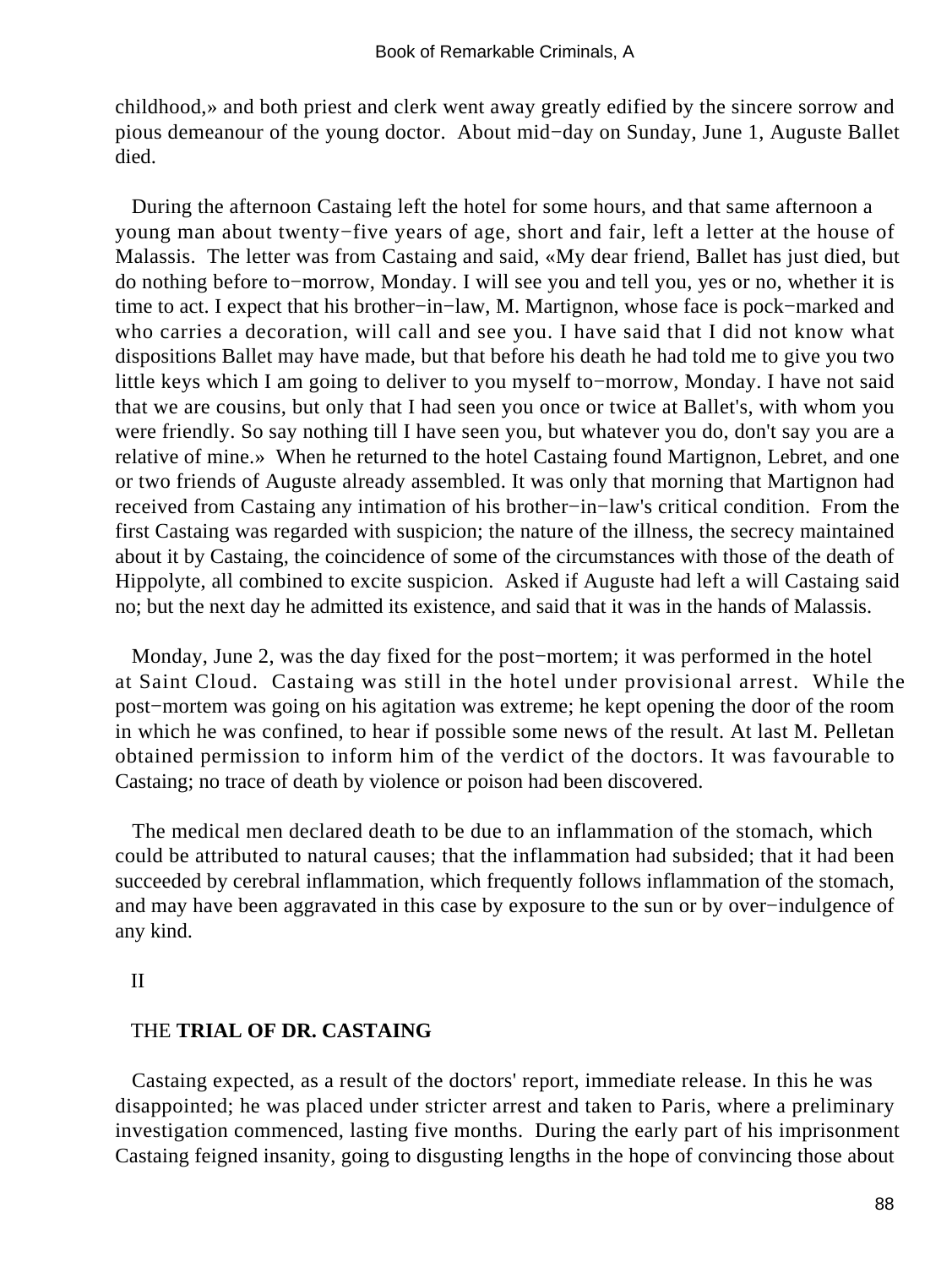childhood,» and both priest and clerk went away greatly edified by the sincere sorrow and pious demeanour of the young doctor. About mid−day on Sunday, June 1, Auguste Ballet died.

During the afternoon Castaing left the hotel for some hours, and that same afternoon a young man about twenty−five years of age, short and fair, left a letter at the house of Malassis. The letter was from Castaing and said, «My dear friend, Ballet has just died, but do nothing before to−morrow, Monday. I will see you and tell you, yes or no, whether it is time to act. I expect that his brother−in−law, M. Martignon, whose face is pock−marked and who carries a decoration, will call and see you. I have said that I did not know what dispositions Ballet may have made, but that before his death he had told me to give you two little keys which I am going to deliver to you myself to−morrow, Monday. I have not said that we are cousins, but only that I had seen you once or twice at Ballet's, with whom you were friendly. So say nothing till I have seen you, but whatever you do, don't say you are a relative of mine.» When he returned to the hotel Castaing found Martignon, Lebret, and one or two friends of Auguste already assembled. It was only that morning that Martignon had received from Castaing any intimation of his brother−in−law's critical condition. From the first Castaing was regarded with suspicion; the nature of the illness, the secrecy maintained about it by Castaing, the coincidence of some of the circumstances with those of the death of Hippolyte, all combined to excite suspicion. Asked if Auguste had left a will Castaing said no; but the next day he admitted its existence, and said that it was in the hands of Malassis.

Monday, June 2, was the day fixed for the post−mortem; it was performed in the hotel at Saint Cloud. Castaing was still in the hotel under provisional arrest. While the post−mortem was going on his agitation was extreme; he kept opening the door of the room in which he was confined, to hear if possible some news of the result. At last M. Pelletan obtained permission to inform him of the verdict of the doctors. It was favourable to Castaing; no trace of death by violence or poison had been discovered.

The medical men declared death to be due to an inflammation of the stomach, which could be attributed to natural causes; that the inflammation had subsided; that it had been succeeded by cerebral inflammation, which frequently follows inflammation of the stomach, and may have been aggravated in this case by exposure to the sun or by over−indulgence of any kind.

## II

## THE **TRIAL OF DR. CASTAING**

Castaing expected, as a result of the doctors' report, immediate release. In this he was disappointed; he was placed under stricter arrest and taken to Paris, where a preliminary investigation commenced, lasting five months. During the early part of his imprisonment Castaing feigned insanity, going to disgusting lengths in the hope of convincing those about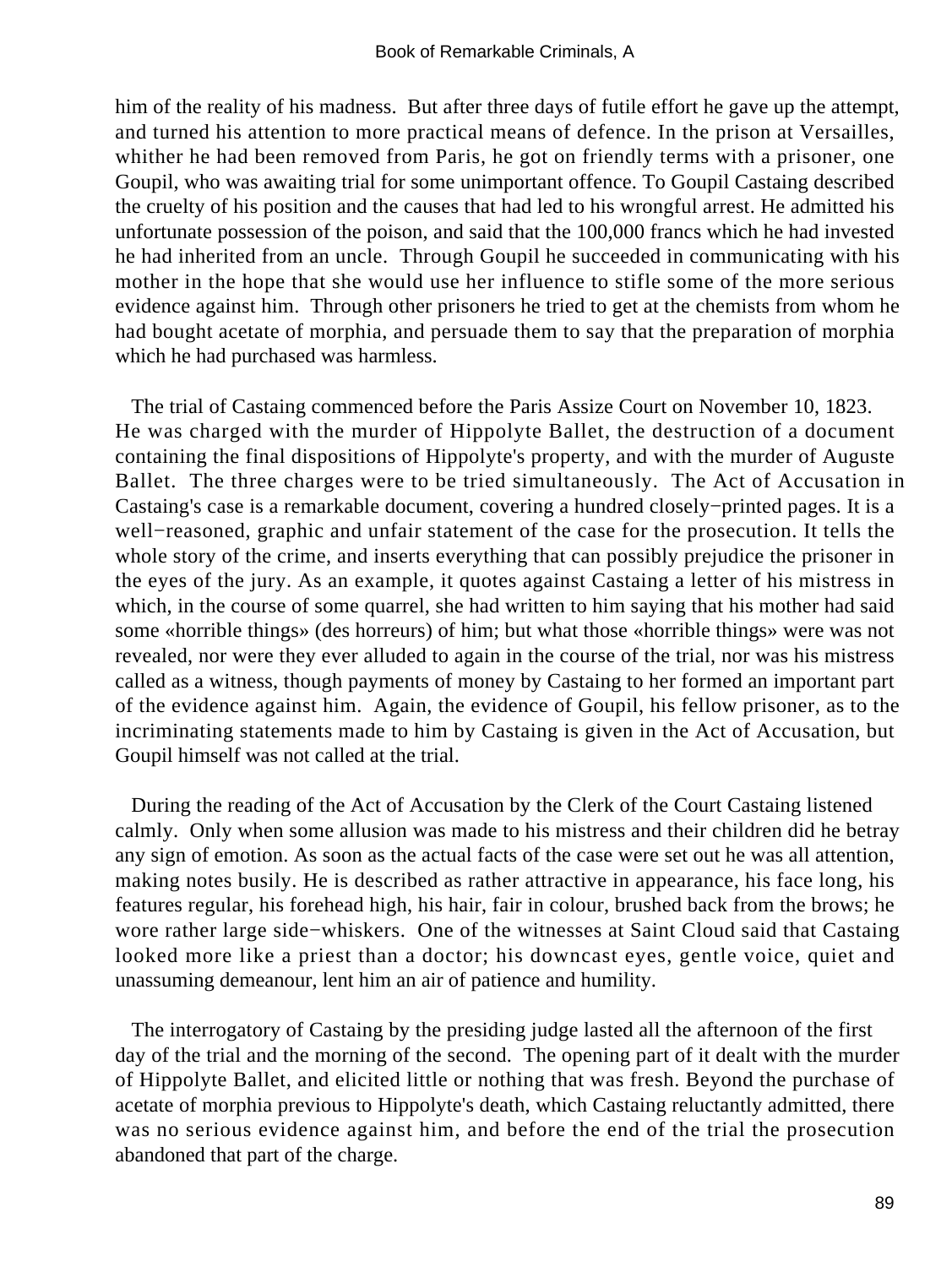him of the reality of his madness. But after three days of futile effort he gave up the attempt, and turned his attention to more practical means of defence. In the prison at Versailles, whither he had been removed from Paris, he got on friendly terms with a prisoner, one Goupil, who was awaiting trial for some unimportant offence. To Goupil Castaing described the cruelty of his position and the causes that had led to his wrongful arrest. He admitted his unfortunate possession of the poison, and said that the 100,000 francs which he had invested he had inherited from an uncle. Through Goupil he succeeded in communicating with his mother in the hope that she would use her influence to stifle some of the more serious evidence against him. Through other prisoners he tried to get at the chemists from whom he had bought acetate of morphia, and persuade them to say that the preparation of morphia which he had purchased was harmless.

The trial of Castaing commenced before the Paris Assize Court on November 10, 1823. He was charged with the murder of Hippolyte Ballet, the destruction of a document containing the final dispositions of Hippolyte's property, and with the murder of Auguste Ballet. The three charges were to be tried simultaneously. The Act of Accusation in Castaing's case is a remarkable document, covering a hundred closely−printed pages. It is a well−reasoned, graphic and unfair statement of the case for the prosecution. It tells the whole story of the crime, and inserts everything that can possibly prejudice the prisoner in the eyes of the jury. As an example, it quotes against Castaing a letter of his mistress in which, in the course of some quarrel, she had written to him saying that his mother had said some «horrible things» (des horreurs) of him; but what those «horrible things» were was not revealed, nor were they ever alluded to again in the course of the trial, nor was his mistress called as a witness, though payments of money by Castaing to her formed an important part of the evidence against him. Again, the evidence of Goupil, his fellow prisoner, as to the incriminating statements made to him by Castaing is given in the Act of Accusation, but Goupil himself was not called at the trial.

During the reading of the Act of Accusation by the Clerk of the Court Castaing listened calmly. Only when some allusion was made to his mistress and their children did he betray any sign of emotion. As soon as the actual facts of the case were set out he was all attention, making notes busily. He is described as rather attractive in appearance, his face long, his features regular, his forehead high, his hair, fair in colour, brushed back from the brows; he wore rather large side−whiskers. One of the witnesses at Saint Cloud said that Castaing looked more like a priest than a doctor; his downcast eyes, gentle voice, quiet and unassuming demeanour, lent him an air of patience and humility.

The interrogatory of Castaing by the presiding judge lasted all the afternoon of the first day of the trial and the morning of the second. The opening part of it dealt with the murder of Hippolyte Ballet, and elicited little or nothing that was fresh. Beyond the purchase of acetate of morphia previous to Hippolyte's death, which Castaing reluctantly admitted, there was no serious evidence against him, and before the end of the trial the prosecution abandoned that part of the charge.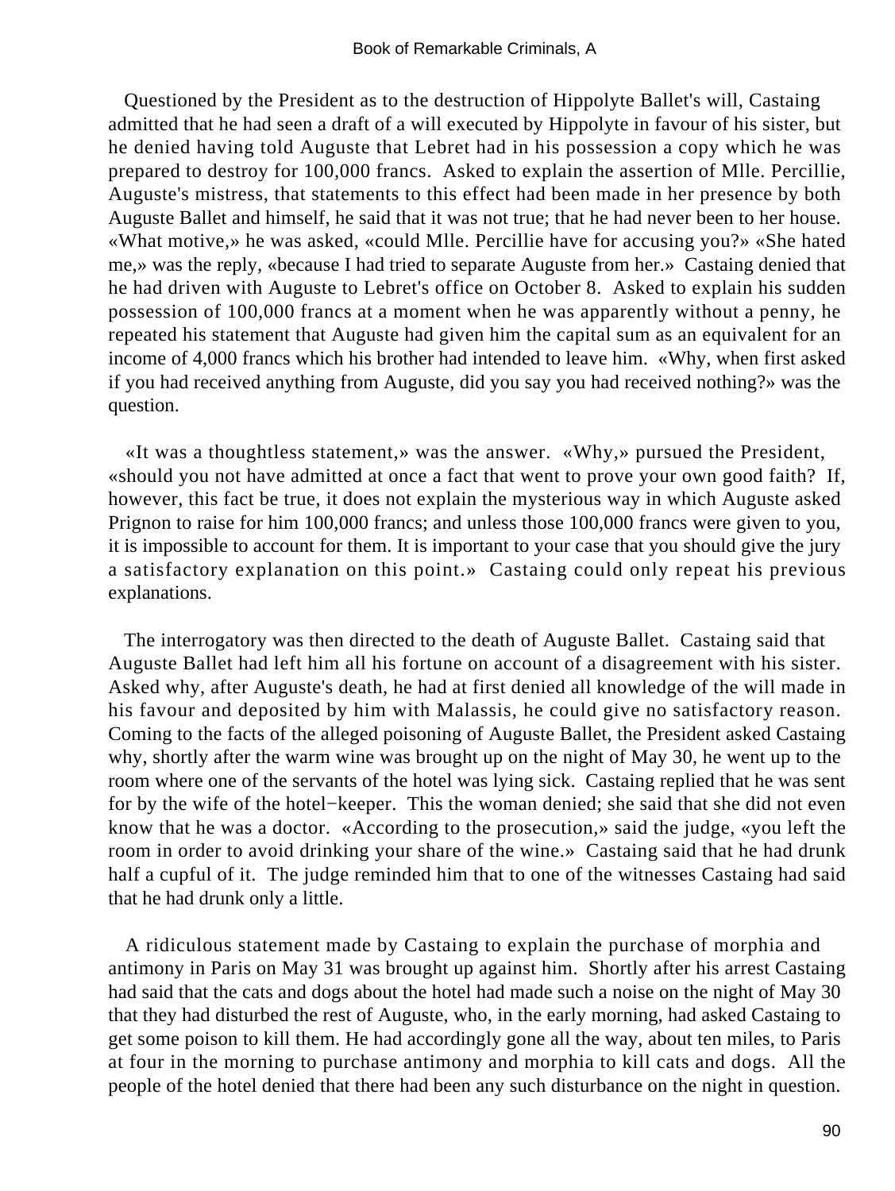Questioned by the President as to the destruction of Hippolyte Ballet's will, Castaing admitted that he had seen a draft of a will executed by Hippolyte in favour of his sister, but he denied having told Auguste that Lebret had in his possession a copy which he was prepared to destroy for 100,000 francs. Asked to explain the assertion of Mlle. Percillie, Auguste's mistress, that statements to this effect had been made in her presence by both Auguste Ballet and himself, he said that it was not true; that he had never been to her house. «What motive,» he was asked, «could Mlle. Percillie have for accusing you?» «She hated me,» was the reply, «because I had tried to separate Auguste from her.» Castaing denied that he had driven with Auguste to Lebret's office on October 8. Asked to explain his sudden possession of 100,000 francs at a moment when he was apparently without a penny, he repeated his statement that Auguste had given him the capital sum as an equivalent for an income of 4,000 francs which his brother had intended to leave him. «Why, when first asked if you had received anything from Auguste, did you say you had received nothing?» was the question.

«It was a thoughtless statement,» was the answer. «Why,» pursued the President, «should you not have admitted at once a fact that went to prove your own good faith? If, however, this fact be true, it does not explain the mysterious way in which Auguste asked Prignon to raise for him 100,000 francs; and unless those 100,000 francs were given to you, it is impossible to account for them. It is important to your case that you should give the jury a satisfactory explanation on this point.» Castaing could only repeat his previous explanations.

The interrogatory was then directed to the death of Auguste Ballet. Castaing said that Auguste Ballet had left him all his fortune on account of a disagreement with his sister. Asked why, after Auguste's death, he had at first denied all knowledge of the will made in his favour and deposited by him with Malassis, he could give no satisfactory reason. Coming to the facts of the alleged poisoning of Auguste Ballet, the President asked Castaing why, shortly after the warm wine was brought up on the night of May 30, he went up to the room where one of the servants of the hotel was lying sick. Castaing replied that he was sent for by the wife of the hotel−keeper. This the woman denied; she said that she did not even know that he was a doctor. «According to the prosecution,» said the judge, «you left the room in order to avoid drinking your share of the wine.» Castaing said that he had drunk half a cupful of it. The judge reminded him that to one of the witnesses Castaing had said that he had drunk only a little.

A ridiculous statement made by Castaing to explain the purchase of morphia and antimony in Paris on May 31 was brought up against him. Shortly after his arrest Castaing had said that the cats and dogs about the hotel had made such a noise on the night of May 30 that they had disturbed the rest of Auguste, who, in the early morning, had asked Castaing to get some poison to kill them. He had accordingly gone all the way, about ten miles, to Paris at four in the morning to purchase antimony and morphia to kill cats and dogs. All the people of the hotel denied that there had been any such disturbance on the night in question.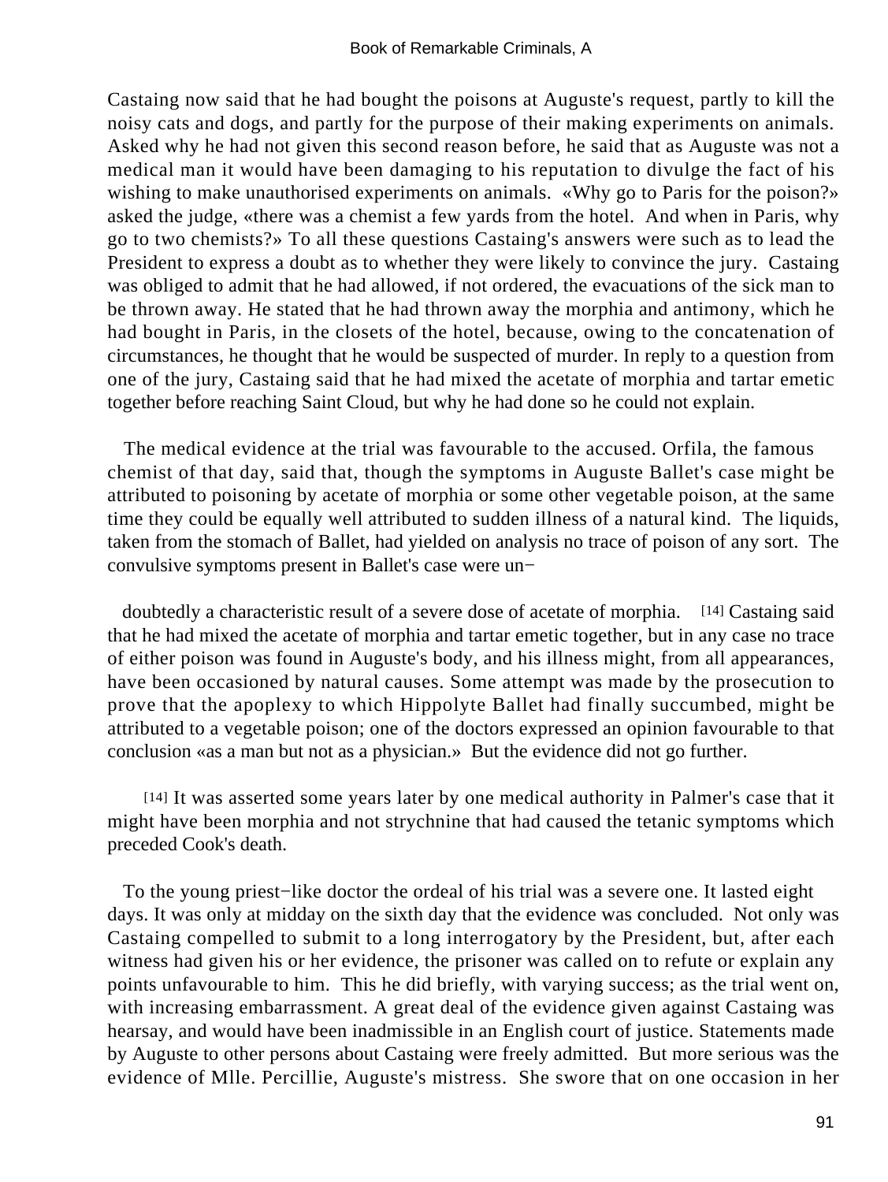Castaing now said that he had bought the poisons at Auguste's request, partly to kill the noisy cats and dogs, and partly for the purpose of their making experiments on animals. Asked why he had not given this second reason before, he said that as Auguste was not a medical man it would have been damaging to his reputation to divulge the fact of his wishing to make unauthorised experiments on animals. «Why go to Paris for the poison?» asked the judge, «there was a chemist a few yards from the hotel. And when in Paris, why go to two chemists?» To all these questions Castaing's answers were such as to lead the President to express a doubt as to whether they were likely to convince the jury. Castaing was obliged to admit that he had allowed, if not ordered, the evacuations of the sick man to be thrown away. He stated that he had thrown away the morphia and antimony, which he had bought in Paris, in the closets of the hotel, because, owing to the concatenation of circumstances, he thought that he would be suspected of murder. In reply to a question from one of the jury, Castaing said that he had mixed the acetate of morphia and tartar emetic together before reaching Saint Cloud, but why he had done so he could not explain.

The medical evidence at the trial was favourable to the accused. Orfila, the famous chemist of that day, said that, though the symptoms in Auguste Ballet's case might be attributed to poisoning by acetate of morphia or some other vegetable poison, at the same time they could be equally well attributed to sudden illness of a natural kind. The liquids, taken from the stomach of Ballet, had yielded on analysis no trace of poison of any sort. The convulsive symptoms present in Ballet's case were undoubtedly a characteristic result of a severe dose of acetate of morphia. [14] Castaing said that he had mixed the acetate of morphia and tartar emetic together, but in any case no trace of either poison was found in Auguste's body, and his illness might, from all appearances, have been occasioned by natural causes. Some attempt was made by the prosecution to prove that the apoplexy to which Hippolyte Ballet had finally succumbed, might be attributed to a vegetable poison; one of the doctors expressed an opinion favourable to that conclusion «as a man but not as a physician.» But the evidence did not go further.

[14] It was asserted some years later by one medical authority in Palmer's case that it might have been morphia and not strychnine that had caused the tetanic symptoms which preceded Cook's death.

To the young priest−like doctor the ordeal of his trial was a severe one. It lasted eight days. It was only at midday on the sixth day that the evidence was concluded. Not only was Castaing compelled to submit to a long interrogatory by the President, but, after each witness had given his or her evidence, the prisoner was called on to refute or explain any points unfavourable to him. This he did briefly, with varying success; as the trial went on, with increasing embarrassment. A great deal of the evidence given against Castaing was hearsay, and would have been inadmissible in an English court of justice. Statements made by Auguste to other persons about Castaing were freely admitted. But more serious was the evidence of Mlle. Percillie, Auguste's mistress. She swore that on one occasion in her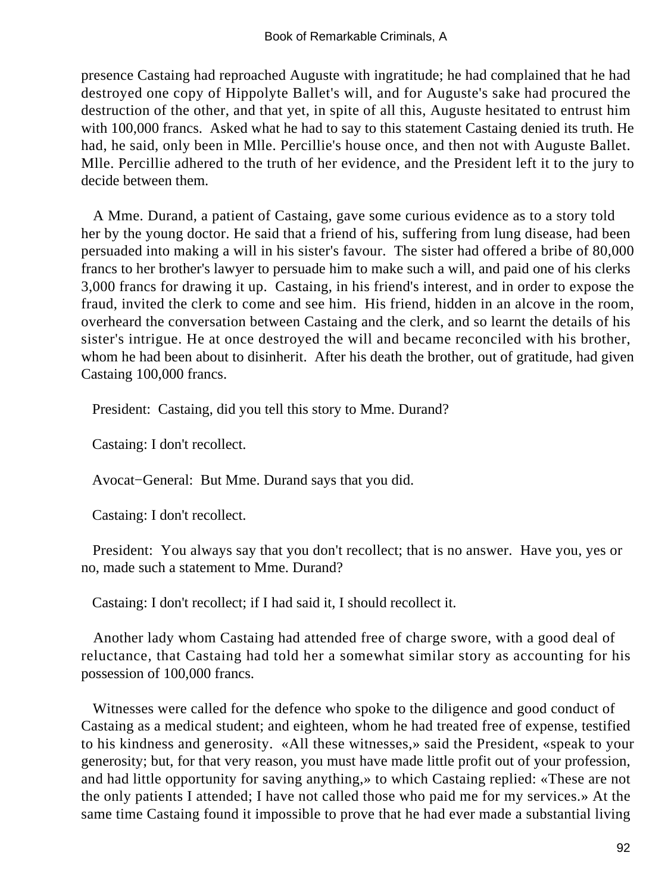presence Castaing had reproached Auguste with ingratitude; he had complained that he had destroyed one copy of Hippolyte Ballet's will, and for Auguste's sake had procured the destruction of the other, and that yet, in spite of all this, Auguste hesitated to entrust him with 100,000 francs. Asked what he had to say to this statement Castaing denied its truth. He had, he said, only been in Mlle. Percillie's house once, and then not with Auguste Ballet. Mlle. Percillie adhered to the truth of her evidence, and the President left it to the jury to decide between them.

A Mme. Durand, a patient of Castaing, gave some curious evidence as to a story told her by the young doctor. He said that a friend of his, suffering from lung disease, had been persuaded into making a will in his sister's favour. The sister had offered a bribe of 80,000 francs to her brother's lawyer to persuade him to make such a will, and paid one of his clerks 3,000 francs for drawing it up. Castaing, in his friend's interest, and in order to expose the fraud, invited the clerk to come and see him. His friend, hidden in an alcove in the room, overheard the conversation between Castaing and the clerk, and so learnt the details of his sister's intrigue. He at once destroyed the will and became reconciled with his brother, whom he had been about to disinherit. After his death the brother, out of gratitude, had given Castaing 100,000 francs.

President: Castaing, did you tell this story to Mme. Durand?

Castaing: I don't recollect.

Avocat−General: But Mme. Durand says that you did.

Castaing: I don't recollect.

President: You always say that you don't recollect; that is no answer. Have you, yes or no, made such a statement to Mme. Durand?

Castaing: I don't recollect; if I had said it, I should recollect it.

Another lady whom Castaing had attended free of charge swore, with a good deal of reluctance, that Castaing had told her a somewhat similar story as accounting for his possession of 100,000 francs.

Witnesses were called for the defence who spoke to the diligence and good conduct of Castaing as a medical student; and eighteen, whom he had treated free of expense, testified to his kindness and generosity. «All these witnesses,» said the President, «speak to your generosity; but, for that very reason, you must have made little profit out of your profession, and had little opportunity for saving anything,» to which Castaing replied: «These are not the only patients I attended; I have not called those who paid me for my services.» At the same time Castaing found it impossible to prove that he had ever made a substantial living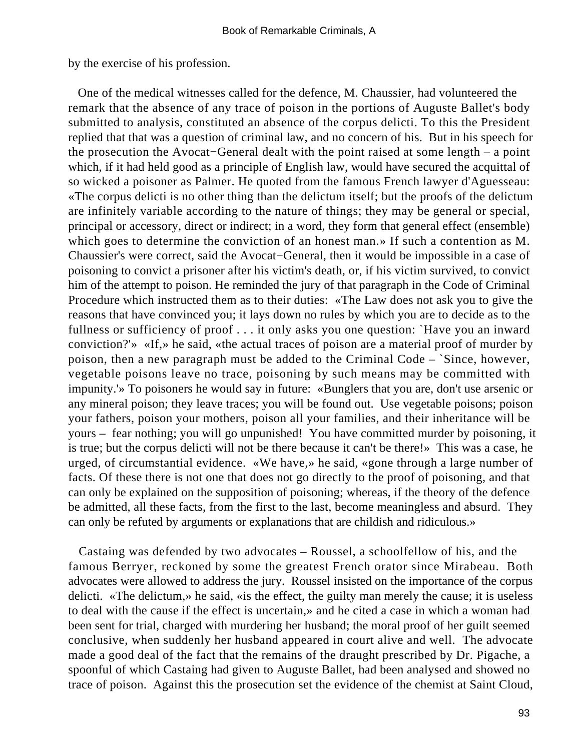by the exercise of his profession.

One of the medical witnesses called for the defence, M. Chaussier, had volunteered the remark that the absence of any trace of poison in the portions of Auguste Ballet's body submitted to analysis, constituted an absence of the corpus delicti. To this the President replied that that was a question of criminal law, and no concern of his. But in his speech for the prosecution the Avocat−General dealt with the point raised at some length – a point which, if it had held good as a principle of English law, would have secured the acquittal of so wicked a poisoner as Palmer. He quoted from the famous French lawyer d'Aguesseau: «The corpus delicti is no other thing than the delictum itself; but the proofs of the delictum are infinitely variable according to the nature of things; they may be general or special, principal or accessory, direct or indirect; in a word, they form that general effect (ensemble) which goes to determine the conviction of an honest man.» If such a contention as M. Chaussier's were correct, said the Avocat−General, then it would be impossible in a case of poisoning to convict a prisoner after his victim's death, or, if his victim survived, to convict him of the attempt to poison. He reminded the jury of that paragraph in the Code of Criminal Procedure which instructed them as to their duties: «The Law does not ask you to give the reasons that have convinced you; it lays down no rules by which you are to decide as to the fullness or sufficiency of proof . . . it only asks you one question: `Have you an inward conviction?'» «If,» he said, «the actual traces of poison are a material proof of murder by poison, then a new paragraph must be added to the Criminal Code – `Since, however, vegetable poisons leave no trace, poisoning by such means may be committed with impunity.'» To poisoners he would say in future: «Bunglers that you are, don't use arsenic or any mineral poison; they leave traces; you will be found out. Use vegetable poisons; poison your fathers, poison your mothers, poison all your families, and their inheritance will be yours – fear nothing; you will go unpunished! You have committed murder by poisoning, it is true; but the corpus delicti will not be there because it can't be there!» This was a case, he urged, of circumstantial evidence. «We have,» he said, «gone through a large number of facts. Of these there is not one that does not go directly to the proof of poisoning, and that can only be explained on the supposition of poisoning; whereas, if the theory of the defence be admitted, all these facts, from the first to the last, become meaningless and absurd. They can only be refuted by arguments or explanations that are childish and ridiculous.»

Castaing was defended by two advocates – Roussel, a schoolfellow of his, and the famous Berryer, reckoned by some the greatest French orator since Mirabeau. Both advocates were allowed to address the jury. Roussel insisted on the importance of the corpus delicti. «The delictum,» he said, «is the effect, the guilty man merely the cause; it is useless to deal with the cause if the effect is uncertain,» and he cited a case in which a woman had been sent for trial, charged with murdering her husband; the moral proof of her guilt seemed conclusive, when suddenly her husband appeared in court alive and well. The advocate made a good deal of the fact that the remains of the draught prescribed by Dr. Pigache, a spoonful of which Castaing had given to Auguste Ballet, had been analysed and showed no trace of poison. Against this the prosecution set the evidence of the chemist at Saint Cloud,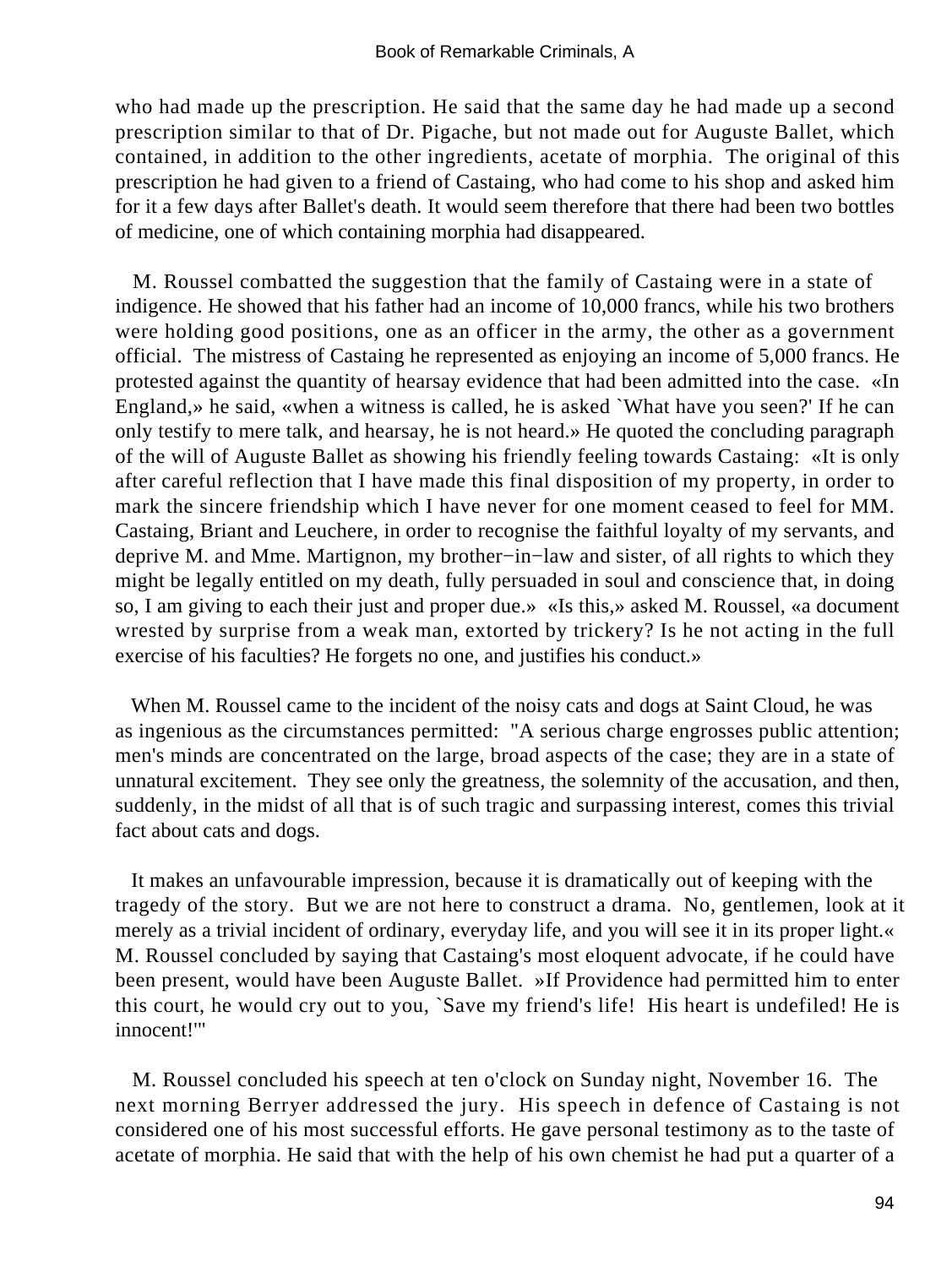who had made up the prescription. He said that the same day he had made up a second prescription similar to that of Dr. Pigache, but not made out for Auguste Ballet, which contained, in addition to the other ingredients, acetate of morphia. The original of this prescription he had given to a friend of Castaing, who had come to his shop and asked him for it a few days after Ballet's death. It would seem therefore that there had been two bottles of medicine, one of which containing morphia had disappeared.

M. Roussel combatted the suggestion that the family of Castaing were in a state of indigence. He showed that his father had an income of 10,000 francs, while his two brothers were holding good positions, one as an officer in the army, the other as a government official. The mistress of Castaing he represented as enjoying an income of 5,000 francs. He protested against the quantity of hearsay evidence that had been admitted into the case. «In England,» he said, «when a witness is called, he is asked `What have you seen?' If he can only testify to mere talk, and hearsay, he is not heard.» He quoted the concluding paragraph of the will of Auguste Ballet as showing his friendly feeling towards Castaing: «It is only after careful reflection that I have made this final disposition of my property, in order to mark the sincere friendship which I have never for one moment ceased to feel for MM. Castaing, Briant and Leuchere, in order to recognise the faithful loyalty of my servants, and deprive M. and Mme. Martignon, my brother−in−law and sister, of all rights to which they might be legally entitled on my death, fully persuaded in soul and conscience that, in doing so, I am giving to each their just and proper due.» «Is this,» asked M. Roussel, «a document wrested by surprise from a weak man, extorted by trickery? Is he not acting in the full exercise of his faculties? He forgets no one, and justifies his conduct.»

When M. Roussel came to the incident of the noisy cats and dogs at Saint Cloud, he was as ingenious as the circumstances permitted: "A serious charge engrosses public attention; men's minds are concentrated on the large, broad aspects of the case; they are in a state of unnatural excitement. They see only the greatness, the solemnity of the accusation, and then, suddenly, in the midst of all that is of such tragic and surpassing interest, comes this trivial fact about cats and dogs.

It makes an unfavourable impression, because it is dramatically out of keeping with the tragedy of the story. But we are not here to construct a drama. No, gentlemen, look at it merely as a trivial incident of ordinary, everyday life, and you will see it in its proper light.« M. Roussel concluded by saying that Castaing's most eloquent advocate, if he could have been present, would have been Auguste Ballet. »If Providence had permitted him to enter this court, he would cry out to you, `Save my friend's life! His heart is undefiled! He is innocent!'"

M. Roussel concluded his speech at ten o'clock on Sunday night, November 16. The next morning Berryer addressed the jury. His speech in defence of Castaing is not considered one of his most successful efforts. He gave personal testimony as to the taste of acetate of morphia. He said that with the help of his own chemist he had put a quarter of a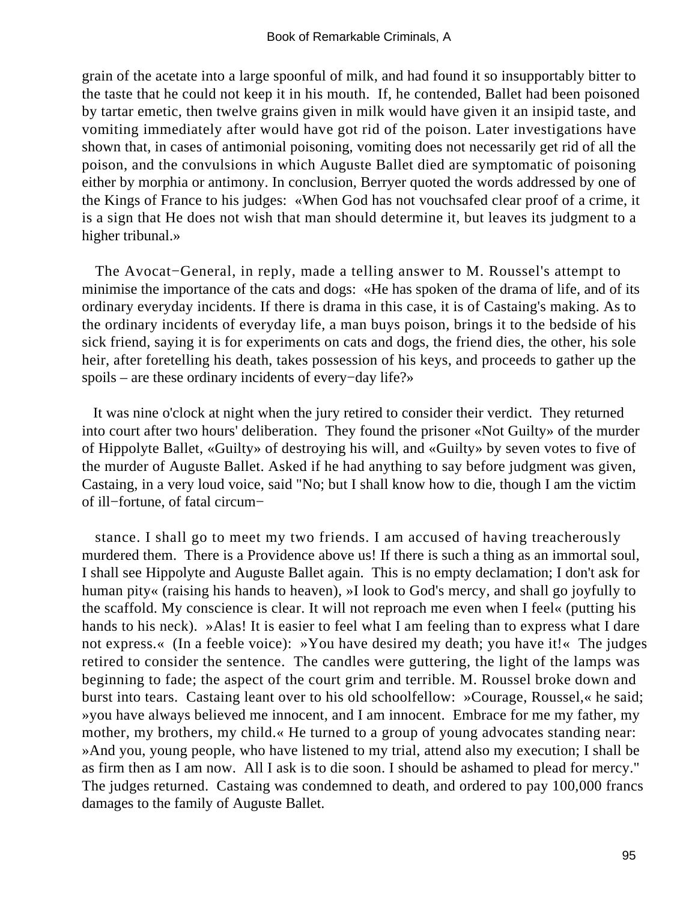grain of the acetate into a large spoonful of milk, and had found it so insupportably bitter to the taste that he could not keep it in his mouth. If, he contended, Ballet had been poisoned by tartar emetic, then twelve grains given in milk would have given it an insipid taste, and vomiting immediately after would have got rid of the poison. Later investigations have shown that, in cases of antimonial poisoning, vomiting does not necessarily get rid of all the poison, and the convulsions in which Auguste Ballet died are symptomatic of poisoning either by morphia or antimony. In conclusion, Berryer quoted the words addressed by one of the Kings of France to his judges: «When God has not vouchsafed clear proof of a crime, it is a sign that He does not wish that man should determine it, but leaves its judgment to a higher tribunal.»

The Avocat−General, in reply, made a telling answer to M. Roussel's attempt to minimise the importance of the cats and dogs: «He has spoken of the drama of life, and of its ordinary everyday incidents. If there is drama in this case, it is of Castaing's making. As to the ordinary incidents of everyday life, a man buys poison, brings it to the bedside of his sick friend, saying it is for experiments on cats and dogs, the friend dies, the other, his sole heir, after foretelling his death, takes possession of his keys, and proceeds to gather up the spoils – are these ordinary incidents of every−day life?»

It was nine o'clock at night when the jury retired to consider their verdict. They returned into court after two hours' deliberation. They found the prisoner «Not Guilty» of the murder of Hippolyte Ballet, «Guilty» of destroying his will, and «Guilty» by seven votes to five of the murder of Auguste Ballet. Asked if he had anything to say before judgment was given, Castaing, in a very loud voice, said "No; but I shall know how to die, though I am the victim of ill−fortune, of fatal circumstance. I shall go to meet my two friends. I am accused of having treacherously murdered them. There is a Providence above us! If there is such a thing as an immortal soul, I shall see Hippolyte and Auguste Ballet again. This is no empty declamation; I don't ask for human pity« (raising his hands to heaven), »I look to God's mercy, and shall go joyfully to the scaffold. My conscience is clear. It will not reproach me even when I feel« (putting his hands to his neck). »Alas! It is easier to feel what I am feeling than to express what I dare not express.« (In a feeble voice): »You have desired my death; you have it!« The judges retired to consider the sentence. The candles were guttering, the light of the lamps was beginning to fade; the aspect of the court grim and terrible. M. Roussel broke down and burst into tears. Castaing leant over to his old schoolfellow: »Courage, Roussel,« he said; »you have always believed me innocent, and I am innocent. Embrace for me my father, my mother, my brothers, my child.« He turned to a group of young advocates standing near: »And you, young people, who have listened to my trial, attend also my execution; I shall be as firm then as I am now. All I ask is to die soon. I should be ashamed to plead for mercy." The judges returned. Castaing was condemned to death, and ordered to pay 100,000 francs damages to the family of Auguste Ballet.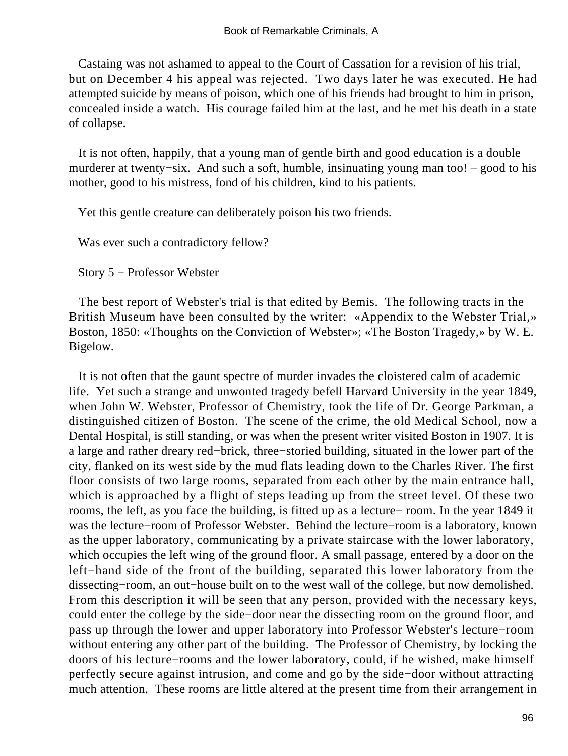Castaing was not ashamed to appeal to the Court of Cassation for a revision of his trial, but on December 4 his appeal was rejected. Two days later he was executed. He had attempted suicide by means of poison, which one of his friends had brought to him in prison, concealed inside a watch. His courage failed him at the last, and he met his death in a state of collapse.

It is not often, happily, that a young man of gentle birth and good education is a double murderer at twenty−six. And such a soft, humble, insinuating young man too! – good to his mother, good to his mistress, fond of his children, kind to his patients.

Yet this gentle creature can deliberately poison his two friends.

Was ever such a contradictory fellow?

## Story 5 − Professor Webster

The best report of Webster's trial is that edited by Bemis. The following tracts in the British Museum have been consulted by the writer: «Appendix to the Webster Trial,» Boston, 1850: «Thoughts on the Conviction of Webster»; «The Boston Tragedy,» by W. E. Bigelow.

It is not often that the gaunt spectre of murder invades the cloistered calm of academic life. Yet such a strange and unwonted tragedy befell Harvard University in the year 1849, when John W. Webster, Professor of Chemistry, took the life of Dr. George Parkman, a distinguished citizen of Boston. The scene of the crime, the old Medical School, now a Dental Hospital, is still standing, or was when the present writer visited Boston in 1907. It is a large and rather dreary red−brick, three−storied building, situated in the lower part of the city, flanked on its west side by the mud flats leading down to the Charles River. The first floor consists of two large rooms, separated from each other by the main entrance hall, which is approached by a flight of steps leading up from the street level. Of these two rooms, the left, as you face the building, is fitted up as a lecture− room. In the year 1849 it was the lecture−room of Professor Webster. Behind the lecture−room is a laboratory, known as the upper laboratory, communicating by a private staircase with the lower laboratory, which occupies the left wing of the ground floor. A small passage, entered by a door on the left−hand side of the front of the building, separated this lower laboratory from the dissecting−room, an out−house built on to the west wall of the college, but now demolished. From this description it will be seen that any person, provided with the necessary keys, could enter the college by the side−door near the dissecting room on the ground floor, and pass up through the lower and upper laboratory into Professor Webster's lecture−room without entering any other part of the building. The Professor of Chemistry, by locking the doors of his lecture−rooms and the lower laboratory, could, if he wished, make himself perfectly secure against intrusion, and come and go by the side−door without attracting much attention. These rooms are little altered at the present time from their arrangement in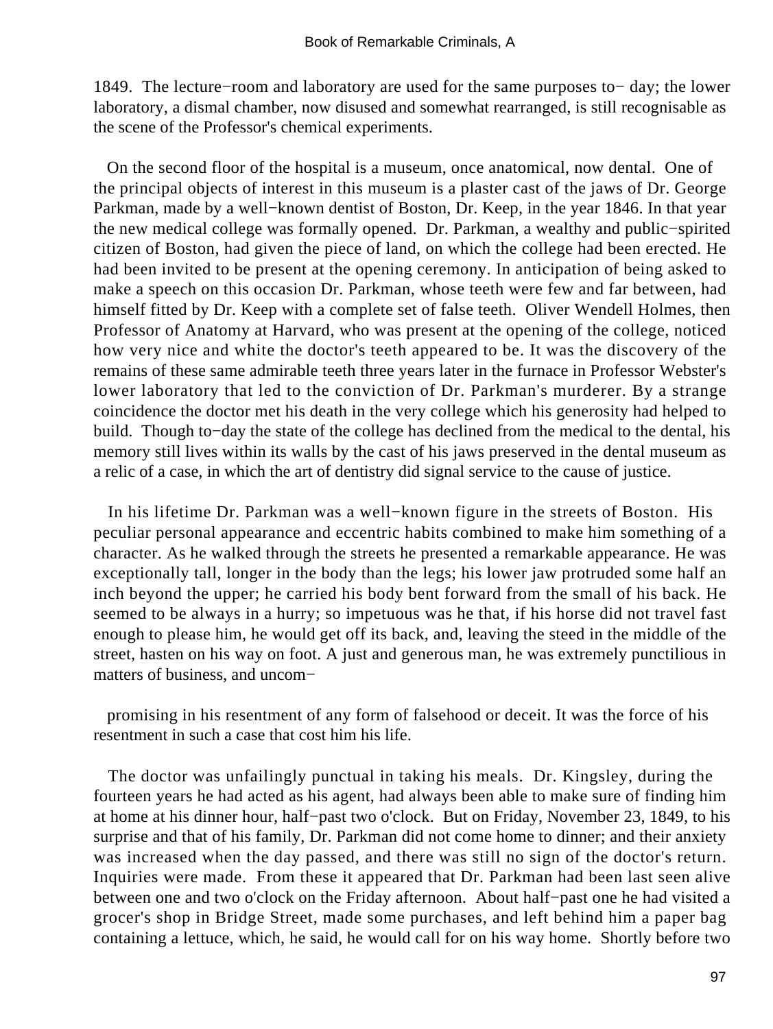1849. The lecture−room and laboratory are used for the same purposes to− day; the lower laboratory, a dismal chamber, now disused and somewhat rearranged, is still recognisable as the scene of the Professor's chemical experiments.

On the second floor of the hospital is a museum, once anatomical, now dental. One of the principal objects of interest in this museum is a plaster cast of the jaws of Dr. George Parkman, made by a well−known dentist of Boston, Dr. Keep, in the year 1846. In that year the new medical college was formally opened. Dr. Parkman, a wealthy and public−spirited citizen of Boston, had given the piece of land, on which the college had been erected. He had been invited to be present at the opening ceremony. In anticipation of being asked to make a speech on this occasion Dr. Parkman, whose teeth were few and far between, had himself fitted by Dr. Keep with a complete set of false teeth. Oliver Wendell Holmes, then Professor of Anatomy at Harvard, who was present at the opening of the college, noticed how very nice and white the doctor's teeth appeared to be. It was the discovery of the remains of these same admirable teeth three years later in the furnace in Professor Webster's lower laboratory that led to the conviction of Dr. Parkman's murderer. By a strange coincidence the doctor met his death in the very college which his generosity had helped to build. Though to−day the state of the college has declined from the medical to the dental, his memory still lives within its walls by the cast of his jaws preserved in the dental museum as a relic of a case, in which the art of dentistry did signal service to the cause of justice.

In his lifetime Dr. Parkman was a well−known figure in the streets of Boston. His peculiar personal appearance and eccentric habits combined to make him something of a character. As he walked through the streets he presented a remarkable appearance. He was exceptionally tall, longer in the body than the legs; his lower jaw protruded some half an inch beyond the upper; he carried his body bent forward from the small of his back. He seemed to be always in a hurry; so impetuous was he that, if his horse did not travel fast enough to please him, he would get off its back, and, leaving the steed in the middle of the street, hasten on his way on foot. A just and generous man, he was extremely punctilious in matters of business, and uncompromising in his resentment of any form of falsehood or deceit. It was the force of his resentment in such a case that cost him his life.

The doctor was unfailingly punctual in taking his meals. Dr. Kingsley, during the fourteen years he had acted as his agent, had always been able to make sure of finding him at home at his dinner hour, half−past two o'clock. But on Friday, November 23, 1849, to his surprise and that of his family, Dr. Parkman did not come home to dinner; and their anxiety was increased when the day passed, and there was still no sign of the doctor's return. Inquiries were made. From these it appeared that Dr. Parkman had been last seen alive between one and two o'clock on the Friday afternoon. About half−past one he had visited a grocer's shop in Bridge Street, made some purchases, and left behind him a paper bag containing a lettuce, which, he said, he would call for on his way home. Shortly before two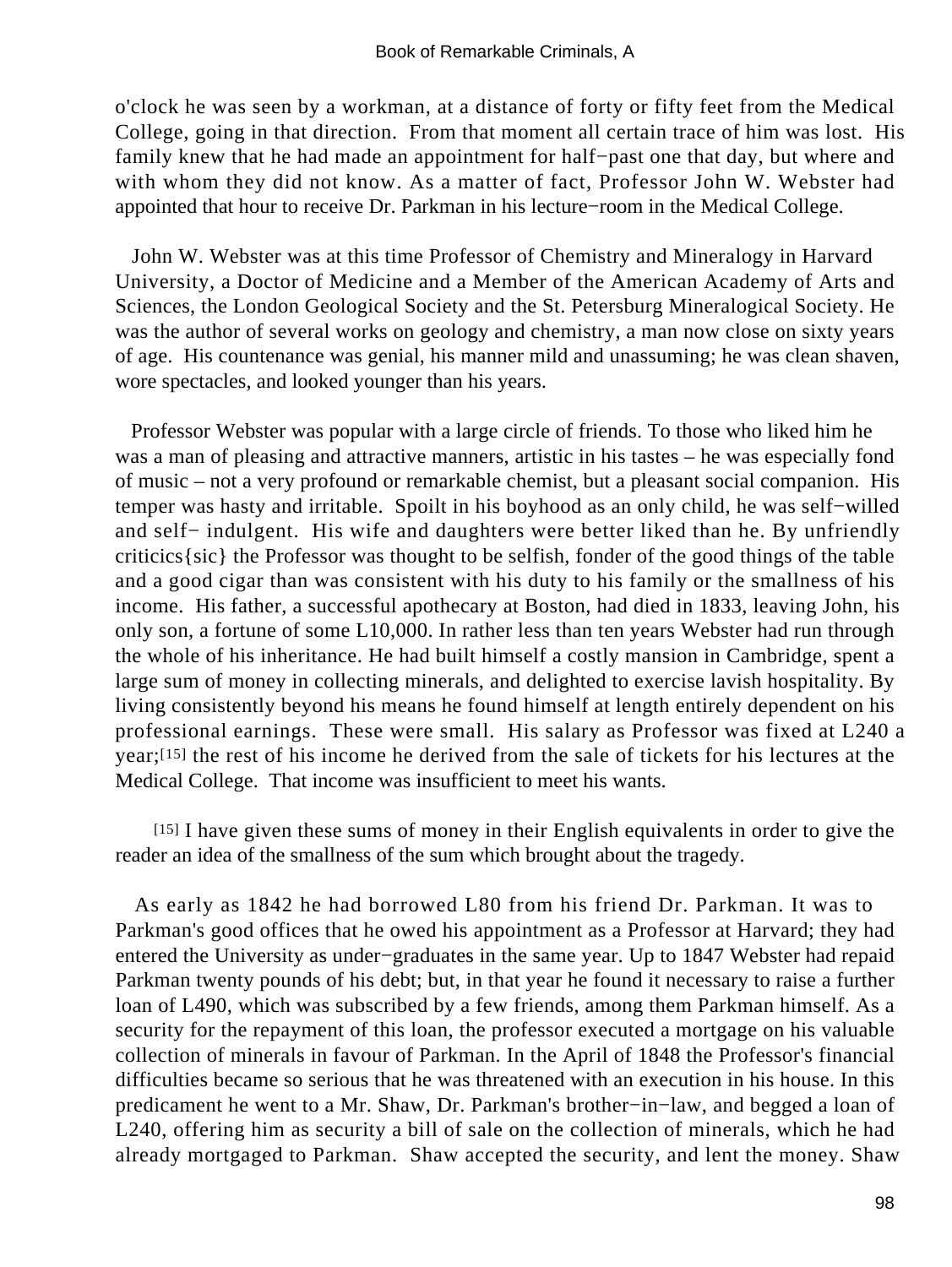o'clock he was seen by a workman, at a distance of forty or fifty feet from the Medical College, going in that direction. From that moment all certain trace of him was lost. His family knew that he had made an appointment for half−past one that day, but where and with whom they did not know. As a matter of fact, Professor John W. Webster had appointed that hour to receive Dr. Parkman in his lecture−room in the Medical College.

John W. Webster was at this time Professor of Chemistry and Mineralogy in Harvard University, a Doctor of Medicine and a Member of the American Academy of Arts and Sciences, the London Geological Society and the St. Petersburg Mineralogical Society. He was the author of several works on geology and chemistry, a man now close on sixty years of age. His countenance was genial, his manner mild and unassuming; he was clean shaven, wore spectacles, and looked younger than his years.

Professor Webster was popular with a large circle of friends. To those who liked him he was a man of pleasing and attractive manners, artistic in his tastes – he was especially fond of music – not a very profound or remarkable chemist, but a pleasant social companion. His temper was hasty and irritable. Spoilt in his boyhood as an only child, he was self−willed and self− indulgent. His wife and daughters were better liked than he. By unfriendly criticics{sic} the Professor was thought to be selfish, fonder of the good things of the table and a good cigar than was consistent with his duty to his family or the smallness of his income. His father, a successful apothecary at Boston, had died in 1833, leaving John, his only son, a fortune of some L10,000. In rather less than ten years Webster had run through the whole of his inheritance. He had built himself a costly mansion in Cambridge, spent a large sum of money in collecting minerals, and delighted to exercise lavish hospitality. By living consistently beyond his means he found himself at length entirely dependent on his professional earnings. These were small. His salary as Professor was fixed at L240 a year;[15] the rest of his income he derived from the sale of tickets for his lectures at the Medical College. That income was insufficient to meet his wants.

[15] I have given these sums of money in their English equivalents in order to give the reader an idea of the smallness of the sum which brought about the tragedy.

As early as 1842 he had borrowed L80 from his friend Dr. Parkman. It was to Parkman's good offices that he owed his appointment as a Professor at Harvard; they had entered the University as under−graduates in the same year. Up to 1847 Webster had repaid Parkman twenty pounds of his debt; but, in that year he found it necessary to raise a further loan of L490, which was subscribed by a few friends, among them Parkman himself. As a security for the repayment of this loan, the professor executed a mortgage on his valuable collection of minerals in favour of Parkman. In the April of 1848 the Professor's financial difficulties became so serious that he was threatened with an execution in his house. In this predicament he went to a Mr. Shaw, Dr. Parkman's brother−in−law, and begged a loan of L240, offering him as security a bill of sale on the collection of minerals, which he had already mortgaged to Parkman. Shaw accepted the security, and lent the money. Shaw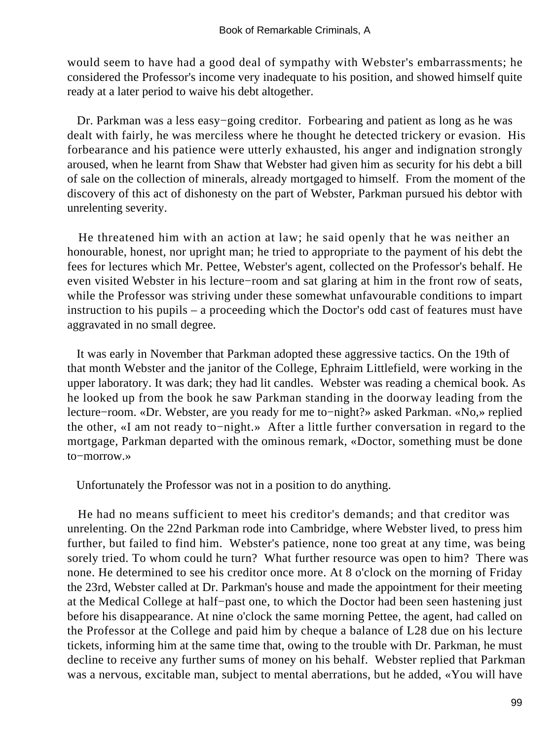would seem to have had a good deal of sympathy with Webster's embarrassments; he considered the Professor's income very inadequate to his position, and showed himself quite ready at a later period to waive his debt altogether.

Dr. Parkman was a less easy−going creditor. Forbearing and patient as long as he was dealt with fairly, he was merciless where he thought he detected trickery or evasion. His forbearance and his patience were utterly exhausted, his anger and indignation strongly aroused, when he learnt from Shaw that Webster had given him as security for his debt a bill of sale on the collection of minerals, already mortgaged to himself. From the moment of the discovery of this act of dishonesty on the part of Webster, Parkman pursued his debtor with unrelenting severity.

He threatened him with an action at law; he said openly that he was neither an honourable, honest, nor upright man; he tried to appropriate to the payment of his debt the fees for lectures which Mr. Pettee, Webster's agent, collected on the Professor's behalf. He even visited Webster in his lecture−room and sat glaring at him in the front row of seats, while the Professor was striving under these somewhat unfavourable conditions to impart instruction to his pupils – a proceeding which the Doctor's odd cast of features must have aggravated in no small degree.

It was early in November that Parkman adopted these aggressive tactics. On the 19th of that month Webster and the janitor of the College, Ephraim Littlefield, were working in the upper laboratory. It was dark; they had lit candles. Webster was reading a chemical book. As he looked up from the book he saw Parkman standing in the doorway leading from the lecture−room. «Dr. Webster, are you ready for me to−night?» asked Parkman. «No,» replied the other, «I am not ready to−night.» After a little further conversation in regard to the mortgage, Parkman departed with the ominous remark, «Doctor, something must be done to−morrow.»

Unfortunately the Professor was not in a position to do anything.

He had no means sufficient to meet his creditor's demands; and that creditor was unrelenting. On the 22nd Parkman rode into Cambridge, where Webster lived, to press him further, but failed to find him. Webster's patience, none too great at any time, was being sorely tried. To whom could he turn? What further resource was open to him? There was none. He determined to see his creditor once more. At 8 o'clock on the morning of Friday the 23rd, Webster called at Dr. Parkman's house and made the appointment for their meeting at the Medical College at half−past one, to which the Doctor had been seen hastening just before his disappearance. At nine o'clock the same morning Pettee, the agent, had called on the Professor at the College and paid him by cheque a balance of L28 due on his lecture tickets, informing him at the same time that, owing to the trouble with Dr. Parkman, he must decline to receive any further sums of money on his behalf. Webster replied that Parkman was a nervous, excitable man, subject to mental aberrations, but he added, «You will have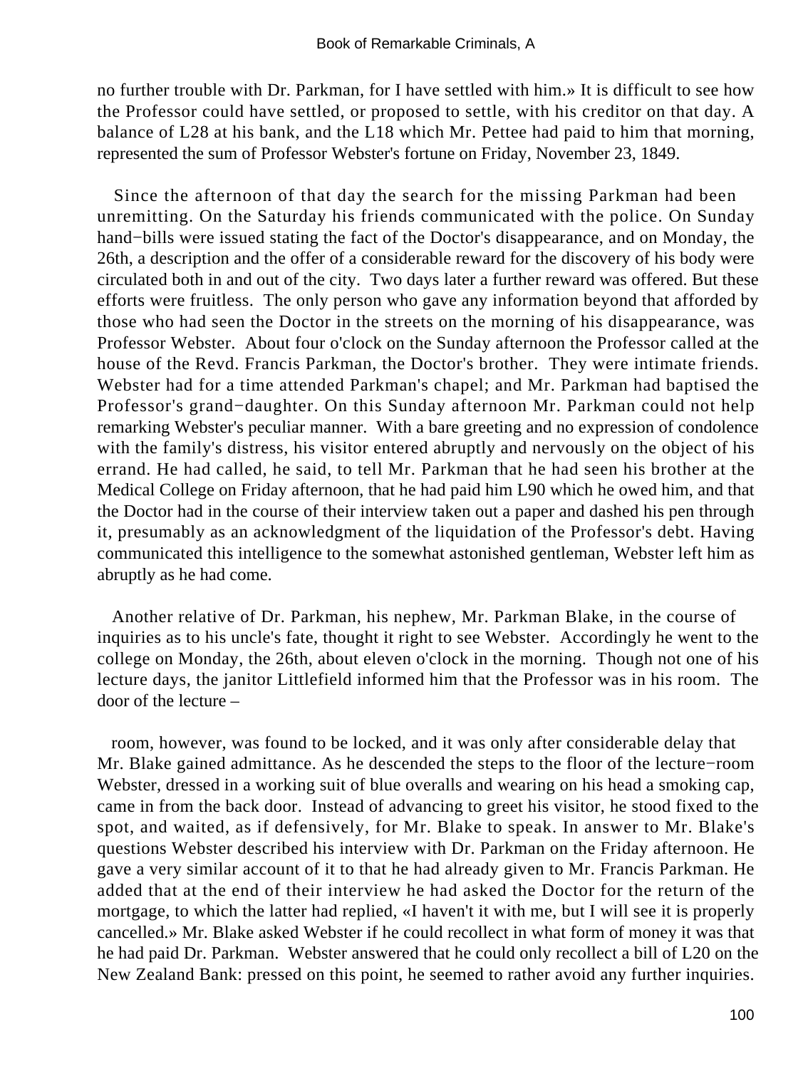no further trouble with Dr. Parkman, for I have settled with him.» It is difficult to see how the Professor could have settled, or proposed to settle, with his creditor on that day. A balance of L28 at his bank, and the L18 which Mr. Pettee had paid to him that morning, represented the sum of Professor Webster's fortune on Friday, November 23, 1849.

Since the afternoon of that day the search for the missing Parkman had been unremitting. On the Saturday his friends communicated with the police. On Sunday hand−bills were issued stating the fact of the Doctor's disappearance, and on Monday, the 26th, a description and the offer of a considerable reward for the discovery of his body were circulated both in and out of the city. Two days later a further reward was offered. But these efforts were fruitless. The only person who gave any information beyond that afforded by those who had seen the Doctor in the streets on the morning of his disappearance, was Professor Webster. About four o'clock on the Sunday afternoon the Professor called at the house of the Revd. Francis Parkman, the Doctor's brother. They were intimate friends. Webster had for a time attended Parkman's chapel; and Mr. Parkman had baptised the Professor's grand−daughter. On this Sunday afternoon Mr. Parkman could not help remarking Webster's peculiar manner. With a bare greeting and no expression of condolence with the family's distress, his visitor entered abruptly and nervously on the object of his errand. He had called, he said, to tell Mr. Parkman that he had seen his brother at the Medical College on Friday afternoon, that he had paid him L90 which he owed him, and that the Doctor had in the course of their interview taken out a paper and dashed his pen through it, presumably as an acknowledgment of the liquidation of the Professor's debt. Having communicated this intelligence to the somewhat astonished gentleman, Webster left him as abruptly as he had come.

Another relative of Dr. Parkman, his nephew, Mr. Parkman Blake, in the course of inquiries as to his uncle's fate, thought it right to see Webster. Accordingly he went to the college on Monday, the 26th, about eleven o'clock in the morning. Though not one of his lecture days, the janitor Littlefield informed him that the Professor was in his room. The door of the lecture–room, however, was found to be locked, and it was only after considerable delay that Mr. Blake gained admittance. As he descended the steps to the floor of the lecture−room Webster, dressed in a working suit of blue overalls and wearing on his head a smoking cap, came in from the back door. Instead of advancing to greet his visitor, he stood fixed to the spot, and waited, as if defensively, for Mr. Blake to speak. In answer to Mr. Blake's questions Webster described his interview with Dr. Parkman on the Friday afternoon. He gave a very similar account of it to that he had already given to Mr. Francis Parkman. He added that at the end of their interview he had asked the Doctor for the return of the mortgage, to which the latter had replied, «I haven't it with me, but I will see it is properly cancelled.» Mr. Blake asked Webster if he could recollect in what form of money it was that he had paid Dr. Parkman. Webster answered that he could only recollect a bill of L20 on the New Zealand Bank: pressed on this point, he seemed to rather avoid any further inquiries.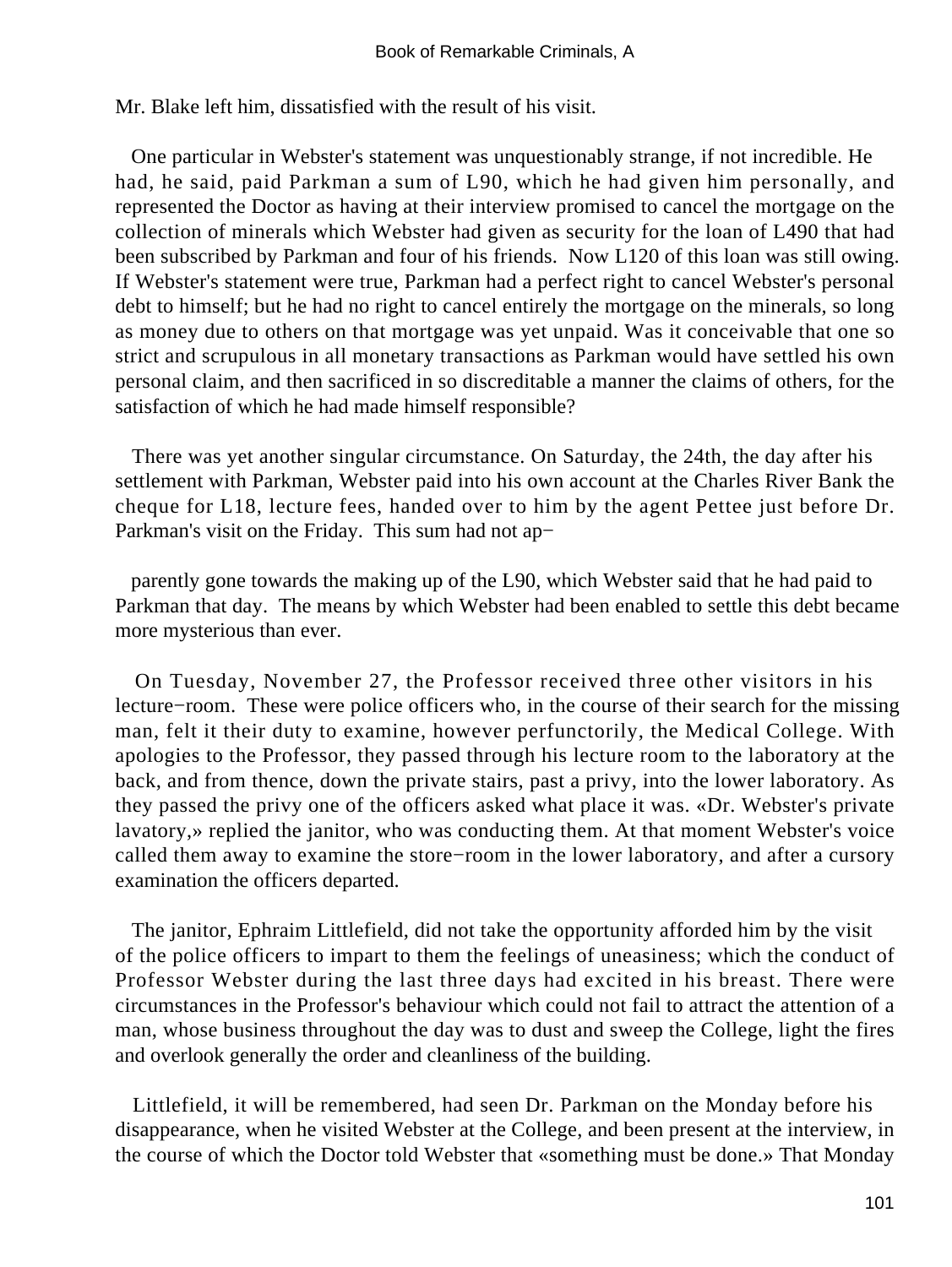Mr. Blake left him, dissatisfied with the result of his visit.

One particular in Webster's statement was unquestionably strange, if not incredible. He had, he said, paid Parkman a sum of L90, which he had given him personally, and represented the Doctor as having at their interview promised to cancel the mortgage on the collection of minerals which Webster had given as security for the loan of L490 that had been subscribed by Parkman and four of his friends. Now L120 of this loan was still owing. If Webster's statement were true, Parkman had a perfect right to cancel Webster's personal debt to himself; but he had no right to cancel entirely the mortgage on the minerals, so long as money due to others on that mortgage was yet unpaid. Was it conceivable that one so strict and scrupulous in all monetary transactions as Parkman would have settled his own personal claim, and then sacrificed in so discreditable a manner the claims of others, for the satisfaction of which he had made himself responsible?

There was yet another singular circumstance. On Saturday, the 24th, the day after his settlement with Parkman, Webster paid into his own account at the Charles River Bank the cheque for L18, lecture fees, handed over to him by the agent Pettee just before Dr. Parkman's visit on the Friday. This sum had not apparently gone towards the making up of the L90, which Webster said that he had paid to Parkman that day. The means by which Webster had been enabled to settle this debt became more mysterious than ever.

On Tuesday, November 27, the Professor received three other visitors in his lecture−room. These were police officers who, in the course of their search for the missing man, felt it their duty to examine, however perfunctorily, the Medical College. With apologies to the Professor, they passed through his lecture room to the laboratory at the back, and from thence, down the private stairs, past a privy, into the lower laboratory. As they passed the privy one of the officers asked what place it was. «Dr. Webster's private lavatory,» replied the janitor, who was conducting them. At that moment Webster's voice called them away to examine the store−room in the lower laboratory, and after a cursory examination the officers departed.

The janitor, Ephraim Littlefield, did not take the opportunity afforded him by the visit of the police officers to impart to them the feelings of uneasiness; which the conduct of Professor Webster during the last three days had excited in his breast. There were circumstances in the Professor's behaviour which could not fail to attract the attention of a man, whose business throughout the day was to dust and sweep the College, light the fires and overlook generally the order and cleanliness of the building.

Littlefield, it will be remembered, had seen Dr. Parkman on the Monday before his disappearance, when he visited Webster at the College, and been present at the interview, in the course of which the Doctor told Webster that «something must be done.» That Monday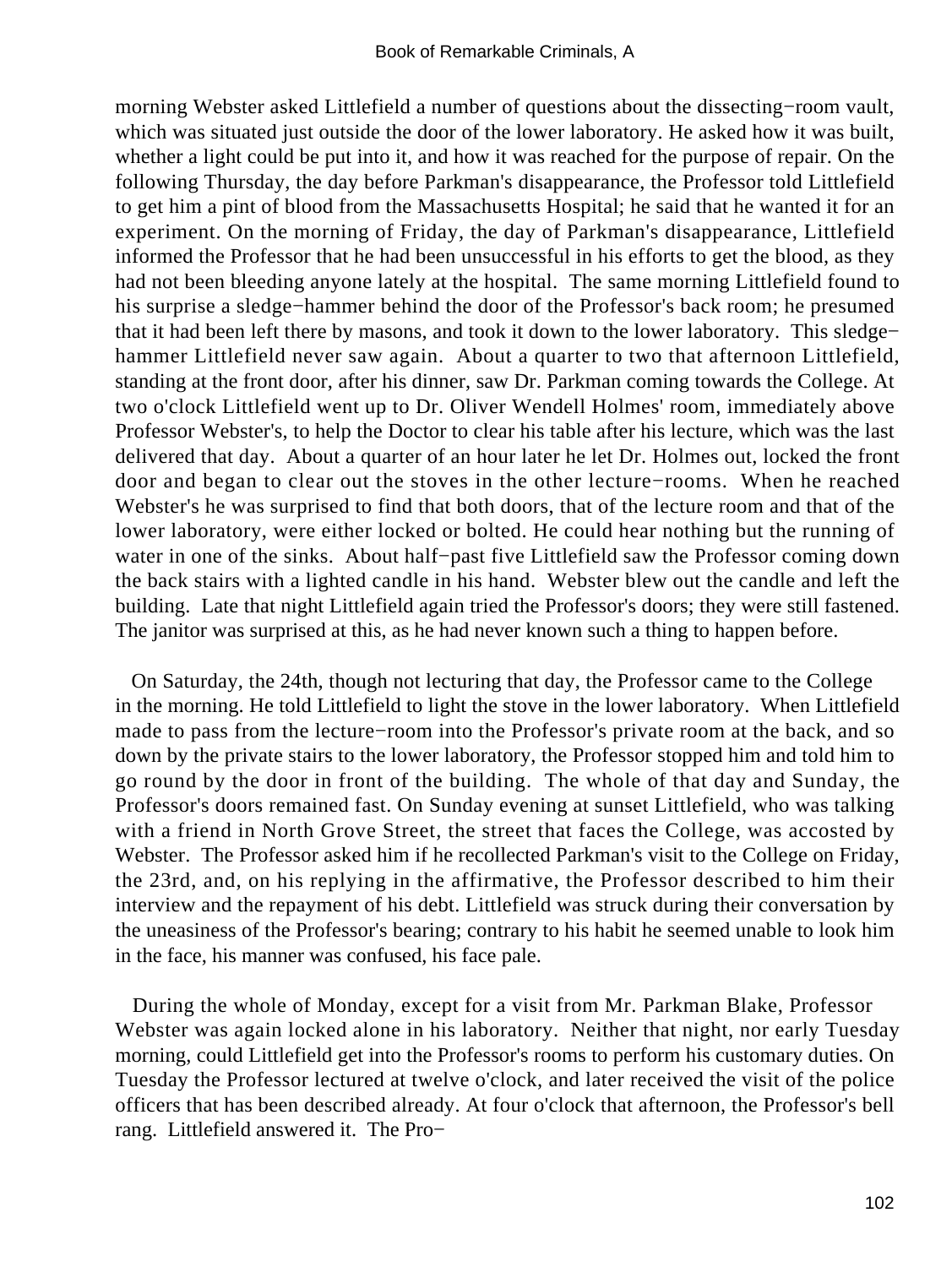morning Webster asked Littlefield a number of questions about the dissecting−room vault, which was situated just outside the door of the lower laboratory. He asked how it was built, whether a light could be put into it, and how it was reached for the purpose of repair. On the following Thursday, the day before Parkman's disappearance, the Professor told Littlefield to get him a pint of blood from the Massachusetts Hospital; he said that he wanted it for an experiment. On the morning of Friday, the day of Parkman's disappearance, Littlefield informed the Professor that he had been unsuccessful in his efforts to get the blood, as they had not been bleeding anyone lately at the hospital. The same morning Littlefield found to his surprise a sledge−hammer behind the door of the Professor's back room; he presumed that it had been left there by masons, and took it down to the lower laboratory. This sledge−hammer Littlefield never saw again. About a quarter to two that afternoon Littlefield, standing at the front door, after his dinner, saw Dr. Parkman coming towards the College. At two o'clock Littlefield went up to Dr. Oliver Wendell Holmes' room, immediately above Professor Webster's, to help the Doctor to clear his table after his lecture, which was the last delivered that day. About a quarter of an hour later he let Dr. Holmes out, locked the front door and began to clear out the stoves in the other lecture−rooms. When he reached Webster's he was surprised to find that both doors, that of the lecture room and that of the lower laboratory, were either locked or bolted. He could hear nothing but the running of water in one of the sinks. About half−past five Littlefield saw the Professor coming down the back stairs with a lighted candle in his hand. Webster blew out the candle and left the building. Late that night Littlefield again tried the Professor's doors; they were still fastened. The janitor was surprised at this, as he had never known such a thing to happen before.

On Saturday, the 24th, though not lecturing that day, the Professor came to the College in the morning. He told Littlefield to light the stove in the lower laboratory. When Littlefield made to pass from the lecture−room into the Professor's private room at the back, and so down by the private stairs to the lower laboratory, the Professor stopped him and told him to go round by the door in front of the building. The whole of that day and Sunday, the Professor's doors remained fast. On Sunday evening at sunset Littlefield, who was talking with a friend in North Grove Street, the street that faces the College, was accosted by Webster. The Professor asked him if he recollected Parkman's visit to the College on Friday, the 23rd, and, on his replying in the affirmative, the Professor described to him their interview and the repayment of his debt. Littlefield was struck during their conversation by the uneasiness of the Professor's bearing; contrary to his habit he seemed unable to look him in the face, his manner was confused, his face pale.

During the whole of Monday, except for a visit from Mr. Parkman Blake, Professor Webster was again locked alone in his laboratory. Neither that night, nor early Tuesday morning, could Littlefield get into the Professor's rooms to perform his customary duties. On Tuesday the Professor lectured at twelve o'clock, and later received the visit of the police officers that has been described already. At four o'clock that afternoon, the Professor's bell rang. Littlefield answered it. The Pro−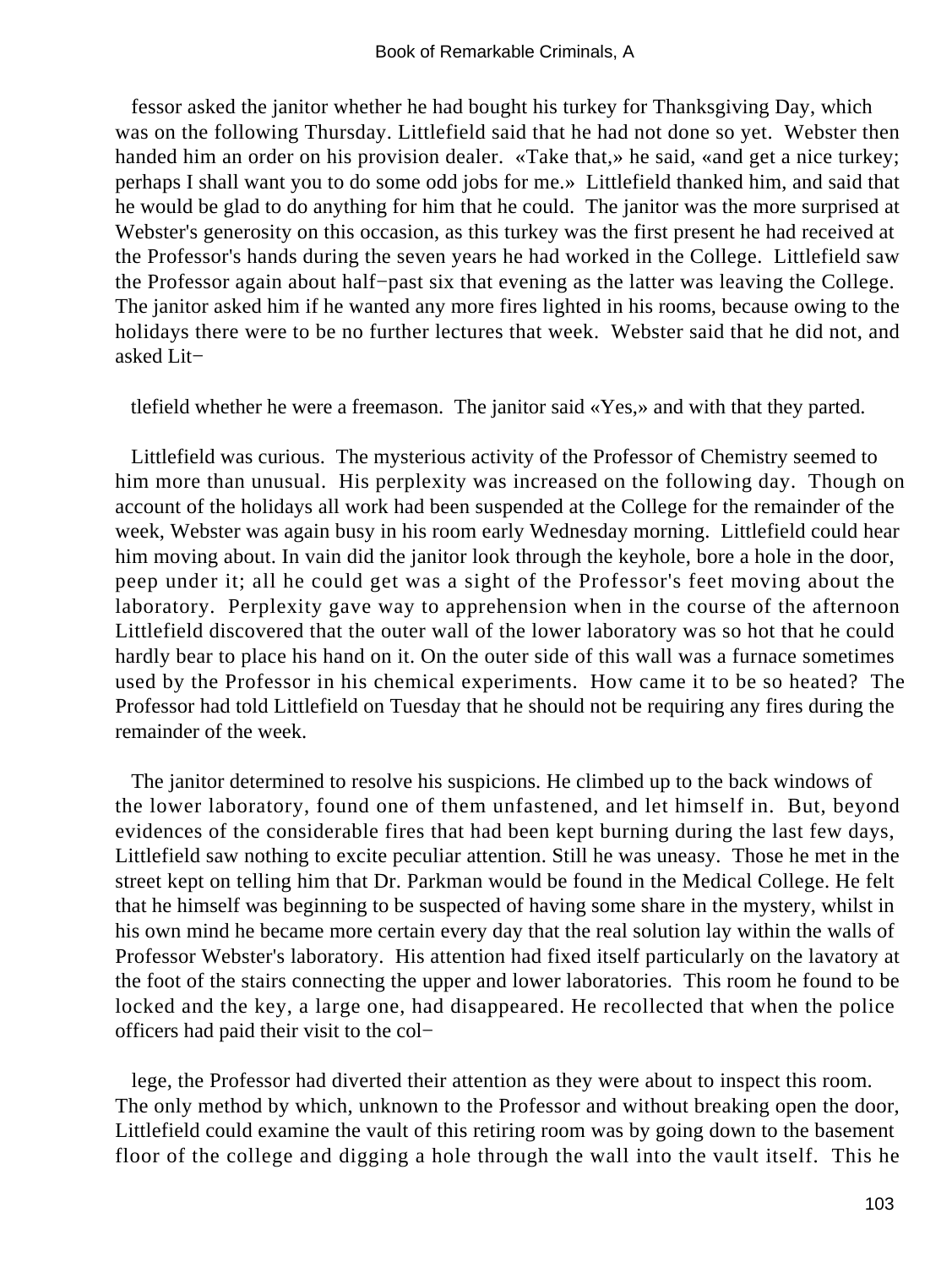fessor asked the janitor whether he had bought his turkey for Thanksgiving Day, which was on the following Thursday. Littlefield said that he had not done so yet. Webster then handed him an order on his provision dealer. «Take that,» he said, «and get a nice turkey; perhaps I shall want you to do some odd jobs for me.» Littlefield thanked him, and said that he would be glad to do anything for him that he could. The janitor was the more surprised at Webster's generosity on this occasion, as this turkey was the first present he had received at the Professor's hands during the seven years he had worked in the College. Littlefield saw the Professor again about half−past six that evening as the latter was leaving the College. The janitor asked him if he wanted any more fires lighted in his rooms, because owing to the holidays there were to be no further lectures that week. Webster said that he did not, and asked Littlefield whether he were a freemason. The janitor said «Yes,» and with that they parted.

Littlefield was curious. The mysterious activity of the Professor of Chemistry seemed to him more than unusual. His perplexity was increased on the following day. Though on account of the holidays all work had been suspended at the College for the remainder of the week, Webster was again busy in his room early Wednesday morning. Littlefield could hear him moving about. In vain did the janitor look through the keyhole, bore a hole in the door, peep under it; all he could get was a sight of the Professor's feet moving about the laboratory. Perplexity gave way to apprehension when in the course of the afternoon Littlefield discovered that the outer wall of the lower laboratory was so hot that he could hardly bear to place his hand on it. On the outer side of this wall was a furnace sometimes used by the Professor in his chemical experiments. How came it to be so heated? The Professor had told Littlefield on Tuesday that he should not be requiring any fires during the remainder of the week.

The janitor determined to resolve his suspicions. He climbed up to the back windows of the lower laboratory, found one of them unfastened, and let himself in. But, beyond evidences of the considerable fires that had been kept burning during the last few days, Littlefield saw nothing to excite peculiar attention. Still he was uneasy. Those he met in the street kept on telling him that Dr. Parkman would be found in the Medical College. He felt that he himself was beginning to be suspected of having some share in the mystery, whilst in his own mind he became more certain every day that the real solution lay within the walls of Professor Webster's laboratory. His attention had fixed itself particularly on the lavatory at the foot of the stairs connecting the upper and lower laboratories. This room he found to be locked and the key, a large one, had disappeared. He recollected that when the police officers had paid their visit to the college, the Professor had diverted their attention as they were about to inspect this room. The only method by which, unknown to the Professor and without breaking open the door, Littlefield could examine the vault of this retiring room was by going down to the basement floor of the college and digging a hole through the wall into the vault itself. This he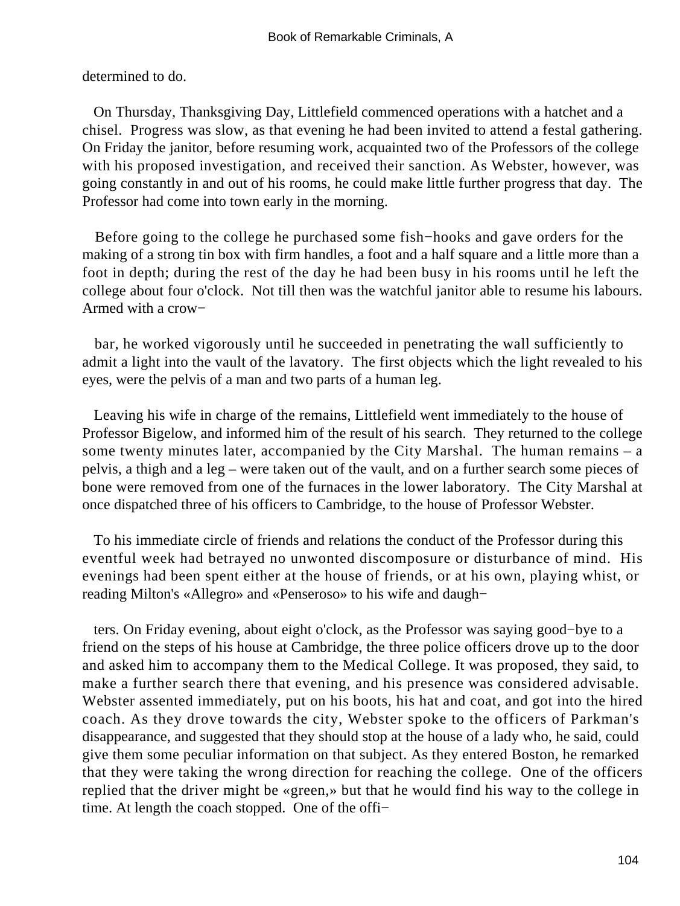determined to do.

On Thursday, Thanksgiving Day, Littlefield commenced operations with a hatchet and a chisel. Progress was slow, as that evening he had been invited to attend a festal gathering. On Friday the janitor, before resuming work, acquainted two of the Professors of the college with his proposed investigation, and received their sanction. As Webster, however, was going constantly in and out of his rooms, he could make little further progress that day. The Professor had come into town early in the morning.

Before going to the college he purchased some fish−hooks and gave orders for the making of a strong tin box with firm handles, a foot and a half square and a little more than a foot in depth; during the rest of the day he had been busy in his rooms until he left the college about four o'clock. Not till then was the watchful janitor able to resume his labours. Armed with a crow−

bar, he worked vigorously until he succeeded in penetrating the wall sufficiently to admit a light into the vault of the lavatory. The first objects which the light revealed to his eyes, were the pelvis of a man and two parts of a human leg.

Leaving his wife in charge of the remains, Littlefield went immediately to the house of Professor Bigelow, and informed him of the result of his search. They returned to the college some twenty minutes later, accompanied by the City Marshal. The human remains – a pelvis, a thigh and a leg – were taken out of the vault, and on a further search some pieces of bone were removed from one of the furnaces in the lower laboratory. The City Marshal at once dispatched three of his officers to Cambridge, to the house of Professor Webster.

To his immediate circle of friends and relations the conduct of the Professor during this eventful week had betrayed no unwonted discomposure or disturbance of mind. His evenings had been spent either at the house of friends, or at his own, playing whist, or reading Milton's «Allegro» and «Penseroso» to his wife and daugh−

ters. On Friday evening, about eight o'clock, as the Professor was saying good−bye to a friend on the steps of his house at Cambridge, the three police officers drove up to the door and asked him to accompany them to the Medical College. It was proposed, they said, to make a further search there that evening, and his presence was considered advisable. Webster assented immediately, put on his boots, his hat and coat, and got into the hired coach. As they drove towards the city, Webster spoke to the officers of Parkman's disappearance, and suggested that they should stop at the house of a lady who, he said, could give them some peculiar information on that subject. As they entered Boston, he remarked that they were taking the wrong direction for reaching the college. One of the officers replied that the driver might be «green,» but that he would find his way to the college in time. At length the coach stopped. One of the offi−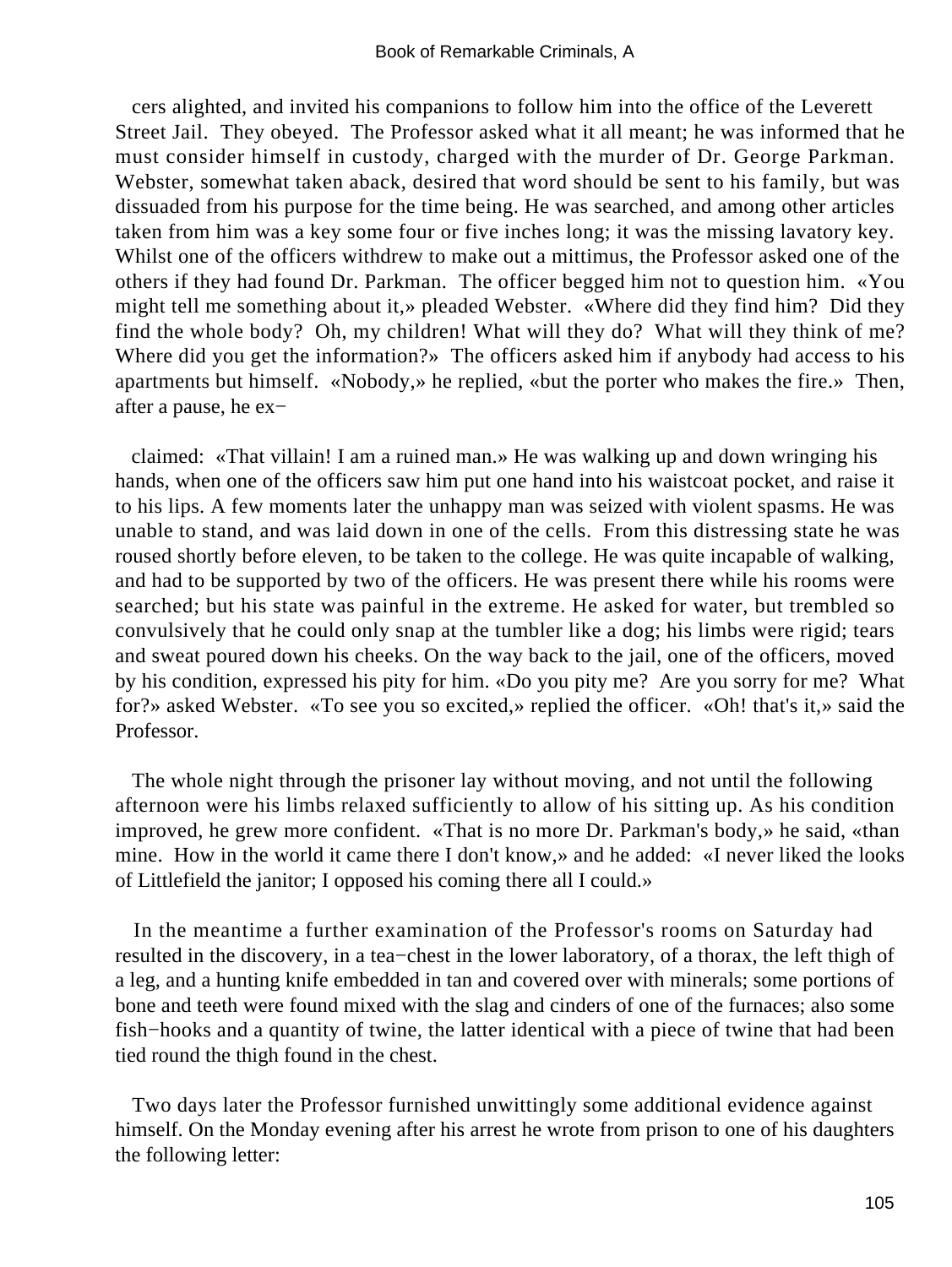cers alighted, and invited his companions to follow him into the office of the Leverett Street Jail. They obeyed. The Professor asked what it all meant; he was informed that he must consider himself in custody, charged with the murder of Dr. George Parkman. Webster, somewhat taken aback, desired that word should be sent to his family, but was dissuaded from his purpose for the time being. He was searched, and among other articles taken from him was a key some four or five inches long; it was the missing lavatory key. Whilst one of the officers withdrew to make out a mittimus, the Professor asked one of the others if they had found Dr. Parkman. The officer begged him not to question him. «You might tell me something about it,» pleaded Webster. «Where did they find him? Did they find the whole body? Oh, my children! What will they do? What will they think of me? Where did you get the information?» The officers asked him if anybody had access to his apartments but himself. «Nobody,» he replied, «but the porter who makes the fire.» Then, after a pause, he exclaimed: «That villain! I am a ruined man.» He was walking up and down wringing his hands, when one of the officers saw him put one hand into his waistcoat pocket, and raise it to his lips. A few moments later the unhappy man was seized with violent spasms. He was unable to stand, and was laid down in one of the cells. From this distressing state he was roused shortly before eleven, to be taken to the college. He was quite incapable of walking, and had to be supported by two of the officers. He was present there while his rooms were searched; but his state was painful in the extreme. He asked for water, but trembled so convulsively that he could only snap at the tumbler like a dog; his limbs were rigid; tears and sweat poured down his cheeks. On the way back to the jail, one of the officers, moved by his condition, expressed his pity for him. «Do you pity me? Are you sorry for me? What for?» asked Webster. «To see you so excited,» replied the officer. «Oh! that's it,» said the Professor.

The whole night through the prisoner lay without moving, and not until the following afternoon were his limbs relaxed sufficiently to allow of his sitting up. As his condition improved, he grew more confident. «That is no more Dr. Parkman's body,» he said, «than mine. How in the world it came there I don't know,» and he added: «I never liked the looks of Littlefield the janitor; I opposed his coming there all I could.»

In the meantime a further examination of the Professor's rooms on Saturday had resulted in the discovery, in a tea−chest in the lower laboratory, of a thorax, the left thigh of a leg, and a hunting knife embedded in tan and covered over with minerals; some portions of bone and teeth were found mixed with the slag and cinders of one of the furnaces; also some fish−hooks and a quantity of twine, the latter identical with a piece of twine that had been tied round the thigh found in the chest.

Two days later the Professor furnished unwittingly some additional evidence against himself. On the Monday evening after his arrest he wrote from prison to one of his daughters the following letter: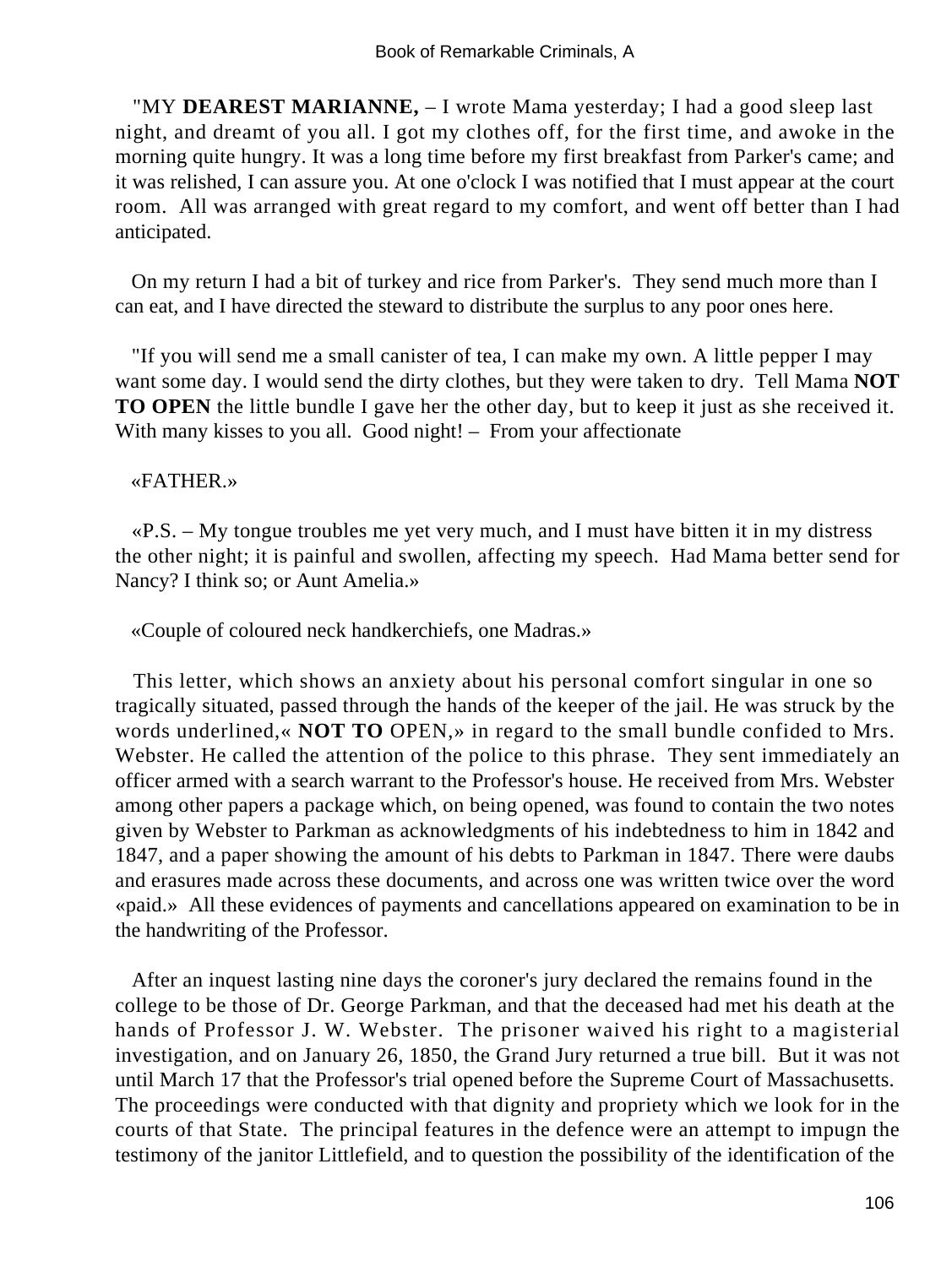"MY **DEAREST MARIANNE,** – I wrote Mama yesterday; I had a good sleep last night, and dreamt of you all. I got my clothes off, for the first time, and awoke in the morning quite hungry. It was a long time before my first breakfast from Parker's came; and it was relished, I can assure you. At one o'clock I was notified that I must appear at the court room. All was arranged with great regard to my comfort, and went off better than I had anticipated.

On my return I had a bit of turkey and rice from Parker's. They send much more than I can eat, and I have directed the steward to distribute the surplus to any poor ones here.

"If you will send me a small canister of tea, I can make my own. A little pepper I may want some day. I would send the dirty clothes, but they were taken to dry. Tell Mama **NOT TO OPEN** the little bundle I gave her the other day, but to keep it just as she received it. With many kisses to you all. Good night! – From your affectionate

«FATHER.»

«P.S. – My tongue troubles me yet very much, and I must have bitten it in my distress the other night; it is painful and swollen, affecting my speech. Had Mama better send for Nancy? I think so; or Aunt Amelia.»

«Couple of coloured neck handkerchiefs, one Madras.»

This letter, which shows an anxiety about his personal comfort singular in one so tragically situated, passed through the hands of the keeper of the jail. He was struck by the words underlined,« **NOT TO** OPEN,» in regard to the small bundle confided to Mrs. Webster. He called the attention of the police to this phrase. They sent immediately an officer armed with a search warrant to the Professor's house. He received from Mrs. Webster among other papers a package which, on being opened, was found to contain the two notes given by Webster to Parkman as acknowledgments of his indebtedness to him in 1842 and 1847, and a paper showing the amount of his debts to Parkman in 1847. There were daubs and erasures made across these documents, and across one was written twice over the word «paid.» All these evidences of payments and cancellations appeared on examination to be in the handwriting of the Professor.

After an inquest lasting nine days the coroner's jury declared the remains found in the college to be those of Dr. George Parkman, and that the deceased had met his death at the hands of Professor J. W. Webster. The prisoner waived his right to a magisterial investigation, and on January 26, 1850, the Grand Jury returned a true bill. But it was not until March 17 that the Professor's trial opened before the Supreme Court of Massachusetts. The proceedings were conducted with that dignity and propriety which we look for in the courts of that State. The principal features in the defence were an attempt to impugn the testimony of the janitor Littlefield, and to question the possibility of the identification of the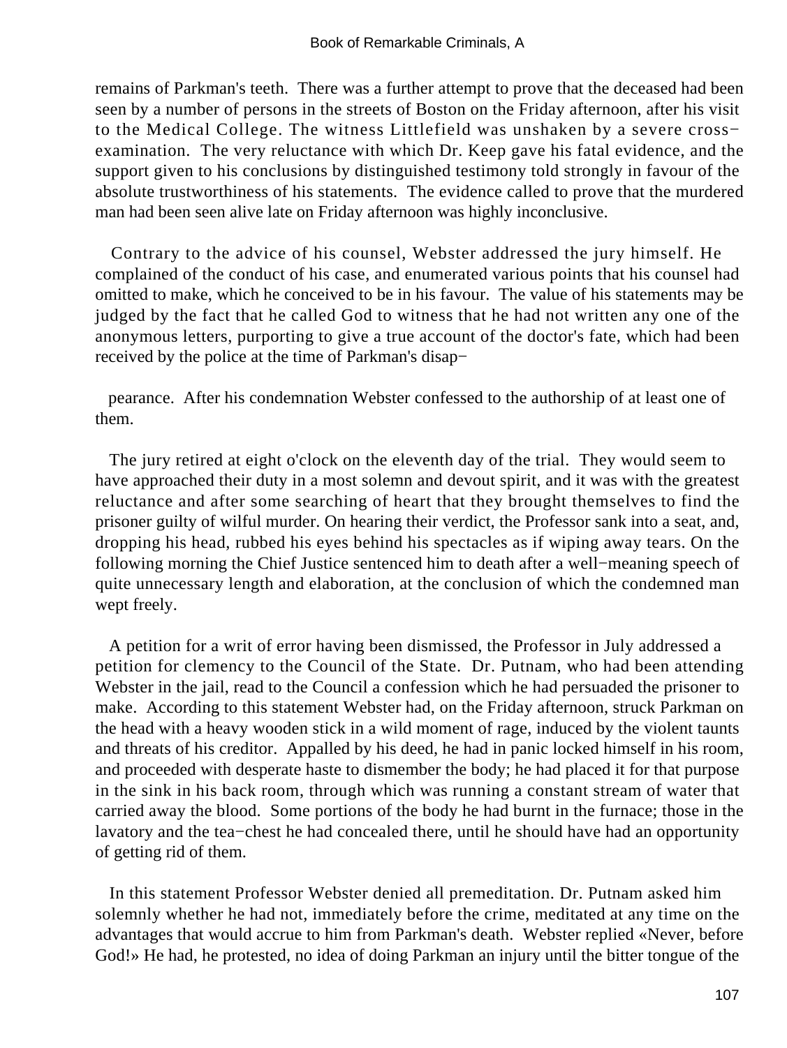remains of Parkman's teeth. There was a further attempt to prove that the deceased had been seen by a number of persons in the streets of Boston on the Friday afternoon, after his visit to the Medical College. The witness Littlefield was unshaken by a severe cross−examination. The very reluctance with which Dr. Keep gave his fatal evidence, and the support given to his conclusions by distinguished testimony told strongly in favour of the absolute trustworthiness of his statements. The evidence called to prove that the murdered man had been seen alive late on Friday afternoon was highly inconclusive.

Contrary to the advice of his counsel, Webster addressed the jury himself. He complained of the conduct of his case, and enumerated various points that his counsel had omitted to make, which he conceived to be in his favour. The value of his statements may be judged by the fact that he called God to witness that he had not written any one of the anonymous letters, purporting to give a true account of the doctor's fate, which had been received by the police at the time of Parkman's disappearance. After his condemnation Webster confessed to the authorship of at least one of them.

The jury retired at eight o'clock on the eleventh day of the trial. They would seem to have approached their duty in a most solemn and devout spirit, and it was with the greatest reluctance and after some searching of heart that they brought themselves to find the prisoner guilty of wilful murder. On hearing their verdict, the Professor sank into a seat, and, dropping his head, rubbed his eyes behind his spectacles as if wiping away tears. On the following morning the Chief Justice sentenced him to death after a well−meaning speech of quite unnecessary length and elaboration, at the conclusion of which the condemned man wept freely.

A petition for a writ of error having been dismissed, the Professor in July addressed a petition for clemency to the Council of the State. Dr. Putnam, who had been attending Webster in the jail, read to the Council a confession which he had persuaded the prisoner to make. According to this statement Webster had, on the Friday afternoon, struck Parkman on the head with a heavy wooden stick in a wild moment of rage, induced by the violent taunts and threats of his creditor. Appalled by his deed, he had in panic locked himself in his room, and proceeded with desperate haste to dismember the body; he had placed it for that purpose in the sink in his back room, through which was running a constant stream of water that carried away the blood. Some portions of the body he had burnt in the furnace; those in the lavatory and the tea−chest he had concealed there, until he should have had an opportunity of getting rid of them.

In this statement Professor Webster denied all premeditation. Dr. Putnam asked him solemnly whether he had not, immediately before the crime, meditated at any time on the advantages that would accrue to him from Parkman's death. Webster replied «Never, before God!» He had, he protested, no idea of doing Parkman an injury until the bitter tongue of the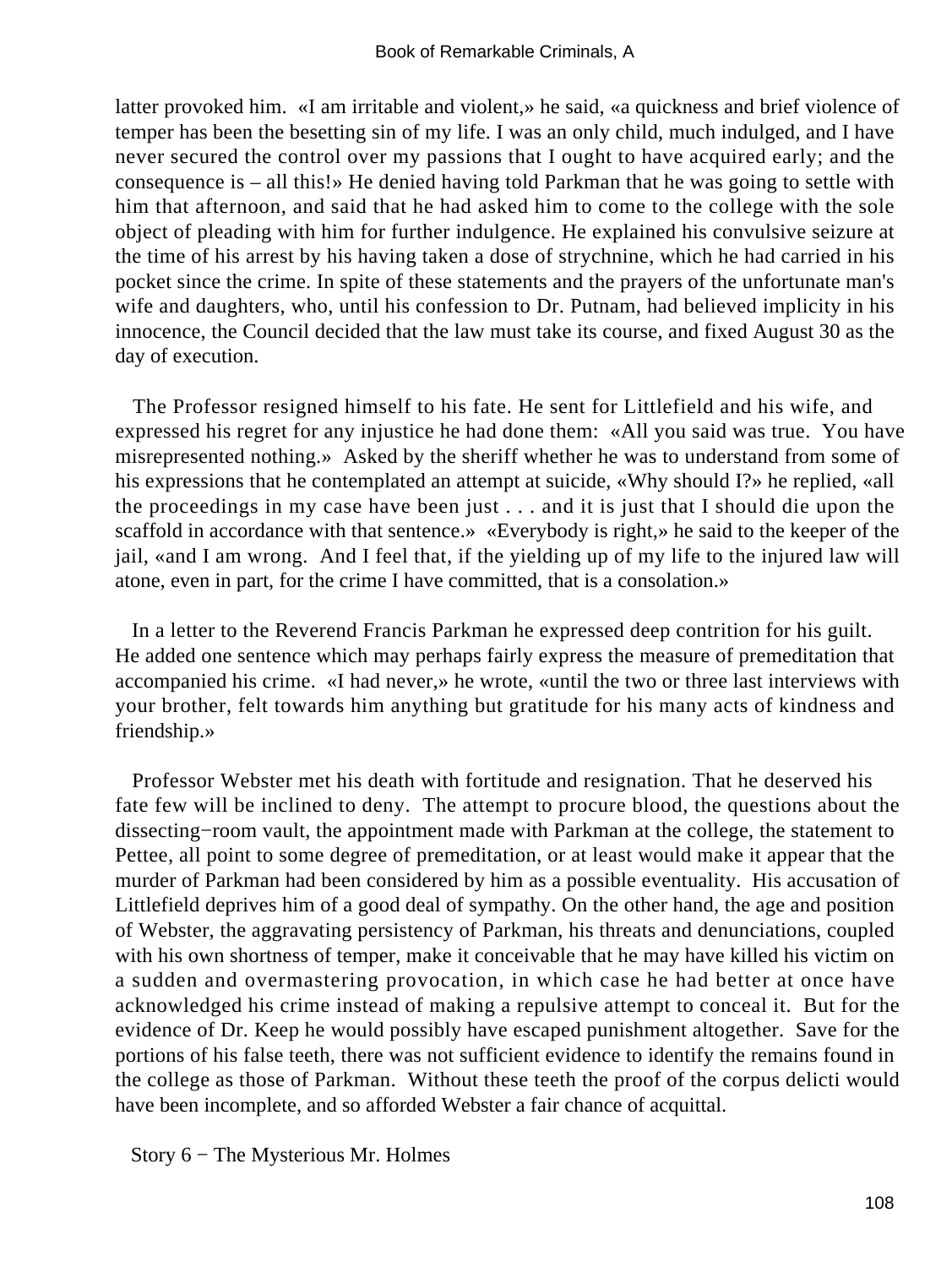latter provoked him. «I am irritable and violent,» he said, «a quickness and brief violence of temper has been the besetting sin of my life. I was an only child, much indulged, and I have never secured the control over my passions that I ought to have acquired early; and the consequence is – all this!» He denied having told Parkman that he was going to settle with him that afternoon, and said that he had asked him to come to the college with the sole object of pleading with him for further indulgence. He explained his convulsive seizure at the time of his arrest by his having taken a dose of strychnine, which he had carried in his pocket since the crime. In spite of these statements and the prayers of the unfortunate man's wife and daughters, who, until his confession to Dr. Putnam, had believed implicity in his innocence, the Council decided that the law must take its course, and fixed August 30 as the day of execution.

The Professor resigned himself to his fate. He sent for Littlefield and his wife, and expressed his regret for any injustice he had done them: «All you said was true. You have misrepresented nothing.» Asked by the sheriff whether he was to understand from some of his expressions that he contemplated an attempt at suicide, «Why should I?» he replied, «all the proceedings in my case have been just . . . and it is just that I should die upon the scaffold in accordance with that sentence.» «Everybody is right,» he said to the keeper of the jail, «and I am wrong. And I feel that, if the yielding up of my life to the injured law will atone, even in part, for the crime I have committed, that is a consolation.»

In a letter to the Reverend Francis Parkman he expressed deep contrition for his guilt. He added one sentence which may perhaps fairly express the measure of premeditation that accompanied his crime. «I had never,» he wrote, «until the two or three last interviews with your brother, felt towards him anything but gratitude for his many acts of kindness and friendship.»

Professor Webster met his death with fortitude and resignation. That he deserved his fate few will be inclined to deny. The attempt to procure blood, the questions about the dissecting−room vault, the appointment made with Parkman at the college, the statement to Pettee, all point to some degree of premeditation, or at least would make it appear that the murder of Parkman had been considered by him as a possible eventuality. His accusation of Littlefield deprives him of a good deal of sympathy. On the other hand, the age and position of Webster, the aggravating persistency of Parkman, his threats and denunciations, coupled with his own shortness of temper, make it conceivable that he may have killed his victim on a sudden and overmastering provocation, in which case he had better at once have acknowledged his crime instead of making a repulsive attempt to conceal it. But for the evidence of Dr. Keep he would possibly have escaped punishment altogether. Save for the portions of his false teeth, there was not sufficient evidence to identify the remains found in the college as those of Parkman. Without these teeth the proof of the corpus delicti would have been incomplete, and so afforded Webster a fair chance of acquittal.

## Story 6 − The Mysterious Mr. Holmes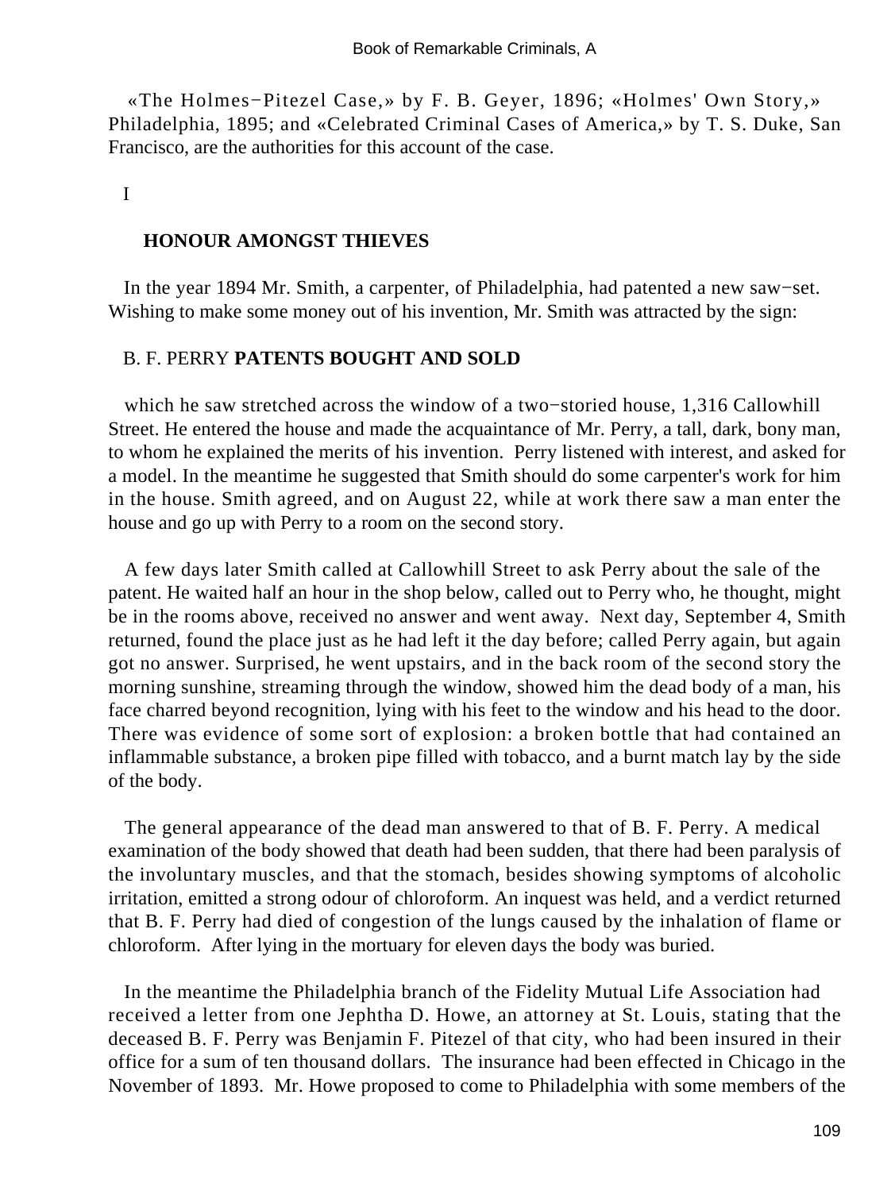«The Holmes−Pitezel Case,» by F. B. Geyer, 1896; «Holmes' Own Story,» Philadelphia, 1895; and «Celebrated Criminal Cases of America,» by T. S. Duke, San Francisco, are the authorities for this account of the case.

I

## HONOUR AMONGST THIEVES

In the year 1894 Mr. Smith, a carpenter, of Philadelphia, had patented a new saw−set. Wishing to make some money out of his invention, Mr. Smith was attracted by the sign:

B. F. PERRY **PATENTS BOUGHT AND SOLD**

which he saw stretched across the window of a two−storied house, 1,316 Callowhill Street. He entered the house and made the acquaintance of Mr. Perry, a tall, dark, bony man, to whom he explained the merits of his invention. Perry listened with interest, and asked for a model. In the meantime he suggested that Smith should do some carpenter's work for him in the house. Smith agreed, and on August 22, while at work there saw a man enter the house and go up with Perry to a room on the second story.

A few days later Smith called at Callowhill Street to ask Perry about the sale of the patent. He waited half an hour in the shop below, called out to Perry who, he thought, might be in the rooms above, received no answer and went away. Next day, September 4, Smith returned, found the place just as he had left it the day before; called Perry again, but again got no answer. Surprised, he went upstairs, and in the back room of the second story the morning sunshine, streaming through the window, showed him the dead body of a man, his face charred beyond recognition, lying with his feet to the window and his head to the door. There was evidence of some sort of explosion: a broken bottle that had contained an inflammable substance, a broken pipe filled with tobacco, and a burnt match lay by the side of the body.

The general appearance of the dead man answered to that of B. F. Perry. A medical examination of the body showed that death had been sudden, that there had been paralysis of the involuntary muscles, and that the stomach, besides showing symptoms of alcoholic irritation, emitted a strong odour of chloroform. An inquest was held, and a verdict returned that B. F. Perry had died of congestion of the lungs caused by the inhalation of flame or chloroform. After lying in the mortuary for eleven days the body was buried.

In the meantime the Philadelphia branch of the Fidelity Mutual Life Association had received a letter from one Jephtha D. Howe, an attorney at St. Louis, stating that the deceased B. F. Perry was Benjamin F. Pitezel of that city, who had been insured in their office for a sum of ten thousand dollars. The insurance had been effected in Chicago in the November of 1893. Mr. Howe proposed to come to Philadelphia with some members of the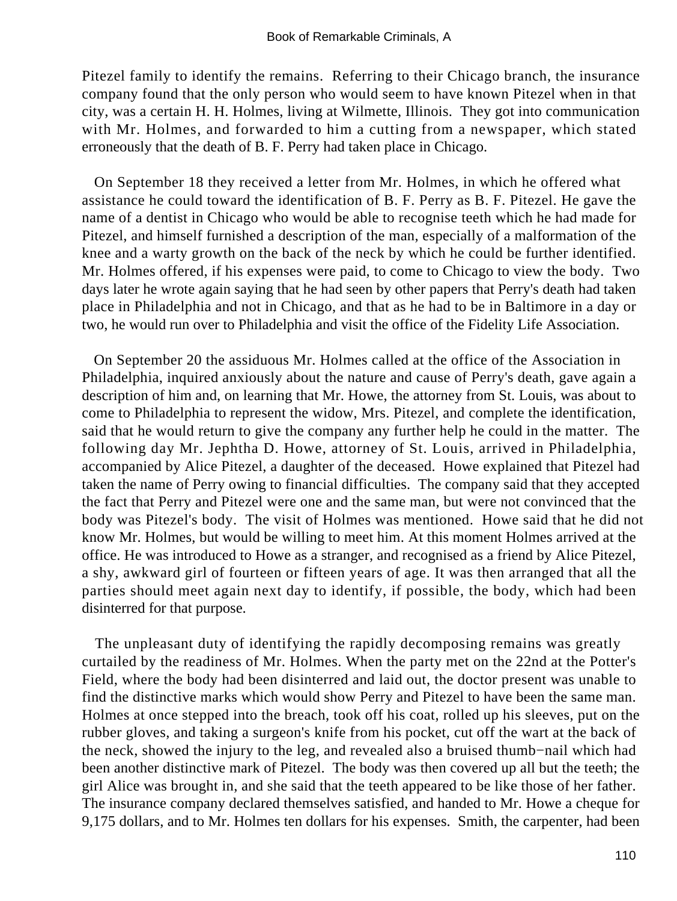Pitezel family to identify the remains. Referring to their Chicago branch, the insurance company found that the only person who would seem to have known Pitezel when in that city, was a certain H. H. Holmes, living at Wilmette, Illinois. They got into communication with Mr. Holmes, and forwarded to him a cutting from a newspaper, which stated erroneously that the death of B. F. Perry had taken place in Chicago.

On September 18 they received a letter from Mr. Holmes, in which he offered what assistance he could toward the identification of B. F. Perry as B. F. Pitezel. He gave the name of a dentist in Chicago who would be able to recognise teeth which he had made for Pitezel, and himself furnished a description of the man, especially of a malformation of the knee and a warty growth on the back of the neck by which he could be further identified. Mr. Holmes offered, if his expenses were paid, to come to Chicago to view the body. Two days later he wrote again saying that he had seen by other papers that Perry's death had taken place in Philadelphia and not in Chicago, and that as he had to be in Baltimore in a day or two, he would run over to Philadelphia and visit the office of the Fidelity Life Association.

On September 20 the assiduous Mr. Holmes called at the office of the Association in Philadelphia, inquired anxiously about the nature and cause of Perry's death, gave again a description of him and, on learning that Mr. Howe, the attorney from St. Louis, was about to come to Philadelphia to represent the widow, Mrs. Pitezel, and complete the identification, said that he would return to give the company any further help he could in the matter. The following day Mr. Jephtha D. Howe, attorney of St. Louis, arrived in Philadelphia, accompanied by Alice Pitezel, a daughter of the deceased. Howe explained that Pitezel had taken the name of Perry owing to financial difficulties. The company said that they accepted the fact that Perry and Pitezel were one and the same man, but were not convinced that the body was Pitezel's body. The visit of Holmes was mentioned. Howe said that he did not know Mr. Holmes, but would be willing to meet him. At this moment Holmes arrived at the office. He was introduced to Howe as a stranger, and recognised as a friend by Alice Pitezel, a shy, awkward girl of fourteen or fifteen years of age. It was then arranged that all the parties should meet again next day to identify, if possible, the body, which had been disinterred for that purpose.

The unpleasant duty of identifying the rapidly decomposing remains was greatly curtailed by the readiness of Mr. Holmes. When the party met on the 22nd at the Potter's Field, where the body had been disinterred and laid out, the doctor present was unable to find the distinctive marks which would show Perry and Pitezel to have been the same man. Holmes at once stepped into the breach, took off his coat, rolled up his sleeves, put on the rubber gloves, and taking a surgeon's knife from his pocket, cut off the wart at the back of the neck, showed the injury to the leg, and revealed also a bruised thumb−nail which had been another distinctive mark of Pitezel. The body was then covered up all but the teeth; the girl Alice was brought in, and she said that the teeth appeared to be like those of her father. The insurance company declared themselves satisfied, and handed to Mr. Howe a cheque for 9,175 dollars, and to Mr. Holmes ten dollars for his expenses. Smith, the carpenter, had been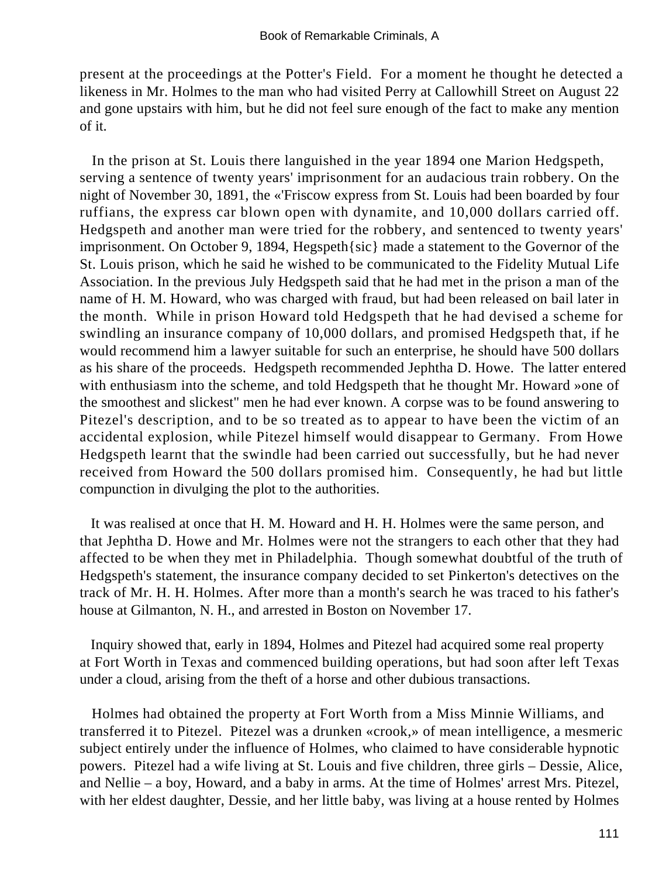present at the proceedings at the Potter's Field. For a moment he thought he detected a likeness in Mr. Holmes to the man who had visited Perry at Callowhill Street on August 22 and gone upstairs with him, but he did not feel sure enough of the fact to make any mention of it.

In the prison at St. Louis there languished in the year 1894 one Marion Hedgspeth, serving a sentence of twenty years' imprisonment for an audacious train robbery. On the night of November 30, 1891, the «'Friscow express from St. Louis had been boarded by four ruffians, the express car blown open with dynamite, and 10,000 dollars carried off. Hedgspeth and another man were tried for the robbery, and sentenced to twenty years' imprisonment. On October 9, 1894, Hegspeth{sic} made a statement to the Governor of the St. Louis prison, which he said he wished to be communicated to the Fidelity Mutual Life Association. In the previous July Hedgspeth said that he had met in the prison a man of the name of H. M. Howard, who was charged with fraud, but had been released on bail later in the month. While in prison Howard told Hedgspeth that he had devised a scheme for swindling an insurance company of 10,000 dollars, and promised Hedgspeth that, if he would recommend him a lawyer suitable for such an enterprise, he should have 500 dollars as his share of the proceeds. Hedgspeth recommended Jephtha D. Howe. The latter entered with enthusiasm into the scheme, and told Hedgspeth that he thought Mr. Howard »one of the smoothest and slickest" men he had ever known. A corpse was to be found answering to Pitezel's description, and to be so treated as to appear to have been the victim of an accidental explosion, while Pitezel himself would disappear to Germany. From Howe Hedgspeth learnt that the swindle had been carried out successfully, but he had never received from Howard the 500 dollars promised him. Consequently, he had but little compunction in divulging the plot to the authorities.

It was realised at once that H. M. Howard and H. H. Holmes were the same person, and that Jephtha D. Howe and Mr. Holmes were not the strangers to each other that they had affected to be when they met in Philadelphia. Though somewhat doubtful of the truth of Hedgspeth's statement, the insurance company decided to set Pinkerton's detectives on the track of Mr. H. H. Holmes. After more than a month's search he was traced to his father's house at Gilmanton, N. H., and arrested in Boston on November 17.

Inquiry showed that, early in 1894, Holmes and Pitezel had acquired some real property at Fort Worth in Texas and commenced building operations, but had soon after left Texas under a cloud, arising from the theft of a horse and other dubious transactions.

Holmes had obtained the property at Fort Worth from a Miss Minnie Williams, and transferred it to Pitezel. Pitezel was a drunken «crook,» of mean intelligence, a mesmeric subject entirely under the influence of Holmes, who claimed to have considerable hypnotic powers. Pitezel had a wife living at St. Louis and five children, three girls – Dessie, Alice, and Nellie – a boy, Howard, and a baby in arms. At the time of Holmes' arrest Mrs. Pitezel, with her eldest daughter, Dessie, and her little baby, was living at a house rented by Holmes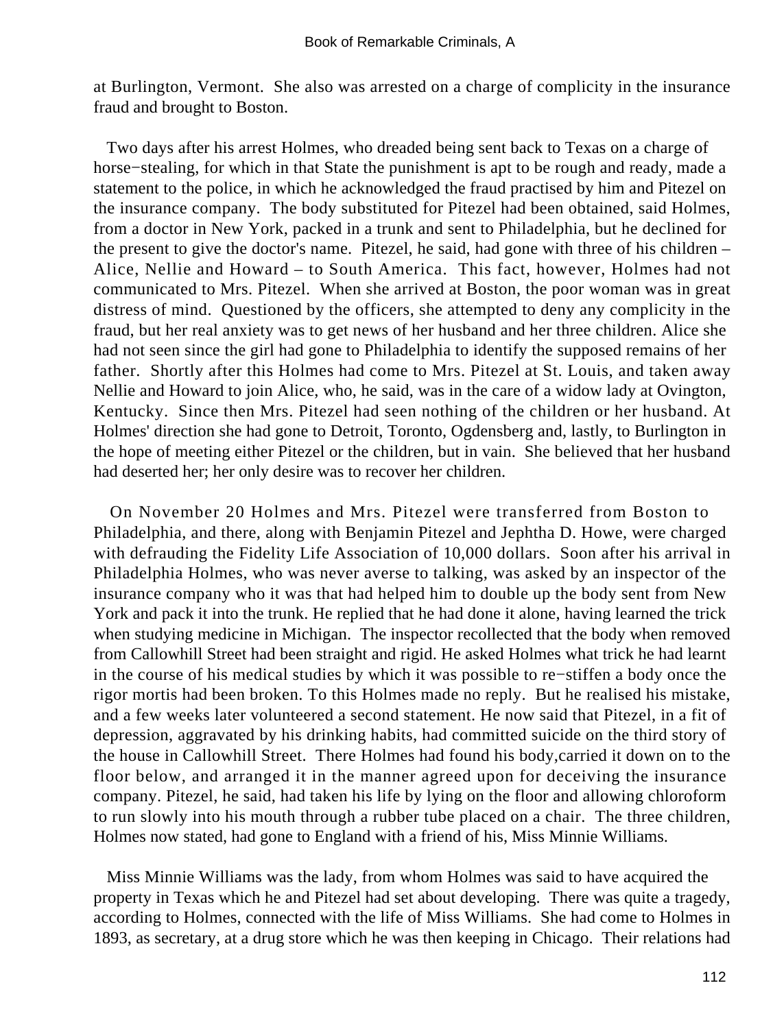at Burlington, Vermont. She also was arrested on a charge of complicity in the insurance fraud and brought to Boston.

Two days after his arrest Holmes, who dreaded being sent back to Texas on a charge of horse−stealing, for which in that State the punishment is apt to be rough and ready, made a statement to the police, in which he acknowledged the fraud practised by him and Pitezel on the insurance company. The body substituted for Pitezel had been obtained, said Holmes, from a doctor in New York, packed in a trunk and sent to Philadelphia, but he declined for the present to give the doctor's name. Pitezel, he said, had gone with three of his children – Alice, Nellie and Howard – to South America. This fact, however, Holmes had not communicated to Mrs. Pitezel. When she arrived at Boston, the poor woman was in great distress of mind. Questioned by the officers, she attempted to deny any complicity in the fraud, but her real anxiety was to get news of her husband and her three children. Alice she had not seen since the girl had gone to Philadelphia to identify the supposed remains of her father. Shortly after this Holmes had come to Mrs. Pitezel at St. Louis, and taken away Nellie and Howard to join Alice, who, he said, was in the care of a widow lady at Ovington, Kentucky. Since then Mrs. Pitezel had seen nothing of the children or her husband. At Holmes' direction she had gone to Detroit, Toronto, Ogdensberg and, lastly, to Burlington in the hope of meeting either Pitezel or the children, but in vain. She believed that her husband had deserted her; her only desire was to recover her children.

On November 20 Holmes and Mrs. Pitezel were transferred from Boston to Philadelphia, and there, along with Benjamin Pitezel and Jephtha D. Howe, were charged with defrauding the Fidelity Life Association of 10,000 dollars. Soon after his arrival in Philadelphia Holmes, who was never averse to talking, was asked by an inspector of the insurance company who it was that had helped him to double up the body sent from New York and pack it into the trunk. He replied that he had done it alone, having learned the trick when studying medicine in Michigan. The inspector recollected that the body when removed from Callowhill Street had been straight and rigid. He asked Holmes what trick he had learnt in the course of his medical studies by which it was possible to re−stiffen a body once the rigor mortis had been broken. To this Holmes made no reply. But he realised his mistake, and a few weeks later volunteered a second statement. He now said that Pitezel, in a fit of depression, aggravated by his drinking habits, had committed suicide on the third story of the house in Callowhill Street. There Holmes had found his body,carried it down on to the floor below, and arranged it in the manner agreed upon for deceiving the insurance company. Pitezel, he said, had taken his life by lying on the floor and allowing chloroform to run slowly into his mouth through a rubber tube placed on a chair. The three children, Holmes now stated, had gone to England with a friend of his, Miss Minnie Williams.

Miss Minnie Williams was the lady, from whom Holmes was said to have acquired the property in Texas which he and Pitezel had set about developing. There was quite a tragedy, according to Holmes, connected with the life of Miss Williams. She had come to Holmes in 1893, as secretary, at a drug store which he was then keeping in Chicago. Their relations had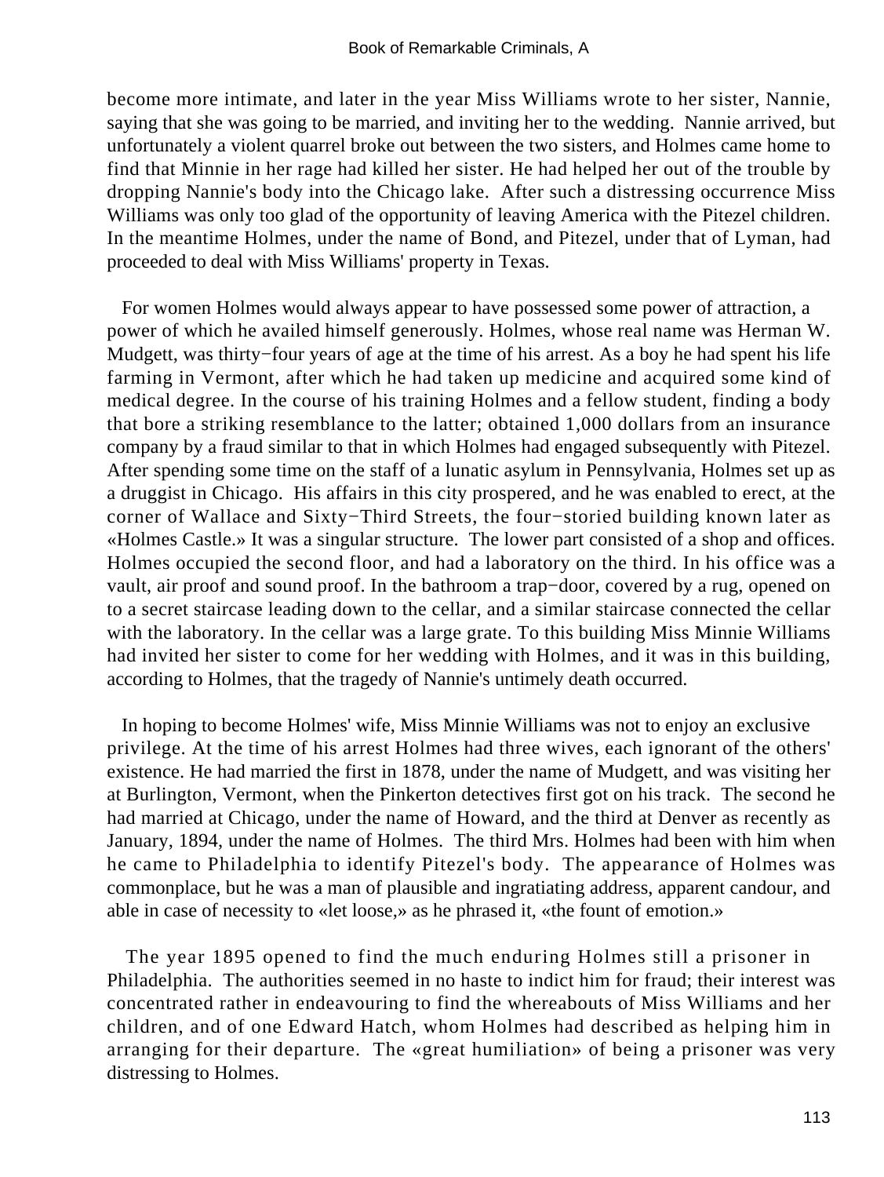become more intimate, and later in the year Miss Williams wrote to her sister, Nannie, saying that she was going to be married, and inviting her to the wedding. Nannie arrived, but unfortunately a violent quarrel broke out between the two sisters, and Holmes came home to find that Minnie in her rage had killed her sister. He had helped her out of the trouble by dropping Nannie's body into the Chicago lake. After such a distressing occurrence Miss Williams was only too glad of the opportunity of leaving America with the Pitezel children. In the meantime Holmes, under the name of Bond, and Pitezel, under that of Lyman, had proceeded to deal with Miss Williams' property in Texas.

For women Holmes would always appear to have possessed some power of attraction, a power of which he availed himself generously. Holmes, whose real name was Herman W. Mudgett, was thirty−four years of age at the time of his arrest. As a boy he had spent his life farming in Vermont, after which he had taken up medicine and acquired some kind of medical degree. In the course of his training Holmes and a fellow student, finding a body that bore a striking resemblance to the latter; obtained 1,000 dollars from an insurance company by a fraud similar to that in which Holmes had engaged subsequently with Pitezel. After spending some time on the staff of a lunatic asylum in Pennsylvania, Holmes set up as a druggist in Chicago. His affairs in this city prospered, and he was enabled to erect, at the corner of Wallace and Sixty−Third Streets, the four−storied building known later as «Holmes Castle.» It was a singular structure. The lower part consisted of a shop and offices. Holmes occupied the second floor, and had a laboratory on the third. In his office was a vault, air proof and sound proof. In the bathroom a trap−door, covered by a rug, opened on to a secret staircase leading down to the cellar, and a similar staircase connected the cellar with the laboratory. In the cellar was a large grate. To this building Miss Minnie Williams had invited her sister to come for her wedding with Holmes, and it was in this building, according to Holmes, that the tragedy of Nannie's untimely death occurred.

In hoping to become Holmes' wife, Miss Minnie Williams was not to enjoy an exclusive privilege. At the time of his arrest Holmes had three wives, each ignorant of the others' existence. He had married the first in 1878, under the name of Mudgett, and was visiting her at Burlington, Vermont, when the Pinkerton detectives first got on his track. The second he had married at Chicago, under the name of Howard, and the third at Denver as recently as January, 1894, under the name of Holmes. The third Mrs. Holmes had been with him when he came to Philadelphia to identify Pitezel's body. The appearance of Holmes was commonplace, but he was a man of plausible and ingratiating address, apparent candour, and able in case of necessity to «let loose,» as he phrased it, «the fount of emotion.»

The year 1895 opened to find the much enduring Holmes still a prisoner in Philadelphia. The authorities seemed in no haste to indict him for fraud; their interest was concentrated rather in endeavouring to find the whereabouts of Miss Williams and her children, and of one Edward Hatch, whom Holmes had described as helping him in arranging for their departure. The «great humiliation» of being a prisoner was very distressing to Holmes.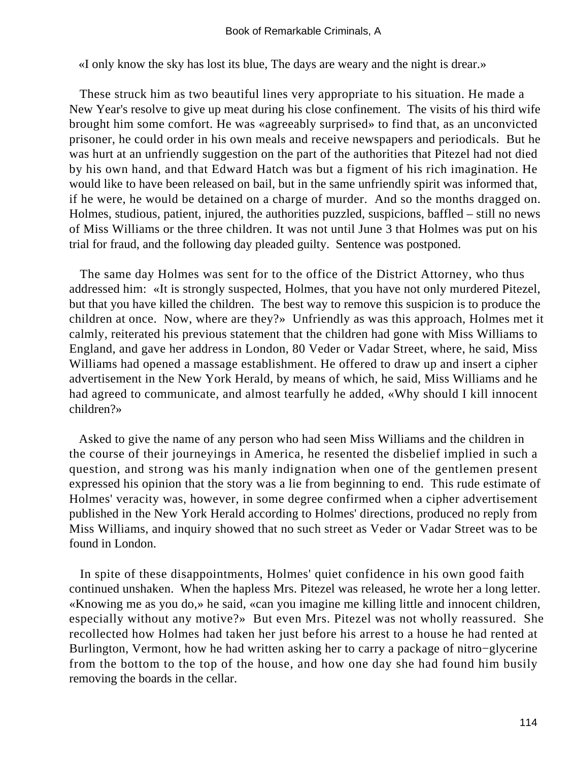«I only know the sky has lost its blue, The days are weary and the night is drear.»

These struck him as two beautiful lines very appropriate to his situation. He made a New Year's resolve to give up meat during his close confinement. The visits of his third wife brought him some comfort. He was «agreeably surprised» to find that, as an unconvicted prisoner, he could order in his own meals and receive newspapers and periodicals. But he was hurt at an unfriendly suggestion on the part of the authorities that Pitezel had not died by his own hand, and that Edward Hatch was but a figment of his rich imagination. He would like to have been released on bail, but in the same unfriendly spirit was informed that, if he were, he would be detained on a charge of murder. And so the months dragged on. Holmes, studious, patient, injured, the authorities puzzled, suspicions, baffled – still no news of Miss Williams or the three children. It was not until June 3 that Holmes was put on his trial for fraud, and the following day pleaded guilty. Sentence was postponed.

The same day Holmes was sent for to the office of the District Attorney, who thus addressed him: «It is strongly suspected, Holmes, that you have not only murdered Pitezel, but that you have killed the children. The best way to remove this suspicion is to produce the children at once. Now, where are they?» Unfriendly as was this approach, Holmes met it calmly, reiterated his previous statement that the children had gone with Miss Williams to England, and gave her address in London, 80 Veder or Vadar Street, where, he said, Miss Williams had opened a massage establishment. He offered to draw up and insert a cipher advertisement in the New York Herald, by means of which, he said, Miss Williams and he had agreed to communicate, and almost tearfully he added, «Why should I kill innocent children?»

Asked to give the name of any person who had seen Miss Williams and the children in the course of their journeyings in America, he resented the disbelief implied in such a question, and strong was his manly indignation when one of the gentlemen present expressed his opinion that the story was a lie from beginning to end. This rude estimate of Holmes' veracity was, however, in some degree confirmed when a cipher advertisement published in the New York Herald according to Holmes' directions, produced no reply from Miss Williams, and inquiry showed that no such street as Veder or Vadar Street was to be found in London.

In spite of these disappointments, Holmes' quiet confidence in his own good faith continued unshaken. When the hapless Mrs. Pitezel was released, he wrote her a long letter. «Knowing me as you do,» he said, «can you imagine me killing little and innocent children, especially without any motive?» But even Mrs. Pitezel was not wholly reassured. She recollected how Holmes had taken her just before his arrest to a house he had rented at Burlington, Vermont, how he had written asking her to carry a package of nitro−glycerine from the bottom to the top of the house, and how one day she had found him busily removing the boards in the cellar.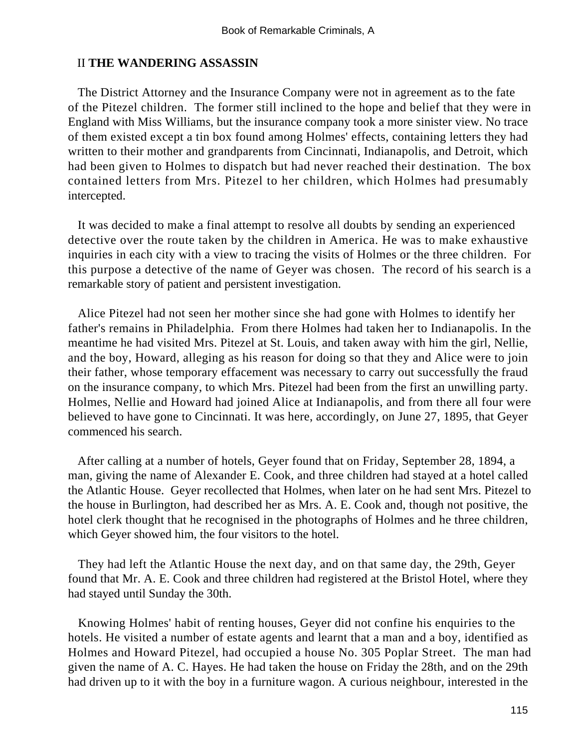## II **THE WANDERING ASSASSIN**

The District Attorney and the Insurance Company were not in agreement as to the fate of the Pitezel children. The former still inclined to the hope and belief that they were in England with Miss Williams, but the insurance company took a more sinister view. No trace of them existed except a tin box found among Holmes' effects, containing letters they had written to their mother and grandparents from Cincinnati, Indianapolis, and Detroit, which had been given to Holmes to dispatch but had never reached their destination. The box contained letters from Mrs. Pitezel to her children, which Holmes had presumably intercepted.

It was decided to make a final attempt to resolve all doubts by sending an experienced detective over the route taken by the children in America. He was to make exhaustive inquiries in each city with a view to tracing the visits of Holmes or the three children. For this purpose a detective of the name of Geyer was chosen. The record of his search is a remarkable story of patient and persistent investigation.

Alice Pitezel had not seen her mother since she had gone with Holmes to identify her father's remains in Philadelphia. From there Holmes had taken her to Indianapolis. In the meantime he had visited Mrs. Pitezel at St. Louis, and taken away with him the girl, Nellie, and the boy, Howard, alleging as his reason for doing so that they and Alice were to join their father, whose temporary effacement was necessary to carry out successfully the fraud on the insurance company, to which Mrs. Pitezel had been from the first an unwilling party. Holmes, Nellie and Howard had joined Alice at Indianapolis, and from there all four were believed to have gone to Cincinnati. It was here, accordingly, on June 27, 1895, that Geyer commenced his search.

After calling at a number of hotels, Geyer found that on Friday, September 28, 1894, a man, giving the name of Alexander E. Cook, and three children had stayed at a hotel called the Atlantic House. Geyer recollected that Holmes, when later on he had sent Mrs. Pitezel to the house in Burlington, had described her as Mrs. A. E. Cook and, though not positive, the hotel clerk thought that he recognised in the photographs of Holmes and he three children, which Geyer showed him, the four visitors to the hotel.

They had left the Atlantic House the next day, and on that same day, the 29th, Geyer found that Mr. A. E. Cook and three children had registered at the Bristol Hotel, where they had stayed until Sunday the 30th.

Knowing Holmes' habit of renting houses, Geyer did not confine his enquiries to the hotels. He visited a number of estate agents and learnt that a man and a boy, identified as Holmes and Howard Pitezel, had occupied a house No. 305 Poplar Street. The man had given the name of A. C. Hayes. He had taken the house on Friday the 28th, and on the 29th had driven up to it with the boy in a furniture wagon. A curious neighbour, interested in the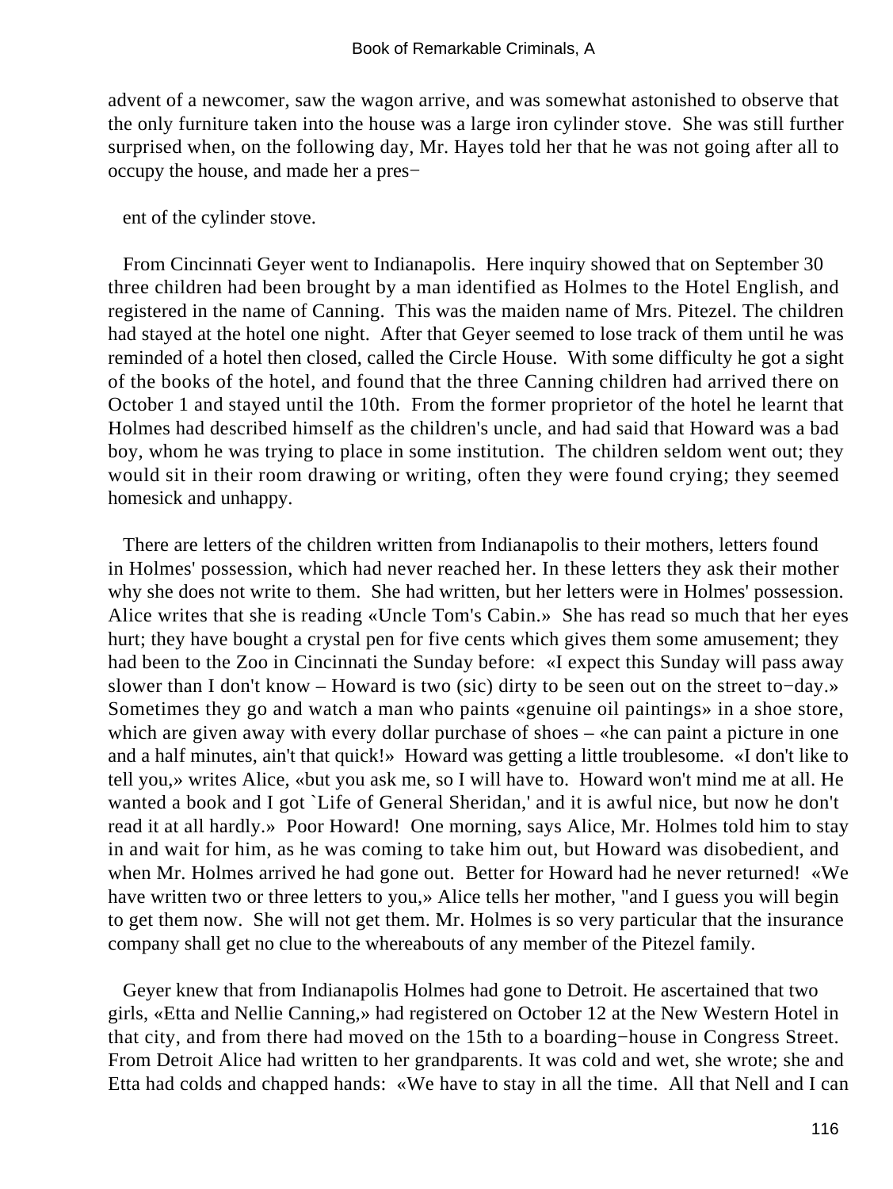advent of a newcomer, saw the wagon arrive, and was somewhat astonished to observe that the only furniture taken into the house was a large iron cylinder stove. She was still further surprised when, on the following day, Mr. Hayes told her that he was not going after all to occupy the house, and made her a pres−

ent of the cylinder stove.

From Cincinnati Geyer went to Indianapolis. Here inquiry showed that on September 30 three children had been brought by a man identified as Holmes to the Hotel English, and registered in the name of Canning. This was the maiden name of Mrs. Pitezel. The children had stayed at the hotel one night. After that Geyer seemed to lose track of them until he was reminded of a hotel then closed, called the Circle House. With some difficulty he got a sight of the books of the hotel, and found that the three Canning children had arrived there on October 1 and stayed until the 10th. From the former proprietor of the hotel he learnt that Holmes had described himself as the children's uncle, and had said that Howard was a bad boy, whom he was trying to place in some institution. The children seldom went out; they would sit in their room drawing or writing, often they were found crying; they seemed homesick and unhappy.

There are letters of the children written from Indianapolis to their mothers, letters found in Holmes' possession, which had never reached her. In these letters they ask their mother why she does not write to them. She had written, but her letters were in Holmes' possession. Alice writes that she is reading «Uncle Tom's Cabin.» She has read so much that her eyes hurt; they have bought a crystal pen for five cents which gives them some amusement; they had been to the Zoo in Cincinnati the Sunday before: «I expect this Sunday will pass away slower than I don't know – Howard is two (sic) dirty to be seen out on the street to−day.» Sometimes they go and watch a man who paints «genuine oil paintings» in a shoe store, which are given away with every dollar purchase of shoes – «he can paint a picture in one and a half minutes, ain't that quick!» Howard was getting a little troublesome. «I don't like to tell you,» writes Alice, «but you ask me, so I will have to. Howard won't mind me at all. He wanted a book and I got `Life of General Sheridan,' and it is awful nice, but now he don't read it at all hardly.» Poor Howard! One morning, says Alice, Mr. Holmes told him to stay in and wait for him, as he was coming to take him out, but Howard was disobedient, and when Mr. Holmes arrived he had gone out. Better for Howard had he never returned! «We have written two or three letters to you,» Alice tells her mother, "and I guess you will begin to get them now. She will not get them. Mr. Holmes is so very particular that the insurance company shall get no clue to the whereabouts of any member of the Pitezel family.

Geyer knew that from Indianapolis Holmes had gone to Detroit. He ascertained that two girls, «Etta and Nellie Canning,» had registered on October 12 at the New Western Hotel in that city, and from there had moved on the 15th to a boarding−house in Congress Street. From Detroit Alice had written to her grandparents. It was cold and wet, she wrote; she and Etta had colds and chapped hands: «We have to stay in all the time. All that Nell and I can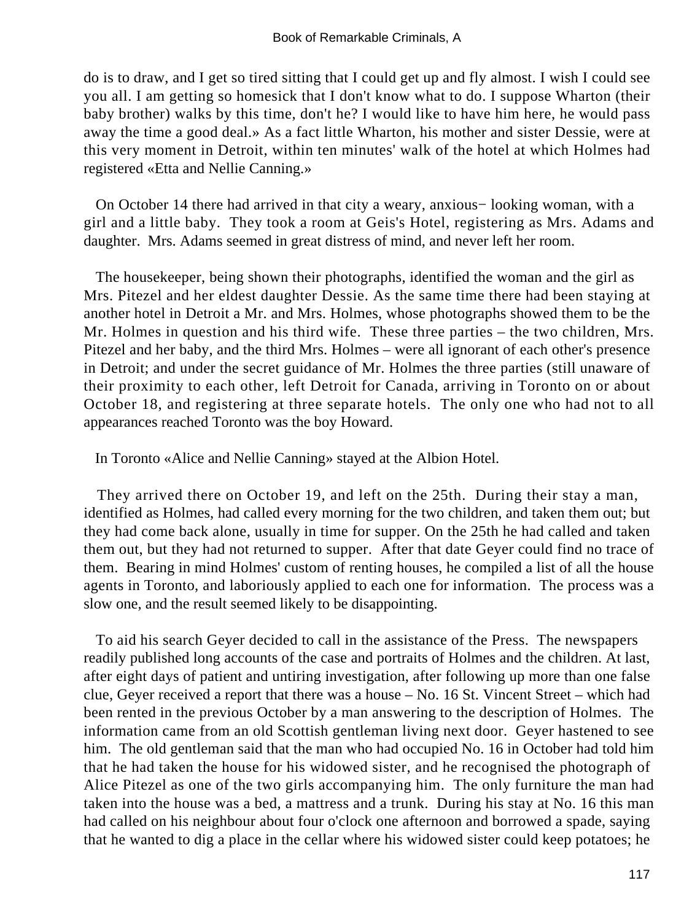do is to draw, and I get so tired sitting that I could get up and fly almost. I wish I could see you all. I am getting so homesick that I don't know what to do. I suppose Wharton (their baby brother) walks by this time, don't he? I would like to have him here, he would pass away the time a good deal.» As a fact little Wharton, his mother and sister Dessie, were at this very moment in Detroit, within ten minutes' walk of the hotel at which Holmes had registered «Etta and Nellie Canning.»

On October 14 there had arrived in that city a weary, anxious− looking woman, with a girl and a little baby. They took a room at Geis's Hotel, registering as Mrs. Adams and daughter. Mrs. Adams seemed in great distress of mind, and never left her room.

The housekeeper, being shown their photographs, identified the woman and the girl as Mrs. Pitezel and her eldest daughter Dessie. As the same time there had been staying at another hotel in Detroit a Mr. and Mrs. Holmes, whose photographs showed them to be the Mr. Holmes in question and his third wife. These three parties – the two children, Mrs. Pitezel and her baby, and the third Mrs. Holmes – were all ignorant of each other's presence in Detroit; and under the secret guidance of Mr. Holmes the three parties (still unaware of their proximity to each other, left Detroit for Canada, arriving in Toronto on or about October 18, and registering at three separate hotels. The only one who had not to all appearances reached Toronto was the boy Howard.

In Toronto «Alice and Nellie Canning» stayed at the Albion Hotel.

They arrived there on October 19, and left on the 25th. During their stay a man, identified as Holmes, had called every morning for the two children, and taken them out; but they had come back alone, usually in time for supper. On the 25th he had called and taken them out, but they had not returned to supper. After that date Geyer could find no trace of them. Bearing in mind Holmes' custom of renting houses, he compiled a list of all the house agents in Toronto, and laboriously applied to each one for information. The process was a slow one, and the result seemed likely to be disappointing.

To aid his search Geyer decided to call in the assistance of the Press. The newspapers readily published long accounts of the case and portraits of Holmes and the children. At last, after eight days of patient and untiring investigation, after following up more than one false clue, Geyer received a report that there was a house – No. 16 St. Vincent Street – which had been rented in the previous October by a man answering to the description of Holmes. The information came from an old Scottish gentleman living next door. Geyer hastened to see him. The old gentleman said that the man who had occupied No. 16 in October had told him that he had taken the house for his widowed sister, and he recognised the photograph of Alice Pitezel as one of the two girls accompanying him. The only furniture the man had taken into the house was a bed, a mattress and a trunk. During his stay at No. 16 this man had called on his neighbour about four o'clock one afternoon and borrowed a spade, saying that he wanted to dig a place in the cellar where his widowed sister could keep potatoes; he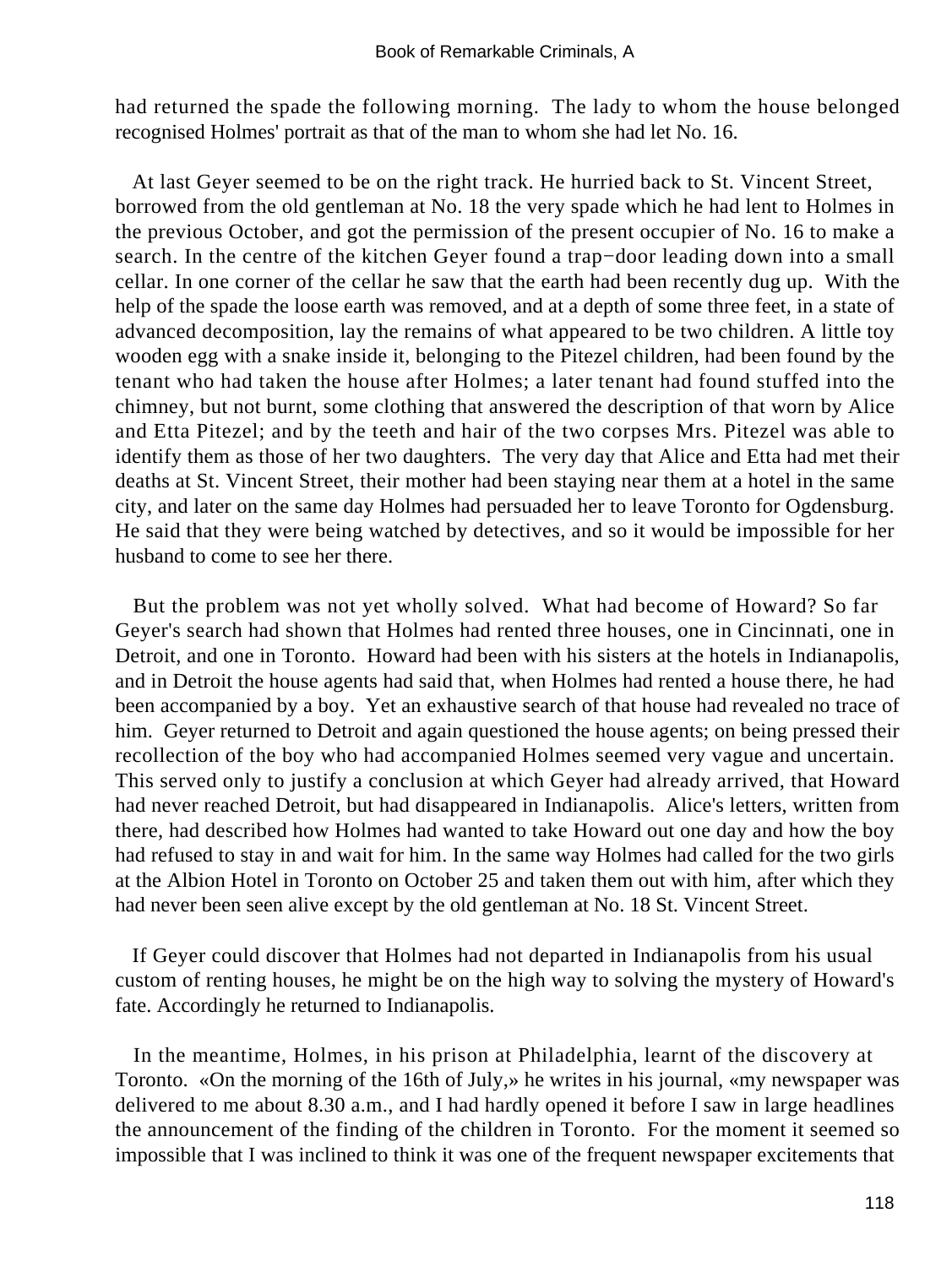had returned the spade the following morning. The lady to whom the house belonged recognised Holmes' portrait as that of the man to whom she had let No. 16.

At last Geyer seemed to be on the right track. He hurried back to St. Vincent Street, borrowed from the old gentleman at No. 18 the very spade which he had lent to Holmes in the previous October, and got the permission of the present occupier of No. 16 to make a search. In the centre of the kitchen Geyer found a trap−door leading down into a small cellar. In one corner of the cellar he saw that the earth had been recently dug up. With the help of the spade the loose earth was removed, and at a depth of some three feet, in a state of advanced decomposition, lay the remains of what appeared to be two children. A little toy wooden egg with a snake inside it, belonging to the Pitezel children, had been found by the tenant who had taken the house after Holmes; a later tenant had found stuffed into the chimney, but not burnt, some clothing that answered the description of that worn by Alice and Etta Pitezel; and by the teeth and hair of the two corpses Mrs. Pitezel was able to identify them as those of her two daughters. The very day that Alice and Etta had met their deaths at St. Vincent Street, their mother had been staying near them at a hotel in the same city, and later on the same day Holmes had persuaded her to leave Toronto for Ogdensburg. He said that they were being watched by detectives, and so it would be impossible for her husband to come to see her there.

But the problem was not yet wholly solved. What had become of Howard? So far Geyer's search had shown that Holmes had rented three houses, one in Cincinnati, one in Detroit, and one in Toronto. Howard had been with his sisters at the hotels in Indianapolis, and in Detroit the house agents had said that, when Holmes had rented a house there, he had been accompanied by a boy. Yet an exhaustive search of that house had revealed no trace of him. Geyer returned to Detroit and again questioned the house agents; on being pressed their recollection of the boy who had accompanied Holmes seemed very vague and uncertain. This served only to justify a conclusion at which Geyer had already arrived, that Howard had never reached Detroit, but had disappeared in Indianapolis. Alice's letters, written from there, had described how Holmes had wanted to take Howard out one day and how the boy had refused to stay in and wait for him. In the same way Holmes had called for the two girls at the Albion Hotel in Toronto on October 25 and taken them out with him, after which they had never been seen alive except by the old gentleman at No. 18 St. Vincent Street.

If Geyer could discover that Holmes had not departed in Indianapolis from his usual custom of renting houses, he might be on the high way to solving the mystery of Howard's fate. Accordingly he returned to Indianapolis.

In the meantime, Holmes, in his prison at Philadelphia, learnt of the discovery at Toronto. «On the morning of the 16th of July,» he writes in his journal, «my newspaper was delivered to me about 8.30 a.m., and I had hardly opened it before I saw in large headlines the announcement of the finding of the children in Toronto. For the moment it seemed so impossible that I was inclined to think it was one of the frequent newspaper excitements that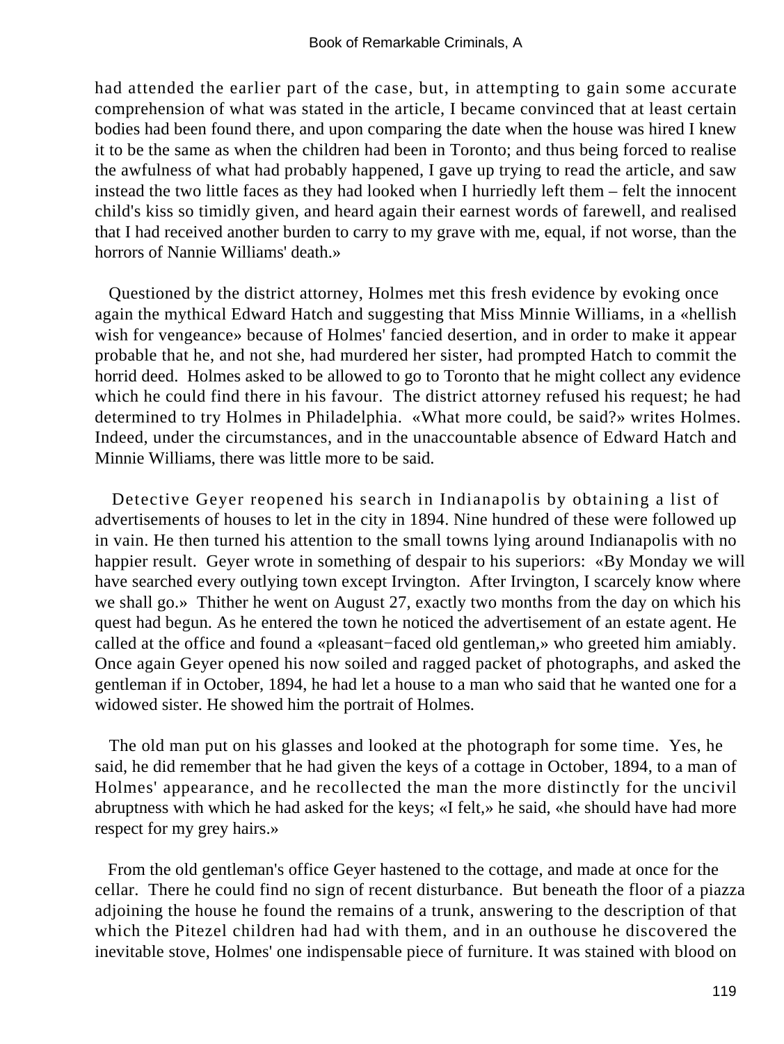had attended the earlier part of the case, but, in attempting to gain some accurate comprehension of what was stated in the article, I became convinced that at least certain bodies had been found there, and upon comparing the date when the house was hired I knew it to be the same as when the children had been in Toronto; and thus being forced to realise the awfulness of what had probably happened, I gave up trying to read the article, and saw instead the two little faces as they had looked when I hurriedly left them – felt the innocent child's kiss so timidly given, and heard again their earnest words of farewell, and realised that I had received another burden to carry to my grave with me, equal, if not worse, than the horrors of Nannie Williams' death.»

Questioned by the district attorney, Holmes met this fresh evidence by evoking once again the mythical Edward Hatch and suggesting that Miss Minnie Williams, in a «hellish wish for vengeance» because of Holmes' fancied desertion, and in order to make it appear probable that he, and not she, had murdered her sister, had prompted Hatch to commit the horrid deed. Holmes asked to be allowed to go to Toronto that he might collect any evidence which he could find there in his favour. The district attorney refused his request; he had determined to try Holmes in Philadelphia. «What more could, be said?» writes Holmes. Indeed, under the circumstances, and in the unaccountable absence of Edward Hatch and Minnie Williams, there was little more to be said.

Detective Geyer reopened his search in Indianapolis by obtaining a list of advertisements of houses to let in the city in 1894. Nine hundred of these were followed up in vain. He then turned his attention to the small towns lying around Indianapolis with no happier result. Geyer wrote in something of despair to his superiors: «By Monday we will have searched every outlying town except Irvington. After Irvington, I scarcely know where we shall go.» Thither he went on August 27, exactly two months from the day on which his quest had begun. As he entered the town he noticed the advertisement of an estate agent. He called at the office and found a «pleasant−faced old gentleman,» who greeted him amiably. Once again Geyer opened his now soiled and ragged packet of photographs, and asked the gentleman if in October, 1894, he had let a house to a man who said that he wanted one for a widowed sister. He showed him the portrait of Holmes.

The old man put on his glasses and looked at the photograph for some time. Yes, he said, he did remember that he had given the keys of a cottage in October, 1894, to a man of Holmes' appearance, and he recollected the man the more distinctly for the uncivil abruptness with which he had asked for the keys; «I felt,» he said, «he should have had more respect for my grey hairs.»

From the old gentleman's office Geyer hastened to the cottage, and made at once for the cellar. There he could find no sign of recent disturbance. But beneath the floor of a piazza adjoining the house he found the remains of a trunk, answering to the description of that which the Pitezel children had had with them, and in an outhouse he discovered the inevitable stove, Holmes' one indispensable piece of furniture. It was stained with blood on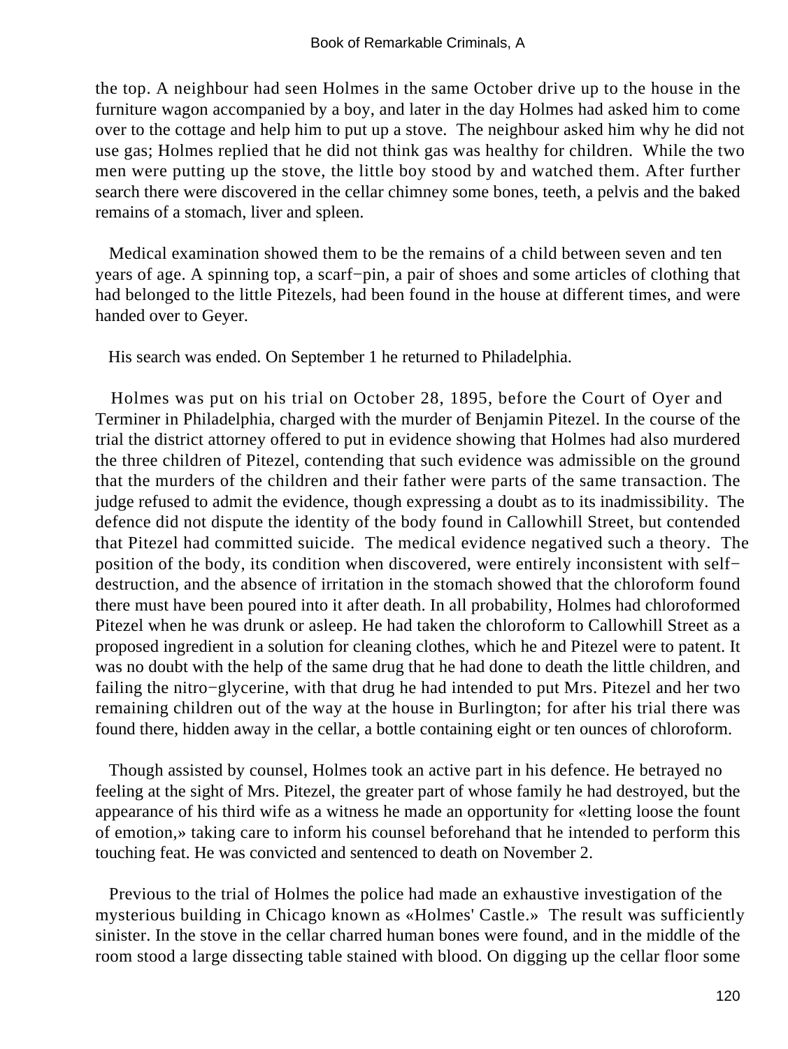the top. A neighbour had seen Holmes in the same October drive up to the house in the furniture wagon accompanied by a boy, and later in the day Holmes had asked him to come over to the cottage and help him to put up a stove. The neighbour asked him why he did not use gas; Holmes replied that he did not think gas was healthy for children. While the two men were putting up the stove, the little boy stood by and watched them. After further search there were discovered in the cellar chimney some bones, teeth, a pelvis and the baked remains of a stomach, liver and spleen.

Medical examination showed them to be the remains of a child between seven and ten years of age. A spinning top, a scarf−pin, a pair of shoes and some articles of clothing that had belonged to the little Pitezels, had been found in the house at different times, and were handed over to Geyer.

His search was ended. On September 1 he returned to Philadelphia.

Holmes was put on his trial on October 28, 1895, before the Court of Oyer and Terminer in Philadelphia, charged with the murder of Benjamin Pitezel. In the course of the trial the district attorney offered to put in evidence showing that Holmes had also murdered the three children of Pitezel, contending that such evidence was admissible on the ground that the murders of the children and their father were parts of the same transaction. The judge refused to admit the evidence, though expressing a doubt as to its inadmissibility. The defence did not dispute the identity of the body found in Callowhill Street, but contended that Pitezel had committed suicide. The medical evidence negatived such a theory. The position of the body, its condition when discovered, were entirely inconsistent with self−destruction, and the absence of irritation in the stomach showed that the chloroform found there must have been poured into it after death. In all probability, Holmes had chloroformed Pitezel when he was drunk or asleep. He had taken the chloroform to Callowhill Street as a proposed ingredient in a solution for cleaning clothes, which he and Pitezel were to patent. It was no doubt with the help of the same drug that he had done to death the little children, and failing the nitro−glycerine, with that drug he had intended to put Mrs. Pitezel and her two remaining children out of the way at the house in Burlington; for after his trial there was found there, hidden away in the cellar, a bottle containing eight or ten ounces of chloroform.

Though assisted by counsel, Holmes took an active part in his defence. He betrayed no feeling at the sight of Mrs. Pitezel, the greater part of whose family he had destroyed, but the appearance of his third wife as a witness he made an opportunity for «letting loose the fount of emotion,» taking care to inform his counsel beforehand that he intended to perform this touching feat. He was convicted and sentenced to death on November 2.

Previous to the trial of Holmes the police had made an exhaustive investigation of the mysterious building in Chicago known as «Holmes' Castle.» The result was sufficiently sinister. In the stove in the cellar charred human bones were found, and in the middle of the room stood a large dissecting table stained with blood. On digging up the cellar floor some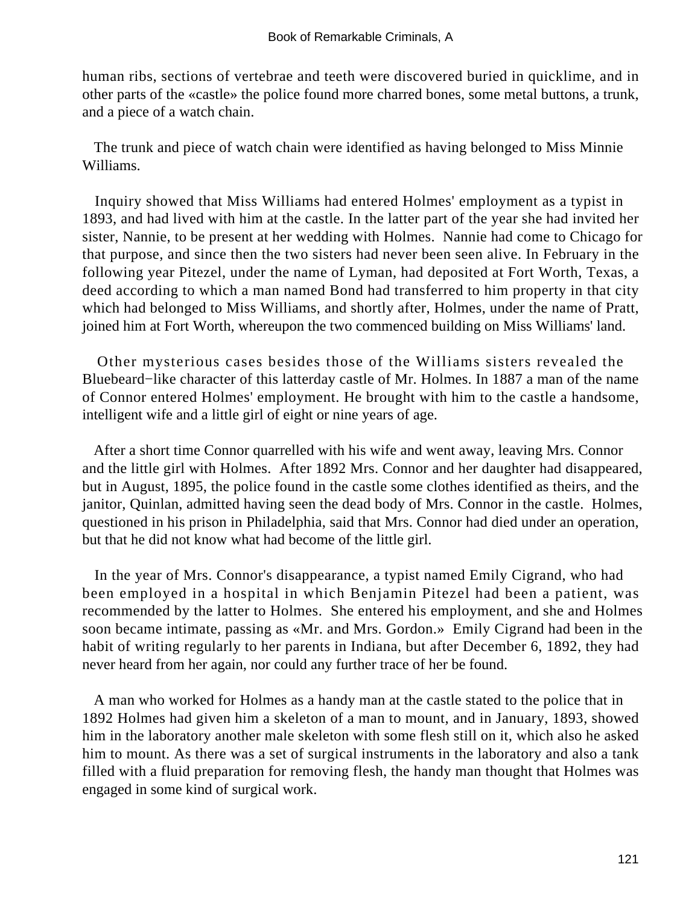human ribs, sections of vertebrae and teeth were discovered buried in quicklime, and in other parts of the «castle» the police found more charred bones, some metal buttons, a trunk, and a piece of a watch chain.

The trunk and piece of watch chain were identified as having belonged to Miss Minnie Williams.

Inquiry showed that Miss Williams had entered Holmes' employment as a typist in 1893, and had lived with him at the castle. In the latter part of the year she had invited her sister, Nannie, to be present at her wedding with Holmes. Nannie had come to Chicago for that purpose, and since then the two sisters had never been seen alive. In February in the following year Pitezel, under the name of Lyman, had deposited at Fort Worth, Texas, a deed according to which a man named Bond had transferred to him property in that city which had belonged to Miss Williams, and shortly after, Holmes, under the name of Pratt, joined him at Fort Worth, whereupon the two commenced building on Miss Williams' land.

Other mysterious cases besides those of the Williams sisters revealed the Bluebeard−like character of this latterday castle of Mr. Holmes. In 1887 a man of the name of Connor entered Holmes' employment. He brought with him to the castle a handsome, intelligent wife and a little girl of eight or nine years of age.

After a short time Connor quarrelled with his wife and went away, leaving Mrs. Connor and the little girl with Holmes. After 1892 Mrs. Connor and her daughter had disappeared, but in August, 1895, the police found in the castle some clothes identified as theirs, and the janitor, Quinlan, admitted having seen the dead body of Mrs. Connor in the castle. Holmes, questioned in his prison in Philadelphia, said that Mrs. Connor had died under an operation, but that he did not know what had become of the little girl.

In the year of Mrs. Connor's disappearance, a typist named Emily Cigrand, who had been employed in a hospital in which Benjamin Pitezel had been a patient, was recommended by the latter to Holmes. She entered his employment, and she and Holmes soon became intimate, passing as «Mr. and Mrs. Gordon.» Emily Cigrand had been in the habit of writing regularly to her parents in Indiana, but after December 6, 1892, they had never heard from her again, nor could any further trace of her be found.

A man who worked for Holmes as a handy man at the castle stated to the police that in 1892 Holmes had given him a skeleton of a man to mount, and in January, 1893, showed him in the laboratory another male skeleton with some flesh still on it, which also he asked him to mount. As there was a set of surgical instruments in the laboratory and also a tank filled with a fluid preparation for removing flesh, the handy man thought that Holmes was engaged in some kind of surgical work.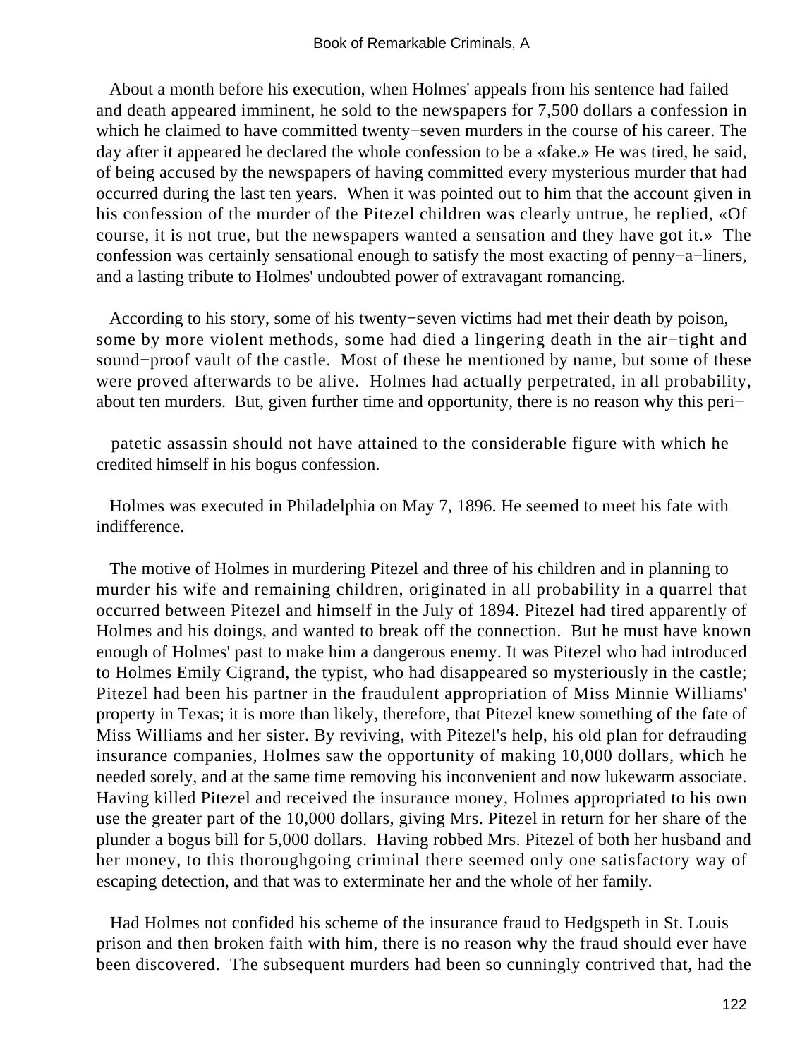About a month before his execution, when Holmes' appeals from his sentence had failed and death appeared imminent, he sold to the newspapers for 7,500 dollars a confession in which he claimed to have committed twenty−seven murders in the course of his career. The day after it appeared he declared the whole confession to be a «fake.» He was tired, he said, of being accused by the newspapers of having committed every mysterious murder that had occurred during the last ten years. When it was pointed out to him that the account given in his confession of the murder of the Pitezel children was clearly untrue, he replied, «Of course, it is not true, but the newspapers wanted a sensation and they have got it.» The confession was certainly sensational enough to satisfy the most exacting of penny−a−liners, and a lasting tribute to Holmes' undoubted power of extravagant romancing.

According to his story, some of his twenty−seven victims had met their death by poison, some by more violent methods, some had died a lingering death in the air−tight and sound−proof vault of the castle. Most of these he mentioned by name, but some of these were proved afterwards to be alive. Holmes had actually perpetrated, in all probability, about ten murders. But, given further time and opportunity, there is no reason why this peripatetic assassin should not have attained to the considerable figure with which he credited himself in his bogus confession.

Holmes was executed in Philadelphia on May 7, 1896. He seemed to meet his fate with indifference.

The motive of Holmes in murdering Pitezel and three of his children and in planning to murder his wife and remaining children, originated in all probability in a quarrel that occurred between Pitezel and himself in the July of 1894. Pitezel had tired apparently of Holmes and his doings, and wanted to break off the connection. But he must have known enough of Holmes' past to make him a dangerous enemy. It was Pitezel who had introduced to Holmes Emily Cigrand, the typist, who had disappeared so mysteriously in the castle; Pitezel had been his partner in the fraudulent appropriation of Miss Minnie Williams' property in Texas; it is more than likely, therefore, that Pitezel knew something of the fate of Miss Williams and her sister. By reviving, with Pitezel's help, his old plan for defrauding insurance companies, Holmes saw the opportunity of making 10,000 dollars, which he needed sorely, and at the same time removing his inconvenient and now lukewarm associate. Having killed Pitezel and received the insurance money, Holmes appropriated to his own use the greater part of the 10,000 dollars, giving Mrs. Pitezel in return for her share of the plunder a bogus bill for 5,000 dollars. Having robbed Mrs. Pitezel of both her husband and her money, to this thoroughgoing criminal there seemed only one satisfactory way of escaping detection, and that was to exterminate her and the whole of her family.

Had Holmes not confided his scheme of the insurance fraud to Hedgspeth in St. Louis prison and then broken faith with him, there is no reason why the fraud should ever have been discovered. The subsequent murders had been so cunningly contrived that, had the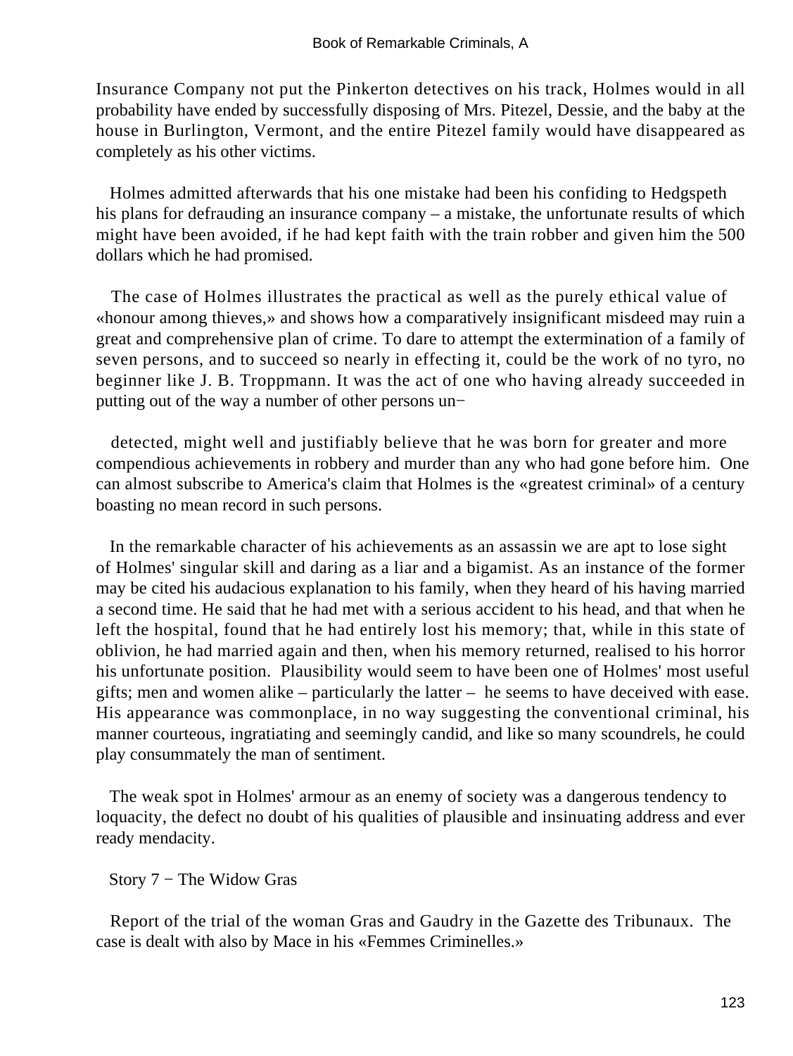Insurance Company not put the Pinkerton detectives on his track, Holmes would in all probability have ended by successfully disposing of Mrs. Pitezel, Dessie, and the baby at the house in Burlington, Vermont, and the entire Pitezel family would have disappeared as completely as his other victims.

Holmes admitted afterwards that his one mistake had been his confiding to Hedgspeth his plans for defrauding an insurance company – a mistake, the unfortunate results of which might have been avoided, if he had kept faith with the train robber and given him the 500 dollars which he had promised.

The case of Holmes illustrates the practical as well as the purely ethical value of «honour among thieves,» and shows how a comparatively insignificant misdeed may ruin a great and comprehensive plan of crime. To dare to attempt the extermination of a family of seven persons, and to succeed so nearly in effecting it, could be the work of no tyro, no beginner like J. B. Troppmann. It was the act of one who having already succeeded in putting out of the way a number of other persons undetected, might well and justifiably believe that he was born for greater and more compendious achievements in robbery and murder than any who had gone before him. One can almost subscribe to America's claim that Holmes is the «greatest criminal» of a century boasting no mean record in such persons.

In the remarkable character of his achievements as an assassin we are apt to lose sight of Holmes' singular skill and daring as a liar and a bigamist. As an instance of the former may be cited his audacious explanation to his family, when they heard of his having married a second time. He said that he had met with a serious accident to his head, and that when he left the hospital, found that he had entirely lost his memory; that, while in this state of oblivion, he had married again and then, when his memory returned, realised to his horror his unfortunate position. Plausibility would seem to have been one of Holmes' most useful gifts; men and women alike – particularly the latter – he seems to have deceived with ease. His appearance was commonplace, in no way suggesting the conventional criminal, his manner courteous, ingratiating and seemingly candid, and like so many scoundrels, he could play consummately the man of sentiment.

The weak spot in Holmes' armour as an enemy of society was a dangerous tendency to loquacity, the defect no doubt of his qualities of plausible and insinuating address and ever ready mendacity.

## Story 7 − The Widow Gras

Report of the trial of the woman Gras and Gaudry in the Gazette des Tribunaux. The case is dealt with also by Mace in his «Femmes Criminelles.»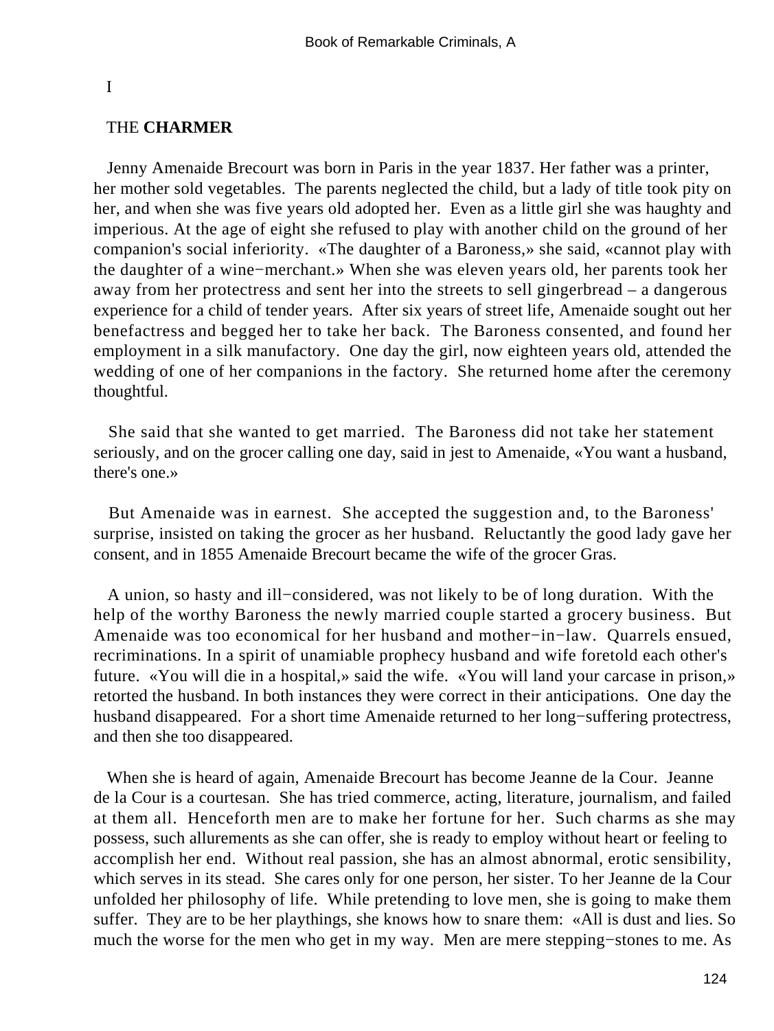# I

## THE **CHARMER**

Jenny Amenaide Brecourt was born in Paris in the year 1837. Her father was a printer, her mother sold vegetables. The parents neglected the child, but a lady of title took pity on her, and when she was five years old adopted her. Even as a little girl she was haughty and imperious. At the age of eight she refused to play with another child on the ground of her companion's social inferiority. «The daughter of a Baroness,» she said, «cannot play with the daughter of a wine−merchant.» When she was eleven years old, her parents took her away from her protectress and sent her into the streets to sell gingerbread – a dangerous experience for a child of tender years. After six years of street life, Amenaide sought out her benefactress and begged her to take her back. The Baroness consented, and found her employment in a silk manufactory. One day the girl, now eighteen years old, attended the wedding of one of her companions in the factory. She returned home after the ceremony thoughtful.

She said that she wanted to get married. The Baroness did not take her statement seriously, and on the grocer calling one day, said in jest to Amenaide, «You want a husband, there's one.»

But Amenaide was in earnest. She accepted the suggestion and, to the Baroness' surprise, insisted on taking the grocer as her husband. Reluctantly the good lady gave her consent, and in 1855 Amenaide Brecourt became the wife of the grocer Gras.

A union, so hasty and ill−considered, was not likely to be of long duration. With the help of the worthy Baroness the newly married couple started a grocery business. But Amenaide was too economical for her husband and mother−in−law. Quarrels ensued, recriminations. In a spirit of unamiable prophecy husband and wife foretold each other's future. «You will die in a hospital,» said the wife. «You will land your carcase in prison,» retorted the husband. In both instances they were correct in their anticipations. One day the husband disappeared. For a short time Amenaide returned to her long−suffering protectress, and then she too disappeared.

When she is heard of again, Amenaide Brecourt has become Jeanne de la Cour. Jeanne de la Cour is a courtesan. She has tried commerce, acting, literature, journalism, and failed at them all. Henceforth men are to make her fortune for her. Such charms as she may possess, such allurements as she can offer, she is ready to employ without heart or feeling to accomplish her end. Without real passion, she has an almost abnormal, erotic sensibility, which serves in its stead. She cares only for one person, her sister. To her Jeanne de la Cour unfolded her philosophy of life. While pretending to love men, she is going to make them suffer. They are to be her playthings, she knows how to snare them: «All is dust and lies. So much the worse for the men who get in my way. Men are mere stepping−stones to me. As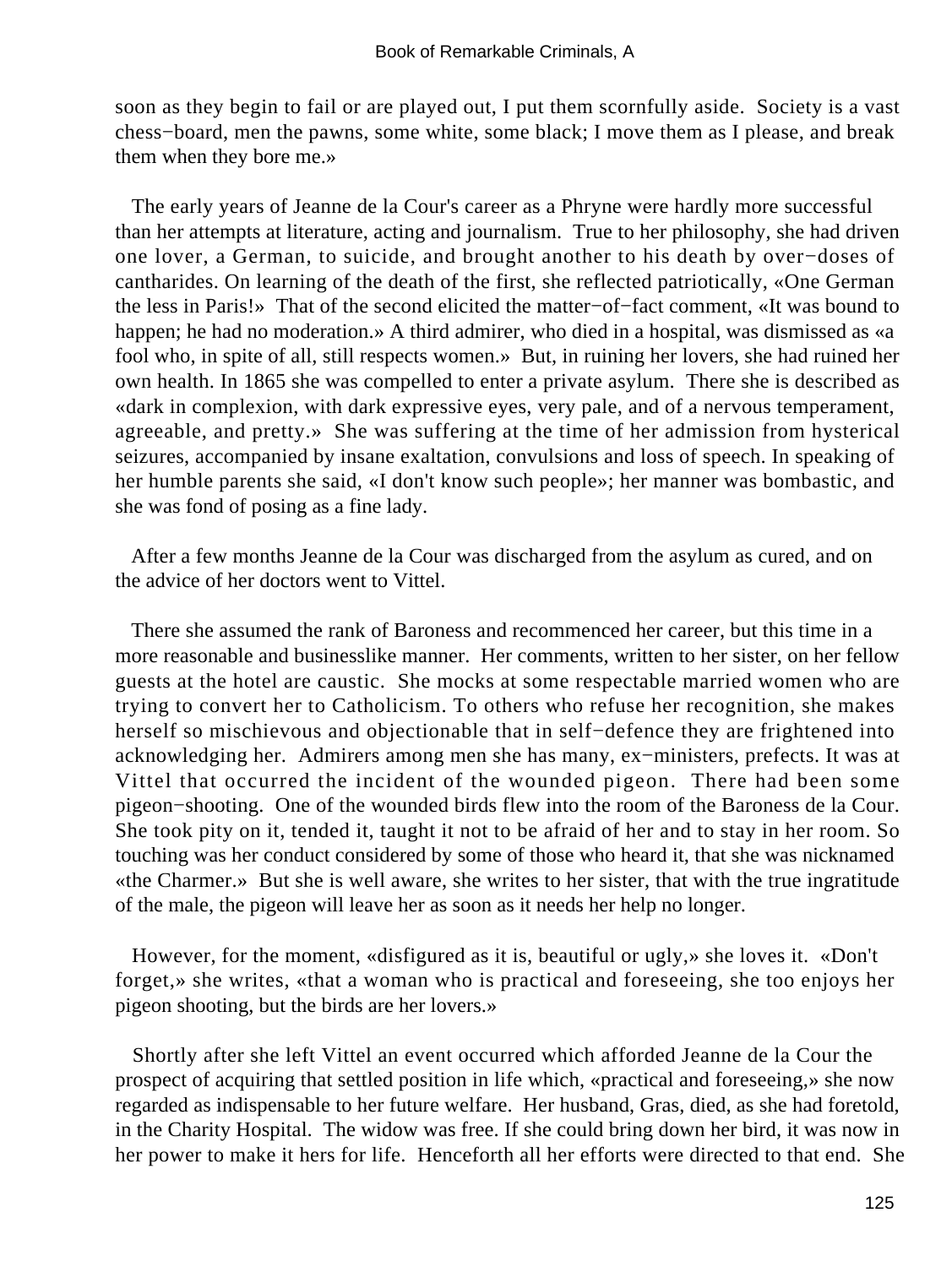soon as they begin to fail or are played out, I put them scornfully aside. Society is a vast chess−board, men the pawns, some white, some black; I move them as I please, and break them when they bore me.»

The early years of Jeanne de la Cour's career as a Phryne were hardly more successful than her attempts at literature, acting and journalism. True to her philosophy, she had driven one lover, a German, to suicide, and brought another to his death by over−doses of cantharides. On learning of the death of the first, she reflected patriotically, «One German the less in Paris!» That of the second elicited the matter−of−fact comment, «It was bound to happen; he had no moderation.» A third admirer, who died in a hospital, was dismissed as «a fool who, in spite of all, still respects women.» But, in ruining her lovers, she had ruined her own health. In 1865 she was compelled to enter a private asylum. There she is described as «dark in complexion, with dark expressive eyes, very pale, and of a nervous temperament, agreeable, and pretty.» She was suffering at the time of her admission from hysterical seizures, accompanied by insane exaltation, convulsions and loss of speech. In speaking of her humble parents she said, «I don't know such people»; her manner was bombastic, and she was fond of posing as a fine lady.

After a few months Jeanne de la Cour was discharged from the asylum as cured, and on the advice of her doctors went to Vittel.

There she assumed the rank of Baroness and recommenced her career, but this time in a more reasonable and businesslike manner. Her comments, written to her sister, on her fellow guests at the hotel are caustic. She mocks at some respectable married women who are trying to convert her to Catholicism. To others who refuse her recognition, she makes herself so mischievous and objectionable that in self−defence they are frightened into acknowledging her. Admirers among men she has many, ex−ministers, prefects. It was at Vittel that occurred the incident of the wounded pigeon. There had been some pigeon−shooting. One of the wounded birds flew into the room of the Baroness de la Cour. She took pity on it, tended it, taught it not to be afraid of her and to stay in her room. So touching was her conduct considered by some of those who heard it, that she was nicknamed «the Charmer.» But she is well aware, she writes to her sister, that with the true ingratitude of the male, the pigeon will leave her as soon as it needs her help no longer.

However, for the moment, «disfigured as it is, beautiful or ugly,» she loves it. «Don't forget,» she writes, «that a woman who is practical and foreseeing, she too enjoys her pigeon shooting, but the birds are her lovers.»

Shortly after she left Vittel an event occurred which afforded Jeanne de la Cour the prospect of acquiring that settled position in life which, «practical and foreseeing,» she now regarded as indispensable to her future welfare. Her husband, Gras, died, as she had foretold, in the Charity Hospital. The widow was free. If she could bring down her bird, it was now in her power to make it hers for life. Henceforth all her efforts were directed to that end. She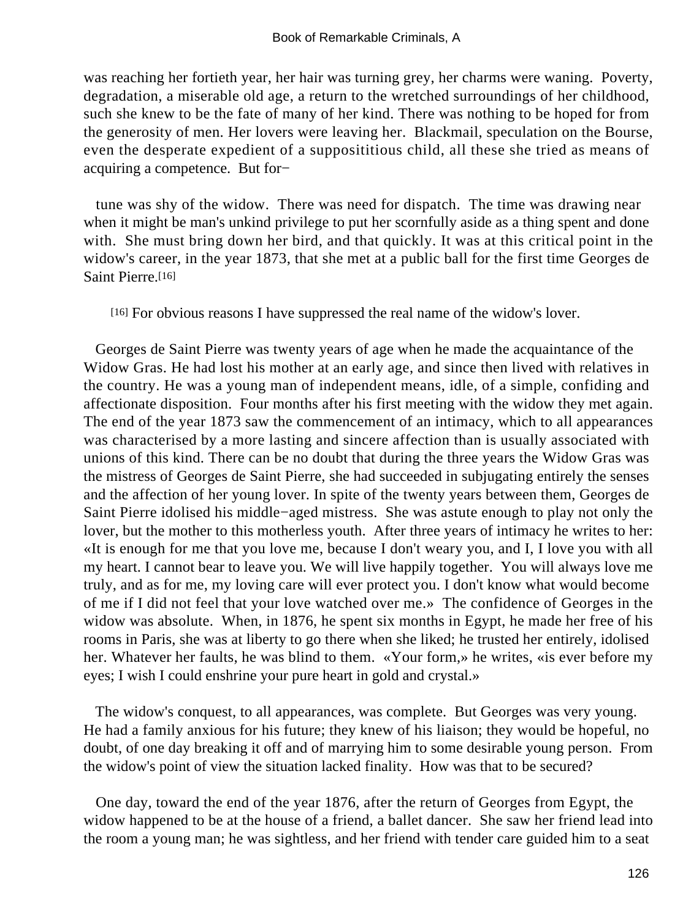was reaching her fortieth year, her hair was turning grey, her charms were waning. Poverty, degradation, a miserable old age, a return to the wretched surroundings of her childhood, such she knew to be the fate of many of her kind. There was nothing to be hoped for from the generosity of men. Her lovers were leaving her. Blackmail, speculation on the Bourse, even the desperate expedient of a supposititious child, all these she tried as means of acquiring a competence. But for−

tune was shy of the widow. There was need for dispatch. The time was drawing near when it might be man's unkind privilege to put her scornfully aside as a thing spent and done with. She must bring down her bird, and that quickly. It was at this critical point in the widow's career, in the year 1873, that she met at a public ball for the first time Georges de Saint Pierre.[16]

[16] For obvious reasons I have suppressed the real name of the widow's lover.

Georges de Saint Pierre was twenty years of age when he made the acquaintance of the Widow Gras. He had lost his mother at an early age, and since then lived with relatives in the country. He was a young man of independent means, idle, of a simple, confiding and affectionate disposition. Four months after his first meeting with the widow they met again. The end of the year 1873 saw the commencement of an intimacy, which to all appearances was characterised by a more lasting and sincere affection than is usually associated with unions of this kind. There can be no doubt that during the three years the Widow Gras was the mistress of Georges de Saint Pierre, she had succeeded in subjugating entirely the senses and the affection of her young lover. In spite of the twenty years between them, Georges de Saint Pierre idolised his middle−aged mistress. She was astute enough to play not only the lover, but the mother to this motherless youth. After three years of intimacy he writes to her: «It is enough for me that you love me, because I don't weary you, and I, I love you with all my heart. I cannot bear to leave you. We will live happily together. You will always love me truly, and as for me, my loving care will ever protect you. I don't know what would become of me if I did not feel that your love watched over me.» The confidence of Georges in the widow was absolute. When, in 1876, he spent six months in Egypt, he made her free of his rooms in Paris, she was at liberty to go there when she liked; he trusted her entirely, idolised her. Whatever her faults, he was blind to them. «Your form,» he writes, «is ever before my eyes; I wish I could enshrine your pure heart in gold and crystal.»

The widow's conquest, to all appearances, was complete. But Georges was very young. He had a family anxious for his future; they knew of his liaison; they would be hopeful, no doubt, of one day breaking it off and of marrying him to some desirable young person. From the widow's point of view the situation lacked finality. How was that to be secured?

One day, toward the end of the year 1876, after the return of Georges from Egypt, the widow happened to be at the house of a friend, a ballet dancer. She saw her friend lead into the room a young man; he was sightless, and her friend with tender care guided him to a seat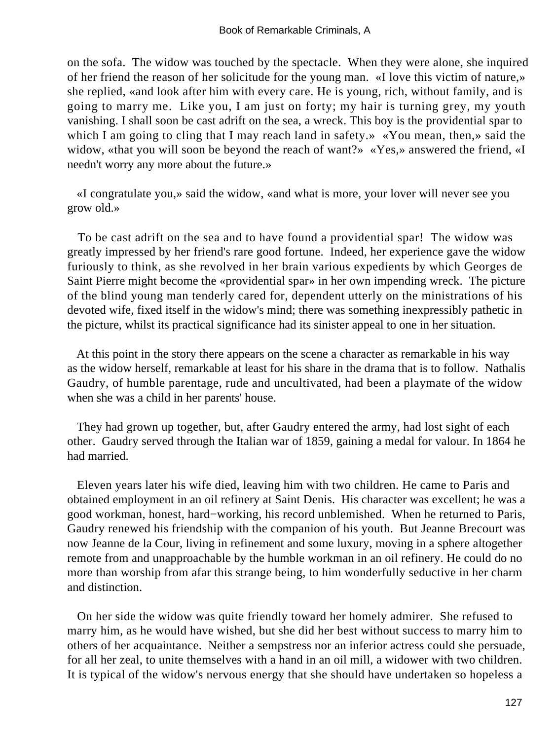on the sofa. The widow was touched by the spectacle. When they were alone, she inquired of her friend the reason of her solicitude for the young man. «I love this victim of nature,» she replied, «and look after him with every care. He is young, rich, without family, and is going to marry me. Like you, I am just on forty; my hair is turning grey, my youth vanishing. I shall soon be cast adrift on the sea, a wreck. This boy is the providential spar to which I am going to cling that I may reach land in safety.» «You mean, then,» said the widow, «that you will soon be beyond the reach of want?» «Yes,» answered the friend, «I needn't worry any more about the future.»

«I congratulate you,» said the widow, «and what is more, your lover will never see you grow old.»

To be cast adrift on the sea and to have found a providential spar! The widow was greatly impressed by her friend's rare good fortune. Indeed, her experience gave the widow furiously to think, as she revolved in her brain various expedients by which Georges de Saint Pierre might become the «providential spar» in her own impending wreck. The picture of the blind young man tenderly cared for, dependent utterly on the ministrations of his devoted wife, fixed itself in the widow's mind; there was something inexpressibly pathetic in the picture, whilst its practical significance had its sinister appeal to one in her situation.

At this point in the story there appears on the scene a character as remarkable in his way as the widow herself, remarkable at least for his share in the drama that is to follow. Nathalis Gaudry, of humble parentage, rude and uncultivated, had been a playmate of the widow when she was a child in her parents' house.

They had grown up together, but, after Gaudry entered the army, had lost sight of each other. Gaudry served through the Italian war of 1859, gaining a medal for valour. In 1864 he had married.

Eleven years later his wife died, leaving him with two children. He came to Paris and obtained employment in an oil refinery at Saint Denis. His character was excellent; he was a good workman, honest, hard−working, his record unblemished. When he returned to Paris, Gaudry renewed his friendship with the companion of his youth. But Jeanne Brecourt was now Jeanne de la Cour, living in refinement and some luxury, moving in a sphere altogether remote from and unapproachable by the humble workman in an oil refinery. He could do no more than worship from afar this strange being, to him wonderfully seductive in her charm and distinction.

On her side the widow was quite friendly toward her homely admirer. She refused to marry him, as he would have wished, but she did her best without success to marry him to others of her acquaintance. Neither a sempstress nor an inferior actress could she persuade, for all her zeal, to unite themselves with a hand in an oil mill, a widower with two children. It is typical of the widow's nervous energy that she should have undertaken so hopeless a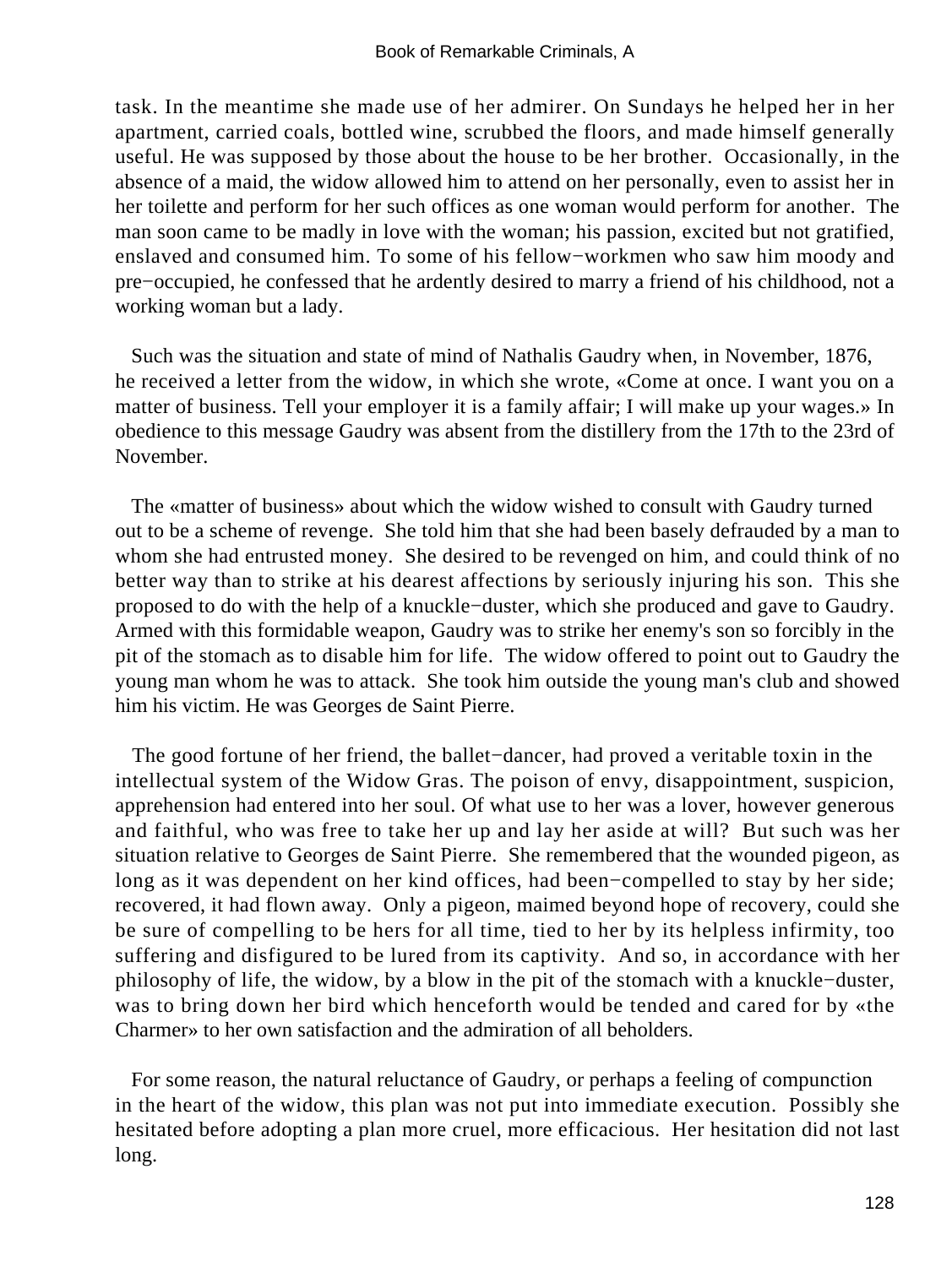task. In the meantime she made use of her admirer. On Sundays he helped her in her apartment, carried coals, bottled wine, scrubbed the floors, and made himself generally useful. He was supposed by those about the house to be her brother. Occasionally, in the absence of a maid, the widow allowed him to attend on her personally, even to assist her in her toilette and perform for her such offices as one woman would perform for another. The man soon came to be madly in love with the woman; his passion, excited but not gratified, enslaved and consumed him. To some of his fellow−workmen who saw him moody and pre−occupied, he confessed that he ardently desired to marry a friend of his childhood, not a working woman but a lady.

Such was the situation and state of mind of Nathalis Gaudry when, in November, 1876, he received a letter from the widow, in which she wrote, «Come at once. I want you on a matter of business. Tell your employer it is a family affair; I will make up your wages.» In obedience to this message Gaudry was absent from the distillery from the 17th to the 23rd of November.

The «matter of business» about which the widow wished to consult with Gaudry turned out to be a scheme of revenge. She told him that she had been basely defrauded by a man to whom she had entrusted money. She desired to be revenged on him, and could think of no better way than to strike at his dearest affections by seriously injuring his son. This she proposed to do with the help of a knuckle−duster, which she produced and gave to Gaudry. Armed with this formidable weapon, Gaudry was to strike her enemy's son so forcibly in the pit of the stomach as to disable him for life. The widow offered to point out to Gaudry the young man whom he was to attack. She took him outside the young man's club and showed him his victim. He was Georges de Saint Pierre.

The good fortune of her friend, the ballet−dancer, had proved a veritable toxin in the intellectual system of the Widow Gras. The poison of envy, disappointment, suspicion, apprehension had entered into her soul. Of what use to her was a lover, however generous and faithful, who was free to take her up and lay her aside at will? But such was her situation relative to Georges de Saint Pierre. She remembered that the wounded pigeon, as long as it was dependent on her kind offices, had been−compelled to stay by her side; recovered, it had flown away. Only a pigeon, maimed beyond hope of recovery, could she be sure of compelling to be hers for all time, tied to her by its helpless infirmity, too suffering and disfigured to be lured from its captivity. And so, in accordance with her philosophy of life, the widow, by a blow in the pit of the stomach with a knuckle−duster, was to bring down her bird which henceforth would be tended and cared for by «the Charmer» to her own satisfaction and the admiration of all beholders.

For some reason, the natural reluctance of Gaudry, or perhaps a feeling of compunction in the heart of the widow, this plan was not put into immediate execution. Possibly she hesitated before adopting a plan more cruel, more efficacious. Her hesitation did not last long.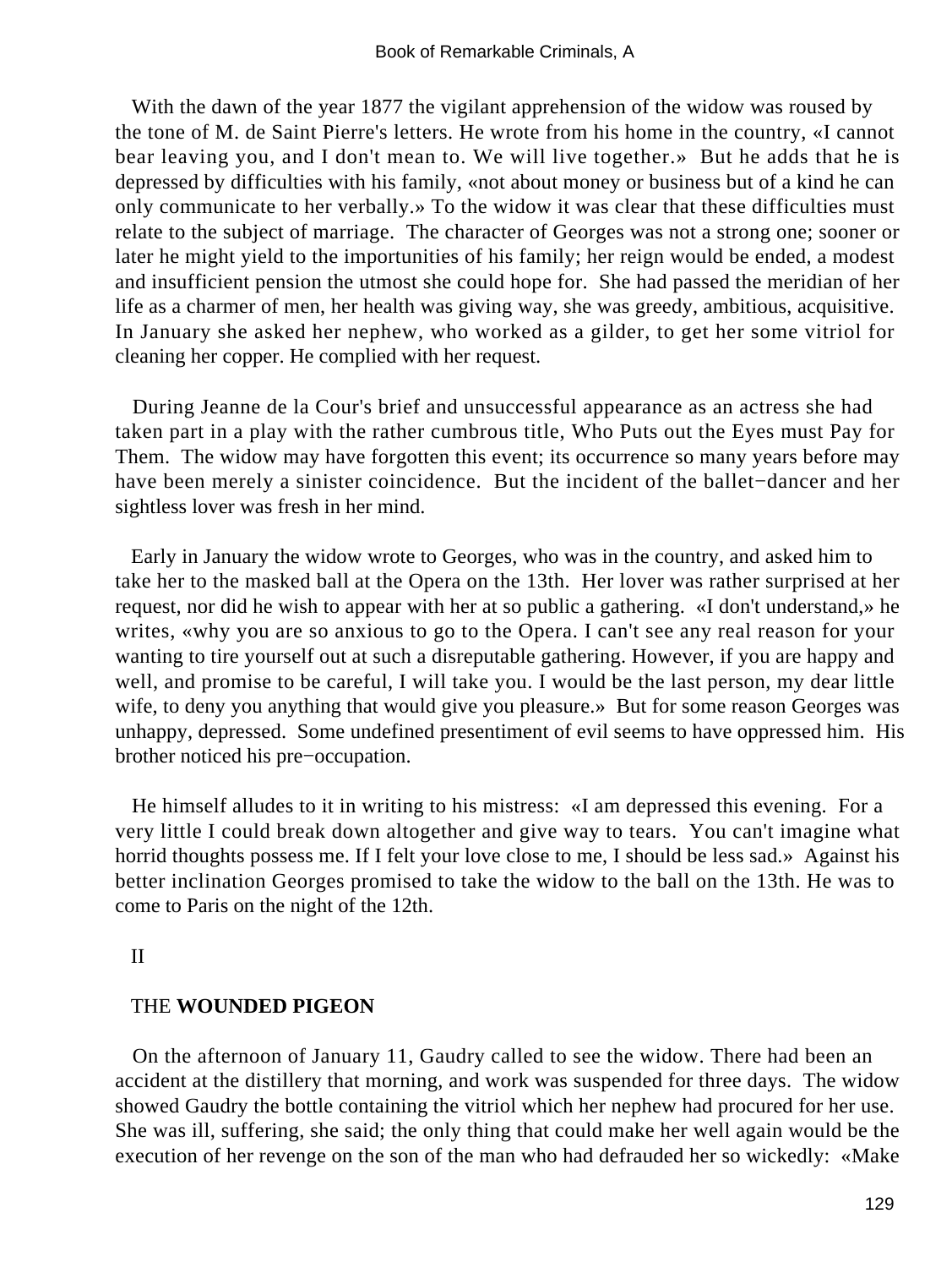With the dawn of the year 1877 the vigilant apprehension of the widow was roused by the tone of M. de Saint Pierre's letters. He wrote from his home in the country, «I cannot bear leaving you, and I don't mean to. We will live together.» But he adds that he is depressed by difficulties with his family, «not about money or business but of a kind he can only communicate to her verbally.» To the widow it was clear that these difficulties must relate to the subject of marriage. The character of Georges was not a strong one; sooner or later he might yield to the importunities of his family; her reign would be ended, a modest and insufficient pension the utmost she could hope for. She had passed the meridian of her life as a charmer of men, her health was giving way, she was greedy, ambitious, acquisitive. In January she asked her nephew, who worked as a gilder, to get her some vitriol for cleaning her copper. He complied with her request.

During Jeanne de la Cour's brief and unsuccessful appearance as an actress she had taken part in a play with the rather cumbrous title, Who Puts out the Eyes must Pay for Them. The widow may have forgotten this event; its occurrence so many years before may have been merely a sinister coincidence. But the incident of the ballet−dancer and her sightless lover was fresh in her mind.

Early in January the widow wrote to Georges, who was in the country, and asked him to take her to the masked ball at the Opera on the 13th. Her lover was rather surprised at her request, nor did he wish to appear with her at so public a gathering. «I don't understand,» he writes, «why you are so anxious to go to the Opera. I can't see any real reason for your wanting to tire yourself out at such a disreputable gathering. However, if you are happy and well, and promise to be careful, I will take you. I would be the last person, my dear little wife, to deny you anything that would give you pleasure.» But for some reason Georges was unhappy, depressed. Some undefined presentiment of evil seems to have oppressed him. His brother noticed his pre−occupation.

He himself alludes to it in writing to his mistress: «I am depressed this evening. For a very little I could break down altogether and give way to tears. You can't imagine what horrid thoughts possess me. If I felt your love close to me, I should be less sad.» Against his better inclination Georges promised to take the widow to the ball on the 13th. He was to come to Paris on the night of the 12th.

## II

### THE **WOUNDED PIGEON**

On the afternoon of January 11, Gaudry called to see the widow. There had been an accident at the distillery that morning, and work was suspended for three days. The widow showed Gaudry the bottle containing the vitriol which her nephew had procured for her use. She was ill, suffering, she said; the only thing that could make her well again would be the execution of her revenge on the son of the man who had defrauded her so wickedly: «Make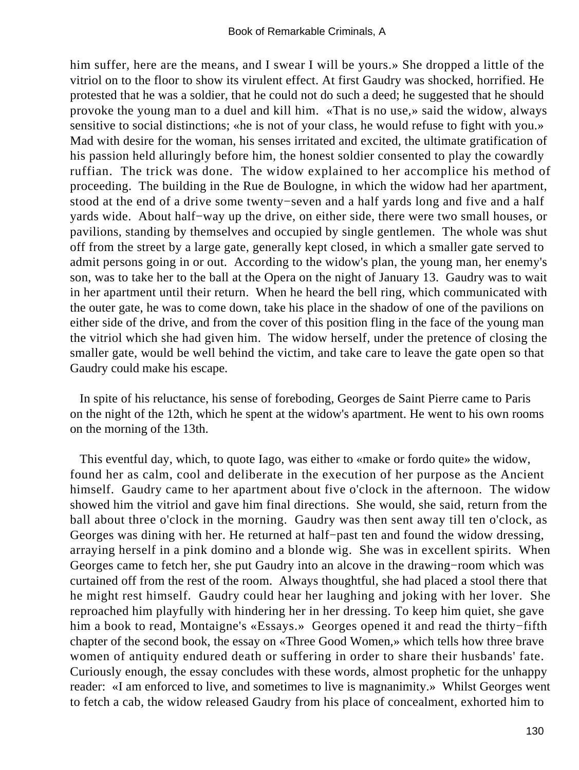him suffer, here are the means, and I swear I will be yours.» She dropped a little of the vitriol on to the floor to show its virulent effect. At first Gaudry was shocked, horrified. He protested that he was a soldier, that he could not do such a deed; he suggested that he should provoke the young man to a duel and kill him. «That is no use,» said the widow, always sensitive to social distinctions; «he is not of your class, he would refuse to fight with you.» Mad with desire for the woman, his senses irritated and excited, the ultimate gratification of his passion held alluringly before him, the honest soldier consented to play the cowardly ruffian. The trick was done. The widow explained to her accomplice his method of proceeding. The building in the Rue de Boulogne, in which the widow had her apartment, stood at the end of a drive some twenty−seven and a half yards long and five and a half yards wide. About half−way up the drive, on either side, there were two small houses, or pavilions, standing by themselves and occupied by single gentlemen. The whole was shut off from the street by a large gate, generally kept closed, in which a smaller gate served to admit persons going in or out. According to the widow's plan, the young man, her enemy's son, was to take her to the ball at the Opera on the night of January 13. Gaudry was to wait in her apartment until their return. When he heard the bell ring, which communicated with the outer gate, he was to come down, take his place in the shadow of one of the pavilions on either side of the drive, and from the cover of this position fling in the face of the young man the vitriol which she had given him. The widow herself, under the pretence of closing the smaller gate, would be well behind the victim, and take care to leave the gate open so that Gaudry could make his escape.

In spite of his reluctance, his sense of foreboding, Georges de Saint Pierre came to Paris on the night of the 12th, which he spent at the widow's apartment. He went to his own rooms on the morning of the 13th.

This eventful day, which, to quote Iago, was either to «make or fordo quite» the widow, found her as calm, cool and deliberate in the execution of her purpose as the Ancient himself. Gaudry came to her apartment about five o'clock in the afternoon. The widow showed him the vitriol and gave him final directions. She would, she said, return from the ball about three o'clock in the morning. Gaudry was then sent away till ten o'clock, as Georges was dining with her. He returned at half−past ten and found the widow dressing, arraying herself in a pink domino and a blonde wig. She was in excellent spirits. When Georges came to fetch her, she put Gaudry into an alcove in the drawing−room which was curtained off from the rest of the room. Always thoughtful, she had placed a stool there that he might rest himself. Gaudry could hear her laughing and joking with her lover. She reproached him playfully with hindering her in her dressing. To keep him quiet, she gave him a book to read, Montaigne's «Essays.» Georges opened it and read the thirty−fifth chapter of the second book, the essay on «Three Good Women,» which tells how three brave women of antiquity endured death or suffering in order to share their husbands' fate. Curiously enough, the essay concludes with these words, almost prophetic for the unhappy reader: «I am enforced to live, and sometimes to live is magnanimity.» Whilst Georges went to fetch a cab, the widow released Gaudry from his place of concealment, exhorted him to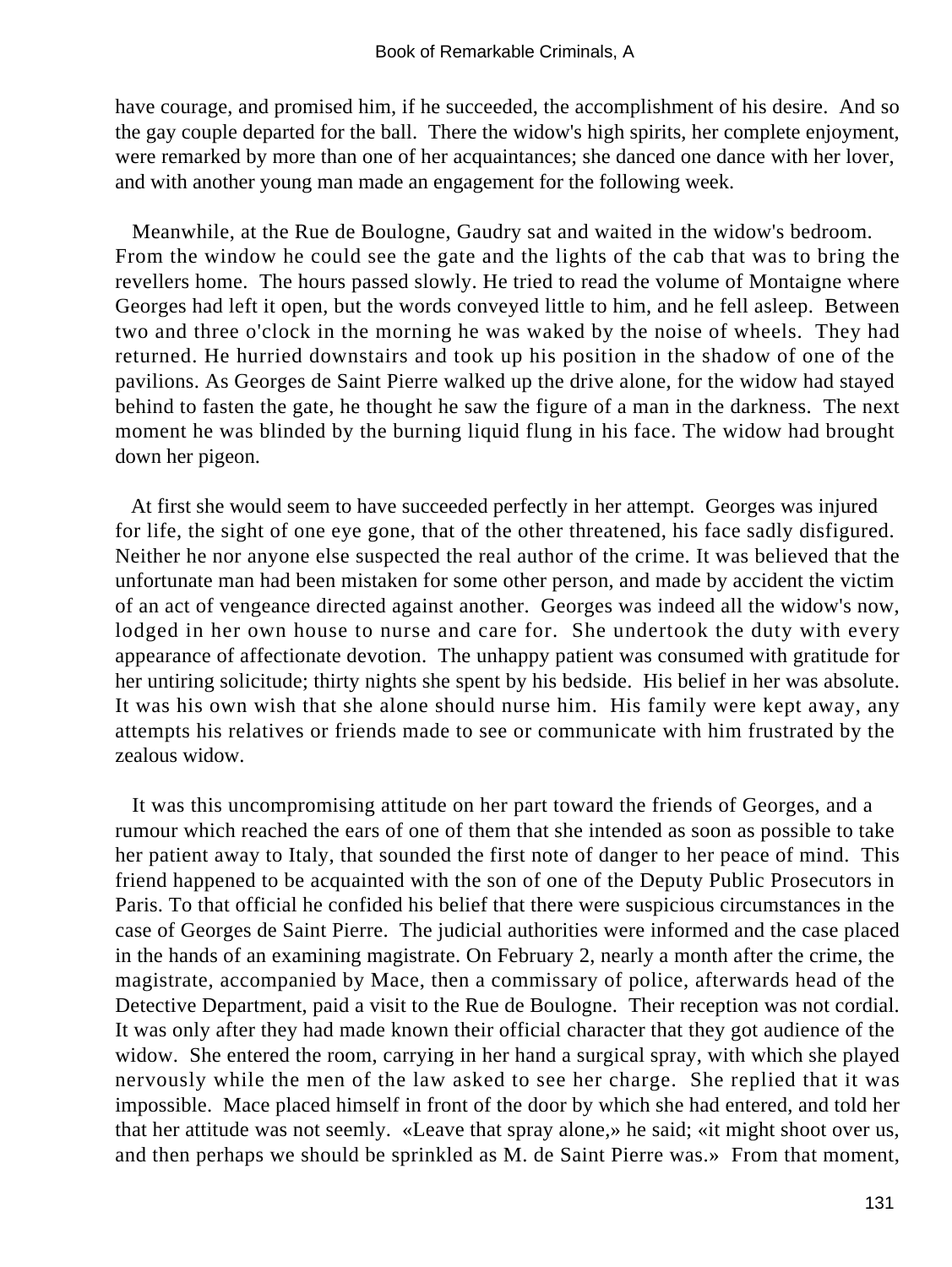have courage, and promised him, if he succeeded, the accomplishment of his desire. And so the gay couple departed for the ball. There the widow's high spirits, her complete enjoyment, were remarked by more than one of her acquaintances; she danced one dance with her lover, and with another young man made an engagement for the following week.

Meanwhile, at the Rue de Boulogne, Gaudry sat and waited in the widow's bedroom. From the window he could see the gate and the lights of the cab that was to bring the revellers home. The hours passed slowly. He tried to read the volume of Montaigne where Georges had left it open, but the words conveyed little to him, and he fell asleep. Between two and three o'clock in the morning he was waked by the noise of wheels. They had returned. He hurried downstairs and took up his position in the shadow of one of the pavilions. As Georges de Saint Pierre walked up the drive alone, for the widow had stayed behind to fasten the gate, he thought he saw the figure of a man in the darkness. The next moment he was blinded by the burning liquid flung in his face. The widow had brought down her pigeon.

At first she would seem to have succeeded perfectly in her attempt. Georges was injured for life, the sight of one eye gone, that of the other threatened, his face sadly disfigured. Neither he nor anyone else suspected the real author of the crime. It was believed that the unfortunate man had been mistaken for some other person, and made by accident the victim of an act of vengeance directed against another. Georges was indeed all the widow's now, lodged in her own house to nurse and care for. She undertook the duty with every appearance of affectionate devotion. The unhappy patient was consumed with gratitude for her untiring solicitude; thirty nights she spent by his bedside. His belief in her was absolute. It was his own wish that she alone should nurse him. His family were kept away, any attempts his relatives or friends made to see or communicate with him frustrated by the zealous widow.

It was this uncompromising attitude on her part toward the friends of Georges, and a rumour which reached the ears of one of them that she intended as soon as possible to take her patient away to Italy, that sounded the first note of danger to her peace of mind. This friend happened to be acquainted with the son of one of the Deputy Public Prosecutors in Paris. To that official he confided his belief that there were suspicious circumstances in the case of Georges de Saint Pierre. The judicial authorities were informed and the case placed in the hands of an examining magistrate. On February 2, nearly a month after the crime, the magistrate, accompanied by Mace, then a commissary of police, afterwards head of the Detective Department, paid a visit to the Rue de Boulogne. Their reception was not cordial. It was only after they had made known their official character that they got audience of the widow. She entered the room, carrying in her hand a surgical spray, with which she played nervously while the men of the law asked to see her charge. She replied that it was impossible. Mace placed himself in front of the door by which she had entered, and told her that her attitude was not seemly. «Leave that spray alone,» he said; «it might shoot over us, and then perhaps we should be sprinkled as M. de Saint Pierre was.» From that moment,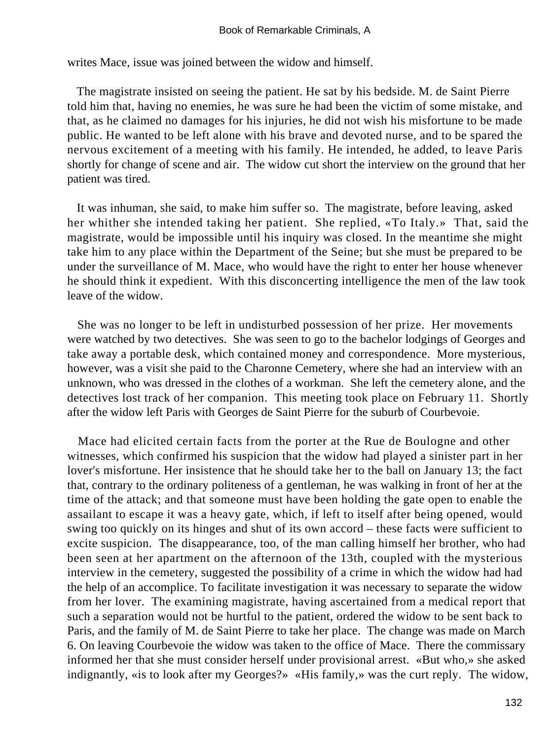writes Mace, issue was joined between the widow and himself.

The magistrate insisted on seeing the patient. He sat by his bedside. M. de Saint Pierre told him that, having no enemies, he was sure he had been the victim of some mistake, and that, as he claimed no damages for his injuries, he did not wish his misfortune to be made public. He wanted to be left alone with his brave and devoted nurse, and to be spared the nervous excitement of a meeting with his family. He intended, he added, to leave Paris shortly for change of scene and air. The widow cut short the interview on the ground that her patient was tired.

It was inhuman, she said, to make him suffer so. The magistrate, before leaving, asked her whither she intended taking her patient. She replied, «To Italy.» That, said the magistrate, would be impossible until his inquiry was closed. In the meantime she might take him to any place within the Department of the Seine; but she must be prepared to be under the surveillance of M. Mace, who would have the right to enter her house whenever he should think it expedient. With this disconcerting intelligence the men of the law took leave of the widow.

She was no longer to be left in undisturbed possession of her prize. Her movements were watched by two detectives. She was seen to go to the bachelor lodgings of Georges and take away a portable desk, which contained money and correspondence. More mysterious, however, was a visit she paid to the Charonne Cemetery, where she had an interview with an unknown, who was dressed in the clothes of a workman. She left the cemetery alone, and the detectives lost track of her companion. This meeting took place on February 11. Shortly after the widow left Paris with Georges de Saint Pierre for the suburb of Courbevoie.

Mace had elicited certain facts from the porter at the Rue de Boulogne and other witnesses, which confirmed his suspicion that the widow had played a sinister part in her lover's misfortune. Her insistence that he should take her to the ball on January 13; the fact that, contrary to the ordinary politeness of a gentleman, he was walking in front of her at the time of the attack; and that someone must have been holding the gate open to enable the assailant to escape it was a heavy gate, which, if left to itself after being opened, would swing too quickly on its hinges and shut of its own accord – these facts were sufficient to excite suspicion. The disappearance, too, of the man calling himself her brother, who had been seen at her apartment on the afternoon of the 13th, coupled with the mysterious interview in the cemetery, suggested the possibility of a crime in which the widow had had the help of an accomplice. To facilitate investigation it was necessary to separate the widow from her lover. The examining magistrate, having ascertained from a medical report that such a separation would not be hurtful to the patient, ordered the widow to be sent back to Paris, and the family of M. de Saint Pierre to take her place. The change was made on March 6. On leaving Courbevoie the widow was taken to the office of Mace. There the commissary informed her that she must consider herself under provisional arrest. «But who,» she asked indignantly, «is to look after my Georges?» «His family,» was the curt reply. The widow,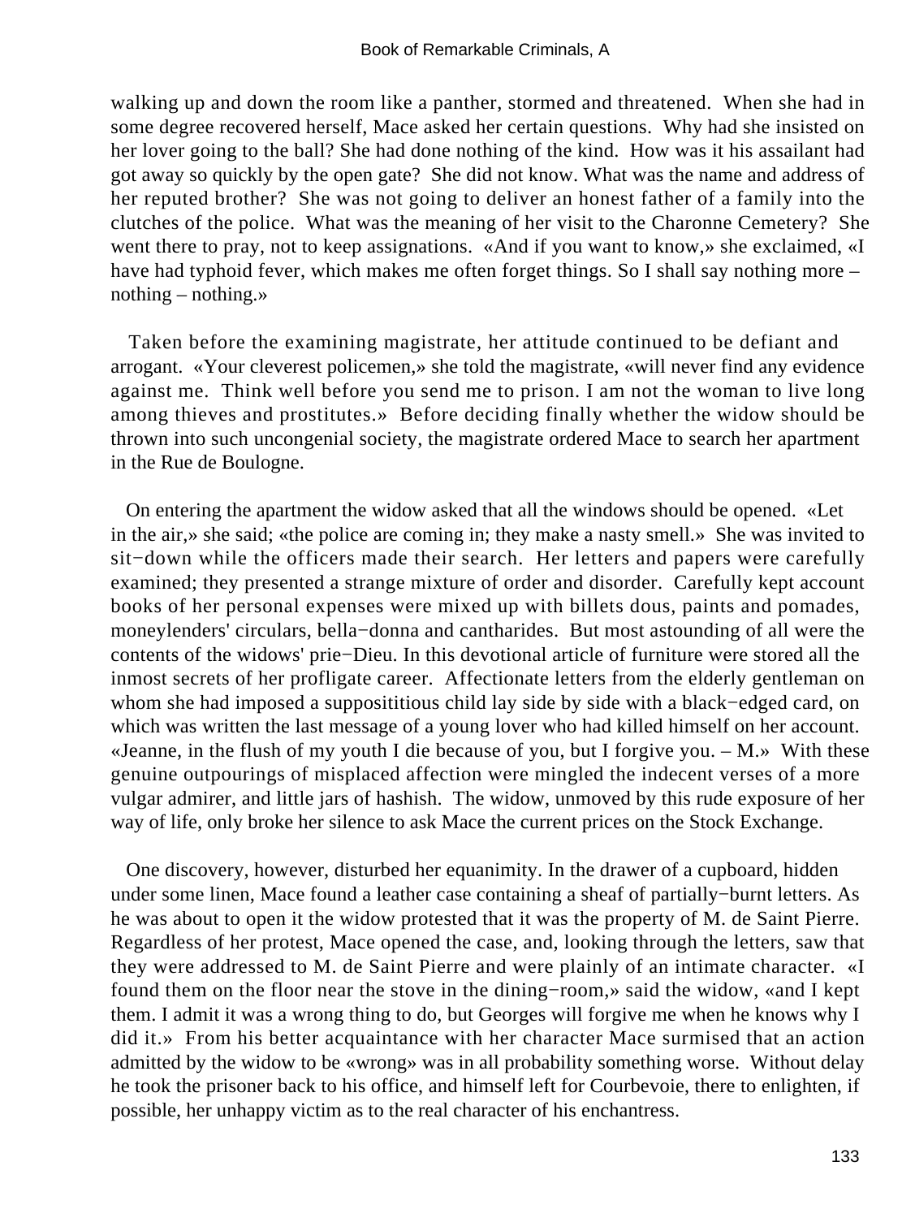walking up and down the room like a panther, stormed and threatened. When she had in some degree recovered herself, Mace asked her certain questions. Why had she insisted on her lover going to the ball? She had done nothing of the kind. How was it his assailant had got away so quickly by the open gate? She did not know. What was the name and address of her reputed brother? She was not going to deliver an honest father of a family into the clutches of the police. What was the meaning of her visit to the Charonne Cemetery? She went there to pray, not to keep assignations. «And if you want to know,» she exclaimed, «I have had typhoid fever, which makes me often forget things. So I shall say nothing more – nothing – nothing.»

Taken before the examining magistrate, her attitude continued to be defiant and arrogant. «Your cleverest policemen,» she told the magistrate, «will never find any evidence against me. Think well before you send me to prison. I am not the woman to live long among thieves and prostitutes.» Before deciding finally whether the widow should be thrown into such uncongenial society, the magistrate ordered Mace to search her apartment in the Rue de Boulogne.

On entering the apartment the widow asked that all the windows should be opened. «Let in the air,» she said; «the police are coming in; they make a nasty smell.» She was invited to sit−down while the officers made their search. Her letters and papers were carefully examined; they presented a strange mixture of order and disorder. Carefully kept account books of her personal expenses were mixed up with billets dous, paints and pomades, moneylenders' circulars, bella−donna and cantharides. But most astounding of all were the contents of the widows' prie−Dieu. In this devotional article of furniture were stored all the inmost secrets of her profligate career. Affectionate letters from the elderly gentleman on whom she had imposed a supposititious child lay side by side with a black−edged card, on which was written the last message of a young lover who had killed himself on her account. «Jeanne, in the flush of my youth I die because of you, but I forgive you. – M.» With these genuine outpourings of misplaced affection were mingled the indecent verses of a more vulgar admirer, and little jars of hashish. The widow, unmoved by this rude exposure of her way of life, only broke her silence to ask Mace the current prices on the Stock Exchange.

One discovery, however, disturbed her equanimity. In the drawer of a cupboard, hidden under some linen, Mace found a leather case containing a sheaf of partially−burnt letters. As he was about to open it the widow protested that it was the property of M. de Saint Pierre. Regardless of her protest, Mace opened the case, and, looking through the letters, saw that they were addressed to M. de Saint Pierre and were plainly of an intimate character. «I found them on the floor near the stove in the dining−room,» said the widow, «and I kept them. I admit it was a wrong thing to do, but Georges will forgive me when he knows why I did it.» From his better acquaintance with her character Mace surmised that an action admitted by the widow to be «wrong» was in all probability something worse. Without delay he took the prisoner back to his office, and himself left for Courbevoie, there to enlighten, if possible, her unhappy victim as to the real character of his enchantress.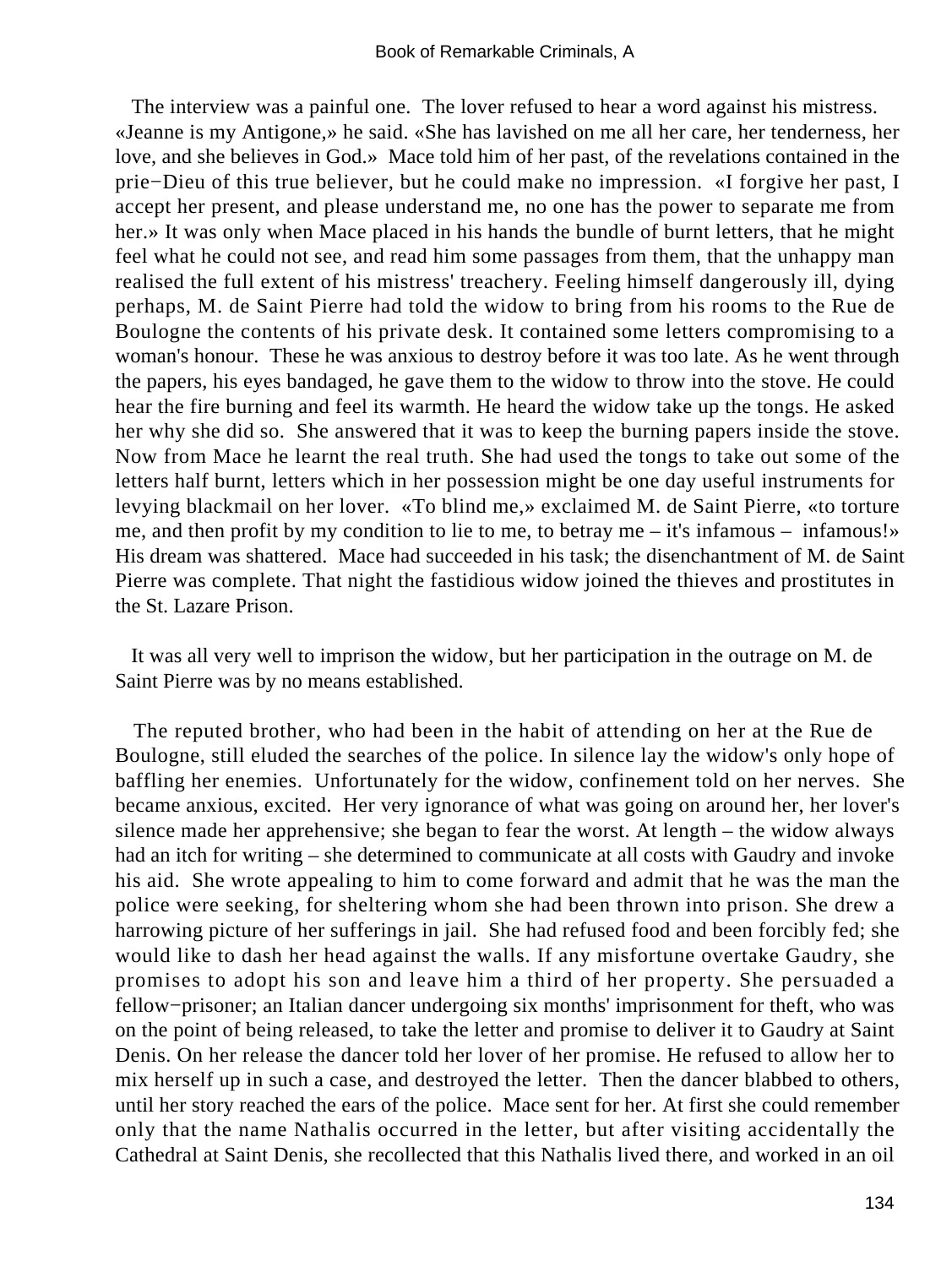The interview was a painful one. The lover refused to hear a word against his mistress. «Jeanne is my Antigone,» he said. «She has lavished on me all her care, her tenderness, her love, and she believes in God.» Mace told him of her past, of the revelations contained in the prie−Dieu of this true believer, but he could make no impression. «I forgive her past, I accept her present, and please understand me, no one has the power to separate me from her.» It was only when Mace placed in his hands the bundle of burnt letters, that he might feel what he could not see, and read him some passages from them, that the unhappy man realised the full extent of his mistress' treachery. Feeling himself dangerously ill, dying perhaps, M. de Saint Pierre had told the widow to bring from his rooms to the Rue de Boulogne the contents of his private desk. It contained some letters compromising to a woman's honour. These he was anxious to destroy before it was too late. As he went through the papers, his eyes bandaged, he gave them to the widow to throw into the stove. He could hear the fire burning and feel its warmth. He heard the widow take up the tongs. He asked her why she did so. She answered that it was to keep the burning papers inside the stove. Now from Mace he learnt the real truth. She had used the tongs to take out some of the letters half burnt, letters which in her possession might be one day useful instruments for levying blackmail on her lover. «To blind me,» exclaimed M. de Saint Pierre, «to torture me, and then profit by my condition to lie to me, to betray me – it's infamous – infamous!» His dream was shattered. Mace had succeeded in his task; the disenchantment of M. de Saint Pierre was complete. That night the fastidious widow joined the thieves and prostitutes in the St. Lazare Prison.

It was all very well to imprison the widow, but her participation in the outrage on M. de Saint Pierre was by no means established.

The reputed brother, who had been in the habit of attending on her at the Rue de Boulogne, still eluded the searches of the police. In silence lay the widow's only hope of baffling her enemies. Unfortunately for the widow, confinement told on her nerves. She became anxious, excited. Her very ignorance of what was going on around her, her lover's silence made her apprehensive; she began to fear the worst. At length – the widow always had an itch for writing – she determined to communicate at all costs with Gaudry and invoke his aid. She wrote appealing to him to come forward and admit that he was the man the police were seeking, for sheltering whom she had been thrown into prison. She drew a harrowing picture of her sufferings in jail. She had refused food and been forcibly fed; she would like to dash her head against the walls. If any misfortune overtake Gaudry, she promises to adopt his son and leave him a third of her property. She persuaded a fellow−prisoner; an Italian dancer undergoing six months' imprisonment for theft, who was on the point of being released, to take the letter and promise to deliver it to Gaudry at Saint Denis. On her release the dancer told her lover of her promise. He refused to allow her to mix herself up in such a case, and destroyed the letter. Then the dancer blabbed to others, until her story reached the ears of the police. Mace sent for her. At first she could remember only that the name Nathalis occurred in the letter, but after visiting accidentally the Cathedral at Saint Denis, she recollected that this Nathalis lived there, and worked in an oil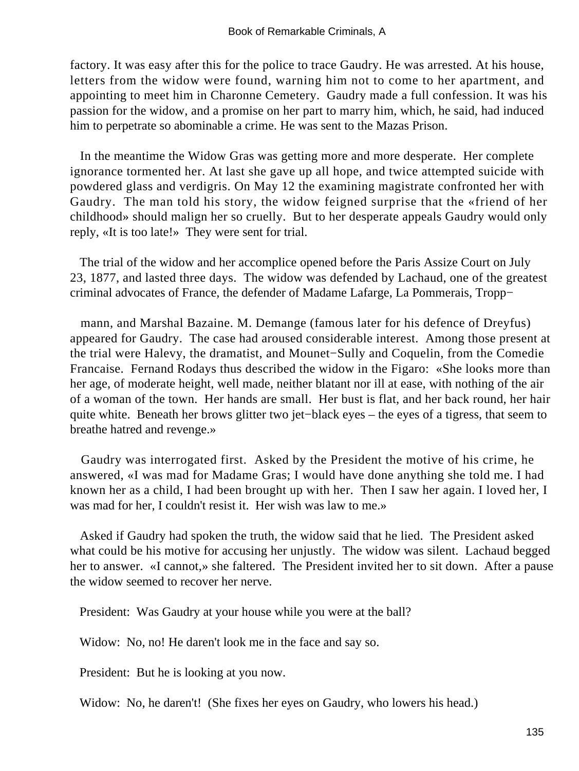factory. It was easy after this for the police to trace Gaudry. He was arrested. At his house, letters from the widow were found, warning him not to come to her apartment, and appointing to meet him in Charonne Cemetery. Gaudry made a full confession. It was his passion for the widow, and a promise on her part to marry him, which, he said, had induced him to perpetrate so abominable a crime. He was sent to the Mazas Prison.

In the meantime the Widow Gras was getting more and more desperate. Her complete ignorance tormented her. At last she gave up all hope, and twice attempted suicide with powdered glass and verdigris. On May 12 the examining magistrate confronted her with Gaudry. The man told his story, the widow feigned surprise that the «friend of her childhood» should malign her so cruelly. But to her desperate appeals Gaudry would only reply, «It is too late!» They were sent for trial.

The trial of the widow and her accomplice opened before the Paris Assize Court on July 23, 1877, and lasted three days. The widow was defended by Lachaud, one of the greatest criminal advocates of France, the defender of Madame Lafarge, La Pommerais, Tropp−

mann, and Marshal Bazaine. M. Demange (famous later for his defence of Dreyfus) appeared for Gaudry. The case had aroused considerable interest. Among those present at the trial were Halevy, the dramatist, and Mounet−Sully and Coquelin, from the Comedie Francaise. Fernand Rodays thus described the widow in the Figaro: «She looks more than her age, of moderate height, well made, neither blatant nor ill at ease, with nothing of the air of a woman of the town. Her hands are small. Her bust is flat, and her back round, her hair quite white. Beneath her brows glitter two jet−black eyes – the eyes of a tigress, that seem to breathe hatred and revenge.»

Gaudry was interrogated first. Asked by the President the motive of his crime, he answered, «I was mad for Madame Gras; I would have done anything she told me. I had known her as a child, I had been brought up with her. Then I saw her again. I loved her, I was mad for her, I couldn't resist it. Her wish was law to me.»

Asked if Gaudry had spoken the truth, the widow said that he lied. The President asked what could be his motive for accusing her unjustly. The widow was silent. Lachaud begged her to answer. «I cannot,» she faltered. The President invited her to sit down. After a pause the widow seemed to recover her nerve.

President: Was Gaudry at your house while you were at the ball?

Widow: No, no! He daren't look me in the face and say so.

President: But he is looking at you now.

Widow: No, he daren't! (She fixes her eyes on Gaudry, who lowers his head.)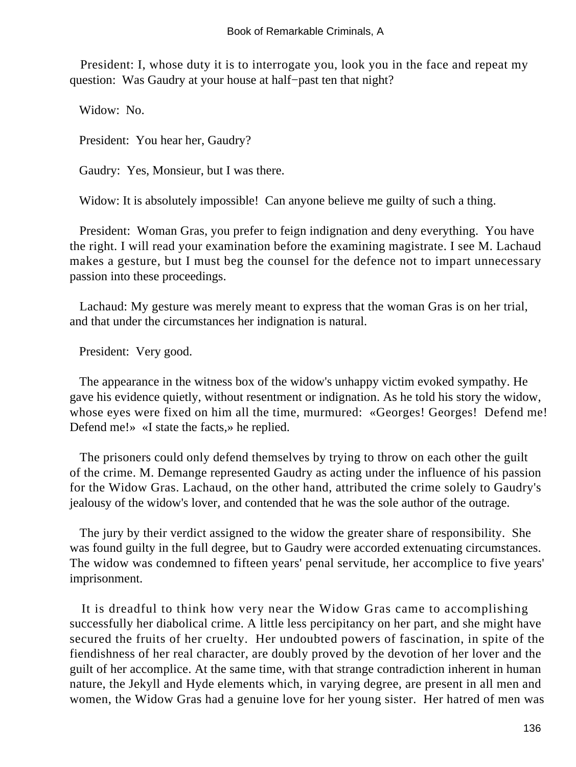President: I, whose duty it is to interrogate you, look you in the face and repeat my question: Was Gaudry at your house at half−past ten that night?

Widow: No.

President: You hear her, Gaudry?

Gaudry: Yes, Monsieur, but I was there.

Widow: It is absolutely impossible! Can anyone believe me guilty of such a thing.

President: Woman Gras, you prefer to feign indignation and deny everything. You have the right. I will read your examination before the examining magistrate. I see M. Lachaud makes a gesture, but I must beg the counsel for the defence not to impart unnecessary passion into these proceedings.

Lachaud: My gesture was merely meant to express that the woman Gras is on her trial, and that under the circumstances her indignation is natural.

President: Very good.

The appearance in the witness box of the widow's unhappy victim evoked sympathy. He gave his evidence quietly, without resentment or indignation. As he told his story the widow, whose eyes were fixed on him all the time, murmured: «Georges! Georges! Defend me! Defend me!» «I state the facts,» he replied.

The prisoners could only defend themselves by trying to throw on each other the guilt of the crime. M. Demange represented Gaudry as acting under the influence of his passion for the Widow Gras. Lachaud, on the other hand, attributed the crime solely to Gaudry's jealousy of the widow's lover, and contended that he was the sole author of the outrage.

The jury by their verdict assigned to the widow the greater share of responsibility. She was found guilty in the full degree, but to Gaudry were accorded extenuating circumstances. The widow was condemned to fifteen years' penal servitude, her accomplice to five years' imprisonment.

It is dreadful to think how very near the Widow Gras came to accomplishing successfully her diabolical crime. A little less percipitancy on her part, and she might have secured the fruits of her cruelty. Her undoubted powers of fascination, in spite of the fiendishness of her real character, are doubly proved by the devotion of her lover and the guilt of her accomplice. At the same time, with that strange contradiction inherent in human nature, the Jekyll and Hyde elements which, in varying degree, are present in all men and women, the Widow Gras had a genuine love for her young sister. Her hatred of men was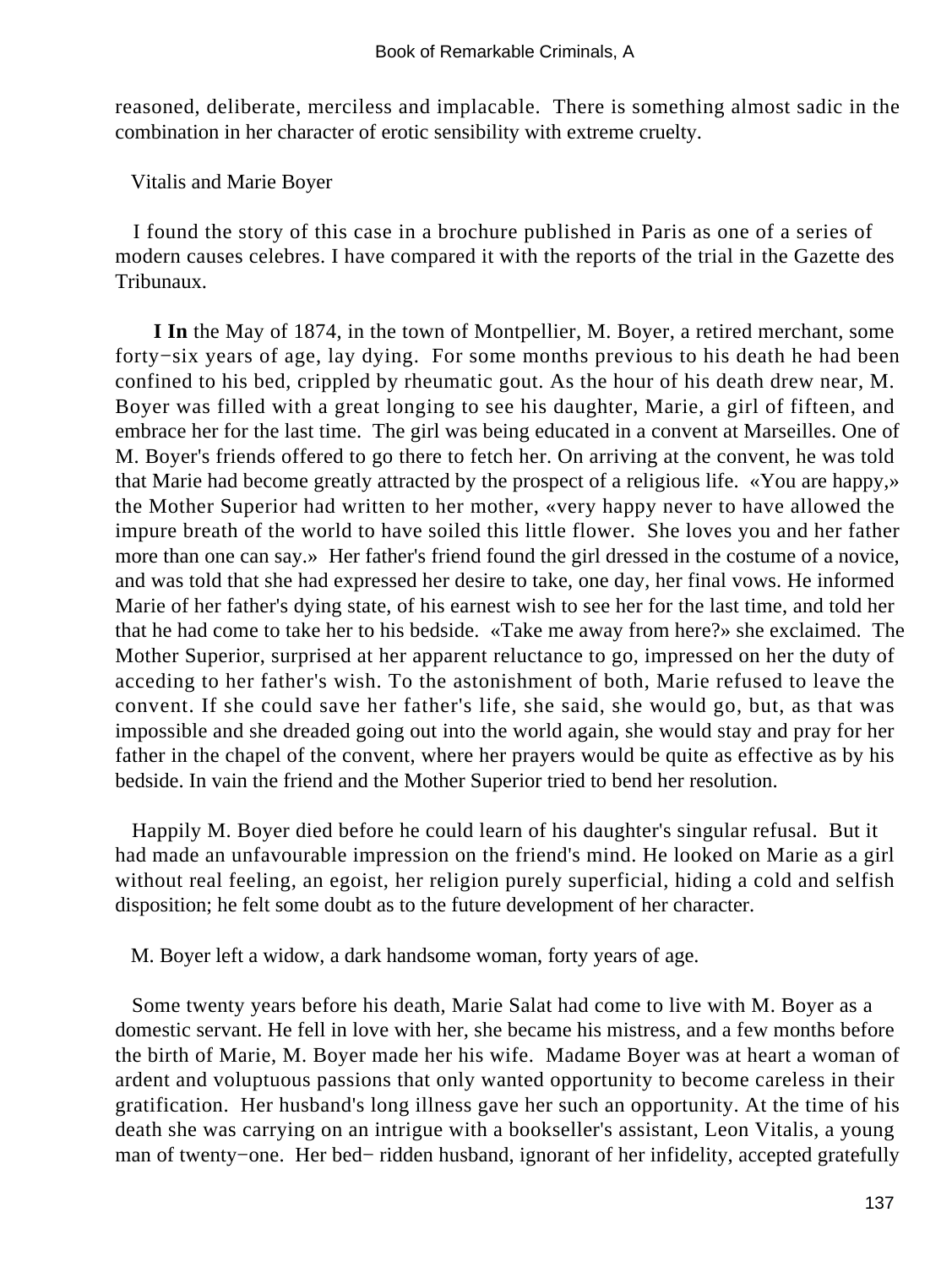reasoned, deliberate, merciless and implacable. There is something almost sadic in the combination in her character of erotic sensibility with extreme cruelty.

## Vitalis and Marie Boyer

I found the story of this case in a brochure published in Paris as one of a series of modern causes celebres. I have compared it with the reports of the trial in the Gazette des Tribunaux.

**I In** the May of 1874, in the town of Montpellier, M. Boyer, a retired merchant, some forty−six years of age, lay dying. For some months previous to his death he had been confined to his bed, crippled by rheumatic gout. As the hour of his death drew near, M. Boyer was filled with a great longing to see his daughter, Marie, a girl of fifteen, and embrace her for the last time. The girl was being educated in a convent at Marseilles. One of M. Boyer's friends offered to go there to fetch her. On arriving at the convent, he was told that Marie had become greatly attracted by the prospect of a religious life. «You are happy,» the Mother Superior had written to her mother, «very happy never to have allowed the impure breath of the world to have soiled this little flower. She loves you and her father more than one can say.» Her father's friend found the girl dressed in the costume of a novice, and was told that she had expressed her desire to take, one day, her final vows. He informed Marie of her father's dying state, of his earnest wish to see her for the last time, and told her that he had come to take her to his bedside. «Take me away from here?» she exclaimed. The Mother Superior, surprised at her apparent reluctance to go, impressed on her the duty of acceding to her father's wish. To the astonishment of both, Marie refused to leave the convent. If she could save her father's life, she said, she would go, but, as that was impossible and she dreaded going out into the world again, she would stay and pray for her father in the chapel of the convent, where her prayers would be quite as effective as by his bedside. In vain the friend and the Mother Superior tried to bend her resolution.

Happily M. Boyer died before he could learn of his daughter's singular refusal. But it had made an unfavourable impression on the friend's mind. He looked on Marie as a girl without real feeling, an egoist, her religion purely superficial, hiding a cold and selfish disposition; he felt some doubt as to the future development of her character.

M. Boyer left a widow, a dark handsome woman, forty years of age.

Some twenty years before his death, Marie Salat had come to live with M. Boyer as a domestic servant. He fell in love with her, she became his mistress, and a few months before the birth of Marie, M. Boyer made her his wife. Madame Boyer was at heart a woman of ardent and voluptuous passions that only wanted opportunity to become careless in their gratification. Her husband's long illness gave her such an opportunity. At the time of his death she was carrying on an intrigue with a bookseller's assistant, Leon Vitalis, a young man of twenty−one. Her bed− ridden husband, ignorant of her infidelity, accepted gratefully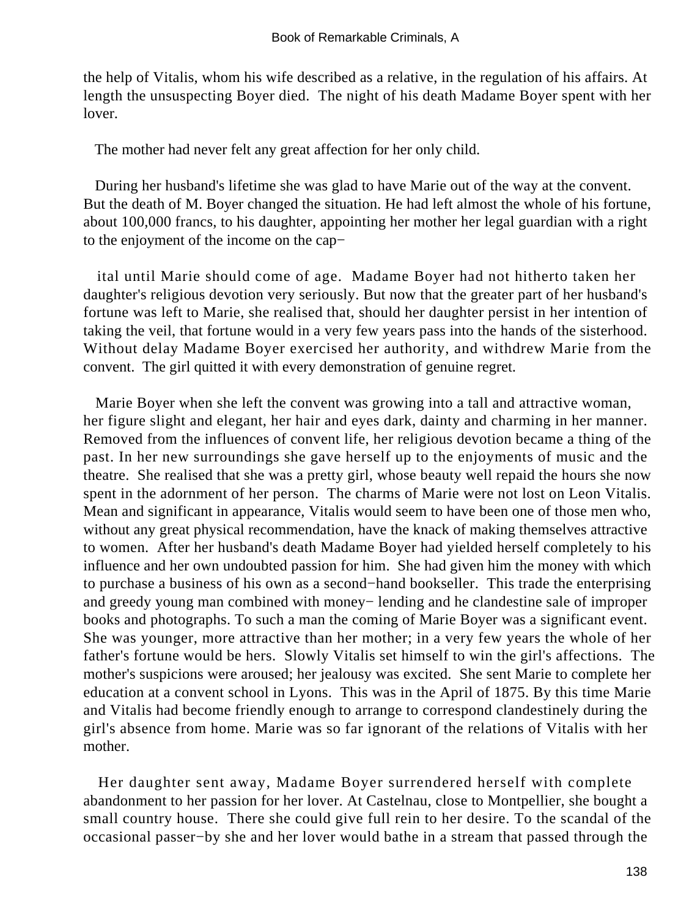the help of Vitalis, whom his wife described as a relative, in the regulation of his affairs. At length the unsuspecting Boyer died. The night of his death Madame Boyer spent with her lover.

The mother had never felt any great affection for her only child.

During her husband's lifetime she was glad to have Marie out of the way at the convent. But the death of M. Boyer changed the situation. He had left almost the whole of his fortune, about 100,000 francs, to his daughter, appointing her mother her legal guardian with a right to the enjoyment of the income on the capital until Marie should come of age. Madame Boyer had not hitherto taken her daughter's religious devotion very seriously. But now that the greater part of her husband's fortune was left to Marie, she realised that, should her daughter persist in her intention of taking the veil, that fortune would in a very few years pass into the hands of the sisterhood. Without delay Madame Boyer exercised her authority, and withdrew Marie from the convent. The girl quitted it with every demonstration of genuine regret.

Marie Boyer when she left the convent was growing into a tall and attractive woman, her figure slight and elegant, her hair and eyes dark, dainty and charming in her manner. Removed from the influences of convent life, her religious devotion became a thing of the past. In her new surroundings she gave herself up to the enjoyments of music and the theatre. She realised that she was a pretty girl, whose beauty well repaid the hours she now spent in the adornment of her person. The charms of Marie were not lost on Leon Vitalis. Mean and significant in appearance, Vitalis would seem to have been one of those men who, without any great physical recommendation, have the knack of making themselves attractive to women. After her husband's death Madame Boyer had yielded herself completely to his influence and her own undoubted passion for him. She had given him the money with which to purchase a business of his own as a second−hand bookseller. This trade the enterprising and greedy young man combined with money− lending and he clandestine sale of improper books and photographs. To such a man the coming of Marie Boyer was a significant event. She was younger, more attractive than her mother; in a very few years the whole of her father's fortune would be hers. Slowly Vitalis set himself to win the girl's affections. The mother's suspicions were aroused; her jealousy was excited. She sent Marie to complete her education at a convent school in Lyons. This was in the April of 1875. By this time Marie and Vitalis had become friendly enough to arrange to correspond clandestinely during the girl's absence from home. Marie was so far ignorant of the relations of Vitalis with her mother.

Her daughter sent away, Madame Boyer surrendered herself with complete abandonment to her passion for her lover. At Castelnau, close to Montpellier, she bought a small country house. There she could give full rein to her desire. To the scandal of the occasional passer−by she and her lover would bathe in a stream that passed through the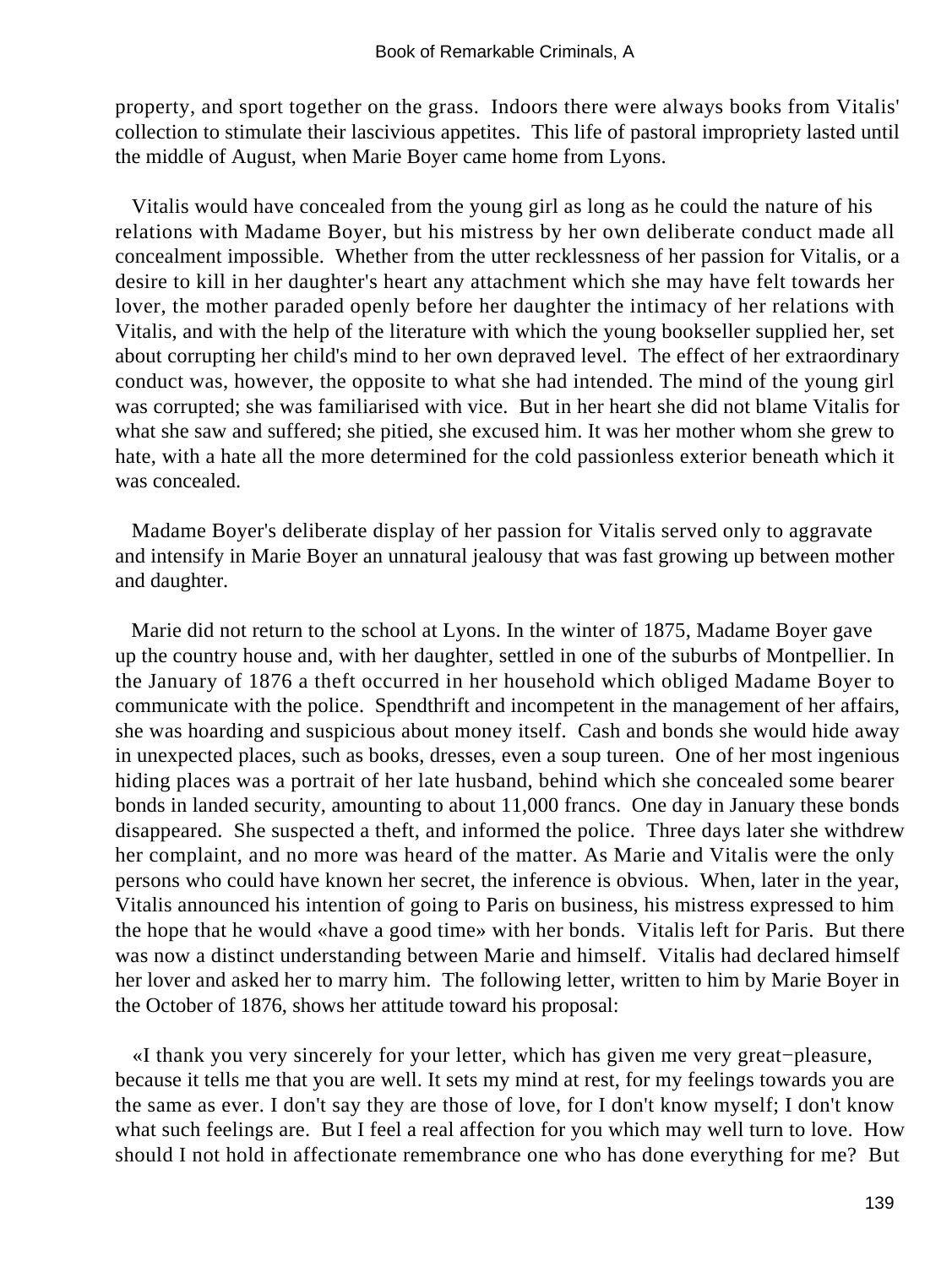property, and sport together on the grass. Indoors there were always books from Vitalis' collection to stimulate their lascivious appetites. This life of pastoral impropriety lasted until the middle of August, when Marie Boyer came home from Lyons.

Vitalis would have concealed from the young girl as long as he could the nature of his relations with Madame Boyer, but his mistress by her own deliberate conduct made all concealment impossible. Whether from the utter recklessness of her passion for Vitalis, or a desire to kill in her daughter's heart any attachment which she may have felt towards her lover, the mother paraded openly before her daughter the intimacy of her relations with Vitalis, and with the help of the literature with which the young bookseller supplied her, set about corrupting her child's mind to her own depraved level. The effect of her extraordinary conduct was, however, the opposite to what she had intended. The mind of the young girl was corrupted; she was familiarised with vice. But in her heart she did not blame Vitalis for what she saw and suffered; she pitied, she excused him. It was her mother whom she grew to hate, with a hate all the more determined for the cold passionless exterior beneath which it was concealed.

Madame Boyer's deliberate display of her passion for Vitalis served only to aggravate and intensify in Marie Boyer an unnatural jealousy that was fast growing up between mother and daughter.

Marie did not return to the school at Lyons. In the winter of 1875, Madame Boyer gave up the country house and, with her daughter, settled in one of the suburbs of Montpellier. In the January of 1876 a theft occurred in her household which obliged Madame Boyer to communicate with the police. Spendthrift and incompetent in the management of her affairs, she was hoarding and suspicious about money itself. Cash and bonds she would hide away in unexpected places, such as books, dresses, even a soup tureen. One of her most ingenious hiding places was a portrait of her late husband, behind which she concealed some bearer bonds in landed security, amounting to about 11,000 francs. One day in January these bonds disappeared. She suspected a theft, and informed the police. Three days later she withdrew her complaint, and no more was heard of the matter. As Marie and Vitalis were the only persons who could have known her secret, the inference is obvious. When, later in the year, Vitalis announced his intention of going to Paris on business, his mistress expressed to him the hope that he would «have a good time» with her bonds. Vitalis left for Paris. But there was now a distinct understanding between Marie and himself. Vitalis had declared himself her lover and asked her to marry him. The following letter, written to him by Marie Boyer in the October of 1876, shows her attitude toward his proposal:

«I thank you very sincerely for your letter, which has given me very great−pleasure, because it tells me that you are well. It sets my mind at rest, for my feelings towards you are the same as ever. I don't say they are those of love, for I don't know myself; I don't know what such feelings are. But I feel a real affection for you which may well turn to love. How should I not hold in affectionate remembrance one who has done everything for me? But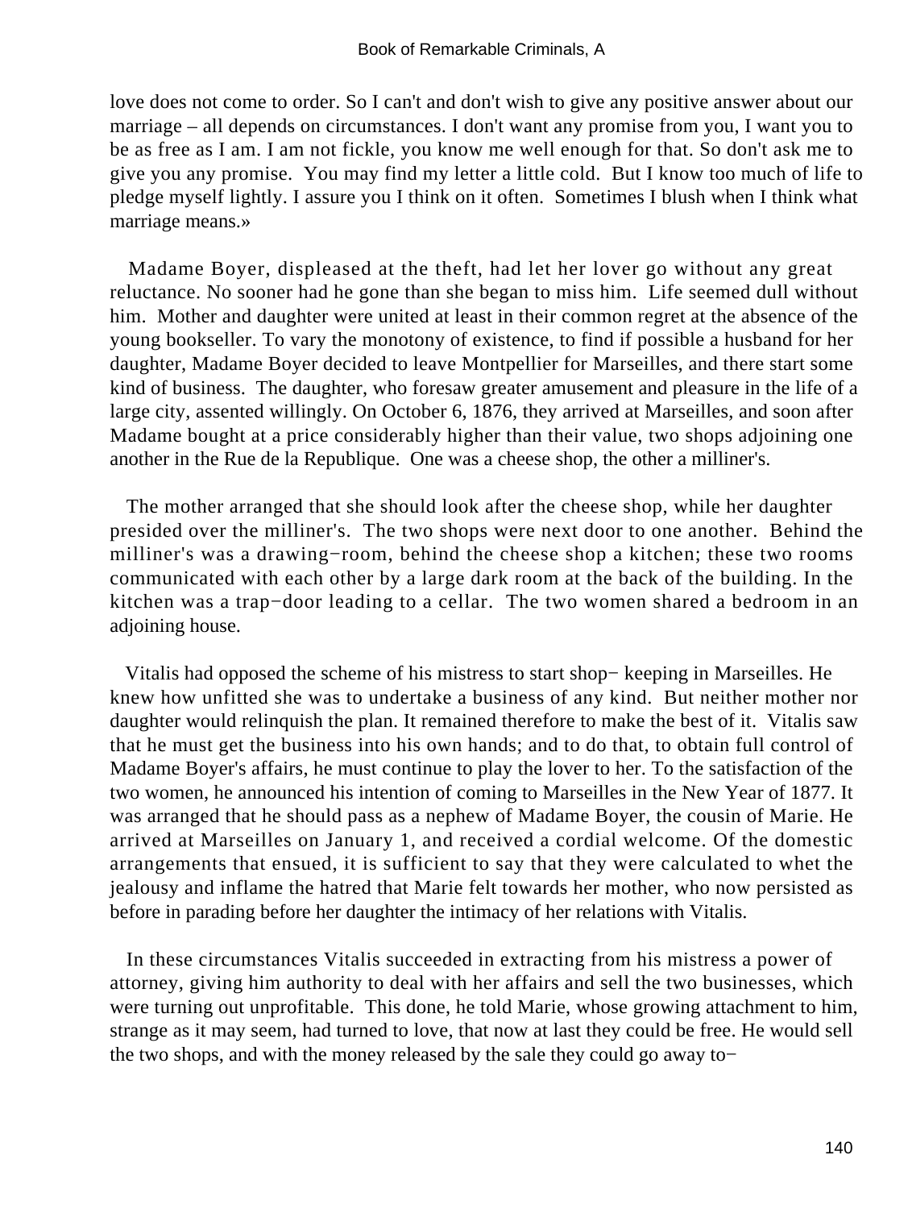love does not come to order. So I can't and don't wish to give any positive answer about our marriage – all depends on circumstances. I don't want any promise from you, I want you to be as free as I am. I am not fickle, you know me well enough for that. So don't ask me to give you any promise. You may find my letter a little cold. But I know too much of life to pledge myself lightly. I assure you I think on it often. Sometimes I blush when I think what marriage means.»

Madame Boyer, displeased at the theft, had let her lover go without any great reluctance. No sooner had he gone than she began to miss him. Life seemed dull without him. Mother and daughter were united at least in their common regret at the absence of the young bookseller. To vary the monotony of existence, to find if possible a husband for her daughter, Madame Boyer decided to leave Montpellier for Marseilles, and there start some kind of business. The daughter, who foresaw greater amusement and pleasure in the life of a large city, assented willingly. On October 6, 1876, they arrived at Marseilles, and soon after Madame bought at a price considerably higher than their value, two shops adjoining one another in the Rue de la Republique. One was a cheese shop, the other a milliner's.

The mother arranged that she should look after the cheese shop, while her daughter presided over the milliner's. The two shops were next door to one another. Behind the milliner's was a drawing−room, behind the cheese shop a kitchen; these two rooms communicated with each other by a large dark room at the back of the building. In the kitchen was a trap−door leading to a cellar. The two women shared a bedroom in an adjoining house.

Vitalis had opposed the scheme of his mistress to start shop− keeping in Marseilles. He knew how unfitted she was to undertake a business of any kind. But neither mother nor daughter would relinquish the plan. It remained therefore to make the best of it. Vitalis saw that he must get the business into his own hands; and to do that, to obtain full control of Madame Boyer's affairs, he must continue to play the lover to her. To the satisfaction of the two women, he announced his intention of coming to Marseilles in the New Year of 1877. It was arranged that he should pass as a nephew of Madame Boyer, the cousin of Marie. He arrived at Marseilles on January 1, and received a cordial welcome. Of the domestic arrangements that ensued, it is sufficient to say that they were calculated to whet the jealousy and inflame the hatred that Marie felt towards her mother, who now persisted as before in parading before her daughter the intimacy of her relations with Vitalis.

In these circumstances Vitalis succeeded in extracting from his mistress a power of attorney, giving him authority to deal with her affairs and sell the two businesses, which were turning out unprofitable. This done, he told Marie, whose growing attachment to him, strange as it may seem, had turned to love, that now at last they could be free. He would sell the two shops, and with the money released by the sale they could go away to−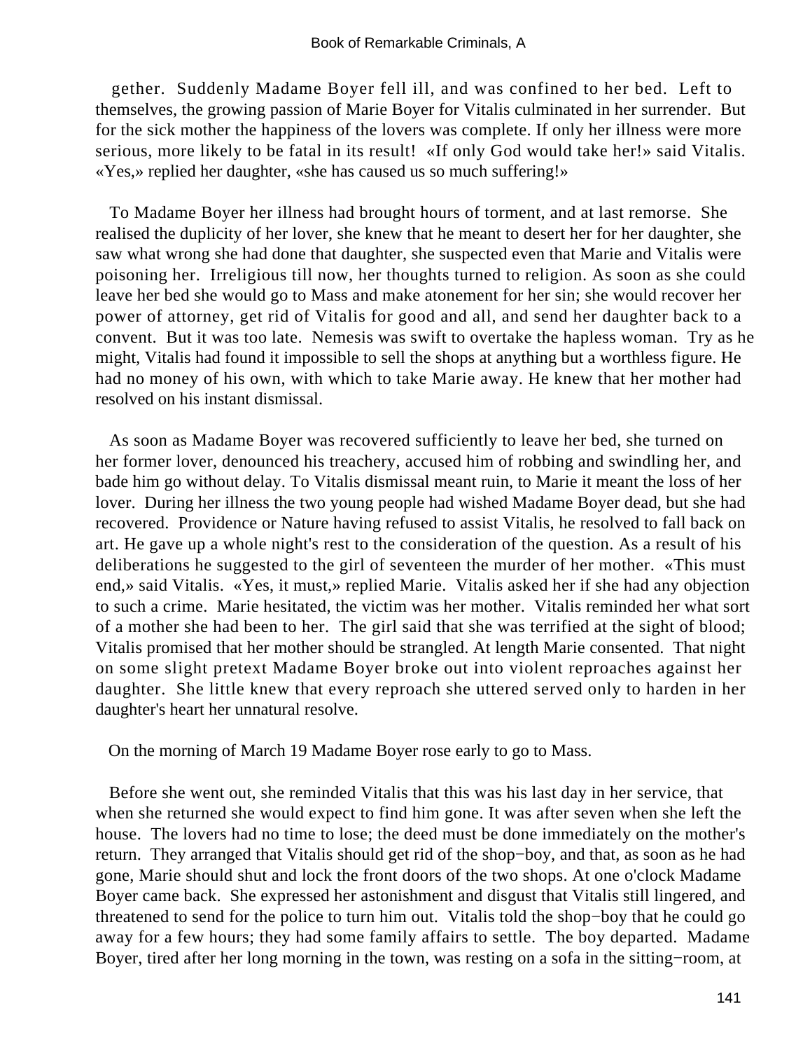gether. Suddenly Madame Boyer fell ill, and was confined to her bed. Left to themselves, the growing passion of Marie Boyer for Vitalis culminated in her surrender. But for the sick mother the happiness of the lovers was complete. If only her illness were more serious, more likely to be fatal in its result! «If only God would take her!» said Vitalis. «Yes,» replied her daughter, «she has caused us so much suffering!»

To Madame Boyer her illness had brought hours of torment, and at last remorse. She realised the duplicity of her lover, she knew that he meant to desert her for her daughter, she saw what wrong she had done that daughter, she suspected even that Marie and Vitalis were poisoning her. Irreligious till now, her thoughts turned to religion. As soon as she could leave her bed she would go to Mass and make atonement for her sin; she would recover her power of attorney, get rid of Vitalis for good and all, and send her daughter back to a convent. But it was too late. Nemesis was swift to overtake the hapless woman. Try as he might, Vitalis had found it impossible to sell the shops at anything but a worthless figure. He had no money of his own, with which to take Marie away. He knew that her mother had resolved on his instant dismissal.

As soon as Madame Boyer was recovered sufficiently to leave her bed, she turned on her former lover, denounced his treachery, accused him of robbing and swindling her, and bade him go without delay. To Vitalis dismissal meant ruin, to Marie it meant the loss of her lover. During her illness the two young people had wished Madame Boyer dead, but she had recovered. Providence or Nature having refused to assist Vitalis, he resolved to fall back on art. He gave up a whole night's rest to the consideration of the question. As a result of his deliberations he suggested to the girl of seventeen the murder of her mother. «This must end,» said Vitalis. «Yes, it must,» replied Marie. Vitalis asked her if she had any objection to such a crime. Marie hesitated, the victim was her mother. Vitalis reminded her what sort of a mother she had been to her. The girl said that she was terrified at the sight of blood; Vitalis promised that her mother should be strangled. At length Marie consented. That night on some slight pretext Madame Boyer broke out into violent reproaches against her daughter. She little knew that every reproach she uttered served only to harden in her daughter's heart her unnatural resolve.

On the morning of March 19 Madame Boyer rose early to go to Mass.

Before she went out, she reminded Vitalis that this was his last day in her service, that when she returned she would expect to find him gone. It was after seven when she left the house. The lovers had no time to lose; the deed must be done immediately on the mother's return. They arranged that Vitalis should get rid of the shop−boy, and that, as soon as he had gone, Marie should shut and lock the front doors of the two shops. At one o'clock Madame Boyer came back. She expressed her astonishment and disgust that Vitalis still lingered, and threatened to send for the police to turn him out. Vitalis told the shop−boy that he could go away for a few hours; they had some family affairs to settle. The boy departed. Madame Boyer, tired after her long morning in the town, was resting on a sofa in the sitting−room, at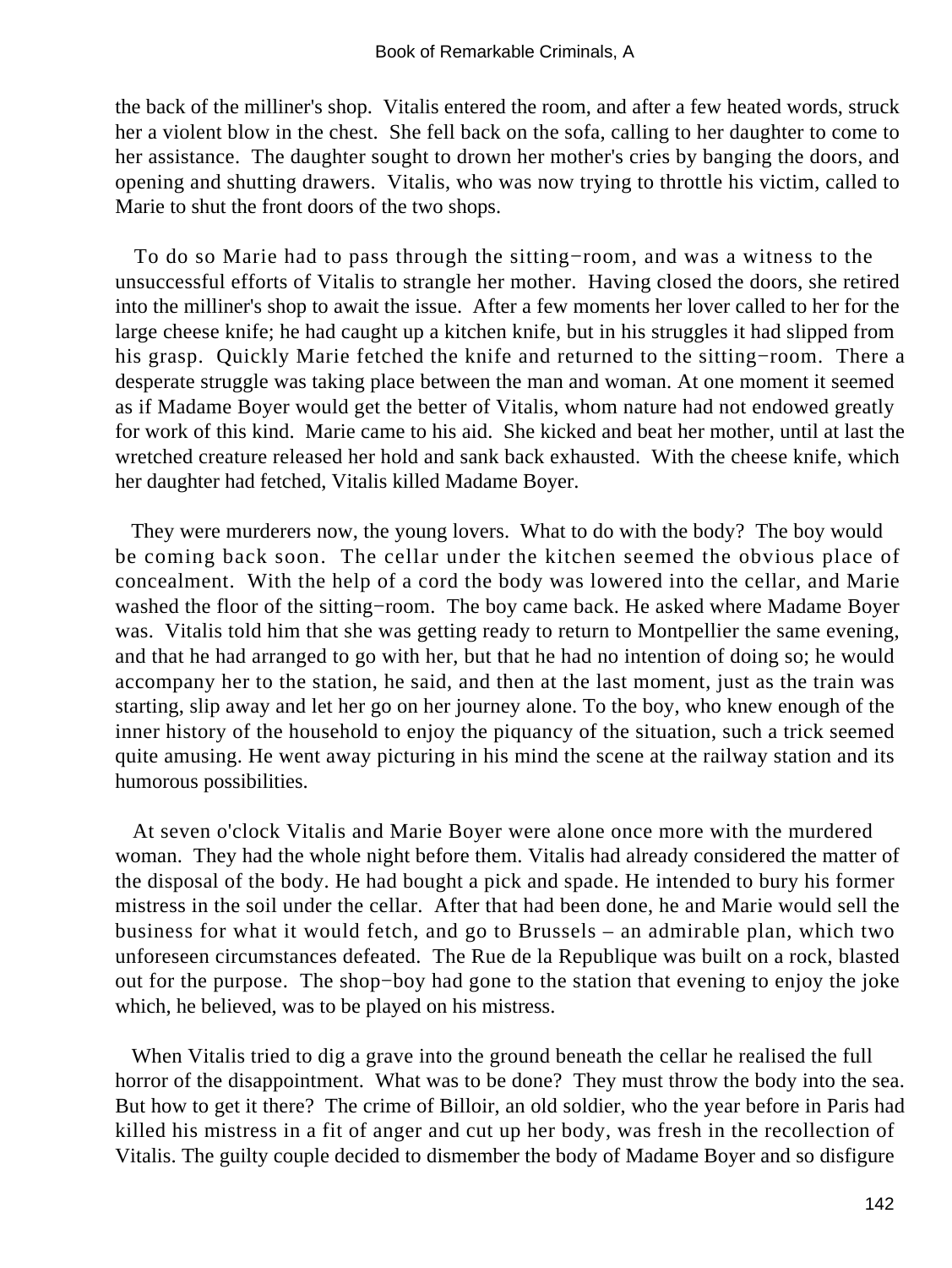the back of the milliner's shop. Vitalis entered the room, and after a few heated words, struck her a violent blow in the chest. She fell back on the sofa, calling to her daughter to come to her assistance. The daughter sought to drown her mother's cries by banging the doors, and opening and shutting drawers. Vitalis, who was now trying to throttle his victim, called to Marie to shut the front doors of the two shops.

To do so Marie had to pass through the sitting−room, and was a witness to the unsuccessful efforts of Vitalis to strangle her mother. Having closed the doors, she retired into the milliner's shop to await the issue. After a few moments her lover called to her for the large cheese knife; he had caught up a kitchen knife, but in his struggles it had slipped from his grasp. Quickly Marie fetched the knife and returned to the sitting−room. There a desperate struggle was taking place between the man and woman. At one moment it seemed as if Madame Boyer would get the better of Vitalis, whom nature had not endowed greatly for work of this kind. Marie came to his aid. She kicked and beat her mother, until at last the wretched creature released her hold and sank back exhausted. With the cheese knife, which her daughter had fetched, Vitalis killed Madame Boyer.

They were murderers now, the young lovers. What to do with the body? The boy would be coming back soon. The cellar under the kitchen seemed the obvious place of concealment. With the help of a cord the body was lowered into the cellar, and Marie washed the floor of the sitting−room. The boy came back. He asked where Madame Boyer was. Vitalis told him that she was getting ready to return to Montpellier the same evening, and that he had arranged to go with her, but that he had no intention of doing so; he would accompany her to the station, he said, and then at the last moment, just as the train was starting, slip away and let her go on her journey alone. To the boy, who knew enough of the inner history of the household to enjoy the piquancy of the situation, such a trick seemed quite amusing. He went away picturing in his mind the scene at the railway station and its humorous possibilities.

At seven o'clock Vitalis and Marie Boyer were alone once more with the murdered woman. They had the whole night before them. Vitalis had already considered the matter of the disposal of the body. He had bought a pick and spade. He intended to bury his former mistress in the soil under the cellar. After that had been done, he and Marie would sell the business for what it would fetch, and go to Brussels – an admirable plan, which two unforeseen circumstances defeated. The Rue de la Republique was built on a rock, blasted out for the purpose. The shop−boy had gone to the station that evening to enjoy the joke which, he believed, was to be played on his mistress.

When Vitalis tried to dig a grave into the ground beneath the cellar he realised the full horror of the disappointment. What was to be done? They must throw the body into the sea. But how to get it there? The crime of Billoir, an old soldier, who the year before in Paris had killed his mistress in a fit of anger and cut up her body, was fresh in the recollection of Vitalis. The guilty couple decided to dismember the body of Madame Boyer and so disfigure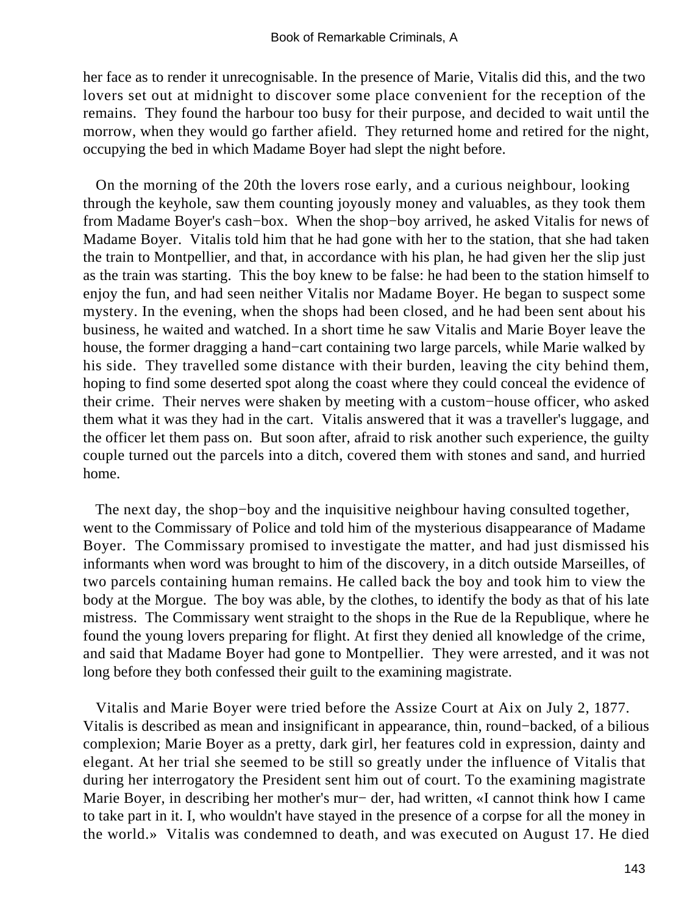her face as to render it unrecognisable. In the presence of Marie, Vitalis did this, and the two lovers set out at midnight to discover some place convenient for the reception of the remains. They found the harbour too busy for their purpose, and decided to wait until the morrow, when they would go farther afield. They returned home and retired for the night, occupying the bed in which Madame Boyer had slept the night before.

On the morning of the 20th the lovers rose early, and a curious neighbour, looking through the keyhole, saw them counting joyously money and valuables, as they took them from Madame Boyer's cash−box. When the shop−boy arrived, he asked Vitalis for news of Madame Boyer. Vitalis told him that he had gone with her to the station, that she had taken the train to Montpellier, and that, in accordance with his plan, he had given her the slip just as the train was starting. This the boy knew to be false: he had been to the station himself to enjoy the fun, and had seen neither Vitalis nor Madame Boyer. He began to suspect some mystery. In the evening, when the shops had been closed, and he had been sent about his business, he waited and watched. In a short time he saw Vitalis and Marie Boyer leave the house, the former dragging a hand−cart containing two large parcels, while Marie walked by his side. They travelled some distance with their burden, leaving the city behind them, hoping to find some deserted spot along the coast where they could conceal the evidence of their crime. Their nerves were shaken by meeting with a custom−house officer, who asked them what it was they had in the cart. Vitalis answered that it was a traveller's luggage, and the officer let them pass on. But soon after, afraid to risk another such experience, the guilty couple turned out the parcels into a ditch, covered them with stones and sand, and hurried home.

The next day, the shop−boy and the inquisitive neighbour having consulted together, went to the Commissary of Police and told him of the mysterious disappearance of Madame Boyer. The Commissary promised to investigate the matter, and had just dismissed his informants when word was brought to him of the discovery, in a ditch outside Marseilles, of two parcels containing human remains. He called back the boy and took him to view the body at the Morgue. The boy was able, by the clothes, to identify the body as that of his late mistress. The Commissary went straight to the shops in the Rue de la Republique, where he found the young lovers preparing for flight. At first they denied all knowledge of the crime, and said that Madame Boyer had gone to Montpellier. They were arrested, and it was not long before they both confessed their guilt to the examining magistrate.

Vitalis and Marie Boyer were tried before the Assize Court at Aix on July 2, 1877. Vitalis is described as mean and insignificant in appearance, thin, round−backed, of a bilious complexion; Marie Boyer as a pretty, dark girl, her features cold in expression, dainty and elegant. At her trial she seemed to be still so greatly under the influence of Vitalis that during her interrogatory the President sent him out of court. To the examining magistrate Marie Boyer, in describing her mother's mur− der, had written, «I cannot think how I came to take part in it. I, who wouldn't have stayed in the presence of a corpse for all the money in the world.» Vitalis was condemned to death, and was executed on August 17. He died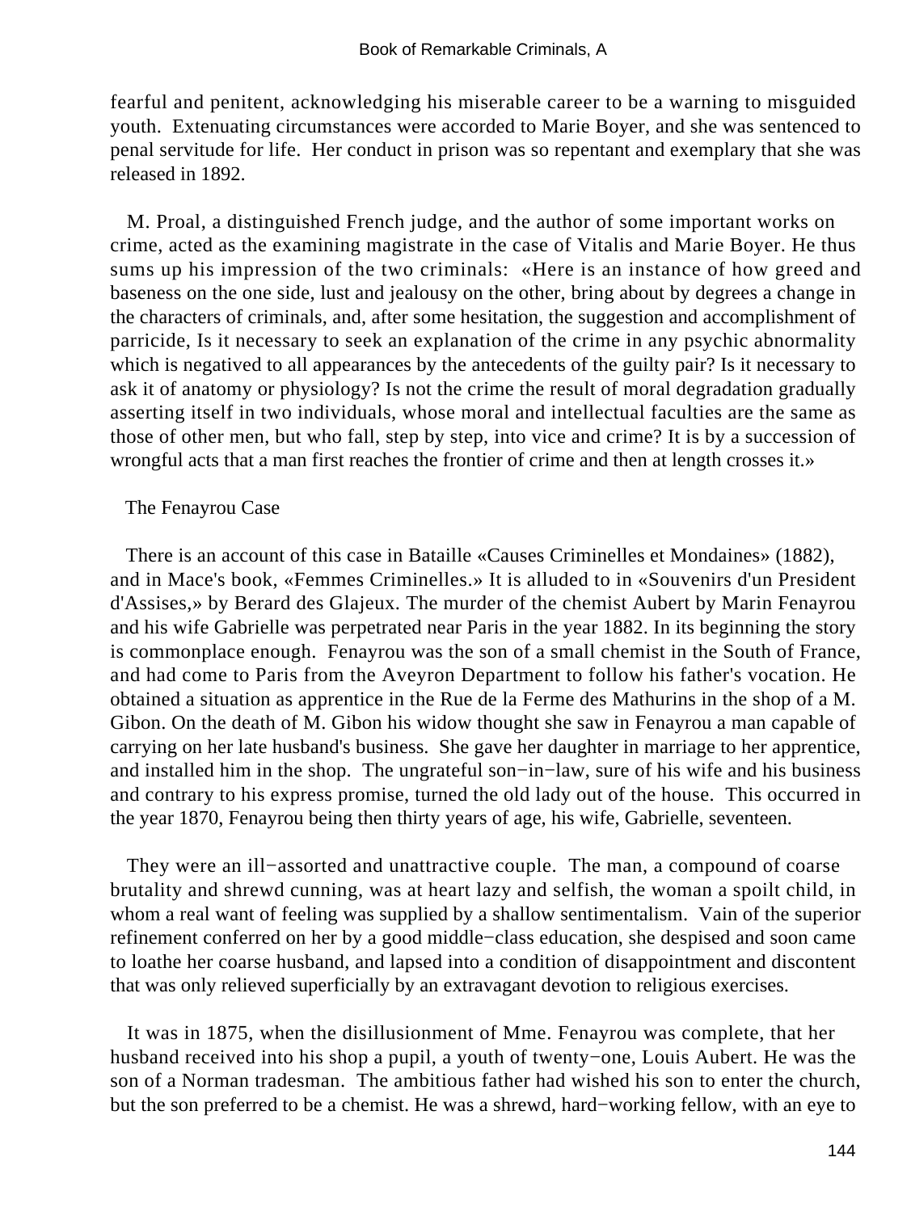fearful and penitent, acknowledging his miserable career to be a warning to misguided youth. Extenuating circumstances were accorded to Marie Boyer, and she was sentenced to penal servitude for life. Her conduct in prison was so repentant and exemplary that she was released in 1892.

M. Proal, a distinguished French judge, and the author of some important works on crime, acted as the examining magistrate in the case of Vitalis and Marie Boyer. He thus sums up his impression of the two criminals: «Here is an instance of how greed and baseness on the one side, lust and jealousy on the other, bring about by degrees a change in the characters of criminals, and, after some hesitation, the suggestion and accomplishment of parricide, Is it necessary to seek an explanation of the crime in any psychic abnormality which is negatived to all appearances by the antecedents of the guilty pair? Is it necessary to ask it of anatomy or physiology? Is not the crime the result of moral degradation gradually asserting itself in two individuals, whose moral and intellectual faculties are the same as those of other men, but who fall, step by step, into vice and crime? It is by a succession of wrongful acts that a man first reaches the frontier of crime and then at length crosses it.»

## The Fenayrou Case

There is an account of this case in Bataille «Causes Criminelles et Mondaines» (1882), and in Mace's book, «Femmes Criminelles.» It is alluded to in «Souvenirs d'un President d'Assises,» by Berard des Glajeux. The murder of the chemist Aubert by Marin Fenayrou and his wife Gabrielle was perpetrated near Paris in the year 1882. In its beginning the story is commonplace enough. Fenayrou was the son of a small chemist in the South of France, and had come to Paris from the Aveyron Department to follow his father's vocation. He obtained a situation as apprentice in the Rue de la Ferme des Mathurins in the shop of a M. Gibon. On the death of M. Gibon his widow thought she saw in Fenayrou a man capable of carrying on her late husband's business. She gave her daughter in marriage to her apprentice, and installed him in the shop. The ungrateful son−in−law, sure of his wife and his business and contrary to his express promise, turned the old lady out of the house. This occurred in the year 1870, Fenayrou being then thirty years of age, his wife, Gabrielle, seventeen.

They were an ill−assorted and unattractive couple. The man, a compound of coarse brutality and shrewd cunning, was at heart lazy and selfish, the woman a spoilt child, in whom a real want of feeling was supplied by a shallow sentimentalism. Vain of the superior refinement conferred on her by a good middle−class education, she despised and soon came to loathe her coarse husband, and lapsed into a condition of disappointment and discontent that was only relieved superficially by an extravagant devotion to religious exercises.

It was in 1875, when the disillusionment of Mme. Fenayrou was complete, that her husband received into his shop a pupil, a youth of twenty−one, Louis Aubert. He was the son of a Norman tradesman. The ambitious father had wished his son to enter the church, but the son preferred to be a chemist. He was a shrewd, hard−working fellow, with an eye to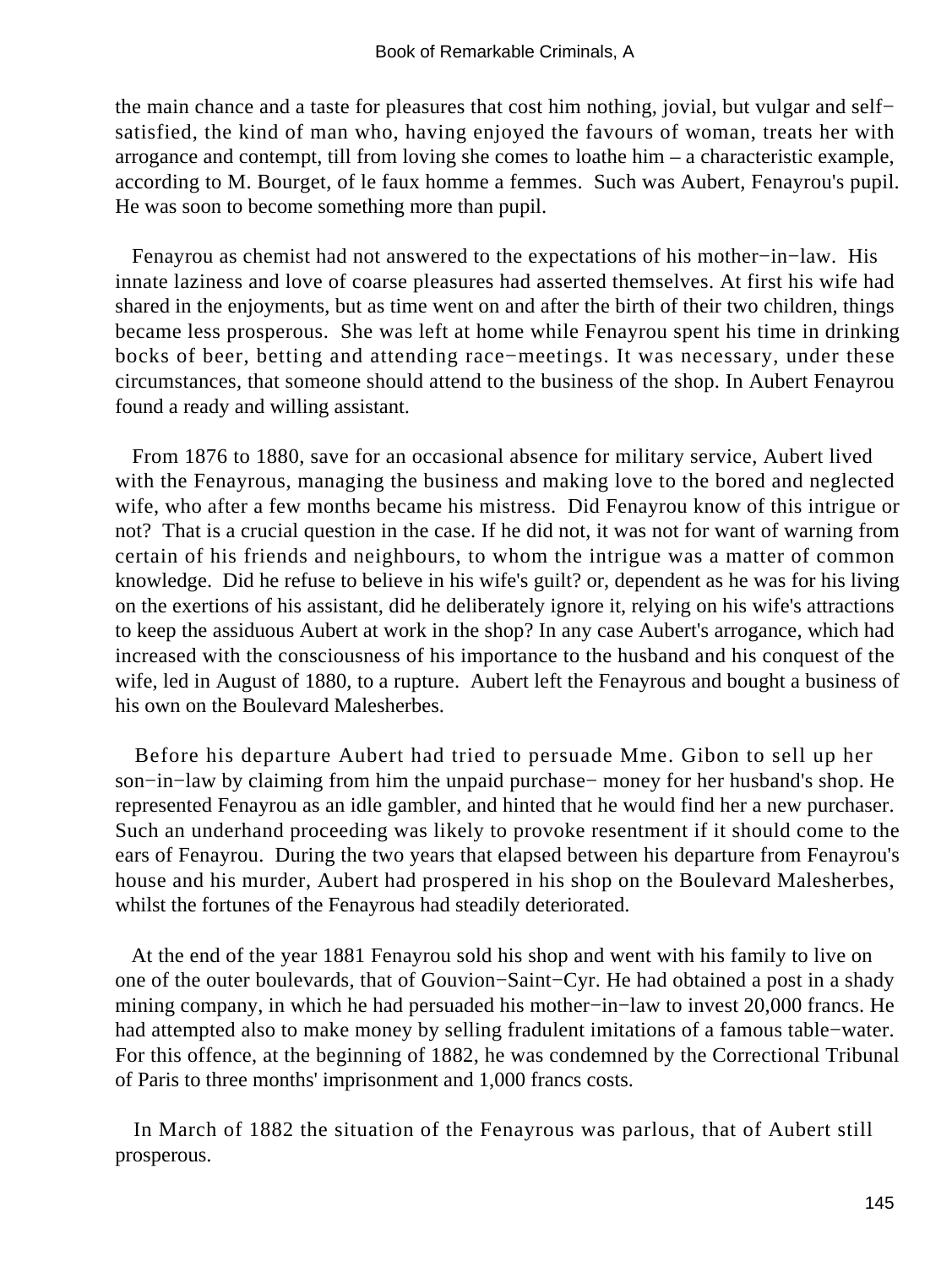the main chance and a taste for pleasures that cost him nothing, jovial, but vulgar and self−satisfied, the kind of man who, having enjoyed the favours of woman, treats her with arrogance and contempt, till from loving she comes to loathe him – a characteristic example, according to M. Bourget, of le faux homme a femmes. Such was Aubert, Fenayrou's pupil. He was soon to become something more than pupil.

Fenayrou as chemist had not answered to the expectations of his mother−in−law. His innate laziness and love of coarse pleasures had asserted themselves. At first his wife had shared in the enjoyments, but as time went on and after the birth of their two children, things became less prosperous. She was left at home while Fenayrou spent his time in drinking bocks of beer, betting and attending race−meetings. It was necessary, under these circumstances, that someone should attend to the business of the shop. In Aubert Fenayrou found a ready and willing assistant.

From 1876 to 1880, save for an occasional absence for military service, Aubert lived with the Fenayrous, managing the business and making love to the bored and neglected wife, who after a few months became his mistress. Did Fenayrou know of this intrigue or not? That is a crucial question in the case. If he did not, it was not for want of warning from certain of his friends and neighbours, to whom the intrigue was a matter of common knowledge. Did he refuse to believe in his wife's guilt? or, dependent as he was for his living on the exertions of his assistant, did he deliberately ignore it, relying on his wife's attractions to keep the assiduous Aubert at work in the shop? In any case Aubert's arrogance, which had increased with the consciousness of his importance to the husband and his conquest of the wife, led in August of 1880, to a rupture. Aubert left the Fenayrous and bought a business of his own on the Boulevard Malesherbes.

Before his departure Aubert had tried to persuade Mme. Gibon to sell up her son−in−law by claiming from him the unpaid purchase− money for her husband's shop. He represented Fenayrou as an idle gambler, and hinted that he would find her a new purchaser. Such an underhand proceeding was likely to provoke resentment if it should come to the ears of Fenayrou. During the two years that elapsed between his departure from Fenayrou's house and his murder, Aubert had prospered in his shop on the Boulevard Malesherbes, whilst the fortunes of the Fenayrous had steadily deteriorated.

At the end of the year 1881 Fenayrou sold his shop and went with his family to live on one of the outer boulevards, that of Gouvion−Saint−Cyr. He had obtained a post in a shady mining company, in which he had persuaded his mother−in−law to invest 20,000 francs. He had attempted also to make money by selling fradulent imitations of a famous table−water. For this offence, at the beginning of 1882, he was condemned by the Correctional Tribunal of Paris to three months' imprisonment and 1,000 francs costs.

In March of 1882 the situation of the Fenayrous was parlous, that of Aubert still prosperous.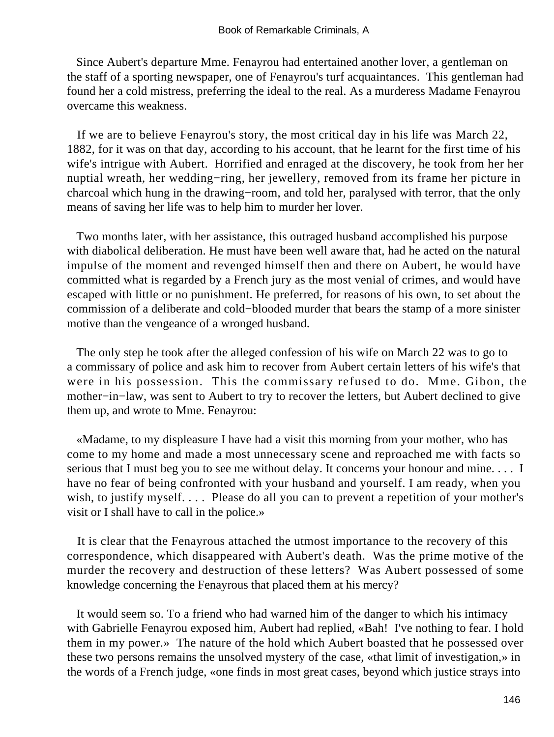Since Aubert's departure Mme. Fenayrou had entertained another lover, a gentleman on the staff of a sporting newspaper, one of Fenayrou's turf acquaintances. This gentleman had found her a cold mistress, preferring the ideal to the real. As a murderess Madame Fenayrou overcame this weakness.

If we are to believe Fenayrou's story, the most critical day in his life was March 22, 1882, for it was on that day, according to his account, that he learnt for the first time of his wife's intrigue with Aubert. Horrified and enraged at the discovery, he took from her her nuptial wreath, her wedding−ring, her jewellery, removed from its frame her picture in charcoal which hung in the drawing−room, and told her, paralysed with terror, that the only means of saving her life was to help him to murder her lover.

Two months later, with her assistance, this outraged husband accomplished his purpose with diabolical deliberation. He must have been well aware that, had he acted on the natural impulse of the moment and revenged himself then and there on Aubert, he would have committed what is regarded by a French jury as the most venial of crimes, and would have escaped with little or no punishment. He preferred, for reasons of his own, to set about the commission of a deliberate and cold−blooded murder that bears the stamp of a more sinister motive than the vengeance of a wronged husband.

The only step he took after the alleged confession of his wife on March 22 was to go to a commissary of police and ask him to recover from Aubert certain letters of his wife's that were in his possession. This the commissary refused to do. Mme. Gibon, the mother−in−law, was sent to Aubert to try to recover the letters, but Aubert declined to give them up, and wrote to Mme. Fenayrou:

«Madame, to my displeasure I have had a visit this morning from your mother, who has come to my home and made a most unnecessary scene and reproached me with facts so serious that I must beg you to see me without delay. It concerns your honour and mine. . . . I have no fear of being confronted with your husband and yourself. I am ready, when you wish, to justify myself. . . . Please do all you can to prevent a repetition of your mother's visit or I shall have to call in the police.»

It is clear that the Fenayrous attached the utmost importance to the recovery of this correspondence, which disappeared with Aubert's death. Was the prime motive of the murder the recovery and destruction of these letters? Was Aubert possessed of some knowledge concerning the Fenayrous that placed them at his mercy?

It would seem so. To a friend who had warned him of the danger to which his intimacy with Gabrielle Fenayrou exposed him, Aubert had replied, «Bah! I've nothing to fear. I hold them in my power.» The nature of the hold which Aubert boasted that he possessed over these two persons remains the unsolved mystery of the case, «that limit of investigation,» in the words of a French judge, «one finds in most great cases, beyond which justice strays into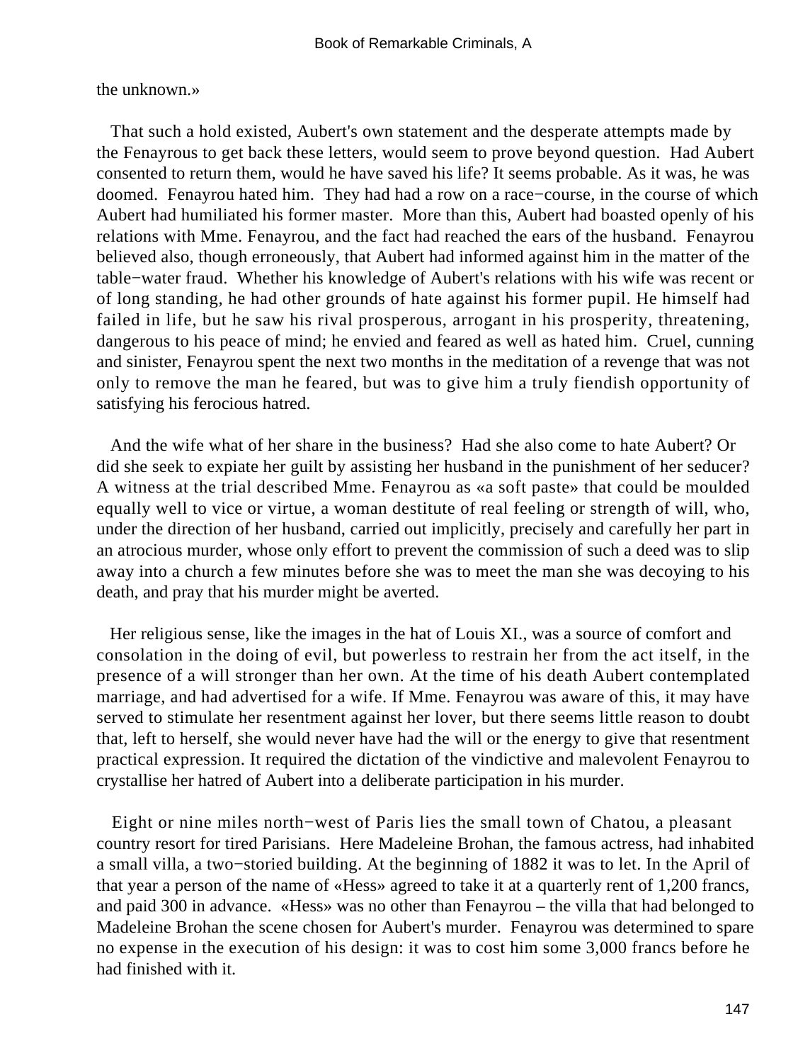the unknown.»

That such a hold existed, Aubert's own statement and the desperate attempts made by the Fenayrous to get back these letters, would seem to prove beyond question. Had Aubert consented to return them, would he have saved his life? It seems probable. As it was, he was doomed. Fenayrou hated him. They had had a row on a race−course, in the course of which Aubert had humiliated his former master. More than this, Aubert had boasted openly of his relations with Mme. Fenayrou, and the fact had reached the ears of the husband. Fenayrou believed also, though erroneously, that Aubert had informed against him in the matter of the table−water fraud. Whether his knowledge of Aubert's relations with his wife was recent or of long standing, he had other grounds of hate against his former pupil. He himself had failed in life, but he saw his rival prosperous, arrogant in his prosperity, threatening, dangerous to his peace of mind; he envied and feared as well as hated him. Cruel, cunning and sinister, Fenayrou spent the next two months in the meditation of a revenge that was not only to remove the man he feared, but was to give him a truly fiendish opportunity of satisfying his ferocious hatred.

And the wife what of her share in the business? Had she also come to hate Aubert? Or did she seek to expiate her guilt by assisting her husband in the punishment of her seducer? A witness at the trial described Mme. Fenayrou as «a soft paste» that could be moulded equally well to vice or virtue, a woman destitute of real feeling or strength of will, who, under the direction of her husband, carried out implicitly, precisely and carefully her part in an atrocious murder, whose only effort to prevent the commission of such a deed was to slip away into a church a few minutes before she was to meet the man she was decoying to his death, and pray that his murder might be averted.

Her religious sense, like the images in the hat of Louis XI., was a source of comfort and consolation in the doing of evil, but powerless to restrain her from the act itself, in the presence of a will stronger than her own. At the time of his death Aubert contemplated marriage, and had advertised for a wife. If Mme. Fenayrou was aware of this, it may have served to stimulate her resentment against her lover, but there seems little reason to doubt that, left to herself, she would never have had the will or the energy to give that resentment practical expression. It required the dictation of the vindictive and malevolent Fenayrou to crystallise her hatred of Aubert into a deliberate participation in his murder.

Eight or nine miles north−west of Paris lies the small town of Chatou, a pleasant country resort for tired Parisians. Here Madeleine Brohan, the famous actress, had inhabited a small villa, a two−storied building. At the beginning of 1882 it was to let. In the April of that year a person of the name of «Hess» agreed to take it at a quarterly rent of 1,200 francs, and paid 300 in advance. «Hess» was no other than Fenayrou – the villa that had belonged to Madeleine Brohan the scene chosen for Aubert's murder. Fenayrou was determined to spare no expense in the execution of his design: it was to cost him some 3,000 francs before he had finished with it.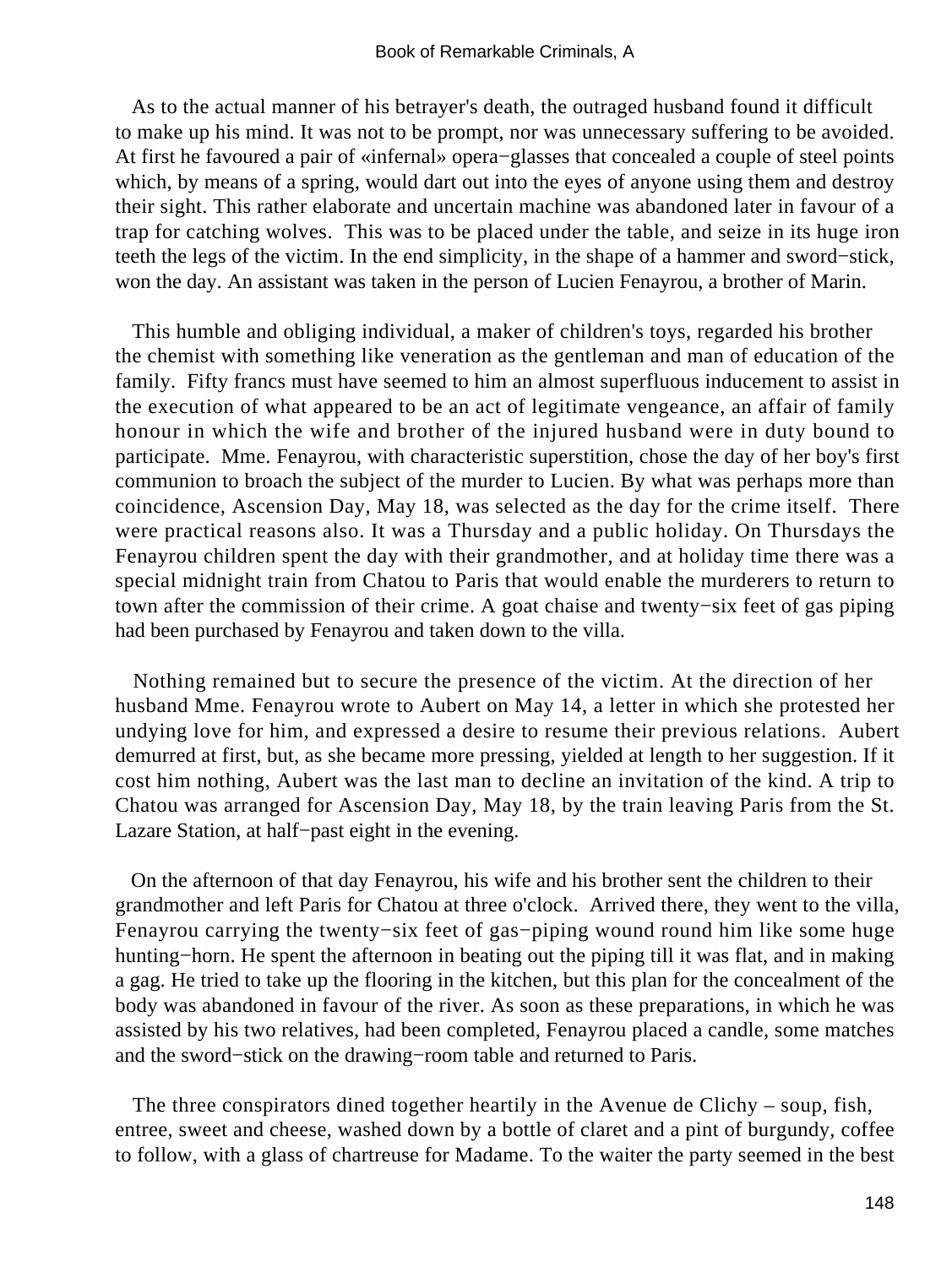As to the actual manner of his betrayer's death, the outraged husband found it difficult to make up his mind. It was not to be prompt, nor was unnecessary suffering to be avoided. At first he favoured a pair of «infernal» opera−glasses that concealed a couple of steel points which, by means of a spring, would dart out into the eyes of anyone using them and destroy their sight. This rather elaborate and uncertain machine was abandoned later in favour of a trap for catching wolves. This was to be placed under the table, and seize in its huge iron teeth the legs of the victim. In the end simplicity, in the shape of a hammer and sword−stick, won the day. An assistant was taken in the person of Lucien Fenayrou, a brother of Marin.

This humble and obliging individual, a maker of children's toys, regarded his brother the chemist with something like veneration as the gentleman and man of education of the family. Fifty francs must have seemed to him an almost superfluous inducement to assist in the execution of what appeared to be an act of legitimate vengeance, an affair of family honour in which the wife and brother of the injured husband were in duty bound to participate. Mme. Fenayrou, with characteristic superstition, chose the day of her boy's first communion to broach the subject of the murder to Lucien. By what was perhaps more than coincidence, Ascension Day, May 18, was selected as the day for the crime itself. There were practical reasons also. It was a Thursday and a public holiday. On Thursdays the Fenayrou children spent the day with their grandmother, and at holiday time there was a special midnight train from Chatou to Paris that would enable the murderers to return to town after the commission of their crime. A goat chaise and twenty−six feet of gas piping had been purchased by Fenayrou and taken down to the villa.

Nothing remained but to secure the presence of the victim. At the direction of her husband Mme. Fenayrou wrote to Aubert on May 14, a letter in which she protested her undying love for him, and expressed a desire to resume their previous relations. Aubert demurred at first, but, as she became more pressing, yielded at length to her suggestion. If it cost him nothing, Aubert was the last man to decline an invitation of the kind. A trip to Chatou was arranged for Ascension Day, May 18, by the train leaving Paris from the St. Lazare Station, at half−past eight in the evening.

On the afternoon of that day Fenayrou, his wife and his brother sent the children to their grandmother and left Paris for Chatou at three o'clock. Arrived there, they went to the villa, Fenayrou carrying the twenty−six feet of gas−piping wound round him like some huge hunting−horn. He spent the afternoon in beating out the piping till it was flat, and in making a gag. He tried to take up the flooring in the kitchen, but this plan for the concealment of the body was abandoned in favour of the river. As soon as these preparations, in which he was assisted by his two relatives, had been completed, Fenayrou placed a candle, some matches and the sword−stick on the drawing−room table and returned to Paris.

The three conspirators dined together heartily in the Avenue de Clichy – soup, fish, entree, sweet and cheese, washed down by a bottle of claret and a pint of burgundy, coffee to follow, with a glass of chartreuse for Madame. To the waiter the party seemed in the best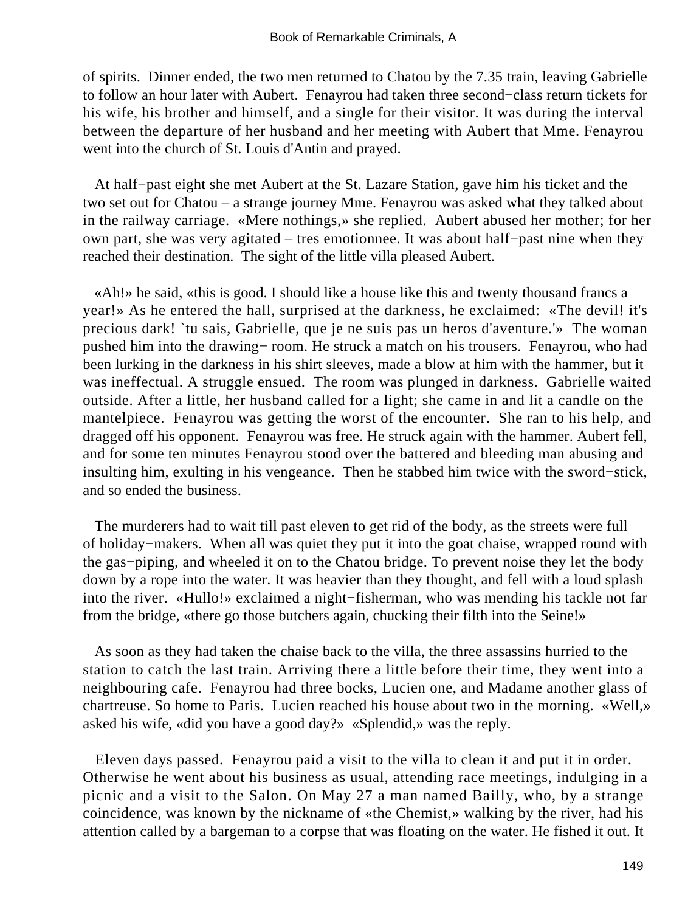of spirits. Dinner ended, the two men returned to Chatou by the 7.35 train, leaving Gabrielle to follow an hour later with Aubert. Fenayrou had taken three second−class return tickets for his wife, his brother and himself, and a single for their visitor. It was during the interval between the departure of her husband and her meeting with Aubert that Mme. Fenayrou went into the church of St. Louis d'Antin and prayed.

At half−past eight she met Aubert at the St. Lazare Station, gave him his ticket and the two set out for Chatou – a strange journey Mme. Fenayrou was asked what they talked about in the railway carriage. «Mere nothings,» she replied. Aubert abused her mother; for her own part, she was very agitated – tres emotionnee. It was about half−past nine when they reached their destination. The sight of the little villa pleased Aubert.

«Ah!» he said, «this is good. I should like a house like this and twenty thousand francs a year!» As he entered the hall, surprised at the darkness, he exclaimed: «The devil! it's precious dark! `tu sais, Gabrielle, que je ne suis pas un heros d'aventure.'» The woman pushed him into the drawing− room. He struck a match on his trousers. Fenayrou, who had been lurking in the darkness in his shirt sleeves, made a blow at him with the hammer, but it was ineffectual. A struggle ensued. The room was plunged in darkness. Gabrielle waited outside. After a little, her husband called for a light; she came in and lit a candle on the mantelpiece. Fenayrou was getting the worst of the encounter. She ran to his help, and dragged off his opponent. Fenayrou was free. He struck again with the hammer. Aubert fell, and for some ten minutes Fenayrou stood over the battered and bleeding man abusing and insulting him, exulting in his vengeance. Then he stabbed him twice with the sword−stick, and so ended the business.

The murderers had to wait till past eleven to get rid of the body, as the streets were full of holiday−makers. When all was quiet they put it into the goat chaise, wrapped round with the gas−piping, and wheeled it on to the Chatou bridge. To prevent noise they let the body down by a rope into the water. It was heavier than they thought, and fell with a loud splash into the river. «Hullo!» exclaimed a night−fisherman, who was mending his tackle not far from the bridge, «there go those butchers again, chucking their filth into the Seine!»

As soon as they had taken the chaise back to the villa, the three assassins hurried to the station to catch the last train. Arriving there a little before their time, they went into a neighbouring cafe. Fenayrou had three bocks, Lucien one, and Madame another glass of chartreuse. So home to Paris. Lucien reached his house about two in the morning. «Well,» asked his wife, «did you have a good day?» «Splendid,» was the reply.

Eleven days passed. Fenayrou paid a visit to the villa to clean it and put it in order. Otherwise he went about his business as usual, attending race meetings, indulging in a picnic and a visit to the Salon. On May 27 a man named Bailly, who, by a strange coincidence, was known by the nickname of «the Chemist,» walking by the river, had his attention called by a bargeman to a corpse that was floating on the water. He fished it out. It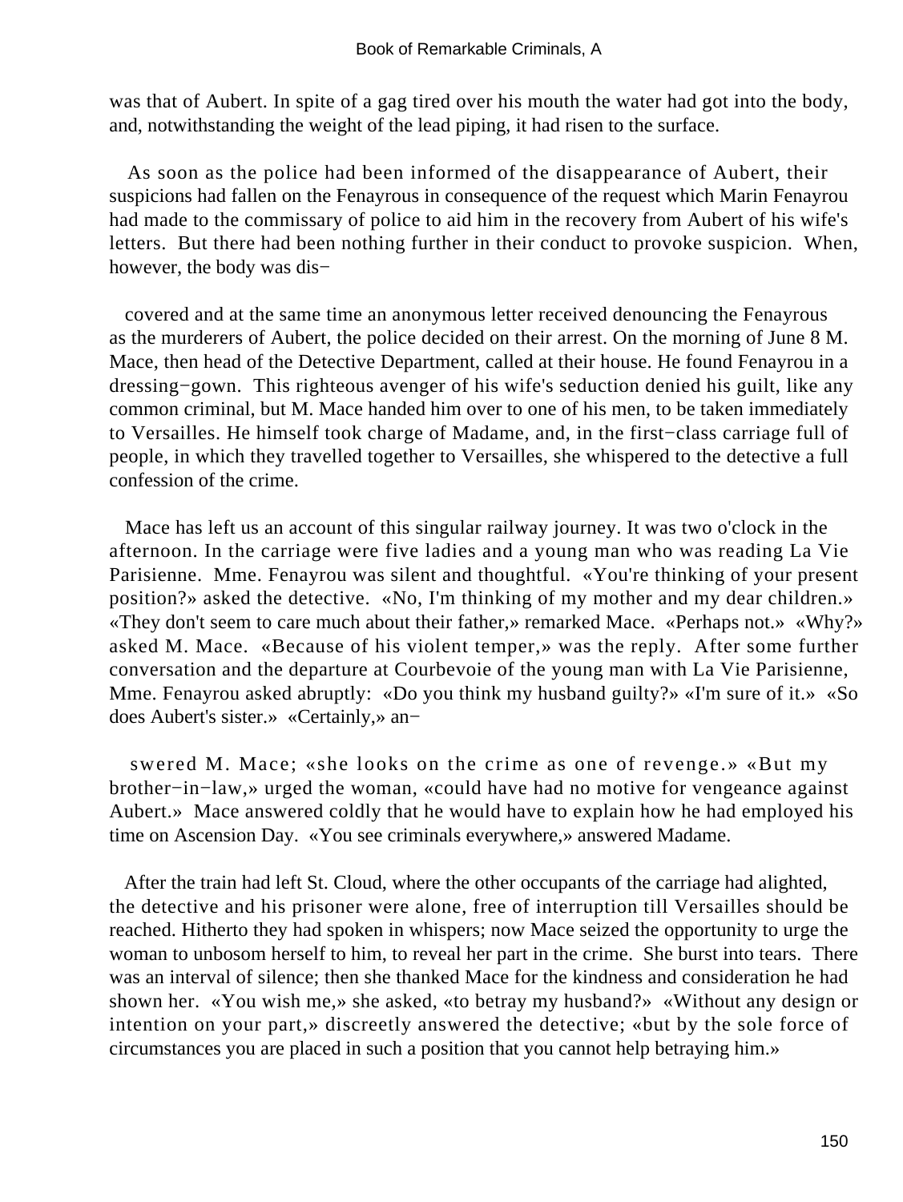was that of Aubert. In spite of a gag tired over his mouth the water had got into the body, and, notwithstanding the weight of the lead piping, it had risen to the surface.

As soon as the police had been informed of the disappearance of Aubert, their suspicions had fallen on the Fenayrous in consequence of the request which Marin Fenayrou had made to the commissary of police to aid him in the recovery from Aubert of his wife's letters. But there had been nothing further in their conduct to provoke suspicion. When, however, the body was discovered and at the same time an anonymous letter received denouncing the Fenayrous as the murderers of Aubert, the police decided on their arrest. On the morning of June 8 M. Mace, then head of the Detective Department, called at their house. He found Fenayrou in a dressing−gown. This righteous avenger of his wife's seduction denied his guilt, like any common criminal, but M. Mace handed him over to one of his men, to be taken immediately to Versailles. He himself took charge of Madame, and, in the first−class carriage full of people, in which they travelled together to Versailles, she whispered to the detective a full confession of the crime.

Mace has left us an account of this singular railway journey. It was two o'clock in the afternoon. In the carriage were five ladies and a young man who was reading La Vie Parisienne. Mme. Fenayrou was silent and thoughtful. «You're thinking of your present position?» asked the detective. «No, I'm thinking of my mother and my dear children.» «They don't seem to care much about their father,» remarked Mace. «Perhaps not.» «Why?» asked M. Mace. «Because of his violent temper,» was the reply. After some further conversation and the departure at Courbevoie of the young man with La Vie Parisienne, Mme. Fenayrou asked abruptly: «Do you think my husband guilty?» «I'm sure of it.» «So does Aubert's sister.» «Certainly,» answered M. Mace; «she looks on the crime as one of revenge.» «But my brother−in−law,» urged the woman, «could have had no motive for vengeance against Aubert.» Mace answered coldly that he would have to explain how he had employed his time on Ascension Day. «You see criminals everywhere,» answered Madame.

After the train had left St. Cloud, where the other occupants of the carriage had alighted, the detective and his prisoner were alone, free of interruption till Versailles should be reached. Hitherto they had spoken in whispers; now Mace seized the opportunity to urge the woman to unbosom herself to him, to reveal her part in the crime. She burst into tears. There was an interval of silence; then she thanked Mace for the kindness and consideration he had shown her. «You wish me,» she asked, «to betray my husband?» «Without any design or intention on your part,» discreetly answered the detective; «but by the sole force of circumstances you are placed in such a position that you cannot help betraying him.»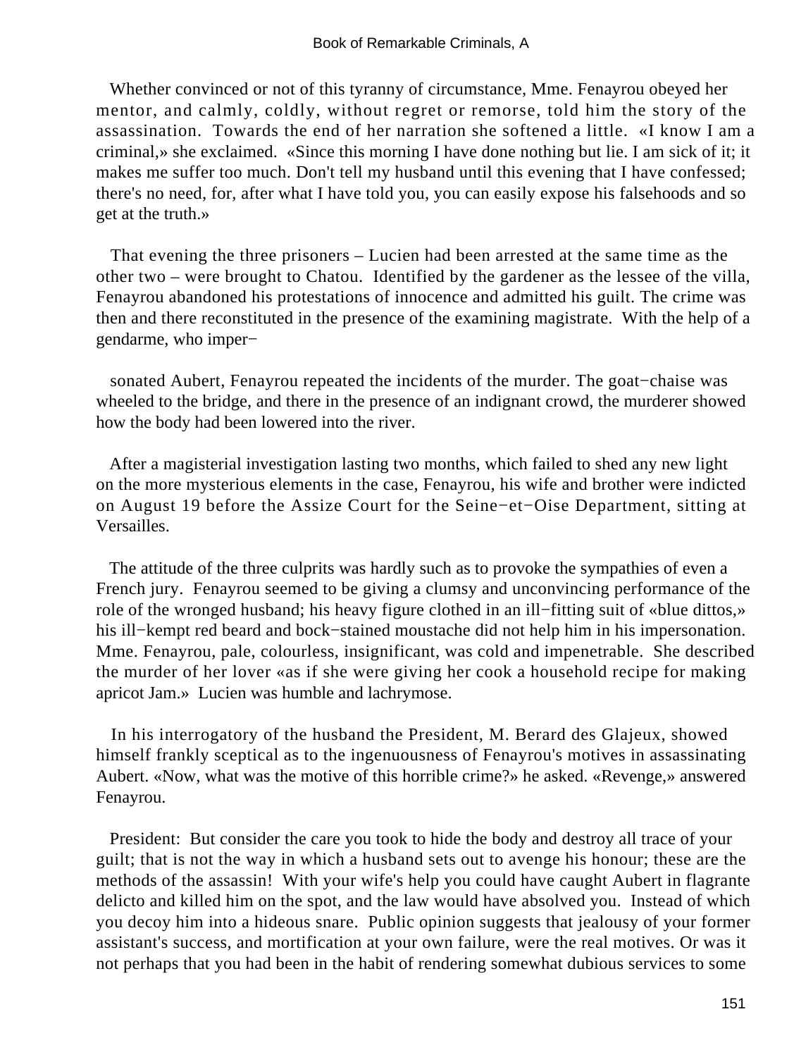Whether convinced or not of this tyranny of circumstance, Mme. Fenayrou obeyed her mentor, and calmly, coldly, without regret or remorse, told him the story of the assassination. Towards the end of her narration she softened a little. «I know I am a criminal,» she exclaimed. «Since this morning I have done nothing but lie. I am sick of it; it makes me suffer too much. Don't tell my husband until this evening that I have confessed; there's no need, for, after what I have told you, you can easily expose his falsehoods and so get at the truth.»

That evening the three prisoners – Lucien had been arrested at the same time as the other two – were brought to Chatou. Identified by the gardener as the lessee of the villa, Fenayrou abandoned his protestations of innocence and admitted his guilt. The crime was then and there reconstituted in the presence of the examining magistrate. With the help of a gendarme, who impersonated Aubert, Fenayrou repeated the incidents of the murder. The goat−chaise was wheeled to the bridge, and there in the presence of an indignant crowd, the murderer showed how the body had been lowered into the river.

After a magisterial investigation lasting two months, which failed to shed any new light on the more mysterious elements in the case, Fenayrou, his wife and brother were indicted on August 19 before the Assize Court for the Seine−et−Oise Department, sitting at Versailles.

The attitude of the three culprits was hardly such as to provoke the sympathies of even a French jury. Fenayrou seemed to be giving a clumsy and unconvincing performance of the role of the wronged husband; his heavy figure clothed in an ill−fitting suit of «blue dittos,» his ill−kempt red beard and bock−stained moustache did not help him in his impersonation. Mme. Fenayrou, pale, colourless, insignificant, was cold and impenetrable. She described the murder of her lover «as if she were giving her cook a household recipe for making apricot Jam.» Lucien was humble and lachrymose.

In his interrogatory of the husband the President, M. Berard des Glajeux, showed himself frankly sceptical as to the ingenuousness of Fenayrou's motives in assassinating Aubert. «Now, what was the motive of this horrible crime?» he asked. «Revenge,» answered Fenayrou.

President: But consider the care you took to hide the body and destroy all trace of your guilt; that is not the way in which a husband sets out to avenge his honour; these are the methods of the assassin! With your wife's help you could have caught Aubert in flagrante delicto and killed him on the spot, and the law would have absolved you. Instead of which you decoy him into a hideous snare. Public opinion suggests that jealousy of your former assistant's success, and mortification at your own failure, were the real motives. Or was it not perhaps that you had been in the habit of rendering somewhat dubious services to some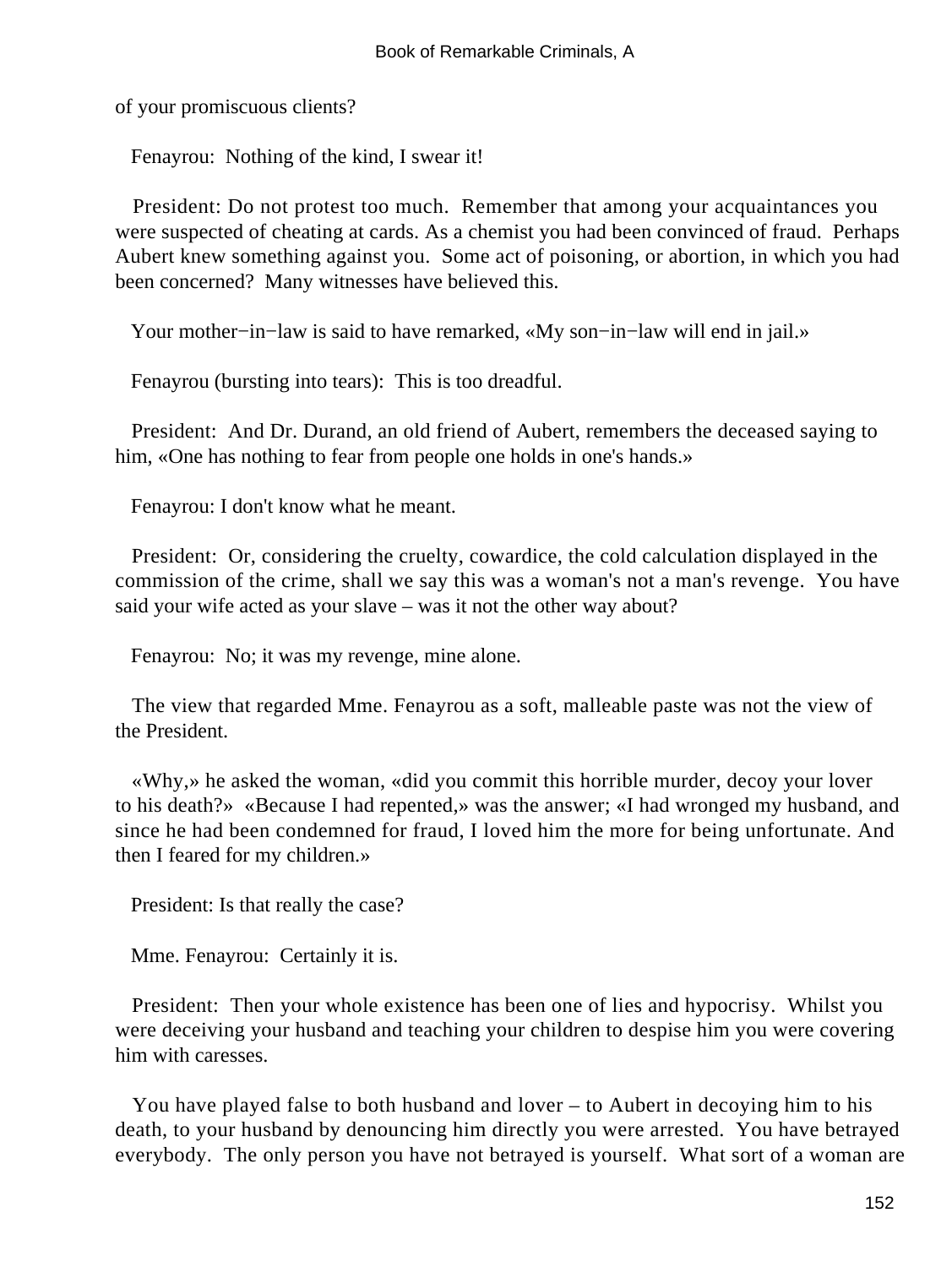of your promiscuous clients?

Fenayrou: Nothing of the kind, I swear it!

President: Do not protest too much. Remember that among your acquaintances you were suspected of cheating at cards. As a chemist you had been convinced of fraud. Perhaps Aubert knew something against you. Some act of poisoning, or abortion, in which you had been concerned? Many witnesses have believed this.

Your mother−in−law is said to have remarked, «My son−in−law will end in jail.»

Fenayrou (bursting into tears): This is too dreadful.

President: And Dr. Durand, an old friend of Aubert, remembers the deceased saying to him, «One has nothing to fear from people one holds in one's hands.»

Fenayrou: I don't know what he meant.

President: Or, considering the cruelty, cowardice, the cold calculation displayed in the commission of the crime, shall we say this was a woman's not a man's revenge. You have said your wife acted as your slave – was it not the other way about?

Fenayrou: No; it was my revenge, mine alone.

The view that regarded Mme. Fenayrou as a soft, malleable paste was not the view of the President.

«Why,» he asked the woman, «did you commit this horrible murder, decoy your lover to his death?» «Because I had repented,» was the answer; «I had wronged my husband, and since he had been condemned for fraud, I loved him the more for being unfortunate. And then I feared for my children.»

President: Is that really the case?

Mme. Fenayrou: Certainly it is.

President: Then your whole existence has been one of lies and hypocrisy. Whilst you were deceiving your husband and teaching your children to despise him you were covering him with caresses.

You have played false to both husband and lover – to Aubert in decoying him to his death, to your husband by denouncing him directly you were arrested. You have betrayed everybody. The only person you have not betrayed is yourself. What sort of a woman are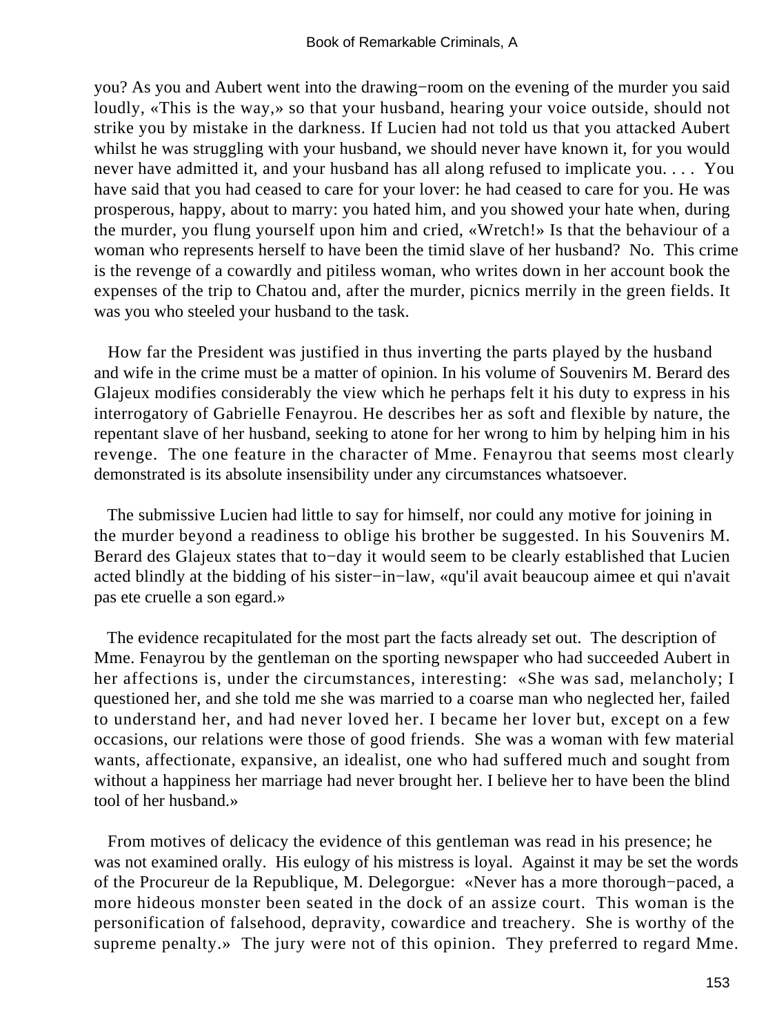you? As you and Aubert went into the drawing−room on the evening of the murder you said loudly, «This is the way,» so that your husband, hearing your voice outside, should not strike you by mistake in the darkness. If Lucien had not told us that you attacked Aubert whilst he was struggling with your husband, we should never have known it, for you would never have admitted it, and your husband has all along refused to implicate you. . . . You have said that you had ceased to care for your lover: he had ceased to care for you. He was prosperous, happy, about to marry: you hated him, and you showed your hate when, during the murder, you flung yourself upon him and cried, «Wretch!» Is that the behaviour of a woman who represents herself to have been the timid slave of her husband? No. This crime is the revenge of a cowardly and pitiless woman, who writes down in her account book the expenses of the trip to Chatou and, after the murder, picnics merrily in the green fields. It was you who steeled your husband to the task.

How far the President was justified in thus inverting the parts played by the husband and wife in the crime must be a matter of opinion. In his volume of Souvenirs M. Berard des Glajeux modifies considerably the view which he perhaps felt it his duty to express in his interrogatory of Gabrielle Fenayrou. He describes her as soft and flexible by nature, the repentant slave of her husband, seeking to atone for her wrong to him by helping him in his revenge. The one feature in the character of Mme. Fenayrou that seems most clearly demonstrated is its absolute insensibility under any circumstances whatsoever.

The submissive Lucien had little to say for himself, nor could any motive for joining in the murder beyond a readiness to oblige his brother be suggested. In his Souvenirs M. Berard des Glajeux states that to−day it would seem to be clearly established that Lucien acted blindly at the bidding of his sister−in−law, «qu'il avait beaucoup aimee et qui n'avait pas ete cruelle a son egard.»

The evidence recapitulated for the most part the facts already set out. The description of Mme. Fenayrou by the gentleman on the sporting newspaper who had succeeded Aubert in her affections is, under the circumstances, interesting: «She was sad, melancholy; I questioned her, and she told me she was married to a coarse man who neglected her, failed to understand her, and had never loved her. I became her lover but, except on a few occasions, our relations were those of good friends. She was a woman with few material wants, affectionate, expansive, an idealist, one who had suffered much and sought from without a happiness her marriage had never brought her. I believe her to have been the blind tool of her husband.»

From motives of delicacy the evidence of this gentleman was read in his presence; he was not examined orally. His eulogy of his mistress is loyal. Against it may be set the words of the Procureur de la Republique, M. Delegorgue: «Never has a more thorough−paced, a more hideous monster been seated in the dock of an assize court. This woman is the personification of falsehood, depravity, cowardice and treachery. She is worthy of the supreme penalty.» The jury were not of this opinion. They preferred to regard Mme.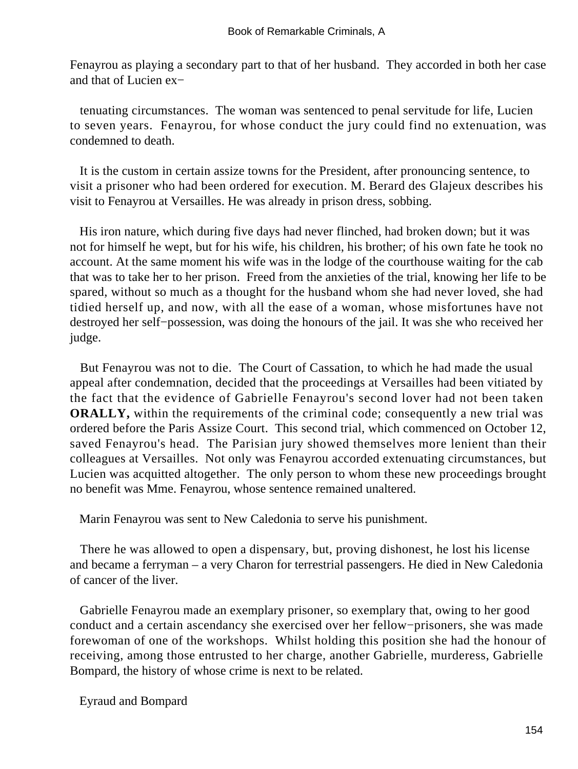Fenayrou as playing a secondary part to that of her husband. They accorded in both her case and that of Lucien extenuating circumstances. The woman was sentenced to penal servitude for life, Lucien to seven years. Fenayrou, for whose conduct the jury could find no extenuation, was condemned to death.

It is the custom in certain assize towns for the President, after pronouncing sentence, to visit a prisoner who had been ordered for execution. M. Berard des Glajeux describes his visit to Fenayrou at Versailles. He was already in prison dress, sobbing.

His iron nature, which during five days had never flinched, had broken down; but it was not for himself he wept, but for his wife, his children, his brother; of his own fate he took no account. At the same moment his wife was in the lodge of the courthouse waiting for the cab that was to take her to her prison. Freed from the anxieties of the trial, knowing her life to be spared, without so much as a thought for the husband whom she had never loved, she had tidied herself up, and now, with all the ease of a woman, whose misfortunes have not destroyed her self−possession, was doing the honours of the jail. It was she who received her judge.

But Fenayrou was not to die. The Court of Cassation, to which he had made the usual appeal after condemnation, decided that the proceedings at Versailles had been vitiated by the fact that the evidence of Gabrielle Fenayrou's second lover had not been taken **ORALLY,** within the requirements of the criminal code; consequently a new trial was ordered before the Paris Assize Court. This second trial, which commenced on October 12, saved Fenayrou's head. The Parisian jury showed themselves more lenient than their colleagues at Versailles. Not only was Fenayrou accorded extenuating circumstances, but Lucien was acquitted altogether. The only person to whom these new proceedings brought no benefit was Mme. Fenayrou, whose sentence remained unaltered.

Marin Fenayrou was sent to New Caledonia to serve his punishment.

There he was allowed to open a dispensary, but, proving dishonest, he lost his license and became a ferryman – a very Charon for terrestrial passengers. He died in New Caledonia of cancer of the liver.

Gabrielle Fenayrou made an exemplary prisoner, so exemplary that, owing to her good conduct and a certain ascendancy she exercised over her fellow−prisoners, she was made forewoman of one of the workshops. Whilst holding this position she had the honour of receiving, among those entrusted to her charge, another Gabrielle, murderess, Gabrielle Bompard, the history of whose crime is next to be related.

## Eyraud and Bompard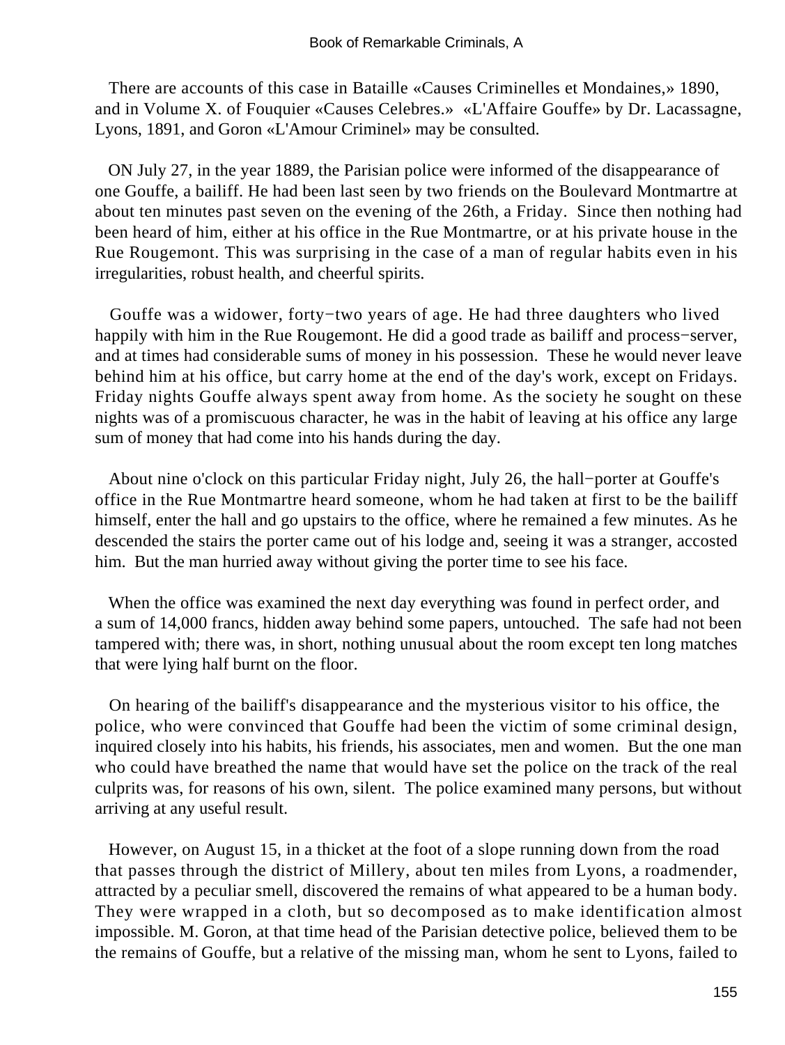There are accounts of this case in Bataille «Causes Criminelles et Mondaines,» 1890, and in Volume X. of Fouquier «Causes Celebres.» «L'Affaire Gouffe» by Dr. Lacassagne, Lyons, 1891, and Goron «L'Amour Criminel» may be consulted.

ON July 27, in the year 1889, the Parisian police were informed of the disappearance of one Gouffe, a bailiff. He had been last seen by two friends on the Boulevard Montmartre at about ten minutes past seven on the evening of the 26th, a Friday. Since then nothing had been heard of him, either at his office in the Rue Montmartre, or at his private house in the Rue Rougemont. This was surprising in the case of a man of regular habits even in his irregularities, robust health, and cheerful spirits.

Gouffe was a widower, forty−two years of age. He had three daughters who lived happily with him in the Rue Rougemont. He did a good trade as bailiff and process−server, and at times had considerable sums of money in his possession. These he would never leave behind him at his office, but carry home at the end of the day's work, except on Fridays. Friday nights Gouffe always spent away from home. As the society he sought on these nights was of a promiscuous character, he was in the habit of leaving at his office any large sum of money that had come into his hands during the day.

About nine o'clock on this particular Friday night, July 26, the hall−porter at Gouffe's office in the Rue Montmartre heard someone, whom he had taken at first to be the bailiff himself, enter the hall and go upstairs to the office, where he remained a few minutes. As he descended the stairs the porter came out of his lodge and, seeing it was a stranger, accosted him. But the man hurried away without giving the porter time to see his face.

When the office was examined the next day everything was found in perfect order, and a sum of 14,000 francs, hidden away behind some papers, untouched. The safe had not been tampered with; there was, in short, nothing unusual about the room except ten long matches that were lying half burnt on the floor.

On hearing of the bailiff's disappearance and the mysterious visitor to his office, the police, who were convinced that Gouffe had been the victim of some criminal design, inquired closely into his habits, his friends, his associates, men and women. But the one man who could have breathed the name that would have set the police on the track of the real culprits was, for reasons of his own, silent. The police examined many persons, but without arriving at any useful result.

However, on August 15, in a thicket at the foot of a slope running down from the road that passes through the district of Millery, about ten miles from Lyons, a roadmender, attracted by a peculiar smell, discovered the remains of what appeared to be a human body. They were wrapped in a cloth, but so decomposed as to make identification almost impossible. M. Goron, at that time head of the Parisian detective police, believed them to be the remains of Gouffe, but a relative of the missing man, whom he sent to Lyons, failed to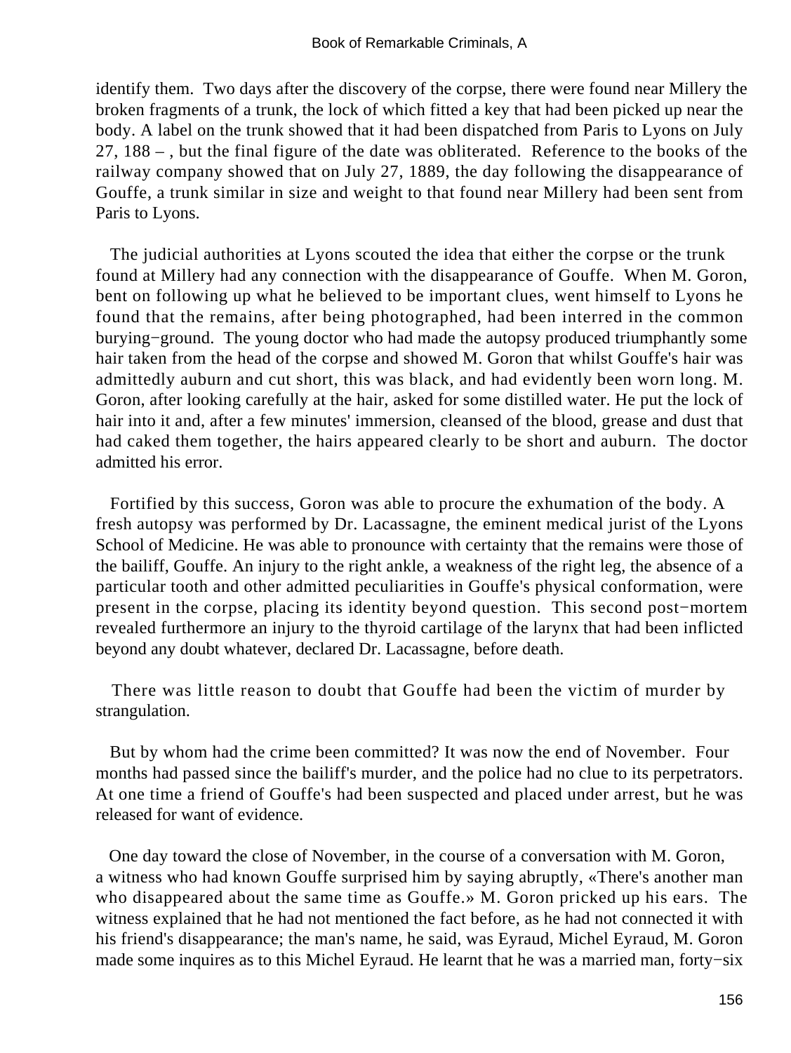identify them. Two days after the discovery of the corpse, there were found near Millery the broken fragments of a trunk, the lock of which fitted a key that had been picked up near the body. A label on the trunk showed that it had been dispatched from Paris to Lyons on July 27, 188 – , but the final figure of the date was obliterated. Reference to the books of the railway company showed that on July 27, 1889, the day following the disappearance of Gouffe, a trunk similar in size and weight to that found near Millery had been sent from Paris to Lyons.

The judicial authorities at Lyons scouted the idea that either the corpse or the trunk found at Millery had any connection with the disappearance of Gouffe. When M. Goron, bent on following up what he believed to be important clues, went himself to Lyons he found that the remains, after being photographed, had been interred in the common burying−ground. The young doctor who had made the autopsy produced triumphantly some hair taken from the head of the corpse and showed M. Goron that whilst Gouffe's hair was admittedly auburn and cut short, this was black, and had evidently been worn long. M. Goron, after looking carefully at the hair, asked for some distilled water. He put the lock of hair into it and, after a few minutes' immersion, cleansed of the blood, grease and dust that had caked them together, the hairs appeared clearly to be short and auburn. The doctor admitted his error.

Fortified by this success, Goron was able to procure the exhumation of the body. A fresh autopsy was performed by Dr. Lacassagne, the eminent medical jurist of the Lyons School of Medicine. He was able to pronounce with certainty that the remains were those of the bailiff, Gouffe. An injury to the right ankle, a weakness of the right leg, the absence of a particular tooth and other admitted peculiarities in Gouffe's physical conformation, were present in the corpse, placing its identity beyond question. This second post−mortem revealed furthermore an injury to the thyroid cartilage of the larynx that had been inflicted beyond any doubt whatever, declared Dr. Lacassagne, before death.

There was little reason to doubt that Gouffe had been the victim of murder by strangulation.

But by whom had the crime been committed? It was now the end of November. Four months had passed since the bailiff's murder, and the police had no clue to its perpetrators. At one time a friend of Gouffe's had been suspected and placed under arrest, but he was released for want of evidence.

One day toward the close of November, in the course of a conversation with M. Goron, a witness who had known Gouffe surprised him by saying abruptly, «There's another man who disappeared about the same time as Gouffe.» M. Goron pricked up his ears. The witness explained that he had not mentioned the fact before, as he had not connected it with his friend's disappearance; the man's name, he said, was Eyraud, Michel Eyraud, M. Goron made some inquires as to this Michel Eyraud. He learnt that he was a married man, forty−six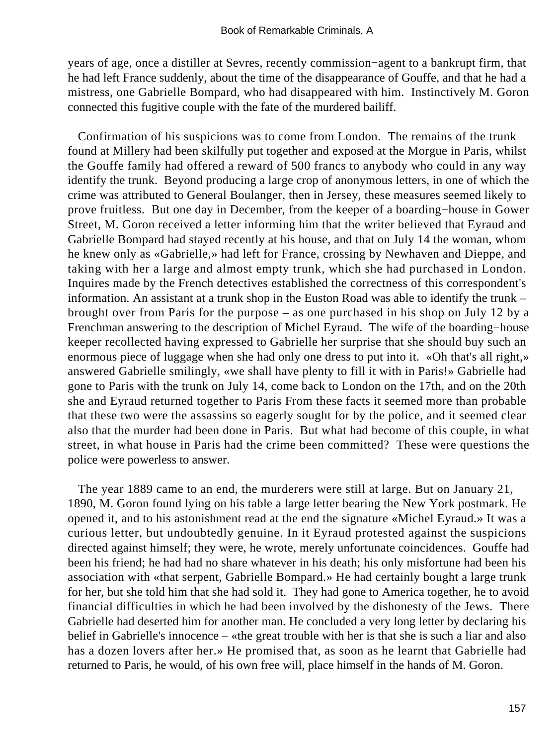years of age, once a distiller at Sevres, recently commission−agent to a bankrupt firm, that he had left France suddenly, about the time of the disappearance of Gouffe, and that he had a mistress, one Gabrielle Bompard, who had disappeared with him. Instinctively M. Goron connected this fugitive couple with the fate of the murdered bailiff.

Confirmation of his suspicions was to come from London. The remains of the trunk found at Millery had been skilfully put together and exposed at the Morgue in Paris, whilst the Gouffe family had offered a reward of 500 francs to anybody who could in any way identify the trunk. Beyond producing a large crop of anonymous letters, in one of which the crime was attributed to General Boulanger, then in Jersey, these measures seemed likely to prove fruitless. But one day in December, from the keeper of a boarding−house in Gower Street, M. Goron received a letter informing him that the writer believed that Eyraud and Gabrielle Bompard had stayed recently at his house, and that on July 14 the woman, whom he knew only as «Gabrielle,» had left for France, crossing by Newhaven and Dieppe, and taking with her a large and almost empty trunk, which she had purchased in London. Inquires made by the French detectives established the correctness of this correspondent's information. An assistant at a trunk shop in the Euston Road was able to identify the trunk – brought over from Paris for the purpose – as one purchased in his shop on July 12 by a Frenchman answering to the description of Michel Eyraud. The wife of the boarding−house keeper recollected having expressed to Gabrielle her surprise that she should buy such an enormous piece of luggage when she had only one dress to put into it. «Oh that's all right,» answered Gabrielle smilingly, «we shall have plenty to fill it with in Paris!» Gabrielle had gone to Paris with the trunk on July 14, come back to London on the 17th, and on the 20th she and Eyraud returned together to Paris From these facts it seemed more than probable that these two were the assassins so eagerly sought for by the police, and it seemed clear also that the murder had been done in Paris. But what had become of this couple, in what street, in what house in Paris had the crime been committed? These were questions the police were powerless to answer.

The year 1889 came to an end, the murderers were still at large. But on January 21, 1890, M. Goron found lying on his table a large letter bearing the New York postmark. He opened it, and to his astonishment read at the end the signature «Michel Eyraud.» It was a curious letter, but undoubtedly genuine. In it Eyraud protested against the suspicions directed against himself; they were, he wrote, merely unfortunate coincidences. Gouffe had been his friend; he had had no share whatever in his death; his only misfortune had been his association with «that serpent, Gabrielle Bompard.» He had certainly bought a large trunk for her, but she told him that she had sold it. They had gone to America together, he to avoid financial difficulties in which he had been involved by the dishonesty of the Jews. There Gabrielle had deserted him for another man. He concluded a very long letter by declaring his belief in Gabrielle's innocence – «the great trouble with her is that she is such a liar and also has a dozen lovers after her.» He promised that, as soon as he learnt that Gabrielle had returned to Paris, he would, of his own free will, place himself in the hands of M. Goron.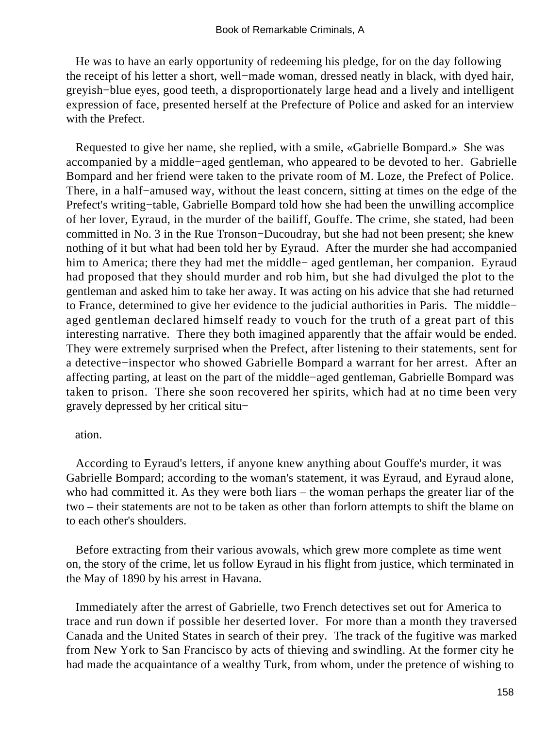He was to have an early opportunity of redeeming his pledge, for on the day following the receipt of his letter a short, well−made woman, dressed neatly in black, with dyed hair, greyish−blue eyes, good teeth, a disproportionately large head and a lively and intelligent expression of face, presented herself at the Prefecture of Police and asked for an interview with the Prefect.

Requested to give her name, she replied, with a smile, «Gabrielle Bompard.» She was accompanied by a middle−aged gentleman, who appeared to be devoted to her. Gabrielle Bompard and her friend were taken to the private room of M. Loze, the Prefect of Police. There, in a half−amused way, without the least concern, sitting at times on the edge of the Prefect's writing−table, Gabrielle Bompard told how she had been the unwilling accomplice of her lover, Eyraud, in the murder of the bailiff, Gouffe. The crime, she stated, had been committed in No. 3 in the Rue Tronson−Ducoudray, but she had not been present; she knew nothing of it but what had been told her by Eyraud. After the murder she had accompanied him to America; there they had met the middle− aged gentleman, her companion. Eyraud had proposed that they should murder and rob him, but she had divulged the plot to the gentleman and asked him to take her away. It was acting on his advice that she had returned to France, determined to give her evidence to the judicial authorities in Paris. The middle−aged gentleman declared himself ready to vouch for the truth of a great part of this interesting narrative. There they both imagined apparently that the affair would be ended. They were extremely surprised when the Prefect, after listening to their statements, sent for a detective−inspector who showed Gabrielle Bompard a warrant for her arrest. After an affecting parting, at least on the part of the middle−aged gentleman, Gabrielle Bompard was taken to prison. There she soon recovered her spirits, which had at no time been very gravely depressed by her critical situation.

According to Eyraud's letters, if anyone knew anything about Gouffe's murder, it was Gabrielle Bompard; according to the woman's statement, it was Eyraud, and Eyraud alone, who had committed it. As they were both liars – the woman perhaps the greater liar of the two – their statements are not to be taken as other than forlorn attempts to shift the blame on to each other's shoulders.

Before extracting from their various avowals, which grew more complete as time went on, the story of the crime, let us follow Eyraud in his flight from justice, which terminated in the May of 1890 by his arrest in Havana.

Immediately after the arrest of Gabrielle, two French detectives set out for America to trace and run down if possible her deserted lover. For more than a month they traversed Canada and the United States in search of their prey. The track of the fugitive was marked from New York to San Francisco by acts of thieving and swindling. At the former city he had made the acquaintance of a wealthy Turk, from whom, under the pretence of wishing to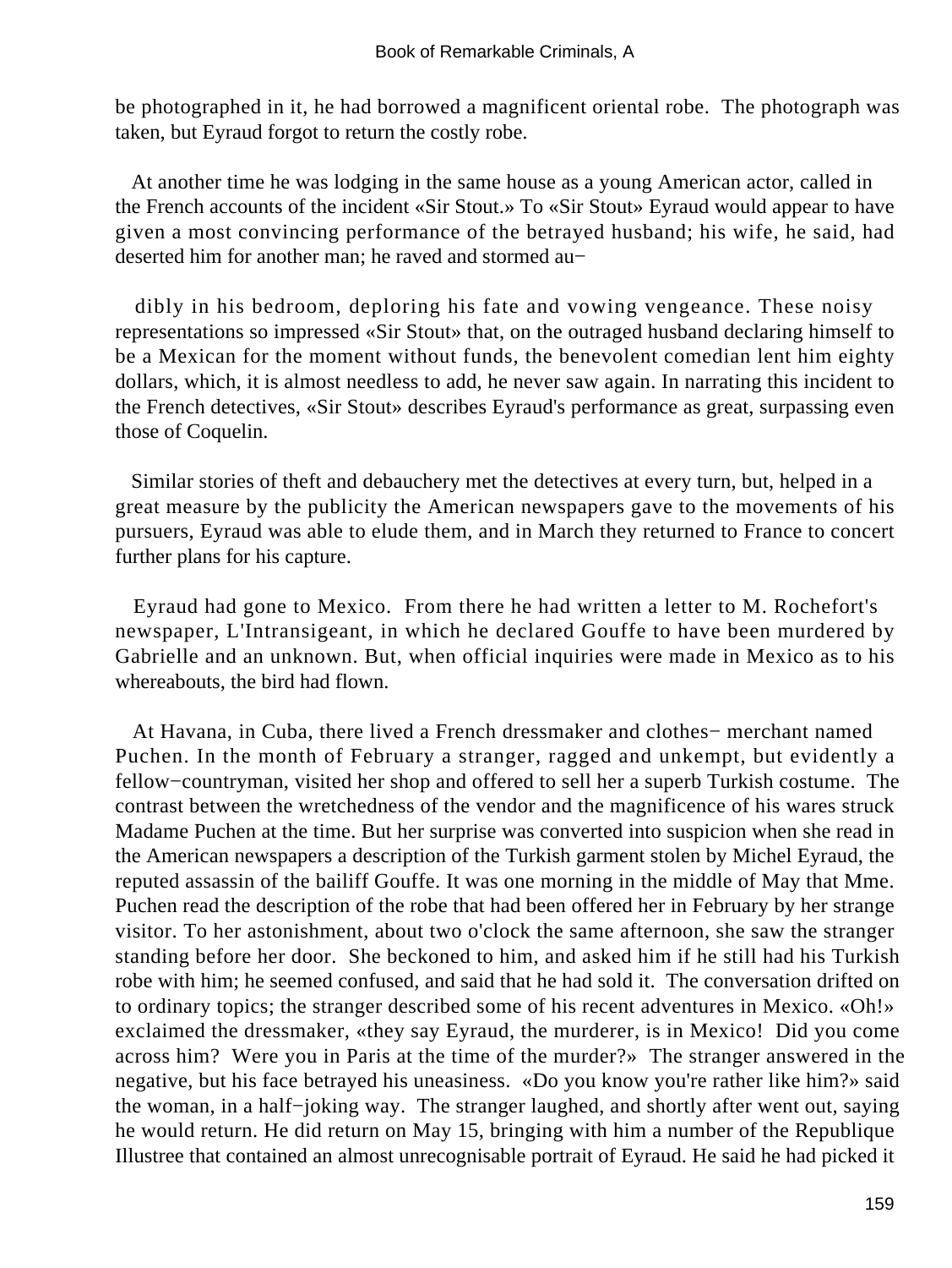be photographed in it, he had borrowed a magnificent oriental robe. The photograph was taken, but Eyraud forgot to return the costly robe.

At another time he was lodging in the same house as a young American actor, called in the French accounts of the incident «Sir Stout.» To «Sir Stout» Eyraud would appear to have given a most convincing performance of the betrayed husband; his wife, he said, had deserted him for another man; he raved and stormed au−

dibly in his bedroom, deploring his fate and vowing vengeance. These noisy representations so impressed «Sir Stout» that, on the outraged husband declaring himself to be a Mexican for the moment without funds, the benevolent comedian lent him eighty dollars, which, it is almost needless to add, he never saw again. In narrating this incident to the French detectives, «Sir Stout» describes Eyraud's performance as great, surpassing even those of Coquelin.

Similar stories of theft and debauchery met the detectives at every turn, but, helped in a great measure by the publicity the American newspapers gave to the movements of his pursuers, Eyraud was able to elude them, and in March they returned to France to concert further plans for his capture.

Eyraud had gone to Mexico. From there he had written a letter to M. Rochefort's newspaper, L'Intransigeant, in which he declared Gouffe to have been murdered by Gabrielle and an unknown. But, when official inquiries were made in Mexico as to his whereabouts, the bird had flown.

At Havana, in Cuba, there lived a French dressmaker and clothes− merchant named Puchen. In the month of February a stranger, ragged and unkempt, but evidently a fellow−countryman, visited her shop and offered to sell her a superb Turkish costume. The contrast between the wretchedness of the vendor and the magnificence of his wares struck Madame Puchen at the time. But her surprise was converted into suspicion when she read in the American newspapers a description of the Turkish garment stolen by Michel Eyraud, the reputed assassin of the bailiff Gouffe. It was one morning in the middle of May that Mme. Puchen read the description of the robe that had been offered her in February by her strange visitor. To her astonishment, about two o'clock the same afternoon, she saw the stranger standing before her door. She beckoned to him, and asked him if he still had his Turkish robe with him; he seemed confused, and said that he had sold it. The conversation drifted on to ordinary topics; the stranger described some of his recent adventures in Mexico. «Oh!» exclaimed the dressmaker, «they say Eyraud, the murderer, is in Mexico! Did you come across him? Were you in Paris at the time of the murder?» The stranger answered in the negative, but his face betrayed his uneasiness. «Do you know you're rather like him?» said the woman, in a half−joking way. The stranger laughed, and shortly after went out, saying he would return. He did return on May 15, bringing with him a number of the Republique Illustree that contained an almost unrecognisable portrait of Eyraud. He said he had picked it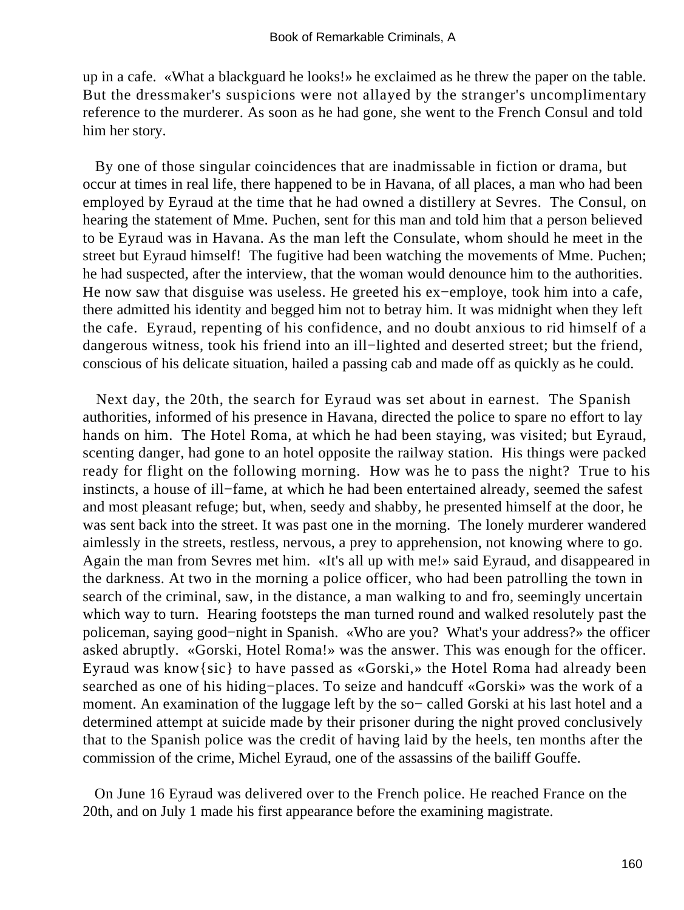up in a cafe. «What a blackguard he looks!» he exclaimed as he threw the paper on the table. But the dressmaker's suspicions were not allayed by the stranger's uncomplimentary reference to the murderer. As soon as he had gone, she went to the French Consul and told him her story.

By one of those singular coincidences that are inadmissable in fiction or drama, but occur at times in real life, there happened to be in Havana, of all places, a man who had been employed by Eyraud at the time that he had owned a distillery at Sevres. The Consul, on hearing the statement of Mme. Puchen, sent for this man and told him that a person believed to be Eyraud was in Havana. As the man left the Consulate, whom should he meet in the street but Eyraud himself! The fugitive had been watching the movements of Mme. Puchen; he had suspected, after the interview, that the woman would denounce him to the authorities. He now saw that disguise was useless. He greeted his ex−employe, took him into a cafe, there admitted his identity and begged him not to betray him. It was midnight when they left the cafe. Eyraud, repenting of his confidence, and no doubt anxious to rid himself of a dangerous witness, took his friend into an ill−lighted and deserted street; but the friend, conscious of his delicate situation, hailed a passing cab and made off as quickly as he could.

Next day, the 20th, the search for Eyraud was set about in earnest. The Spanish authorities, informed of his presence in Havana, directed the police to spare no effort to lay hands on him. The Hotel Roma, at which he had been staying, was visited; but Eyraud, scenting danger, had gone to an hotel opposite the railway station. His things were packed ready for flight on the following morning. How was he to pass the night? True to his instincts, a house of ill−fame, at which he had been entertained already, seemed the safest and most pleasant refuge; but, when, seedy and shabby, he presented himself at the door, he was sent back into the street. It was past one in the morning. The lonely murderer wandered aimlessly in the streets, restless, nervous, a prey to apprehension, not knowing where to go. Again the man from Sevres met him. «It's all up with me!» said Eyraud, and disappeared in the darkness. At two in the morning a police officer, who had been patrolling the town in search of the criminal, saw, in the distance, a man walking to and fro, seemingly uncertain which way to turn. Hearing footsteps the man turned round and walked resolutely past the policeman, saying good−night in Spanish. «Who are you? What's your address?» the officer asked abruptly. «Gorski, Hotel Roma!» was the answer. This was enough for the officer. Eyraud was know{sic} to have passed as «Gorski,» the Hotel Roma had already been searched as one of his hiding−places. To seize and handcuff «Gorski» was the work of a moment. An examination of the luggage left by the so− called Gorski at his last hotel and a determined attempt at suicide made by their prisoner during the night proved conclusively that to the Spanish police was the credit of having laid by the heels, ten months after the commission of the crime, Michel Eyraud, one of the assassins of the bailiff Gouffe.

On June 16 Eyraud was delivered over to the French police. He reached France on the 20th, and on July 1 made his first appearance before the examining magistrate.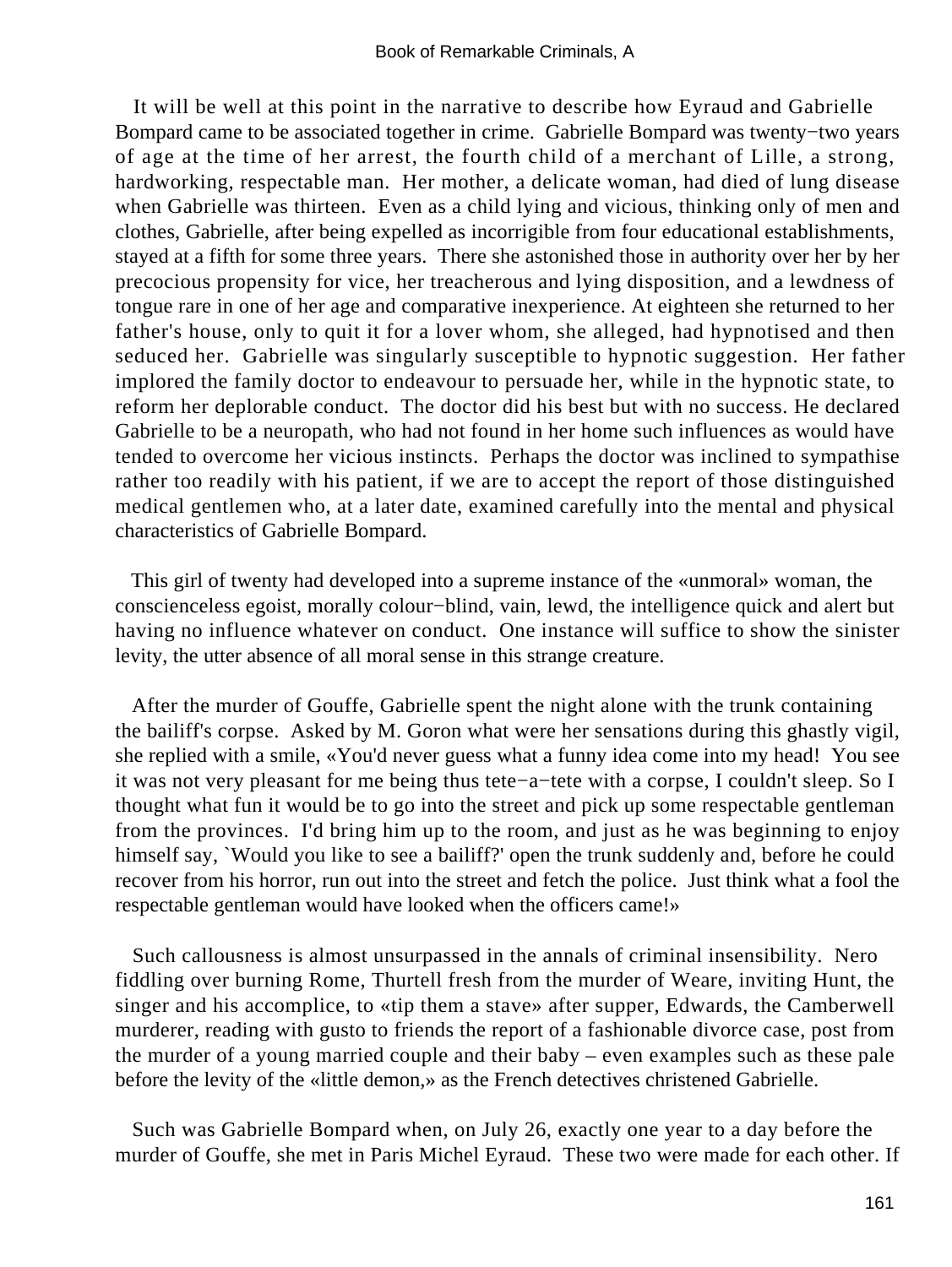It will be well at this point in the narrative to describe how Eyraud and Gabrielle Bompard came to be associated together in crime. Gabrielle Bompard was twenty−two years of age at the time of her arrest, the fourth child of a merchant of Lille, a strong, hardworking, respectable man. Her mother, a delicate woman, had died of lung disease when Gabrielle was thirteen. Even as a child lying and vicious, thinking only of men and clothes, Gabrielle, after being expelled as incorrigible from four educational establishments, stayed at a fifth for some three years. There she astonished those in authority over her by her precocious propensity for vice, her treacherous and lying disposition, and a lewdness of tongue rare in one of her age and comparative inexperience. At eighteen she returned to her father's house, only to quit it for a lover whom, she alleged, had hypnotised and then seduced her. Gabrielle was singularly susceptible to hypnotic suggestion. Her father implored the family doctor to endeavour to persuade her, while in the hypnotic state, to reform her deplorable conduct. The doctor did his best but with no success. He declared Gabrielle to be a neuropath, who had not found in her home such influences as would have tended to overcome her vicious instincts. Perhaps the doctor was inclined to sympathise rather too readily with his patient, if we are to accept the report of those distinguished medical gentlemen who, at a later date, examined carefully into the mental and physical characteristics of Gabrielle Bompard.

This girl of twenty had developed into a supreme instance of the «unmoral» woman, the conscienceless egoist, morally colour−blind, vain, lewd, the intelligence quick and alert but having no influence whatever on conduct. One instance will suffice to show the sinister levity, the utter absence of all moral sense in this strange creature.

After the murder of Gouffe, Gabrielle spent the night alone with the trunk containing the bailiff's corpse. Asked by M. Goron what were her sensations during this ghastly vigil, she replied with a smile, «You'd never guess what a funny idea come into my head! You see it was not very pleasant for me being thus tete−a−tete with a corpse, I couldn't sleep. So I thought what fun it would be to go into the street and pick up some respectable gentleman from the provinces. I'd bring him up to the room, and just as he was beginning to enjoy himself say, `Would you like to see a bailiff?' open the trunk suddenly and, before he could recover from his horror, run out into the street and fetch the police. Just think what a fool the respectable gentleman would have looked when the officers came!»

Such callousness is almost unsurpassed in the annals of criminal insensibility. Nero fiddling over burning Rome, Thurtell fresh from the murder of Weare, inviting Hunt, the singer and his accomplice, to «tip them a stave» after supper, Edwards, the Camberwell murderer, reading with gusto to friends the report of a fashionable divorce case, post from the murder of a young married couple and their baby – even examples such as these pale before the levity of the «little demon,» as the French detectives christened Gabrielle.

Such was Gabrielle Bompard when, on July 26, exactly one year to a day before the murder of Gouffe, she met in Paris Michel Eyraud. These two were made for each other. If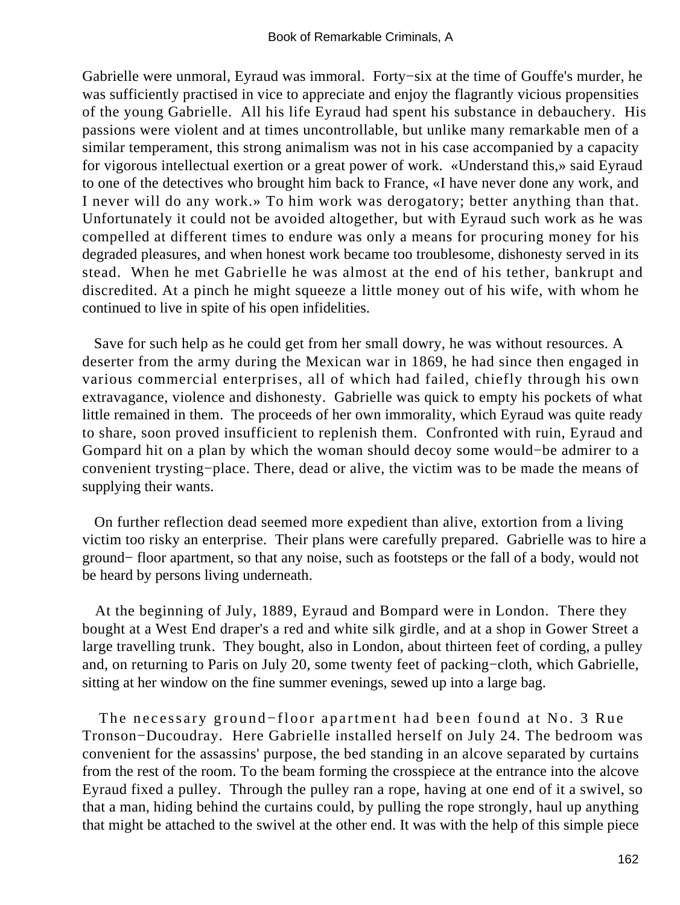Gabrielle were unmoral, Eyraud was immoral. Forty−six at the time of Gouffe's murder, he was sufficiently practised in vice to appreciate and enjoy the flagrantly vicious propensities of the young Gabrielle. All his life Eyraud had spent his substance in debauchery. His passions were violent and at times uncontrollable, but unlike many remarkable men of a similar temperament, this strong animalism was not in his case accompanied by a capacity for vigorous intellectual exertion or a great power of work. «Understand this,» said Eyraud to one of the detectives who brought him back to France, «I have never done any work, and I never will do any work.» To him work was derogatory; better anything than that. Unfortunately it could not be avoided altogether, but with Eyraud such work as he was compelled at different times to endure was only a means for procuring money for his degraded pleasures, and when honest work became too troublesome, dishonesty served in its stead. When he met Gabrielle he was almost at the end of his tether, bankrupt and discredited. At a pinch he might squeeze a little money out of his wife, with whom he continued to live in spite of his open infidelities.

Save for such help as he could get from her small dowry, he was without resources. A deserter from the army during the Mexican war in 1869, he had since then engaged in various commercial enterprises, all of which had failed, chiefly through his own extravagance, violence and dishonesty. Gabrielle was quick to empty his pockets of what little remained in them. The proceeds of her own immorality, which Eyraud was quite ready to share, soon proved insufficient to replenish them. Confronted with ruin, Eyraud and Gompard hit on a plan by which the woman should decoy some would−be admirer to a convenient trysting−place. There, dead or alive, the victim was to be made the means of supplying their wants.

On further reflection dead seemed more expedient than alive, extortion from a living victim too risky an enterprise. Their plans were carefully prepared. Gabrielle was to hire a ground− floor apartment, so that any noise, such as footsteps or the fall of a body, would not be heard by persons living underneath.

At the beginning of July, 1889, Eyraud and Bompard were in London. There they bought at a West End draper's a red and white silk girdle, and at a shop in Gower Street a large travelling trunk. They bought, also in London, about thirteen feet of cording, a pulley and, on returning to Paris on July 20, some twenty feet of packing−cloth, which Gabrielle, sitting at her window on the fine summer evenings, sewed up into a large bag.

The necessary ground−floor apartment had been found at No. 3 Rue Tronson−Ducoudray. Here Gabrielle installed herself on July 24. The bedroom was convenient for the assassins' purpose, the bed standing in an alcove separated by curtains from the rest of the room. To the beam forming the crosspiece at the entrance into the alcove Eyraud fixed a pulley. Through the pulley ran a rope, having at one end of it a swivel, so that a man, hiding behind the curtains could, by pulling the rope strongly, haul up anything that might be attached to the swivel at the other end. It was with the help of this simple piece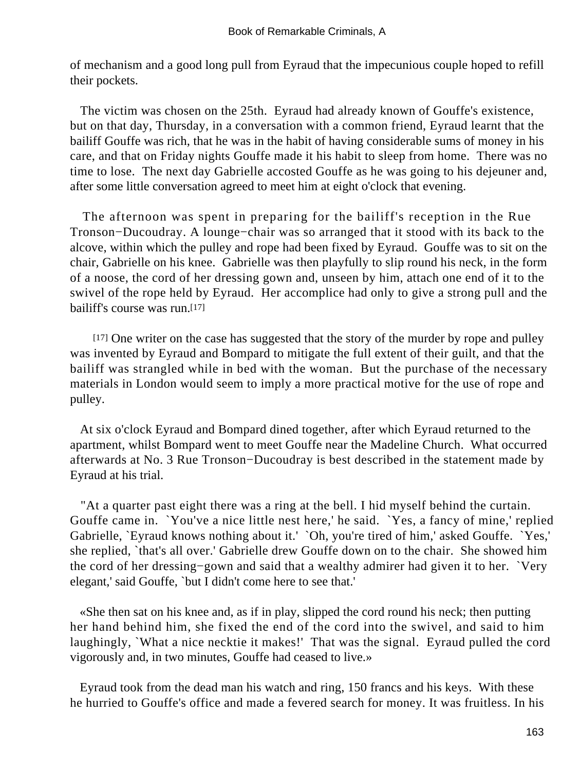of mechanism and a good long pull from Eyraud that the impecunious couple hoped to refill their pockets.

The victim was chosen on the 25th. Eyraud had already known of Gouffe's existence, but on that day, Thursday, in a conversation with a common friend, Eyraud learnt that the bailiff Gouffe was rich, that he was in the habit of having considerable sums of money in his care, and that on Friday nights Gouffe made it his habit to sleep from home. There was no time to lose. The next day Gabrielle accosted Gouffe as he was going to his dejeuner and, after some little conversation agreed to meet him at eight o'clock that evening.

The afternoon was spent in preparing for the bailiff's reception in the Rue Tronson−Ducoudray. A lounge−chair was so arranged that it stood with its back to the alcove, within which the pulley and rope had been fixed by Eyraud. Gouffe was to sit on the chair, Gabrielle on his knee. Gabrielle was then playfully to slip round his neck, in the form of a noose, the cord of her dressing gown and, unseen by him, attach one end of it to the swivel of the rope held by Eyraud. Her accomplice had only to give a strong pull and the bailiff's course was run.[17]

[17] One writer on the case has suggested that the story of the murder by rope and pulley was invented by Eyraud and Bompard to mitigate the full extent of their guilt, and that the bailiff was strangled while in bed with the woman. But the purchase of the necessary materials in London would seem to imply a more practical motive for the use of rope and pulley.

At six o'clock Eyraud and Bompard dined together, after which Eyraud returned to the apartment, whilst Bompard went to meet Gouffe near the Madeline Church. What occurred afterwards at No. 3 Rue Tronson−Ducoudray is best described in the statement made by Eyraud at his trial.

"At a quarter past eight there was a ring at the bell. I hid myself behind the curtain. Gouffe came in. `You've a nice little nest here,' he said. `Yes, a fancy of mine,' replied Gabrielle, `Eyraud knows nothing about it.' `Oh, you're tired of him,' asked Gouffe. `Yes,' she replied, `that's all over.' Gabrielle drew Gouffe down on to the chair. She showed him the cord of her dressing−gown and said that a wealthy admirer had given it to her. `Very elegant,' said Gouffe, `but I didn't come here to see that.'

«She then sat on his knee and, as if in play, slipped the cord round his neck; then putting her hand behind him, she fixed the end of the cord into the swivel, and said to him laughingly, `What a nice necktie it makes!' That was the signal. Eyraud pulled the cord vigorously and, in two minutes, Gouffe had ceased to live.»

Eyraud took from the dead man his watch and ring, 150 francs and his keys. With these he hurried to Gouffe's office and made a fevered search for money. It was fruitless. In his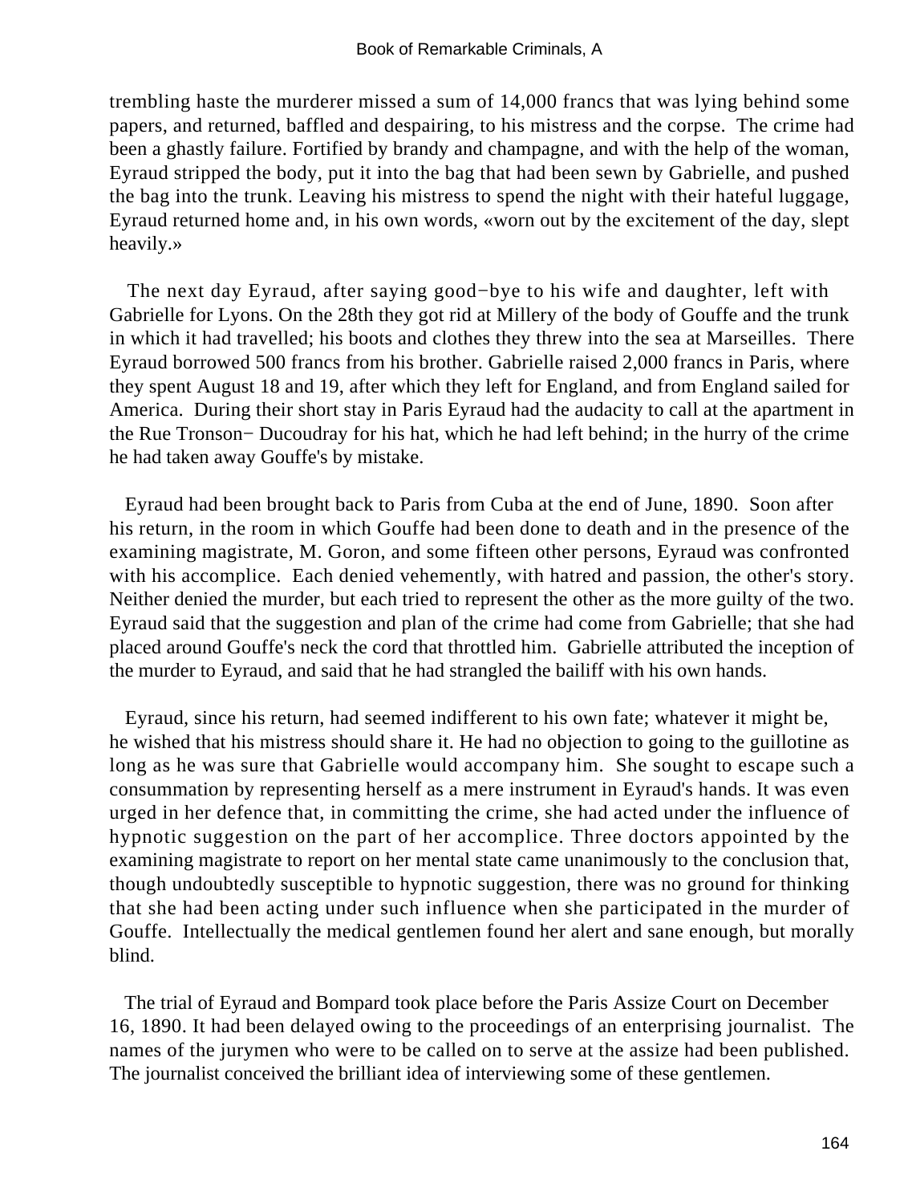trembling haste the murderer missed a sum of 14,000 francs that was lying behind some papers, and returned, baffled and despairing, to his mistress and the corpse. The crime had been a ghastly failure. Fortified by brandy and champagne, and with the help of the woman, Eyraud stripped the body, put it into the bag that had been sewn by Gabrielle, and pushed the bag into the trunk. Leaving his mistress to spend the night with their hateful luggage, Eyraud returned home and, in his own words, «worn out by the excitement of the day, slept heavily.»

The next day Eyraud, after saying good−bye to his wife and daughter, left with Gabrielle for Lyons. On the 28th they got rid at Millery of the body of Gouffe and the trunk in which it had travelled; his boots and clothes they threw into the sea at Marseilles. There Eyraud borrowed 500 francs from his brother. Gabrielle raised 2,000 francs in Paris, where they spent August 18 and 19, after which they left for England, and from England sailed for America. During their short stay in Paris Eyraud had the audacity to call at the apartment in the Rue Tronson− Ducoudray for his hat, which he had left behind; in the hurry of the crime he had taken away Gouffe's by mistake.

Eyraud had been brought back to Paris from Cuba at the end of June, 1890. Soon after his return, in the room in which Gouffe had been done to death and in the presence of the examining magistrate, M. Goron, and some fifteen other persons, Eyraud was confronted with his accomplice. Each denied vehemently, with hatred and passion, the other's story. Neither denied the murder, but each tried to represent the other as the more guilty of the two. Eyraud said that the suggestion and plan of the crime had come from Gabrielle; that she had placed around Gouffe's neck the cord that throttled him. Gabrielle attributed the inception of the murder to Eyraud, and said that he had strangled the bailiff with his own hands.

Eyraud, since his return, had seemed indifferent to his own fate; whatever it might be, he wished that his mistress should share it. He had no objection to going to the guillotine as long as he was sure that Gabrielle would accompany him. She sought to escape such a consummation by representing herself as a mere instrument in Eyraud's hands. It was even urged in her defence that, in committing the crime, she had acted under the influence of hypnotic suggestion on the part of her accomplice. Three doctors appointed by the examining magistrate to report on her mental state came unanimously to the conclusion that, though undoubtedly susceptible to hypnotic suggestion, there was no ground for thinking that she had been acting under such influence when she participated in the murder of Gouffe. Intellectually the medical gentlemen found her alert and sane enough, but morally blind.

The trial of Eyraud and Bompard took place before the Paris Assize Court on December 16, 1890. It had been delayed owing to the proceedings of an enterprising journalist. The names of the jurymen who were to be called on to serve at the assize had been published. The journalist conceived the brilliant idea of interviewing some of these gentlemen.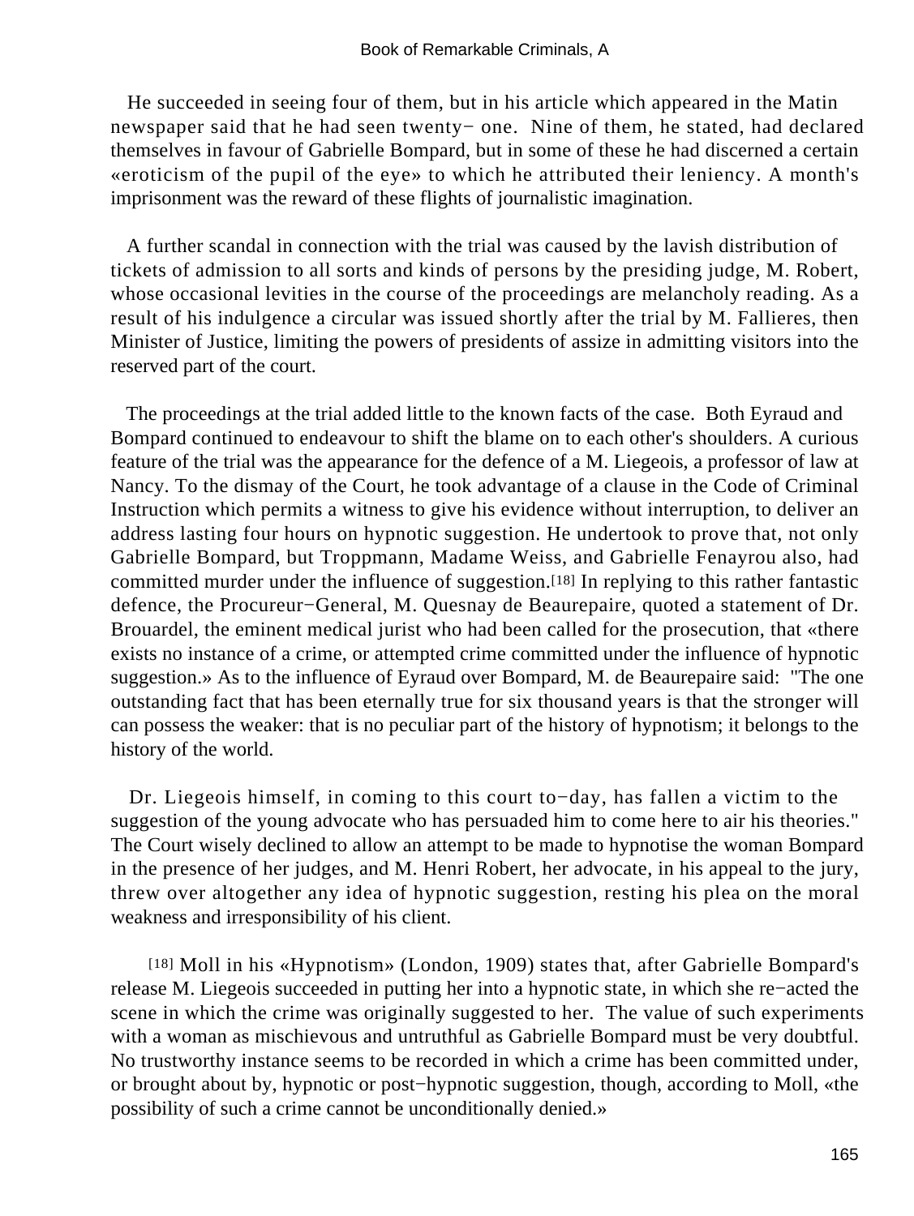He succeeded in seeing four of them, but in his article which appeared in the Matin newspaper said that he had seen twenty− one. Nine of them, he stated, had declared themselves in favour of Gabrielle Bompard, but in some of these he had discerned a certain «eroticism of the pupil of the eye» to which he attributed their leniency. A month's imprisonment was the reward of these flights of journalistic imagination.

A further scandal in connection with the trial was caused by the lavish distribution of tickets of admission to all sorts and kinds of persons by the presiding judge, M. Robert, whose occasional levities in the course of the proceedings are melancholy reading. As a result of his indulgence a circular was issued shortly after the trial by M. Fallieres, then Minister of Justice, limiting the powers of presidents of assize in admitting visitors into the reserved part of the court.

The proceedings at the trial added little to the known facts of the case. Both Eyraud and Bompard continued to endeavour to shift the blame on to each other's shoulders. A curious feature of the trial was the appearance for the defence of a M. Liegeois, a professor of law at Nancy. To the dismay of the Court, he took advantage of a clause in the Code of Criminal Instruction which permits a witness to give his evidence without interruption, to deliver an address lasting four hours on hypnotic suggestion. He undertook to prove that, not only Gabrielle Bompard, but Troppmann, Madame Weiss, and Gabrielle Fenayrou also, had committed murder under the influence of suggestion.[18] In replying to this rather fantastic defence, the Procureur−General, M. Quesnay de Beaurepaire, quoted a statement of Dr. Brouardel, the eminent medical jurist who had been called for the prosecution, that «there exists no instance of a crime, or attempted crime committed under the influence of hypnotic suggestion.» As to the influence of Eyraud over Bompard, M. de Beaurepaire said: "The one outstanding fact that has been eternally true for six thousand years is that the stronger will can possess the weaker: that is no peculiar part of the history of hypnotism; it belongs to the history of the world.

Dr. Liegeois himself, in coming to this court to−day, has fallen a victim to the suggestion of the young advocate who has persuaded him to come here to air his theories." The Court wisely declined to allow an attempt to be made to hypnotise the woman Bompard in the presence of her judges, and M. Henri Robert, her advocate, in his appeal to the jury, threw over altogether any idea of hypnotic suggestion, resting his plea on the moral weakness and irresponsibility of his client.

[18] Moll in his «Hypnotism» (London, 1909) states that, after Gabrielle Bompard's release M. Liegeois succeeded in putting her into a hypnotic state, in which she re−acted the scene in which the crime was originally suggested to her. The value of such experiments with a woman as mischievous and untruthful as Gabrielle Bompard must be very doubtful. No trustworthy instance seems to be recorded in which a crime has been committed under, or brought about by, hypnotic or post−hypnotic suggestion, though, according to Moll, «the possibility of such a crime cannot be unconditionally denied.»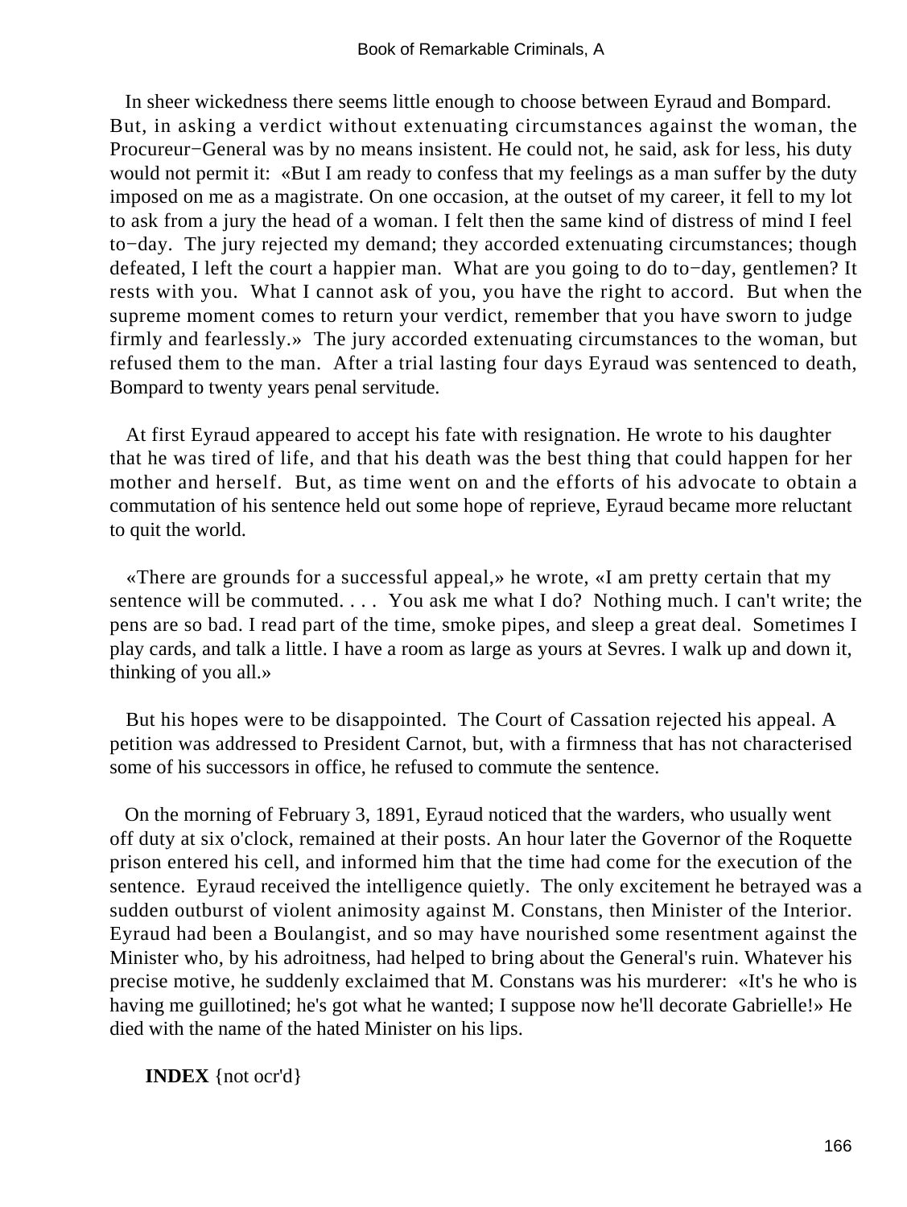In sheer wickedness there seems little enough to choose between Eyraud and Bompard. But, in asking a verdict without extenuating circumstances against the woman, the Procureur−General was by no means insistent. He could not, he said, ask for less, his duty would not permit it: «But I am ready to confess that my feelings as a man suffer by the duty imposed on me as a magistrate. On one occasion, at the outset of my career, it fell to my lot to ask from a jury the head of a woman. I felt then the same kind of distress of mind I feel to−day. The jury rejected my demand; they accorded extenuating circumstances; though defeated, I left the court a happier man. What are you going to do to−day, gentlemen? It rests with you. What I cannot ask of you, you have the right to accord. But when the supreme moment comes to return your verdict, remember that you have sworn to judge firmly and fearlessly.» The jury accorded extenuating circumstances to the woman, but refused them to the man. After a trial lasting four days Eyraud was sentenced to death, Bompard to twenty years penal servitude.

At first Eyraud appeared to accept his fate with resignation. He wrote to his daughter that he was tired of life, and that his death was the best thing that could happen for her mother and herself. But, as time went on and the efforts of his advocate to obtain a commutation of his sentence held out some hope of reprieve, Eyraud became more reluctant to quit the world.

«There are grounds for a successful appeal,» he wrote, «I am pretty certain that my sentence will be commuted. . . . You ask me what I do? Nothing much. I can't write; the pens are so bad. I read part of the time, smoke pipes, and sleep a great deal. Sometimes I play cards, and talk a little. I have a room as large as yours at Sevres. I walk up and down it, thinking of you all.»

But his hopes were to be disappointed. The Court of Cassation rejected his appeal. A petition was addressed to President Carnot, but, with a firmness that has not characterised some of his successors in office, he refused to commute the sentence.

On the morning of February 3, 1891, Eyraud noticed that the warders, who usually went off duty at six o'clock, remained at their posts. An hour later the Governor of the Roquette prison entered his cell, and informed him that the time had come for the execution of the sentence. Eyraud received the intelligence quietly. The only excitement he betrayed was a sudden outburst of violent animosity against M. Constans, then Minister of the Interior. Eyraud had been a Boulangist, and so may have nourished some resentment against the Minister who, by his adroitness, had helped to bring about the General's ruin. Whatever his precise motive, he suddenly exclaimed that M. Constans was his murderer: «It's he who is having me guillotined; he's got what he wanted; I suppose now he'll decorate Gabrielle!» He died with the name of the hated Minister on his lips.

**INDEX** {not ocr'd}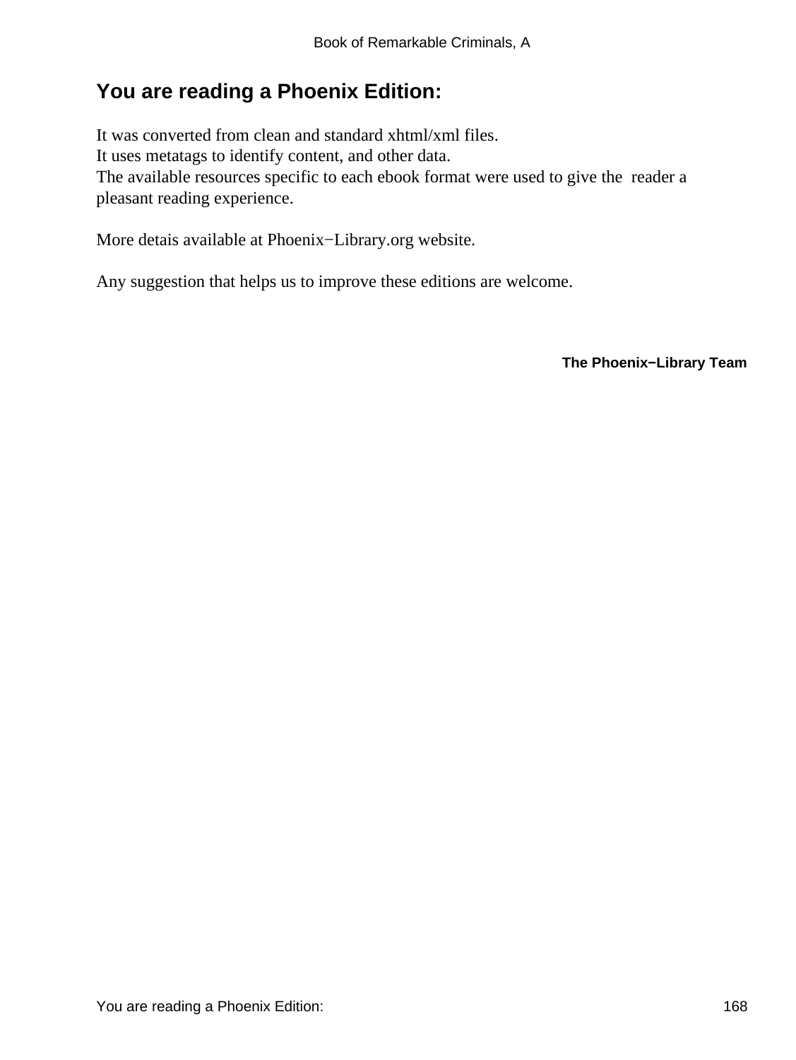# You are reading a Phoenix Edition:

It was converted from clean and standard xhtml/xml files.
It uses metatags to identify content, and other data.
The available resources specific to each ebook format were used to give the reader a pleasant reading experience.

More detais available at Phoenix−Library.org website.

Any suggestion that helps us to improve these editions are welcome.

**The Phoenix−Library Team**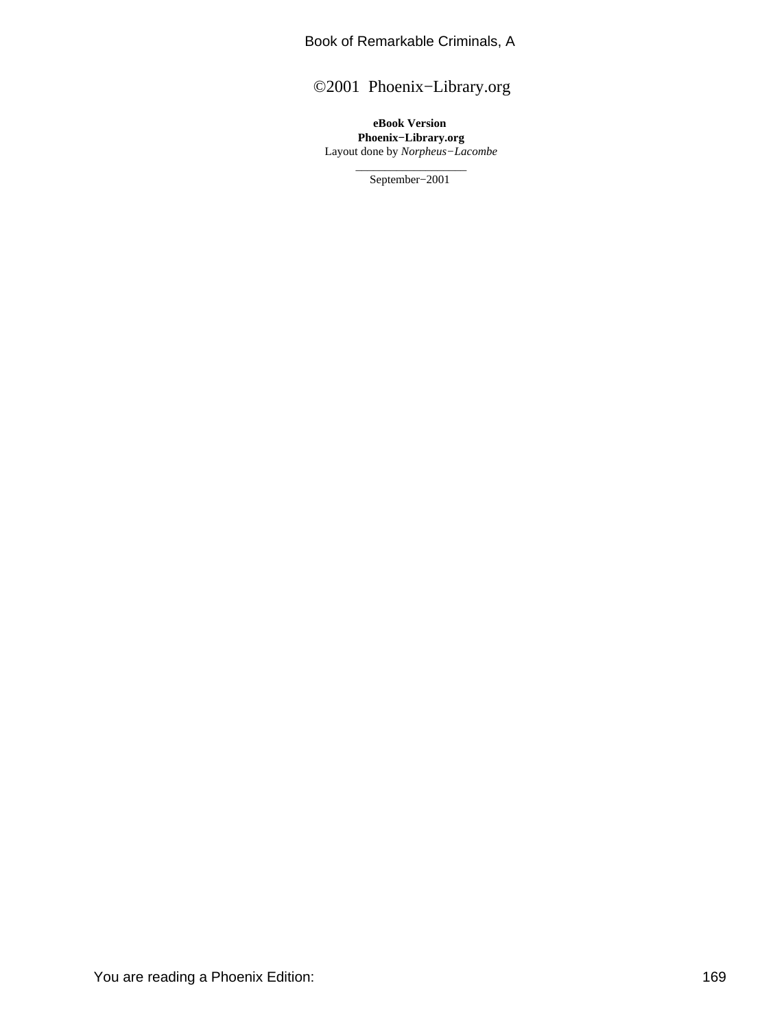©2001 Phoenix−Library.org

**eBook Version**
**Phoenix−Library.org**
Layout done by *Norpheus−Lacombe*

\_\_\_\_\_\_\_\_\_\_\_\_\_\_\_\_\_\_\_\_

September−2001